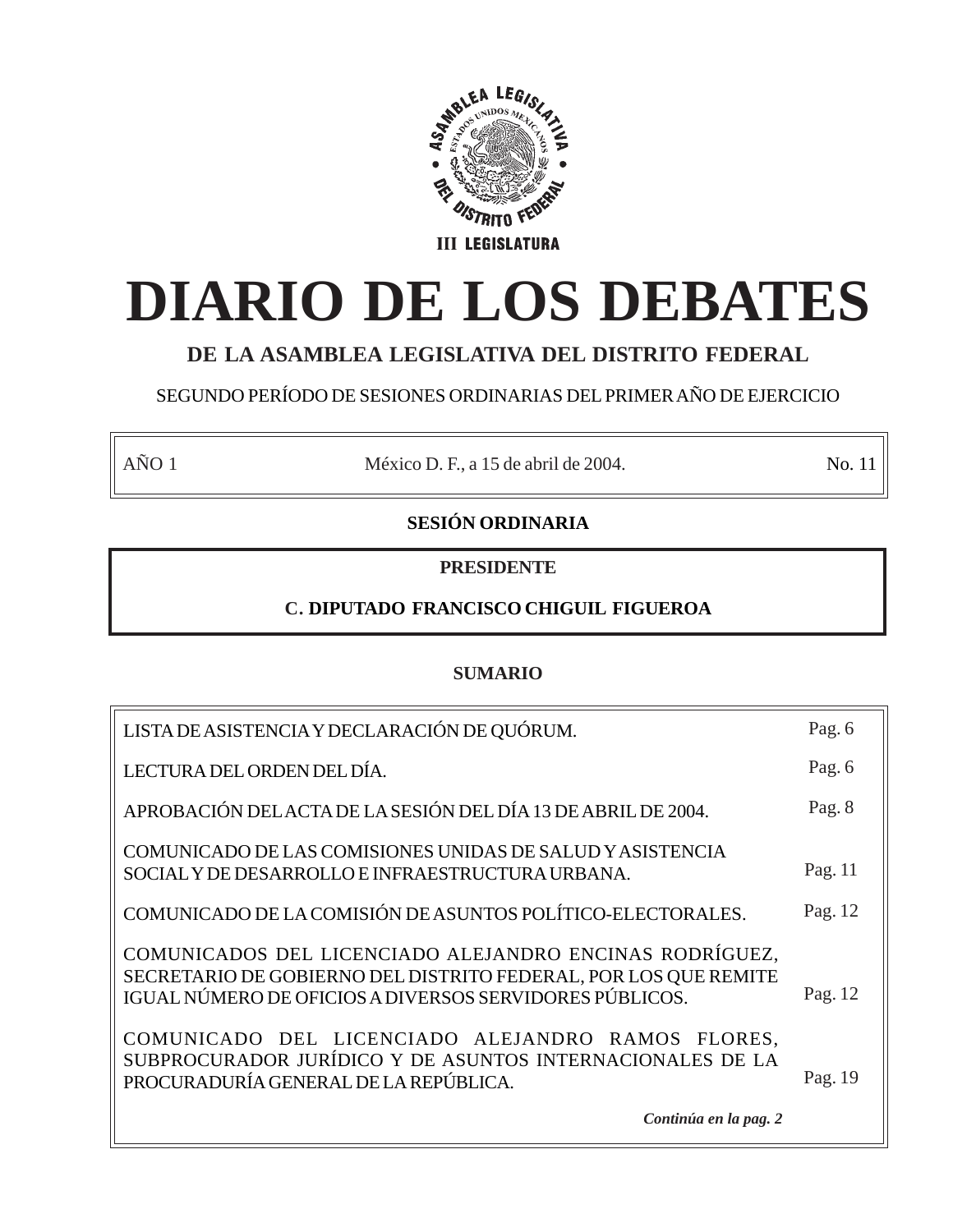ASAMBLEA LEGISLATIVA DEL DISTRITO FEDERAL

III LEGISLATURA

# DIARIO DE LOS DEBATES

## DE LA ASAMBLEA LEGISLATIVA DEL DISTRITO FEDERAL

SEGUNDO PERÍODO DE SESIONES ORDINARIAS DEL PRIMER AÑO DE EJERCICIO

| AÑO 1 | México D. F., a 15 de abril de 2004. | No. 11 |
|---|---|---|

**SESIÓN ORDINARIA**

**PRESIDENTE**

**C. DIPUTADO FRANCISCO CHIGUIL FIGUEROA**

**SUMARIO**

| | |
|---|---|
| LISTA DE ASISTENCIA Y DECLARACIÓN DE QUÓRUM. | Pag. 6 |
| LECTURA DEL ORDEN DEL DÍA. | Pag. 6 |
| APROBACIÓN DEL ACTA DE LA SESIÓN DEL DÍA 13 DE ABRIL DE 2004. | Pag. 8 |
| COMUNICADO DE LAS COMISIONES UNIDAS DE SALUD Y ASISTENCIA SOCIAL Y DE DESARROLLO E INFRAESTRUCTURA URBANA. | Pag. 11 |
| COMUNICADO DE LA COMISIÓN DE ASUNTOS POLÍTICO-ELECTORALES. | Pag. 12 |
| COMUNICADOS DEL LICENCIADO ALEJANDRO ENCINAS RODRÍGUEZ, SECRETARIO DE GOBIERNO DEL DISTRITO FEDERAL, POR LOS QUE REMITE IGUAL NÚMERO DE OFICIOS A DIVERSOS SERVIDORES PÚBLICOS. | Pag. 12 |
| COMUNICADO DEL LICENCIADO ALEJANDRO RAMOS FLORES, SUBPROCURADOR JURÍDICO Y DE ASUNTOS INTERNACIONALES DE LA PROCURADURÍA GENERAL DE LA REPÚBLICA. | Pag. 19 |

***Continúa en la pag. 2***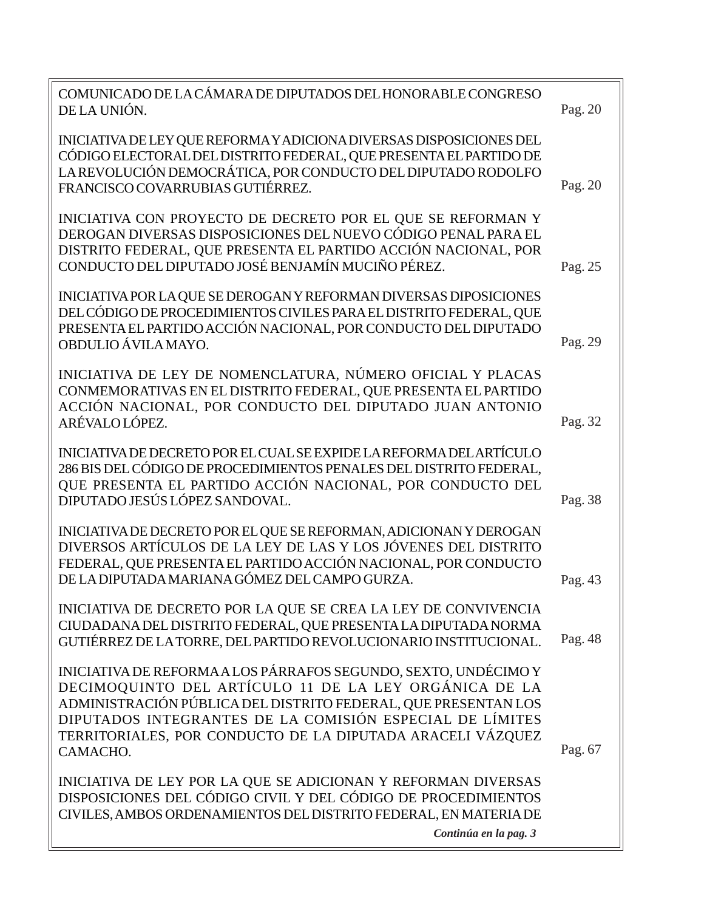| | |
|---|---|
| COMUNICADO DE LA CÁMARA DE DIPUTADOS DEL HONORABLE CONGRESO DE LA UNIÓN. | Pag. 20 |
| INICIATIVA DE LEY QUE REFORMA Y ADICIONA DIVERSAS DISPOSICIONES DEL CÓDIGO ELECTORAL DEL DISTRITO FEDERAL, QUE PRESENTA EL PARTIDO DE LA REVOLUCIÓN DEMOCRÁTICA, POR CONDUCTO DEL DIPUTADO RODOLFO FRANCISCO COVARRUBIAS GUTIÉRREZ. | Pag. 20 |
| INICIATIVA CON PROYECTO DE DECRETO POR EL QUE SE REFORMAN Y DEROGAN DIVERSAS DISPOSICIONES DEL NUEVO CÓDIGO PENAL PARA EL DISTRITO FEDERAL, QUE PRESENTA EL PARTIDO ACCIÓN NACIONAL, POR CONDUCTO DEL DIPUTADO JOSÉ BENJAMÍN MUCIÑO PÉREZ. | Pag. 25 |
| INICIATIVA POR LA QUE SE DEROGAN Y REFORMAN DIVERSAS DIPOSICIONES DEL CÓDIGO DE PROCEDIMIENTOS CIVILES PARA EL DISTRITO FEDERAL, QUE PRESENTA EL PARTIDO ACCIÓN NACIONAL, POR CONDUCTO DEL DIPUTADO OBDULIO ÁVILA MAYO. | Pag. 29 |
| INICIATIVA DE LEY DE NOMENCLATURA, NÚMERO OFICIAL Y PLACAS CONMEMORATIVAS EN EL DISTRITO FEDERAL, QUE PRESENTA EL PARTIDO ACCIÓN NACIONAL, POR CONDUCTO DEL DIPUTADO JUAN ANTONIO ARÉVALO LÓPEZ. | Pag. 32 |
| INICIATIVA DE DECRETO POR EL CUAL SE EXPIDE LA REFORMA DEL ARTÍCULO 286 BIS DEL CÓDIGO DE PROCEDIMIENTOS PENALES DEL DISTRITO FEDERAL, QUE PRESENTA EL PARTIDO ACCIÓN NACIONAL, POR CONDUCTO DEL DIPUTADO JESÚS LÓPEZ SANDOVAL. | Pag. 38 |
| INICIATIVA DE DECRETO POR EL QUE SE REFORMAN, ADICIONAN Y DEROGAN DIVERSOS ARTÍCULOS DE LA LEY DE LAS Y LOS JÓVENES DEL DISTRITO FEDERAL, QUE PRESENTA EL PARTIDO ACCIÓN NACIONAL, POR CONDUCTO DE LA DIPUTADA MARIANA GÓMEZ DEL CAMPO GURZA. | Pag. 43 |
| INICIATIVA DE DECRETO POR LA QUE SE CREA LA LEY DE CONVIVENCIA CIUDADANA DEL DISTRITO FEDERAL, QUE PRESENTA LA DIPUTADA NORMA GUTIÉRREZ DE LA TORRE, DEL PARTIDO REVOLUCIONARIO INSTITUCIONAL. | Pag. 48 |
| INICIATIVA DE REFORMA A LOS PÁRRAFOS SEGUNDO, SEXTO, UNDÉCIMO Y DECIMOQUINTO DEL ARTÍCULO 11 DE LA LEY ORGÁNICA DE LA ADMINISTRACIÓN PÚBLICA DEL DISTRITO FEDERAL, QUE PRESENTAN LOS DIPUTADOS INTEGRANTES DE LA COMISIÓN ESPECIAL DE LÍMITES TERRITORIALES, POR CONDUCTO DE LA DIPUTADA ARACELI VÁZQUEZ CAMACHO. | Pag. 67 |
| INICIATIVA DE LEY POR LA QUE SE ADICIONAN Y REFORMAN DIVERSAS DISPOSICIONES DEL CÓDIGO CIVIL Y DEL CÓDIGO DE PROCEDIMIENTOS CIVILES, AMBOS ORDENAMIENTOS DEL DISTRITO FEDERAL, EN MATERIA DE | |

***Continúa en la pag. 3***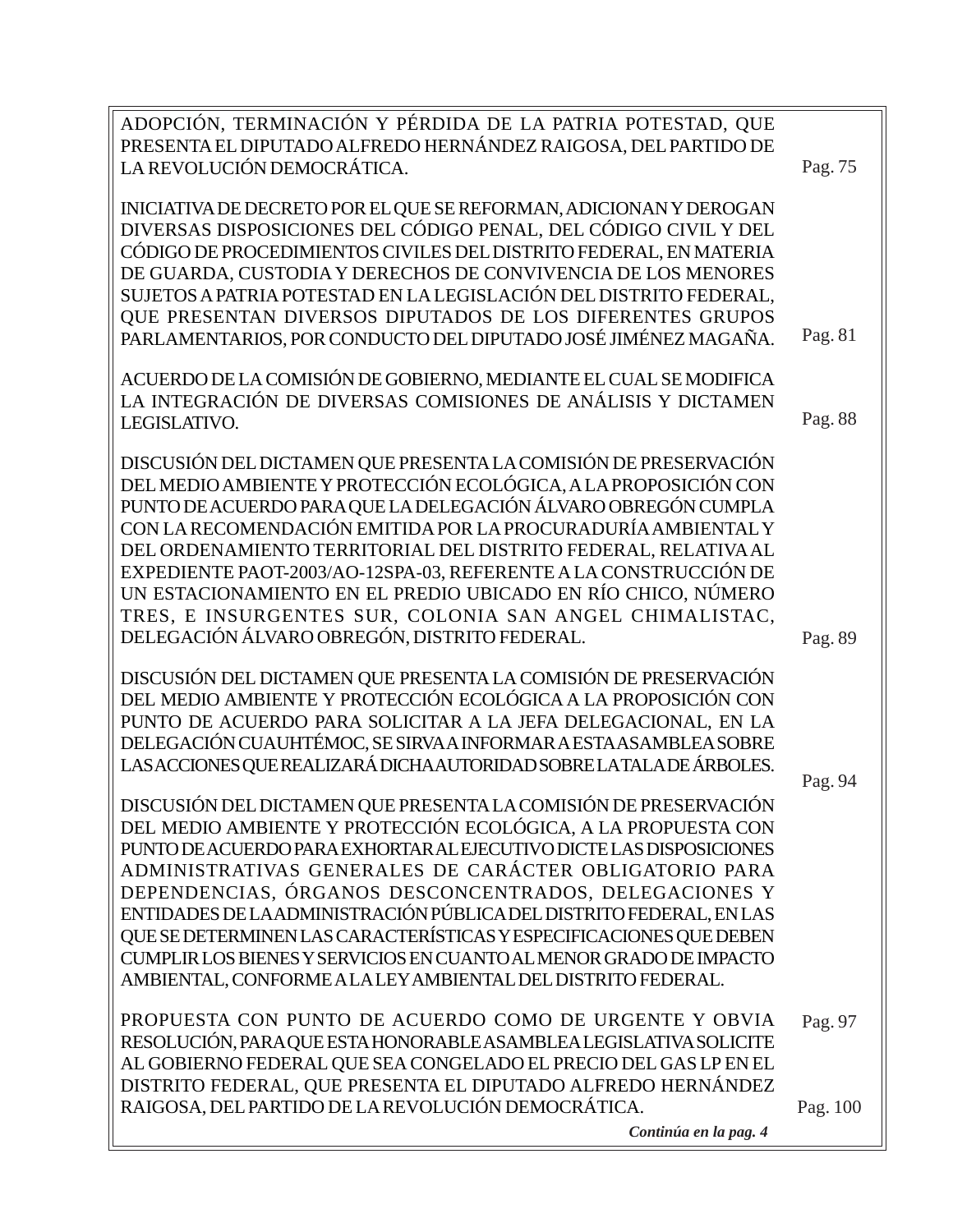ADOPCIÓN, TERMINACIÓN Y PÉRDIDA DE LA PATRIA POTESTAD, QUE PRESENTA EL DIPUTADO ALFREDO HERNÁNDEZ RAIGOSA, DEL PARTIDO DE LA REVOLUCIÓN DEMOCRÁTICA. Pag. 75

INICIATIVA DE DECRETO POR EL QUE SE REFORMAN, ADICIONAN Y DEROGAN DIVERSAS DISPOSICIONES DEL CÓDIGO PENAL, DEL CÓDIGO CIVIL Y DEL CÓDIGO DE PROCEDIMIENTOS CIVILES DEL DISTRITO FEDERAL, EN MATERIA DE GUARDA, CUSTODIA Y DERECHOS DE CONVIVENCIA DE LOS MENORES SUJETOS A PATRIA POTESTAD EN LA LEGISLACIÓN DEL DISTRITO FEDERAL, QUE PRESENTAN DIVERSOS DIPUTADOS DE LOS DIFERENTES GRUPOS PARLAMENTARIOS, POR CONDUCTO DEL DIPUTADO JOSÉ JIMÉNEZ MAGAÑA. Pag. 81

ACUERDO DE LA COMISIÓN DE GOBIERNO, MEDIANTE EL CUAL SE MODIFICA LA INTEGRACIÓN DE DIVERSAS COMISIONES DE ANÁLISIS Y DICTAMEN LEGISLATIVO. Pag. 88

DISCUSIÓN DEL DICTAMEN QUE PRESENTA LA COMISIÓN DE PRESERVACIÓN DEL MEDIO AMBIENTE Y PROTECCIÓN ECOLÓGICA, A LA PROPOSICIÓN CON PUNTO DE ACUERDO PARA QUE LA DELEGACIÓN ÁLVARO OBREGÓN CUMPLA CON LA RECOMENDACIÓN EMITIDA POR LA PROCURADURÍA AMBIENTAL Y DEL ORDENAMIENTO TERRITORIAL DEL DISTRITO FEDERAL, RELATIVA AL EXPEDIENTE PAOT-2003/AO-12SPA-03, REFERENTE A LA CONSTRUCCIÓN DE UN ESTACIONAMIENTO EN EL PREDIO UBICADO EN RÍO CHICO, NÚMERO TRES, E INSURGENTES SUR, COLONIA SAN ANGEL CHIMALISTAC, DELEGACIÓN ÁLVARO OBREGÓN, DISTRITO FEDERAL. Pag. 89

DISCUSIÓN DEL DICTAMEN QUE PRESENTA LA COMISIÓN DE PRESERVACIÓN DEL MEDIO AMBIENTE Y PROTECCIÓN ECOLÓGICA A LA PROPOSICIÓN CON PUNTO DE ACUERDO PARA SOLICITAR A LA JEFA DELEGACIONAL, EN LA DELEGACIÓN CUAUHTÉMOC, SE SIRVA A INFORMAR A ESTA ASAMBLEA SOBRE LAS ACCIONES QUE REALIZARÁ DICHA AUTORIDAD SOBRE LA TALA DE ÁRBOLES. Pag. 94

DISCUSIÓN DEL DICTAMEN QUE PRESENTA LA COMISIÓN DE PRESERVACIÓN DEL MEDIO AMBIENTE Y PROTECCIÓN ECOLÓGICA, A LA PROPUESTA CON PUNTO DE ACUERDO PARA EXHORTAR AL EJECUTIVO DICTE LAS DISPOSICIONES ADMINISTRATIVAS GENERALES DE CARÁCTER OBLIGATORIO PARA DEPENDENCIAS, ÓRGANOS DESCONCENTRADOS, DELEGACIONES Y ENTIDADES DE LA ADMINISTRACIÓN PÚBLICA DEL DISTRITO FEDERAL, EN LAS QUE SE DETERMINEN LAS CARACTERÍSTICAS Y ESPECIFICACIONES QUE DEBEN CUMPLIR LOS BIENES Y SERVICIOS EN CUANTO AL MENOR GRADO DE IMPACTO AMBIENTAL, CONFORME A LA LEY AMBIENTAL DEL DISTRITO FEDERAL. Pag. 97

PROPUESTA CON PUNTO DE ACUERDO COMO DE URGENTE Y OBVIA RESOLUCIÓN, PARA QUE ESTA HONORABLE ASAMBLEA LEGISLATIVA SOLICITE AL GOBIERNO FEDERAL QUE SEA CONGELADO EL PRECIO DEL GAS LP EN EL DISTRITO FEDERAL, QUE PRESENTA EL DIPUTADO ALFREDO HERNÁNDEZ RAIGOSA, DEL PARTIDO DE LA REVOLUCIÓN DEMOCRÁTICA. Pag. 100

***Continúa en la pag. 4***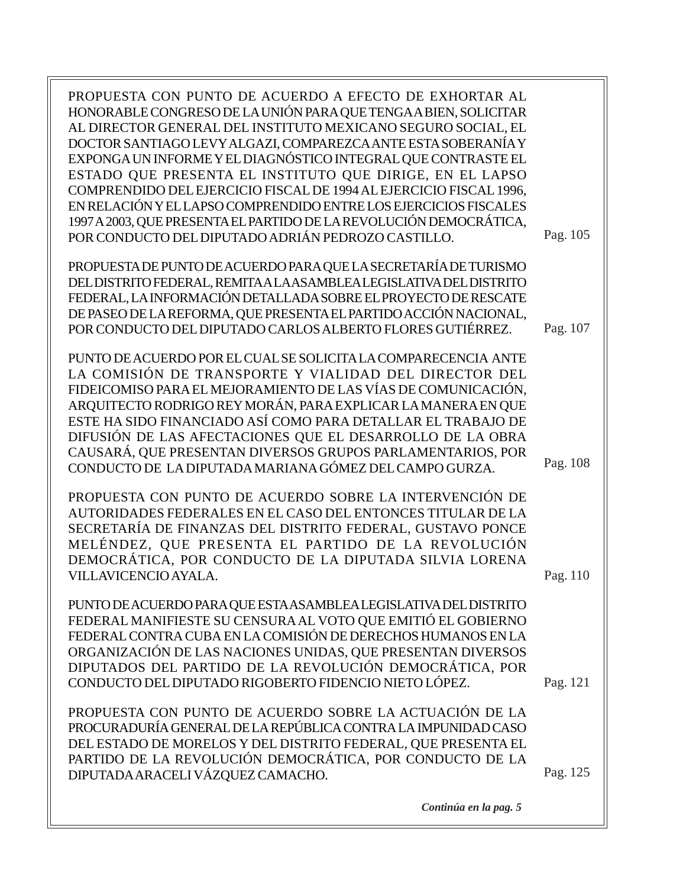PROPUESTA CON PUNTO DE ACUERDO A EFECTO DE EXHORTAR AL HONORABLE CONGRESO DE LA UNIÓN PARA QUE TENGA A BIEN, SOLICITAR AL DIRECTOR GENERAL DEL INSTITUTO MEXICANO SEGURO SOCIAL, EL DOCTOR SANTIAGO LEVY ALGAZI, COMPAREZCA ANTE ESTA SOBERANÍA Y EXPONGA UN INFORME Y EL DIAGNÓSTICO INTEGRAL QUE CONTRASTE EL ESTADO QUE PRESENTA EL INSTITUTO QUE DIRIGE, EN EL LAPSO COMPRENDIDO DEL EJERCICIO FISCAL DE 1994 AL EJERCICIO FISCAL 1996, EN RELACIÓN Y EL LAPSO COMPRENDIDO ENTRE LOS EJERCICIOS FISCALES 1997 A 2003, QUE PRESENTA EL PARTIDO DE LA REVOLUCIÓN DEMOCRÁTICA, POR CONDUCTO DEL DIPUTADO ADRIÁN PEDROZO CASTILLO. Pag. 105

PROPUESTA DE PUNTO DE ACUERDO PARA QUE LA SECRETARÍA DE TURISMO DEL DISTRITO FEDERAL, REMITA A LA ASAMBLEA LEGISLATIVA DEL DISTRITO FEDERAL, LA INFORMACIÓN DETALLADA SOBRE EL PROYECTO DE RESCATE DE PASEO DE LA REFORMA, QUE PRESENTA EL PARTIDO ACCIÓN NACIONAL, POR CONDUCTO DEL DIPUTADO CARLOS ALBERTO FLORES GUTIÉRREZ. Pag. 107

PUNTO DE ACUERDO POR EL CUAL SE SOLICITA LA COMPARECENCIA ANTE LA COMISIÓN DE TRANSPORTE Y VIALIDAD DEL DIRECTOR DEL FIDEICOMISO PARA EL MEJORAMIENTO DE LAS VÍAS DE COMUNICACIÓN, ARQUITECTO RODRIGO REY MORÁN, PARA EXPLICAR LA MANERA EN QUE ESTE HA SIDO FINANCIADO ASÍ COMO PARA DETALLAR EL TRABAJO DE DIFUSIÓN DE LAS AFECTACIONES QUE EL DESARROLLO DE LA OBRA CAUSARÁ, QUE PRESENTAN DIVERSOS GRUPOS PARLAMENTARIOS, POR CONDUCTO DE LA DIPUTADA MARIANA GÓMEZ DEL CAMPO GURZA. Pag. 108

PROPUESTA CON PUNTO DE ACUERDO SOBRE LA INTERVENCIÓN DE AUTORIDADES FEDERALES EN EL CASO DEL ENTONCES TITULAR DE LA SECRETARÍA DE FINANZAS DEL DISTRITO FEDERAL, GUSTAVO PONCE MELÉNDEZ, QUE PRESENTA EL PARTIDO DE LA REVOLUCIÓN DEMOCRÁTICA, POR CONDUCTO DE LA DIPUTADA SILVIA LORENA VILLAVICENCIO AYALA. Pag. 110

PUNTO DE ACUERDO PARA QUE ESTA ASAMBLEA LEGISLATIVA DEL DISTRITO FEDERAL MANIFIESTE SU CENSURA AL VOTO QUE EMITIÓ EL GOBIERNO FEDERAL CONTRA CUBA EN LA COMISIÓN DE DERECHOS HUMANOS EN LA ORGANIZACIÓN DE LAS NACIONES UNIDAS, QUE PRESENTAN DIVERSOS DIPUTADOS DEL PARTIDO DE LA REVOLUCIÓN DEMOCRÁTICA, POR CONDUCTO DEL DIPUTADO RIGOBERTO FIDENCIO NIETO LÓPEZ. Pag. 121

PROPUESTA CON PUNTO DE ACUERDO SOBRE LA ACTUACIÓN DE LA PROCURADURÍA GENERAL DE LA REPÚBLICA CONTRA LA IMPUNIDAD CASO DEL ESTADO DE MORELOS Y DEL DISTRITO FEDERAL, QUE PRESENTA EL PARTIDO DE LA REVOLUCIÓN DEMOCRÁTICA, POR CONDUCTO DE LA DIPUTADA ARACELI VÁZQUEZ CAMACHO. Pag. 125

***Continúa en la pag. 5***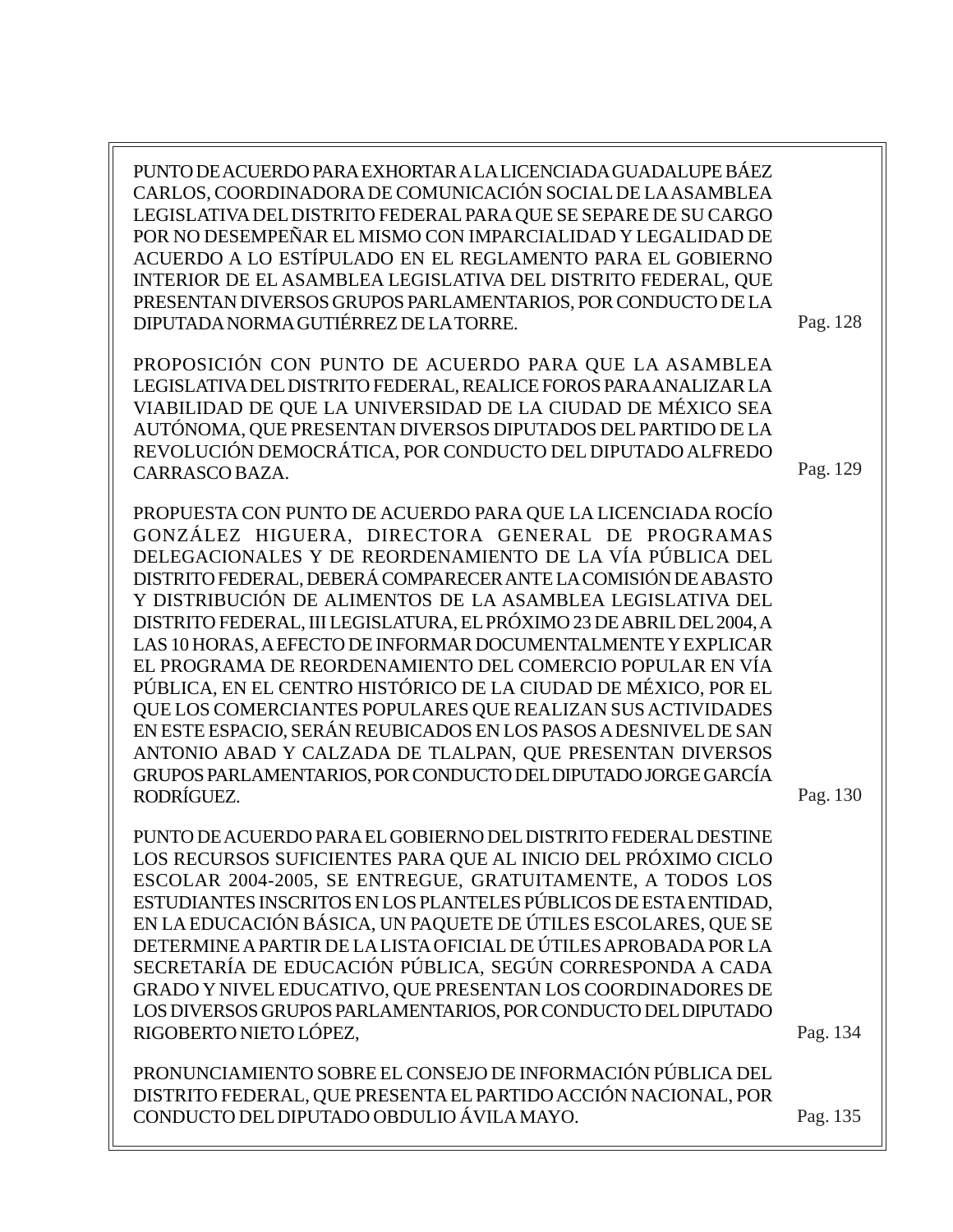PUNTO DE ACUERDO PARA EXHORTAR A LA LICENCIADA GUADALUPE BÁEZ CARLOS, COORDINADORA DE COMUNICACIÓN SOCIAL DE LA ASAMBLEA LEGISLATIVA DEL DISTRITO FEDERAL PARA QUE SE SEPARE DE SU CARGO POR NO DESEMPEÑAR EL MISMO CON IMPARCIALIDAD Y LEGALIDAD DE ACUERDO A LO ESTÍPULADO EN EL REGLAMENTO PARA EL GOBIERNO INTERIOR DE EL ASAMBLEA LEGISLATIVA DEL DISTRITO FEDERAL, QUE PRESENTAN DIVERSOS GRUPOS PARLAMENTARIOS, POR CONDUCTO DE LA DIPUTADA NORMA GUTIÉRREZ DE LA TORRE. Pag. 128

PROPOSICIÓN CON PUNTO DE ACUERDO PARA QUE LA ASAMBLEA LEGISLATIVA DEL DISTRITO FEDERAL, REALICE FOROS PARA ANALIZAR LA VIABILIDAD DE QUE LA UNIVERSIDAD DE LA CIUDAD DE MÉXICO SEA AUTÓNOMA, QUE PRESENTAN DIVERSOS DIPUTADOS DEL PARTIDO DE LA REVOLUCIÓN DEMOCRÁTICA, POR CONDUCTO DEL DIPUTADO ALFREDO CARRASCO BAZA. Pag. 129

PROPUESTA CON PUNTO DE ACUERDO PARA QUE LA LICENCIADA ROCÍO GONZÁLEZ HIGUERA, DIRECTORA GENERAL DE PROGRAMAS DELEGACIONALES Y DE REORDENAMIENTO DE LA VÍA PÚBLICA DEL DISTRITO FEDERAL, DEBERÁ COMPARECER ANTE LA COMISIÓN DE ABASTO Y DISTRIBUCIÓN DE ALIMENTOS DE LA ASAMBLEA LEGISLATIVA DEL DISTRITO FEDERAL, III LEGISLATURA, EL PRÓXIMO 23 DE ABRIL DEL 2004, A LAS 10 HORAS, A EFECTO DE INFORMAR DOCUMENTALMENTE Y EXPLICAR EL PROGRAMA DE REORDENAMIENTO DEL COMERCIO POPULAR EN VÍA PÚBLICA, EN EL CENTRO HISTÓRICO DE LA CIUDAD DE MÉXICO, POR EL QUE LOS COMERCIANTES POPULARES QUE REALIZAN SUS ACTIVIDADES EN ESTE ESPACIO, SERÁN REUBICADOS EN LOS PASOS A DESNIVEL DE SAN ANTONIO ABAD Y CALZADA DE TLALPAN, QUE PRESENTAN DIVERSOS GRUPOS PARLAMENTARIOS, POR CONDUCTO DEL DIPUTADO JORGE GARCÍA RODRÍGUEZ. Pag. 130

PUNTO DE ACUERDO PARA EL GOBIERNO DEL DISTRITO FEDERAL DESTINE LOS RECURSOS SUFICIENTES PARA QUE AL INICIO DEL PRÓXIMO CICLO ESCOLAR 2004-2005, SE ENTREGUE, GRATUITAMENTE, A TODOS LOS ESTUDIANTES INSCRITOS EN LOS PLANTELES PÚBLICOS DE ESTA ENTIDAD, EN LA EDUCACIÓN BÁSICA, UN PAQUETE DE ÚTILES ESCOLARES, QUE SE DETERMINE A PARTIR DE LA LISTA OFICIAL DE ÚTILES APROBADA POR LA SECRETARÍA DE EDUCACIÓN PÚBLICA, SEGÚN CORRESPONDA A CADA GRADO Y NIVEL EDUCATIVO, QUE PRESENTAN LOS COORDINADORES DE LOS DIVERSOS GRUPOS PARLAMENTARIOS, POR CONDUCTO DEL DIPUTADO RIGOBERTO NIETO LÓPEZ, Pag. 134

PRONUNCIAMIENTO SOBRE EL CONSEJO DE INFORMACIÓN PÚBLICA DEL DISTRITO FEDERAL, QUE PRESENTA EL PARTIDO ACCIÓN NACIONAL, POR CONDUCTO DEL DIPUTADO OBDULIO ÁVILA MAYO. Pag. 135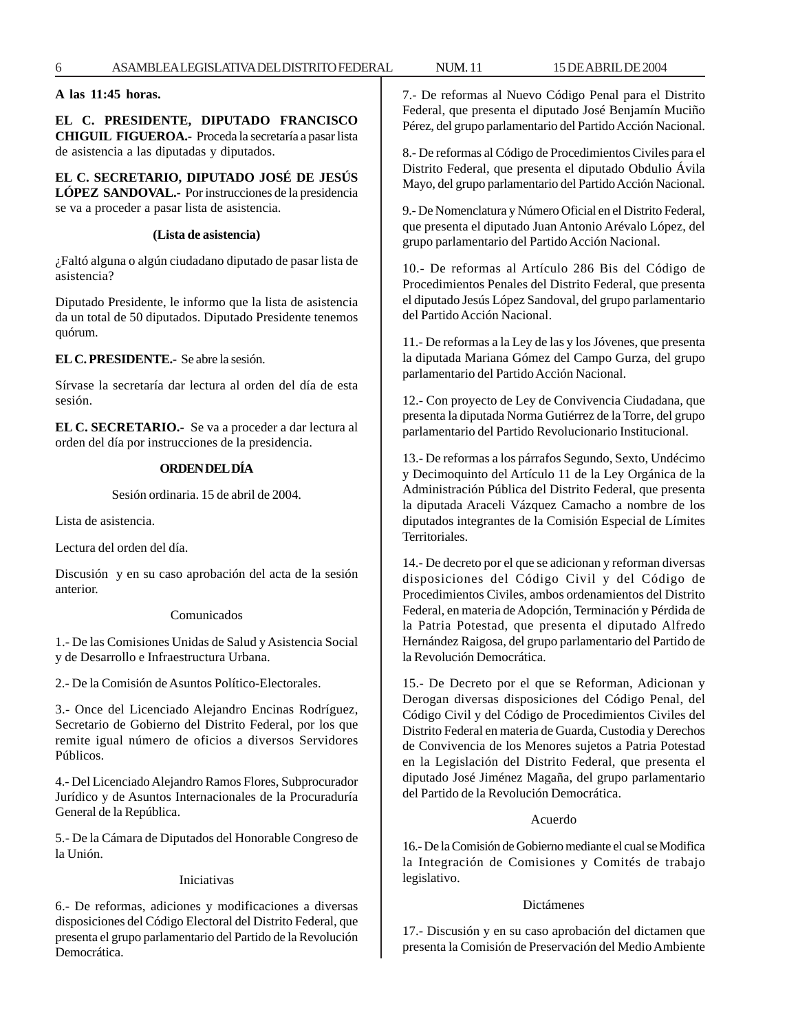**A las 11:45 horas.**

**EL C. PRESIDENTE, DIPUTADO FRANCISCO CHIGUIL FIGUEROA.-** Proceda la secretaría a pasar lista de asistencia a las diputadas y diputados.

**EL C. SECRETARIO, DIPUTADO JOSÉ DE JESÚS LÓPEZ SANDOVAL.-** Por instrucciones de la presidencia se va a proceder a pasar lista de asistencia.

**(Lista de asistencia)**

¿Faltó alguna o algún ciudadano diputado de pasar lista de asistencia?

Diputado Presidente, le informo que la lista de asistencia da un total de 50 diputados. Diputado Presidente tenemos quórum.

**EL C. PRESIDENTE.-** Se abre la sesión.

Sírvase la secretaría dar lectura al orden del día de esta sesión.

**EL C. SECRETARIO.-** Se va a proceder a dar lectura al orden del día por instrucciones de la presidencia.

**ORDEN DEL DÍA**

Sesión ordinaria. 15 de abril de 2004.

Lista de asistencia.

Lectura del orden del día.

Discusión y en su caso aprobación del acta de la sesión anterior.

Comunicados

1.- De las Comisiones Unidas de Salud y Asistencia Social y de Desarrollo e Infraestructura Urbana.

2.- De la Comisión de Asuntos Político-Electorales.

3.- Once del Licenciado Alejandro Encinas Rodríguez, Secretario de Gobierno del Distrito Federal, por los que remite igual número de oficios a diversos Servidores Públicos.

4.- Del Licenciado Alejandro Ramos Flores, Subprocurador Jurídico y de Asuntos Internacionales de la Procuraduría General de la República.

5.- De la Cámara de Diputados del Honorable Congreso de la Unión.

Iniciativas

6.- De reformas, adiciones y modificaciones a diversas disposiciones del Código Electoral del Distrito Federal, que presenta el grupo parlamentario del Partido de la Revolución Democrática.

7.- De reformas al Nuevo Código Penal para el Distrito Federal, que presenta el diputado José Benjamín Muciño Pérez, del grupo parlamentario del Partido Acción Nacional.

8.- De reformas al Código de Procedimientos Civiles para el Distrito Federal, que presenta el diputado Obdulio Ávila Mayo, del grupo parlamentario del Partido Acción Nacional.

9.- De Nomenclatura y Número Oficial en el Distrito Federal, que presenta el diputado Juan Antonio Arévalo López, del grupo parlamentario del Partido Acción Nacional.

10.- De reformas al Artículo 286 Bis del Código de Procedimientos Penales del Distrito Federal, que presenta el diputado Jesús López Sandoval, del grupo parlamentario del Partido Acción Nacional.

11.- De reformas a la Ley de las y los Jóvenes, que presenta la diputada Mariana Gómez del Campo Gurza, del grupo parlamentario del Partido Acción Nacional.

12.- Con proyecto de Ley de Convivencia Ciudadana, que presenta la diputada Norma Gutiérrez de la Torre, del grupo parlamentario del Partido Revolucionario Institucional.

13.- De reformas a los párrafos Segundo, Sexto, Undécimo y Decimoquinto del Artículo 11 de la Ley Orgánica de la Administración Pública del Distrito Federal, que presenta la diputada Araceli Vázquez Camacho a nombre de los diputados integrantes de la Comisión Especial de Límites Territoriales.

14.- De decreto por el que se adicionan y reforman diversas disposiciones del Código Civil y del Código de Procedimientos Civiles, ambos ordenamientos del Distrito Federal, en materia de Adopción, Terminación y Pérdida de la Patria Potestad, que presenta el diputado Alfredo Hernández Raigosa, del grupo parlamentario del Partido de la Revolución Democrática.

15.- De Decreto por el que se Reforman, Adicionan y Derogan diversas disposiciones del Código Penal, del Código Civil y del Código de Procedimientos Civiles del Distrito Federal en materia de Guarda, Custodia y Derechos de Convivencia de los Menores sujetos a Patria Potestad en la Legislación del Distrito Federal, que presenta el diputado José Jiménez Magaña, del grupo parlamentario del Partido de la Revolución Democrática.

Acuerdo

16.- De la Comisión de Gobierno mediante el cual se Modifica la Integración de Comisiones y Comités de trabajo legislativo.

Dictámenes

17.- Discusión y en su caso aprobación del dictamen que presenta la Comisión de Preservación del Medio Ambiente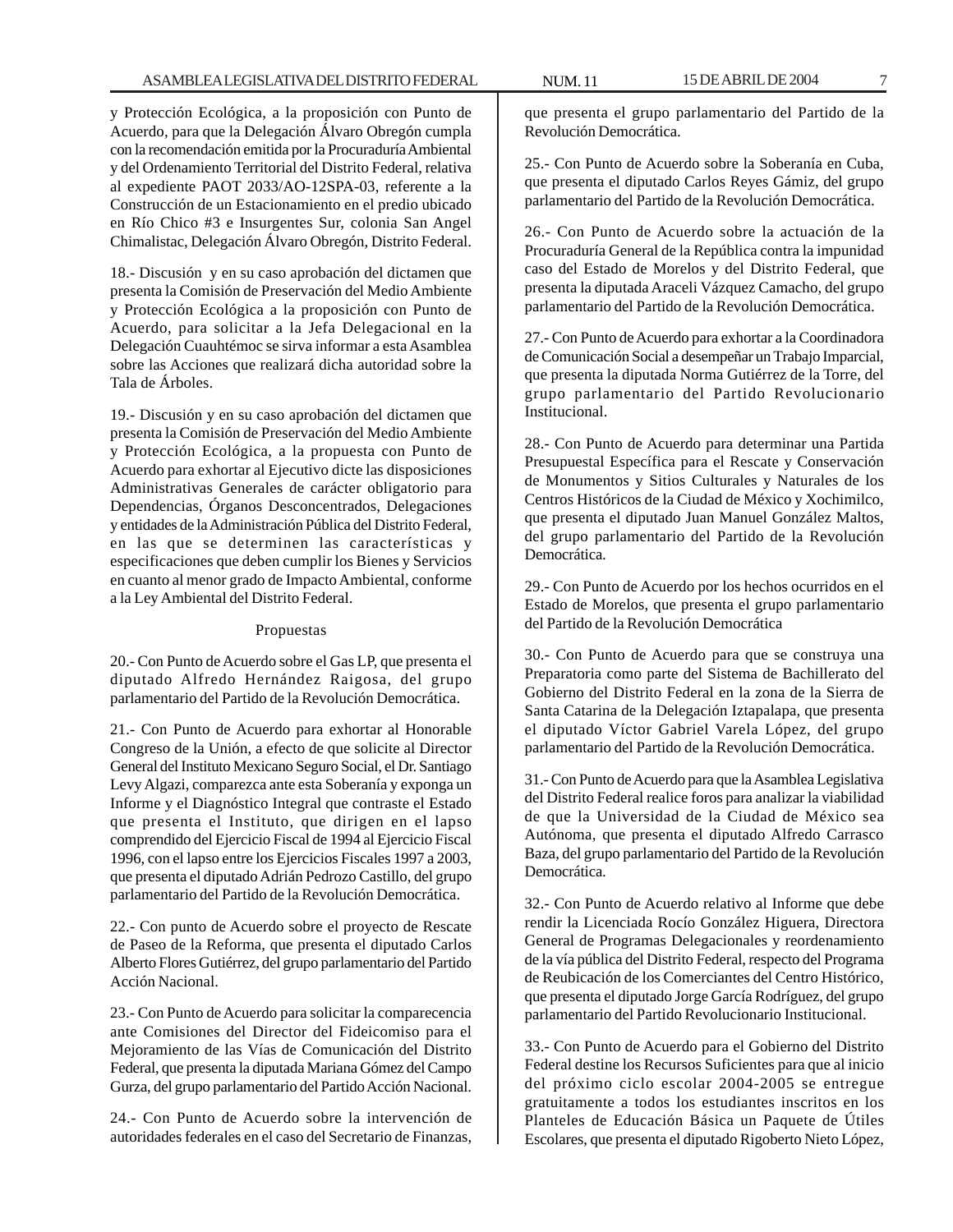y Protección Ecológica, a la proposición con Punto de Acuerdo, para que la Delegación Álvaro Obregón cumpla con la recomendación emitida por la Procuraduría Ambiental y del Ordenamiento Territorial del Distrito Federal, relativa al expediente PAOT 2033/AO-12SPA-03, referente a la Construcción de un Estacionamiento en el predio ubicado en Río Chico #3 e Insurgentes Sur, colonia San Angel Chimalistac, Delegación Álvaro Obregón, Distrito Federal.

18.- Discusión y en su caso aprobación del dictamen que presenta la Comisión de Preservación del Medio Ambiente y Protección Ecológica a la proposición con Punto de Acuerdo, para solicitar a la Jefa Delegacional en la Delegación Cuauhtémoc se sirva informar a esta Asamblea sobre las Acciones que realizará dicha autoridad sobre la Tala de Árboles.

19.- Discusión y en su caso aprobación del dictamen que presenta la Comisión de Preservación del Medio Ambiente y Protección Ecológica, a la propuesta con Punto de Acuerdo para exhortar al Ejecutivo dicte las disposiciones Administrativas Generales de carácter obligatorio para Dependencias, Órganos Desconcentrados, Delegaciones y entidades de la Administración Pública del Distrito Federal, en las que se determinen las características y especificaciones que deben cumplir los Bienes y Servicios en cuanto al menor grado de Impacto Ambiental, conforme a la Ley Ambiental del Distrito Federal.

Propuestas

20.- Con Punto de Acuerdo sobre el Gas LP, que presenta el diputado Alfredo Hernández Raigosa, del grupo parlamentario del Partido de la Revolución Democrática.

21.- Con Punto de Acuerdo para exhortar al Honorable Congreso de la Unión, a efecto de que solicite al Director General del Instituto Mexicano Seguro Social, el Dr. Santiago Levy Algazi, comparezca ante esta Soberanía y exponga un Informe y el Diagnóstico Integral que contraste el Estado que presenta el Instituto, que dirigen en el lapso comprendido del Ejercicio Fiscal de 1994 al Ejercicio Fiscal 1996, con el lapso entre los Ejercicios Fiscales 1997 a 2003, que presenta el diputado Adrián Pedrozo Castillo, del grupo parlamentario del Partido de la Revolución Democrática.

22.- Con punto de Acuerdo sobre el proyecto de Rescate de Paseo de la Reforma, que presenta el diputado Carlos Alberto Flores Gutiérrez, del grupo parlamentario del Partido Acción Nacional.

23.- Con Punto de Acuerdo para solicitar la comparecencia ante Comisiones del Director del Fideicomiso para el Mejoramiento de las Vías de Comunicación del Distrito Federal, que presenta la diputada Mariana Gómez del Campo Gurza, del grupo parlamentario del Partido Acción Nacional.

24.- Con Punto de Acuerdo sobre la intervención de autoridades federales en el caso del Secretario de Finanzas, que presenta el grupo parlamentario del Partido de la Revolución Democrática.

25.- Con Punto de Acuerdo sobre la Soberanía en Cuba, que presenta el diputado Carlos Reyes Gámiz, del grupo parlamentario del Partido de la Revolución Democrática.

26.- Con Punto de Acuerdo sobre la actuación de la Procuraduría General de la República contra la impunidad caso del Estado de Morelos y del Distrito Federal, que presenta la diputada Araceli Vázquez Camacho, del grupo parlamentario del Partido de la Revolución Democrática.

27.- Con Punto de Acuerdo para exhortar a la Coordinadora de Comunicación Social a desempeñar un Trabajo Imparcial, que presenta la diputada Norma Gutiérrez de la Torre, del grupo parlamentario del Partido Revolucionario Institucional.

28.- Con Punto de Acuerdo para determinar una Partida Presupuestal Específica para el Rescate y Conservación de Monumentos y Sitios Culturales y Naturales de los Centros Históricos de la Ciudad de México y Xochimilco, que presenta el diputado Juan Manuel González Maltos, del grupo parlamentario del Partido de la Revolución Democrática.

29.- Con Punto de Acuerdo por los hechos ocurridos en el Estado de Morelos, que presenta el grupo parlamentario del Partido de la Revolución Democrática

30.- Con Punto de Acuerdo para que se construya una Preparatoria como parte del Sistema de Bachillerato del Gobierno del Distrito Federal en la zona de la Sierra de Santa Catarina de la Delegación Iztapalapa, que presenta el diputado Víctor Gabriel Varela López, del grupo parlamentario del Partido de la Revolución Democrática.

31.- Con Punto de Acuerdo para que la Asamblea Legislativa del Distrito Federal realice foros para analizar la viabilidad de que la Universidad de la Ciudad de México sea Autónoma, que presenta el diputado Alfredo Carrasco Baza, del grupo parlamentario del Partido de la Revolución Democrática.

32.- Con Punto de Acuerdo relativo al Informe que debe rendir la Licenciada Rocío González Higuera, Directora General de Programas Delegacionales y reordenamiento de la vía pública del Distrito Federal, respecto del Programa de Reubicación de los Comerciantes del Centro Histórico, que presenta el diputado Jorge García Rodríguez, del grupo parlamentario del Partido Revolucionario Institucional.

33.- Con Punto de Acuerdo para el Gobierno del Distrito Federal destine los Recursos Suficientes para que al inicio del próximo ciclo escolar 2004-2005 se entregue gratuitamente a todos los estudiantes inscritos en los Planteles de Educación Básica un Paquete de Útiles Escolares, que presenta el diputado Rigoberto Nieto López,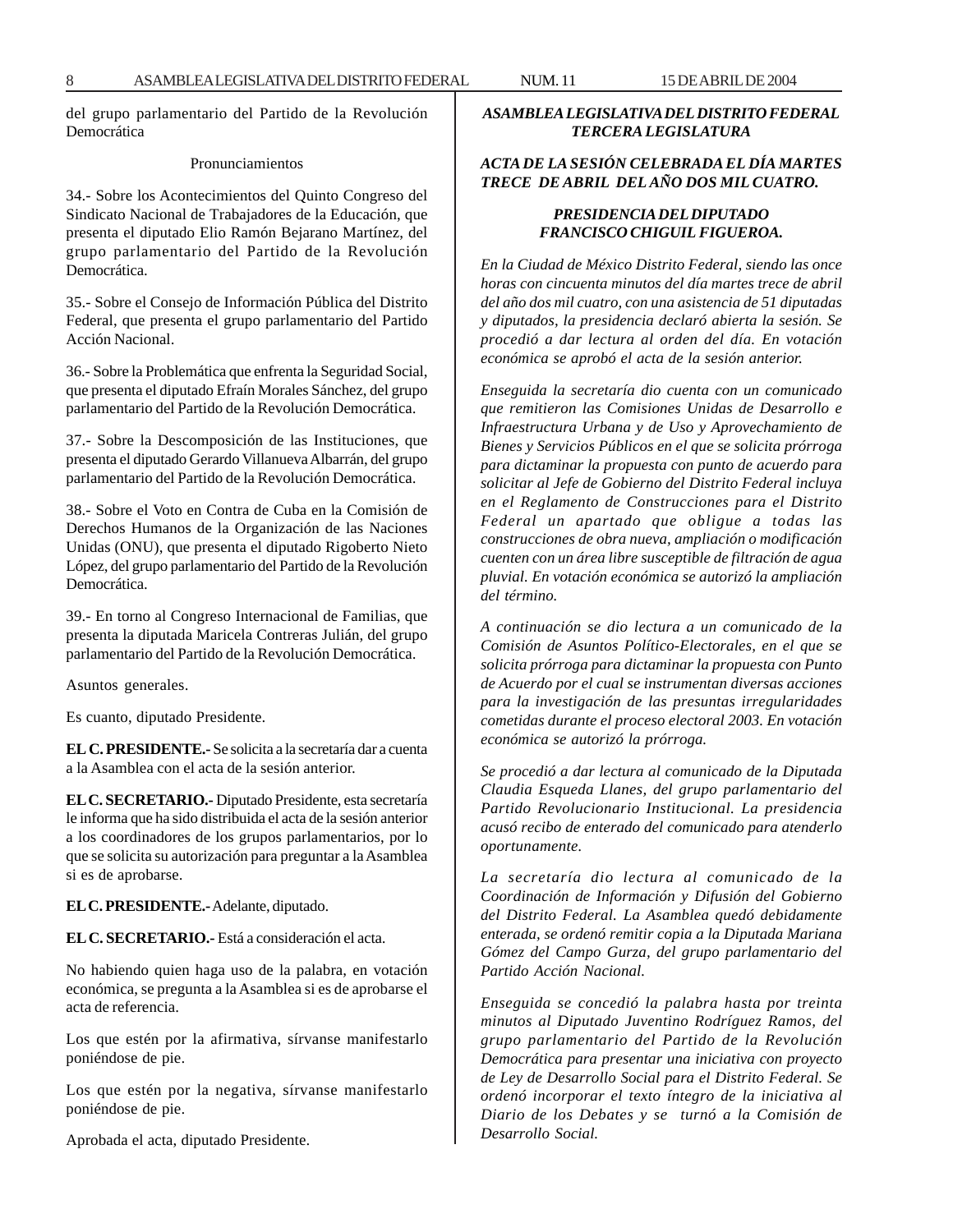del grupo parlamentario del Partido de la Revolución Democrática

Pronunciamientos

34.- Sobre los Acontecimientos del Quinto Congreso del Sindicato Nacional de Trabajadores de la Educación, que presenta el diputado Elio Ramón Bejarano Martínez, del grupo parlamentario del Partido de la Revolución Democrática.

35.- Sobre el Consejo de Información Pública del Distrito Federal, que presenta el grupo parlamentario del Partido Acción Nacional.

36.- Sobre la Problemática que enfrenta la Seguridad Social, que presenta el diputado Efraín Morales Sánchez, del grupo parlamentario del Partido de la Revolución Democrática.

37.- Sobre la Descomposición de las Instituciones, que presenta el diputado Gerardo Villanueva Albarrán, del grupo parlamentario del Partido de la Revolución Democrática.

38.- Sobre el Voto en Contra de Cuba en la Comisión de Derechos Humanos de la Organización de las Naciones Unidas (ONU), que presenta el diputado Rigoberto Nieto López, del grupo parlamentario del Partido de la Revolución Democrática.

39.- En torno al Congreso Internacional de Familias, que presenta la diputada Maricela Contreras Julián, del grupo parlamentario del Partido de la Revolución Democrática.

Asuntos generales.

Es cuanto, diputado Presidente.

**EL C. PRESIDENTE.-** Se solicita a la secretaría dar a cuenta a la Asamblea con el acta de la sesión anterior.

**EL C. SECRETARIO.-** Diputado Presidente, esta secretaría le informa que ha sido distribuida el acta de la sesión anterior a los coordinadores de los grupos parlamentarios, por lo que se solicita su autorización para preguntar a la Asamblea si es de aprobarse.

**EL C. PRESIDENTE.-** Adelante, diputado.

**EL C. SECRETARIO.-** Está a consideración el acta.

No habiendo quien haga uso de la palabra, en votación económica, se pregunta a la Asamblea si es de aprobarse el acta de referencia.

Los que estén por la afirmativa, sírvanse manifestarlo poniéndose de pie.

Los que estén por la negativa, sírvanse manifestarlo poniéndose de pie.

Aprobada el acta, diputado Presidente.

***ASAMBLEA LEGISLATIVA DEL DISTRITO FEDERAL TERCERA LEGISLATURA***

***ACTA DE LA SESIÓN CELEBRADA EL DÍA MARTES TRECE DE ABRIL DEL AÑO DOS MIL CUATRO.***

***PRESIDENCIA DEL DIPUTADO FRANCISCO CHIGUIL FIGUEROA.***

*En la Ciudad de México Distrito Federal, siendo las once horas con cincuenta minutos del día martes trece de abril del año dos mil cuatro, con una asistencia de 51 diputadas y diputados, la presidencia declaró abierta la sesión. Se procedió a dar lectura al orden del día. En votación económica se aprobó el acta de la sesión anterior.*

*Enseguida la secretaría dio cuenta con un comunicado que remitieron las Comisiones Unidas de Desarrollo e Infraestructura Urbana y de Uso y Aprovechamiento de Bienes y Servicios Públicos en el que se solicita prórroga para dictaminar la propuesta con punto de acuerdo para solicitar al Jefe de Gobierno del Distrito Federal incluya en el Reglamento de Construcciones para el Distrito Federal un apartado que obligue a todas las construcciones de obra nueva, ampliación o modificación cuenten con un área libre susceptible de filtración de agua pluvial. En votación económica se autorizó la ampliación del término.*

*A continuación se dio lectura a un comunicado de la Comisión de Asuntos Político-Electorales, en el que se solicita prórroga para dictaminar la propuesta con Punto de Acuerdo por el cual se instrumentan diversas acciones para la investigación de las presuntas irregularidades cometidas durante el proceso electoral 2003. En votación económica se autorizó la prórroga.*

*Se procedió a dar lectura al comunicado de la Diputada Claudia Esqueda Llanes, del grupo parlamentario del Partido Revolucionario Institucional. La presidencia acusó recibo de enterado del comunicado para atenderlo oportunamente.*

*La secretaría dio lectura al comunicado de la Coordinación de Información y Difusión del Gobierno del Distrito Federal. La Asamblea quedó debidamente enterada, se ordenó remitir copia a la Diputada Mariana Gómez del Campo Gurza, del grupo parlamentario del Partido Acción Nacional.*

*Enseguida se concedió la palabra hasta por treinta minutos al Diputado Juventino Rodríguez Ramos, del grupo parlamentario del Partido de la Revolución Democrática para presentar una iniciativa con proyecto de Ley de Desarrollo Social para el Distrito Federal. Se ordenó incorporar el texto íntegro de la iniciativa al Diario de los Debates y se turnó a la Comisión de Desarrollo Social.*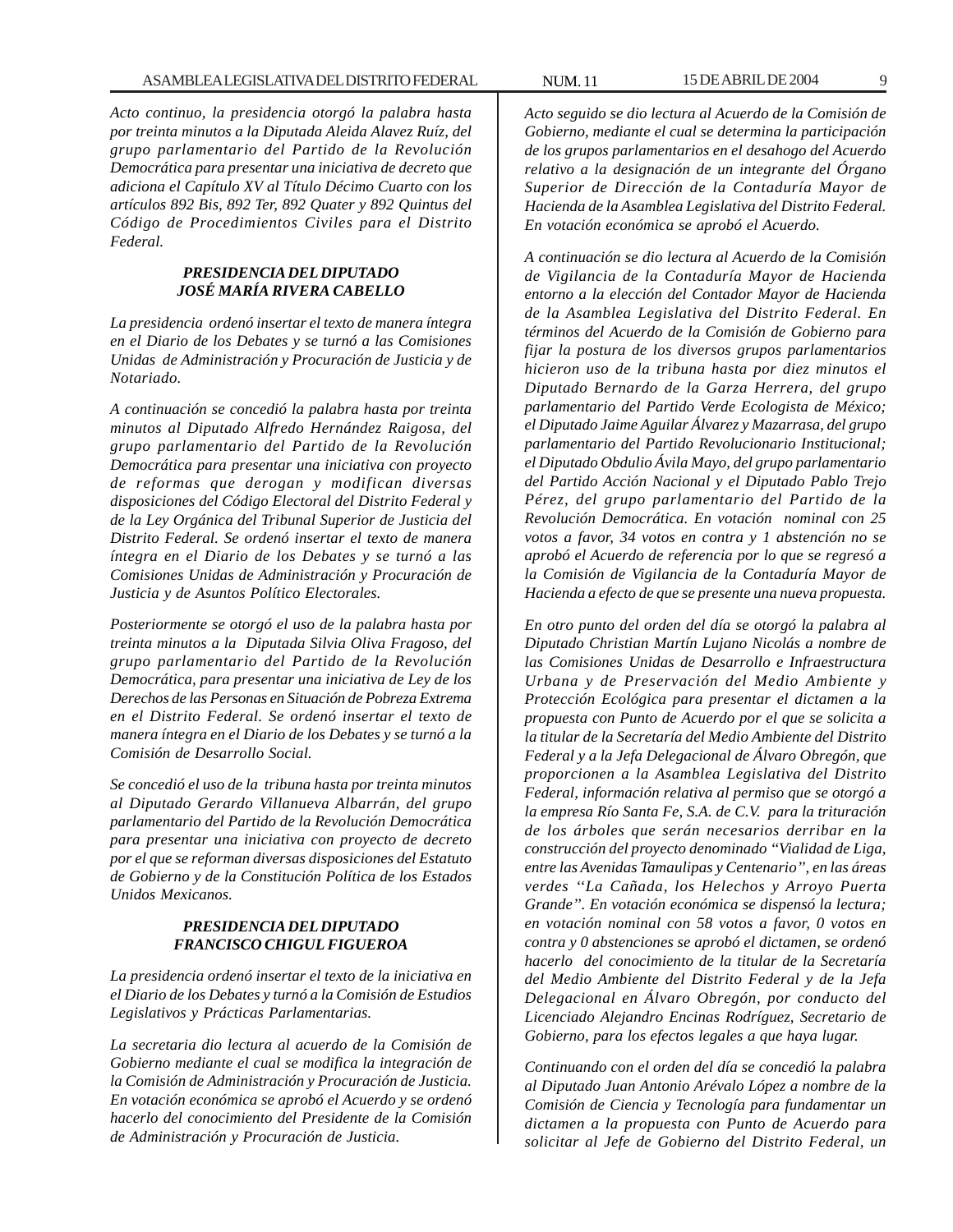*Acto continuo, la presidencia otorgó la palabra hasta por treinta minutos a la Diputada Aleida Alavez Ruíz, del grupo parlamentario del Partido de la Revolución Democrática para presentar una iniciativa de decreto que adiciona el Capítulo XV al Título Décimo Cuarto con los artículos 892 Bis, 892 Ter, 892 Quater y 892 Quintus del Código de Procedimientos Civiles para el Distrito Federal.*

***PRESIDENCIA DEL DIPUTADO JOSÉ MARÍA RIVERA CABELLO***

*La presidencia ordenó insertar el texto de manera íntegra en el Diario de los Debates y se turnó a las Comisiones Unidas de Administración y Procuración de Justicia y de Notariado.*

*A continuación se concedió la palabra hasta por treinta minutos al Diputado Alfredo Hernández Raigosa, del grupo parlamentario del Partido de la Revolución Democrática para presentar una iniciativa con proyecto de reformas que derogan y modifican diversas disposiciones del Código Electoral del Distrito Federal y de la Ley Orgánica del Tribunal Superior de Justicia del Distrito Federal. Se ordenó insertar el texto de manera íntegra en el Diario de los Debates y se turnó a las Comisiones Unidas de Administración y Procuración de Justicia y de Asuntos Político Electorales.*

*Posteriormente se otorgó el uso de la palabra hasta por treinta minutos a la Diputada Silvia Oliva Fragoso, del grupo parlamentario del Partido de la Revolución Democrática, para presentar una iniciativa de Ley de los Derechos de las Personas en Situación de Pobreza Extrema en el Distrito Federal. Se ordenó insertar el texto de manera íntegra en el Diario de los Debates y se turnó a la Comisión de Desarrollo Social.*

*Se concedió el uso de la tribuna hasta por treinta minutos al Diputado Gerardo Villanueva Albarrán, del grupo parlamentario del Partido de la Revolución Democrática para presentar una iniciativa con proyecto de decreto por el que se reforman diversas disposiciones del Estatuto de Gobierno y de la Constitución Política de los Estados Unidos Mexicanos.*

***PRESIDENCIA DEL DIPUTADO FRANCISCO CHIGUL FIGUEROA***

*La presidencia ordenó insertar el texto de la iniciativa en el Diario de los Debates y turnó a la Comisión de Estudios Legislativos y Prácticas Parlamentarias.*

*La secretaria dio lectura al acuerdo de la Comisión de Gobierno mediante el cual se modifica la integración de la Comisión de Administración y Procuración de Justicia. En votación económica se aprobó el Acuerdo y se ordenó hacerlo del conocimiento del Presidente de la Comisión de Administración y Procuración de Justicia.*

*Acto seguido se dio lectura al Acuerdo de la Comisión de Gobierno, mediante el cual se determina la participación de los grupos parlamentarios en el desahogo del Acuerdo relativo a la designación de un integrante del Órgano Superior de Dirección de la Contaduría Mayor de Hacienda de la Asamblea Legislativa del Distrito Federal. En votación económica se aprobó el Acuerdo.*

*A continuación se dio lectura al Acuerdo de la Comisión de Vigilancia de la Contaduría Mayor de Hacienda entorno a la elección del Contador Mayor de Hacienda de la Asamblea Legislativa del Distrito Federal. En términos del Acuerdo de la Comisión de Gobierno para fijar la postura de los diversos grupos parlamentarios hicieron uso de la tribuna hasta por diez minutos el Diputado Bernardo de la Garza Herrera, del grupo parlamentario del Partido Verde Ecologista de México; el Diputado Jaime Aguilar Álvarez y Mazarrasa, del grupo parlamentario del Partido Revolucionario Institucional; el Diputado Obdulio Ávila Mayo, del grupo parlamentario del Partido Acción Nacional y el Diputado Pablo Trejo Pérez, del grupo parlamentario del Partido de la Revolución Democrática. En votación nominal con 25 votos a favor, 34 votos en contra y 1 abstención no se aprobó el Acuerdo de referencia por lo que se regresó a la Comisión de Vigilancia de la Contaduría Mayor de Hacienda a efecto de que se presente una nueva propuesta.*

*En otro punto del orden del día se otorgó la palabra al Diputado Christian Martín Lujano Nicolás a nombre de las Comisiones Unidas de Desarrollo e Infraestructura Urbana y de Preservación del Medio Ambiente y Protección Ecológica para presentar el dictamen a la propuesta con Punto de Acuerdo por el que se solicita a la titular de la Secretaría del Medio Ambiente del Distrito Federal y a la Jefa Delegacional de Álvaro Obregón, que proporcionen a la Asamblea Legislativa del Distrito Federal, información relativa al permiso que se otorgó a la empresa Río Santa Fe, S.A. de C.V. para la trituración de los árboles que serán necesarios derribar en la construcción del proyecto denominado "Vialidad de Liga, entre las Avenidas Tamaulipas y Centenario", en las áreas verdes "La Cañada, los Helechos y Arroyo Puerta Grande". En votación económica se dispensó la lectura; en votación nominal con 58 votos a favor, 0 votos en contra y 0 abstenciones se aprobó el dictamen, se ordenó hacerlo del conocimiento de la titular de la Secretaría del Medio Ambiente del Distrito Federal y de la Jefa Delegacional en Álvaro Obregón, por conducto del Licenciado Alejandro Encinas Rodríguez, Secretario de Gobierno, para los efectos legales a que haya lugar.*

*Continuando con el orden del día se concedió la palabra al Diputado Juan Antonio Arévalo López a nombre de la Comisión de Ciencia y Tecnología para fundamentar un dictamen a la propuesta con Punto de Acuerdo para solicitar al Jefe de Gobierno del Distrito Federal, un*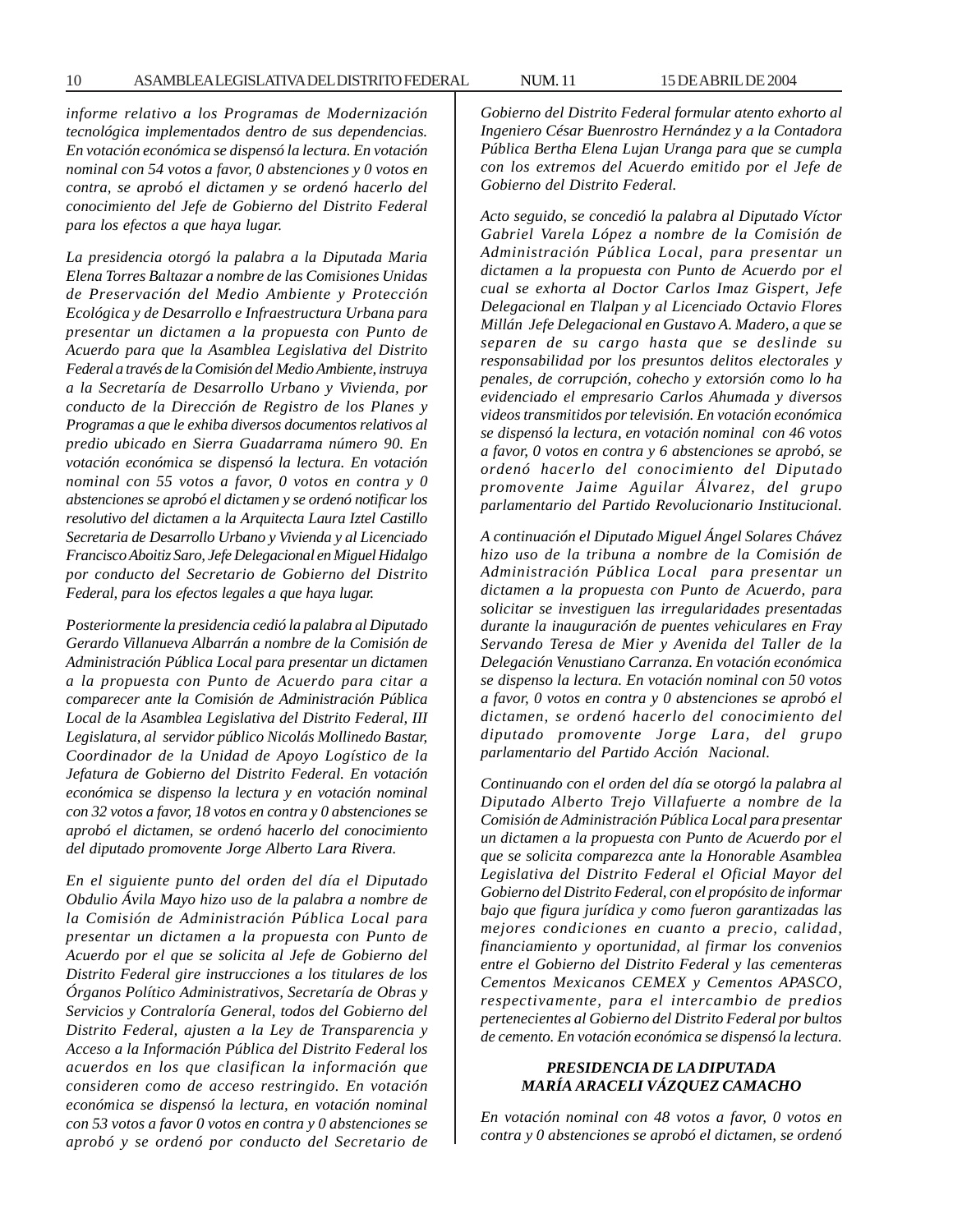*informe relativo a los Programas de Modernización tecnológica implementados dentro de sus dependencias. En votación económica se dispensó la lectura. En votación nominal con 54 votos a favor, 0 abstenciones y 0 votos en contra, se aprobó el dictamen y se ordenó hacerlo del conocimiento del Jefe de Gobierno del Distrito Federal para los efectos a que haya lugar.*

*La presidencia otorgó la palabra a la Diputada Maria Elena Torres Baltazar a nombre de las Comisiones Unidas de Preservación del Medio Ambiente y Protección Ecológica y de Desarrollo e Infraestructura Urbana para presentar un dictamen a la propuesta con Punto de Acuerdo para que la Asamblea Legislativa del Distrito Federal a través de la Comisión del Medio Ambiente, instruya a la Secretaría de Desarrollo Urbano y Vivienda, por conducto de la Dirección de Registro de los Planes y Programas a que le exhiba diversos documentos relativos al predio ubicado en Sierra Guadarrama número 90. En votación económica se dispensó la lectura. En votación nominal con 55 votos a favor, 0 votos en contra y 0 abstenciones se aprobó el dictamen y se ordenó notificar los resolutivo del dictamen a la Arquitecta Laura Iztel Castillo Secretaria de Desarrollo Urbano y Vivienda y al Licenciado Francisco Aboitiz Saro, Jefe Delegacional en Miguel Hidalgo por conducto del Secretario de Gobierno del Distrito Federal, para los efectos legales a que haya lugar.*

*Posteriormente la presidencia cedió la palabra al Diputado Gerardo Villanueva Albarrán a nombre de la Comisión de Administración Pública Local para presentar un dictamen a la propuesta con Punto de Acuerdo para citar a comparecer ante la Comisión de Administración Pública Local de la Asamblea Legislativa del Distrito Federal, III Legislatura, al servidor público Nicolás Mollinedo Bastar, Coordinador de la Unidad de Apoyo Logístico de la Jefatura de Gobierno del Distrito Federal. En votación económica se dispenso la lectura y en votación nominal con 32 votos a favor, 18 votos en contra y 0 abstenciones se aprobó el dictamen, se ordenó hacerlo del conocimiento del diputado promovente Jorge Alberto Lara Rivera.*

*En el siguiente punto del orden del día el Diputado Obdulio Ávila Mayo hizo uso de la palabra a nombre de la Comisión de Administración Pública Local para presentar un dictamen a la propuesta con Punto de Acuerdo por el que se solicita al Jefe de Gobierno del Distrito Federal gire instrucciones a los titulares de los Órganos Político Administrativos, Secretaría de Obras y Servicios y Contraloría General, todos del Gobierno del Distrito Federal, ajusten a la Ley de Transparencia y Acceso a la Información Pública del Distrito Federal los acuerdos en los que clasifican la información que consideren como de acceso restringido. En votación económica se dispensó la lectura, en votación nominal con 53 votos a favor 0 votos en contra y 0 abstenciones se aprobó y se ordenó por conducto del Secretario de Gobierno del Distrito Federal formular atento exhorto al Ingeniero César Buenrostro Hernández y a la Contadora Pública Bertha Elena Lujan Uranga para que se cumpla con los extremos del Acuerdo emitido por el Jefe de Gobierno del Distrito Federal.*

*Acto seguido, se concedió la palabra al Diputado Víctor Gabriel Varela López a nombre de la Comisión de Administración Pública Local, para presentar un dictamen a la propuesta con Punto de Acuerdo por el cual se exhorta al Doctor Carlos Imaz Gispert, Jefe Delegacional en Tlalpan y al Licenciado Octavio Flores Millán Jefe Delegacional en Gustavo A. Madero, a que se separen de su cargo hasta que se deslinde su responsabilidad por los presuntos delitos electorales y penales, de corrupción, cohecho y extorsión como lo ha evidenciado el empresario Carlos Ahumada y diversos videos transmitidos por televisión. En votación económica se dispensó la lectura, en votación nominal con 46 votos a favor, 0 votos en contra y 6 abstenciones se aprobó, se ordenó hacerlo del conocimiento del Diputado promovente Jaime Aguilar Álvarez, del grupo parlamentario del Partido Revolucionario Institucional.*

*A continuación el Diputado Miguel Ángel Solares Chávez hizo uso de la tribuna a nombre de la Comisión de Administración Pública Local para presentar un dictamen a la propuesta con Punto de Acuerdo, para solicitar se investiguen las irregularidades presentadas durante la inauguración de puentes vehiculares en Fray Servando Teresa de Mier y Avenida del Taller de la Delegación Venustiano Carranza. En votación económica se dispenso la lectura. En votación nominal con 50 votos a favor, 0 votos en contra y 0 abstenciones se aprobó el dictamen, se ordenó hacerlo del conocimiento del diputado promovente Jorge Lara, del grupo parlamentario del Partido Acción Nacional.*

*Continuando con el orden del día se otorgó la palabra al Diputado Alberto Trejo Villafuerte a nombre de la Comisión de Administración Pública Local para presentar un dictamen a la propuesta con Punto de Acuerdo por el que se solicita comparezca ante la Honorable Asamblea Legislativa del Distrito Federal el Oficial Mayor del Gobierno del Distrito Federal, con el propósito de informar bajo que figura jurídica y como fueron garantizadas las mejores condiciones en cuanto a precio, calidad, financiamiento y oportunidad, al firmar los convenios entre el Gobierno del Distrito Federal y las cementeras Cementos Mexicanos CEMEX y Cementos APASCO, respectivamente, para el intercambio de predios pertenecientes al Gobierno del Distrito Federal por bultos de cemento. En votación económica se dispensó la lectura.*

**PRESIDENCIA DE LA DIPUTADA MARÍA ARACELI VÁZQUEZ CAMACHO**

*En votación nominal con 48 votos a favor, 0 votos en contra y 0 abstenciones se aprobó el dictamen, se ordenó*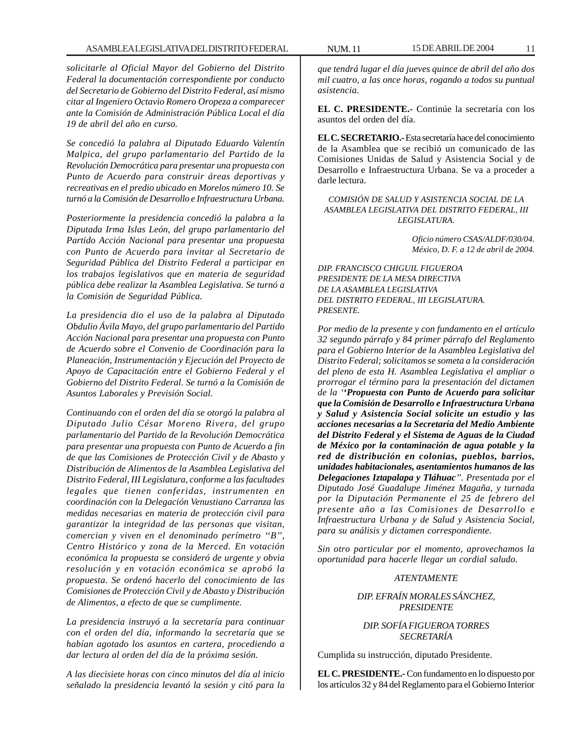*solicitarle al Oficial Mayor del Gobierno del Distrito Federal la documentación correspondiente por conducto del Secretario de Gobierno del Distrito Federal, así mismo citar al Ingeniero Octavio Romero Oropeza a comparecer ante la Comisión de Administración Pública Local el día 19 de abril del año en curso.*

*Se concedió la palabra al Diputado Eduardo Valentín Malpica, del grupo parlamentario del Partido de la Revolución Democrática para presentar una propuesta con Punto de Acuerdo para construir áreas deportivas y recreativas en el predio ubicado en Morelos número 10. Se turnó a la Comisión de Desarrollo e Infraestructura Urbana.*

*Posteriormente la presidencia concedió la palabra a la Diputada Irma Islas León, del grupo parlamentario del Partido Acción Nacional para presentar una propuesta con Punto de Acuerdo para invitar al Secretario de Seguridad Pública del Distrito Federal a participar en los trabajos legislativos que en materia de seguridad pública debe realizar la Asamblea Legislativa. Se turnó a la Comisión de Seguridad Pública.*

*La presidencia dio el uso de la palabra al Diputado Obdulio Ávila Mayo, del grupo parlamentario del Partido Acción Nacional para presentar una propuesta con Punto de Acuerdo sobre el Convenio de Coordinación para la Planeación, Instrumentación y Ejecución del Proyecto de Apoyo de Capacitación entre el Gobierno Federal y el Gobierno del Distrito Federal. Se turnó a la Comisión de Asuntos Laborales y Previsión Social.*

*Continuando con el orden del día se otorgó la palabra al Diputado Julio César Moreno Rivera, del grupo parlamentario del Partido de la Revolución Democrática para presentar una propuesta con Punto de Acuerdo a fin de que las Comisiones de Protección Civil y de Abasto y Distribución de Alimentos de la Asamblea Legislativa del Distrito Federal, III Legislatura, conforme a las facultades legales que tienen conferidas, instrumenten en coordinación con la Delegación Venustiano Carranza las medidas necesarias en materia de protección civil para garantizar la integridad de las personas que visitan, comercian y viven en el denominado perímetro ''B'', Centro Histórico y zona de la Merced. En votación económica la propuesta se consideró de urgente y obvia resolución y en votación económica se aprobó la propuesta. Se ordenó hacerlo del conocimiento de las Comisiones de Protección Civil y de Abasto y Distribución de Alimentos, a efecto de que se cumplimente.*

*La presidencia instruyó a la secretaría para continuar con el orden del día, informando la secretaría que se habían agotado los asuntos en cartera, procediendo a dar lectura al orden del día de la próxima sesión.*

*A las diecisiete horas con cinco minutos del día al inicio señalado la presidencia levantó la sesión y citó para la que tendrá lugar el día jueves quince de abril del año dos mil cuatro, a las once horas, rogando a todos su puntual asistencia.*

**EL C. PRESIDENTE.-** Continúe la secretaría con los asuntos del orden del día.

**EL C. SECRETARIO.-** Esta secretaría hace del conocimiento de la Asamblea que se recibió un comunicado de las Comisiones Unidas de Salud y Asistencia Social y de Desarrollo e Infraestructura Urbana. Se va a proceder a darle lectura.

*COMISIÓN DE SALUD Y ASISTENCIA SOCIAL DE LA ASAMBLEA LEGISLATIVA DEL DISTRITO FEDERAL, III LEGISLATURA.*

*Oficio número CSAS/ALDF/030/04.*
*México, D. F. a 12 de abril de 2004.*

*DIP. FRANCISCO CHIGUIL FIGUEROA*
*PRESIDENTE DE LA MESA DIRECTIVA*
*DE LA ASAMBLEA LEGISLATIVA*
*DEL DISTRITO FEDERAL, III LEGISLATURA.*
*PRESENTE.*

*Por medio de la presente y con fundamento en el artículo 32 segundo párrafo y 84 primer párrafo del Reglamento para el Gobierno Interior de la Asamblea Legislativa del Distrito Federal; solicitamos se someta a la consideración del pleno de esta H. Asamblea Legislativa el ampliar o prorrogar el término para la presentación del dictamen de la ''**Propuesta con Punto de Acuerdo para solicitar que la Comisión de Desarrollo e Infraestructura Urbana y Salud y Asistencia Social solicite un estudio y las acciones necesarias a la Secretaría del Medio Ambiente del Distrito Federal y el Sistema de Aguas de la Ciudad de México por la contaminación de agua potable y la red de distribución en colonias, pueblos, barrios, unidades habitacionales, asentamientos humanos de las Delegaciones Iztapalapa y Tláhuac**''. Presentada por el Diputado José Guadalupe Jiménez Magaña, y turnada por la Diputación Permanente el 25 de febrero del presente año a las Comisiones de Desarrollo e Infraestructura Urbana y de Salud y Asistencia Social, para su análisis y dictamen correspondiente.*

*Sin otro particular por el momento, aprovechamos la oportunidad para hacerle llegar un cordial saludo.*

*ATENTAMENTE*

*DIP. EFRAÍN MORALES SÁNCHEZ,*
*PRESIDENTE*

*DIP. SOFÍA FIGUEROA TORRES*
*SECRETARÍA*

Cumplida su instrucción, diputado Presidente.

**EL C. PRESIDENTE.-** Con fundamento en lo dispuesto por los artículos 32 y 84 del Reglamento para el Gobierno Interior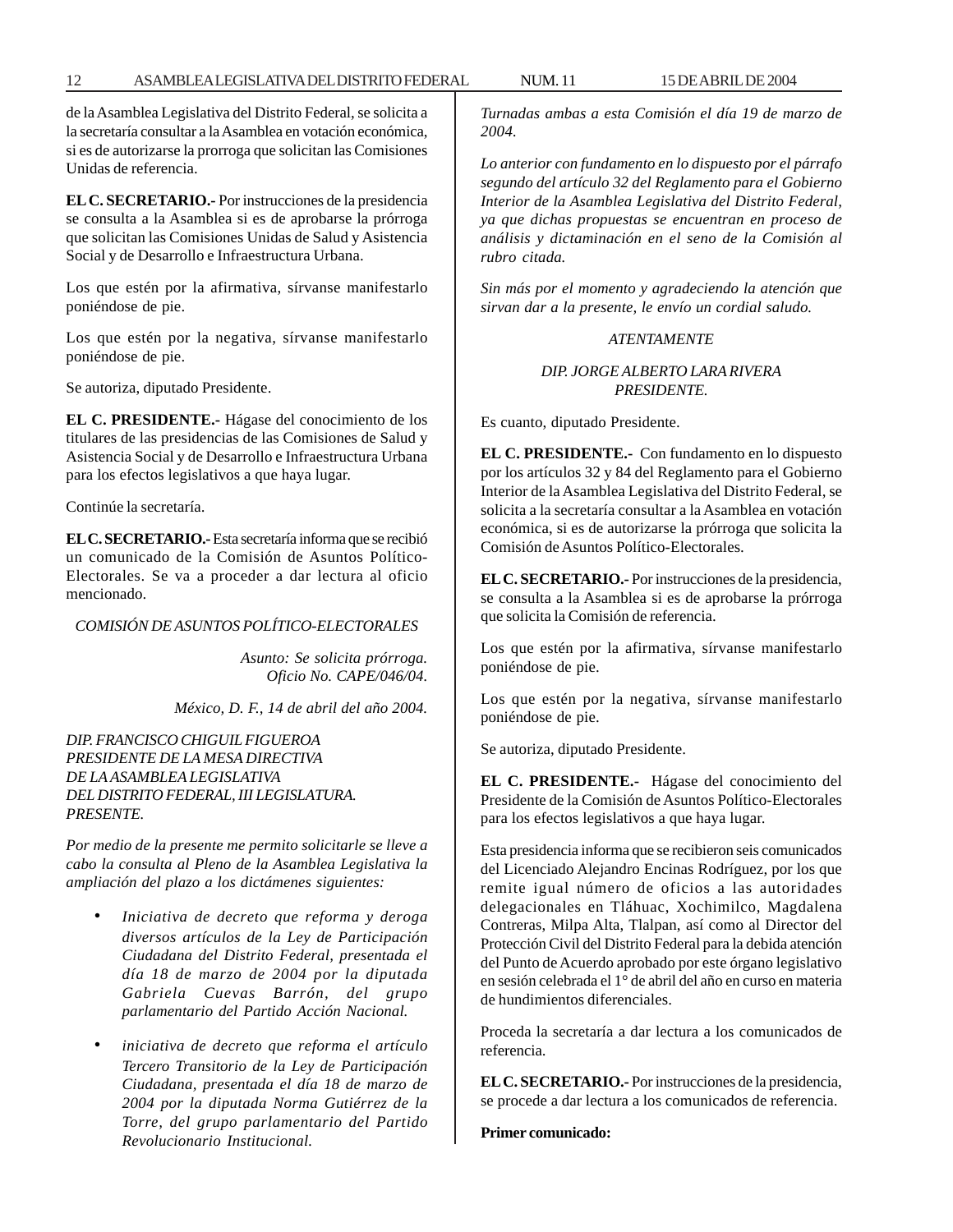de la Asamblea Legislativa del Distrito Federal, se solicita a la secretaría consultar a la Asamblea en votación económica, si es de autorizarse la prorroga que solicitan las Comisiones Unidas de referencia.

**EL C. SECRETARIO.-** Por instrucciones de la presidencia se consulta a la Asamblea si es de aprobarse la prórroga que solicitan las Comisiones Unidas de Salud y Asistencia Social y de Desarrollo e Infraestructura Urbana.

Los que estén por la afirmativa, sírvanse manifestarlo poniéndose de pie.

Los que estén por la negativa, sírvanse manifestarlo poniéndose de pie.

Se autoriza, diputado Presidente.

**EL C. PRESIDENTE.-** Hágase del conocimiento de los titulares de las presidencias de las Comisiones de Salud y Asistencia Social y de Desarrollo e Infraestructura Urbana para los efectos legislativos a que haya lugar.

Continúe la secretaría.

**EL C. SECRETARIO.-** Esta secretaría informa que se recibió un comunicado de la Comisión de Asuntos Político-Electorales. Se va a proceder a dar lectura al oficio mencionado.

*COMISIÓN DE ASUNTOS POLÍTICO-ELECTORALES*

*Asunto: Se solicita prórroga.*
*Oficio No. CAPE/046/04.*

*México, D. F., 14 de abril del año 2004.*

*DIP. FRANCISCO CHIGUIL FIGUEROA*
*PRESIDENTE DE LA MESA DIRECTIVA*
*DE LA ASAMBLEA LEGISLATIVA*
*DEL DISTRITO FEDERAL, III LEGISLATURA.*
*PRESENTE.*

*Por medio de la presente me permito solicitarle se lleve a cabo la consulta al Pleno de la Asamblea Legislativa la ampliación del plazo a los dictámenes siguientes:*

- *Iniciativa de decreto que reforma y deroga diversos artículos de la Ley de Participación Ciudadana del Distrito Federal, presentada el día 18 de marzo de 2004 por la diputada Gabriela Cuevas Barrón, del grupo parlamentario del Partido Acción Nacional.*

- *iniciativa de decreto que reforma el artículo Tercero Transitorio de la Ley de Participación Ciudadana, presentada el día 18 de marzo de 2004 por la diputada Norma Gutiérrez de la Torre, del grupo parlamentario del Partido Revolucionario Institucional.*

*Turnadas ambas a esta Comisión el día 19 de marzo de 2004.*

*Lo anterior con fundamento en lo dispuesto por el párrafo segundo del artículo 32 del Reglamento para el Gobierno Interior de la Asamblea Legislativa del Distrito Federal, ya que dichas propuestas se encuentran en proceso de análisis y dictaminación en el seno de la Comisión al rubro citada.*

*Sin más por el momento y agradeciendo la atención que sirvan dar a la presente, le envío un cordial saludo.*

*ATENTAMENTE*

*DIP. JORGE ALBERTO LARA RIVERA*
*PRESIDENTE.*

Es cuanto, diputado Presidente.

**EL C. PRESIDENTE.-** Con fundamento en lo dispuesto por los artículos 32 y 84 del Reglamento para el Gobierno Interior de la Asamblea Legislativa del Distrito Federal, se solicita a la secretaría consultar a la Asamblea en votación económica, si es de autorizarse la prórroga que solicita la Comisión de Asuntos Político-Electorales.

**EL C. SECRETARIO.-** Por instrucciones de la presidencia, se consulta a la Asamblea si es de aprobarse la prórroga que solicita la Comisión de referencia.

Los que estén por la afirmativa, sírvanse manifestarlo poniéndose de pie.

Los que estén por la negativa, sírvanse manifestarlo poniéndose de pie.

Se autoriza, diputado Presidente.

**EL C. PRESIDENTE.-** Hágase del conocimiento del Presidente de la Comisión de Asuntos Político-Electorales para los efectos legislativos a que haya lugar.

Esta presidencia informa que se recibieron seis comunicados del Licenciado Alejandro Encinas Rodríguez, por los que remite igual número de oficios a las autoridades delegacionales en Tláhuac, Xochimilco, Magdalena Contreras, Milpa Alta, Tlalpan, así como al Director del Protección Civil del Distrito Federal para la debida atención del Punto de Acuerdo aprobado por este órgano legislativo en sesión celebrada el 1° de abril del año en curso en materia de hundimientos diferenciales.

Proceda la secretaría a dar lectura a los comunicados de referencia.

**EL C. SECRETARIO.-** Por instrucciones de la presidencia, se procede a dar lectura a los comunicados de referencia.

**Primer comunicado:**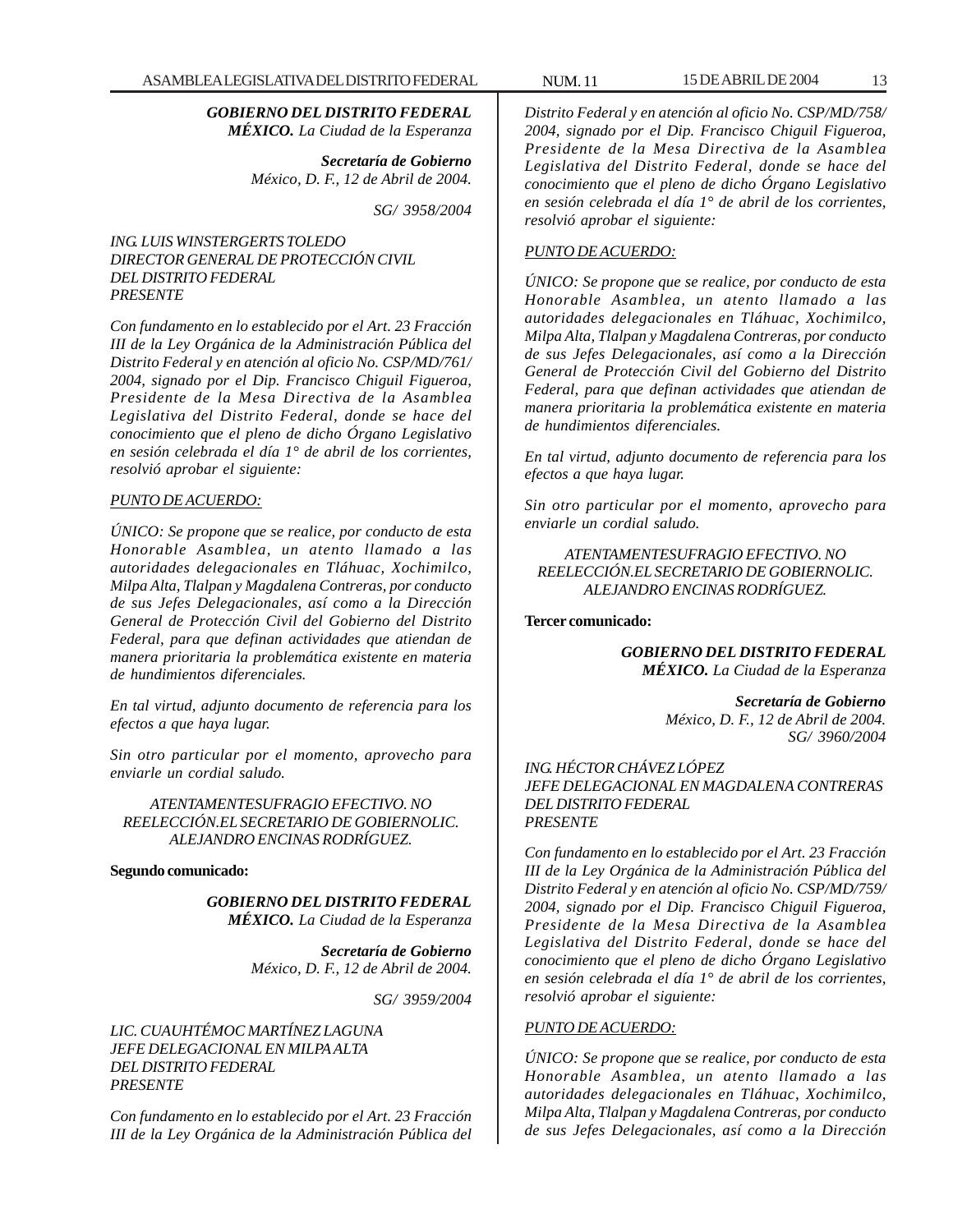***GOBIERNO DEL DISTRITO FEDERAL***
***MÉXICO.*** *La Ciudad de la Esperanza*

***Secretaría de Gobierno***
*México, D. F., 12 de Abril de 2004.*

*SG/ 3958/2004*

*ING. LUIS WINSTERGERTS TOLEDO*
*DIRECTOR GENERAL DE PROTECCIÓN CIVIL*
*DEL DISTRITO FEDERAL*
*PRESENTE*

*Con fundamento en lo establecido por el Art. 23 Fracción III de la Ley Orgánica de la Administración Pública del Distrito Federal y en atención al oficio No. CSP/MD/761/2004, signado por el Dip. Francisco Chiguil Figueroa, Presidente de la Mesa Directiva de la Asamblea Legislativa del Distrito Federal, donde se hace del conocimiento que el pleno de dicho Órgano Legislativo en sesión celebrada el día 1° de abril de los corrientes, resolvió aprobar el siguiente:*

*PUNTO DE ACUERDO:*

*ÚNICO: Se propone que se realice, por conducto de esta Honorable Asamblea, un atento llamado a las autoridades delegacionales en Tláhuac, Xochimilco, Milpa Alta, Tlalpan y Magdalena Contreras, por conducto de sus Jefes Delegacionales, así como a la Dirección General de Protección Civil del Gobierno del Distrito Federal, para que definan actividades que atiendan de manera prioritaria la problemática existente en materia de hundimientos diferenciales.*

*En tal virtud, adjunto documento de referencia para los efectos a que haya lugar.*

*Sin otro particular por el momento, aprovecho para enviarle un cordial saludo.*

*ATENTAMENTE SUFRAGIO EFECTIVO. NO REELECCIÓN. EL SECRETARIO DE GOBIERNO LIC. ALEJANDRO ENCINAS RODRÍGUEZ.*

**Segundo comunicado:**

***GOBIERNO DEL DISTRITO FEDERAL***
***MÉXICO.*** *La Ciudad de la Esperanza*

***Secretaría de Gobierno***
*México, D. F., 12 de Abril de 2004.*

*SG/ 3959/2004*

*LIC. CUAUHTÉMOC MARTÍNEZ LAGUNA*
*JEFE DELEGACIONAL EN MILPA ALTA*
*DEL DISTRITO FEDERAL*
*PRESENTE*

*Con fundamento en lo establecido por el Art. 23 Fracción III de la Ley Orgánica de la Administración Pública del Distrito Federal y en atención al oficio No. CSP/MD/758/2004, signado por el Dip. Francisco Chiguil Figueroa, Presidente de la Mesa Directiva de la Asamblea Legislativa del Distrito Federal, donde se hace del conocimiento que el pleno de dicho Órgano Legislativo en sesión celebrada el día 1° de abril de los corrientes, resolvió aprobar el siguiente:*

*PUNTO DE ACUERDO:*

*ÚNICO: Se propone que se realice, por conducto de esta Honorable Asamblea, un atento llamado a las autoridades delegacionales en Tláhuac, Xochimilco, Milpa Alta, Tlalpan y Magdalena Contreras, por conducto de sus Jefes Delegacionales, así como a la Dirección General de Protección Civil del Gobierno del Distrito Federal, para que definan actividades que atiendan de manera prioritaria la problemática existente en materia de hundimientos diferenciales.*

*En tal virtud, adjunto documento de referencia para los efectos a que haya lugar.*

*Sin otro particular por el momento, aprovecho para enviarle un cordial saludo.*

*ATENTAMENTE SUFRAGIO EFECTIVO. NO REELECCIÓN. EL SECRETARIO DE GOBIERNO LIC. ALEJANDRO ENCINAS RODRÍGUEZ.*

**Tercer comunicado:**

***GOBIERNO DEL DISTRITO FEDERAL***
***MÉXICO.*** *La Ciudad de la Esperanza*

***Secretaría de Gobierno***
*México, D. F., 12 de Abril de 2004.*
*SG/ 3960/2004*

*ING. HÉCTOR CHÁVEZ LÓPEZ*
*JEFE DELEGACIONAL EN MAGDALENA CONTRERAS*
*DEL DISTRITO FEDERAL*
*PRESENTE*

*Con fundamento en lo establecido por el Art. 23 Fracción III de la Ley Orgánica de la Administración Pública del Distrito Federal y en atención al oficio No. CSP/MD/759/2004, signado por el Dip. Francisco Chiguil Figueroa, Presidente de la Mesa Directiva de la Asamblea Legislativa del Distrito Federal, donde se hace del conocimiento que el pleno de dicho Órgano Legislativo en sesión celebrada el día 1° de abril de los corrientes, resolvió aprobar el siguiente:*

*PUNTO DE ACUERDO:*

*ÚNICO: Se propone que se realice, por conducto de esta Honorable Asamblea, un atento llamado a las autoridades delegacionales en Tláhuac, Xochimilco, Milpa Alta, Tlalpan y Magdalena Contreras, por conducto de sus Jefes Delegacionales, así como a la Dirección*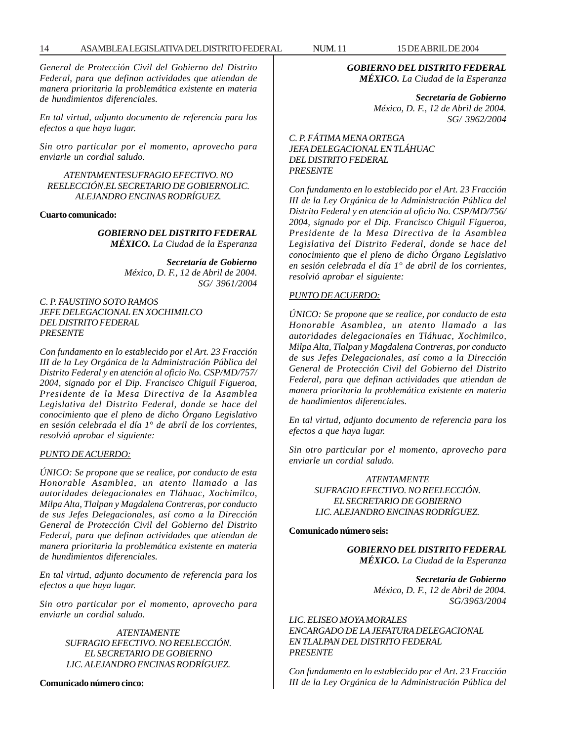*General de Protección Civil del Gobierno del Distrito Federal, para que definan actividades que atiendan de manera prioritaria la problemática existente en materia de hundimientos diferenciales.*

*En tal virtud, adjunto documento de referencia para los efectos a que haya lugar.*

*Sin otro particular por el momento, aprovecho para enviarle un cordial saludo.*

*ATENTAMENTESUFRAGIO EFECTIVO. NO REELECCIÓN.EL SECRETARIO DE GOBIERNOLIC. ALEJANDRO ENCINAS RODRÍGUEZ.*

**Cuarto comunicado:**

***GOBIERNO DEL DISTRITO FEDERAL***
***MÉXICO.** La Ciudad de la Esperanza*

***Secretaría de Gobierno***
*México, D. F., 12 de Abril de 2004.*
*SG/ 3961/2004*

*C. P. FAUSTINO SOTO RAMOS*
*JEFE DELEGACIONAL EN XOCHIMILCO*
*DEL DISTRITO FEDERAL*
*PRESENTE*

*Con fundamento en lo establecido por el Art. 23 Fracción III de la Ley Orgánica de la Administración Pública del Distrito Federal y en atención al oficio No. CSP/MD/757/2004, signado por el Dip. Francisco Chiguil Figueroa, Presidente de la Mesa Directiva de la Asamblea Legislativa del Distrito Federal, donde se hace del conocimiento que el pleno de dicho Órgano Legislativo en sesión celebrada el día 1° de abril de los corrientes, resolvió aprobar el siguiente:*

*PUNTO DE ACUERDO:*

*ÚNICO: Se propone que se realice, por conducto de esta Honorable Asamblea, un atento llamado a las autoridades delegacionales en Tláhuac, Xochimilco, Milpa Alta, Tlalpan y Magdalena Contreras, por conducto de sus Jefes Delegacionales, así como a la Dirección General de Protección Civil del Gobierno del Distrito Federal, para que definan actividades que atiendan de manera prioritaria la problemática existente en materia de hundimientos diferenciales.*

*En tal virtud, adjunto documento de referencia para los efectos a que haya lugar.*

*Sin otro particular por el momento, aprovecho para enviarle un cordial saludo.*

*ATENTAMENTE*
*SUFRAGIO EFECTIVO. NO REELECCIÓN.*
*EL SECRETARIO DE GOBIERNO*
*LIC. ALEJANDRO ENCINAS RODRÍGUEZ.*

**Comunicado número cinco:**

***GOBIERNO DEL DISTRITO FEDERAL***
***MÉXICO.** La Ciudad de la Esperanza*

***Secretaría de Gobierno***
*México, D. F., 12 de Abril de 2004.*
*SG/ 3962/2004*

*C. P. FÁTIMA MENA ORTEGA*
*JEFA DELEGACIONAL EN TLÁHUAC*
*DEL DISTRITO FEDERAL*
*PRESENTE*

*Con fundamento en lo establecido por el Art. 23 Fracción III de la Ley Orgánica de la Administración Pública del Distrito Federal y en atención al oficio No. CSP/MD/756/2004, signado por el Dip. Francisco Chiguil Figueroa, Presidente de la Mesa Directiva de la Asamblea Legislativa del Distrito Federal, donde se hace del conocimiento que el pleno de dicho Órgano Legislativo en sesión celebrada el día 1° de abril de los corrientes, resolvió aprobar el siguiente:*

*PUNTO DE ACUERDO:*

*ÚNICO: Se propone que se realice, por conducto de esta Honorable Asamblea, un atento llamado a las autoridades delegacionales en Tláhuac, Xochimilco, Milpa Alta, Tlalpan y Magdalena Contreras, por conducto de sus Jefes Delegacionales, así como a la Dirección General de Protección Civil del Gobierno del Distrito Federal, para que definan actividades que atiendan de manera prioritaria la problemática existente en materia de hundimientos diferenciales.*

*En tal virtud, adjunto documento de referencia para los efectos a que haya lugar.*

*Sin otro particular por el momento, aprovecho para enviarle un cordial saludo.*

*ATENTAMENTE*
*SUFRAGIO EFECTIVO. NO REELECCIÓN.*
*EL SECRETARIO DE GOBIERNO*
*LIC. ALEJANDRO ENCINAS RODRÍGUEZ.*

**Comunicado número seis:**

***GOBIERNO DEL DISTRITO FEDERAL***
***MÉXICO.** La Ciudad de la Esperanza*

***Secretaría de Gobierno***
*México, D. F., 12 de Abril de 2004.*
*SG/3963/2004*

*LIC. ELISEO MOYA MORALES*
*ENCARGADO DE LA JEFATURA DELEGACIONAL*
*EN TLALPAN DEL DISTRITO FEDERAL*
*PRESENTE*

*Con fundamento en lo establecido por el Art. 23 Fracción III de la Ley Orgánica de la Administración Pública del*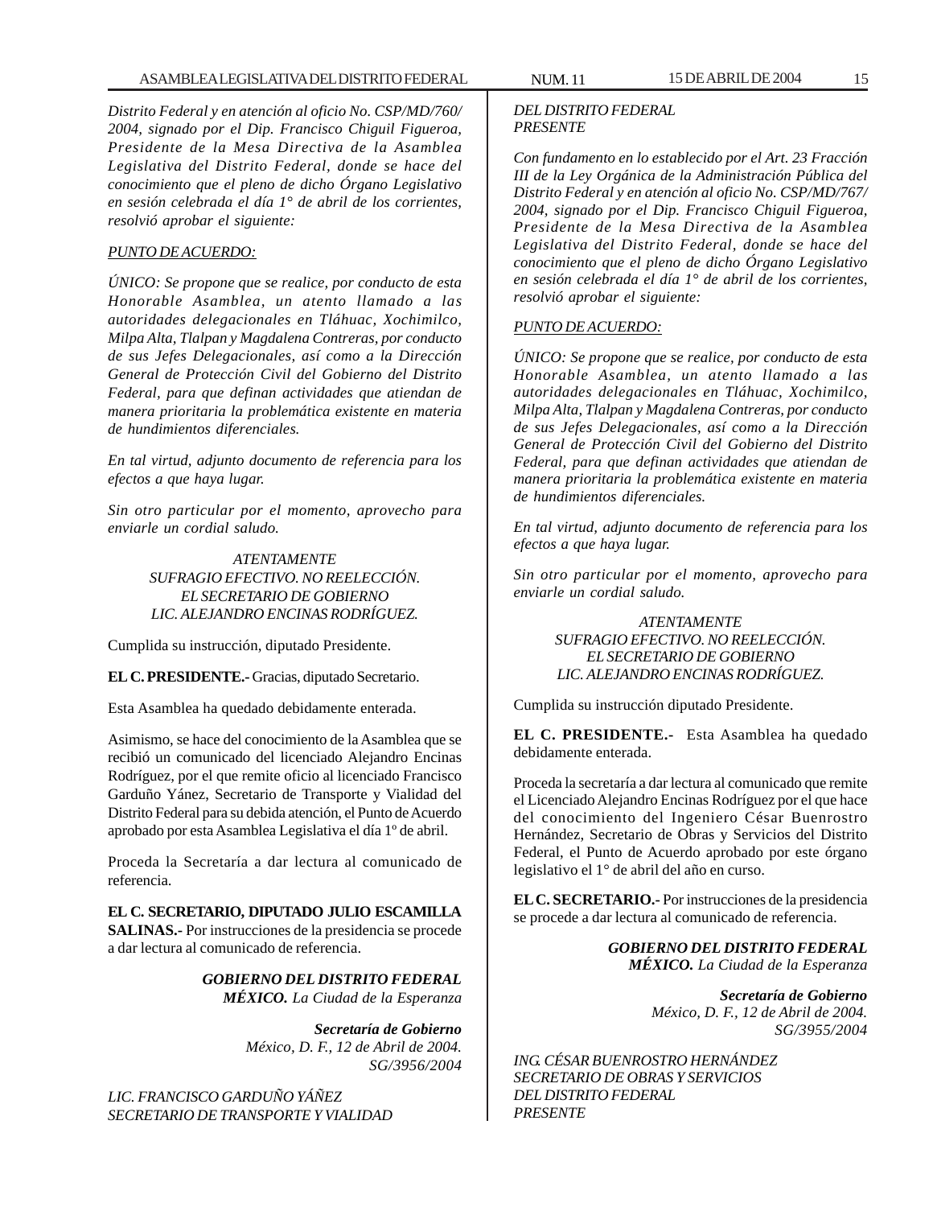*Distrito Federal y en atención al oficio No. CSP/MD/760/2004, signado por el Dip. Francisco Chiguil Figueroa, Presidente de la Mesa Directiva de la Asamblea Legislativa del Distrito Federal, donde se hace del conocimiento que el pleno de dicho Órgano Legislativo en sesión celebrada el día 1° de abril de los corrientes, resolvió aprobar el siguiente:*

*PUNTO DE ACUERDO:*

*ÚNICO: Se propone que se realice, por conducto de esta Honorable Asamblea, un atento llamado a las autoridades delegacionales en Tláhuac, Xochimilco, Milpa Alta, Tlalpan y Magdalena Contreras, por conducto de sus Jefes Delegacionales, así como a la Dirección General de Protección Civil del Gobierno del Distrito Federal, para que definan actividades que atiendan de manera prioritaria la problemática existente en materia de hundimientos diferenciales.*

*En tal virtud, adjunto documento de referencia para los efectos a que haya lugar.*

*Sin otro particular por el momento, aprovecho para enviarle un cordial saludo.*

*ATENTAMENTE*
*SUFRAGIO EFECTIVO. NO REELECCIÓN.*
*EL SECRETARIO DE GOBIERNO*
*LIC. ALEJANDRO ENCINAS RODRÍGUEZ.*

Cumplida su instrucción, diputado Presidente.

**EL C. PRESIDENTE.-** Gracias, diputado Secretario.

Esta Asamblea ha quedado debidamente enterada.

Asimismo, se hace del conocimiento de la Asamblea que se recibió un comunicado del licenciado Alejandro Encinas Rodríguez, por el que remite oficio al licenciado Francisco Garduño Yánez, Secretario de Transporte y Vialidad del Distrito Federal para su debida atención, el Punto de Acuerdo aprobado por esta Asamblea Legislativa el día 1º de abril.

Proceda la Secretaría a dar lectura al comunicado de referencia.

**EL C. SECRETARIO, DIPUTADO JULIO ESCAMILLA SALINAS.-** Por instrucciones de la presidencia se procede a dar lectura al comunicado de referencia.

***GOBIERNO DEL DISTRITO FEDERAL***
***MÉXICO.** La Ciudad de la Esperanza*

***Secretaría de Gobierno***
*México, D. F., 12 de Abril de 2004.*
*SG/3956/2004*

*LIC. FRANCISCO GARDUÑO YÁÑEZ*
*SECRETARIO DE TRANSPORTE Y VIALIDAD*
*DEL DISTRITO FEDERAL*
*PRESENTE*

*Con fundamento en lo establecido por el Art. 23 Fracción III de la Ley Orgánica de la Administración Pública del Distrito Federal y en atención al oficio No. CSP/MD/767/2004, signado por el Dip. Francisco Chiguil Figueroa, Presidente de la Mesa Directiva de la Asamblea Legislativa del Distrito Federal, donde se hace del conocimiento que el pleno de dicho Órgano Legislativo en sesión celebrada el día 1° de abril de los corrientes, resolvió aprobar el siguiente:*

*PUNTO DE ACUERDO:*

*ÚNICO: Se propone que se realice, por conducto de esta Honorable Asamblea, un atento llamado a las autoridades delegacionales en Tláhuac, Xochimilco, Milpa Alta, Tlalpan y Magdalena Contreras, por conducto de sus Jefes Delegacionales, así como a la Dirección General de Protección Civil del Gobierno del Distrito Federal, para que definan actividades que atiendan de manera prioritaria la problemática existente en materia de hundimientos diferenciales.*

*En tal virtud, adjunto documento de referencia para los efectos a que haya lugar.*

*Sin otro particular por el momento, aprovecho para enviarle un cordial saludo.*

*ATENTAMENTE*
*SUFRAGIO EFECTIVO. NO REELECCIÓN.*
*EL SECRETARIO DE GOBIERNO*
*LIC. ALEJANDRO ENCINAS RODRÍGUEZ.*

Cumplida su instrucción diputado Presidente.

**EL C. PRESIDENTE.-** Esta Asamblea ha quedado debidamente enterada.

Proceda la secretaría a dar lectura al comunicado que remite el Licenciado Alejandro Encinas Rodríguez por el que hace del conocimiento del Ingeniero César Buenrostro Hernández, Secretario de Obras y Servicios del Distrito Federal, el Punto de Acuerdo aprobado por este órgano legislativo el 1° de abril del año en curso.

**EL C. SECRETARIO.-** Por instrucciones de la presidencia se procede a dar lectura al comunicado de referencia.

***GOBIERNO DEL DISTRITO FEDERAL***
***MÉXICO.** La Ciudad de la Esperanza*

***Secretaría de Gobierno***
*México, D. F., 12 de Abril de 2004.*
*SG/3955/2004*

*ING. CÉSAR BUENROSTRO HERNÁNDEZ*
*SECRETARIO DE OBRAS Y SERVICIOS*
*DEL DISTRITO FEDERAL*
*PRESENTE*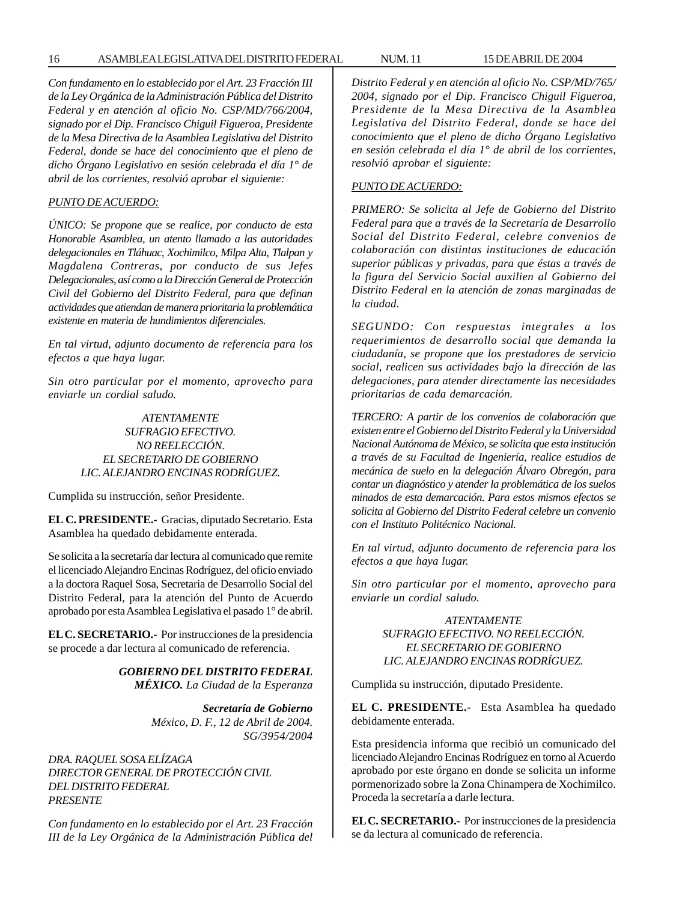*Con fundamento en lo establecido por el Art. 23 Fracción III de la Ley Orgánica de la Administración Pública del Distrito Federal y en atención al oficio No. CSP/MD/766/2004, signado por el Dip. Francisco Chiguil Figueroa, Presidente de la Mesa Directiva de la Asamblea Legislativa del Distrito Federal, donde se hace del conocimiento que el pleno de dicho Órgano Legislativo en sesión celebrada el día 1° de abril de los corrientes, resolvió aprobar el siguiente:*

*PUNTO DE ACUERDO:*

*ÚNICO: Se propone que se realice, por conducto de esta Honorable Asamblea, un atento llamado a las autoridades delegacionales en Tláhuac, Xochimilco, Milpa Alta, Tlalpan y Magdalena Contreras, por conducto de sus Jefes Delegacionales, así como a la Dirección General de Protección Civil del Gobierno del Distrito Federal, para que definan actividades que atiendan de manera prioritaria la problemática existente en materia de hundimientos diferenciales.*

*En tal virtud, adjunto documento de referencia para los efectos a que haya lugar.*

*Sin otro particular por el momento, aprovecho para enviarle un cordial saludo.*

*ATENTAMENTE*
*SUFRAGIO EFECTIVO.*
*NO REELECCIÓN.*
*EL SECRETARIO DE GOBIERNO*
*LIC. ALEJANDRO ENCINAS RODRÍGUEZ.*

Cumplida su instrucción, señor Presidente.

**EL C. PRESIDENTE.-** Gracias, diputado Secretario. Esta Asamblea ha quedado debidamente enterada.

Se solicita a la secretaría dar lectura al comunicado que remite el licenciado Alejandro Encinas Rodríguez, del oficio enviado a la doctora Raquel Sosa, Secretaria de Desarrollo Social del Distrito Federal, para la atención del Punto de Acuerdo aprobado por esta Asamblea Legislativa el pasado 1° de abril.

**EL C. SECRETARIO.-** Por instrucciones de la presidencia se procede a dar lectura al comunicado de referencia.

***GOBIERNO DEL DISTRITO FEDERAL***
***MÉXICO.*** *La Ciudad de la Esperanza*

***Secretaría de Gobierno***
*México, D. F., 12 de Abril de 2004.*
*SG/3954/2004*

*DRA. RAQUEL SOSA ELÍZAGA*
*DIRECTOR GENERAL DE PROTECCIÓN CIVIL*
*DEL DISTRITO FEDERAL*
*PRESENTE*

*Con fundamento en lo establecido por el Art. 23 Fracción III de la Ley Orgánica de la Administración Pública del Distrito Federal y en atención al oficio No. CSP/MD/765/2004, signado por el Dip. Francisco Chiguil Figueroa, Presidente de la Mesa Directiva de la Asamblea Legislativa del Distrito Federal, donde se hace del conocimiento que el pleno de dicho Órgano Legislativo en sesión celebrada el día 1° de abril de los corrientes, resolvió aprobar el siguiente:*

*PUNTO DE ACUERDO:*

*PRIMERO: Se solicita al Jefe de Gobierno del Distrito Federal para que a través de la Secretaría de Desarrollo Social del Distrito Federal, celebre convenios de colaboración con distintas instituciones de educación superior públicas y privadas, para que éstas a través de la figura del Servicio Social auxilien al Gobierno del Distrito Federal en la atención de zonas marginadas de la ciudad.*

*SEGUNDO: Con respuestas integrales a los requerimientos de desarrollo social que demanda la ciudadanía, se propone que los prestadores de servicio social, realicen sus actividades bajo la dirección de las delegaciones, para atender directamente las necesidades prioritarias de cada demarcación.*

*TERCERO: A partir de los convenios de colaboración que existen entre el Gobierno del Distrito Federal y la Universidad Nacional Autónoma de México, se solicita que esta institución a través de su Facultad de Ingeniería, realice estudios de mecánica de suelo en la delegación Álvaro Obregón, para contar un diagnóstico y atender la problemática de los suelos minados de esta demarcación. Para estos mismos efectos se solicita al Gobierno del Distrito Federal celebre un convenio con el Instituto Politécnico Nacional.*

*En tal virtud, adjunto documento de referencia para los efectos a que haya lugar.*

*Sin otro particular por el momento, aprovecho para enviarle un cordial saludo.*

*ATENTAMENTE*
*SUFRAGIO EFECTIVO. NO REELECCIÓN.*
*EL SECRETARIO DE GOBIERNO*
*LIC. ALEJANDRO ENCINAS RODRÍGUEZ.*

Cumplida su instrucción, diputado Presidente.

**EL C. PRESIDENTE.-** Esta Asamblea ha quedado debidamente enterada.

Esta presidencia informa que recibió un comunicado del licenciado Alejandro Encinas Rodríguez en torno al Acuerdo aprobado por este órgano en donde se solicita un informe pormenorizado sobre la Zona Chinampera de Xochimilco. Proceda la secretaría a darle lectura.

**EL C. SECRETARIO.-** Por instrucciones de la presidencia se da lectura al comunicado de referencia.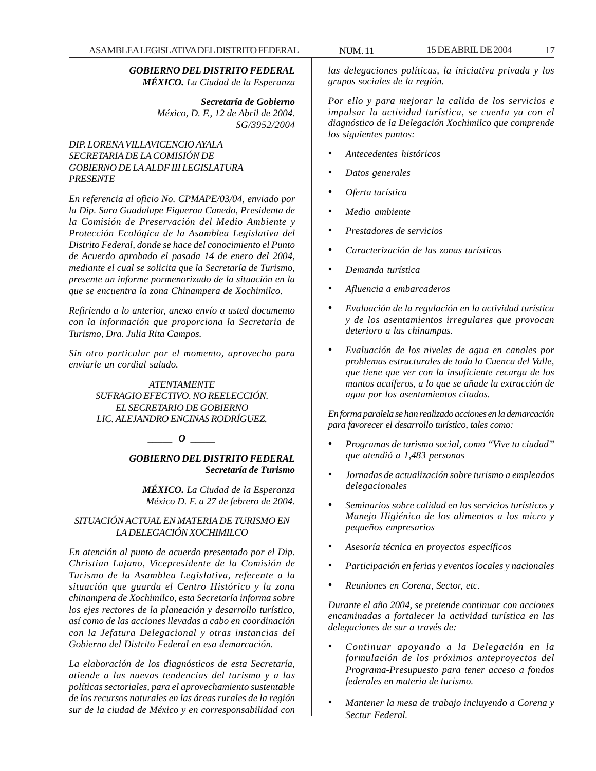***GOBIERNO DEL DISTRITO FEDERAL***
***MÉXICO.*** *La Ciudad de la Esperanza*

***Secretaría de Gobierno***
*México, D. F., 12 de Abril de 2004.*
*SG/3952/2004*

*DIP. LORENA VILLAVICENCIO AYALA*
*SECRETARIA DE LA COMISIÓN DE*
*GOBIERNO DE LA ALDF III LEGISLATURA*
*PRESENTE*

*En referencia al oficio No. CPMAPE/03/04, enviado por la Dip. Sara Guadalupe Figueroa Canedo, Presidenta de la Comisión de Preservación del Medio Ambiente y Protección Ecológica de la Asamblea Legislativa del Distrito Federal, donde se hace del conocimiento el Punto de Acuerdo aprobado el pasada 14 de enero del 2004, mediante el cual se solicita que la Secretaría de Turismo, presente un informe pormenorizado de la situación en la que se encuentra la zona Chinampera de Xochimilco.*

*Refiriendo a lo anterior, anexo envío a usted documento con la información que proporciona la Secretaria de Turismo, Dra. Julia Rita Campos.*

*Sin otro particular por el momento, aprovecho para enviarle un cordial saludo.*

*ATENTAMENTE*
*SUFRAGIO EFECTIVO. NO REELECCIÓN.*
*EL SECRETARIO DE GOBIERNO*
*LIC. ALEJANDRO ENCINAS RODRÍGUEZ.*

***_____ O _____***

***GOBIERNO DEL DISTRITO FEDERAL***
***Secretaría de Turismo***

***MÉXICO.*** *La Ciudad de la Esperanza*
*México D. F. a 27 de febrero de 2004.*

*SITUACIÓN ACTUAL EN MATERIA DE TURISMO EN LA DELEGACIÓN XOCHIMILCO*

*En atención al punto de acuerdo presentado por el Dip. Christian Lujano, Vicepresidente de la Comisión de Turismo de la Asamblea Legislativa, referente a la situación que guarda el Centro Histórico y la zona chinampera de Xochimilco, esta Secretaría informa sobre los ejes rectores de la planeación y desarrollo turístico, así como de las acciones llevadas a cabo en coordinación con la Jefatura Delegacional y otras instancias del Gobierno del Distrito Federal en esa demarcación.*

*La elaboración de los diagnósticos de esta Secretaría, atiende a las nuevas tendencias del turismo y a las políticas sectoriales, para el aprovechamiento sustentable de los recursos naturales en las áreas rurales de la región sur de la ciudad de México y en corresponsabilidad con las delegaciones políticas, la iniciativa privada y los grupos sociales de la región.*

*Por ello y para mejorar la calida de los servicios e impulsar la actividad turística, se cuenta ya con el diagnóstico de la Delegación Xochimilco que comprende los siguientes puntos:*

- *Antecedentes históricos*
- *Datos generales*
- *Oferta turística*
- *Medio ambiente*
- *Prestadores de servicios*
- *Caracterización de las zonas turísticas*
- *Demanda turística*
- *Afluencia a embarcaderos*
- *Evaluación de la regulación en la actividad turística y de los asentamientos irregulares que provocan deterioro a las chinampas.*
- *Evaluación de los niveles de agua en canales por problemas estructurales de toda la Cuenca del Valle, que tiene que ver con la insuficiente recarga de los mantos acuíferos, a lo que se añade la extracción de agua por los asentamientos citados.*

*En forma paralela se han realizado acciones en la demarcación para favorecer el desarrollo turístico, tales como:*

- *Programas de turismo social, como "Vive tu ciudad" que atendió a 1,483 personas*
- *Jornadas de actualización sobre turismo a empleados delegacionales*
- *Seminarios sobre calidad en los servicios turísticos y Manejo Higiénico de los alimentos a los micro y pequeños empresarios*
- *Asesoría técnica en proyectos específicos*
- *Participación en ferias y eventos locales y nacionales*
- *Reuniones en Corena, Sector, etc.*

*Durante el año 2004, se pretende continuar con acciones encaminadas a fortalecer la actividad turística en las delegaciones de sur a través de:*

- *Continuar apoyando a la Delegación en la formulación de los próximos anteproyectos del Programa-Presupuesto para tener acceso a fondos federales en materia de turismo.*
- *Mantener la mesa de trabajo incluyendo a Corena y Sectur Federal.*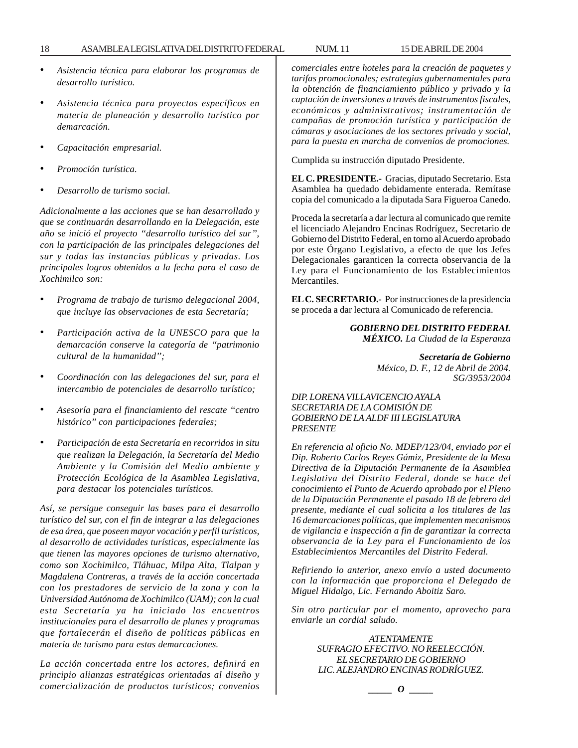- *Asistencia técnica para elaborar los programas de desarrollo turístico.*

- *Asistencia técnica para proyectos específicos en materia de planeación y desarrollo turístico por demarcación.*

- *Capacitación empresarial.*

- *Promoción turística.*

- *Desarrollo de turismo social.*

*Adicionalmente a las acciones que se han desarrollado y que se continuarán desarrollando en la Delegación, este año se inició el proyecto "desarrollo turístico del sur", con la participación de las principales delegaciones del sur y todas las instancias públicas y privadas. Los principales logros obtenidos a la fecha para el caso de Xochimilco son:*

- *Programa de trabajo de turismo delegacional 2004, que incluye las observaciones de esta Secretaría;*

- *Participación activa de la UNESCO para que la demarcación conserve la categoría de "patrimonio cultural de la humanidad";*

- *Coordinación con las delegaciones del sur, para el intercambio de potenciales de desarrollo turístico;*

- *Asesoría para el financiamiento del rescate "centro histórico" con participaciones federales;*

- *Participación de esta Secretaría en recorridos in situ que realizan la Delegación, la Secretaría del Medio Ambiente y la Comisión del Medio ambiente y Protección Ecológica de la Asamblea Legislativa, para destacar los potenciales turísticos.*

*Así, se persigue conseguir las bases para el desarrollo turístico del sur, con el fin de integrar a las delegaciones de esa área, que poseen mayor vocación y perfil turísticos, al desarrollo de actividades turísticas, especialmente las que tienen las mayores opciones de turismo alternativo, como son Xochimilco, Tláhuac, Milpa Alta, Tlalpan y Magdalena Contreras, a través de la acción concertada con los prestadores de servicio de la zona y con la Universidad Autónoma de Xochimilco (UAM); con la cual esta Secretaría ya ha iniciado los encuentros institucionales para el desarrollo de planes y programas que fortalecerán el diseño de políticas públicas en materia de turismo para estas demarcaciones.*

*La acción concertada entre los actores, definirá en principio alianzas estratégicas orientadas al diseño y comercialización de productos turísticos; convenios comerciales entre hoteles para la creación de paquetes y tarifas promocionales; estrategias gubernamentales para la obtención de financiamiento público y privado y la captación de inversiones a través de instrumentos fiscales, económicos y administrativos; instrumentación de campañas de promoción turística y participación de cámaras y asociaciones de los sectores privado y social, para la puesta en marcha de convenios de promociones.*

Cumplida su instrucción diputado Presidente.

**EL C. PRESIDENTE.-** Gracias, diputado Secretario. Esta Asamblea ha quedado debidamente enterada. Remítase copia del comunicado a la diputada Sara Figueroa Canedo.

Proceda la secretaría a dar lectura al comunicado que remite el licenciado Alejandro Encinas Rodríguez, Secretario de Gobierno del Distrito Federal, en torno al Acuerdo aprobado por este Órgano Legislativo, a efecto de que los Jefes Delegacionales garanticen la correcta observancia de la Ley para el Funcionamiento de los Establecimientos Mercantiles.

**EL C. SECRETARIO.-** Por instrucciones de la presidencia se proceda a dar lectura al Comunicado de referencia.

***GOBIERNO DEL DISTRITO FEDERAL***
***MÉXICO.*** *La Ciudad de la Esperanza*

***Secretaría de Gobierno***
*México, D. F., 12 de Abril de 2004.*
*SG/3953/2004*

*DIP. LORENA VILLAVICENCIO AYALA*
*SECRETARIA DE LA COMISIÓN DE*
*GOBIERNO DE LA ALDF III LEGISLATURA*
*PRESENTE*

*En referencia al oficio No. MDEP/123/04, enviado por el Dip. Roberto Carlos Reyes Gámiz, Presidente de la Mesa Directiva de la Diputación Permanente de la Asamblea Legislativa del Distrito Federal, donde se hace del conocimiento el Punto de Acuerdo aprobado por el Pleno de la Diputación Permanente el pasado 18 de febrero del presente, mediante el cual solicita a los titulares de las 16 demarcaciones políticas, que implementen mecanismos de vigilancia e inspección a fin de garantizar la correcta observancia de la Ley para el Funcionamiento de los Establecimientos Mercantiles del Distrito Federal.*

*Refiriendo lo anterior, anexo envío a usted documento con la información que proporciona el Delegado de Miguel Hidalgo, Lic. Fernando Aboitiz Saro.*

*Sin otro particular por el momento, aprovecho para enviarle un cordial saludo.*

*ATENTAMENTE*
*SUFRAGIO EFECTIVO. NO REELECCIÓN.*
*EL SECRETARIO DE GOBIERNO*
*LIC. ALEJANDRO ENCINAS RODRÍGUEZ.*

***_____ O _____***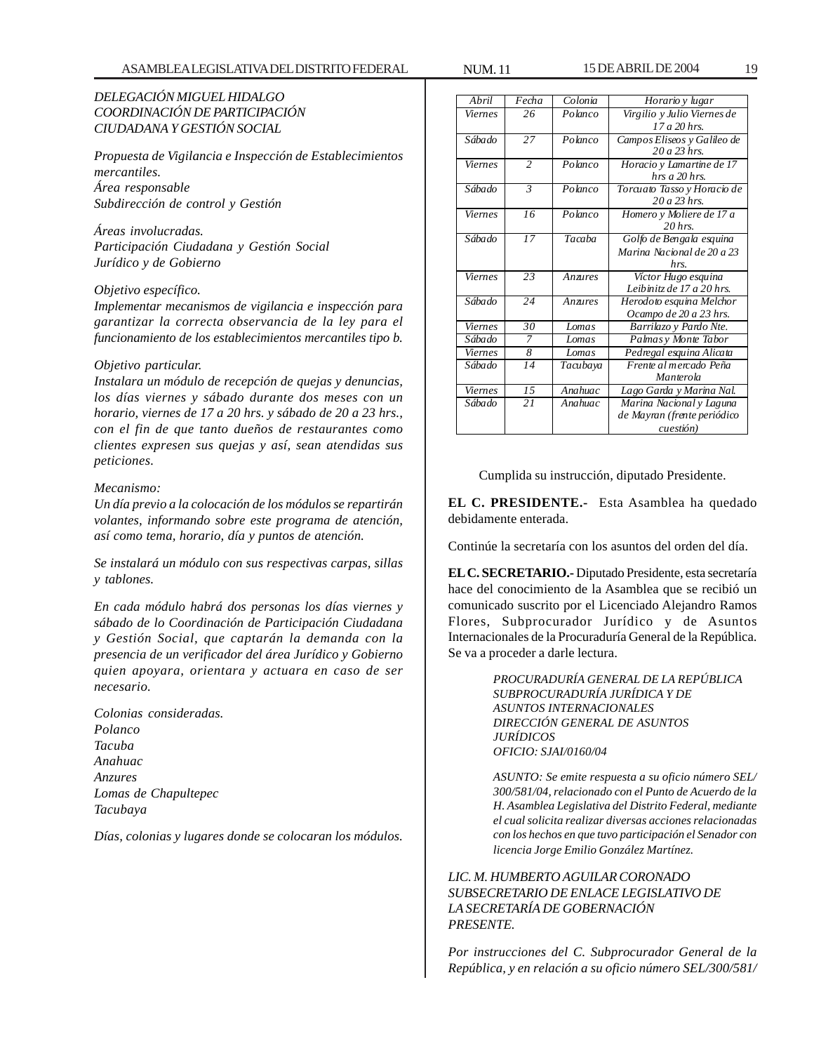*DELEGACIÓN MIGUEL HIDALGO*
*COORDINACIÓN DE PARTICIPACIÓN CIUDADANA Y GESTIÓN SOCIAL*

*Propuesta de Vigilancia e Inspección de Establecimientos mercantiles.*
*Área responsable*
*Subdirección de control y Gestión*

*Áreas involucradas.*
*Participación Ciudadana y Gestión Social*
*Jurídico y de Gobierno*

*Objetivo específico.*
*Implementar mecanismos de vigilancia e inspección para garantizar la correcta observancia de la ley para el funcionamiento de los establecimientos mercantiles tipo b.*

*Objetivo particular.*
*Instalara un módulo de recepción de quejas y denuncias, los días viernes y sábado durante dos meses con un horario, viernes de 17 a 20 hrs. y sábado de 20 a 23 hrs., con el fin de que tanto dueños de restaurantes como clientes expresen sus quejas y así, sean atendidas sus peticiones.*

*Mecanismo:*
*Un día previo a la colocación de los módulos se repartirán volantes, informando sobre este programa de atención, así como tema, horario, día y puntos de atención.*

*Se instalará un módulo con sus respectivas carpas, sillas y tablones.*

*En cada módulo habrá dos personas los días viernes y sábado de lo Coordinación de Participación Ciudadana y Gestión Social, que captarán la demanda con la presencia de un verificador del área Jurídico y Gobierno quien apoyara, orientara y actuara en caso de ser necesario.*

*Colonias consideradas.*
*Polanco*
*Tacuba*
*Anahuac*
*Anzures*
*Lomas de Chapultepec*
*Tacubaya*

*Días, colonias y lugares donde se colocaran los módulos.*

| *Abril* | *Fecha* | *Colonia* | *Horario y lugar* |
|---|---|---|---|
| *Viernes* | *26* | *Polanco* | *Virgilio y Julio Viernes de 17 a 20 hrs.* |
| *Sábado* | *27* | *Polanco* | *Campos Eliseos y Galileo de 20 a 23 hrs.* |
| *Viernes* | *2* | *Polanco* | *Horacio y Lamartine de 17 hrs a 20 hrs.* |
| *Sábado* | *3* | *Polanco* | *Torcuato Tasso y Horacio de 20 a 23 hrs.* |
| *Viernes* | *16* | *Polanco* | *Homero y Moliere de 17 a 20 hrs.* |
| *Sábado* | *17* | *Tacaba* | *Golfo de Bengala esquina Marina Nacional de 20 a 23 hrs.* |
| *Viernes* | *23* | *Anzures* | *Víctor Hugo esquina Leibinitz de 17 a 20 hrs.* |
| *Sábado* | *24* | *Anzures* | *Herodoto esquina Melchor Ocampo de 20 a 23 hrs.* |
| *Viernes* | *30* | *Lomas* | *Barrilazo y Pardo Nte.* |
| *Sábado* | *7* | *Lomas* | *Palmas y Monte Tabor* |
| *Viernes* | *8* | *Lomas* | *Pedregal esquina Alicata* |
| *Sábado* | *14* | *Tacubaya* | *Frente al mercado Peña Manterola* |
| *Viernes* | *15* | *Anahuac* | *Lago Garda y Marina Nal.* |
| *Sábado* | *21* | *Anahuac* | *Marina Nacional y Laguna de Mayran (frente periódico cuestión)* |

Cumplida su instrucción, diputado Presidente.

**EL C. PRESIDENTE.-** Esta Asamblea ha quedado debidamente enterada.

Continúe la secretaría con los asuntos del orden del día.

**EL C. SECRETARIO.-** Diputado Presidente, esta secretaría hace del conocimiento de la Asamblea que se recibió un comunicado suscrito por el Licenciado Alejandro Ramos Flores, Subprocurador Jurídico y de Asuntos Internacionales de la Procuraduría General de la República. Se va a proceder a darle lectura.

*PROCURADURÍA GENERAL DE LA REPÚBLICA*
*SUBPROCURADURÍA JURÍDICA Y DE ASUNTOS INTERNACIONALES*
*DIRECCIÓN GENERAL DE ASUNTOS JURÍDICOS*
*OFICIO: SJAI/0160/04*

*ASUNTO: Se emite respuesta a su oficio número SEL/300/581/04, relacionado con el Punto de Acuerdo de la H. Asamblea Legislativa del Distrito Federal, mediante el cual solicita realizar diversas acciones relacionadas con los hechos en que tuvo participación el Senador con licencia Jorge Emilio González Martínez.*

*LIC. M. HUMBERTO AGUILAR CORONADO*
*SUBSECRETARIO DE ENLACE LEGISLATIVO DE LA SECRETARÍA DE GOBERNACIÓN*
*PRESENTE.*

*Por instrucciones del C. Subprocurador General de la República, y en relación a su oficio número SEL/300/581/*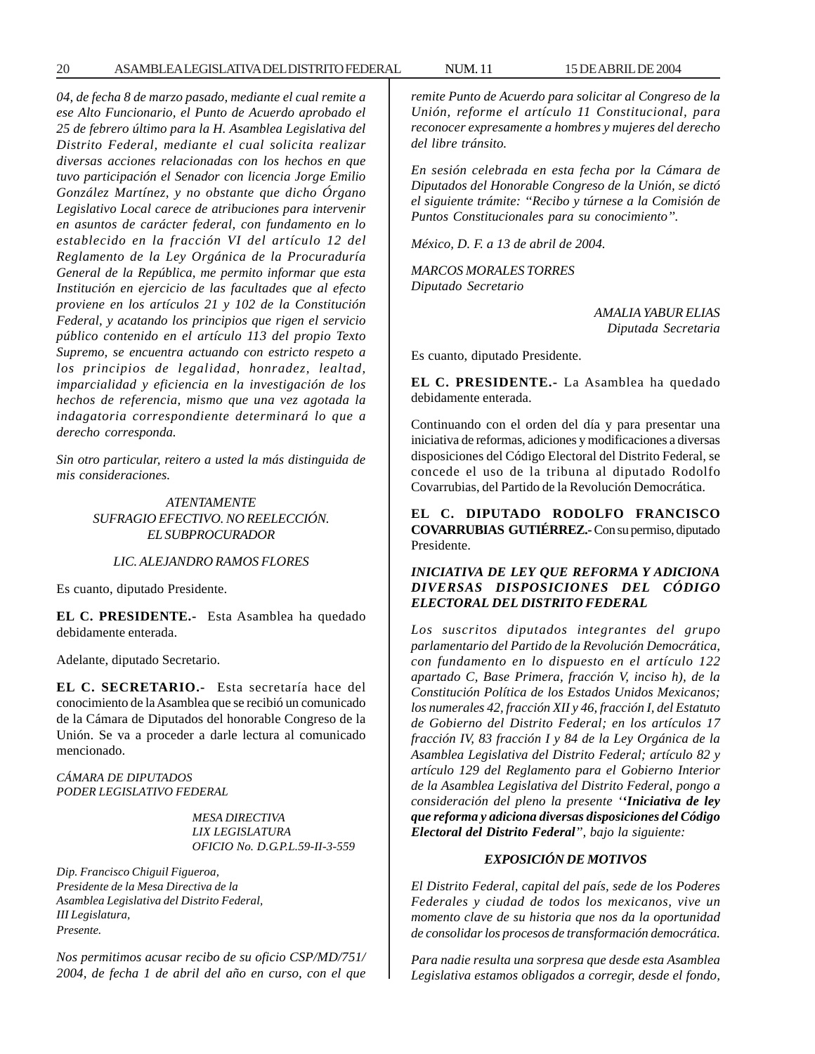*04, de fecha 8 de marzo pasado, mediante el cual remite a ese Alto Funcionario, el Punto de Acuerdo aprobado el 25 de febrero último para la H. Asamblea Legislativa del Distrito Federal, mediante el cual solicita realizar diversas acciones relacionadas con los hechos en que tuvo participación el Senador con licencia Jorge Emilio González Martínez, y no obstante que dicho Órgano Legislativo Local carece de atribuciones para intervenir en asuntos de carácter federal, con fundamento en lo establecido en la fracción VI del artículo 12 del Reglamento de la Ley Orgánica de la Procuraduría General de la República, me permito informar que esta Institución en ejercicio de las facultades que al efecto proviene en los artículos 21 y 102 de la Constitución Federal, y acatando los principios que rigen el servicio público contenido en el artículo 113 del propio Texto Supremo, se encuentra actuando con estricto respeto a los principios de legalidad, honradez, lealtad, imparcialidad y eficiencia en la investigación de los hechos de referencia, mismo que una vez agotada la indagatoria correspondiente determinará lo que a derecho corresponda.*

*Sin otro particular, reitero a usted la más distinguida de mis consideraciones.*

*ATENTAMENTE*
*SUFRAGIO EFECTIVO. NO REELECCIÓN.*
*EL SUBPROCURADOR*

*LIC. ALEJANDRO RAMOS FLORES*

Es cuanto, diputado Presidente.

**EL C. PRESIDENTE.-** Esta Asamblea ha quedado debidamente enterada.

Adelante, diputado Secretario.

**EL C. SECRETARIO.-** Esta secretaría hace del conocimiento de la Asamblea que se recibió un comunicado de la Cámara de Diputados del honorable Congreso de la Unión. Se va a proceder a darle lectura al comunicado mencionado.

*CÁMARA DE DIPUTADOS*
*PODER LEGISLATIVO FEDERAL*

*MESA DIRECTIVA*
*LIX LEGISLATURA*
*OFICIO No. D.G.P.L.59-II-3-559*

*Dip. Francisco Chiguil Figueroa,*
*Presidente de la Mesa Directiva de la*
*Asamblea Legislativa del Distrito Federal,*
*III Legislatura,*
*Presente.*

*Nos permitimos acusar recibo de su oficio CSP/MD/751/2004, de fecha 1 de abril del año en curso, con el que remite Punto de Acuerdo para solicitar al Congreso de la Unión, reforme el artículo 11 Constitucional, para reconocer expresamente a hombres y mujeres del derecho del libre tránsito.*

*En sesión celebrada en esta fecha por la Cámara de Diputados del Honorable Congreso de la Unión, se dictó el siguiente trámite: "Recibo y túrnese a la Comisión de Puntos Constitucionales para su conocimiento".*

*México, D. F. a 13 de abril de 2004.*

*MARCOS MORALES TORRES*
*Diputado Secretario*

*AMALIA YABUR ELIAS*
*Diputada Secretaria*

Es cuanto, diputado Presidente.

**EL C. PRESIDENTE.-** La Asamblea ha quedado debidamente enterada.

Continuando con el orden del día y para presentar una iniciativa de reformas, adiciones y modificaciones a diversas disposiciones del Código Electoral del Distrito Federal, se concede el uso de la tribuna al diputado Rodolfo Covarrubias, del Partido de la Revolución Democrática.

**EL C. DIPUTADO RODOLFO FRANCISCO COVARRUBIAS GUTIÉRREZ.-** Con su permiso, diputado Presidente.

***INICIATIVA DE LEY QUE REFORMA Y ADICIONA DIVERSAS DISPOSICIONES DEL CÓDIGO ELECTORAL DEL DISTRITO FEDERAL***

*Los suscritos diputados integrantes del grupo parlamentario del Partido de la Revolución Democrática, con fundamento en lo dispuesto en el artículo 122 apartado C, Base Primera, fracción V, inciso h), de la Constitución Política de los Estados Unidos Mexicanos; los numerales 42, fracción XII y 46, fracción I, del Estatuto de Gobierno del Distrito Federal; en los artículos 17 fracción IV, 83 fracción I y 84 de la Ley Orgánica de la Asamblea Legislativa del Distrito Federal; artículo 82 y artículo 129 del Reglamento para el Gobierno Interior de la Asamblea Legislativa del Distrito Federal, pongo a consideración del pleno la presente "**Iniciativa de ley que reforma y adiciona diversas disposiciones del Código Electoral del Distrito Federal**", bajo la siguiente:*

***EXPOSICIÓN DE MOTIVOS***

*El Distrito Federal, capital del país, sede de los Poderes Federales y ciudad de todos los mexicanos, vive un momento clave de su historia que nos da la oportunidad de consolidar los procesos de transformación democrática.*

*Para nadie resulta una sorpresa que desde esta Asamblea Legislativa estamos obligados a corregir, desde el fondo,*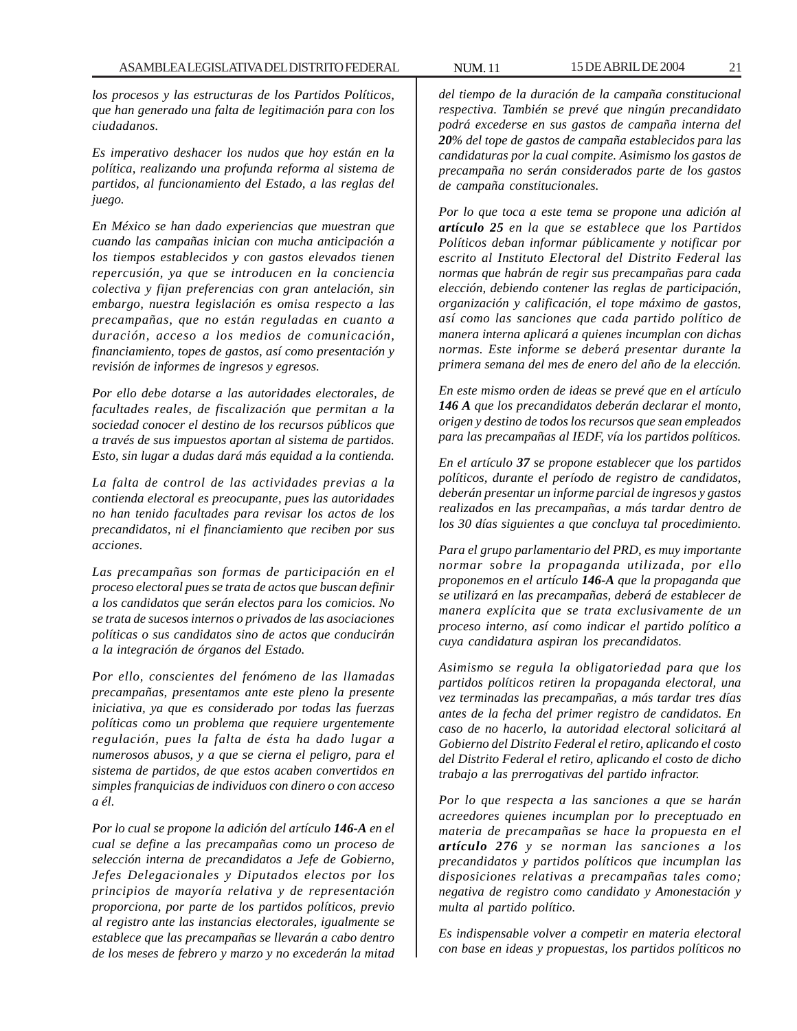*los procesos y las estructuras de los Partidos Políticos, que han generado una falta de legitimación para con los ciudadanos.*

*Es imperativo deshacer los nudos que hoy están en la política, realizando una profunda reforma al sistema de partidos, al funcionamiento del Estado, a las reglas del juego.*

*En México se han dado experiencias que muestran que cuando las campañas inician con mucha anticipación a los tiempos establecidos y con gastos elevados tienen repercusión, ya que se introducen en la conciencia colectiva y fijan preferencias con gran antelación, sin embargo, nuestra legislación es omisa respecto a las precampañas, que no están reguladas en cuanto a duración, acceso a los medios de comunicación, financiamiento, topes de gastos, así como presentación y revisión de informes de ingresos y egresos.*

*Por ello debe dotarse a las autoridades electorales, de facultades reales, de fiscalización que permitan a la sociedad conocer el destino de los recursos públicos que a través de sus impuestos aportan al sistema de partidos. Esto, sin lugar a dudas dará más equidad a la contienda.*

*La falta de control de las actividades previas a la contienda electoral es preocupante, pues las autoridades no han tenido facultades para revisar los actos de los precandidatos, ni el financiamiento que reciben por sus acciones.*

*Las precampañas son formas de participación en el proceso electoral pues se trata de actos que buscan definir a los candidatos que serán electos para los comicios. No se trata de sucesos internos o privados de las asociaciones políticas o sus candidatos sino de actos que conducirán a la integración de órganos del Estado.*

*Por ello, conscientes del fenómeno de las llamadas precampañas, presentamos ante este pleno la presente iniciativa, ya que es considerado por todas las fuerzas políticas como un problema que requiere urgentemente regulación, pues la falta de ésta ha dado lugar a numerosos abusos, y a que se cierna el peligro, para el sistema de partidos, de que estos acaben convertidos en simples franquicias de individuos con dinero o con acceso a él.*

*Por lo cual se propone la adición del artículo **146-A** en el cual se define a las precampañas como un proceso de selección interna de precandidatos a Jefe de Gobierno, Jefes Delegacionales y Diputados electos por los principios de mayoría relativa y de representación proporciona, por parte de los partidos políticos, previo al registro ante las instancias electorales, igualmente se establece que las precampañas se llevarán a cabo dentro de los meses de febrero y marzo y no excederán la mitad del tiempo de la duración de la campaña constitucional respectiva. También se prevé que ningún precandidato podrá excederse en sus gastos de campaña interna del **20%** del tope de gastos de campaña establecidos para las candidaturas por la cual compite. Asimismo los gastos de precampaña no serán considerados parte de los gastos de campaña constitucionales.*

*Por lo que toca a este tema se propone una adición al **artículo 25** en la que se establece que los Partidos Políticos deban informar públicamente y notificar por escrito al Instituto Electoral del Distrito Federal las normas que habrán de regir sus precampañas para cada elección, debiendo contener las reglas de participación, organización y calificación, el tope máximo de gastos, así como las sanciones que cada partido político de manera interna aplicará a quienes incumplan con dichas normas. Este informe se deberá presentar durante la primera semana del mes de enero del año de la elección.*

*En este mismo orden de ideas se prevé que en el artículo **146 A** que los precandidatos deberán declarar el monto, origen y destino de todos los recursos que sean empleados para las precampañas al IEDF, vía los partidos políticos.*

*En el artículo **37** se propone establecer que los partidos políticos, durante el período de registro de candidatos, deberán presentar un informe parcial de ingresos y gastos realizados en las precampañas, a más tardar dentro de los 30 días siguientes a que concluya tal procedimiento.*

*Para el grupo parlamentario del PRD, es muy importante normar sobre la propaganda utilizada, por ello proponemos en el artículo **146-A** que la propaganda que se utilizará en las precampañas, deberá de establecer de manera explícita que se trata exclusivamente de un proceso interno, así como indicar el partido político a cuya candidatura aspiran los precandidatos.*

*Asimismo se regula la obligatoriedad para que los partidos políticos retiren la propaganda electoral, una vez terminadas las precampañas, a más tardar tres días antes de la fecha del primer registro de candidatos. En caso de no hacerlo, la autoridad electoral solicitará al Gobierno del Distrito Federal el retiro, aplicando el costo del Distrito Federal el retiro, aplicando el costo de dicho trabajo a las prerrogativas del partido infractor.*

*Por lo que respecta a las sanciones a que se harán acreedores quienes incumplan por lo preceptuado en materia de precampañas se hace la propuesta en el **artículo 276** y se norman las sanciones a los precandidatos y partidos políticos que incumplan las disposiciones relativas a precampañas tales como; negativa de registro como candidato y Amonestación y multa al partido político.*

*Es indispensable volver a competir en materia electoral con base en ideas y propuestas, los partidos políticos no*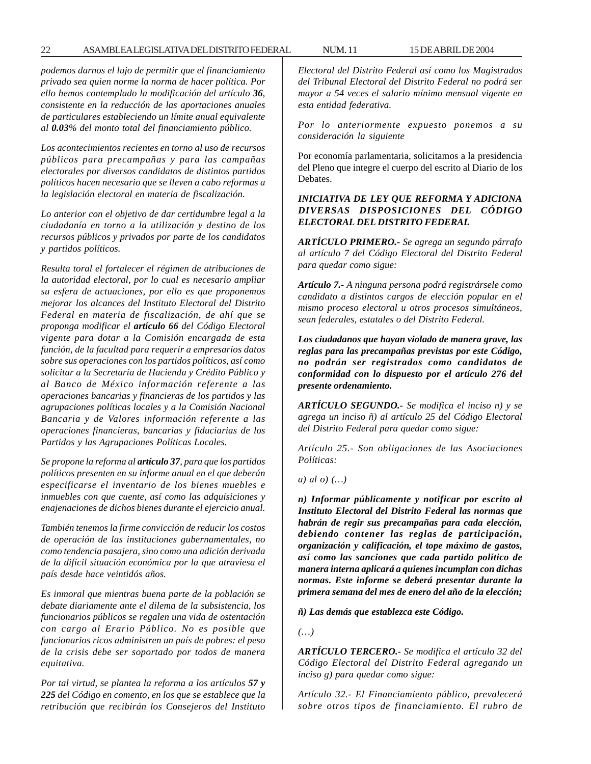*podemos darnos el lujo de permitir que el financiamiento privado sea quien norme la norma de hacer política. Por ello hemos contemplado la modificación del artículo **36**, consistente en la reducción de las aportaciones anuales de particulares estableciendo un límite anual equivalente al **0.03%** del monto total del financiamiento público.*

*Los acontecimientos recientes en torno al uso de recursos públicos para precampañas y para las campañas electorales por diversos candidatos de distintos partidos políticos hacen necesario que se lleven a cabo reformas a la legislación electoral en materia de fiscalización.*

*Lo anterior con el objetivo de dar certidumbre legal a la ciudadanía en torno a la utilización y destino de los recursos públicos y privados por parte de los candidatos y partidos políticos.*

*Resulta toral el fortalecer el régimen de atribuciones de la autoridad electoral, por lo cual es necesario ampliar su esfera de actuaciones, por ello es que proponemos mejorar los alcances del Instituto Electoral del Distrito Federal en materia de fiscalización, de ahí que se proponga modificar el **artículo 66** del Código Electoral vigente para dotar a la Comisión encargada de esta función, de la facultad para requerir a empresarios datos sobre sus operaciones con los partidos políticos, así como solicitar a la Secretaría de Hacienda y Crédito Público y al Banco de México información referente a las operaciones bancarias y financieras de los partidos y las agrupaciones políticas locales y a la Comisión Nacional Bancaria y de Valores información referente a las operaciones financieras, bancarias y fiduciarias de los Partidos y las Agrupaciones Políticas Locales.*

*Se propone la reforma al **artículo 37**, para que los partidos políticos presenten en su informe anual en el que deberán especificarse el inventario de los bienes muebles e inmuebles con que cuente, así como las adquisiciones y enajenaciones de dichos bienes durante el ejercicio anual.*

*También tenemos la firme convicción de reducir los costos de operación de las instituciones gubernamentales, no como tendencia pasajera, sino como una adición derivada de la difícil situación económica por la que atraviesa el país desde hace veintidós años.*

*Es inmoral que mientras buena parte de la población se debate diariamente ante el dilema de la subsistencia, los funcionarios públicos se regalen una vida de ostentación con cargo al Erario Público. No es posible que funcionarios ricos administren un país de pobres: el peso de la crisis debe ser soportado por todos de manera equitativa.*

*Por tal virtud, se plantea la reforma a los artículos **57 y 225** del Código en comento, en los que se establece que la retribución que recibirán los Consejeros del Instituto Electoral del Distrito Federal así como los Magistrados del Tribunal Electoral del Distrito Federal no podrá ser mayor a 54 veces el salario mínimo mensual vigente en esta entidad federativa.*

*Por lo anteriormente expuesto ponemos a su consideración la siguiente*

Por economía parlamentaria, solicitamos a la presidencia del Pleno que integre el cuerpo del escrito al Diario de los Debates.

***INICIATIVA DE LEY QUE REFORMA Y ADICIONA DIVERSAS DISPOSICIONES DEL CÓDIGO ELECTORAL DEL DISTRITO FEDERAL***

***ARTÍCULO PRIMERO.-** Se agrega un segundo párrafo al artículo 7 del Código Electoral del Distrito Federal para quedar como sigue:*

***Artículo 7.-** A ninguna persona podrá registrársele como candidato a distintos cargos de elección popular en el mismo proceso electoral u otros procesos simultáneos, sean federales, estatales o del Distrito Federal.*

***Los ciudadanos que hayan violado de manera grave, las reglas para las precampañas previstas por este Código, no podrán ser registrados como candidatos de conformidad con lo dispuesto por el artículo 276 del presente ordenamiento.***

***ARTÍCULO SEGUNDO.-** Se modifica el inciso n) y se agrega un inciso ñ) al artículo 25 del Código Electoral del Distrito Federal para quedar como sigue:*

*Artículo 25.- Son obligaciones de las Asociaciones Políticas:*

*a) al o) (…)*

***n) Informar públicamente y notificar por escrito al Instituto Electoral del Distrito Federal las normas que habrán de regir sus precampañas para cada elección, debiendo contener las reglas de participación, organización y calificación, el tope máximo de gastos, así como las sanciones que cada partido político de manera interna aplicará a quienes incumplan con dichas normas. Este informe se deberá presentar durante la primera semana del mes de enero del año de la elección;***

***ñ) Las demás que establezca este Código.***

*(…)*

***ARTÍCULO TERCERO.-** Se modifica el artículo 32 del Código Electoral del Distrito Federal agregando un inciso g) para quedar como sigue:*

*Artículo 32.- El Financiamiento público, prevalecerá sobre otros tipos de financiamiento. El rubro de*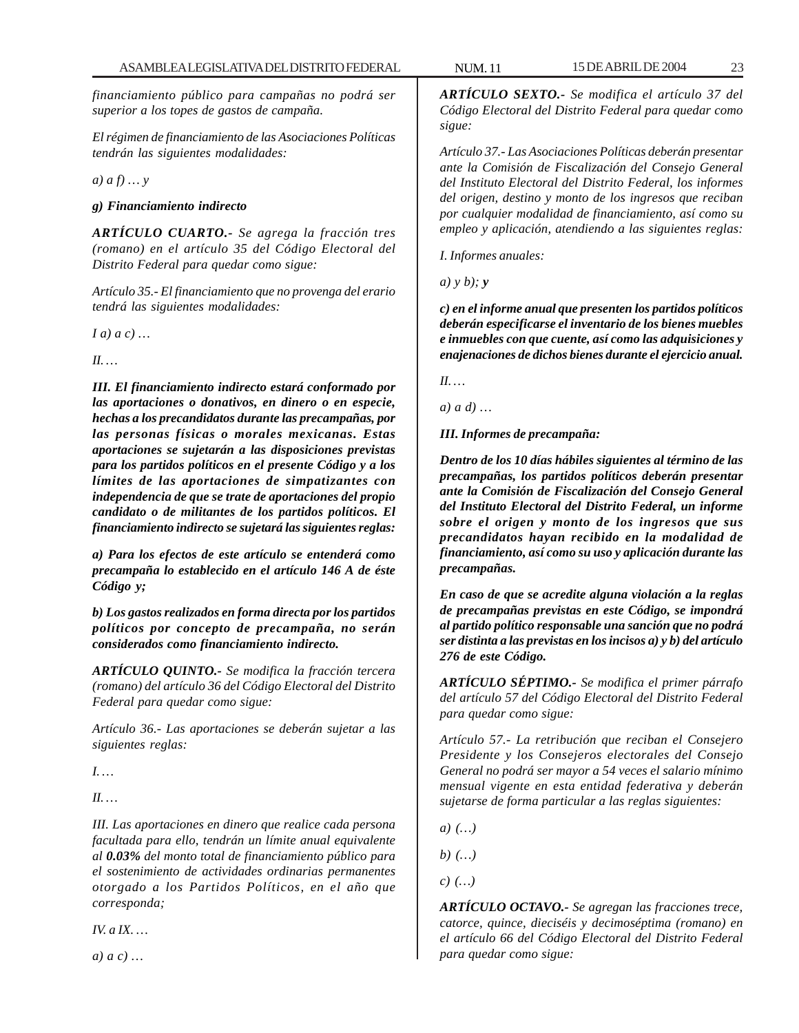*financiamiento público para campañas no podrá ser superior a los topes de gastos de campaña.*

*El régimen de financiamiento de las Asociaciones Políticas tendrán las siguientes modalidades:*

*a) a f) … y*

***g) Financiamiento indirecto***

***ARTÍCULO CUARTO.-*** *Se agrega la fracción tres (romano) en el artículo 35 del Código Electoral del Distrito Federal para quedar como sigue:*

*Artículo 35.- El financiamiento que no provenga del erario tendrá las siguientes modalidades:*

*I a) a c) …*

*II. …*

***III. El financiamiento indirecto estará conformado por las aportaciones o donativos, en dinero o en especie, hechas a los precandidatos durante las precampañas, por las personas físicas o morales mexicanas. Estas aportaciones se sujetarán a las disposiciones previstas para los partidos políticos en el presente Código y a los límites de las aportaciones de simpatizantes con independencia de que se trate de aportaciones del propio candidato o de militantes de los partidos políticos. El financiamiento indirecto se sujetará las siguientes reglas:***

***a) Para los efectos de este artículo se entenderá como precampaña lo establecido en el artículo 146 A de éste Código y;***

***b) Los gastos realizados en forma directa por los partidos políticos por concepto de precampaña, no serán considerados como financiamiento indirecto.***

***ARTÍCULO QUINTO.-*** *Se modifica la fracción tercera (romano) del artículo 36 del Código Electoral del Distrito Federal para quedar como sigue:*

*Artículo 36.- Las aportaciones se deberán sujetar a las siguientes reglas:*

*I. …*

*II. …*

*III. Las aportaciones en dinero que realice cada persona facultada para ello, tendrán un límite anual equivalente al* ***0.03%*** *del monto total de financiamiento público para el sostenimiento de actividades ordinarias permanentes otorgado a los Partidos Políticos, en el año que corresponda;*

*IV. a IX. …*

*a) a c) …*

***ARTÍCULO SEXTO.-*** *Se modifica el artículo 37 del Código Electoral del Distrito Federal para quedar como sigue:*

*Artículo 37.- Las Asociaciones Políticas deberán presentar ante la Comisión de Fiscalización del Consejo General del Instituto Electoral del Distrito Federal, los informes del origen, destino y monto de los ingresos que reciban por cualquier modalidad de financiamiento, así como su empleo y aplicación, atendiendo a las siguientes reglas:*

*I. Informes anuales:*

*a) y b);* ***y***

***c) en el informe anual que presenten los partidos políticos deberán especificarse el inventario de los bienes muebles e inmuebles con que cuente, así como las adquisiciones y enajenaciones de dichos bienes durante el ejercicio anual.***

*II. …*

*a) a d) …*

***III. Informes de precampaña:***

***Dentro de los 10 días hábiles siguientes al término de las precampañas, los partidos políticos deberán presentar ante la Comisión de Fiscalización del Consejo General del Instituto Electoral del Distrito Federal, un informe sobre el origen y monto de los ingresos que sus precandidatos hayan recibido en la modalidad de financiamiento, así como su uso y aplicación durante las precampañas.***

***En caso de que se acredite alguna violación a la reglas de precampañas previstas en este Código, se impondrá al partido político responsable una sanción que no podrá ser distinta a las previstas en los incisos a) y b) del artículo 276 de este Código.***

***ARTÍCULO SÉPTIMO.-*** *Se modifica el primer párrafo del artículo 57 del Código Electoral del Distrito Federal para quedar como sigue:*

*Artículo 57.- La retribución que reciban el Consejero Presidente y los Consejeros electorales del Consejo General no podrá ser mayor a 54 veces el salario mínimo mensual vigente en esta entidad federativa y deberán sujetarse de forma particular a las reglas siguientes:*

*a) (…)*

*b) (…)*

*c) (…)*

***ARTÍCULO OCTAVO.-*** *Se agregan las fracciones trece, catorce, quince, dieciséis y decimoséptima (romano) en el artículo 66 del Código Electoral del Distrito Federal para quedar como sigue:*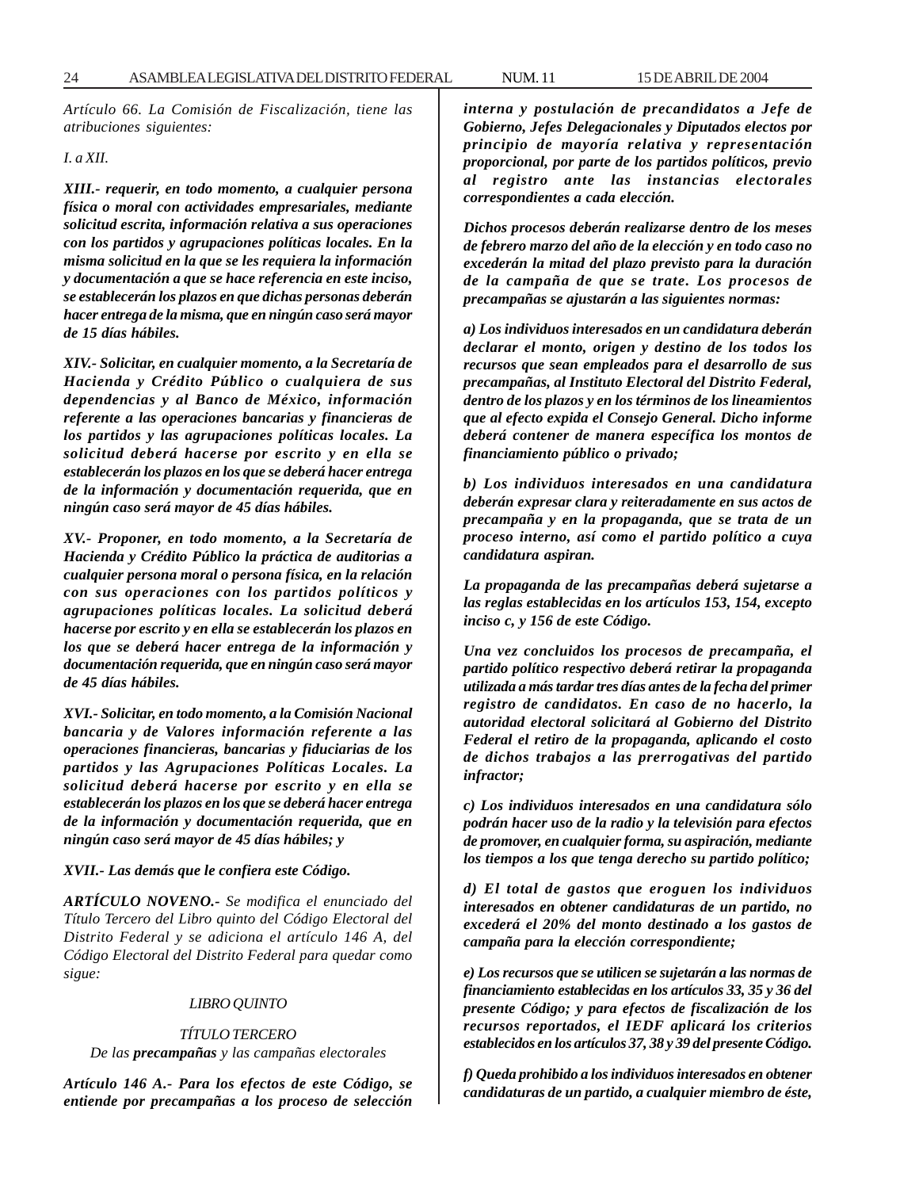*Artículo 66. La Comisión de Fiscalización, tiene las atribuciones siguientes:*

*I. a XII.*

***XIII.- requerir, en todo momento, a cualquier persona física o moral con actividades empresariales, mediante solicitud escrita, información relativa a sus operaciones con los partidos y agrupaciones políticas locales. En la misma solicitud en la que se les requiera la información y documentación a que se hace referencia en este inciso, se establecerán los plazos en que dichas personas deberán hacer entrega de la misma, que en ningún caso será mayor de 15 días hábiles.***

***XIV.- Solicitar, en cualquier momento, a la Secretaría de Hacienda y Crédito Público o cualquiera de sus dependencias y al Banco de México, información referente a las operaciones bancarias y financieras de los partidos y las agrupaciones políticas locales. La solicitud deberá hacerse por escrito y en ella se establecerán los plazos en los que se deberá hacer entrega de la información y documentación requerida, que en ningún caso será mayor de 45 días hábiles.***

***XV.- Proponer, en todo momento, a la Secretaría de Hacienda y Crédito Público la práctica de auditorias a cualquier persona moral o persona física, en la relación con sus operaciones con los partidos políticos y agrupaciones políticas locales. La solicitud deberá hacerse por escrito y en ella se establecerán los plazos en los que se deberá hacer entrega de la información y documentación requerida, que en ningún caso será mayor de 45 días hábiles.***

***XVI.- Solicitar, en todo momento, a la Comisión Nacional bancaria y de Valores información referente a las operaciones financieras, bancarias y fiduciarias de los partidos y las Agrupaciones Políticas Locales. La solicitud deberá hacerse por escrito y en ella se establecerán los plazos en los que se deberá hacer entrega de la información y documentación requerida, que en ningún caso será mayor de 45 días hábiles; y***

***XVII.- Las demás que le confiera este Código.***

***ARTÍCULO NOVENO.-*** *Se modifica el enunciado del Título Tercero del Libro quinto del Código Electoral del Distrito Federal y se adiciona el artículo 146 A, del Código Electoral del Distrito Federal para quedar como sigue:*

*LIBRO QUINTO*

*TÍTULO TERCERO*
*De las **precampañas** y las campañas electorales*

***Artículo 146 A.- Para los efectos de este Código, se entiende por precampañas a los proceso de selección interna y postulación de precandidatos a Jefe de Gobierno, Jefes Delegacionales y Diputados electos por principio de mayoría relativa y representación proporcional, por parte de los partidos políticos, previo al registro ante las instancias electorales correspondientes a cada elección.***

***Dichos procesos deberán realizarse dentro de los meses de febrero marzo del año de la elección y en todo caso no excederán la mitad del plazo previsto para la duración de la campaña de que se trate. Los procesos de precampañas se ajustarán a las siguientes normas:***

***a) Los individuos interesados en un candidatura deberán declarar el monto, origen y destino de los todos los recursos que sean empleados para el desarrollo de sus precampañas, al Instituto Electoral del Distrito Federal, dentro de los plazos y en los términos de los lineamientos que al efecto expida el Consejo General. Dicho informe deberá contener de manera específica los montos de financiamiento público o privado;***

***b) Los individuos interesados en una candidatura deberán expresar clara y reiteradamente en sus actos de precampaña y en la propaganda, que se trata de un proceso interno, así como el partido político a cuya candidatura aspiran.***

***La propaganda de las precampañas deberá sujetarse a las reglas establecidas en los artículos 153, 154, excepto inciso c, y 156 de este Código.***

***Una vez concluidos los procesos de precampaña, el partido político respectivo deberá retirar la propaganda utilizada a más tardar tres días antes de la fecha del primer registro de candidatos. En caso de no hacerlo, la autoridad electoral solicitará al Gobierno del Distrito Federal el retiro de la propaganda, aplicando el costo de dichos trabajos a las prerrogativas del partido infractor;***

***c) Los individuos interesados en una candidatura sólo podrán hacer uso de la radio y la televisión para efectos de promover, en cualquier forma, su aspiración, mediante los tiempos a los que tenga derecho su partido político;***

***d) El total de gastos que eroguen los individuos interesados en obtener candidaturas de un partido, no excederá el 20% del monto destinado a los gastos de campaña para la elección correspondiente;***

***e) Los recursos que se utilicen se sujetarán a las normas de financiamiento establecidas en los artículos 33, 35 y 36 del presente Código; y para efectos de fiscalización de los recursos reportados, el IEDF aplicará los criterios establecidos en los artículos 37, 38 y 39 del presente Código.***

***f) Queda prohibido a los individuos interesados en obtener candidaturas de un partido, a cualquier miembro de éste,***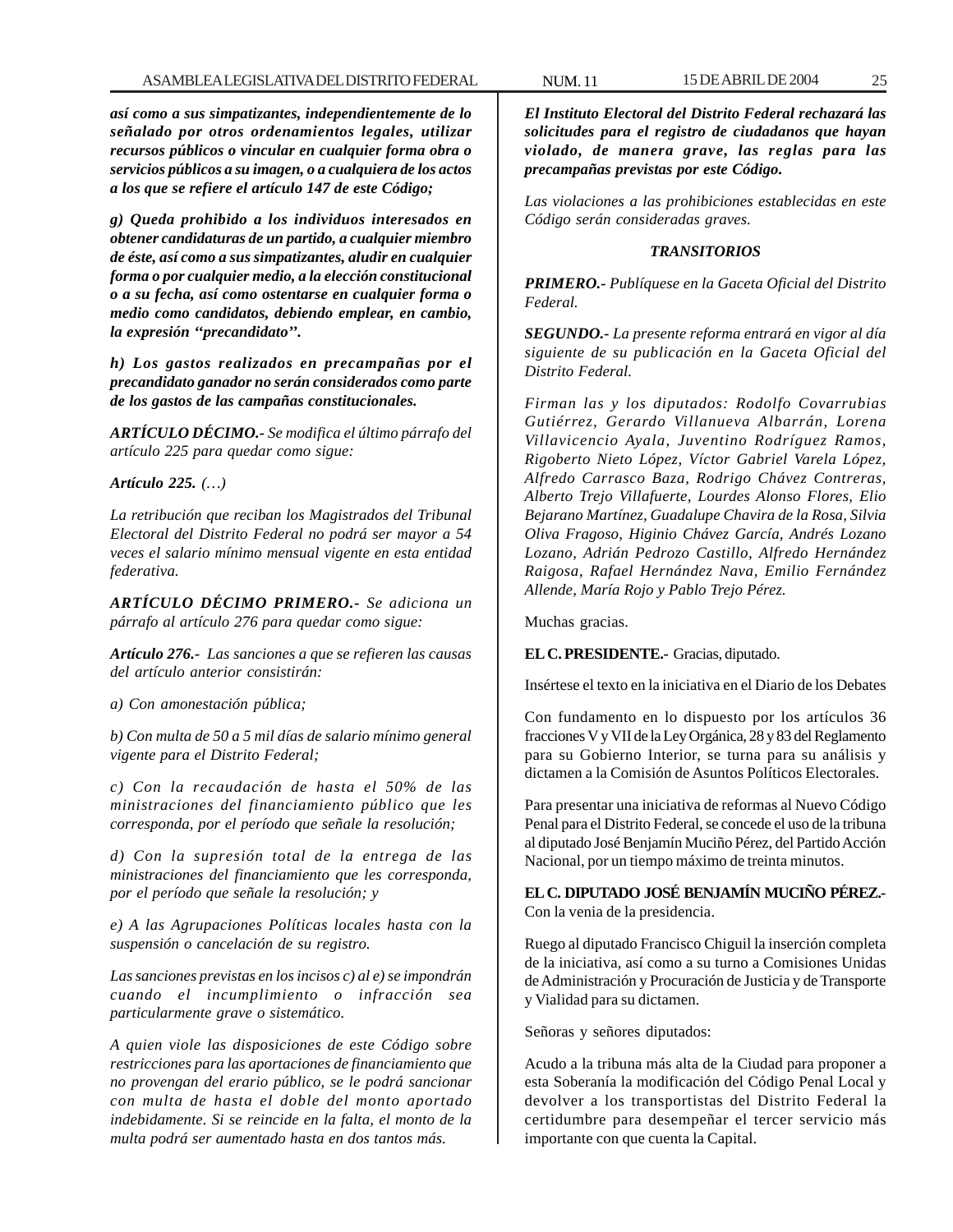***así como a sus simpatizantes, independientemente de lo señalado por otros ordenamientos legales, utilizar recursos públicos o vincular en cualquier forma obra o servicios públicos a su imagen, o a cualquiera de los actos a los que se refiere el artículo 147 de este Código;***

***g) Queda prohibido a los individuos interesados en obtener candidaturas de un partido, a cualquier miembro de éste, así como a sus simpatizantes, aludir en cualquier forma o por cualquier medio, a la elección constitucional o a su fecha, así como ostentarse en cualquier forma o medio como candidatos, debiendo emplear, en cambio, la expresión "precandidato".***

***h) Los gastos realizados en precampañas por el precandidato ganador no serán considerados como parte de los gastos de las campañas constitucionales.***

***ARTÍCULO DÉCIMO.-*** *Se modifica el último párrafo del artículo 225 para quedar como sigue:*

***Artículo 225.*** *(…)*

*La retribución que reciban los Magistrados del Tribunal Electoral del Distrito Federal no podrá ser mayor a 54 veces el salario mínimo mensual vigente en esta entidad federativa.*

***ARTÍCULO DÉCIMO PRIMERO.-*** *Se adiciona un párrafo al artículo 276 para quedar como sigue:*

***Artículo 276.-*** *Las sanciones a que se refieren las causas del artículo anterior consistirán:*

*a) Con amonestación pública;*

*b) Con multa de 50 a 5 mil días de salario mínimo general vigente para el Distrito Federal;*

*c) Con la recaudación de hasta el 50% de las ministraciones del financiamiento público que les corresponda, por el período que señale la resolución;*

*d) Con la supresión total de la entrega de las ministraciones del financiamiento que les corresponda, por el período que señale la resolución; y*

*e) A las Agrupaciones Políticas locales hasta con la suspensión o cancelación de su registro.*

*Las sanciones previstas en los incisos c) al e) se impondrán cuando el incumplimiento o infracción sea particularmente grave o sistemático.*

*A quien viole las disposiciones de este Código sobre restricciones para las aportaciones de financiamiento que no provengan del erario público, se le podrá sancionar con multa de hasta el doble del monto aportado indebidamente. Si se reincide en la falta, el monto de la multa podrá ser aumentado hasta en dos tantos más.*

***El Instituto Electoral del Distrito Federal rechazará las solicitudes para el registro de ciudadanos que hayan violado, de manera grave, las reglas para las precampañas previstas por este Código.***

*Las violaciones a las prohibiciones establecidas en este Código serán consideradas graves.*

***TRANSITORIOS***

***PRIMERO.-*** *Publíquese en la Gaceta Oficial del Distrito Federal.*

***SEGUNDO.-*** *La presente reforma entrará en vigor al día siguiente de su publicación en la Gaceta Oficial del Distrito Federal.*

*Firman las y los diputados: Rodolfo Covarrubias Gutiérrez, Gerardo Villanueva Albarrán, Lorena Villavicencio Ayala, Juventino Rodríguez Ramos, Rigoberto Nieto López, Víctor Gabriel Varela López, Alfredo Carrasco Baza, Rodrigo Chávez Contreras, Alberto Trejo Villafuerte, Lourdes Alonso Flores, Elio Bejarano Martínez, Guadalupe Chavira de la Rosa, Silvia Oliva Fragoso, Higinio Chávez García, Andrés Lozano Lozano, Adrián Pedrozo Castillo, Alfredo Hernández Raigosa, Rafael Hernández Nava, Emilio Fernández Allende, María Rojo y Pablo Trejo Pérez.*

Muchas gracias.

**EL C. PRESIDENTE.-** Gracias, diputado.

Insértese el texto en la iniciativa en el Diario de los Debates

Con fundamento en lo dispuesto por los artículos 36 fracciones V y VII de la Ley Orgánica, 28 y 83 del Reglamento para su Gobierno Interior, se turna para su análisis y dictamen a la Comisión de Asuntos Políticos Electorales.

Para presentar una iniciativa de reformas al Nuevo Código Penal para el Distrito Federal, se concede el uso de la tribuna al diputado José Benjamín Muciño Pérez, del Partido Acción Nacional, por un tiempo máximo de treinta minutos.

**EL C. DIPUTADO JOSÉ BENJAMÍN MUCIÑO PÉREZ.-** Con la venia de la presidencia.

Ruego al diputado Francisco Chiguil la inserción completa de la iniciativa, así como a su turno a Comisiones Unidas de Administración y Procuración de Justicia y de Transporte y Vialidad para su dictamen.

Señoras y señores diputados:

Acudo a la tribuna más alta de la Ciudad para proponer a esta Soberanía la modificación del Código Penal Local y devolver a los transportistas del Distrito Federal la certidumbre para desempeñar el tercer servicio más importante con que cuenta la Capital.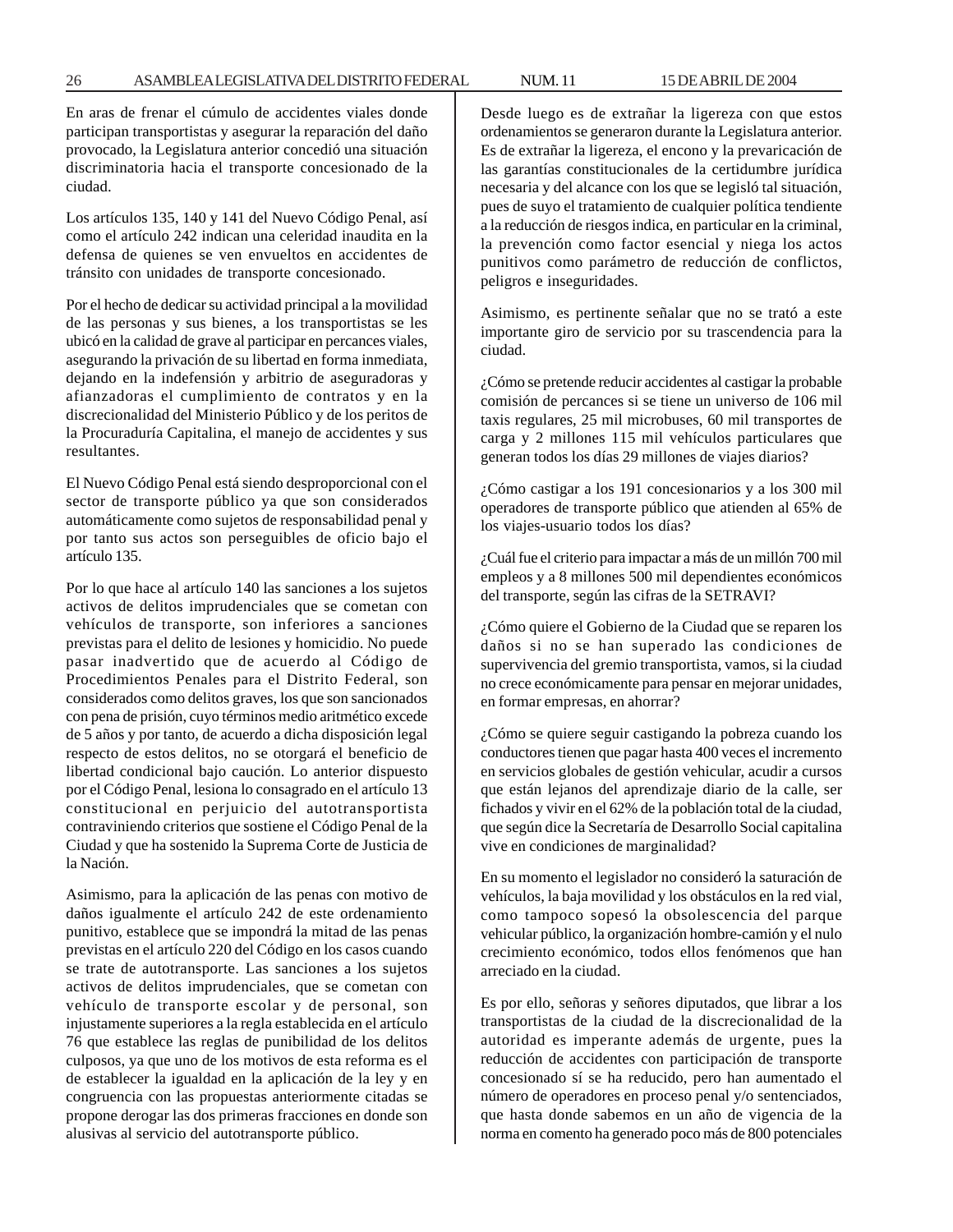En aras de frenar el cúmulo de accidentes viales donde participan transportistas y asegurar la reparación del daño provocado, la Legislatura anterior concedió una situación discriminatoria hacia el transporte concesionado de la ciudad.

Los artículos 135, 140 y 141 del Nuevo Código Penal, así como el artículo 242 indican una celeridad inaudita en la defensa de quienes se ven envueltos en accidentes de tránsito con unidades de transporte concesionado.

Por el hecho de dedicar su actividad principal a la movilidad de las personas y sus bienes, a los transportistas se les ubicó en la calidad de grave al participar en percances viales, asegurando la privación de su libertad en forma inmediata, dejando en la indefensión y arbitrio de aseguradoras y afianzadoras el cumplimiento de contratos y en la discrecionalidad del Ministerio Público y de los peritos de la Procuraduría Capitalina, el manejo de accidentes y sus resultantes.

El Nuevo Código Penal está siendo desproporcional con el sector de transporte público ya que son considerados automáticamente como sujetos de responsabilidad penal y por tanto sus actos son perseguibles de oficio bajo el artículo 135.

Por lo que hace al artículo 140 las sanciones a los sujetos activos de delitos imprudenciales que se cometan con vehículos de transporte, son inferiores a sanciones previstas para el delito de lesiones y homicidio. No puede pasar inadvertido que de acuerdo al Código de Procedimientos Penales para el Distrito Federal, son considerados como delitos graves, los que son sancionados con pena de prisión, cuyo términos medio aritmético excede de 5 años y por tanto, de acuerdo a dicha disposición legal respecto de estos delitos, no se otorgará el beneficio de libertad condicional bajo caución. Lo anterior dispuesto por el Código Penal, lesiona lo consagrado en el artículo 13 constitucional en perjuicio del autotransportista contraviniendo criterios que sostiene el Código Penal de la Ciudad y que ha sostenido la Suprema Corte de Justicia de la Nación.

Asimismo, para la aplicación de las penas con motivo de daños igualmente el artículo 242 de este ordenamiento punitivo, establece que se impondrá la mitad de las penas previstas en el artículo 220 del Código en los casos cuando se trate de autotransporte. Las sanciones a los sujetos activos de delitos imprudenciales, que se cometan con vehículo de transporte escolar y de personal, son injustamente superiores a la regla establecida en el artículo 76 que establece las reglas de punibilidad de los delitos culposos, ya que uno de los motivos de esta reforma es el de establecer la igualdad en la aplicación de la ley y en congruencia con las propuestas anteriormente citadas se propone derogar las dos primeras fracciones en donde son alusivas al servicio del autotransporte público.

Desde luego es de extrañar la ligereza con que estos ordenamientos se generaron durante la Legislatura anterior. Es de extrañar la ligereza, el encono y la prevaricación de las garantías constitucionales de la certidumbre jurídica necesaria y del alcance con los que se legisló tal situación, pues de suyo el tratamiento de cualquier política tendiente a la reducción de riesgos indica, en particular en la criminal, la prevención como factor esencial y niega los actos punitivos como parámetro de reducción de conflictos, peligros e inseguridades.

Asimismo, es pertinente señalar que no se trató a este importante giro de servicio por su trascendencia para la ciudad.

¿Cómo se pretende reducir accidentes al castigar la probable comisión de percances si se tiene un universo de 106 mil taxis regulares, 25 mil microbuses, 60 mil transportes de carga y 2 millones 115 mil vehículos particulares que generan todos los días 29 millones de viajes diarios?

¿Cómo castigar a los 191 concesionarios y a los 300 mil operadores de transporte público que atienden al 65% de los viajes-usuario todos los días?

¿Cuál fue el criterio para impactar a más de un millón 700 mil empleos y a 8 millones 500 mil dependientes económicos del transporte, según las cifras de la SETRAVI?

¿Cómo quiere el Gobierno de la Ciudad que se reparen los daños si no se han superado las condiciones de supervivencia del gremio transportista, vamos, si la ciudad no crece económicamente para pensar en mejorar unidades, en formar empresas, en ahorrar?

¿Cómo se quiere seguir castigando la pobreza cuando los conductores tienen que pagar hasta 400 veces el incremento en servicios globales de gestión vehicular, acudir a cursos que están lejanos del aprendizaje diario de la calle, ser fichados y vivir en el 62% de la población total de la ciudad, que según dice la Secretaría de Desarrollo Social capitalina vive en condiciones de marginalidad?

En su momento el legislador no consideró la saturación de vehículos, la baja movilidad y los obstáculos en la red vial, como tampoco sopesó la obsolescencia del parque vehicular público, la organización hombre-camión y el nulo crecimiento económico, todos ellos fenómenos que han arreciado en la ciudad.

Es por ello, señoras y señores diputados, que librar a los transportistas de la ciudad de la discrecionalidad de la autoridad es imperante además de urgente, pues la reducción de accidentes con participación de transporte concesionado sí se ha reducido, pero han aumentado el número de operadores en proceso penal y/o sentenciados, que hasta donde sabemos en un año de vigencia de la norma en comento ha generado poco más de 800 potenciales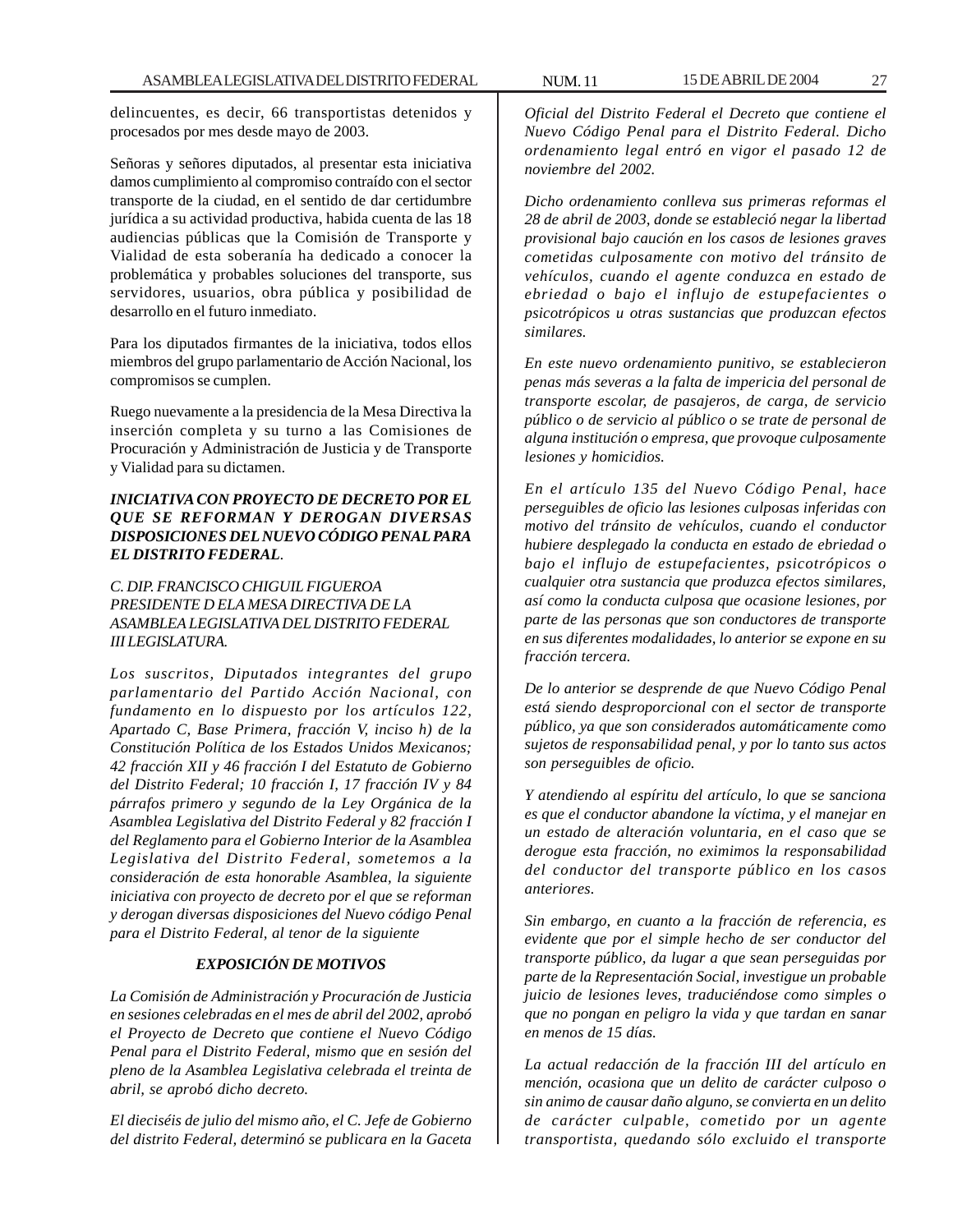delincuentes, es decir, 66 transportistas detenidos y procesados por mes desde mayo de 2003.

Señoras y señores diputados, al presentar esta iniciativa damos cumplimiento al compromiso contraído con el sector transporte de la ciudad, en el sentido de dar certidumbre jurídica a su actividad productiva, habida cuenta de las 18 audiencias públicas que la Comisión de Transporte y Vialidad de esta soberanía ha dedicado a conocer la problemática y probables soluciones del transporte, sus servidores, usuarios, obra pública y posibilidad de desarrollo en el futuro inmediato.

Para los diputados firmantes de la iniciativa, todos ellos miembros del grupo parlamentario de Acción Nacional, los compromisos se cumplen.

Ruego nuevamente a la presidencia de la Mesa Directiva la inserción completa y su turno a las Comisiones de Procuración y Administración de Justicia y de Transporte y Vialidad para su dictamen.

***INICIATIVA CON PROYECTO DE DECRETO POR EL QUE SE REFORMAN Y DEROGAN DIVERSAS DISPOSICIONES DEL NUEVO CÓDIGO PENAL PARA EL DISTRITO FEDERAL***.

*C. DIP. FRANCISCO CHIGUIL FIGUEROA*
*PRESIDENTE D ELA MESA DIRECTIVA DE LA ASAMBLEA LEGISLATIVA DEL DISTRITO FEDERAL*
*III LEGISLATURA.*

*Los suscritos, Diputados integrantes del grupo parlamentario del Partido Acción Nacional, con fundamento en lo dispuesto por los artículos 122, Apartado C, Base Primera, fracción V, inciso h) de la Constitución Política de los Estados Unidos Mexicanos; 42 fracción XII y 46 fracción I del Estatuto de Gobierno del Distrito Federal; 10 fracción I, 17 fracción IV y 84 párrafos primero y segundo de la Ley Orgánica de la Asamblea Legislativa del Distrito Federal y 82 fracción I del Reglamento para el Gobierno Interior de la Asamblea Legislativa del Distrito Federal, sometemos a la consideración de esta honorable Asamblea, la siguiente iniciativa con proyecto de decreto por el que se reforman y derogan diversas disposiciones del Nuevo código Penal para el Distrito Federal, al tenor de la siguiente*

***EXPOSICIÓN DE MOTIVOS***

*La Comisión de Administración y Procuración de Justicia en sesiones celebradas en el mes de abril del 2002, aprobó el Proyecto de Decreto que contiene el Nuevo Código Penal para el Distrito Federal, mismo que en sesión del pleno de la Asamblea Legislativa celebrada el treinta de abril, se aprobó dicho decreto.*

*El dieciséis de julio del mismo año, el C. Jefe de Gobierno del distrito Federal, determinó se publicara en la Gaceta Oficial del Distrito Federal el Decreto que contiene el Nuevo Código Penal para el Distrito Federal. Dicho ordenamiento legal entró en vigor el pasado 12 de noviembre del 2002.*

*Dicho ordenamiento conlleva sus primeras reformas el 28 de abril de 2003, donde se estableció negar la libertad provisional bajo caución en los casos de lesiones graves cometidas culposamente con motivo del tránsito de vehículos, cuando el agente conduzca en estado de ebriedad o bajo el influjo de estupefacientes o psicotrópicos u otras sustancias que produzcan efectos similares.*

*En este nuevo ordenamiento punitivo, se establecieron penas más severas a la falta de impericia del personal de transporte escolar, de pasajeros, de carga, de servicio público o de servicio al público o se trate de personal de alguna institución o empresa, que provoque culposamente lesiones y homicidios.*

*En el artículo 135 del Nuevo Código Penal, hace perseguibles de oficio las lesiones culposas inferidas con motivo del tránsito de vehículos, cuando el conductor hubiere desplegado la conducta en estado de ebriedad o bajo el influjo de estupefacientes, psicotrópicos o cualquier otra sustancia que produzca efectos similares, así como la conducta culposa que ocasione lesiones, por parte de las personas que son conductores de transporte en sus diferentes modalidades, lo anterior se expone en su fracción tercera.*

*De lo anterior se desprende de que Nuevo Código Penal está siendo desproporcional con el sector de transporte público, ya que son considerados automáticamente como sujetos de responsabilidad penal, y por lo tanto sus actos son perseguibles de oficio.*

*Y atendiendo al espíritu del artículo, lo que se sanciona es que el conductor abandone la víctima, y el manejar en un estado de alteración voluntaria, en el caso que se derogue esta fracción, no eximimos la responsabilidad del conductor del transporte público en los casos anteriores.*

*Sin embargo, en cuanto a la fracción de referencia, es evidente que por el simple hecho de ser conductor del transporte público, da lugar a que sean perseguidas por parte de la Representación Social, investigue un probable juicio de lesiones leves, traduciéndose como simples o que no pongan en peligro la vida y que tardan en sanar en menos de 15 días.*

*La actual redacción de la fracción III del artículo en mención, ocasiona que un delito de carácter culposo o sin animo de causar daño alguno, se convierta en un delito de carácter culpable, cometido por un agente transportista, quedando sólo excluido el transporte*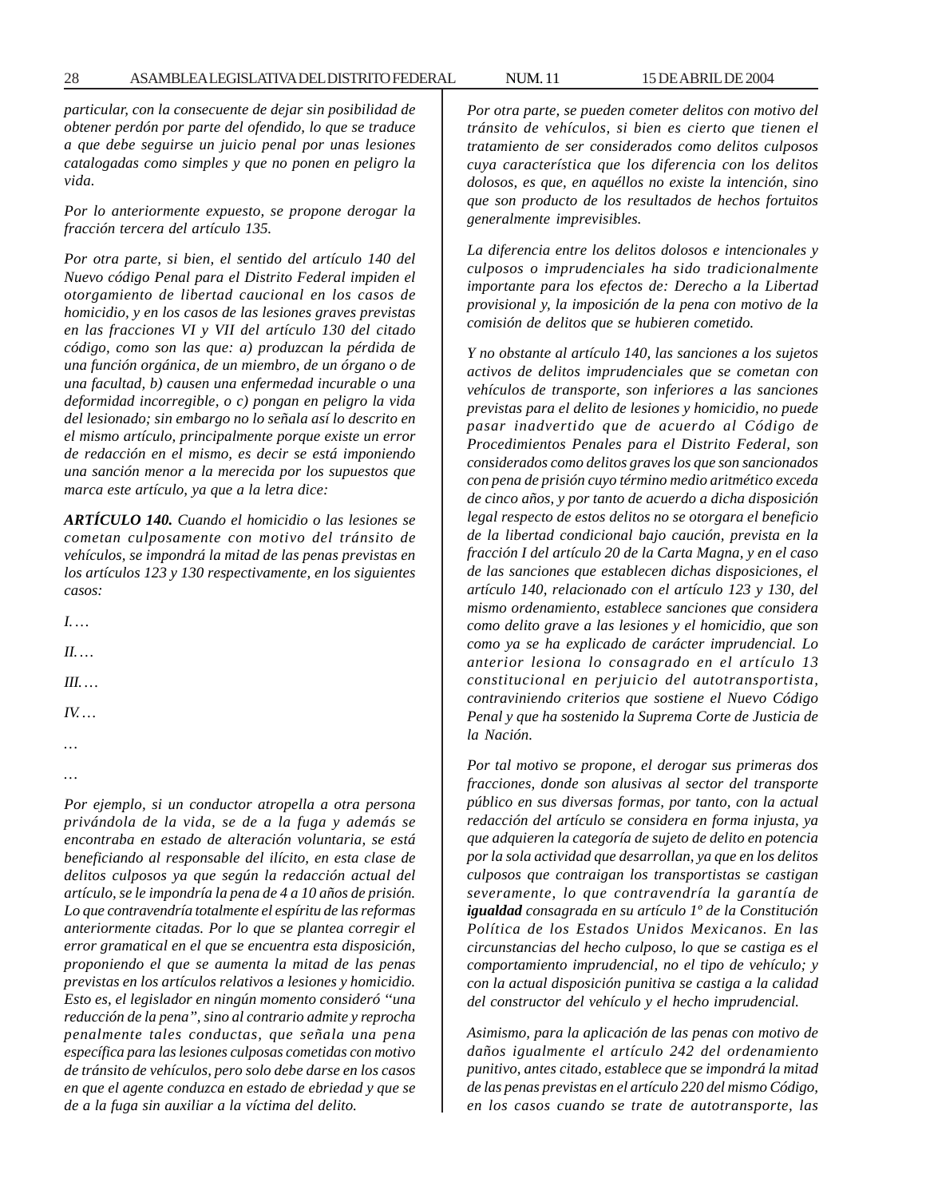*particular, con la consecuente de dejar sin posibilidad de obtener perdón por parte del ofendido, lo que se traduce a que debe seguirse un juicio penal por unas lesiones catalogadas como simples y que no ponen en peligro la vida.*

*Por lo anteriormente expuesto, se propone derogar la fracción tercera del artículo 135.*

*Por otra parte, si bien, el sentido del artículo 140 del Nuevo código Penal para el Distrito Federal impiden el otorgamiento de libertad caucional en los casos de homicidio, y en los casos de las lesiones graves previstas en las fracciones VI y VII del artículo 130 del citado código, como son las que: a) produzcan la pérdida de una función orgánica, de un miembro, de un órgano o de una facultad, b) causen una enfermedad incurable o una deformidad incorregible, o c) pongan en peligro la vida del lesionado; sin embargo no lo señala así lo descrito en el mismo artículo, principalmente porque existe un error de redacción en el mismo, es decir se está imponiendo una sanción menor a la merecida por los supuestos que marca este artículo, ya que a la letra dice:*

***ARTÍCULO 140.** Cuando el homicidio o las lesiones se cometan culposamente con motivo del tránsito de vehículos, se impondrá la mitad de las penas previstas en los artículos 123 y 130 respectivamente, en los siguientes casos:*

*I. …*

*II. …*

*III. …*

*IV. …*

*…*

*…*

*Por ejemplo, si un conductor atropella a otra persona privándola de la vida, se de a la fuga y además se encontraba en estado de alteración voluntaria, se está beneficiando al responsable del ilícito, en esta clase de delitos culposos ya que según la redacción actual del artículo, se le impondría la pena de 4 a 10 años de prisión. Lo que contravendría totalmente el espíritu de las reformas anteriormente citadas. Por lo que se plantea corregir el error gramatical en el que se encuentra esta disposición, proponiendo el que se aumenta la mitad de las penas previstas en los artículos relativos a lesiones y homicidio. Esto es, el legislador en ningún momento consideró "una reducción de la pena", sino al contrario admite y reprocha penalmente tales conductas, que señala una pena específica para las lesiones culposas cometidas con motivo de tránsito de vehículos, pero solo debe darse en los casos en que el agente conduzca en estado de ebriedad y que se de a la fuga sin auxiliar a la víctima del delito.*

*Por otra parte, se pueden cometer delitos con motivo del tránsito de vehículos, si bien es cierto que tienen el tratamiento de ser considerados como delitos culposos cuya característica que los diferencia con los delitos dolosos, es que, en aquéllos no existe la intención, sino que son producto de los resultados de hechos fortuitos generalmente imprevisibles.*

*La diferencia entre los delitos dolosos e intencionales y culposos o imprudenciales ha sido tradicionalmente importante para los efectos de: Derecho a la Libertad provisional y, la imposición de la pena con motivo de la comisión de delitos que se hubieren cometido.*

*Y no obstante al artículo 140, las sanciones a los sujetos activos de delitos imprudenciales que se cometan con vehículos de transporte, son inferiores a las sanciones previstas para el delito de lesiones y homicidio, no puede pasar inadvertido que de acuerdo al Código de Procedimientos Penales para el Distrito Federal, son considerados como delitos graves los que son sancionados con pena de prisión cuyo término medio aritmético exceda de cinco años, y por tanto de acuerdo a dicha disposición legal respecto de estos delitos no se otorgara el beneficio de la libertad condicional bajo caución, prevista en la fracción I del artículo 20 de la Carta Magna, y en el caso de las sanciones que establecen dichas disposiciones, el artículo 140, relacionado con el artículo 123 y 130, del mismo ordenamiento, establece sanciones que considera como delito grave a las lesiones y el homicidio, que son como ya se ha explicado de carácter imprudencial. Lo anterior lesiona lo consagrado en el artículo 13 constitucional en perjuicio del autotransportista, contraviniendo criterios que sostiene el Nuevo Código Penal y que ha sostenido la Suprema Corte de Justicia de la Nación.*

*Por tal motivo se propone, el derogar sus primeras dos fracciones, donde son alusivas al sector del transporte público en sus diversas formas, por tanto, con la actual redacción del artículo se considera en forma injusta, ya que adquieren la categoría de sujeto de delito en potencia por la sola actividad que desarrollan, ya que en los delitos culposos que contraigan los transportistas se castigan severamente, lo que contravendría la garantía de **igualdad** consagrada en su artículo 1º de la Constitución Política de los Estados Unidos Mexicanos. En las circunstancias del hecho culposo, lo que se castiga es el comportamiento imprudencial, no el tipo de vehículo; y con la actual disposición punitiva se castiga a la calidad del constructor del vehículo y el hecho imprudencial.*

*Asimismo, para la aplicación de las penas con motivo de daños igualmente el artículo 242 del ordenamiento punitivo, antes citado, establece que se impondrá la mitad de las penas previstas en el artículo 220 del mismo Código, en los casos cuando se trate de autotransporte, las*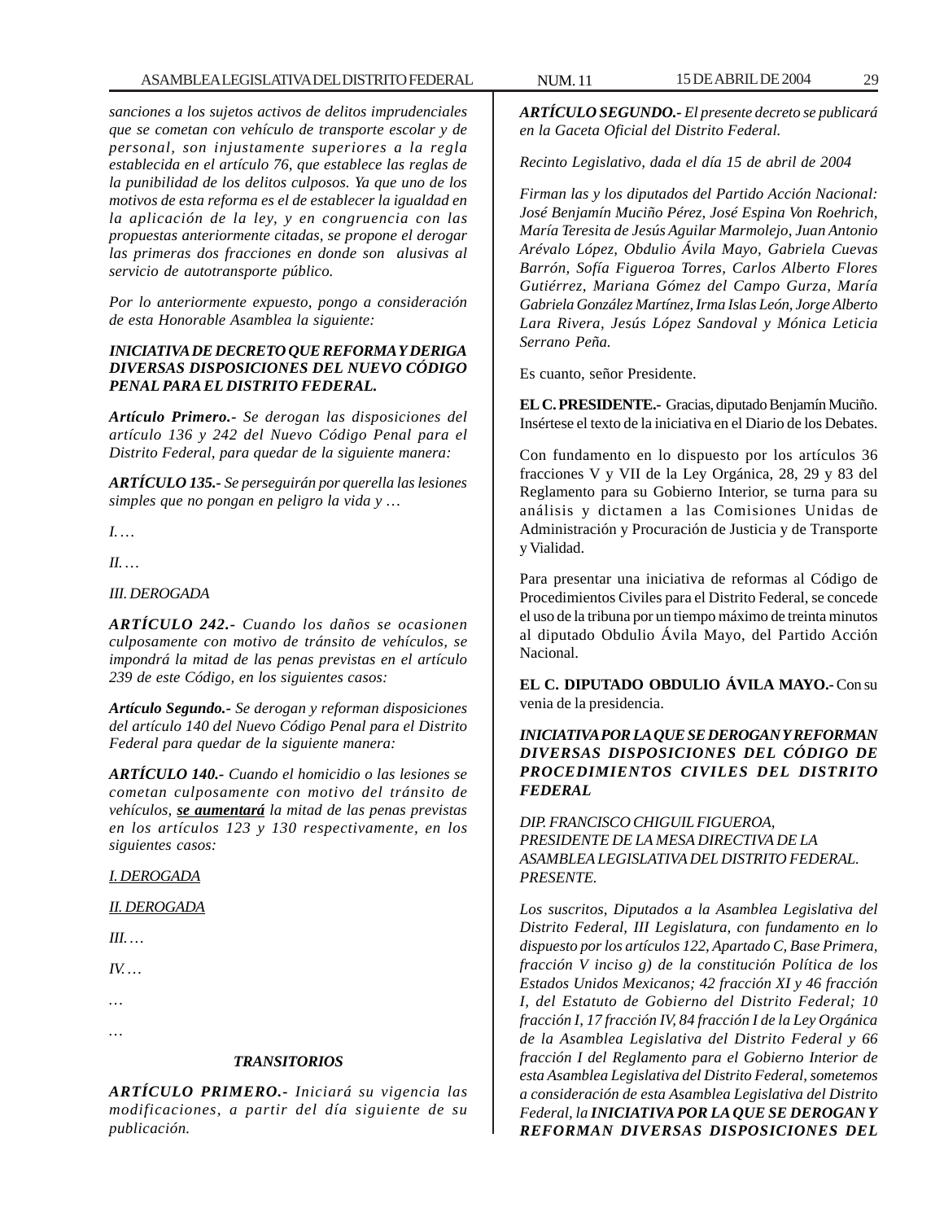*sanciones a los sujetos activos de delitos imprudenciales que se cometan con vehículo de transporte escolar y de personal, son injustamente superiores a la regla establecida en el artículo 76, que establece las reglas de la punibilidad de los delitos culposos. Ya que uno de los motivos de esta reforma es el de establecer la igualdad en la aplicación de la ley, y en congruencia con las propuestas anteriormente citadas, se propone el derogar las primeras dos fracciones en donde son alusivas al servicio de autotransporte público.*

*Por lo anteriormente expuesto, pongo a consideración de esta Honorable Asamblea la siguiente:*

***INICIATIVA DE DECRETO QUE REFORMA Y DERIGA DIVERSAS DISPOSICIONES DEL NUEVO CÓDIGO PENAL PARA EL DISTRITO FEDERAL.***

***Artículo Primero.-** Se derogan las disposiciones del artículo 136 y 242 del Nuevo Código Penal para el Distrito Federal, para quedar de la siguiente manera:*

***ARTÍCULO 135.-** Se perseguirán por querella las lesiones simples que no pongan en peligro la vida y …*

*I. …*

*II. …*

*III. DEROGADA*

***ARTÍCULO 242.-** Cuando los daños se ocasionen culposamente con motivo de tránsito de vehículos, se impondrá la mitad de las penas previstas en el artículo 239 de este Código, en los siguientes casos:*

***Artículo Segundo.-** Se derogan y reforman disposiciones del artículo 140 del Nuevo Código Penal para el Distrito Federal para quedar de la siguiente manera:*

***ARTÍCULO 140.-** Cuando el homicidio o las lesiones se cometan culposamente con motivo del tránsito de vehículos, **<u>se aumentará</u>** la mitad de las penas previstas en los artículos 123 y 130 respectivamente, en los siguientes casos:*

*<u>I. DEROGADA</u>*

*<u>II. DEROGADA</u>*

*III. …*

*IV. …*

*…*

*…*

***TRANSITORIOS***

***ARTÍCULO PRIMERO.-** Iniciará su vigencia las modificaciones, a partir del día siguiente de su publicación.*

***ARTÍCULO SEGUNDO.-** El presente decreto se publicará en la Gaceta Oficial del Distrito Federal.*

*Recinto Legislativo, dada el día 15 de abril de 2004*

*Firman las y los diputados del Partido Acción Nacional: José Benjamín Muciño Pérez, José Espina Von Roehrich, María Teresita de Jesús Aguilar Marmolejo, Juan Antonio Arévalo López, Obdulio Ávila Mayo, Gabriela Cuevas Barrón, Sofía Figueroa Torres, Carlos Alberto Flores Gutiérrez, Mariana Gómez del Campo Gurza, María Gabriela González Martínez, Irma Islas León, Jorge Alberto Lara Rivera, Jesús López Sandoval y Mónica Leticia Serrano Peña.*

Es cuanto, señor Presidente.

**EL C. PRESIDENTE.-** Gracias, diputado Benjamín Muciño. Insértese el texto de la iniciativa en el Diario de los Debates.

Con fundamento en lo dispuesto por los artículos 36 fracciones V y VII de la Ley Orgánica, 28, 29 y 83 del Reglamento para su Gobierno Interior, se turna para su análisis y dictamen a las Comisiones Unidas de Administración y Procuración de Justicia y de Transporte y Vialidad.

Para presentar una iniciativa de reformas al Código de Procedimientos Civiles para el Distrito Federal, se concede el uso de la tribuna por un tiempo máximo de treinta minutos al diputado Obdulio Ávila Mayo, del Partido Acción Nacional.

**EL C. DIPUTADO OBDULIO ÁVILA MAYO.-** Con su venia de la presidencia.

***INICIATIVA POR LA QUE SE DEROGAN Y REFORMAN DIVERSAS DISPOSICIONES DEL CÓDIGO DE PROCEDIMIENTOS CIVILES DEL DISTRITO FEDERAL***

*DIP. FRANCISCO CHIGUIL FIGUEROA,*
*PRESIDENTE DE LA MESA DIRECTIVA DE LA ASAMBLEA LEGISLATIVA DEL DISTRITO FEDERAL.*
*PRESENTE.*

*Los suscritos, Diputados a la Asamblea Legislativa del Distrito Federal, III Legislatura, con fundamento en lo dispuesto por los artículos 122, Apartado C, Base Primera, fracción V inciso g) de la constitución Política de los Estados Unidos Mexicanos; 42 fracción XI y 46 fracción I, del Estatuto de Gobierno del Distrito Federal; 10 fracción I, 17 fracción IV, 84 fracción I de la Ley Orgánica de la Asamblea Legislativa del Distrito Federal y 66 fracción I del Reglamento para el Gobierno Interior de esta Asamblea Legislativa del Distrito Federal, sometemos a consideración de esta Asamblea Legislativa del Distrito Federal, la **INICIATIVA POR LA QUE SE DEROGAN Y REFORMAN DIVERSAS DISPOSICIONES DEL***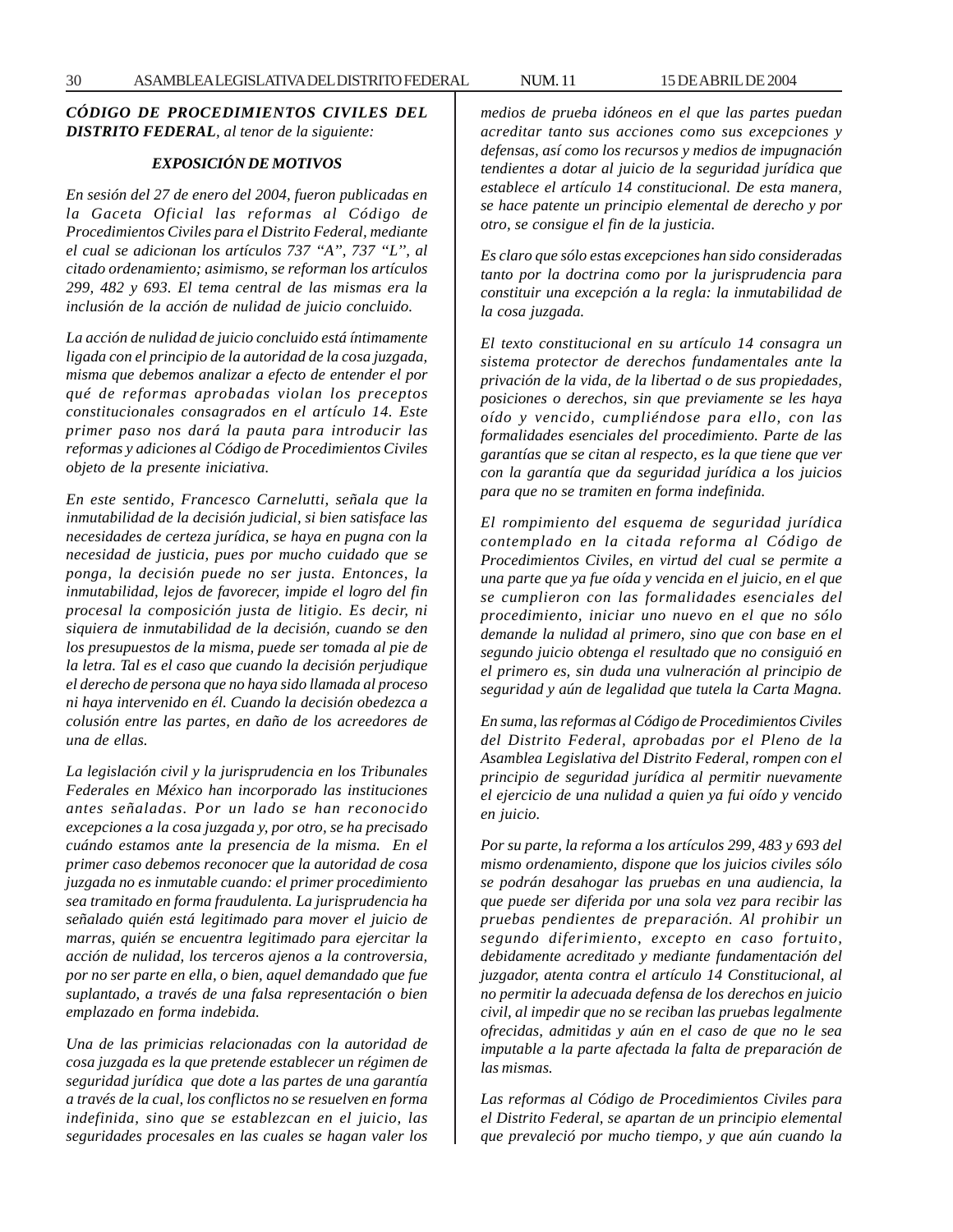***CÓDIGO DE PROCEDIMIENTOS CIVILES DEL DISTRITO FEDERAL**, al tenor de la siguiente:*

### *EXPOSICIÓN DE MOTIVOS*

*En sesión del 27 de enero del 2004, fueron publicadas en la Gaceta Oficial las reformas al Código de Procedimientos Civiles para el Distrito Federal, mediante el cual se adicionan los artículos 737 "A", 737 "L", al citado ordenamiento; asimismo, se reforman los artículos 299, 482 y 693. El tema central de las mismas era la inclusión de la acción de nulidad de juicio concluido.*

*La acción de nulidad de juicio concluido está íntimamente ligada con el principio de la autoridad de la cosa juzgada, misma que debemos analizar a efecto de entender el por qué de reformas aprobadas violan los preceptos constitucionales consagrados en el artículo 14. Este primer paso nos dará la pauta para introducir las reformas y adiciones al Código de Procedimientos Civiles objeto de la presente iniciativa.*

*En este sentido, Francesco Carnelutti, señala que la inmutabilidad de la decisión judicial, si bien satisface las necesidades de certeza jurídica, se haya en pugna con la necesidad de justicia, pues por mucho cuidado que se ponga, la decisión puede no ser justa. Entonces, la inmutabilidad, lejos de favorecer, impide el logro del fin procesal la composición justa de litigio. Es decir, ni siquiera de inmutabilidad de la decisión, cuando se den los presupuestos de la misma, puede ser tomada al pie de la letra. Tal es el caso que cuando la decisión perjudique el derecho de persona que no haya sido llamada al proceso ni haya intervenido en él. Cuando la decisión obedezca a colusión entre las partes, en daño de los acreedores de una de ellas.*

*La legislación civil y la jurisprudencia en los Tribunales Federales en México han incorporado las instituciones antes señaladas. Por un lado se han reconocido excepciones a la cosa juzgada y, por otro, se ha precisado cuándo estamos ante la presencia de la misma. En el primer caso debemos reconocer que la autoridad de cosa juzgada no es inmutable cuando: el primer procedimiento sea tramitado en forma fraudulenta. La jurisprudencia ha señalado quién está legitimado para mover el juicio de marras, quién se encuentra legitimado para ejercitar la acción de nulidad, los terceros ajenos a la controversia, por no ser parte en ella, o bien, aquel demandado que fue suplantado, a través de una falsa representación o bien emplazado en forma indebida.*

*Una de las primicias relacionadas con la autoridad de cosa juzgada es la que pretende establecer un régimen de seguridad jurídica que dote a las partes de una garantía a través de la cual, los conflictos no se resuelven en forma indefinida, sino que se establezcan en el juicio, las seguridades procesales en las cuales se hagan valer los medios de prueba idóneos en el que las partes puedan acreditar tanto sus acciones como sus excepciones y defensas, así como los recursos y medios de impugnación tendientes a dotar al juicio de la seguridad jurídica que establece el artículo 14 constitucional. De esta manera, se hace patente un principio elemental de derecho y por otro, se consigue el fin de la justicia.*

*Es claro que sólo estas excepciones han sido consideradas tanto por la doctrina como por la jurisprudencia para constituir una excepción a la regla: la inmutabilidad de la cosa juzgada.*

*El texto constitucional en su artículo 14 consagra un sistema protector de derechos fundamentales ante la privación de la vida, de la libertad o de sus propiedades, posiciones o derechos, sin que previamente se les haya oído y vencido, cumpliéndose para ello, con las formalidades esenciales del procedimiento. Parte de las garantías que se citan al respecto, es la que tiene que ver con la garantía que da seguridad jurídica a los juicios para que no se tramiten en forma indefinida.*

*El rompimiento del esquema de seguridad jurídica contemplado en la citada reforma al Código de Procedimientos Civiles, en virtud del cual se permite a una parte que ya fue oída y vencida en el juicio, en el que se cumplieron con las formalidades esenciales del procedimiento, iniciar uno nuevo en el que no sólo demande la nulidad al primero, sino que con base en el segundo juicio obtenga el resultado que no consiguió en el primero es, sin duda una vulneración al principio de seguridad y aún de legalidad que tutela la Carta Magna.*

*En suma, las reformas al Código de Procedimientos Civiles del Distrito Federal, aprobadas por el Pleno de la Asamblea Legislativa del Distrito Federal, rompen con el principio de seguridad jurídica al permitir nuevamente el ejercicio de una nulidad a quien ya fui oído y vencido en juicio.*

*Por su parte, la reforma a los artículos 299, 483 y 693 del mismo ordenamiento, dispone que los juicios civiles sólo se podrán desahogar las pruebas en una audiencia, la que puede ser diferida por una sola vez para recibir las pruebas pendientes de preparación. Al prohibir un segundo diferimiento, excepto en caso fortuito, debidamente acreditado y mediante fundamentación del juzgador, atenta contra el artículo 14 Constitucional, al no permitir la adecuada defensa de los derechos en juicio civil, al impedir que no se reciban las pruebas legalmente ofrecidas, admitidas y aún en el caso de que no le sea imputable a la parte afectada la falta de preparación de las mismas.*

*Las reformas al Código de Procedimientos Civiles para el Distrito Federal, se apartan de un principio elemental que prevaleció por mucho tiempo, y que aún cuando la*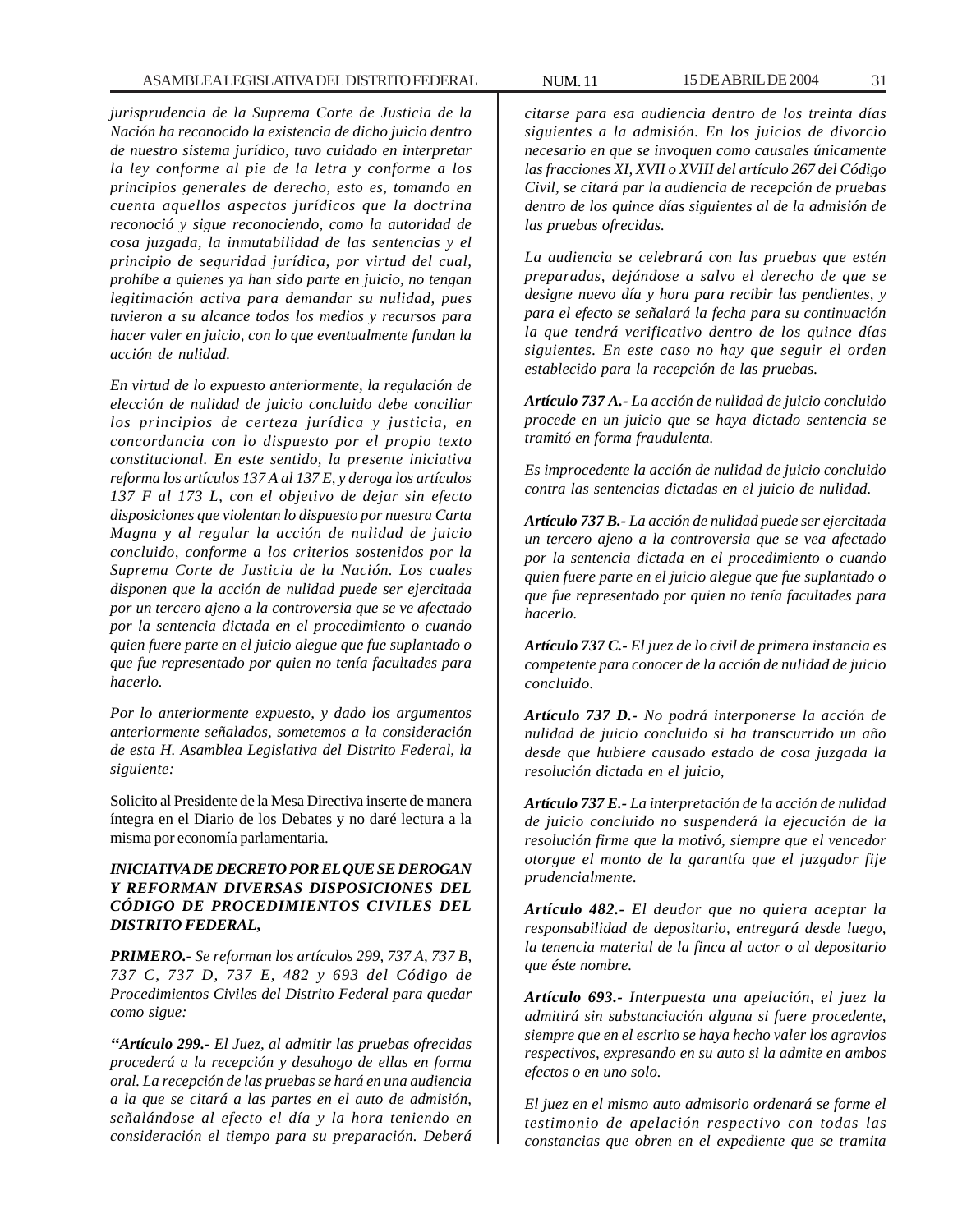*jurisprudencia de la Suprema Corte de Justicia de la Nación ha reconocido la existencia de dicho juicio dentro de nuestro sistema jurídico, tuvo cuidado en interpretar la ley conforme al pie de la letra y conforme a los principios generales de derecho, esto es, tomando en cuenta aquellos aspectos jurídicos que la doctrina reconoció y sigue reconociendo, como la autoridad de cosa juzgada, la inmutabilidad de las sentencias y el principio de seguridad jurídica, por virtud del cual, prohíbe a quienes ya han sido parte en juicio, no tengan legitimación activa para demandar su nulidad, pues tuvieron a su alcance todos los medios y recursos para hacer valer en juicio, con lo que eventualmente fundan la acción de nulidad.*

*En virtud de lo expuesto anteriormente, la regulación de elección de nulidad de juicio concluido debe conciliar los principios de certeza jurídica y justicia, en concordancia con lo dispuesto por el propio texto constitucional. En este sentido, la presente iniciativa reforma los artículos 137 A al 137 E, y deroga los artículos 137 F al 173 L, con el objetivo de dejar sin efecto disposiciones que violentan lo dispuesto por nuestra Carta Magna y al regular la acción de nulidad de juicio concluido, conforme a los criterios sostenidos por la Suprema Corte de Justicia de la Nación. Los cuales disponen que la acción de nulidad puede ser ejercitada por un tercero ajeno a la controversia que se ve afectado por la sentencia dictada en el procedimiento o cuando quien fuere parte en el juicio alegue que fue suplantado o que fue representado por quien no tenía facultades para hacerlo.*

*Por lo anteriormente expuesto, y dado los argumentos anteriormente señalados, sometemos a la consideración de esta H. Asamblea Legislativa del Distrito Federal, la siguiente:*

Solicito al Presidente de la Mesa Directiva inserte de manera íntegra en el Diario de los Debates y no daré lectura a la misma por economía parlamentaria.

***INICIATIVA DE DECRETO POR EL QUE SE DEROGAN Y REFORMAN DIVERSAS DISPOSICIONES DEL CÓDIGO DE PROCEDIMIENTOS CIVILES DEL DISTRITO FEDERAL,***

***PRIMERO.-** Se reforman los artículos 299, 737 A, 737 B, 737 C, 737 D, 737 E, 482 y 693 del Código de Procedimientos Civiles del Distrito Federal para quedar como sigue:*

*“**Artículo 299.-** El Juez, al admitir las pruebas ofrecidas procederá a la recepción y desahogo de ellas en forma oral. La recepción de las pruebas se hará en una audiencia a la que se citará a las partes en el auto de admisión, señalándose al efecto el día y la hora teniendo en consideración el tiempo para su preparación. Deberá citarse para esa audiencia dentro de los treinta días siguientes a la admisión. En los juicios de divorcio necesario en que se invoquen como causales únicamente las fracciones XI, XVII o XVIII del artículo 267 del Código Civil, se citará par la audiencia de recepción de pruebas dentro de los quince días siguientes al de la admisión de las pruebas ofrecidas.*

*La audiencia se celebrará con las pruebas que estén preparadas, dejándose a salvo el derecho de que se designe nuevo día y hora para recibir las pendientes, y para el efecto se señalará la fecha para su continuación la que tendrá verificativo dentro de los quince días siguientes. En este caso no hay que seguir el orden establecido para la recepción de las pruebas.*

***Artículo 737 A.-** La acción de nulidad de juicio concluido procede en un juicio que se haya dictado sentencia se tramitó en forma fraudulenta.*

*Es improcedente la acción de nulidad de juicio concluido contra las sentencias dictadas en el juicio de nulidad.*

***Artículo 737 B.-** La acción de nulidad puede ser ejercitada un tercero ajeno a la controversia que se vea afectado por la sentencia dictada en el procedimiento o cuando quien fuere parte en el juicio alegue que fue suplantado o que fue representado por quien no tenía facultades para hacerlo.*

***Artículo 737 C.-** El juez de lo civil de primera instancia es competente para conocer de la acción de nulidad de juicio concluido.*

***Artículo 737 D.-** No podrá interponerse la acción de nulidad de juicio concluido si ha transcurrido un año desde que hubiere causado estado de cosa juzgada la resolución dictada en el juicio,*

***Artículo 737 E.-** La interpretación de la acción de nulidad de juicio concluido no suspenderá la ejecución de la resolución firme que la motivó, siempre que el vencedor otorgue el monto de la garantía que el juzgador fije prudencialmente.*

***Artículo 482.-** El deudor que no quiera aceptar la responsabilidad de depositario, entregará desde luego, la tenencia material de la finca al actor o al depositario que éste nombre.*

***Artículo 693.-** Interpuesta una apelación, el juez la admitirá sin substanciación alguna si fuere procedente, siempre que en el escrito se haya hecho valer los agravios respectivos, expresando en su auto si la admite en ambos efectos o en uno solo.*

*El juez en el mismo auto admisorio ordenará se forme el testimonio de apelación respectivo con todas las constancias que obren en el expediente que se tramita*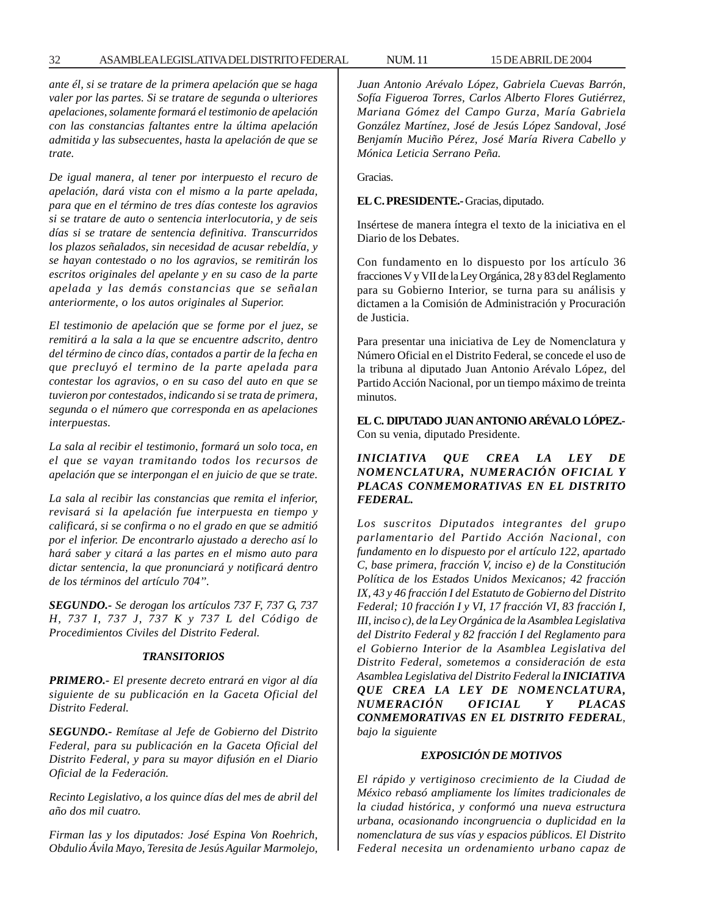*ante él, si se tratare de la primera apelación que se haga valer por las partes. Si se tratare de segunda o ulteriores apelaciones, solamente formará el testimonio de apelación con las constancias faltantes entre la última apelación admitida y las subsecuentes, hasta la apelación de que se trate.*

*De igual manera, al tener por interpuesto el recuro de apelación, dará vista con el mismo a la parte apelada, para que en el término de tres días conteste los agravios si se tratare de auto o sentencia interlocutoria, y de seis días si se tratare de sentencia definitiva. Transcurridos los plazos señalados, sin necesidad de acusar rebeldía, y se hayan contestado o no los agravios, se remitirán los escritos originales del apelante y en su caso de la parte apelada y las demás constancias que se señalan anteriormente, o los autos originales al Superior.*

*El testimonio de apelación que se forme por el juez, se remitirá a la sala a la que se encuentre adscrito, dentro del término de cinco días, contados a partir de la fecha en que precluyó el termino de la parte apelada para contestar los agravios, o en su caso del auto en que se tuvieron por contestados, indicando si se trata de primera, segunda o el número que corresponda en as apelaciones interpuestas.*

*La sala al recibir el testimonio, formará un solo toca, en el que se vayan tramitando todos los recursos de apelación que se interpongan el en juicio de que se trate.*

*La sala al recibir las constancias que remita el inferior, revisará si la apelación fue interpuesta en tiempo y calificará, si se confirma o no el grado en que se admitió por el inferior. De encontrarlo ajustado a derecho así lo hará saber y citará a las partes en el mismo auto para dictar sentencia, la que pronunciará y notificará dentro de los términos del artículo 704".*

***SEGUNDO.-** Se derogan los artículos 737 F, 737 G, 737 H, 737 I, 737 J, 737 K y 737 L del Código de Procedimientos Civiles del Distrito Federal.*

***TRANSITORIOS***

***PRIMERO.-** El presente decreto entrará en vigor al día siguiente de su publicación en la Gaceta Oficial del Distrito Federal.*

***SEGUNDO.-** Remítase al Jefe de Gobierno del Distrito Federal, para su publicación en la Gaceta Oficial del Distrito Federal, y para su mayor difusión en el Diario Oficial de la Federación.*

*Recinto Legislativo, a los quince días del mes de abril del año dos mil cuatro.*

*Firman las y los diputados: José Espina Von Roehrich, Obdulio Ávila Mayo, Teresita de Jesús Aguilar Marmolejo, Juan Antonio Arévalo López, Gabriela Cuevas Barrón, Sofía Figueroa Torres, Carlos Alberto Flores Gutiérrez, Mariana Gómez del Campo Gurza, María Gabriela González Martínez, José de Jesús López Sandoval, José Benjamín Muciño Pérez, José María Rivera Cabello y Mónica Leticia Serrano Peña.*

Gracias.

**EL C. PRESIDENTE.-** Gracias, diputado.

Insértese de manera íntegra el texto de la iniciativa en el Diario de los Debates.

Con fundamento en lo dispuesto por los artículo 36 fracciones V y VII de la Ley Orgánica, 28 y 83 del Reglamento para su Gobierno Interior, se turna para su análisis y dictamen a la Comisión de Administración y Procuración de Justicia.

Para presentar una iniciativa de Ley de Nomenclatura y Número Oficial en el Distrito Federal, se concede el uso de la tribuna al diputado Juan Antonio Arévalo López, del Partido Acción Nacional, por un tiempo máximo de treinta minutos.

**EL C. DIPUTADO JUAN ANTONIO ARÉVALO LÓPEZ.-** Con su venia, diputado Presidente.

***INICIATIVA QUE CREA LA LEY DE NOMENCLATURA, NUMERACIÓN OFICIAL Y PLACAS CONMEMORATIVAS EN EL DISTRITO FEDERAL.***

*Los suscritos Diputados integrantes del grupo parlamentario del Partido Acción Nacional, con fundamento en lo dispuesto por el artículo 122, apartado C, base primera, fracción V, inciso e) de la Constitución Política de los Estados Unidos Mexicanos; 42 fracción IX, 43 y 46 fracción I del Estatuto de Gobierno del Distrito Federal; 10 fracción I y VI, 17 fracción VI, 83 fracción I, III, inciso c), de la Ley Orgánica de la Asamblea Legislativa del Distrito Federal y 82 fracción I del Reglamento para el Gobierno Interior de la Asamblea Legislativa del Distrito Federal, sometemos a consideración de esta Asamblea Legislativa del Distrito Federal la **INICIATIVA QUE CREA LA LEY DE NOMENCLATURA, NUMERACIÓN OFICIAL Y PLACAS CONMEMORATIVAS EN EL DISTRITO FEDERAL**, bajo la siguiente*

***EXPOSICIÓN DE MOTIVOS***

*El rápido y vertiginoso crecimiento de la Ciudad de México rebasó ampliamente los límites tradicionales de la ciudad histórica, y conformó una nueva estructura urbana, ocasionando incongruencia o duplicidad en la nomenclatura de sus vías y espacios públicos. El Distrito Federal necesita un ordenamiento urbano capaz de*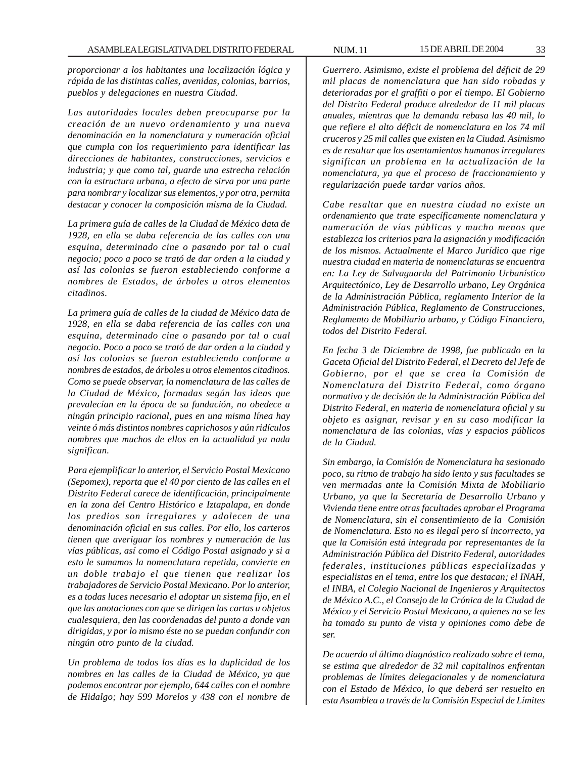*proporcionar a los habitantes una localización lógica y rápida de las distintas calles, avenidas, colonias, barrios, pueblos y delegaciones en nuestra Ciudad.*

*Las autoridades locales deben preocuparse por la creación de un nuevo ordenamiento y una nueva denominación en la nomenclatura y numeración oficial que cumpla con los requerimiento para identificar las direcciones de habitantes, construcciones, servicios e industria; y que como tal, guarde una estrecha relación con la estructura urbana, a efecto de sirva por una parte para nombrar y localizar sus elementos, y por otra, permita destacar y conocer la composición misma de la Ciudad.*

*La primera guía de calles de la Ciudad de México data de 1928, en ella se daba referencia de las calles con una esquina, determinado cine o pasando por tal o cual negocio; poco a poco se trató de dar orden a la ciudad y así las colonias se fueron estableciendo conforme a nombres de Estados, de árboles u otros elementos citadinos.*

*La primera guía de calles de la ciudad de México data de 1928, en ella se daba referencia de las calles con una esquina, determinado cine o pasando por tal o cual negocio. Poco a poco se trató de dar orden a la ciudad y así las colonias se fueron estableciendo conforme a nombres de estados, de árboles u otros elementos citadinos. Como se puede observar, la nomenclatura de las calles de la Ciudad de México, formadas según las ideas que prevalecían en la época de su fundación, no obedece a ningún principio racional, pues en una misma línea hay veinte ó más distintos nombres caprichosos y aún ridículos nombres que muchos de ellos en la actualidad ya nada significan.*

*Para ejemplificar lo anterior, el Servicio Postal Mexicano (Sepomex), reporta que el 40 por ciento de las calles en el Distrito Federal carece de identificación, principalmente en la zona del Centro Histórico e Iztapalapa, en donde los predios son irregulares y adolecen de una denominación oficial en sus calles. Por ello, los carteros tienen que averiguar los nombres y numeración de las vías públicas, así como el Código Postal asignado y si a esto le sumamos la nomenclatura repetida, convierte en un doble trabajo el que tienen que realizar los trabajadores de Servicio Postal Mexicano. Por lo anterior, es a todas luces necesario el adoptar un sistema fijo, en el que las anotaciones con que se dirigen las cartas u objetos cualesquiera, den las coordenadas del punto a donde van dirigidas, y por lo mismo éste no se puedan confundir con ningún otro punto de la ciudad.*

*Un problema de todos los días es la duplicidad de los nombres en las calles de la Ciudad de México, ya que podemos encontrar por ejemplo, 644 calles con el nombre de Hidalgo; hay 599 Morelos y 438 con el nombre de Guerrero. Asimismo, existe el problema del déficit de 29 mil placas de nomenclatura que han sido robadas y deterioradas por el graffiti o por el tiempo. El Gobierno del Distrito Federal produce alrededor de 11 mil placas anuales, mientras que la demanda rebasa las 40 mil, lo que refiere el alto déficit de nomenclatura en los 74 mil cruceros y 25 mil calles que existen en la Ciudad. Asimismo es de resaltar que los asentamientos humanos irregulares significan un problema en la actualización de la nomenclatura, ya que el proceso de fraccionamiento y regularización puede tardar varios años.*

*Cabe resaltar que en nuestra ciudad no existe un ordenamiento que trate específicamente nomenclatura y numeración de vías públicas y mucho menos que establezca los criterios para la asignación y modificación de los mismos. Actualmente el Marco Jurídico que rige nuestra ciudad en materia de nomenclaturas se encuentra en: La Ley de Salvaguarda del Patrimonio Urbanístico Arquitectónico, Ley de Desarrollo urbano, Ley Orgánica de la Administración Pública, reglamento Interior de la Administración Pública, Reglamento de Construcciones, Reglamento de Mobiliario urbano, y Código Financiero, todos del Distrito Federal.*

*En fecha 3 de Diciembre de 1998, fue publicado en la Gaceta Oficial del Distrito Federal, el Decreto del Jefe de Gobierno, por el que se crea la Comisión de Nomenclatura del Distrito Federal, como órgano normativo y de decisión de la Administración Pública del Distrito Federal, en materia de nomenclatura oficial y su objeto es asignar, revisar y en su caso modificar la nomenclatura de las colonias, vías y espacios públicos de la Ciudad.*

*Sin embargo, la Comisión de Nomenclatura ha sesionado poco, su ritmo de trabajo ha sido lento y sus facultades se ven mermadas ante la Comisión Mixta de Mobiliario Urbano, ya que la Secretaría de Desarrollo Urbano y Vivienda tiene entre otras facultades aprobar el Programa de Nomenclatura, sin el consentimiento de la Comisión de Nomenclatura. Esto no es ilegal pero sí incorrecto, ya que la Comisión está integrada por representantes de la Administración Pública del Distrito Federal, autoridades federales, instituciones públicas especializadas y especialistas en el tema, entre los que destacan; el INAH, el INBA, el Colegio Nacional de Ingenieros y Arquitectos de México A.C., el Consejo de la Crónica de la Ciudad de México y el Servicio Postal Mexicano, a quienes no se les ha tomado su punto de vista y opiniones como debe de ser.*

*De acuerdo al último diagnóstico realizado sobre el tema, se estima que alrededor de 32 mil capitalinos enfrentan problemas de límites delegacionales y de nomenclatura con el Estado de México, lo que deberá ser resuelto en esta Asamblea a través de la Comisión Especial de Límites*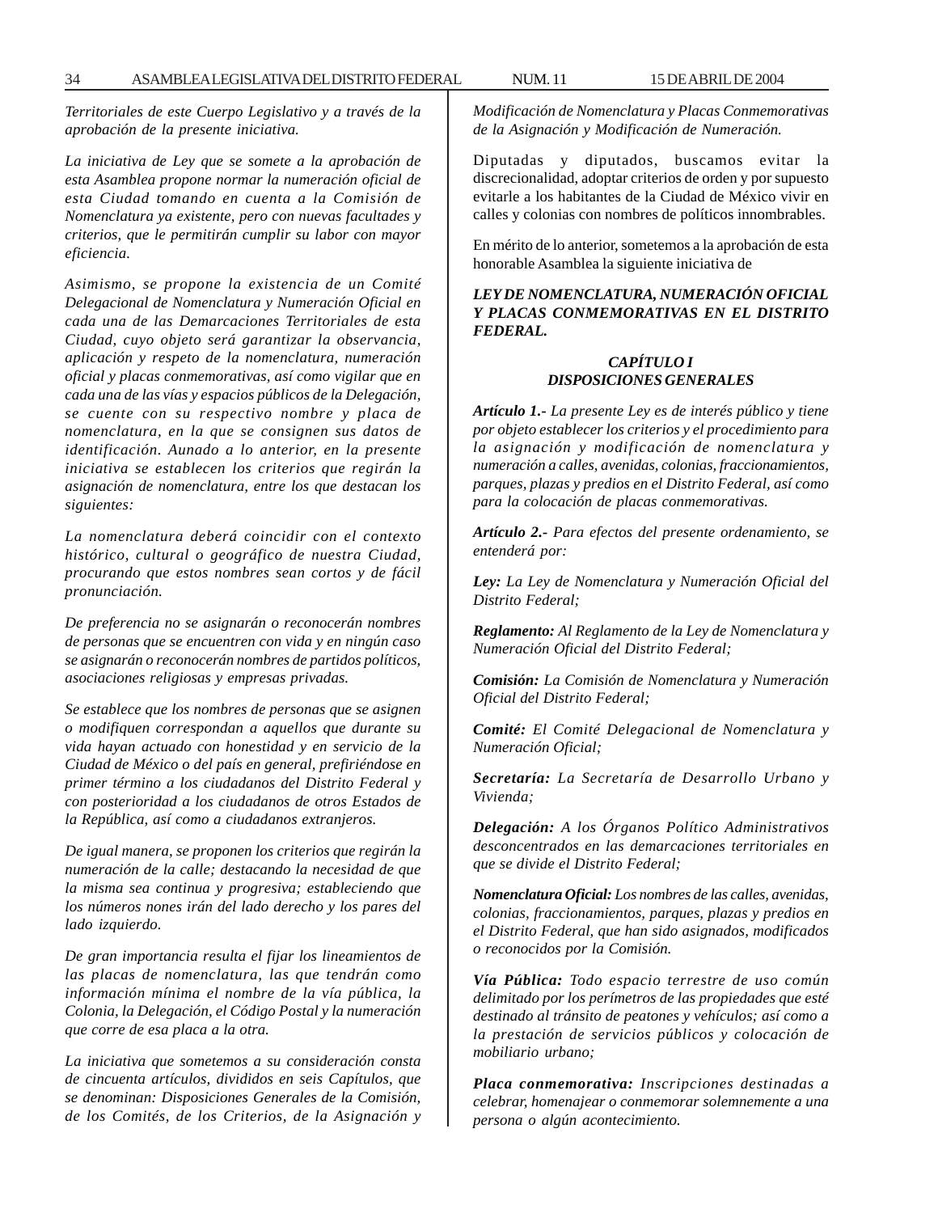*Territoriales de este Cuerpo Legislativo y a través de la aprobación de la presente iniciativa.*

*La iniciativa de Ley que se somete a la aprobación de esta Asamblea propone normar la numeración oficial de esta Ciudad tomando en cuenta a la Comisión de Nomenclatura ya existente, pero con nuevas facultades y criterios, que le permitirán cumplir su labor con mayor eficiencia.*

*Asimismo, se propone la existencia de un Comité Delegacional de Nomenclatura y Numeración Oficial en cada una de las Demarcaciones Territoriales de esta Ciudad, cuyo objeto será garantizar la observancia, aplicación y respeto de la nomenclatura, numeración oficial y placas conmemorativas, así como vigilar que en cada una de las vías y espacios públicos de la Delegación, se cuente con su respectivo nombre y placa de nomenclatura, en la que se consignen sus datos de identificación. Aunado a lo anterior, en la presente iniciativa se establecen los criterios que regirán la asignación de nomenclatura, entre los que destacan los siguientes:*

*La nomenclatura deberá coincidir con el contexto histórico, cultural o geográfico de nuestra Ciudad, procurando que estos nombres sean cortos y de fácil pronunciación.*

*De preferencia no se asignarán o reconocerán nombres de personas que se encuentren con vida y en ningún caso se asignarán o reconocerán nombres de partidos políticos, asociaciones religiosas y empresas privadas.*

*Se establece que los nombres de personas que se asignen o modifiquen correspondan a aquellos que durante su vida hayan actuado con honestidad y en servicio de la Ciudad de México o del país en general, prefiriéndose en primer término a los ciudadanos del Distrito Federal y con posterioridad a los ciudadanos de otros Estados de la República, así como a ciudadanos extranjeros.*

*De igual manera, se proponen los criterios que regirán la numeración de la calle; destacando la necesidad de que la misma sea continua y progresiva; estableciendo que los números nones irán del lado derecho y los pares del lado izquierdo.*

*De gran importancia resulta el fijar los lineamientos de las placas de nomenclatura, las que tendrán como información mínima el nombre de la vía pública, la Colonia, la Delegación, el Código Postal y la numeración que corre de esa placa a la otra.*

*La iniciativa que sometemos a su consideración consta de cincuenta artículos, divididos en seis Capítulos, que se denominan: Disposiciones Generales de la Comisión, de los Comités, de los Criterios, de la Asignación y Modificación de Nomenclatura y Placas Conmemorativas de la Asignación y Modificación de Numeración.*

Diputadas y diputados, buscamos evitar la discrecionalidad, adoptar criterios de orden y por supuesto evitarle a los habitantes de la Ciudad de México vivir en calles y colonias con nombres de políticos innombrables.

En mérito de lo anterior, sometemos a la aprobación de esta honorable Asamblea la siguiente iniciativa de

***LEY DE NOMENCLATURA, NUMERACIÓN OFICIAL Y PLACAS CONMEMORATIVAS EN EL DISTRITO FEDERAL.***

***CAPÍTULO I***
***DISPOSICIONES GENERALES***

***Artículo 1.-*** *La presente Ley es de interés público y tiene por objeto establecer los criterios y el procedimiento para la asignación y modificación de nomenclatura y numeración a calles, avenidas, colonias, fraccionamientos, parques, plazas y predios en el Distrito Federal, así como para la colocación de placas conmemorativas.*

***Artículo 2.-*** *Para efectos del presente ordenamiento, se entenderá por:*

***Ley:*** *La Ley de Nomenclatura y Numeración Oficial del Distrito Federal;*

***Reglamento:*** *Al Reglamento de la Ley de Nomenclatura y Numeración Oficial del Distrito Federal;*

***Comisión:*** *La Comisión de Nomenclatura y Numeración Oficial del Distrito Federal;*

***Comité:*** *El Comité Delegacional de Nomenclatura y Numeración Oficial;*

***Secretaría:*** *La Secretaría de Desarrollo Urbano y Vivienda;*

***Delegación:*** *A los Órganos Político Administrativos desconcentrados en las demarcaciones territoriales en que se divide el Distrito Federal;*

***Nomenclatura Oficial:*** *Los nombres de las calles, avenidas, colonias, fraccionamientos, parques, plazas y predios en el Distrito Federal, que han sido asignados, modificados o reconocidos por la Comisión.*

***Vía Pública:*** *Todo espacio terrestre de uso común delimitado por los perímetros de las propiedades que esté destinado al tránsito de peatones y vehículos; así como a la prestación de servicios públicos y colocación de mobiliario urbano;*

***Placa conmemorativa:*** *Inscripciones destinadas a celebrar, homenajear o conmemorar solemnemente a una persona o algún acontecimiento.*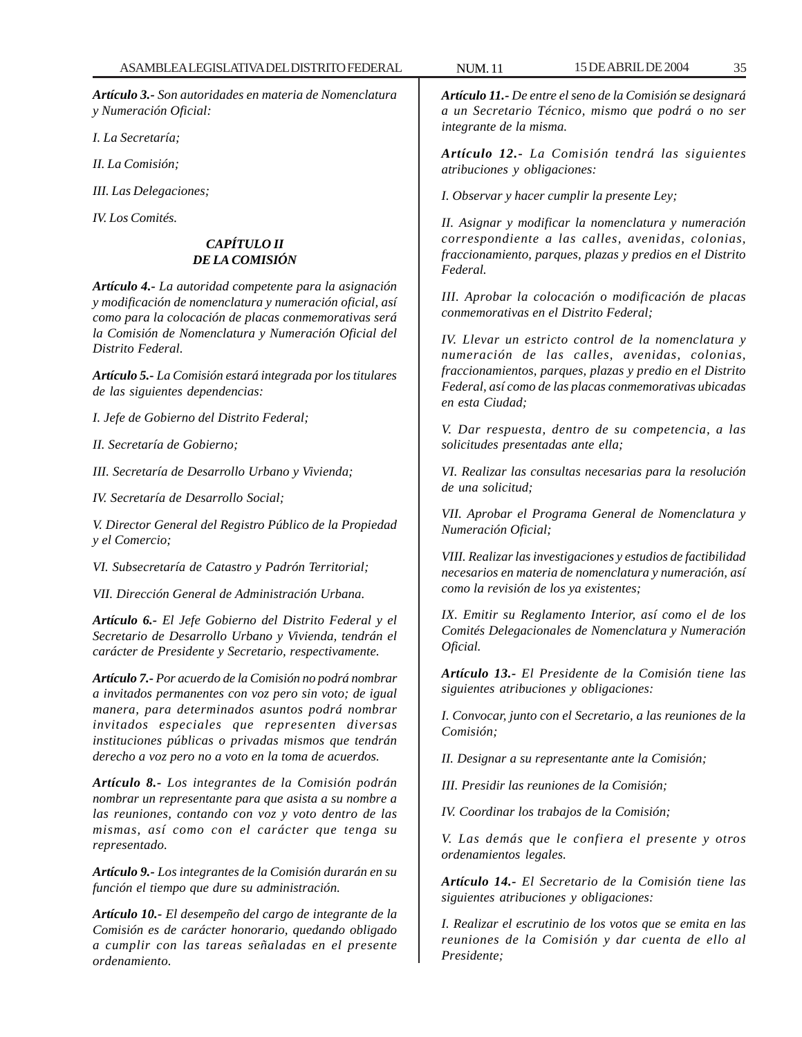***Artículo 3.-*** *Son autoridades en materia de Nomenclatura y Numeración Oficial:*

*I. La Secretaría;*

*II. La Comisión;*

*III. Las Delegaciones;*

*IV. Los Comités.*

## *CAPÍTULO II*
## *DE LA COMISIÓN*

***Artículo 4.-*** *La autoridad competente para la asignación y modificación de nomenclatura y numeración oficial, así como para la colocación de placas conmemorativas será la Comisión de Nomenclatura y Numeración Oficial del Distrito Federal.*

***Artículo 5.-*** *La Comisión estará integrada por los titulares de las siguientes dependencias:*

*I. Jefe de Gobierno del Distrito Federal;*

*II. Secretaría de Gobierno;*

*III. Secretaría de Desarrollo Urbano y Vivienda;*

*IV. Secretaría de Desarrollo Social;*

*V. Director General del Registro Público de la Propiedad y el Comercio;*

*VI. Subsecretaría de Catastro y Padrón Territorial;*

*VII. Dirección General de Administración Urbana.*

***Artículo 6.-*** *El Jefe Gobierno del Distrito Federal y el Secretario de Desarrollo Urbano y Vivienda, tendrán el carácter de Presidente y Secretario, respectivamente.*

***Artículo 7.-*** *Por acuerdo de la Comisión no podrá nombrar a invitados permanentes con voz pero sin voto; de igual manera, para determinados asuntos podrá nombrar invitados especiales que representen diversas instituciones públicas o privadas mismos que tendrán derecho a voz pero no a voto en la toma de acuerdos.*

***Artículo 8.-*** *Los integrantes de la Comisión podrán nombrar un representante para que asista a su nombre a las reuniones, contando con voz y voto dentro de las mismas, así como con el carácter que tenga su representado.*

***Artículo 9.-*** *Los integrantes de la Comisión durarán en su función el tiempo que dure su administración.*

***Artículo 10.-*** *El desempeño del cargo de integrante de la Comisión es de carácter honorario, quedando obligado a cumplir con las tareas señaladas en el presente ordenamiento.*

***Artículo 11.-*** *De entre el seno de la Comisión se designará a un Secretario Técnico, mismo que podrá o no ser integrante de la misma.*

***Artículo 12.-*** *La Comisión tendrá las siguientes atribuciones y obligaciones:*

*I. Observar y hacer cumplir la presente Ley;*

*II. Asignar y modificar la nomenclatura y numeración correspondiente a las calles, avenidas, colonias, fraccionamiento, parques, plazas y predios en el Distrito Federal.*

*III. Aprobar la colocación o modificación de placas conmemorativas en el Distrito Federal;*

*IV. Llevar un estricto control de la nomenclatura y numeración de las calles, avenidas, colonias, fraccionamientos, parques, plazas y predio en el Distrito Federal, así como de las placas conmemorativas ubicadas en esta Ciudad;*

*V. Dar respuesta, dentro de su competencia, a las solicitudes presentadas ante ella;*

*VI. Realizar las consultas necesarias para la resolución de una solicitud;*

*VII. Aprobar el Programa General de Nomenclatura y Numeración Oficial;*

*VIII. Realizar las investigaciones y estudios de factibilidad necesarios en materia de nomenclatura y numeración, así como la revisión de los ya existentes;*

*IX. Emitir su Reglamento Interior, así como el de los Comités Delegacionales de Nomenclatura y Numeración Oficial.*

***Artículo 13.-*** *El Presidente de la Comisión tiene las siguientes atribuciones y obligaciones:*

*I. Convocar, junto con el Secretario, a las reuniones de la Comisión;*

*II. Designar a su representante ante la Comisión;*

*III. Presidir las reuniones de la Comisión;*

*IV. Coordinar los trabajos de la Comisión;*

*V. Las demás que le confiera el presente y otros ordenamientos legales.*

***Artículo 14.-*** *El Secretario de la Comisión tiene las siguientes atribuciones y obligaciones:*

*I. Realizar el escrutinio de los votos que se emita en las reuniones de la Comisión y dar cuenta de ello al Presidente;*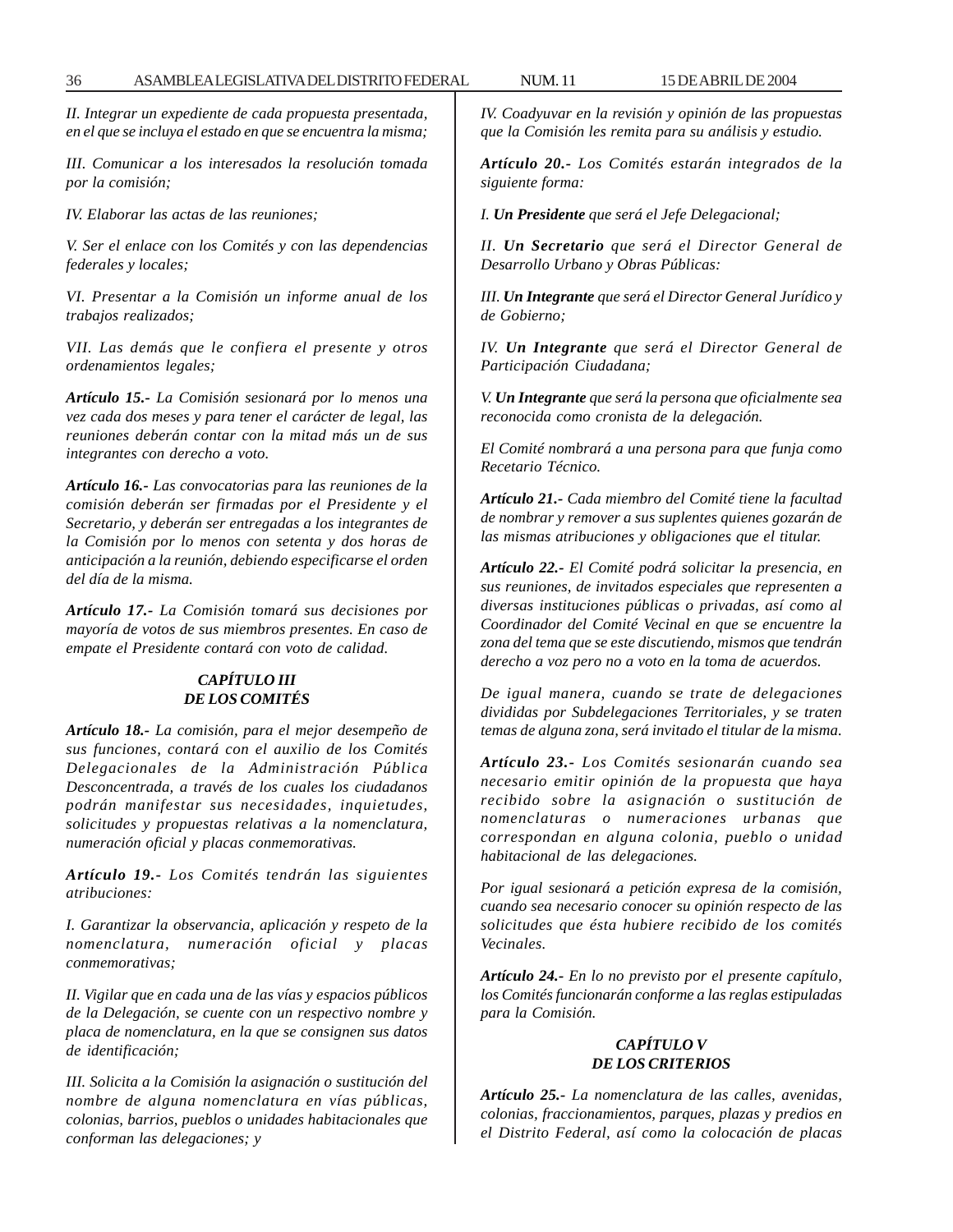*II. Integrar un expediente de cada propuesta presentada, en el que se incluya el estado en que se encuentra la misma;*

*III. Comunicar a los interesados la resolución tomada por la comisión;*

*IV. Elaborar las actas de las reuniones;*

*V. Ser el enlace con los Comités y con las dependencias federales y locales;*

*VI. Presentar a la Comisión un informe anual de los trabajos realizados;*

*VII. Las demás que le confiera el presente y otros ordenamientos legales;*

***Artículo 15.-*** *La Comisión sesionará por lo menos una vez cada dos meses y para tener el carácter de legal, las reuniones deberán contar con la mitad más uno de sus integrantes con derecho a voto.*

***Artículo 16.-*** *Las convocatorias para las reuniones de la comisión deberán ser firmadas por el Presidente y el Secretario, y deberán ser entregadas a los integrantes de la Comisión por lo menos con setenta y dos horas de anticipación a la reunión, debiendo especificarse el orden del día de la misma.*

***Artículo 17.-*** *La Comisión tomará sus decisiones por mayoría de votos de sus miembros presentes. En caso de empate el Presidente contará con voto de calidad.*

***CAPÍTULO III***
***DE LOS COMITÉS***

***Artículo 18.-*** *La comisión, para el mejor desempeño de sus funciones, contará con el auxilio de los Comités Delegacionales de la Administración Pública Desconcentrada, a través de los cuales los ciudadanos podrán manifestar sus necesidades, inquietudes, solicitudes y propuestas relativas a la nomenclatura, numeración oficial y placas conmemorativas.*

***Artículo 19.-*** *Los Comités tendrán las siguientes atribuciones:*

*I. Garantizar la observancia, aplicación y respeto de la nomenclatura, numeración oficial y placas conmemorativas;*

*II. Vigilar que en cada una de las vías y espacios públicos de la Delegación, se cuente con un respectivo nombre y placa de nomenclatura, en la que se consignen sus datos de identificación;*

*III. Solicita a la Comisión la asignación o sustitución del nombre de alguna nomenclatura en vías públicas, colonias, barrios, pueblos o unidades habitacionales que conforman las delegaciones; y*

*IV. Coadyuvar en la revisión y opinión de las propuestas que la Comisión les remita para su análisis y estudio.*

***Artículo 20.-*** *Los Comités estarán integrados de la siguiente forma:*

*I. **Un Presidente** que será el Jefe Delegacional;*

*II. **Un Secretario** que será el Director General de Desarrollo Urbano y Obras Públicas:*

*III. **Un Integrante** que será el Director General Jurídico y de Gobierno;*

*IV. **Un Integrante** que será el Director General de Participación Ciudadana;*

*V. **Un Integrante** que será la persona que oficialmente sea reconocida como cronista de la delegación.*

*El Comité nombrará a una persona para que funja como Recetario Técnico.*

***Artículo 21.-*** *Cada miembro del Comité tiene la facultad de nombrar y remover a sus suplentes quienes gozarán de las mismas atribuciones y obligaciones que el titular.*

***Artículo 22.-*** *El Comité podrá solicitar la presencia, en sus reuniones, de invitados especiales que representen a diversas instituciones públicas o privadas, así como al Coordinador del Comité Vecinal en que se encuentre la zona del tema que se este discutiendo, mismos que tendrán derecho a voz pero no a voto en la toma de acuerdos.*

*De igual manera, cuando se trate de delegaciones divididas por Subdelegaciones Territoriales, y se traten temas de alguna zona, será invitado el titular de la misma.*

***Artículo 23.-*** *Los Comités sesionarán cuando sea necesario emitir opinión de la propuesta que haya recibido sobre la asignación o sustitución de nomenclaturas o numeraciones urbanas que correspondan en alguna colonia, pueblo o unidad habitacional de las delegaciones.*

*Por igual sesionará a petición expresa de la comisión, cuando sea necesario conocer su opinión respecto de las solicitudes que ésta hubiere recibido de los comités Vecinales.*

***Artículo 24.-*** *En lo no previsto por el presente capítulo, los Comités funcionarán conforme a las reglas estipuladas para la Comisión.*

***CAPÍTULO V***
***DE LOS CRITERIOS***

***Artículo 25.-*** *La nomenclatura de las calles, avenidas, colonias, fraccionamientos, parques, plazas y predios en el Distrito Federal, así como la colocación de placas*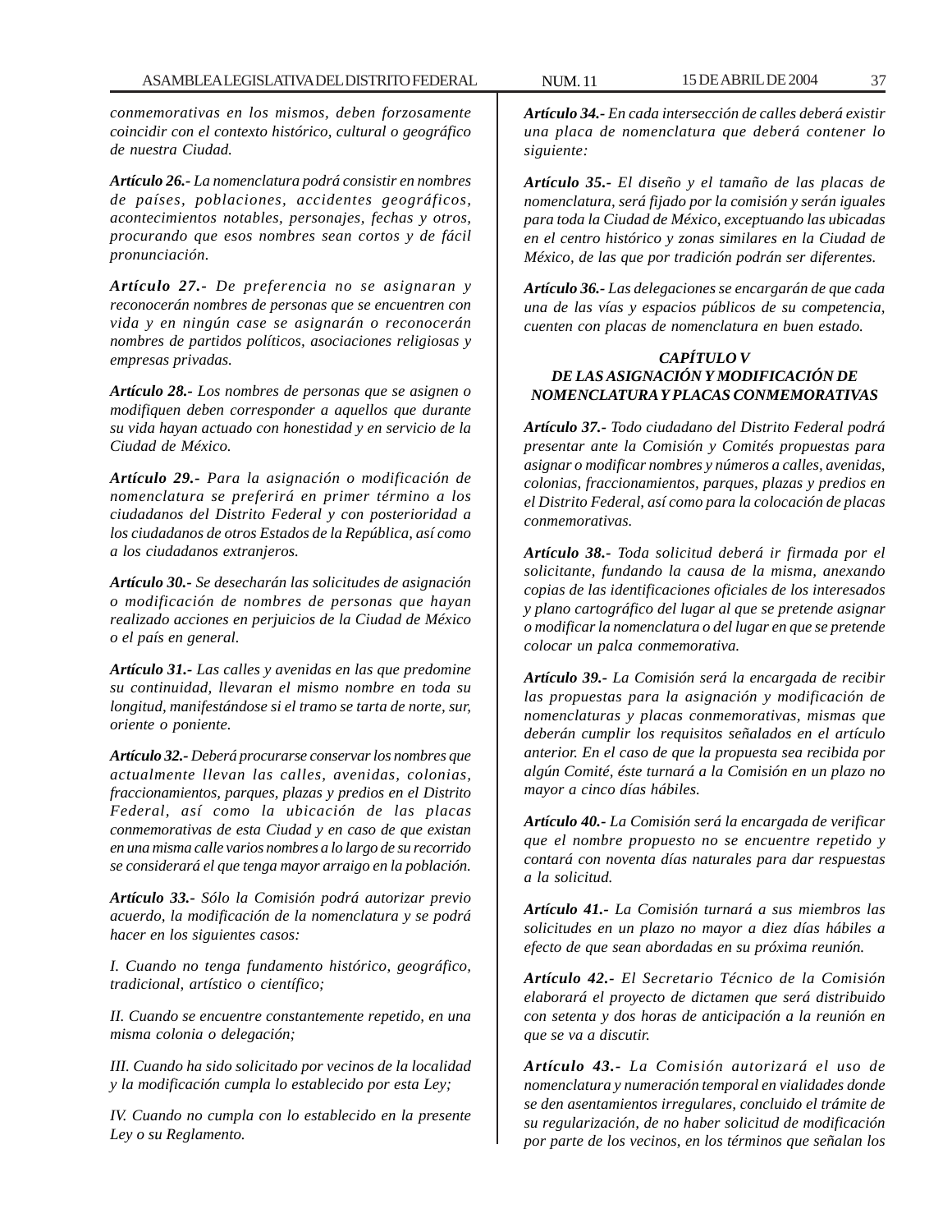*conmemorativas en los mismos, deben forzosamente coincidir con el contexto histórico, cultural o geográfico de nuestra Ciudad.*

***Artículo 26.-*** *La nomenclatura podrá consistir en nombres de países, poblaciones, accidentes geográficos, acontecimientos notables, personajes, fechas y otros, procurando que esos nombres sean cortos y de fácil pronunciación.*

***Artículo 27.-*** *De preferencia no se asignaran y reconocerán nombres de personas que se encuentren con vida y en ningún case se asignarán o reconocerán nombres de partidos políticos, asociaciones religiosas y empresas privadas.*

***Artículo 28.-*** *Los nombres de personas que se asignen o modifiquen deben corresponder a aquellos que durante su vida hayan actuado con honestidad y en servicio de la Ciudad de México.*

***Artículo 29.-*** *Para la asignación o modificación de nomenclatura se preferirá en primer término a los ciudadanos del Distrito Federal y con posterioridad a los ciudadanos de otros Estados de la República, así como a los ciudadanos extranjeros.*

***Artículo 30.-*** *Se desecharán las solicitudes de asignación o modificación de nombres de personas que hayan realizado acciones en perjuicios de la Ciudad de México o el país en general.*

***Artículo 31.-*** *Las calles y avenidas en las que predomine su continuidad, llevaran el mismo nombre en toda su longitud, manifestándose si el tramo se tarta de norte, sur, oriente o poniente.*

***Artículo 32.-*** *Deberá procurarse conservar los nombres que actualmente llevan las calles, avenidas, colonias, fraccionamientos, parques, plazas y predios en el Distrito Federal, así como la ubicación de las placas conmemorativas de esta Ciudad y en caso de que existan en una misma calle varios nombres a lo largo de su recorrido se considerará el que tenga mayor arraigo en la población.*

***Artículo 33.-*** *Sólo la Comisión podrá autorizar previo acuerdo, la modificación de la nomenclatura y se podrá hacer en los siguientes casos:*

*I. Cuando no tenga fundamento histórico, geográfico, tradicional, artístico o científico;*

*II. Cuando se encuentre constantemente repetido, en una misma colonia o delegación;*

*III. Cuando ha sido solicitado por vecinos de la localidad y la modificación cumpla lo establecido por esta Ley;*

*IV. Cuando no cumpla con lo establecido en la presente Ley o su Reglamento.*

***Artículo 34.-*** *En cada intersección de calles deberá existir una placa de nomenclatura que deberá contener lo siguiente:*

***Artículo 35.-*** *El diseño y el tamaño de las placas de nomenclatura, será fijado por la comisión y serán iguales para toda la Ciudad de México, exceptuando las ubicadas en el centro histórico y zonas similares en la Ciudad de México, de las que por tradición podrán ser diferentes.*

***Artículo 36.-*** *Las delegaciones se encargarán de que cada una de las vías y espacios públicos de su competencia, cuenten con placas de nomenclatura en buen estado.*

### *CAPÍTULO V*
### *DE LAS ASIGNACIÓN Y MODIFICACIÓN DE NOMENCLATURA Y PLACAS CONMEMORATIVAS*

***Artículo 37.-*** *Todo ciudadano del Distrito Federal podrá presentar ante la Comisión y Comités propuestas para asignar o modificar nombres y números a calles, avenidas, colonias, fraccionamientos, parques, plazas y predios en el Distrito Federal, así como para la colocación de placas conmemorativas.*

***Artículo 38.-*** *Toda solicitud deberá ir firmada por el solicitante, fundando la causa de la misma, anexando copias de las identificaciones oficiales de los interesados y plano cartográfico del lugar al que se pretende asignar o modificar la nomenclatura o del lugar en que se pretende colocar un palca conmemorativa.*

***Artículo 39.-*** *La Comisión será la encargada de recibir las propuestas para la asignación y modificación de nomenclaturas y placas conmemorativas, mismas que deberán cumplir los requisitos señalados en el artículo anterior. En el caso de que la propuesta sea recibida por algún Comité, éste turnará a la Comisión en un plazo no mayor a cinco días hábiles.*

***Artículo 40.-*** *La Comisión será la encargada de verificar que el nombre propuesto no se encuentre repetido y contará con noventa días naturales para dar respuestas a la solicitud.*

***Artículo 41.-*** *La Comisión turnará a sus miembros las solicitudes en un plazo no mayor a diez días hábiles a efecto de que sean abordadas en su próxima reunión.*

***Artículo 42.-*** *El Secretario Técnico de la Comisión elaborará el proyecto de dictamen que será distribuido con setenta y dos horas de anticipación a la reunión en que se va a discutir.*

***Artículo 43.-*** *La Comisión autorizará el uso de nomenclatura y numeración temporal en vialidades donde se den asentamientos irregulares, concluido el trámite de su regularización, de no haber solicitud de modificación por parte de los vecinos, en los términos que señalan los*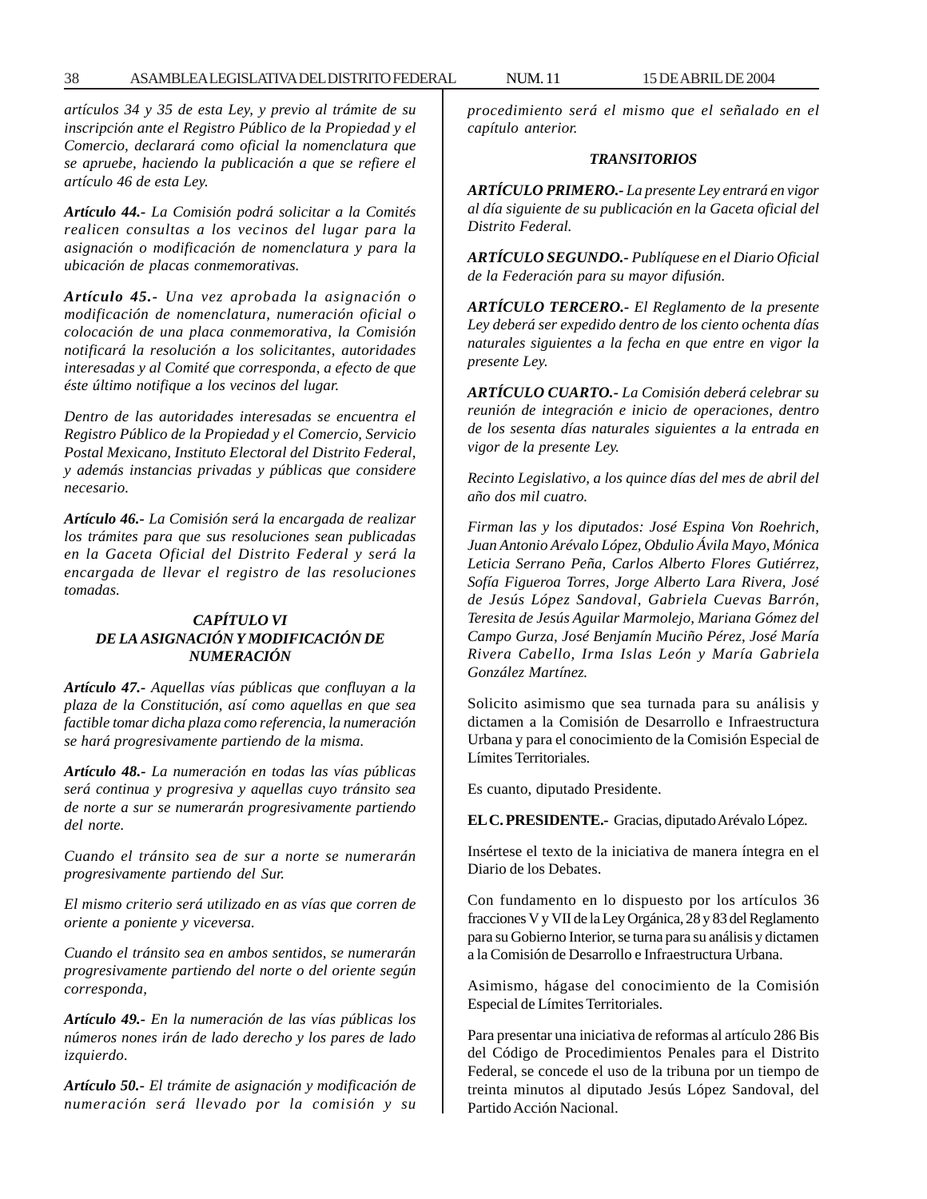*artículos 34 y 35 de esta Ley, y previo al trámite de su inscripción ante el Registro Público de la Propiedad y el Comercio, declarará como oficial la nomenclatura que se apruebe, haciendo la publicación a que se refiere el artículo 46 de esta Ley.*

***Artículo 44.-*** *La Comisión podrá solicitar a la Comités realicen consultas a los vecinos del lugar para la asignación o modificación de nomenclatura y para la ubicación de placas conmemorativas.*

***Artículo 45.-*** *Una vez aprobada la asignación o modificación de nomenclatura, numeración oficial o colocación de una placa conmemorativa, la Comisión notificará la resolución a los solicitantes, autoridades interesadas y al Comité que corresponda, a efecto de que éste último notifique a los vecinos del lugar.*

*Dentro de las autoridades interesadas se encuentra el Registro Público de la Propiedad y el Comercio, Servicio Postal Mexicano, Instituto Electoral del Distrito Federal, y además instancias privadas y públicas que considere necesario.*

***Artículo 46.-*** *La Comisión será la encargada de realizar los trámites para que sus resoluciones sean publicadas en la Gaceta Oficial del Distrito Federal y será la encargada de llevar el registro de las resoluciones tomadas.*

### *CAPÍTULO VI*
### *DE LA ASIGNACIÓN Y MODIFICACIÓN DE NUMERACIÓN*

***Artículo 47.-*** *Aquellas vías públicas que confluyan a la plaza de la Constitución, así como aquellas en que sea factible tomar dicha plaza como referencia, la numeración se hará progresivamente partiendo de la misma.*

***Artículo 48.-*** *La numeración en todas las vías públicas será continua y progresiva y aquellas cuyo tránsito sea de norte a sur se numerarán progresivamente partiendo del norte.*

*Cuando el tránsito sea de sur a norte se numerarán progresivamente partiendo del Sur.*

*El mismo criterio será utilizado en as vías que corren de oriente a poniente y viceversa.*

*Cuando el tránsito sea en ambos sentidos, se numerarán progresivamente partiendo del norte o del oriente según corresponda,*

***Artículo 49.-*** *En la numeración de las vías públicas los números nones irán de lado derecho y los pares de lado izquierdo.*

***Artículo 50.-*** *El trámite de asignación y modificación de numeración será llevado por la comisión y su procedimiento será el mismo que el señalado en el capítulo anterior.*

### *TRANSITORIOS*

***ARTÍCULO PRIMERO.-*** *La presente Ley entrará en vigor al día siguiente de su publicación en la Gaceta oficial del Distrito Federal.*

***ARTÍCULO SEGUNDO.-*** *Publíquese en el Diario Oficial de la Federación para su mayor difusión.*

***ARTÍCULO TERCERO.-*** *El Reglamento de la presente Ley deberá ser expedido dentro de los ciento ochenta días naturales siguientes a la fecha en que entre en vigor la presente Ley.*

***ARTÍCULO CUARTO.-*** *La Comisión deberá celebrar su reunión de integración e inicio de operaciones, dentro de los sesenta días naturales siguientes a la entrada en vigor de la presente Ley.*

*Recinto Legislativo, a los quince días del mes de abril del año dos mil cuatro.*

*Firman las y los diputados: José Espina Von Roehrich, Juan Antonio Arévalo López, Obdulio Ávila Mayo, Mónica Leticia Serrano Peña, Carlos Alberto Flores Gutiérrez, Sofía Figueroa Torres, Jorge Alberto Lara Rivera, José de Jesús López Sandoval, Gabriela Cuevas Barrón, Teresita de Jesús Aguilar Marmolejo, Mariana Gómez del Campo Gurza, José Benjamín Muciño Pérez, José María Rivera Cabello, Irma Islas León y María Gabriela González Martínez.*

Solicito asimismo que sea turnada para su análisis y dictamen a la Comisión de Desarrollo e Infraestructura Urbana y para el conocimiento de la Comisión Especial de Límites Territoriales.

Es cuanto, diputado Presidente.

**EL C. PRESIDENTE.-** Gracias, diputado Arévalo López.

Insértese el texto de la iniciativa de manera íntegra en el Diario de los Debates.

Con fundamento en lo dispuesto por los artículos 36 fracciones V y VII de la Ley Orgánica, 28 y 83 del Reglamento para su Gobierno Interior, se turna para su análisis y dictamen a la Comisión de Desarrollo e Infraestructura Urbana.

Asimismo, hágase del conocimiento de la Comisión Especial de Límites Territoriales.

Para presentar una iniciativa de reformas al artículo 286 Bis del Código de Procedimientos Penales para el Distrito Federal, se concede el uso de la tribuna por un tiempo de treinta minutos al diputado Jesús López Sandoval, del Partido Acción Nacional.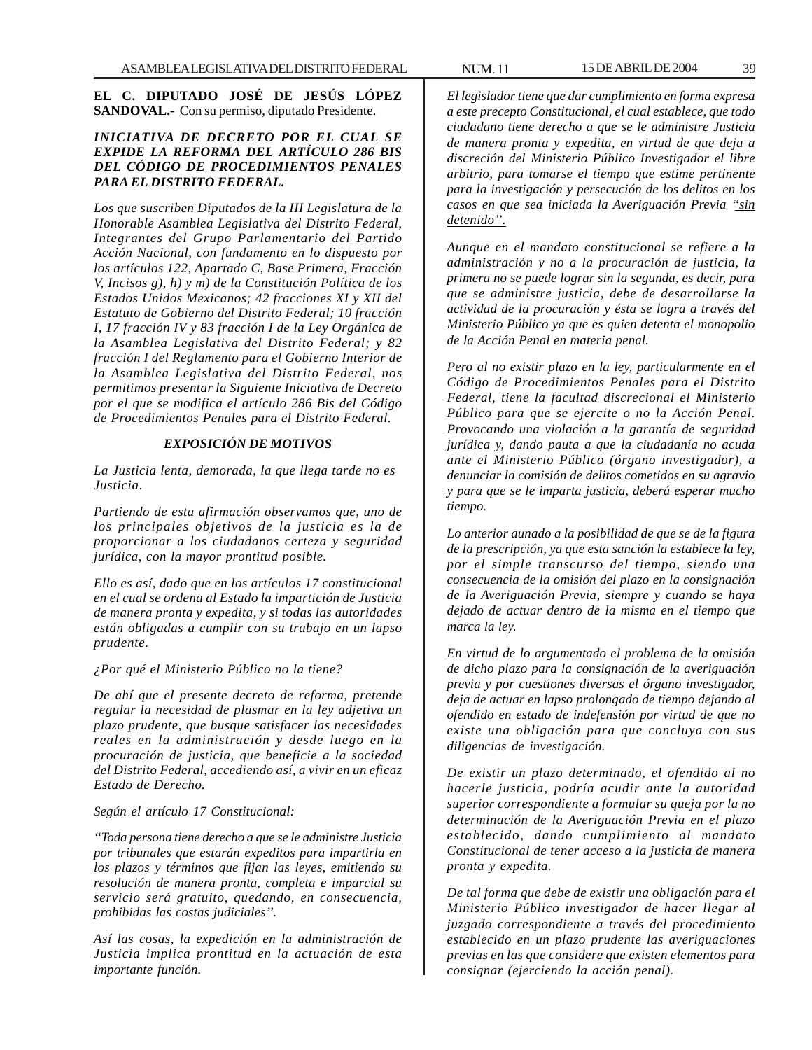**EL C. DIPUTADO JOSÉ DE JESÚS LÓPEZ SANDOVAL.-** Con su permiso, diputado Presidente.

***INICIATIVA DE DECRETO POR EL CUAL SE EXPIDE LA REFORMA DEL ARTÍCULO 286 BIS DEL CÓDIGO DE PROCEDIMIENTOS PENALES PARA EL DISTRITO FEDERAL.***

*Los que suscriben Diputados de la III Legislatura de la Honorable Asamblea Legislativa del Distrito Federal, Integrantes del Grupo Parlamentario del Partido Acción Nacional, con fundamento en lo dispuesto por los artículos 122, Apartado C, Base Primera, Fracción V, Incisos g), h) y m) de la Constitución Política de los Estados Unidos Mexicanos; 42 fracciones XI y XII del Estatuto de Gobierno del Distrito Federal; 10 fracción I, 17 fracción IV y 83 fracción I de la Ley Orgánica de la Asamblea Legislativa del Distrito Federal; y 82 fracción I del Reglamento para el Gobierno Interior de la Asamblea Legislativa del Distrito Federal, nos permitimos presentar la Siguiente Iniciativa de Decreto por el que se modifica el artículo 286 Bis del Código de Procedimientos Penales para el Distrito Federal.*

***EXPOSICIÓN DE MOTIVOS***

*La Justicia lenta, demorada, la que llega tarde no es Justicia.*

*Partiendo de esta afirmación observamos que, uno de los principales objetivos de la justicia es la de proporcionar a los ciudadanos certeza y seguridad jurídica, con la mayor prontitud posible.*

*Ello es así, dado que en los artículos 17 constitucional en el cual se ordena al Estado la impartición de Justicia de manera pronta y expedita, y si todas las autoridades están obligadas a cumplir con su trabajo en un lapso prudente.*

*¿Por qué el Ministerio Público no la tiene?*

*De ahí que el presente decreto de reforma, pretende regular la necesidad de plasmar en la ley adjetiva un plazo prudente, que busque satisfacer las necesidades reales en la administración y desde luego en la procuración de justicia, que beneficie a la sociedad del Distrito Federal, accediendo así, a vivir en un eficaz Estado de Derecho.*

*Según el artículo 17 Constitucional:*

*"Toda persona tiene derecho a que se le administre Justicia por tribunales que estarán expeditos para impartirla en los plazos y términos que fijan las leyes, emitiendo su resolución de manera pronta, completa e imparcial su servicio será gratuito, quedando, en consecuencia, prohibidas las costas judiciales".*

*Así las cosas, la expedición en la administración de Justicia implica prontitud en la actuación de esta importante función.*

*El legislador tiene que dar cumplimiento en forma expresa a este precepto Constitucional, el cual establece, que todo ciudadano tiene derecho a que se le administre Justicia de manera pronta y expedita, en virtud de que deja a discreción del Ministerio Público Investigador el libre arbitrio, para tomarse el tiempo que estime pertinente para la investigación y persecución de los delitos en los casos en que sea iniciada la Averiguación Previa "<u>sin detenido</u>".*

*Aunque en el mandato constitucional se refiere a la administración y no a la procuración de justicia, la primera no se puede lograr sin la segunda, es decir, para que se administre justicia, debe de desarrollarse la actividad de la procuración y ésta se logra a través del Ministerio Público ya que es quien detenta el monopolio de la Acción Penal en materia penal.*

*Pero al no existir plazo en la ley, particularmente en el Código de Procedimientos Penales para el Distrito Federal, tiene la facultad discrecional el Ministerio Público para que se ejercite o no la Acción Penal. Provocando una violación a la garantía de seguridad jurídica y, dando pauta a que la ciudadanía no acuda ante el Ministerio Público (órgano investigador), a denunciar la comisión de delitos cometidos en su agravio y para que se le imparta justicia, deberá esperar mucho tiempo.*

*Lo anterior aunado a la posibilidad de que se de la figura de la prescripción, ya que esta sanción la establece la ley, por el simple transcurso del tiempo, siendo una consecuencia de la omisión del plazo en la consignación de la Averiguación Previa, siempre y cuando se haya dejado de actuar dentro de la misma en el tiempo que marca la ley.*

*En virtud de lo argumentado el problema de la omisión de dicho plazo para la consignación de la averiguación previa y por cuestiones diversas el órgano investigador, deja de actuar en lapso prolongado de tiempo dejando al ofendido en estado de indefensión por virtud de que no existe una obligación para que concluya con sus diligencias de investigación.*

*De existir un plazo determinado, el ofendido al no hacerle justicia, podría acudir ante la autoridad superior correspondiente a formular su queja por la no determinación de la Averiguación Previa en el plazo establecido, dando cumplimiento al mandato Constitucional de tener acceso a la justicia de manera pronta y expedita.*

*De tal forma que debe de existir una obligación para el Ministerio Público investigador de hacer llegar al juzgado correspondiente a través del procedimiento establecido en un plazo prudente las averiguaciones previas en las que considere que existen elementos para consignar (ejerciendo la acción penal).*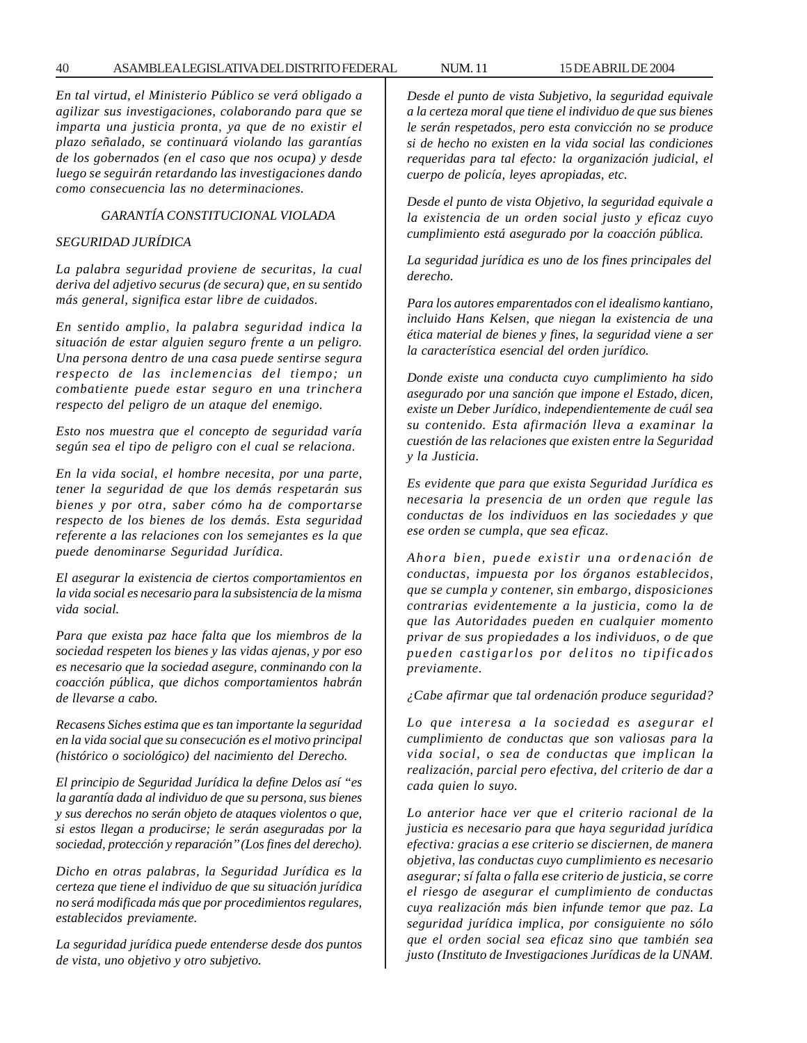*En tal virtud, el Ministerio Público se verá obligado a agilizar sus investigaciones, colaborando para que se imparta una justicia pronta, ya que de no existir el plazo señalado, se continuará violando las garantías de los gobernados (en el caso que nos ocupa) y desde luego se seguirán retardando las investigaciones dando como consecuencia las no determinaciones.*

*GARANTÍA CONSTITUCIONAL VIOLADA*

*SEGURIDAD JURÍDICA*

*La palabra seguridad proviene de securitas, la cual deriva del adjetivo securus (de secura) que, en su sentido más general, significa estar libre de cuidados.*

*En sentido amplio, la palabra seguridad indica la situación de estar alguien seguro frente a un peligro. Una persona dentro de una casa puede sentirse segura respecto de las inclemencias del tiempo; un combatiente puede estar seguro en una trinchera respecto del peligro de un ataque del enemigo.*

*Esto nos muestra que el concepto de seguridad varía según sea el tipo de peligro con el cual se relaciona.*

*En la vida social, el hombre necesita, por una parte, tener la seguridad de que los demás respetarán sus bienes y por otra, saber cómo ha de comportarse respecto de los bienes de los demás. Esta seguridad referente a las relaciones con los semejantes es la que puede denominarse Seguridad Jurídica.*

*El asegurar la existencia de ciertos comportamientos en la vida social es necesario para la subsistencia de la misma vida social.*

*Para que exista paz hace falta que los miembros de la sociedad respeten los bienes y las vidas ajenas, y por eso es necesario que la sociedad asegure, conminando con la coacción pública, que dichos comportamientos habrán de llevarse a cabo.*

*Recasens Siches estima que es tan importante la seguridad en la vida social que su consecución es el motivo principal (histórico o sociológico) del nacimiento del Derecho.*

*El principio de Seguridad Jurídica la define Delos así "es la garantía dada al individuo de que su persona, sus bienes y sus derechos no serán objeto de ataques violentos o que, si estos llegan a producirse; le serán aseguradas por la sociedad, protección y reparación" (Los fines del derecho).*

*Dicho en otras palabras, la Seguridad Jurídica es la certeza que tiene el individuo de que su situación jurídica no será modificada más que por procedimientos regulares, establecidos previamente.*

*La seguridad jurídica puede entenderse desde dos puntos de vista, uno objetivo y otro subjetivo.*

*Desde el punto de vista Subjetivo, la seguridad equivale a la certeza moral que tiene el individuo de que sus bienes le serán respetados, pero esta convicción no se produce si de hecho no existen en la vida social las condiciones requeridas para tal efecto: la organización judicial, el cuerpo de policía, leyes apropiadas, etc.*

*Desde el punto de vista Objetivo, la seguridad equivale a la existencia de un orden social justo y eficaz cuyo cumplimiento está asegurado por la coacción pública.*

*La seguridad jurídica es uno de los fines principales del derecho.*

*Para los autores emparentados con el idealismo kantiano, incluido Hans Kelsen, que niegan la existencia de una ética material de bienes y fines, la seguridad viene a ser la característica esencial del orden jurídico.*

*Donde existe una conducta cuyo cumplimiento ha sido asegurado por una sanción que impone el Estado, dicen, existe un Deber Jurídico, independientemente de cuál sea su contenido. Esta afirmación lleva a examinar la cuestión de las relaciones que existen entre la Seguridad y la Justicia.*

*Es evidente que para que exista Seguridad Jurídica es necesaria la presencia de un orden que regule las conductas de los individuos en las sociedades y que ese orden se cumpla, que sea eficaz.*

*Ahora bien, puede existir una ordenación de conductas, impuesta por los órganos establecidos, que se cumpla y contener, sin embargo, disposiciones contrarias evidentemente a la justicia, como la de que las Autoridades pueden en cualquier momento privar de sus propiedades a los individuos, o de que pueden castigarlos por delitos no tipificados previamente.*

*¿Cabe afirmar que tal ordenación produce seguridad?*

*Lo que interesa a la sociedad es asegurar el cumplimiento de conductas que son valiosas para la vida social, o sea de conductas que implican la realización, parcial pero efectiva, del criterio de dar a cada quien lo suyo.*

*Lo anterior hace ver que el criterio racional de la justicia es necesario para que haya seguridad jurídica efectiva: gracias a ese criterio se disciernen, de manera objetiva, las conductas cuyo cumplimiento es necesario asegurar; sí falta o falla ese criterio de justicia, se corre el riesgo de asegurar el cumplimiento de conductas cuya realización más bien infunde temor que paz. La seguridad jurídica implica, por consiguiente no sólo que el orden social sea eficaz sino que también sea justo (Instituto de Investigaciones Jurídicas de la UNAM.*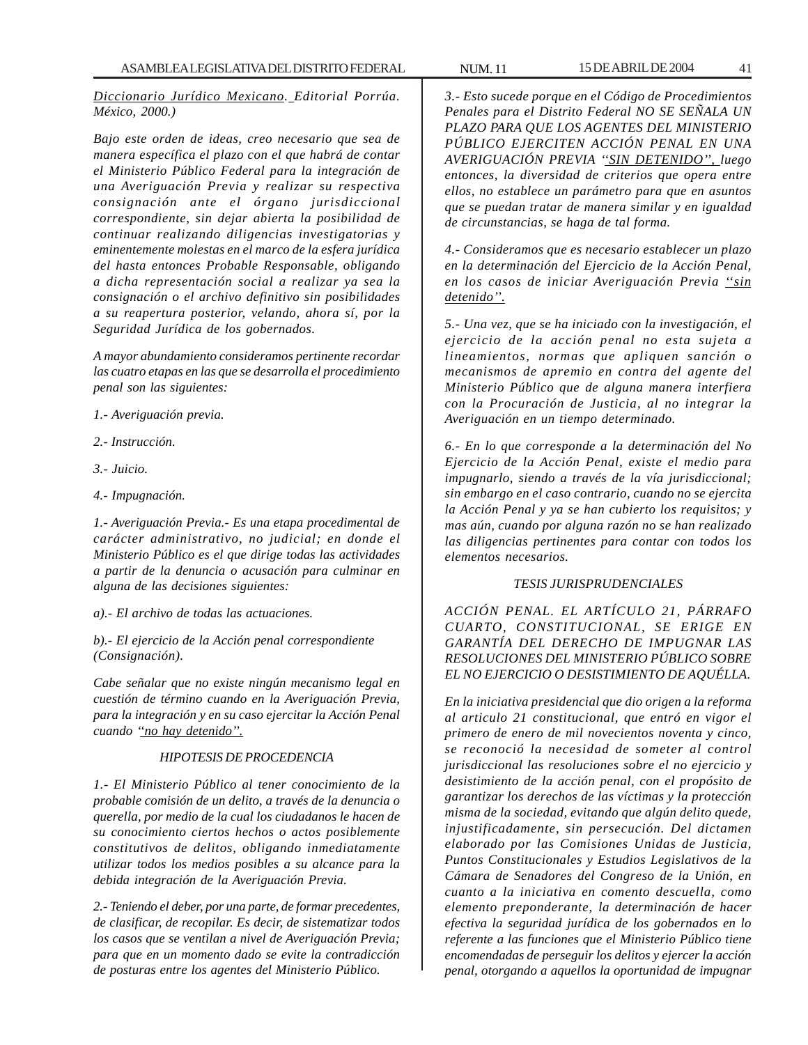*<u>Diccionario Jurídico Mexicano</u>. Editorial Porrúa. México, 2000.)*

*Bajo este orden de ideas, creo necesario que sea de manera específica el plazo con el que habrá de contar el Ministerio Público Federal para la integración de una Averiguación Previa y realizar su respectiva consignación ante el órgano jurisdiccional correspondiente, sin dejar abierta la posibilidad de continuar realizando diligencias investigatorias y eminentemente molestas en el marco de la esfera jurídica del hasta entonces Probable Responsable, obligando a dicha representación social a realizar ya sea la consignación o el archivo definitivo sin posibilidades a su reapertura posterior, velando, ahora sí, por la Seguridad Jurídica de los gobernados.*

*A mayor abundamiento consideramos pertinente recordar las cuatro etapas en las que se desarrolla el procedimiento penal son las siguientes:*

*1.- Averiguación previa.*

*2.- Instrucción.*

*3.- Juicio.*

*4.- Impugnación.*

*1.- Averiguación Previa.- Es una etapa procedimental de carácter administrativo, no judicial; en donde el Ministerio Público es el que dirige todas las actividades a partir de la denuncia o acusación para culminar en alguna de las decisiones siguientes:*

*a).- El archivo de todas las actuaciones.*

*b).- El ejercicio de la Acción penal correspondiente (Consignación).*

*Cabe señalar que no existe ningún mecanismo legal en cuestión de término cuando en la Averiguación Previa, para la integración y en su caso ejercitar la Acción Penal cuando ''<u>no hay detenido''.</u>*

*HIPOTESIS DE PROCEDENCIA*

*1.- El Ministerio Público al tener conocimiento de la probable comisión de un delito, a través de la denuncia o querella, por medio de la cual los ciudadanos le hacen de su conocimiento ciertos hechos o actos posiblemente constitutivos de delitos, obligando inmediatamente utilizar todos los medios posibles a su alcance para la debida integración de la Averiguación Previa.*

*2.- Teniendo el deber, por una parte, de formar precedentes, de clasificar, de recopilar. Es decir, de sistematizar todos los casos que se ventilan a nivel de Averiguación Previa; para que en un momento dado se evite la contradicción de posturas entre los agentes del Ministerio Público.*

*3.- Esto sucede porque en el Código de Procedimientos Penales para el Distrito Federal NO SE SEÑALA UN PLAZO PARA QUE LOS AGENTES DEL MINISTERIO PÚBLICO EJERCITEN ACCIÓN PENAL EN UNA AVERIGUACIÓN PREVIA ''<u>SIN DETENIDO'',</u> luego entonces, la diversidad de criterios que opera entre ellos, no establece un parámetro para que en asuntos que se puedan tratar de manera similar y en igualdad de circunstancias, se haga de tal forma.*

*4.- Consideramos que es necesario establecer un plazo en la determinación del Ejercicio de la Acción Penal, en los casos de iniciar Averiguación Previa <u>''sin detenido''.</u>*

*5.- Una vez, que se ha iniciado con la investigación, el ejercicio de la acción penal no esta sujeta a lineamientos, normas que apliquen sanción o mecanismos de apremio en contra del agente del Ministerio Público que de alguna manera interfiera con la Procuración de Justicia, al no integrar la Averiguación en un tiempo determinado.*

*6.- En lo que corresponde a la determinación del No Ejercicio de la Acción Penal, existe el medio para impugnarlo, siendo a través de la vía jurisdiccional; sin embargo en el caso contrario, cuando no se ejercita la Acción Penal y ya se han cubierto los requisitos; y mas aún, cuando por alguna razón no se han realizado las diligencias pertinentes para contar con todos los elementos necesarios.*

*TESIS JURISPRUDENCIALES*

*ACCIÓN PENAL. EL ARTÍCULO 21, PÁRRAFO CUARTO, CONSTITUCIONAL, SE ERIGE EN GARANTÍA DEL DERECHO DE IMPUGNAR LAS RESOLUCIONES DEL MINISTERIO PÚBLICO SOBRE EL NO EJERCICIO O DESISTIMIENTO DE AQUÉLLA.*

*En la iniciativa presidencial que dio origen a la reforma al articulo 21 constitucional, que entró en vigor el primero de enero de mil novecientos noventa y cinco, se reconoció la necesidad de someter al control jurisdiccional las resoluciones sobre el no ejercicio y desistimiento de la acción penal, con el propósito de garantizar los derechos de las víctimas y la protección misma de la sociedad, evitando que algún delito quede, injustificadamente, sin persecución. Del dictamen elaborado por las Comisiones Unidas de Justicia, Puntos Constitucionales y Estudios Legislativos de la Cámara de Senadores del Congreso de la Unión, en cuanto a la iniciativa en comento descuella, como elemento preponderante, la determinación de hacer efectiva la seguridad jurídica de los gobernados en lo referente a las funciones que el Ministerio Público tiene encomendadas de perseguir los delitos y ejercer la acción penal, otorgando a aquellos la oportunidad de impugnar*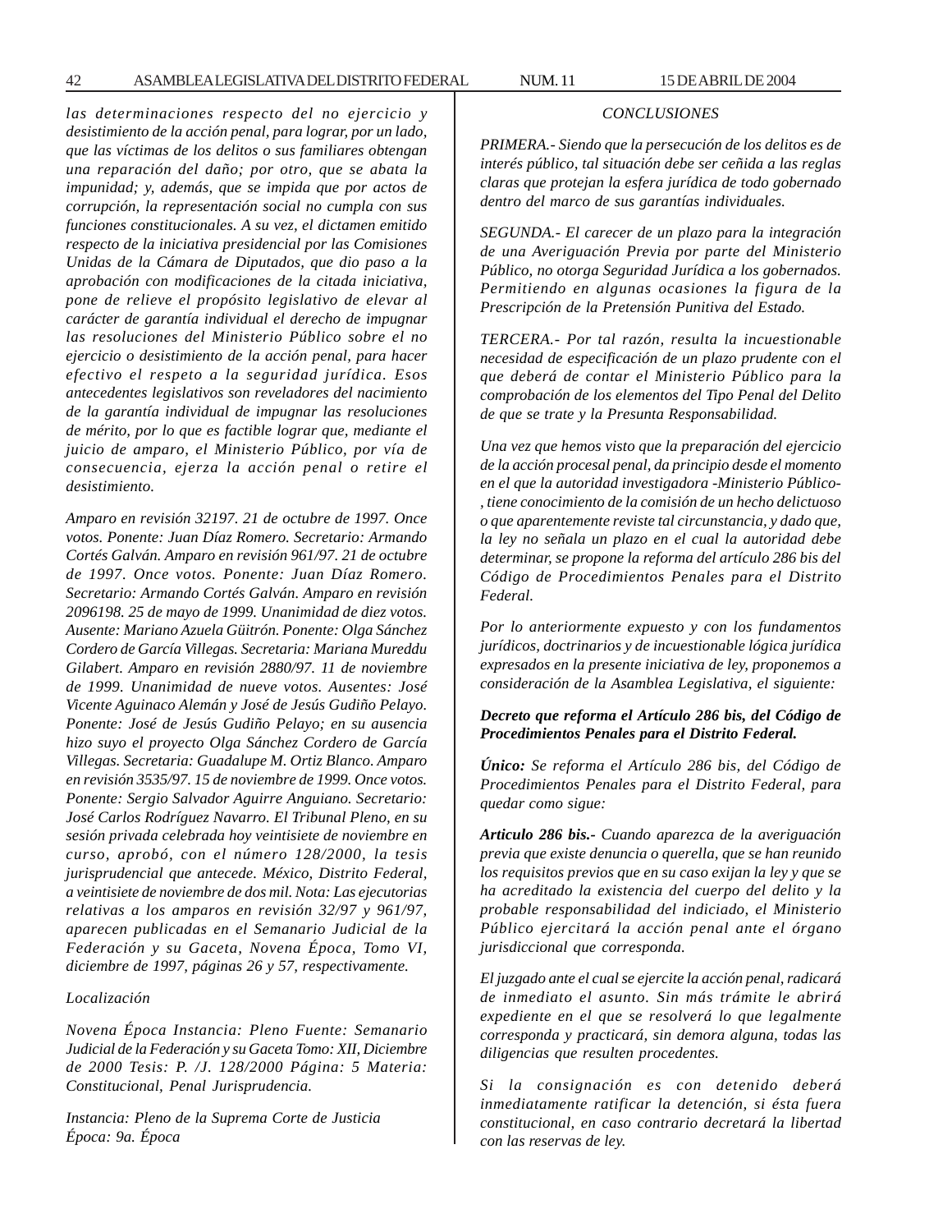*las determinaciones respecto del no ejercicio y desistimiento de la acción penal, para lograr, por un lado, que las víctimas de los delitos o sus familiares obtengan una reparación del daño; por otro, que se abata la impunidad; y, además, que se impida que por actos de corrupción, la representación social no cumpla con sus funciones constitucionales. A su vez, el dictamen emitido respecto de la iniciativa presidencial por las Comisiones Unidas de la Cámara de Diputados, que dio paso a la aprobación con modificaciones de la citada iniciativa, pone de relieve el propósito legislativo de elevar al carácter de garantía individual el derecho de impugnar las resoluciones del Ministerio Público sobre el no ejercicio o desistimiento de la acción penal, para hacer efectivo el respeto a la seguridad jurídica. Esos antecedentes legislativos son reveladores del nacimiento de la garantía individual de impugnar las resoluciones de mérito, por lo que es factible lograr que, mediante el juicio de amparo, el Ministerio Público, por vía de consecuencia, ejerza la acción penal o retire el desistimiento.*

*Amparo en revisión 32197. 21 de octubre de 1997. Once votos. Ponente: Juan Díaz Romero. Secretario: Armando Cortés Galván. Amparo en revisión 961/97. 21 de octubre de 1997. Once votos. Ponente: Juan Díaz Romero. Secretario: Armando Cortés Galván. Amparo en revisión 2096198. 25 de mayo de 1999. Unanimidad de diez votos. Ausente: Mariano Azuela Güitrón. Ponente: Olga Sánchez Cordero de García Villegas. Secretaria: Mariana Mureddu Gilabert. Amparo en revisión 2880/97. 11 de noviembre de 1999. Unanimidad de nueve votos. Ausentes: José Vicente Aguinaco Alemán y José de Jesús Gudiño Pelayo. Ponente: José de Jesús Gudiño Pelayo; en su ausencia hizo suyo el proyecto Olga Sánchez Cordero de García Villegas. Secretaria: Guadalupe M. Ortiz Blanco. Amparo en revisión 3535/97. 15 de noviembre de 1999. Once votos. Ponente: Sergio Salvador Aguirre Anguiano. Secretario: José Carlos Rodríguez Navarro. El Tribunal Pleno, en su sesión privada celebrada hoy veintisiete de noviembre en curso, aprobó, con el número 128/2000, la tesis jurisprudencial que antecede. México, Distrito Federal, a veintisiete de noviembre de dos mil. Nota: Las ejecutorias relativas a los amparos en revisión 32/97 y 961/97, aparecen publicadas en el Semanario Judicial de la Federación y su Gaceta, Novena Época, Tomo VI, diciembre de 1997, páginas 26 y 57, respectivamente.*

*Localización*

*Novena Época Instancia: Pleno Fuente: Semanario Judicial de la Federación y su Gaceta Tomo: XII, Diciembre de 2000 Tesis: P. /J. 128/2000 Página: 5 Materia: Constitucional, Penal Jurisprudencia.*

*Instancia: Pleno de la Suprema Corte de Justicia*
*Época: 9a. Época*

*CONCLUSIONES*

*PRIMERA.- Siendo que la persecución de los delitos es de interés público, tal situación debe ser ceñida a las reglas claras que protejan la esfera jurídica de todo gobernado dentro del marco de sus garantías individuales.*

*SEGUNDA.- El carecer de un plazo para la integración de una Averiguación Previa por parte del Ministerio Público, no otorga Seguridad Jurídica a los gobernados. Permitiendo en algunas ocasiones la figura de la Prescripción de la Pretensión Punitiva del Estado.*

*TERCERA.- Por tal razón, resulta la incuestionable necesidad de especificación de un plazo prudente con el que deberá de contar el Ministerio Público para la comprobación de los elementos del Tipo Penal del Delito de que se trate y la Presunta Responsabilidad.*

*Una vez que hemos visto que la preparación del ejercicio de la acción procesal penal, da principio desde el momento en el que la autoridad investigadora -Ministerio Público-, tiene conocimiento de la comisión de un hecho delictuoso o que aparentemente reviste tal circunstancia, y dado que, la ley no señala un plazo en el cual la autoridad debe determinar, se propone la reforma del artículo 286 bis del Código de Procedimientos Penales para el Distrito Federal.*

*Por lo anteriormente expuesto y con los fundamentos jurídicos, doctrinarios y de incuestionable lógica jurídica expresados en la presente iniciativa de ley, proponemos a consideración de la Asamblea Legislativa, el siguiente:*

***Decreto que reforma el Artículo 286 bis, del Código de Procedimientos Penales para el Distrito Federal.***

***Único:*** *Se reforma el Artículo 286 bis, del Código de Procedimientos Penales para el Distrito Federal, para quedar como sigue:*

***Articulo 286 bis.-*** *Cuando aparezca de la averiguación previa que existe denuncia o querella, que se han reunido los requisitos previos que en su caso exijan la ley y que se ha acreditado la existencia del cuerpo del delito y la probable responsabilidad del indiciado, el Ministerio Público ejercitará la acción penal ante el órgano jurisdiccional que corresponda.*

*El juzgado ante el cual se ejercite la acción penal, radicará de inmediato el asunto. Sin más trámite le abrirá expediente en el que se resolverá lo que legalmente corresponda y practicará, sin demora alguna, todas las diligencias que resulten procedentes.*

*Si la consignación es con detenido deberá inmediatamente ratificar la detención, si ésta fuera constitucional, en caso contrario decretará la libertad con las reservas de ley.*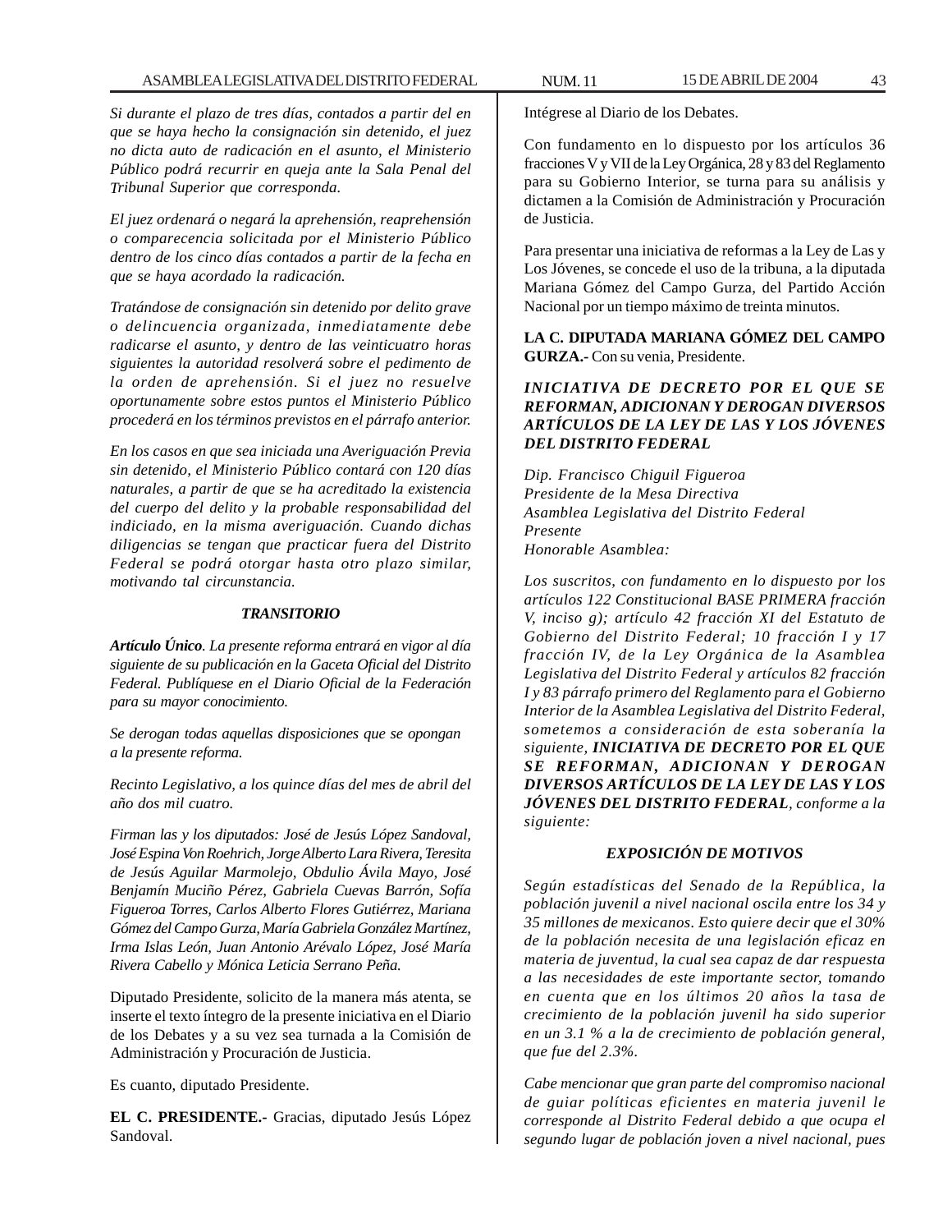*Si durante el plazo de tres días, contados a partir del en que se haya hecho la consignación sin detenido, el juez no dicta auto de radicación en el asunto, el Ministerio Público podrá recurrir en queja ante la Sala Penal del Tribunal Superior que corresponda.*

*El juez ordenará o negará la aprehensión, reaprehensión o comparecencia solicitada por el Ministerio Público dentro de los cinco días contados a partir de la fecha en que se haya acordado la radicación.*

*Tratándose de consignación sin detenido por delito grave o delincuencia organizada, inmediatamente debe radicarse el asunto, y dentro de las veinticuatro horas siguientes la autoridad resolverá sobre el pedimento de la orden de aprehensión. Si el juez no resuelve oportunamente sobre estos puntos el Ministerio Público procederá en los términos previstos en el párrafo anterior.*

*En los casos en que sea iniciada una Averiguación Previa sin detenido, el Ministerio Público contará con 120 días naturales, a partir de que se ha acreditado la existencia del cuerpo del delito y la probable responsabilidad del indiciado, en la misma averiguación. Cuando dichas diligencias se tengan que practicar fuera del Distrito Federal se podrá otorgar hasta otro plazo similar, motivando tal circunstancia.*

***TRANSITORIO***

***Artículo Único**. La presente reforma entrará en vigor al día siguiente de su publicación en la Gaceta Oficial del Distrito Federal. Publíquese en el Diario Oficial de la Federación para su mayor conocimiento.*

*Se derogan todas aquellas disposiciones que se opongan a la presente reforma.*

*Recinto Legislativo, a los quince días del mes de abril del año dos mil cuatro.*

*Firman las y los diputados: José de Jesús López Sandoval, José Espina Von Roehrich, Jorge Alberto Lara Rivera, Teresita de Jesús Aguilar Marmolejo, Obdulio Ávila Mayo, José Benjamín Muciño Pérez, Gabriela Cuevas Barrón, Sofía Figueroa Torres, Carlos Alberto Flores Gutiérrez, Mariana Gómez del Campo Gurza, María Gabriela González Martínez, Irma Islas León, Juan Antonio Arévalo López, José María Rivera Cabello y Mónica Leticia Serrano Peña.*

Diputado Presidente, solicito de la manera más atenta, se inserte el texto íntegro de la presente iniciativa en el Diario de los Debates y a su vez sea turnada a la Comisión de Administración y Procuración de Justicia.

Es cuanto, diputado Presidente.

**EL C. PRESIDENTE.-** Gracias, diputado Jesús López Sandoval.

Intégrese al Diario de los Debates.

Con fundamento en lo dispuesto por los artículos 36 fracciones V y VII de la Ley Orgánica, 28 y 83 del Reglamento para su Gobierno Interior, se turna para su análisis y dictamen a la Comisión de Administración y Procuración de Justicia.

Para presentar una iniciativa de reformas a la Ley de Las y Los Jóvenes, se concede el uso de la tribuna, a la diputada Mariana Gómez del Campo Gurza, del Partido Acción Nacional por un tiempo máximo de treinta minutos.

**LA C. DIPUTADA MARIANA GÓMEZ DEL CAMPO GURZA.-** Con su venia, Presidente.

***INICIATIVA DE DECRETO POR EL QUE SE REFORMAN, ADICIONAN Y DEROGAN DIVERSOS ARTÍCULOS DE LA LEY DE LAS Y LOS JÓVENES DEL DISTRITO FEDERAL***

*Dip. Francisco Chiguil Figueroa*
*Presidente de la Mesa Directiva*
*Asamblea Legislativa del Distrito Federal*
*Presente*
*Honorable Asamblea:*

*Los suscritos, con fundamento en lo dispuesto por los artículos 122 Constitucional BASE PRIMERA fracción V, inciso g); artículo 42 fracción XI del Estatuto de Gobierno del Distrito Federal; 10 fracción I y 17 fracción IV, de la Ley Orgánica de la Asamblea Legislativa del Distrito Federal y artículos 82 fracción I y 83 párrafo primero del Reglamento para el Gobierno Interior de la Asamblea Legislativa del Distrito Federal, sometemos a consideración de esta soberanía la siguiente, **INICIATIVA DE DECRETO POR EL QUE SE REFORMAN, ADICIONAN Y DEROGAN DIVERSOS ARTÍCULOS DE LA LEY DE LAS Y LOS JÓVENES DEL DISTRITO FEDERAL**, conforme a la siguiente:*

***EXPOSICIÓN DE MOTIVOS***

*Según estadísticas del Senado de la República, la población juvenil a nivel nacional oscila entre los 34 y 35 millones de mexicanos. Esto quiere decir que el 30% de la población necesita de una legislación eficaz en materia de juventud, la cual sea capaz de dar respuesta a las necesidades de este importante sector, tomando en cuenta que en los últimos 20 años la tasa de crecimiento de la población juvenil ha sido superior en un 3.1 % a la de crecimiento de población general, que fue del 2.3%.*

*Cabe mencionar que gran parte del compromiso nacional de guiar políticas eficientes en materia juvenil le corresponde al Distrito Federal debido a que ocupa el segundo lugar de población joven a nivel nacional, pues*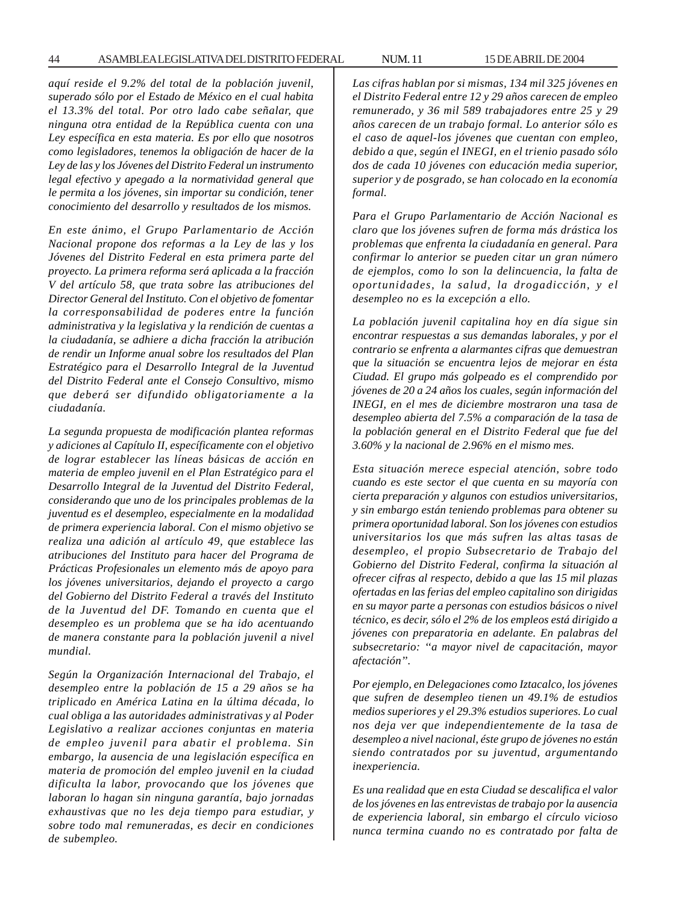*aquí reside el 9.2% del total de la población juvenil, superado sólo por el Estado de México en el cual habita el 13.3% del total. Por otro lado cabe señalar, que ninguna otra entidad de la República cuenta con una Ley específica en esta materia. Es por ello que nosotros como legisladores, tenemos la obligación de hacer de la Ley de las y los Jóvenes del Distrito Federal un instrumento legal efectivo y apegado a la normatividad general que le permita a los jóvenes, sin importar su condición, tener conocimiento del desarrollo y resultados de los mismos.*

*En este ánimo, el Grupo Parlamentario de Acción Nacional propone dos reformas a la Ley de las y los Jóvenes del Distrito Federal en esta primera parte del proyecto. La primera reforma será aplicada a la fracción V del artículo 58, que trata sobre las atribuciones del Director General del Instituto. Con el objetivo de fomentar la corresponsabilidad de poderes entre la función administrativa y la legislativa y la rendición de cuentas a la ciudadanía, se adhiere a dicha fracción la atribución de rendir un Informe anual sobre los resultados del Plan Estratégico para el Desarrollo Integral de la Juventud del Distrito Federal ante el Consejo Consultivo, mismo que deberá ser difundido obligatoriamente a la ciudadanía.*

*La segunda propuesta de modificación plantea reformas y adiciones al Capítulo II, específicamente con el objetivo de lograr establecer las líneas básicas de acción en materia de empleo juvenil en el Plan Estratégico para el Desarrollo Integral de la Juventud del Distrito Federal, considerando que uno de los principales problemas de la juventud es el desempleo, especialmente en la modalidad de primera experiencia laboral. Con el mismo objetivo se realiza una adición al artículo 49, que establece las atribuciones del Instituto para hacer del Programa de Prácticas Profesionales un elemento más de apoyo para los jóvenes universitarios, dejando el proyecto a cargo del Gobierno del Distrito Federal a través del Instituto de la Juventud del DF. Tomando en cuenta que el desempleo es un problema que se ha ido acentuando de manera constante para la población juvenil a nivel mundial.*

*Según la Organización Internacional del Trabajo, el desempleo entre la población de 15 a 29 años se ha triplicado en América Latina en la última década, lo cual obliga a las autoridades administrativas y al Poder Legislativo a realizar acciones conjuntas en materia de empleo juvenil para abatir el problema. Sin embargo, la ausencia de una legislación específica en materia de promoción del empleo juvenil en la ciudad dificulta la labor, provocando que los jóvenes que laboran lo hagan sin ninguna garantía, bajo jornadas exhaustivas que no les deja tiempo para estudiar, y sobre todo mal remuneradas, es decir en condiciones de subempleo.*

*Las cifras hablan por si mismas, 134 mil 325 jóvenes en el Distrito Federal entre 12 y 29 años carecen de empleo remunerado, y 36 mil 589 trabajadores entre 25 y 29 años carecen de un trabajo formal. Lo anterior sólo es el caso de aquel-los jóvenes que cuentan con empleo, debido a que, según el INEGI, en el trienio pasado sólo dos de cada 10 jóvenes con educación media superior, superior y de posgrado, se han colocado en la economía formal.*

*Para el Grupo Parlamentario de Acción Nacional es claro que los jóvenes sufren de forma más drástica los problemas que enfrenta la ciudadanía en general. Para confirmar lo anterior se pueden citar un gran número de ejemplos, como lo son la delincuencia, la falta de oportunidades, la salud, la drogadicción, y el desempleo no es la excepción a ello.*

*La población juvenil capitalina hoy en día sigue sin encontrar respuestas a sus demandas laborales, y por el contrario se enfrenta a alarmantes cifras que demuestran que la situación se encuentra lejos de mejorar en ésta Ciudad. El grupo más golpeado es el comprendido por jóvenes de 20 a 24 años los cuales, según información del INEGI, en el mes de diciembre mostraron una tasa de desempleo abierta del 7.5% a comparación de la tasa de la población general en el Distrito Federal que fue del 3.60% y la nacional de 2.96% en el mismo mes.*

*Esta situación merece especial atención, sobre todo cuando es este sector el que cuenta en su mayoría con cierta preparación y algunos con estudios universitarios, y sin embargo están teniendo problemas para obtener su primera oportunidad laboral. Son los jóvenes con estudios universitarios los que más sufren las altas tasas de desempleo, el propio Subsecretario de Trabajo del Gobierno del Distrito Federal, confirma la situación al ofrecer cifras al respecto, debido a que las 15 mil plazas ofertadas en las ferias del empleo capitalino son dirigidas en su mayor parte a personas con estudios básicos o nivel técnico, es decir, sólo el 2% de los empleos está dirigido a jóvenes con preparatoria en adelante. En palabras del subsecretario: "a mayor nivel de capacitación, mayor afectación".*

*Por ejemplo, en Delegaciones como Iztacalco, los jóvenes que sufren de desempleo tienen un 49.1% de estudios medios superiores y el 29.3% estudios superiores. Lo cual nos deja ver que independientemente de la tasa de desempleo a nivel nacional, éste grupo de jóvenes no están siendo contratados por su juventud, argumentando inexperiencia.*

*Es una realidad que en esta Ciudad se descalifica el valor de los jóvenes en las entrevistas de trabajo por la ausencia de experiencia laboral, sin embargo el círculo vicioso nunca termina cuando no es contratado por falta de*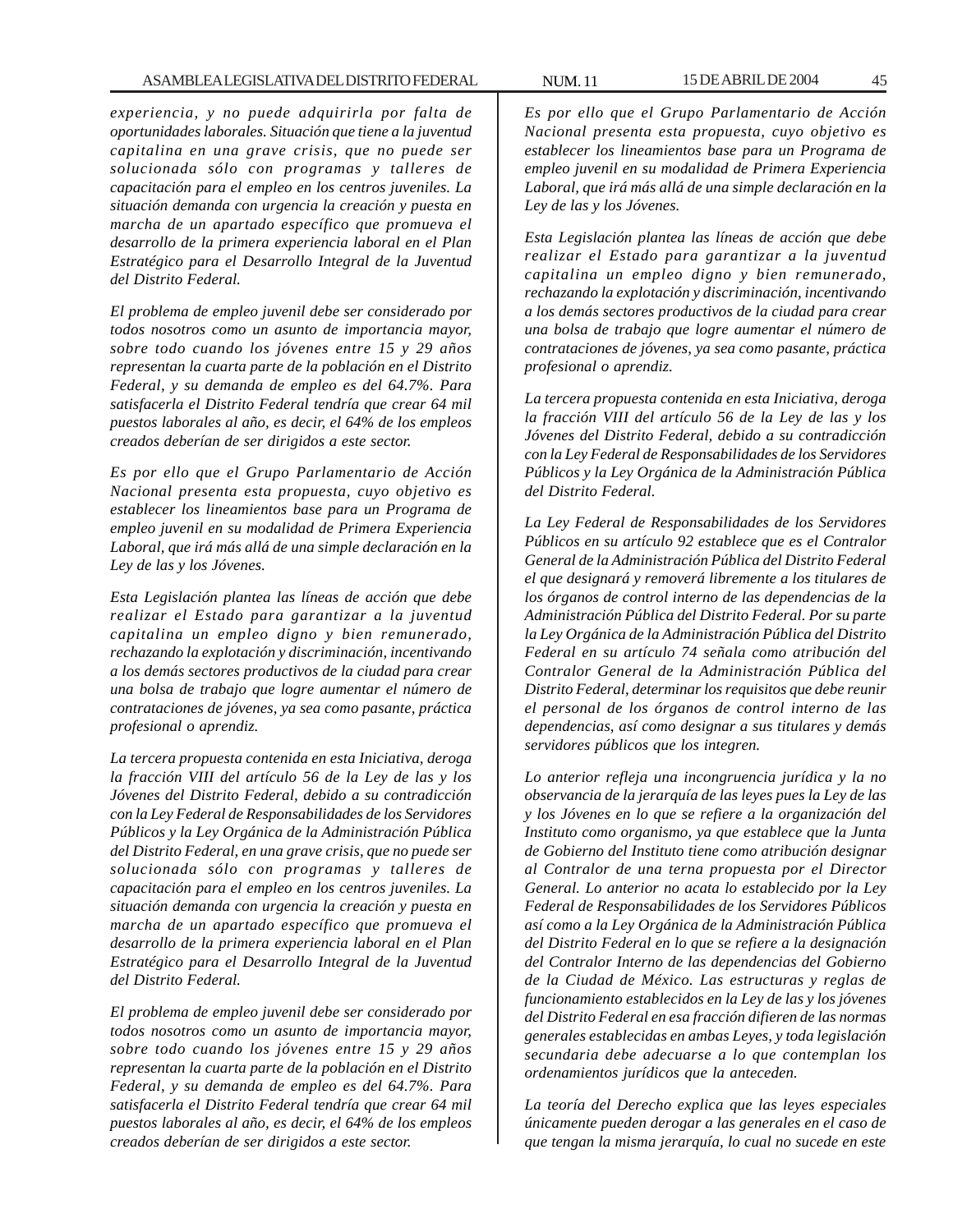*experiencia, y no puede adquirirla por falta de oportunidades laborales. Situación que tiene a la juventud capitalina en una grave crisis, que no puede ser solucionada sólo con programas y talleres de capacitación para el empleo en los centros juveniles. La situación demanda con urgencia la creación y puesta en marcha de un apartado específico que promueva el desarrollo de la primera experiencia laboral en el Plan Estratégico para el Desarrollo Integral de la Juventud del Distrito Federal.*

*El problema de empleo juvenil debe ser considerado por todos nosotros como un asunto de importancia mayor, sobre todo cuando los jóvenes entre 15 y 29 años representan la cuarta parte de la población en el Distrito Federal, y su demanda de empleo es del 64.7%. Para satisfacerla el Distrito Federal tendría que crear 64 mil puestos laborales al año, es decir, el 64% de los empleos creados deberían de ser dirigidos a este sector.*

*Es por ello que el Grupo Parlamentario de Acción Nacional presenta esta propuesta, cuyo objetivo es establecer los lineamientos base para un Programa de empleo juvenil en su modalidad de Primera Experiencia Laboral, que irá más allá de una simple declaración en la Ley de las y los Jóvenes.*

*Esta Legislación plantea las líneas de acción que debe realizar el Estado para garantizar a la juventud capitalina un empleo digno y bien remunerado, rechazando la explotación y discriminación, incentivando a los demás sectores productivos de la ciudad para crear una bolsa de trabajo que logre aumentar el número de contrataciones de jóvenes, ya sea como pasante, práctica profesional o aprendiz.*

*La tercera propuesta contenida en esta Iniciativa, deroga la fracción VIII del artículo 56 de la Ley de las y los Jóvenes del Distrito Federal, debido a su contradicción con la Ley Federal de Responsabilidades de los Servidores Públicos y la Ley Orgánica de la Administración Pública del Distrito Federal, en una grave crisis, que no puede ser solucionada sólo con programas y talleres de capacitación para el empleo en los centros juveniles. La situación demanda con urgencia la creación y puesta en marcha de un apartado específico que promueva el desarrollo de la primera experiencia laboral en el Plan Estratégico para el Desarrollo Integral de la Juventud del Distrito Federal.*

*El problema de empleo juvenil debe ser considerado por todos nosotros como un asunto de importancia mayor, sobre todo cuando los jóvenes entre 15 y 29 años representan la cuarta parte de la población en el Distrito Federal, y su demanda de empleo es del 64.7%. Para satisfacerla el Distrito Federal tendría que crear 64 mil puestos laborales al año, es decir, el 64% de los empleos creados deberían de ser dirigidos a este sector.*

*Es por ello que el Grupo Parlamentario de Acción Nacional presenta esta propuesta, cuyo objetivo es establecer los lineamientos base para un Programa de empleo juvenil en su modalidad de Primera Experiencia Laboral, que irá más allá de una simple declaración en la Ley de las y los Jóvenes.*

*Esta Legislación plantea las líneas de acción que debe realizar el Estado para garantizar a la juventud capitalina un empleo digno y bien remunerado, rechazando la explotación y discriminación, incentivando a los demás sectores productivos de la ciudad para crear una bolsa de trabajo que logre aumentar el número de contrataciones de jóvenes, ya sea como pasante, práctica profesional o aprendiz.*

*La tercera propuesta contenida en esta Iniciativa, deroga la fracción VIII del artículo 56 de la Ley de las y los Jóvenes del Distrito Federal, debido a su contradicción con la Ley Federal de Responsabilidades de los Servidores Públicos y la Ley Orgánica de la Administración Pública del Distrito Federal.*

*La Ley Federal de Responsabilidades de los Servidores Públicos en su artículo 92 establece que es el Contralor General de la Administración Pública del Distrito Federal el que designará y removerá libremente a los titulares de los órganos de control interno de las dependencias de la Administración Pública del Distrito Federal. Por su parte la Ley Orgánica de la Administración Pública del Distrito Federal en su artículo 74 señala como atribución del Contralor General de la Administración Pública del Distrito Federal, determinar los requisitos que debe reunir el personal de los órganos de control interno de las dependencias, así como designar a sus titulares y demás servidores públicos que los integren.*

*Lo anterior refleja una incongruencia jurídica y la no observancia de la jerarquía de las leyes pues la Ley de las y los Jóvenes en lo que se refiere a la organización del Instituto como organismo, ya que establece que la Junta de Gobierno del Instituto tiene como atribución designar al Contralor de una terna propuesta por el Director General. Lo anterior no acata lo establecido por la Ley Federal de Responsabilidades de los Servidores Públicos así como a la Ley Orgánica de la Administración Pública del Distrito Federal en lo que se refiere a la designación del Contralor Interno de las dependencias del Gobierno de la Ciudad de México. Las estructuras y reglas de funcionamiento establecidos en la Ley de las y los jóvenes del Distrito Federal en esa fracción difieren de las normas generales establecidas en ambas Leyes, y toda legislación secundaria debe adecuarse a lo que contemplan los ordenamientos jurídicos que la anteceden.*

*La teoría del Derecho explica que las leyes especiales únicamente pueden derogar a las generales en el caso de que tengan la misma jerarquía, lo cual no sucede en este*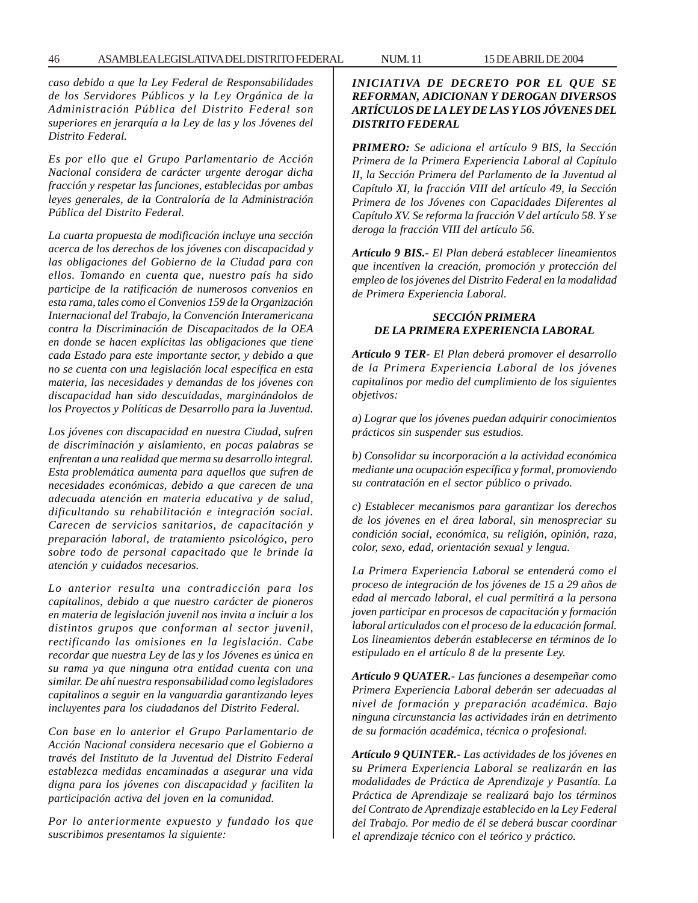*caso debido a que la Ley Federal de Responsabilidades de los Servidores Públicos y la Ley Orgánica de la Administración Pública del Distrito Federal son superiores en jerarquía a la Ley de las y los Jóvenes del Distrito Federal.*

*Es por ello que el Grupo Parlamentario de Acción Nacional considera de carácter urgente derogar dicha fracción y respetar las funciones, establecidas por ambas leyes generales, de la Contraloría de la Administración Pública del Distrito Federal.*

*La cuarta propuesta de modificación incluye una sección acerca de los derechos de los jóvenes con discapacidad y las obligaciones del Gobierno de la Ciudad para con ellos. Tomando en cuenta que, nuestro país ha sido participe de la ratificación de numerosos convenios en esta rama, tales como el Convenios 159 de la Organización Internacional del Trabajo, la Convención Interamericana contra la Discriminación de Discapacitados de la OEA en donde se hacen explícitas las obligaciones que tiene cada Estado para este importante sector, y debido a que no se cuenta con una legislación local específica en esta materia, las necesidades y demandas de los jóvenes con discapacidad han sido descuidadas, marginándolos de los Proyectos y Políticas de Desarrollo para la Juventud.*

*Los jóvenes con discapacidad en nuestra Ciudad, sufren de discriminación y aislamiento, en pocas palabras se enfrentan a una realidad que merma su desarrollo integral. Esta problemática aumenta para aquellos que sufren de necesidades económicas, debido a que carecen de una adecuada atención en materia educativa y de salud, dificultando su rehabilitación e integración social. Carecen de servicios sanitarios, de capacitación y preparación laboral, de tratamiento psicológico, pero sobre todo de personal capacitado que le brinde la atención y cuidados necesarios.*

*Lo anterior resulta una contradicción para los capitalinos, debido a que nuestro carácter de pioneros en materia de legislación juvenil nos invita a incluir a los distintos grupos que conforman al sector juvenil, rectificando las omisiones en la legislación. Cabe recordar que nuestra Ley de las y los Jóvenes es única en su rama ya que ninguna otra entidad cuenta con una similar. De ahí nuestra responsabilidad como legisladores capitalinos a seguir en la vanguardia garantizando leyes incluyentes para los ciudadanos del Distrito Federal.*

*Con base en lo anterior el Grupo Parlamentario de Acción Nacional considera necesario que el Gobierno a través del Instituto de la Juventud del Distrito Federal establezca medidas encaminadas a asegurar una vida digna para los jóvenes con discapacidad y faciliten la participación activa del joven en la comunidad.*

*Por lo anteriormente expuesto y fundado los que suscribimos presentamos la siguiente:*

***INICIATIVA DE DECRETO POR EL QUE SE REFORMAN, ADICIONAN Y DEROGAN DIVERSOS ARTÍCULOS DE LA LEY DE LAS Y LOS JÓVENES DEL DISTRITO FEDERAL***

***PRIMERO:*** *Se adiciona el artículo 9 BIS, la Sección Primera de la Primera Experiencia Laboral al Capítulo II, la Sección Primera del Parlamento de la Juventud al Capítulo XI, la fracción VIII del artículo 49, la Sección Primera de los Jóvenes con Capacidades Diferentes al Capítulo XV. Se reforma la fracción V del artículo 58. Y se deroga la fracción VIII del artículo 56.*

***Artículo 9 BIS.-*** *El Plan deberá establecer lineamientos que incentiven la creación, promoción y protección del empleo de los jóvenes del Distrito Federal en la modalidad de Primera Experiencia Laboral.*

***SECCIÓN PRIMERA***
***DE LA PRIMERA EXPERIENCIA LABORAL***

***Artículo 9 TER-*** *El Plan deberá promover el desarrollo de la Primera Experiencia Laboral de los jóvenes capitalinos por medio del cumplimiento de los siguientes objetivos:*

*a) Lograr que los jóvenes puedan adquirir conocimientos prácticos sin suspender sus estudios.*

*b) Consolidar su incorporación a la actividad económica mediante una ocupación específica y formal, promoviendo su contratación en el sector público o privado.*

*c) Establecer mecanismos para garantizar los derechos de los jóvenes en el área laboral, sin menospreciar su condición social, económica, su religión, opinión, raza, color, sexo, edad, orientación sexual y lengua.*

*La Primera Experiencia Laboral se entenderá como el proceso de integración de los jóvenes de 15 a 29 años de edad al mercado laboral, el cual permitirá a la persona joven participar en procesos de capacitación y formación laboral articulados con el proceso de la educación formal. Los lineamientos deberán establecerse en términos de lo estipulado en el artículo 8 de la presente Ley.*

***Artículo 9 QUATER.-*** *Las funciones a desempeñar como Primera Experiencia Laboral deberán ser adecuadas al nivel de formación y preparación académica. Bajo ninguna circunstancia las actividades irán en detrimento de su formación académica, técnica o profesional.*

***Artículo 9 QUINTER.-*** *Las actividades de los jóvenes en su Primera Experiencia Laboral se realizarán en las modalidades de Práctica de Aprendizaje y Pasantía. La Práctica de Aprendizaje se realizará bajo los términos del Contrato de Aprendizaje establecido en la Ley Federal del Trabajo. Por medio de él se deberá buscar coordinar el aprendizaje técnico con el teórico y práctico.*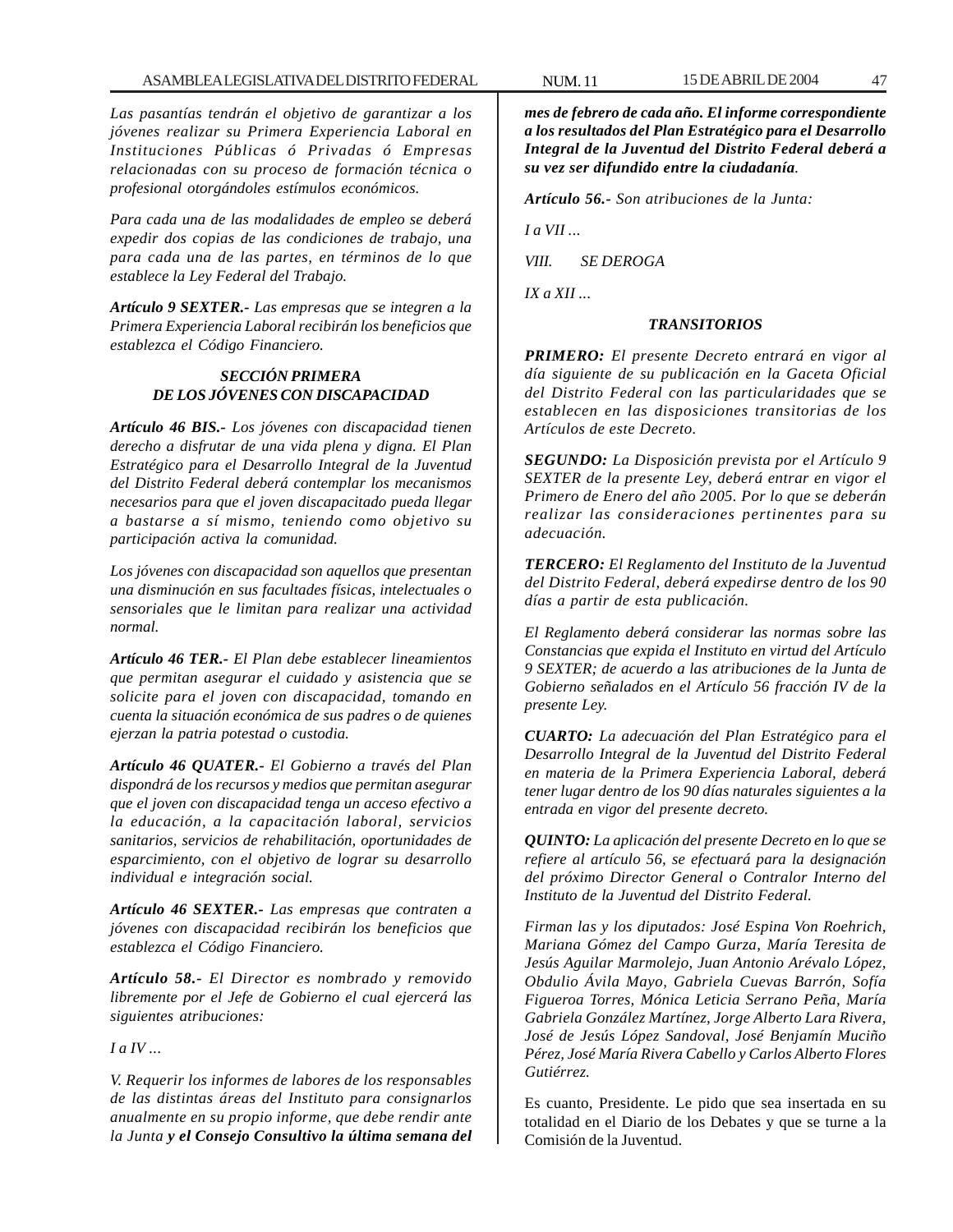*Las pasantías tendrán el objetivo de garantizar a los jóvenes realizar su Primera Experiencia Laboral en Instituciones Públicas ó Privadas ó Empresas relacionadas con su proceso de formación técnica o profesional otorgándoles estímulos económicos.*

*Para cada una de las modalidades de empleo se deberá expedir dos copias de las condiciones de trabajo, una para cada una de las partes, en términos de lo que establece la Ley Federal del Trabajo.*

***Artículo 9 SEXTER.-*** *Las empresas que se integren a la Primera Experiencia Laboral recibirán los beneficios que establezca el Código Financiero.*

***SECCIÓN PRIMERA***
***DE LOS JÓVENES CON DISCAPACIDAD***

***Artículo 46 BIS.-*** *Los jóvenes con discapacidad tienen derecho a disfrutar de una vida plena y digna. El Plan Estratégico para el Desarrollo Integral de la Juventud del Distrito Federal deberá contemplar los mecanismos necesarios para que el joven discapacitado pueda llegar a bastarse a sí mismo, teniendo como objetivo su participación activa la comunidad.*

*Los jóvenes con discapacidad son aquellos que presentan una disminución en sus facultades físicas, intelectuales o sensoriales que le limitan para realizar una actividad normal.*

***Artículo 46 TER.-*** *El Plan debe establecer lineamientos que permitan asegurar el cuidado y asistencia que se solicite para el joven con discapacidad, tomando en cuenta la situación económica de sus padres o de quienes ejerzan la patria potestad o custodia.*

***Artículo 46 QUATER.-*** *El Gobierno a través del Plan dispondrá de los recursos y medios que permitan asegurar que el joven con discapacidad tenga un acceso efectivo a la educación, a la capacitación laboral, servicios sanitarios, servicios de rehabilitación, oportunidades de esparcimiento, con el objetivo de lograr su desarrollo individual e integración social.*

***Artículo 46 SEXTER.-*** *Las empresas que contraten a jóvenes con discapacidad recibirán los beneficios que establezca el Código Financiero.*

***Artículo 58.-*** *El Director es nombrado y removido libremente por el Jefe de Gobierno el cual ejercerá las siguientes atribuciones:*

*I a IV ...*

*V. Requerir los informes de labores de los responsables de las distintas áreas del Instituto para consignarlos anualmente en su propio informe, que debe rendir ante la Junta* ***y el Consejo Consultivo la última semana del mes de febrero de cada año. El informe correspondiente a los resultados del Plan Estratégico para el Desarrollo Integral de la Juventud del Distrito Federal deberá a su vez ser difundido entre la ciudadanía****.*

***Artículo 56.-*** *Son atribuciones de la Junta:*

*I a VII ...*

*VIII. SE DEROGA*

*IX a XII ...*

***TRANSITORIOS***

***PRIMERO:*** *El presente Decreto entrará en vigor al día siguiente de su publicación en la Gaceta Oficial del Distrito Federal con las particularidades que se establecen en las disposiciones transitorias de los Artículos de este Decreto.*

***SEGUNDO:*** *La Disposición prevista por el Artículo 9 SEXTER de la presente Ley, deberá entrar en vigor el Primero de Enero del año 2005. Por lo que se deberán realizar las consideraciones pertinentes para su adecuación.*

***TERCERO:*** *El Reglamento del Instituto de la Juventud del Distrito Federal, deberá expedirse dentro de los 90 días a partir de esta publicación.*

*El Reglamento deberá considerar las normas sobre las Constancias que expida el Instituto en virtud del Artículo 9 SEXTER; de acuerdo a las atribuciones de la Junta de Gobierno señalados en el Artículo 56 fracción IV de la presente Ley.*

***CUARTO:*** *La adecuación del Plan Estratégico para el Desarrollo Integral de la Juventud del Distrito Federal en materia de la Primera Experiencia Laboral, deberá tener lugar dentro de los 90 días naturales siguientes a la entrada en vigor del presente decreto.*

***QUINTO:*** *La aplicación del presente Decreto en lo que se refiere al artículo 56, se efectuará para la designación del próximo Director General o Contralor Interno del Instituto de la Juventud del Distrito Federal.*

*Firman las y los diputados: José Espina Von Roehrich, Mariana Gómez del Campo Gurza, María Teresita de Jesús Aguilar Marmolejo, Juan Antonio Arévalo López, Obdulio Ávila Mayo, Gabriela Cuevas Barrón, Sofía Figueroa Torres, Mónica Leticia Serrano Peña, María Gabriela González Martínez, Jorge Alberto Lara Rivera, José de Jesús López Sandoval, José Benjamín Muciño Pérez, José María Rivera Cabello y Carlos Alberto Flores Gutiérrez.*

Es cuanto, Presidente. Le pido que sea insertada en su totalidad en el Diario de los Debates y que se turne a la Comisión de la Juventud.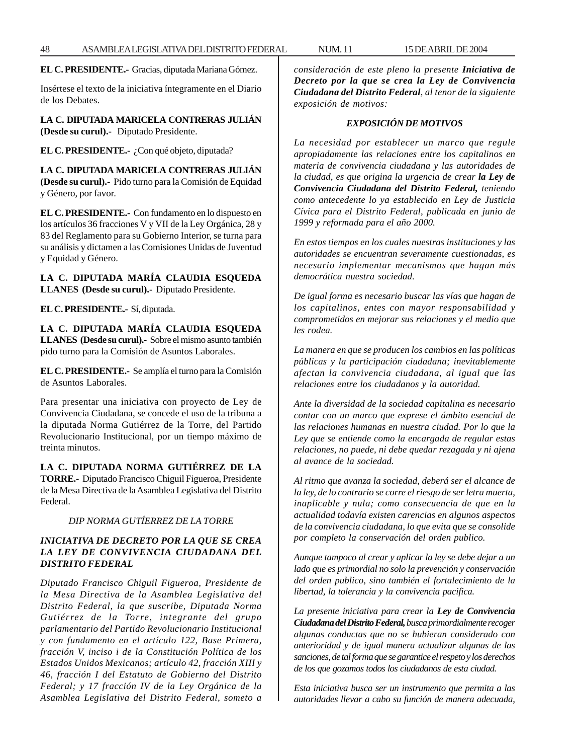**EL C. PRESIDENTE.-** Gracias, diputada Mariana Gómez.

Insértese el texto de la iniciativa íntegramente en el Diario de los Debates.

**LA C. DIPUTADA MARICELA CONTRERAS JULIÁN (Desde su curul).-** Diputado Presidente.

**EL C. PRESIDENTE.-** ¿Con qué objeto, diputada?

**LA C. DIPUTADA MARICELA CONTRERAS JULIÁN (Desde su curul).-** Pido turno para la Comisión de Equidad y Género, por favor.

**EL C. PRESIDENTE.-** Con fundamento en lo dispuesto en los artículos 36 fracciones V y VII de la Ley Orgánica, 28 y 83 del Reglamento para su Gobierno Interior, se turna para su análisis y dictamen a las Comisiones Unidas de Juventud y Equidad y Género.

**LA C. DIPUTADA MARÍA CLAUDIA ESQUEDA LLANES (Desde su curul).-** Diputado Presidente.

**EL C. PRESIDENTE.-** Sí, diputada.

**LA C. DIPUTADA MARÍA CLAUDIA ESQUEDA LLANES (Desde su curul).-** Sobre el mismo asunto también pido turno para la Comisión de Asuntos Laborales.

**EL C. PRESIDENTE.-** Se amplía el turno para la Comisión de Asuntos Laborales.

Para presentar una iniciativa con proyecto de Ley de Convivencia Ciudadana, se concede el uso de la tribuna a la diputada Norma Gutiérrez de la Torre, del Partido Revolucionario Institucional, por un tiempo máximo de treinta minutos.

**LA C. DIPUTADA NORMA GUTIÉRREZ DE LA TORRE.-** Diputado Francisco Chiguil Figueroa, Presidente de la Mesa Directiva de la Asamblea Legislativa del Distrito Federal.

*DIP NORMA GUTÍERREZ DE LA TORRE*

***INICIATIVA DE DECRETO POR LA QUE SE CREA LA LEY DE CONVIVENCIA CIUDADANA DEL DISTRITO FEDERAL***

*Diputado Francisco Chiguil Figueroa, Presidente de la Mesa Directiva de la Asamblea Legislativa del Distrito Federal, la que suscribe, Diputada Norma Gutiérrez de la Torre, integrante del grupo parlamentario del Partido Revolucionario Institucional y con fundamento en el artículo 122, Base Primera, fracción V, inciso i de la Constitución Política de los Estados Unidos Mexicanos; artículo 42, fracción XIII y 46, fracción I del Estatuto de Gobierno del Distrito Federal; y 17 fracción IV de la Ley Orgánica de la Asamblea Legislativa del Distrito Federal, someto a consideración de este pleno la presente **Iniciativa de Decreto por la que se crea la Ley de Convivencia Ciudadana del Distrito Federal**, al tenor de la siguiente exposición de motivos:*

***EXPOSICIÓN DE MOTIVOS***

*La necesidad por establecer un marco que regule apropiadamente las relaciones entre los capitalinos en materia de convivencia ciudadana y las autoridades de la ciudad, es que origina la urgencia de crear **la Ley de Convivencia Ciudadana del Distrito Federal,** teniendo como antecedente lo ya establecido en Ley de Justicia Cívica para el Distrito Federal, publicada en junio de 1999 y reformada para el año 2000.*

*En estos tiempos en los cuales nuestras instituciones y las autoridades se encuentran severamente cuestionadas, es necesario implementar mecanismos que hagan más democrática nuestra sociedad.*

*De igual forma es necesario buscar las vías que hagan de los capitalinos, entes con mayor responsabilidad y comprometidos en mejorar sus relaciones y el medio que les rodea.*

*La manera en que se producen los cambios en las políticas públicas y la participación ciudadana; inevitablemente afectan la convivencia ciudadana, al igual que las relaciones entre los ciudadanos y la autoridad.*

*Ante la diversidad de la sociedad capitalina es necesario contar con un marco que exprese el ámbito esencial de las relaciones humanas en nuestra ciudad. Por lo que la Ley que se entiende como la encargada de regular estas relaciones, no puede, ni debe quedar rezagada y ni ajena al avance de la sociedad.*

*Al ritmo que avanza la sociedad, deberá ser el alcance de la ley, de lo contrario se corre el riesgo de ser letra muerta, inaplicable y nula; como consecuencia de que en la actualidad todavía existen carencias en algunos aspectos de la convivencia ciudadana, lo que evita que se consolide por completo la conservación del orden publico.*

*Aunque tampoco al crear y aplicar la ley se debe dejar a un lado que es primordial no solo la prevención y conservación del orden publico, sino también el fortalecimiento de la libertad, la tolerancia y la convivencia pacifica.*

*La presente iniciativa para crear la **Ley de Convivencia Ciudadana del Distrito Federal,** busca primordialmente recoger algunas conductas que no se hubieran considerado con anterioridad y de igual manera actualizar algunas de las sanciones, de tal forma que se garantice el respeto y los derechos de los que gozamos todos los ciudadanos de esta ciudad.*

*Esta iniciativa busca ser un instrumento que permita a las autoridades llevar a cabo su función de manera adecuada,*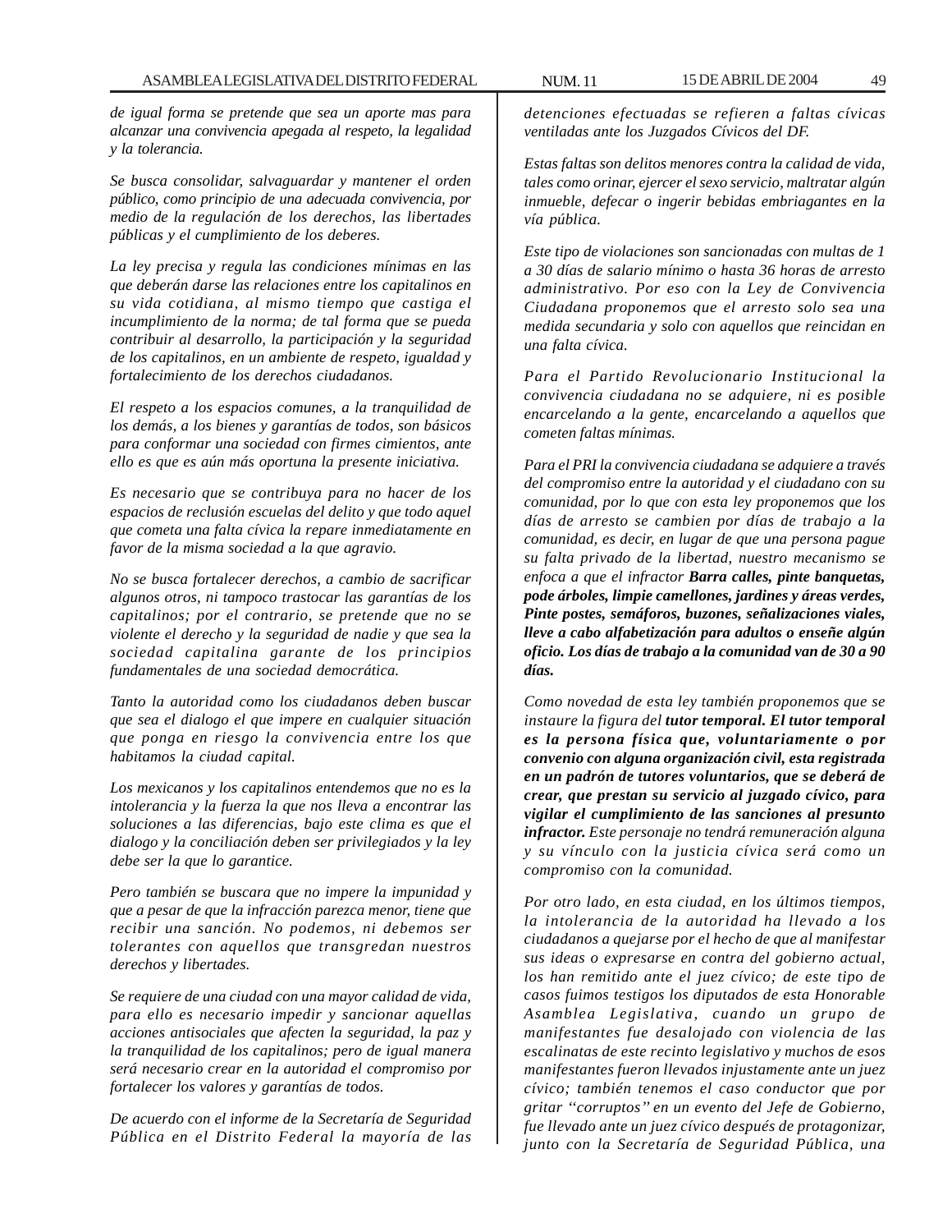*de igual forma se pretende que sea un aporte mas para alcanzar una convivencia apegada al respeto, la legalidad y la tolerancia.*

*Se busca consolidar, salvaguardar y mantener el orden público, como principio de una adecuada convivencia, por medio de la regulación de los derechos, las libertades públicas y el cumplimiento de los deberes.*

*La ley precisa y regula las condiciones mínimas en las que deberán darse las relaciones entre los capitalinos en su vida cotidiana, al mismo tiempo que castiga el incumplimiento de la norma; de tal forma que se pueda contribuir al desarrollo, la participación y la seguridad de los capitalinos, en un ambiente de respeto, igualdad y fortalecimiento de los derechos ciudadanos.*

*El respeto a los espacios comunes, a la tranquilidad de los demás, a los bienes y garantías de todos, son básicos para conformar una sociedad con firmes cimientos, ante ello es que es aún más oportuna la presente iniciativa.*

*Es necesario que se contribuya para no hacer de los espacios de reclusión escuelas del delito y que todo aquel que cometa una falta cívica la repare inmediatamente en favor de la misma sociedad a la que agravio.*

*No se busca fortalecer derechos, a cambio de sacrificar algunos otros, ni tampoco trastocar las garantías de los capitalinos; por el contrario, se pretende que no se violente el derecho y la seguridad de nadie y que sea la sociedad capitalina garante de los principios fundamentales de una sociedad democrática.*

*Tanto la autoridad como los ciudadanos deben buscar que sea el dialogo el que impere en cualquier situación que ponga en riesgo la convivencia entre los que habitamos la ciudad capital.*

*Los mexicanos y los capitalinos entendemos que no es la intolerancia y la fuerza la que nos lleva a encontrar las soluciones a las diferencias, bajo este clima es que el dialogo y la conciliación deben ser privilegiados y la ley debe ser la que lo garantice.*

*Pero también se buscara que no impere la impunidad y que a pesar de que la infracción parezca menor, tiene que recibir una sanción. No podemos, ni debemos ser tolerantes con aquellos que transgredan nuestros derechos y libertades.*

*Se requiere de una ciudad con una mayor calidad de vida, para ello es necesario impedir y sancionar aquellas acciones antisociales que afecten la seguridad, la paz y la tranquilidad de los capitalinos; pero de igual manera será necesario crear en la autoridad el compromiso por fortalecer los valores y garantías de todos.*

*De acuerdo con el informe de la Secretaría de Seguridad Pública en el Distrito Federal la mayoría de las detenciones efectuadas se refieren a faltas cívicas ventiladas ante los Juzgados Cívicos del DF.*

*Estas faltas son delitos menores contra la calidad de vida, tales como orinar, ejercer el sexo servicio, maltratar algún inmueble, defecar o ingerir bebidas embriagantes en la vía pública.*

*Este tipo de violaciones son sancionadas con multas de 1 a 30 días de salario mínimo o hasta 36 horas de arresto administrativo. Por eso con la Ley de Convivencia Ciudadana proponemos que el arresto solo sea una medida secundaria y solo con aquellos que reincidan en una falta cívica.*

*Para el Partido Revolucionario Institucional la convivencia ciudadana no se adquiere, ni es posible encarcelando a la gente, encarcelando a aquellos que cometen faltas mínimas.*

*Para el PRI la convivencia ciudadana se adquiere a través del compromiso entre la autoridad y el ciudadano con su comunidad, por lo que con esta ley proponemos que los días de arresto se cambien por días de trabajo a la comunidad, es decir, en lugar de que una persona pague su falta privado de la libertad, nuestro mecanismo se enfoca a que el infractor* ***Barra calles, pinte banquetas, pode árboles, limpie camellones, jardines y áreas verdes, Pinte postes, semáforos, buzones, señalizaciones viales, lleve a cabo alfabetización para adultos o enseñe algún oficio. Los días de trabajo a la comunidad van de 30 a 90 días.***

*Como novedad de esta ley también proponemos que se instaure la figura del* ***tutor temporal. El tutor temporal es la persona física que, voluntariamente o por convenio con alguna organización civil, esta registrada en un padrón de tutores voluntarios, que se deberá de crear, que prestan su servicio al juzgado cívico, para vigilar el cumplimiento de las sanciones al presunto infractor.*** *Este personaje no tendrá remuneración alguna y su vínculo con la justicia cívica será como un compromiso con la comunidad.*

*Por otro lado, en esta ciudad, en los últimos tiempos, la intolerancia de la autoridad ha llevado a los ciudadanos a quejarse por el hecho de que al manifestar sus ideas o expresarse en contra del gobierno actual, los han remitido ante el juez cívico; de este tipo de casos fuimos testigos los diputados de esta Honorable Asamblea Legislativa, cuando un grupo de manifestantes fue desalojado con violencia de las escalinatas de este recinto legislativo y muchos de esos manifestantes fueron llevados injustamente ante un juez cívico; también tenemos el caso conductor que por gritar ''corruptos'' en un evento del Jefe de Gobierno, fue llevado ante un juez cívico después de protagonizar, junto con la Secretaría de Seguridad Pública, una*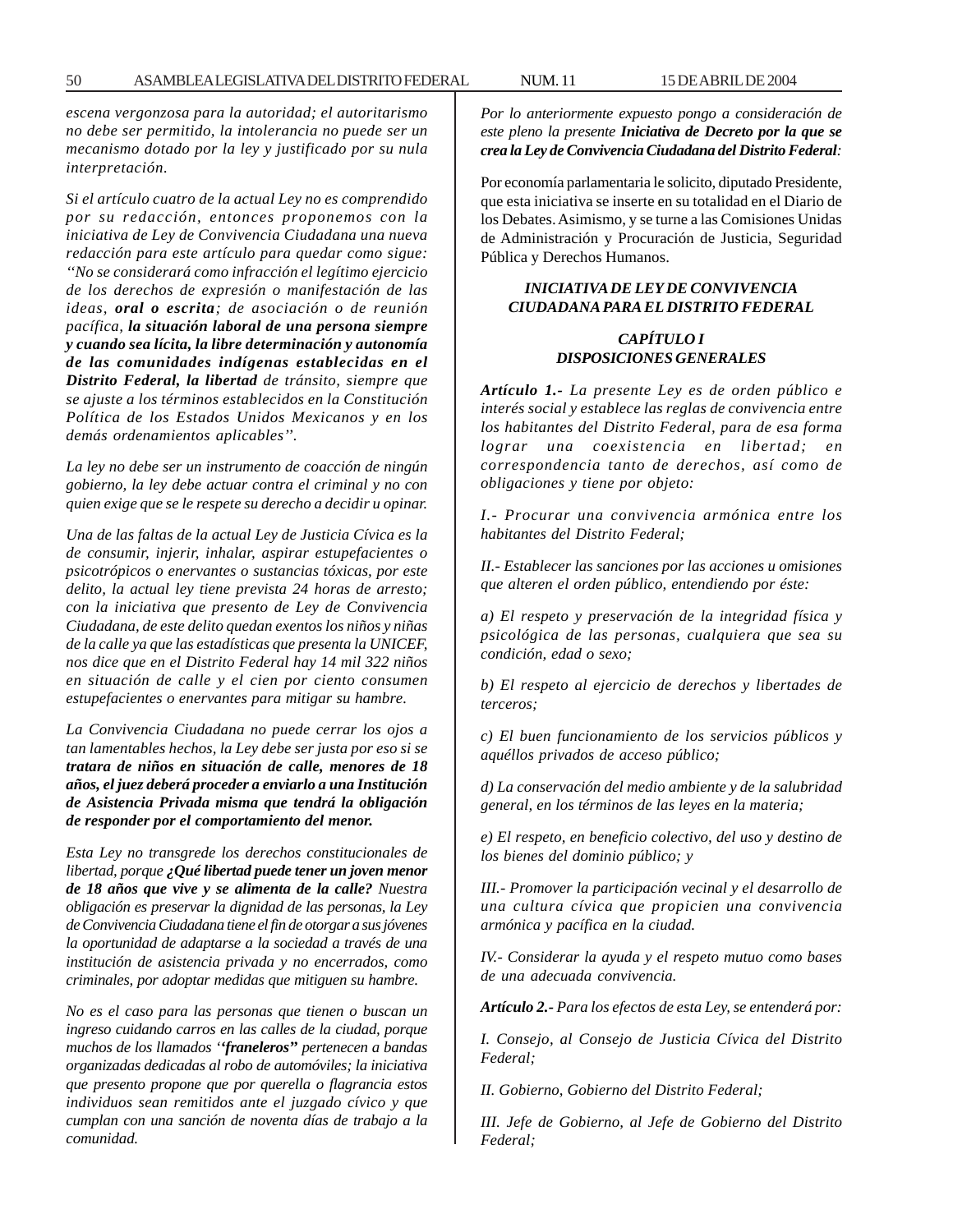*escena vergonzosa para la autoridad; el autoritarismo no debe ser permitido, la intolerancia no puede ser un mecanismo dotado por la ley y justificado por su nula interpretación.*

*Si el artículo cuatro de la actual Ley no es comprendido por su redacción, entonces proponemos con la iniciativa de Ley de Convivencia Ciudadana una nueva redacción para este artículo para quedar como sigue: ''No se considerará como infracción el legítimo ejercicio de los derechos de expresión o manifestación de las ideas,* ***oral o escrita****; de asociación o de reunión pacífica,* ***la situación laboral de una persona siempre y cuando sea lícita, la libre determinación y autonomía de las comunidades indígenas establecidas en el Distrito Federal, la libertad*** *de tránsito, siempre que se ajuste a los términos establecidos en la Constitución Política de los Estados Unidos Mexicanos y en los demás ordenamientos aplicables''.*

*La ley no debe ser un instrumento de coacción de ningún gobierno, la ley debe actuar contra el criminal y no con quien exige que se le respete su derecho a decidir u opinar.*

*Una de las faltas de la actual Ley de Justicia Cívica es la de consumir, injerir, inhalar, aspirar estupefacientes o psicotrópicos o enervantes o sustancias tóxicas, por este delito, la actual ley tiene prevista 24 horas de arresto; con la iniciativa que presento de Ley de Convivencia Ciudadana, de este delito quedan exentos los niños y niñas de la calle ya que las estadísticas que presenta la UNICEF, nos dice que en el Distrito Federal hay 14 mil 322 niños en situación de calle y el cien por ciento consumen estupefacientes o enervantes para mitigar su hambre.*

*La Convivencia Ciudadana no puede cerrar los ojos a tan lamentables hechos, la Ley debe ser justa por eso si se* ***tratara de niños en situación de calle, menores de 18 años, el juez deberá proceder a enviarlo a una Institución de Asistencia Privada misma que tendrá la obligación de responder por el comportamiento del menor.***

*Esta Ley no transgrede los derechos constitucionales de libertad, porque* ***¿Qué libertad puede tener un joven menor de 18 años que vive y se alimenta de la calle?*** *Nuestra obligación es preservar la dignidad de las personas, la Ley de Convivencia Ciudadana tiene el fin de otorgar a sus jóvenes la oportunidad de adaptarse a la sociedad a través de una institución de asistencia privada y no encerrados, como criminales, por adoptar medidas que mitiguen su hambre.*

*No es el caso para las personas que tienen o buscan un ingreso cuidando carros en las calles de la ciudad, porque muchos de los llamados ''****franeleros''*** *pertenecen a bandas organizadas dedicadas al robo de automóviles; la iniciativa que presento propone que por querella o flagrancia estos individuos sean remitidos ante el juzgado cívico y que cumplan con una sanción de noventa días de trabajo a la comunidad.*

*Por lo anteriormente expuesto pongo a consideración de este pleno la presente* ***Iniciativa de Decreto por la que se crea la Ley de Convivencia Ciudadana del Distrito Federal****:*

Por economía parlamentaria le solicito, diputado Presidente, que esta iniciativa se inserte en su totalidad en el Diario de los Debates. Asimismo, y se turne a las Comisiones Unidas de Administración y Procuración de Justicia, Seguridad Pública y Derechos Humanos.

## *INICIATIVA DE LEY DE CONVIVENCIA CIUDADANA PARA EL DISTRITO FEDERAL*

### *CAPÍTULO I* *DISPOSICIONES GENERALES*

***Artículo 1.-*** *La presente Ley es de orden público e interés social y establece las reglas de convivencia entre los habitantes del Distrito Federal, para de esa forma lograr una coexistencia en libertad; en correspondencia tanto de derechos, así como de obligaciones y tiene por objeto:*

*I.- Procurar una convivencia armónica entre los habitantes del Distrito Federal;*

*II.- Establecer las sanciones por las acciones u omisiones que alteren el orden público, entendiendo por éste:*

*a) El respeto y preservación de la integridad física y psicológica de las personas, cualquiera que sea su condición, edad o sexo;*

*b) El respeto al ejercicio de derechos y libertades de terceros;*

*c) El buen funcionamiento de los servicios públicos y aquéllos privados de acceso público;*

*d) La conservación del medio ambiente y de la salubridad general, en los términos de las leyes en la materia;*

*e) El respeto, en beneficio colectivo, del uso y destino de los bienes del dominio público; y*

*III.- Promover la participación vecinal y el desarrollo de una cultura cívica que propicien una convivencia armónica y pacífica en la ciudad.*

*IV.- Considerar la ayuda y el respeto mutuo como bases de una adecuada convivencia.*

***Artículo 2.-*** *Para los efectos de esta Ley, se entenderá por:*

*I. Consejo, al Consejo de Justicia Cívica del Distrito Federal;*

*II. Gobierno, Gobierno del Distrito Federal;*

*III. Jefe de Gobierno, al Jefe de Gobierno del Distrito Federal;*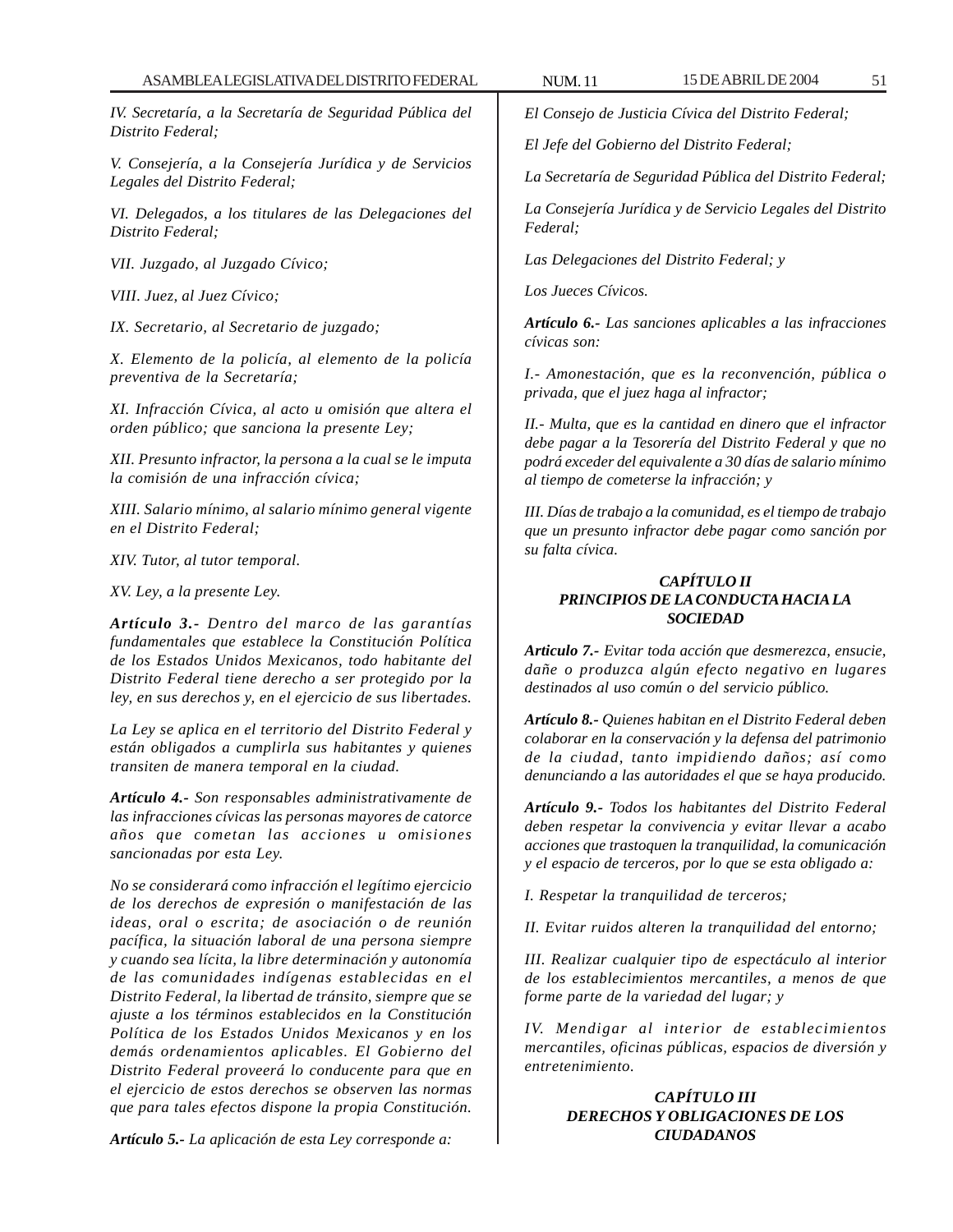*IV. Secretaría, a la Secretaría de Seguridad Pública del Distrito Federal;*

*V. Consejería, a la Consejería Jurídica y de Servicios Legales del Distrito Federal;*

*VI. Delegados, a los titulares de las Delegaciones del Distrito Federal;*

*VII. Juzgado, al Juzgado Cívico;*

*VIII. Juez, al Juez Cívico;*

*IX. Secretario, al Secretario de juzgado;*

*X. Elemento de la policía, al elemento de la policía preventiva de la Secretaría;*

*XI. Infracción Cívica, al acto u omisión que altera el orden público; que sanciona la presente Ley;*

*XII. Presunto infractor, la persona a la cual se le imputa la comisión de una infracción cívica;*

*XIII. Salario mínimo, al salario mínimo general vigente en el Distrito Federal;*

*XIV. Tutor, al tutor temporal.*

*XV. Ley, a la presente Ley.*

***Artículo 3.-*** *Dentro del marco de las garantías fundamentales que establece la Constitución Política de los Estados Unidos Mexicanos, todo habitante del Distrito Federal tiene derecho a ser protegido por la ley, en sus derechos y, en el ejercicio de sus libertades.*

*La Ley se aplica en el territorio del Distrito Federal y están obligados a cumplirla sus habitantes y quienes transiten de manera temporal en la ciudad.*

***Artículo 4.-*** *Son responsables administrativamente de las infracciones cívicas las personas mayores de catorce años que cometan las acciones u omisiones sancionadas por esta Ley.*

*No se considerará como infracción el legítimo ejercicio de los derechos de expresión o manifestación de las ideas, oral o escrita; de asociación o de reunión pacífica, la situación laboral de una persona siempre y cuando sea lícita, la libre determinación y autonomía de las comunidades indígenas establecidas en el Distrito Federal, la libertad de tránsito, siempre que se ajuste a los términos establecidos en la Constitución Política de los Estados Unidos Mexicanos y en los demás ordenamientos aplicables. El Gobierno del Distrito Federal proveerá lo conducente para que en el ejercicio de estos derechos se observen las normas que para tales efectos dispone la propia Constitución.*

***Artículo 5.-*** *La aplicación de esta Ley corresponde a:*

*El Consejo de Justicia Cívica del Distrito Federal;*

*El Jefe del Gobierno del Distrito Federal;*

*La Secretaría de Seguridad Pública del Distrito Federal;*

*La Consejería Jurídica y de Servicio Legales del Distrito Federal;*

*Las Delegaciones del Distrito Federal; y*

*Los Jueces Cívicos.*

***Artículo 6.-*** *Las sanciones aplicables a las infracciones cívicas son:*

*I.- Amonestación, que es la reconvención, pública o privada, que el juez haga al infractor;*

*II.- Multa, que es la cantidad en dinero que el infractor debe pagar a la Tesorería del Distrito Federal y que no podrá exceder del equivalente a 30 días de salario mínimo al tiempo de cometerse la infracción; y*

*III. Días de trabajo a la comunidad, es el tiempo de trabajo que un presunto infractor debe pagar como sanción por su falta cívica.*

### *CAPÍTULO II*
### *PRINCIPIOS DE LA CONDUCTA HACIA LA SOCIEDAD*

***Articulo 7.-*** *Evitar toda acción que desmerezca, ensucie, dañe o produzca algún efecto negativo en lugares destinados al uso común o del servicio público.*

***Artículo 8.-*** *Quienes habitan en el Distrito Federal deben colaborar en la conservación y la defensa del patrimonio de la ciudad, tanto impidiendo daños; así como denunciando a las autoridades el que se haya producido.*

***Artículo 9.-*** *Todos los habitantes del Distrito Federal deben respetar la convivencia y evitar llevar a acabo acciones que trastoquen la tranquilidad, la comunicación y el espacio de terceros, por lo que se esta obligado a:*

*I. Respetar la tranquilidad de terceros;*

*II. Evitar ruidos alteren la tranquilidad del entorno;*

*III. Realizar cualquier tipo de espectáculo al interior de los establecimientos mercantiles, a menos de que forme parte de la variedad del lugar; y*

*IV. Mendigar al interior de establecimientos mercantiles, oficinas públicas, espacios de diversión y entretenimiento.*

### *CAPÍTULO III*
### *DERECHOS Y OBLIGACIONES DE LOS CIUDADANOS*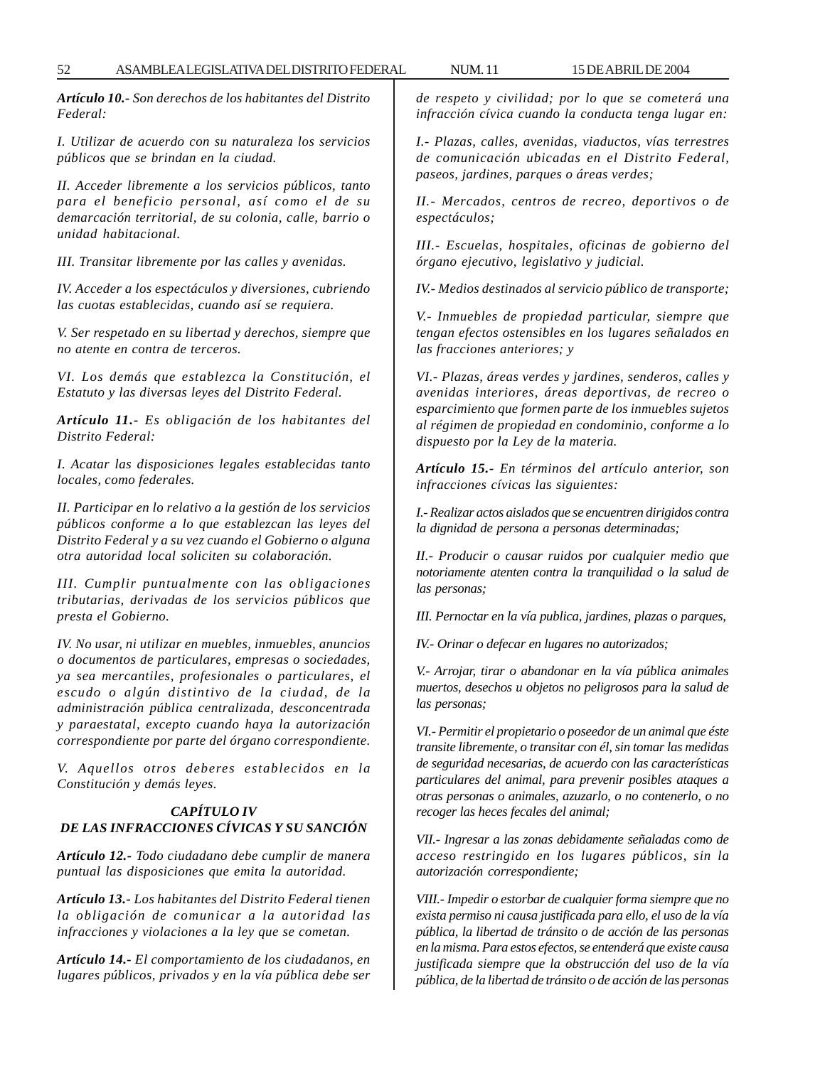***Artículo 10.-*** *Son derechos de los habitantes del Distrito Federal:*

*I. Utilizar de acuerdo con su naturaleza los servicios públicos que se brindan en la ciudad.*

*II. Acceder libremente a los servicios públicos, tanto para el beneficio personal, así como el de su demarcación territorial, de su colonia, calle, barrio o unidad habitacional.*

*III. Transitar libremente por las calles y avenidas.*

*IV. Acceder a los espectáculos y diversiones, cubriendo las cuotas establecidas, cuando así se requiera.*

*V. Ser respetado en su libertad y derechos, siempre que no atente en contra de terceros.*

*VI. Los demás que establezca la Constitución, el Estatuto y las diversas leyes del Distrito Federal.*

***Artículo 11.-*** *Es obligación de los habitantes del Distrito Federal:*

*I. Acatar las disposiciones legales establecidas tanto locales, como federales.*

*II. Participar en lo relativo a la gestión de los servicios públicos conforme a lo que establezcan las leyes del Distrito Federal y a su vez cuando el Gobierno o alguna otra autoridad local soliciten su colaboración.*

*III. Cumplir puntualmente con las obligaciones tributarias, derivadas de los servicios públicos que presta el Gobierno.*

*IV. No usar, ni utilizar en muebles, inmuebles, anuncios o documentos de particulares, empresas o sociedades, ya sea mercantiles, profesionales o particulares, el escudo o algún distintivo de la ciudad, de la administración pública centralizada, desconcentrada y paraestatal, excepto cuando haya la autorización correspondiente por parte del órgano correspondiente.*

*V. Aquellos otros deberes establecidos en la Constitución y demás leyes.*

### *CAPÍTULO IV*
### *DE LAS INFRACCIONES CÍVICAS Y SU SANCIÓN*

***Artículo 12.-*** *Todo ciudadano debe cumplir de manera puntual las disposiciones que emita la autoridad.*

***Artículo 13.-*** *Los habitantes del Distrito Federal tienen la obligación de comunicar a la autoridad las infracciones y violaciones a la ley que se cometan.*

***Artículo 14.-*** *El comportamiento de los ciudadanos, en lugares públicos, privados y en la vía pública debe ser de respeto y civilidad; por lo que se cometerá una infracción cívica cuando la conducta tenga lugar en:*

*I.- Plazas, calles, avenidas, viaductos, vías terrestres de comunicación ubicadas en el Distrito Federal, paseos, jardines, parques o áreas verdes;*

*II.- Mercados, centros de recreo, deportivos o de espectáculos;*

*III.- Escuelas, hospitales, oficinas de gobierno del órgano ejecutivo, legislativo y judicial.*

*IV.- Medios destinados al servicio público de transporte;*

*V.- Inmuebles de propiedad particular, siempre que tengan efectos ostensibles en los lugares señalados en las fracciones anteriores; y*

*VI.- Plazas, áreas verdes y jardines, senderos, calles y avenidas interiores, áreas deportivas, de recreo o esparcimiento que formen parte de los inmuebles sujetos al régimen de propiedad en condominio, conforme a lo dispuesto por la Ley de la materia.*

***Artículo 15.-*** *En términos del artículo anterior, son infracciones cívicas las siguientes:*

*I.- Realizar actos aislados que se encuentren dirigidos contra la dignidad de persona a personas determinadas;*

*II.- Producir o causar ruidos por cualquier medio que notoriamente atenten contra la tranquilidad o la salud de las personas;*

*III. Pernoctar en la vía publica, jardines, plazas o parques,*

*IV.- Orinar o defecar en lugares no autorizados;*

*V.- Arrojar, tirar o abandonar en la vía pública animales muertos, desechos u objetos no peligrosos para la salud de las personas;*

*VI.- Permitir el propietario o poseedor de un animal que éste transite libremente, o transitar con él, sin tomar las medidas de seguridad necesarias, de acuerdo con las características particulares del animal, para prevenir posibles ataques a otras personas o animales, azuzarlo, o no contenerlo, o no recoger las heces fecales del animal;*

*VII.- Ingresar a las zonas debidamente señaladas como de acceso restringido en los lugares públicos, sin la autorización correspondiente;*

*VIII.- Impedir o estorbar de cualquier forma siempre que no exista permiso ni causa justificada para ello, el uso de la vía pública, la libertad de tránsito o de acción de las personas en la misma. Para estos efectos, se entenderá que existe causa justificada siempre que la obstrucción del uso de la vía pública, de la libertad de tránsito o de acción de las personas*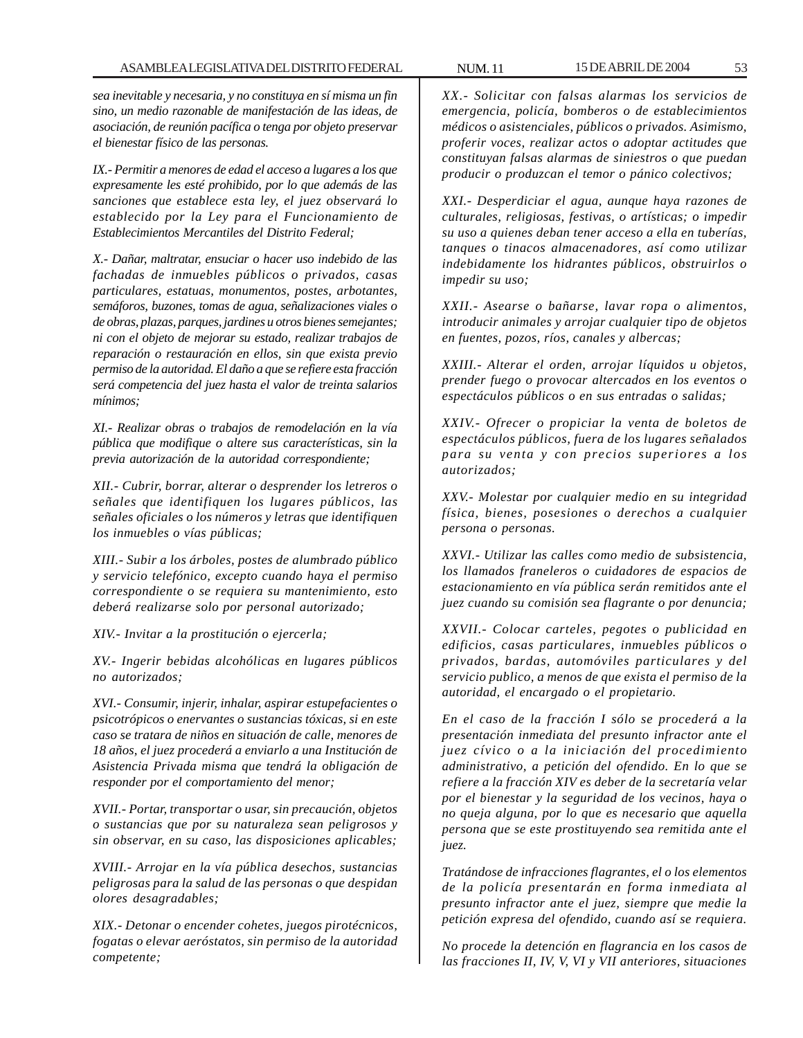*sea inevitable y necesaria, y no constituya en sí misma un fin sino, un medio razonable de manifestación de las ideas, de asociación, de reunión pacífica o tenga por objeto preservar el bienestar físico de las personas.*

*IX.- Permitir a menores de edad el acceso a lugares a los que expresamente les esté prohibido, por lo que además de las sanciones que establece esta ley, el juez observará lo establecido por la Ley para el Funcionamiento de Establecimientos Mercantiles del Distrito Federal;*

*X.- Dañar, maltratar, ensuciar o hacer uso indebido de las fachadas de inmuebles públicos o privados, casas particulares, estatuas, monumentos, postes, arbotantes, semáforos, buzones, tomas de agua, señalizaciones viales o de obras, plazas, parques, jardines u otros bienes semejantes; ni con el objeto de mejorar su estado, realizar trabajos de reparación o restauración en ellos, sin que exista previo permiso de la autoridad. El daño a que se refiere esta fracción será competencia del juez hasta el valor de treinta salarios mínimos;*

*XI.- Realizar obras o trabajos de remodelación en la vía pública que modifique o altere sus características, sin la previa autorización de la autoridad correspondiente;*

*XII.- Cubrir, borrar, alterar o desprender los letreros o señales que identifiquen los lugares públicos, las señales oficiales o los números y letras que identifiquen los inmuebles o vías públicas;*

*XIII.- Subir a los árboles, postes de alumbrado público y servicio telefónico, excepto cuando haya el permiso correspondiente o se requiera su mantenimiento, esto deberá realizarse solo por personal autorizado;*

*XIV.- Invitar a la prostitución o ejercerla;*

*XV.- Ingerir bebidas alcohólicas en lugares públicos no autorizados;*

*XVI.- Consumir, injerir, inhalar, aspirar estupefacientes o psicotrópicos o enervantes o sustancias tóxicas, si en este caso se tratara de niños en situación de calle, menores de 18 años, el juez procederá a enviarlo a una Institución de Asistencia Privada misma que tendrá la obligación de responder por el comportamiento del menor;*

*XVII.- Portar, transportar o usar, sin precaución, objetos o sustancias que por su naturaleza sean peligrosos y sin observar, en su caso, las disposiciones aplicables;*

*XVIII.- Arrojar en la vía pública desechos, sustancias peligrosas para la salud de las personas o que despidan olores desagradables;*

*XIX.- Detonar o encender cohetes, juegos pirotécnicos, fogatas o elevar aeróstatos, sin permiso de la autoridad competente;*

*XX.- Solicitar con falsas alarmas los servicios de emergencia, policía, bomberos o de establecimientos médicos o asistenciales, públicos o privados. Asimismo, proferir voces, realizar actos o adoptar actitudes que constituyan falsas alarmas de siniestros o que puedan producir o produzcan el temor o pánico colectivos;*

*XXI.- Desperdiciar el agua, aunque haya razones de culturales, religiosas, festivas, o artísticas; o impedir su uso a quienes deban tener acceso a ella en tuberías, tanques o tinacos almacenadores, así como utilizar indebidamente los hidrantes públicos, obstruirlos o impedir su uso;*

*XXII.- Asearse o bañarse, lavar ropa o alimentos, introducir animales y arrojar cualquier tipo de objetos en fuentes, pozos, ríos, canales y albercas;*

*XXIII.- Alterar el orden, arrojar líquidos u objetos, prender fuego o provocar altercados en los eventos o espectáculos públicos o en sus entradas o salidas;*

*XXIV.- Ofrecer o propiciar la venta de boletos de espectáculos públicos, fuera de los lugares señalados para su venta y con precios superiores a los autorizados;*

*XXV.- Molestar por cualquier medio en su integridad física, bienes, posesiones o derechos a cualquier persona o personas.*

*XXVI.- Utilizar las calles como medio de subsistencia, los llamados franeleros o cuidadores de espacios de estacionamiento en vía pública serán remitidos ante el juez cuando su comisión sea flagrante o por denuncia;*

*XXVII.- Colocar carteles, pegotes o publicidad en edificios, casas particulares, inmuebles públicos o privados, bardas, automóviles particulares y del servicio publico, a menos de que exista el permiso de la autoridad, el encargado o el propietario.*

*En el caso de la fracción I sólo se procederá a la presentación inmediata del presunto infractor ante el juez cívico o a la iniciación del procedimiento administrativo, a petición del ofendido. En lo que se refiere a la fracción XIV es deber de la secretaría velar por el bienestar y la seguridad de los vecinos, haya o no queja alguna, por lo que es necesario que aquella persona que se este prostituyendo sea remitida ante el juez.*

*Tratándose de infracciones flagrantes, el o los elementos de la policía presentarán en forma inmediata al presunto infractor ante el juez, siempre que medie la petición expresa del ofendido, cuando así se requiera.*

*No procede la detención en flagrancia en los casos de las fracciones II, IV, V, VI y VII anteriores, situaciones*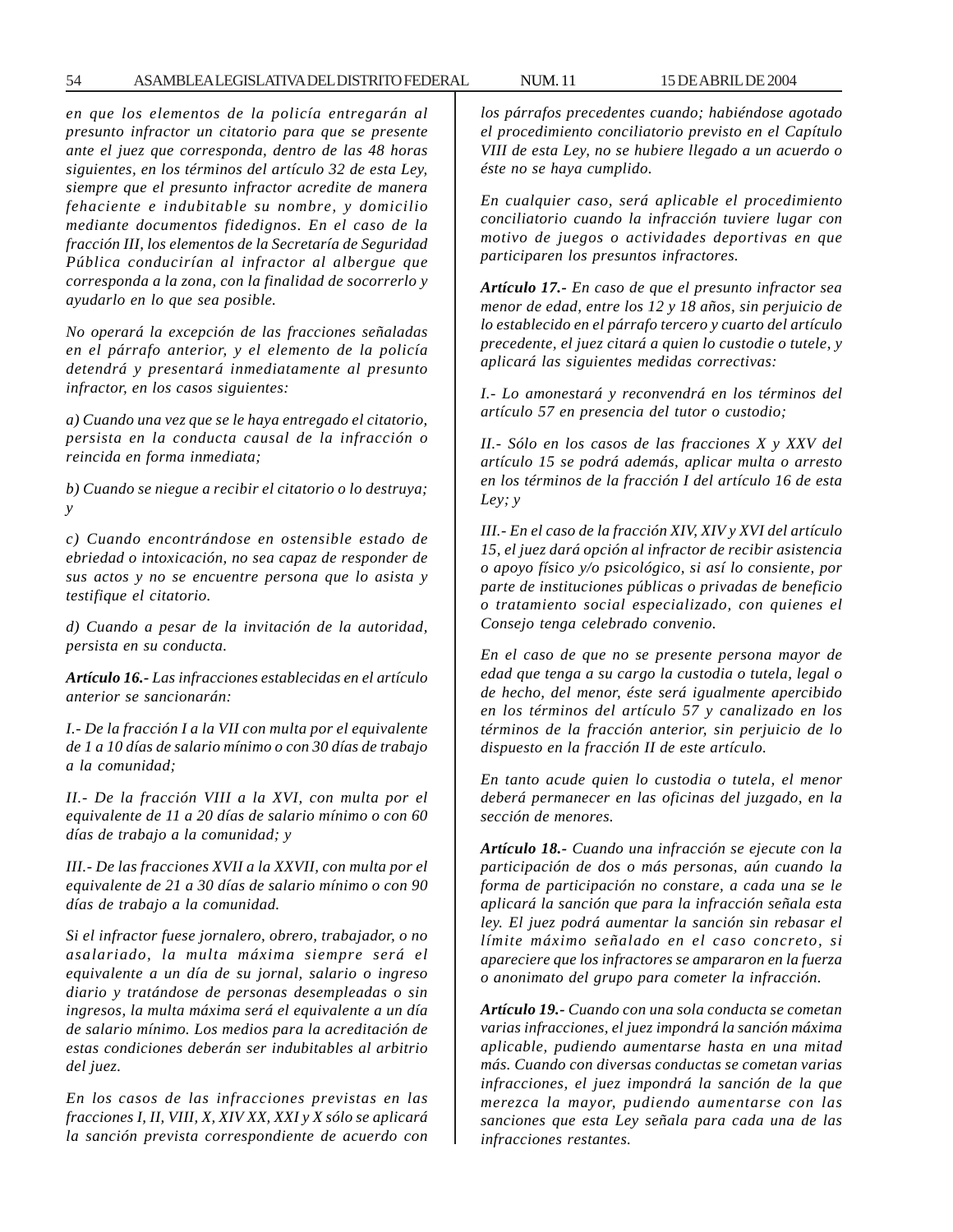*en que los elementos de la policía entregarán al presunto infractor un citatorio para que se presente ante el juez que corresponda, dentro de las 48 horas siguientes, en los términos del artículo 32 de esta Ley, siempre que el presunto infractor acredite de manera fehaciente e indubitable su nombre, y domicilio mediante documentos fidedignos. En el caso de la fracción III, los elementos de la Secretaría de Seguridad Pública conducirían al infractor al albergue que corresponda a la zona, con la finalidad de socorrerlo y ayudarlo en lo que sea posible.*

*No operará la excepción de las fracciones señaladas en el párrafo anterior, y el elemento de la policía detendrá y presentará inmediatamente al presunto infractor, en los casos siguientes:*

*a) Cuando una vez que se le haya entregado el citatorio, persista en la conducta causal de la infracción o reincida en forma inmediata;*

*b) Cuando se niegue a recibir el citatorio o lo destruya; y*

*c) Cuando encontrándose en ostensible estado de ebriedad o intoxicación, no sea capaz de responder de sus actos y no se encuentre persona que lo asista y testifique el citatorio.*

*d) Cuando a pesar de la invitación de la autoridad, persista en su conducta.*

***Artículo 16.-** Las infracciones establecidas en el artículo anterior se sancionarán:*

*I.- De la fracción I a la VII con multa por el equivalente de 1 a 10 días de salario mínimo o con 30 días de trabajo a la comunidad;*

*II.- De la fracción VIII a la XVI, con multa por el equivalente de 11 a 20 días de salario mínimo o con 60 días de trabajo a la comunidad; y*

*III.- De las fracciones XVII a la XXVII, con multa por el equivalente de 21 a 30 días de salario mínimo o con 90 días de trabajo a la comunidad.*

*Si el infractor fuese jornalero, obrero, trabajador, o no asalariado, la multa máxima siempre será el equivalente a un día de su jornal, salario o ingreso diario y tratándose de personas desempleadas o sin ingresos, la multa máxima será el equivalente a un día de salario mínimo. Los medios para la acreditación de estas condiciones deberán ser indubitables al arbitrio del juez.*

*En los casos de las infracciones previstas en las fracciones I, II, VIII, X, XIV XX, XXI y X sólo se aplicará la sanción prevista correspondiente de acuerdo con los párrafos precedentes cuando; habiéndose agotado el procedimiento conciliatorio previsto en el Capítulo VIII de esta Ley, no se hubiere llegado a un acuerdo o éste no se haya cumplido.*

*En cualquier caso, será aplicable el procedimiento conciliatorio cuando la infracción tuviere lugar con motivo de juegos o actividades deportivas en que participaren los presuntos infractores.*

***Artículo 17.-** En caso de que el presunto infractor sea menor de edad, entre los 12 y 18 años, sin perjuicio de lo establecido en el párrafo tercero y cuarto del artículo precedente, el juez citará a quien lo custodie o tutele, y aplicará las siguientes medidas correctivas:*

*I.- Lo amonestará y reconvendrá en los términos del artículo 57 en presencia del tutor o custodio;*

*II.- Sólo en los casos de las fracciones X y XXV del artículo 15 se podrá además, aplicar multa o arresto en los términos de la fracción I del artículo 16 de esta Ley; y*

*III.- En el caso de la fracción XIV, XIV y XVI del artículo 15, el juez dará opción al infractor de recibir asistencia o apoyo físico y/o psicológico, si así lo consiente, por parte de instituciones públicas o privadas de beneficio o tratamiento social especializado, con quienes el Consejo tenga celebrado convenio.*

*En el caso de que no se presente persona mayor de edad que tenga a su cargo la custodia o tutela, legal o de hecho, del menor, éste será igualmente apercibido en los términos del artículo 57 y canalizado en los términos de la fracción anterior, sin perjuicio de lo dispuesto en la fracción II de este artículo.*

*En tanto acude quien lo custodia o tutela, el menor deberá permanecer en las oficinas del juzgado, en la sección de menores.*

***Artículo 18.-** Cuando una infracción se ejecute con la participación de dos o más personas, aún cuando la forma de participación no constare, a cada una se le aplicará la sanción que para la infracción señala esta ley. El juez podrá aumentar la sanción sin rebasar el límite máximo señalado en el caso concreto, si apareciere que los infractores se ampararon en la fuerza o anonimato del grupo para cometer la infracción.*

***Artículo 19.-** Cuando con una sola conducta se cometan varias infracciones, el juez impondrá la sanción máxima aplicable, pudiendo aumentarse hasta en una mitad más. Cuando con diversas conductas se cometan varias infracciones, el juez impondrá la sanción de la que merezca la mayor, pudiendo aumentarse con las sanciones que esta Ley señala para cada una de las infracciones restantes.*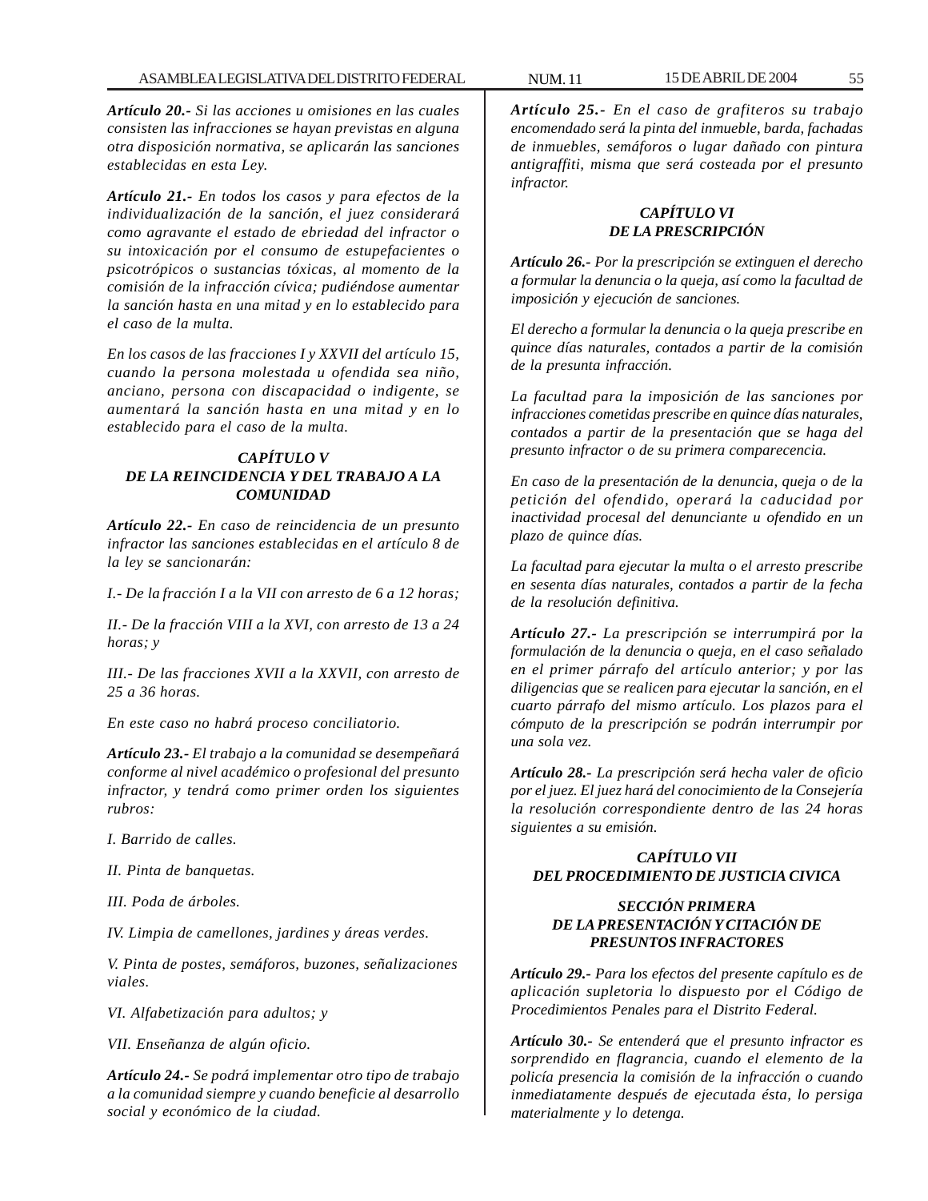*Artículo 20.- Si las acciones u omisiones en las cuales consisten las infracciones se hayan previstas en alguna otra disposición normativa, se aplicarán las sanciones establecidas en esta Ley.*

*Artículo 21.- En todos los casos y para efectos de la individualización de la sanción, el juez considerará como agravante el estado de ebriedad del infractor o su intoxicación por el consumo de estupefacientes o psicotrópicos o sustancias tóxicas, al momento de la comisión de la infracción cívica; pudiéndose aumentar la sanción hasta en una mitad y en lo establecido para el caso de la multa.*

*En los casos de las fracciones I y XXVII del artículo 15, cuando la persona molestada u ofendida sea niño, anciano, persona con discapacidad o indigente, se aumentará la sanción hasta en una mitad y en lo establecido para el caso de la multa.*

### *CAPÍTULO V*
### *DE LA REINCIDENCIA Y DEL TRABAJO A LA COMUNIDAD*

*Artículo 22.- En caso de reincidencia de un presunto infractor las sanciones establecidas en el artículo 8 de la ley se sancionarán:*

*I.- De la fracción I a la VII con arresto de 6 a 12 horas;*

*II.- De la fracción VIII a la XVI, con arresto de 13 a 24 horas; y*

*III.- De las fracciones XVII a la XXVII, con arresto de 25 a 36 horas.*

*En este caso no habrá proceso conciliatorio.*

*Artículo 23.- El trabajo a la comunidad se desempeñará conforme al nivel académico o profesional del presunto infractor, y tendrá como primer orden los siguientes rubros:*

*I. Barrido de calles.*

*II. Pinta de banquetas.*

*III. Poda de árboles.*

*IV. Limpia de camellones, jardines y áreas verdes.*

*V. Pinta de postes, semáforos, buzones, señalizaciones viales.*

*VI. Alfabetización para adultos; y*

*VII. Enseñanza de algún oficio.*

*Artículo 24.- Se podrá implementar otro tipo de trabajo a la comunidad siempre y cuando beneficie al desarrollo social y económico de la ciudad.*

*Artículo 25.- En el caso de grafiteros su trabajo encomendado será la pinta del inmueble, barda, fachadas de inmuebles, semáforos o lugar dañado con pintura antigraffiti, misma que será costeada por el presunto infractor.*

### *CAPÍTULO VI*
### *DE LA PRESCRIPCIÓN*

*Artículo 26.- Por la prescripción se extinguen el derecho a formular la denuncia o la queja, así como la facultad de imposición y ejecución de sanciones.*

*El derecho a formular la denuncia o la queja prescribe en quince días naturales, contados a partir de la comisión de la presunta infracción.*

*La facultad para la imposición de las sanciones por infracciones cometidas prescribe en quince días naturales, contados a partir de la presentación que se haga del presunto infractor o de su primera comparecencia.*

*En caso de la presentación de la denuncia, queja o de la petición del ofendido, operará la caducidad por inactividad procesal del denunciante u ofendido en un plazo de quince días.*

*La facultad para ejecutar la multa o el arresto prescribe en sesenta días naturales, contados a partir de la fecha de la resolución definitiva.*

*Artículo 27.- La prescripción se interrumpirá por la formulación de la denuncia o queja, en el caso señalado en el primer párrafo del artículo anterior; y por las diligencias que se realicen para ejecutar la sanción, en el cuarto párrafo del mismo artículo. Los plazos para el cómputo de la prescripción se podrán interrumpir por una sola vez.*

*Artículo 28.- La prescripción será hecha valer de oficio por el juez. El juez hará del conocimiento de la Consejería la resolución correspondiente dentro de las 24 horas siguientes a su emisión.*

### *CAPÍTULO VII*
### *DEL PROCEDIMIENTO DE JUSTICIA CIVICA*

#### *SECCIÓN PRIMERA*
#### *DE LA PRESENTACIÓN Y CITACIÓN DE PRESUNTOS INFRACTORES*

*Artículo 29.- Para los efectos del presente capítulo es de aplicación supletoria lo dispuesto por el Código de Procedimientos Penales para el Distrito Federal.*

*Artículo 30.- Se entenderá que el presunto infractor es sorprendido en flagrancia, cuando el elemento de la policía presencia la comisión de la infracción o cuando inmediatamente después de ejecutada ésta, lo persiga materialmente y lo detenga.*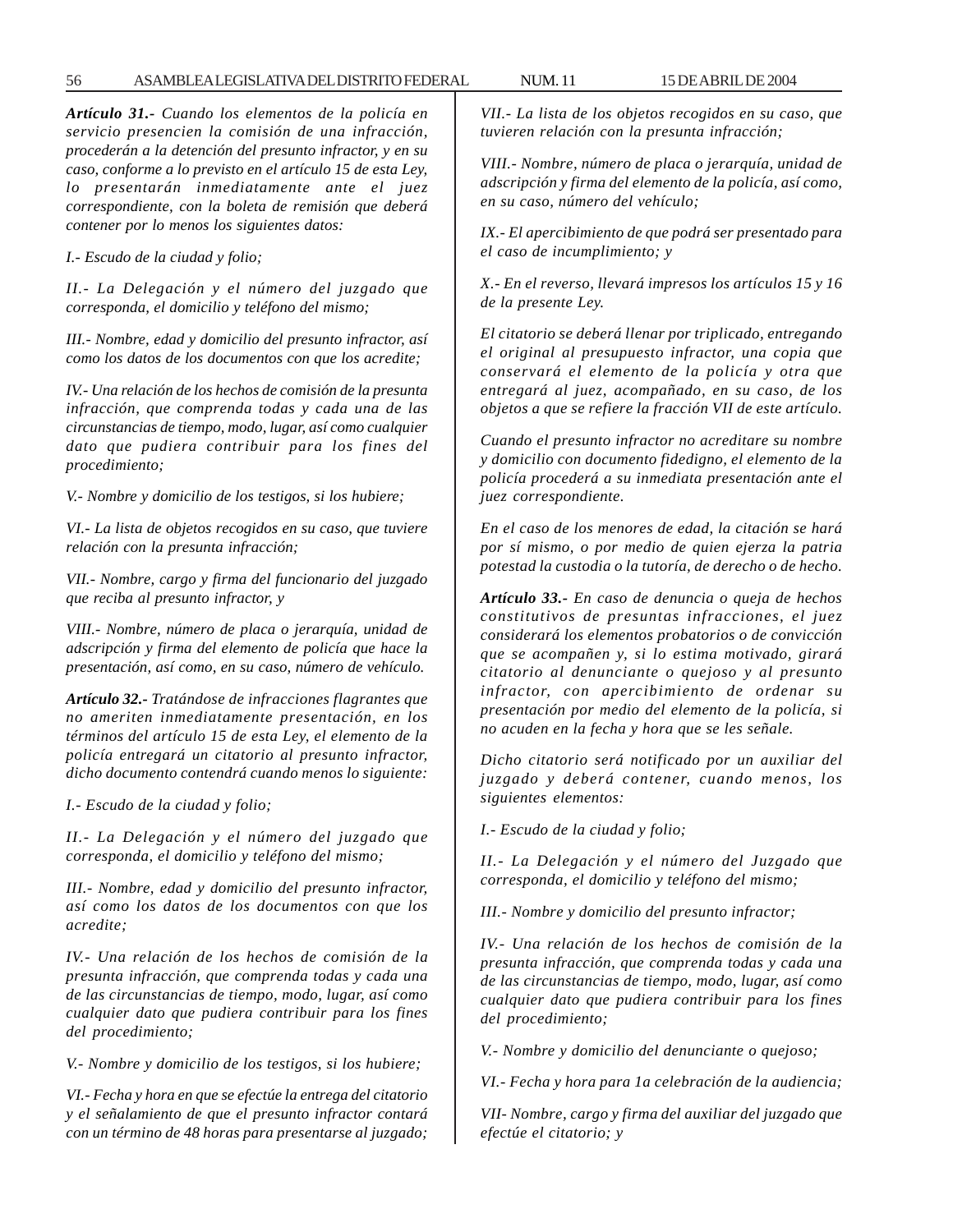*Artículo 31.- Cuando los elementos de la policía en servicio presencien la comisión de una infracción, procederán a la detención del presunto infractor, y en su caso, conforme a lo previsto en el artículo 15 de esta Ley, lo presentarán inmediatamente ante el juez correspondiente, con la boleta de remisión que deberá contener por lo menos los siguientes datos:*

*I.- Escudo de la ciudad y folio;*

*II.- La Delegación y el número del juzgado que corresponda, el domicilio y teléfono del mismo;*

*III.- Nombre, edad y domicilio del presunto infractor, así como los datos de los documentos con que los acredite;*

*IV.- Una relación de los hechos de comisión de la presunta infracción, que comprenda todas y cada una de las circunstancias de tiempo, modo, lugar, así como cualquier dato que pudiera contribuir para los fines del procedimiento;*

*V.- Nombre y domicilio de los testigos, si los hubiere;*

*VI.- La lista de objetos recogidos en su caso, que tuviere relación con la presunta infracción;*

*VII.- Nombre, cargo y firma del funcionario del juzgado que reciba al presunto infractor, y*

*VIII.- Nombre, número de placa o jerarquía, unidad de adscripción y firma del elemento de policía que hace la presentación, así como, en su caso, número de vehículo.*

*Artículo 32.- Tratándose de infracciones flagrantes que no ameriten inmediatamente presentación, en los términos del artículo 15 de esta Ley, el elemento de la policía entregará un citatorio al presunto infractor, dicho documento contendrá cuando menos lo siguiente:*

*I.- Escudo de la ciudad y folio;*

*II.- La Delegación y el número del juzgado que corresponda, el domicilio y teléfono del mismo;*

*III.- Nombre, edad y domicilio del presunto infractor, así como los datos de los documentos con que los acredite;*

*IV.- Una relación de los hechos de comisión de la presunta infracción, que comprenda todas y cada una de las circunstancias de tiempo, modo, lugar, así como cualquier dato que pudiera contribuir para los fines del procedimiento;*

*V.- Nombre y domicilio de los testigos, si los hubiere;*

*VI.- Fecha y hora en que se efectúe la entrega del citatorio y el señalamiento de que el presunto infractor contará con un término de 48 horas para presentarse al juzgado;*

*VII.- La lista de los objetos recogidos en su caso, que tuvieren relación con la presunta infracción;*

*VIII.- Nombre, número de placa o jerarquía, unidad de adscripción y firma del elemento de la policía, así como, en su caso, número del vehículo;*

*IX.- El apercibimiento de que podrá ser presentado para el caso de incumplimiento; y*

*X.- En el reverso, llevará impresos los artículos 15 y 16 de la presente Ley.*

*El citatorio se deberá llenar por triplicado, entregando el original al presupuesto infractor, una copia que conservará el elemento de la policía y otra que entregará al juez, acompañado, en su caso, de los objetos a que se refiere la fracción VII de este artículo.*

*Cuando el presunto infractor no acreditare su nombre y domicilio con documento fidedigno, el elemento de la policía procederá a su inmediata presentación ante el juez correspondiente.*

*En el caso de los menores de edad, la citación se hará por sí mismo, o por medio de quien ejerza la patria potestad la custodia o la tutoría, de derecho o de hecho.*

*Artículo 33.- En caso de denuncia o queja de hechos constitutivos de presuntas infracciones, el juez considerará los elementos probatorios o de convicción que se acompañen y, si lo estima motivado, girará citatorio al denunciante o quejoso y al presunto infractor, con apercibimiento de ordenar su presentación por medio del elemento de la policía, si no acuden en la fecha y hora que se les señale.*

*Dicho citatorio será notificado por un auxiliar del juzgado y deberá contener, cuando menos, los siguientes elementos:*

*I.- Escudo de la ciudad y folio;*

*II.- La Delegación y el número del Juzgado que corresponda, el domicilio y teléfono del mismo;*

*III.- Nombre y domicilio del presunto infractor;*

*IV.- Una relación de los hechos de comisión de la presunta infracción, que comprenda todas y cada una de las circunstancias de tiempo, modo, lugar, así como cualquier dato que pudiera contribuir para los fines del procedimiento;*

*V.- Nombre y domicilio del denunciante o quejoso;*

*VI.- Fecha y hora para 1a celebración de la audiencia;*

*VII- Nombre, cargo y firma del auxiliar del juzgado que efectúe el citatorio; y*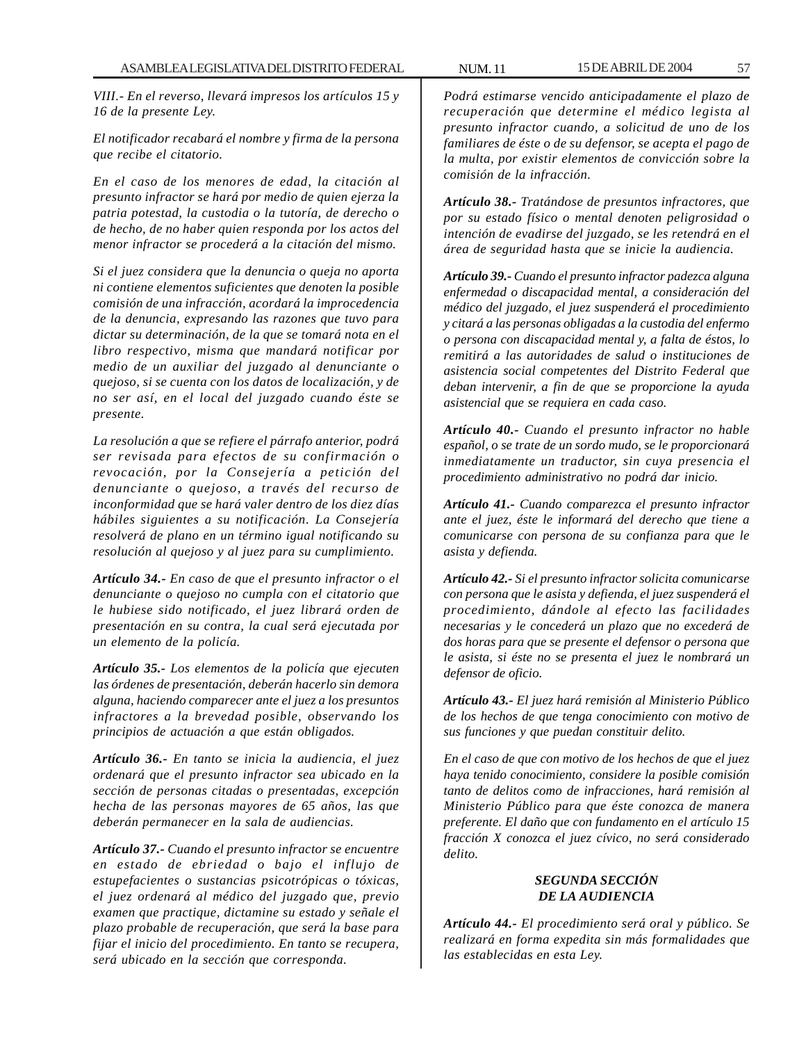*VIII.- En el reverso, llevará impresos los artículos 15 y 16 de la presente Ley.*

*El notificador recabará el nombre y firma de la persona que recibe el citatorio.*

*En el caso de los menores de edad, la citación al presunto infractor se hará por medio de quien ejerza la patria potestad, la custodia o la tutoría, de derecho o de hecho, de no haber quien responda por los actos del menor infractor se procederá a la citación del mismo.*

*Si el juez considera que la denuncia o queja no aporta ni contiene elementos suficientes que denoten la posible comisión de una infracción, acordará la improcedencia de la denuncia, expresando las razones que tuvo para dictar su determinación, de la que se tomará nota en el libro respectivo, misma que mandará notificar por medio de un auxiliar del juzgado al denunciante o quejoso, si se cuenta con los datos de localización, y de no ser así, en el local del juzgado cuando éste se presente.*

*La resolución a que se refiere el párrafo anterior, podrá ser revisada para efectos de su confirmación o revocación, por la Consejería a petición del denunciante o quejoso, a través del recurso de inconformidad que se hará valer dentro de los diez días hábiles siguientes a su notificación. La Consejería resolverá de plano en un término igual notificando su resolución al quejoso y al juez para su cumplimiento.*

***Artículo 34.-** En caso de que el presunto infractor o el denunciante o quejoso no cumpla con el citatorio que le hubiese sido notificado, el juez librará orden de presentación en su contra, la cual será ejecutada por un elemento de la policía.*

***Artículo 35.-** Los elementos de la policía que ejecuten las órdenes de presentación, deberán hacerlo sin demora alguna, haciendo comparecer ante el juez a los presuntos infractores a la brevedad posible, observando los principios de actuación a que están obligados.*

***Artículo 36.-** En tanto se inicia la audiencia, el juez ordenará que el presunto infractor sea ubicado en la sección de personas citadas o presentadas, excepción hecha de las personas mayores de 65 años, las que deberán permanecer en la sala de audiencias.*

***Artículo 37.-** Cuando el presunto infractor se encuentre en estado de ebriedad o bajo el influjo de estupefacientes o sustancias psicotrópicas o tóxicas, el juez ordenará al médico del juzgado que, previo examen que practique, dictamine su estado y señale el plazo probable de recuperación, que será la base para fijar el inicio del procedimiento. En tanto se recupera, será ubicado en la sección que corresponda.*

*Podrá estimarse vencido anticipadamente el plazo de recuperación que determine el médico legista al presunto infractor cuando, a solicitud de uno de los familiares de éste o de su defensor, se acepta el pago de la multa, por existir elementos de convicción sobre la comisión de la infracción.*

***Artículo 38.-** Tratándose de presuntos infractores, que por su estado físico o mental denoten peligrosidad o intención de evadirse del juzgado, se les retendrá en el área de seguridad hasta que se inicie la audiencia.*

***Artículo 39.-** Cuando el presunto infractor padezca alguna enfermedad o discapacidad mental, a consideración del médico del juzgado, el juez suspenderá el procedimiento y citará a las personas obligadas a la custodia del enfermo o persona con discapacidad mental y, a falta de éstos, lo remitirá a las autoridades de salud o instituciones de asistencia social competentes del Distrito Federal que deban intervenir, a fin de que se proporcione la ayuda asistencial que se requiera en cada caso.*

***Artículo 40.-** Cuando el presunto infractor no hable español, o se trate de un sordo mudo, se le proporcionará inmediatamente un traductor, sin cuya presencia el procedimiento administrativo no podrá dar inicio.*

***Artículo 41.-** Cuando comparezca el presunto infractor ante el juez, éste le informará del derecho que tiene a comunicarse con persona de su confianza para que le asista y defienda.*

***Artículo 42.-** Si el presunto infractor solicita comunicarse con persona que le asista y defienda, el juez suspenderá el procedimiento, dándole al efecto las facilidades necesarias y le concederá un plazo que no excederá de dos horas para que se presente el defensor o persona que le asista, si éste no se presenta el juez le nombrará un defensor de oficio.*

***Artículo 43.-** El juez hará remisión al Ministerio Público de los hechos de que tenga conocimiento con motivo de sus funciones y que puedan constituir delito.*

*En el caso de que con motivo de los hechos de que el juez haya tenido conocimiento, considere la posible comisión tanto de delitos como de infracciones, hará remisión al Ministerio Público para que éste conozca de manera preferente. El daño que con fundamento en el artículo 15 fracción X conozca el juez cívico, no será considerado delito.*

***SEGUNDA SECCIÓN***
***DE LA AUDIENCIA***

***Artículo 44.-** El procedimiento será oral y público. Se realizará en forma expedita sin más formalidades que las establecidas en esta Ley.*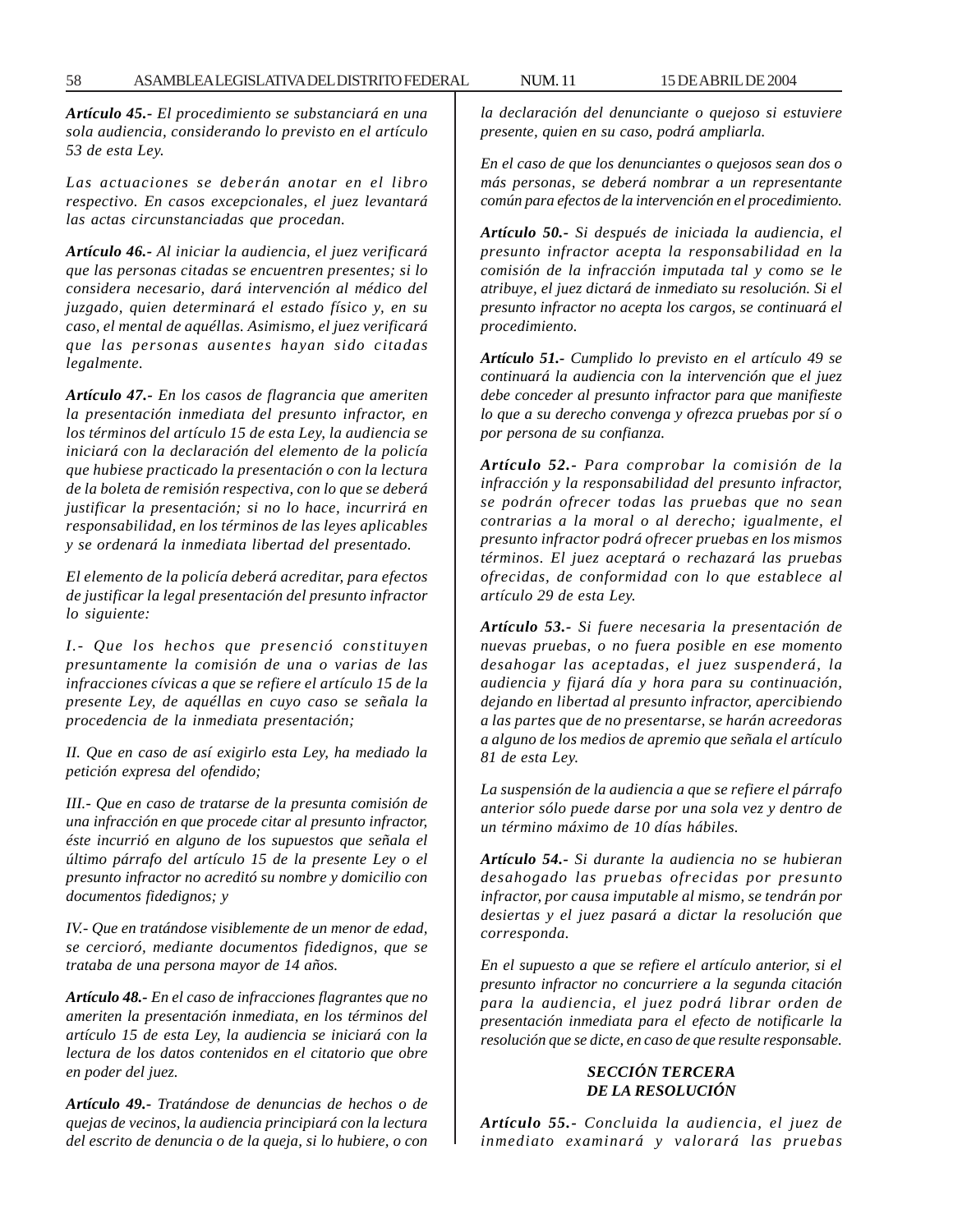***Artículo 45.-*** *El procedimiento se substanciará en una sola audiencia, considerando lo previsto en el artículo 53 de esta Ley.*

*Las actuaciones se deberán anotar en el libro respectivo. En casos excepcionales, el juez levantará las actas circunstanciadas que procedan.*

***Artículo 46.-*** *Al iniciar la audiencia, el juez verificará que las personas citadas se encuentren presentes; si lo considera necesario, dará intervención al médico del juzgado, quien determinará el estado físico y, en su caso, el mental de aquéllas. Asimismo, el juez verificará que las personas ausentes hayan sido citadas legalmente.*

***Artículo 47.-*** *En los casos de flagrancia que ameriten la presentación inmediata del presunto infractor, en los términos del artículo 15 de esta Ley, la audiencia se iniciará con la declaración del elemento de la policía que hubiese practicado la presentación o con la lectura de la boleta de remisión respectiva, con lo que se deberá justificar la presentación; si no lo hace, incurrirá en responsabilidad, en los términos de las leyes aplicables y se ordenará la inmediata libertad del presentado.*

*El elemento de la policía deberá acreditar, para efectos de justificar la legal presentación del presunto infractor lo siguiente:*

*I.- Que los hechos que presenció constituyen presuntamente la comisión de una o varias de las infracciones cívicas a que se refiere el artículo 15 de la presente Ley, de aquéllas en cuyo caso se señala la procedencia de la inmediata presentación;*

*II. Que en caso de así exigirlo esta Ley, ha mediado la petición expresa del ofendido;*

*III.- Que en caso de tratarse de la presunta comisión de una infracción en que procede citar al presunto infractor, éste incurrió en alguno de los supuestos que señala el último párrafo del artículo 15 de la presente Ley o el presunto infractor no acreditó su nombre y domicilio con documentos fidedignos; y*

*IV.- Que en tratándose visiblemente de un menor de edad, se cercioró, mediante documentos fidedignos, que se trataba de una persona mayor de 14 años.*

***Artículo 48.-*** *En el caso de infracciones flagrantes que no ameriten la presentación inmediata, en los términos del artículo 15 de esta Ley, la audiencia se iniciará con la lectura de los datos contenidos en el citatorio que obre en poder del juez.*

***Artículo 49.-*** *Tratándose de denuncias de hechos o de quejas de vecinos, la audiencia principiará con la lectura del escrito de denuncia o de la queja, si lo hubiere, o con la declaración del denunciante o quejoso si estuviere presente, quien en su caso, podrá ampliarla.*

*En el caso de que los denunciantes o quejosos sean dos o más personas, se deberá nombrar a un representante común para efectos de la intervención en el procedimiento.*

***Artículo 50.-*** *Si después de iniciada la audiencia, el presunto infractor acepta la responsabilidad en la comisión de la infracción imputada tal y como se le atribuye, el juez dictará de inmediato su resolución. Si el presunto infractor no acepta los cargos, se continuará el procedimiento.*

***Artículo 51.-*** *Cumplido lo previsto en el artículo 49 se continuará la audiencia con la intervención que el juez debe conceder al presunto infractor para que manifieste lo que a su derecho convenga y ofrezca pruebas por sí o por persona de su confianza.*

***Artículo 52.-*** *Para comprobar la comisión de la infracción y la responsabilidad del presunto infractor, se podrán ofrecer todas las pruebas que no sean contrarias a la moral o al derecho; igualmente, el presunto infractor podrá ofrecer pruebas en los mismos términos. El juez aceptará o rechazará las pruebas ofrecidas, de conformidad con lo que establece al artículo 29 de esta Ley.*

***Artículo 53.-*** *Si fuere necesaria la presentación de nuevas pruebas, o no fuera posible en ese momento desahogar las aceptadas, el juez suspenderá, la audiencia y fijará día y hora para su continuación, dejando en libertad al presunto infractor, apercibiendo a las partes que de no presentarse, se harán acreedoras a alguno de los medios de apremio que señala el artículo 81 de esta Ley.*

*La suspensión de la audiencia a que se refiere el párrafo anterior sólo puede darse por una sola vez y dentro de un término máximo de 10 días hábiles.*

***Artículo 54.-*** *Si durante la audiencia no se hubieran desahogado las pruebas ofrecidas por presunto infractor, por causa imputable al mismo, se tendrán por desiertas y el juez pasará a dictar la resolución que corresponda.*

*En el supuesto a que se refiere el artículo anterior, si el presunto infractor no concurriere a la segunda citación para la audiencia, el juez podrá librar orden de presentación inmediata para el efecto de notificarle la resolución que se dicte, en caso de que resulte responsable.*

### *SECCIÓN TERCERA*
### *DE LA RESOLUCIÓN*

***Artículo 55.-*** *Concluida la audiencia, el juez de inmediato examinará y valorará las pruebas*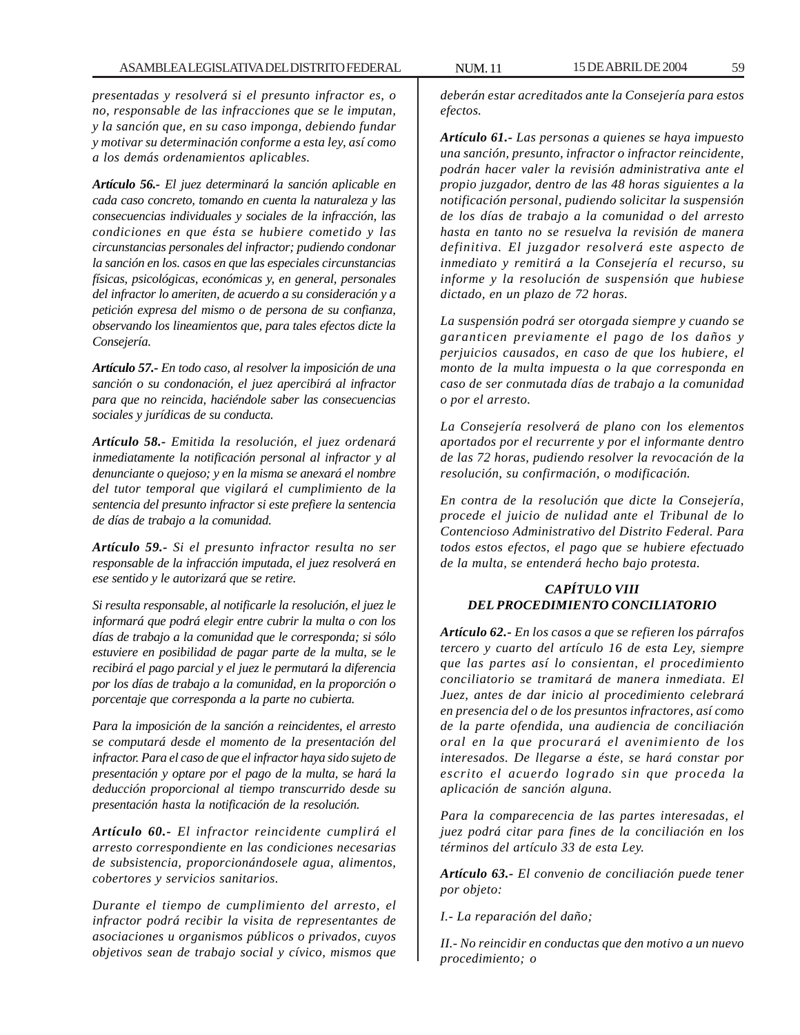*presentadas y resolverá si el presunto infractor es, o no, responsable de las infracciones que se le imputan, y la sanción que, en su caso imponga, debiendo fundar y motivar su determinación conforme a esta ley, así como a los demás ordenamientos aplicables.*

***Artículo 56.-*** *El juez determinará la sanción aplicable en cada caso concreto, tomando en cuenta la naturaleza y las consecuencias individuales y sociales de la infracción, las condiciones en que ésta se hubiere cometido y las circunstancias personales del infractor; pudiendo condonar la sanción en los. casos en que las especiales circunstancias físicas, psicológicas, económicas y, en general, personales del infractor lo ameriten, de acuerdo a su consideración y a petición expresa del mismo o de persona de su confianza, observando los lineamientos que, para tales efectos dicte la Consejería.*

***Artículo 57.-*** *En todo caso, al resolver la imposición de una sanción o su condonación, el juez apercibirá al infractor para que no reincida, haciéndole saber las consecuencias sociales y jurídicas de su conducta.*

***Artículo 58.-*** *Emitida la resolución, el juez ordenará inmediatamente la notificación personal al infractor y al denunciante o quejoso; y en la misma se anexará el nombre del tutor temporal que vigilará el cumplimiento de la sentencia del presunto infractor si este prefiere la sentencia de días de trabajo a la comunidad.*

***Artículo 59.-*** *Si el presunto infractor resulta no ser responsable de la infracción imputada, el juez resolverá en ese sentido y le autorizará que se retire.*

*Si resulta responsable, al notificarle la resolución, el juez le informará que podrá elegir entre cubrir la multa o con los días de trabajo a la comunidad que le corresponda; si sólo estuviere en posibilidad de pagar parte de la multa, se le recibirá el pago parcial y el juez le permutará la diferencia por los días de trabajo a la comunidad, en la proporción o porcentaje que corresponda a la parte no cubierta.*

*Para la imposición de la sanción a reincidentes, el arresto se computará desde el momento de la presentación del infractor. Para el caso de que el infractor haya sido sujeto de presentación y optare por el pago de la multa, se hará la deducción proporcional al tiempo transcurrido desde su presentación hasta la notificación de la resolución.*

***Artículo 60.-*** *El infractor reincidente cumplirá el arresto correspondiente en las condiciones necesarias de subsistencia, proporcionándosele agua, alimentos, cobertores y servicios sanitarios.*

*Durante el tiempo de cumplimiento del arresto, el infractor podrá recibir la visita de representantes de asociaciones u organismos públicos o privados, cuyos objetivos sean de trabajo social y cívico, mismos que deberán estar acreditados ante la Consejería para estos efectos.*

***Artículo 61.-*** *Las personas a quienes se haya impuesto una sanción, presunto, infractor o infractor reincidente, podrán hacer valer la revisión administrativa ante el propio juzgador, dentro de las 48 horas siguientes a la notificación personal, pudiendo solicitar la suspensión de los días de trabajo a la comunidad o del arresto hasta en tanto no se resuelva la revisión de manera definitiva. El juzgador resolverá este aspecto de inmediato y remitirá a la Consejería el recurso, su informe y la resolución de suspensión que hubiese dictado, en un plazo de 72 horas.*

*La suspensión podrá ser otorgada siempre y cuando se garanticen previamente el pago de los daños y perjuicios causados, en caso de que los hubiere, el monto de la multa impuesta o la que corresponda en caso de ser conmutada días de trabajo a la comunidad o por el arresto.*

*La Consejería resolverá de plano con los elementos aportados por el recurrente y por el informante dentro de las 72 horas, pudiendo resolver la revocación de la resolución, su confirmación, o modificación.*

*En contra de la resolución que dicte la Consejería, procede el juicio de nulidad ante el Tribunal de lo Contencioso Administrativo del Distrito Federal. Para todos estos efectos, el pago que se hubiere efectuado de la multa, se entenderá hecho bajo protesta.*

### *CAPÍTULO VIII*
### *DEL PROCEDIMIENTO CONCILIATORIO*

***Artículo 62.-*** *En los casos a que se refieren los párrafos tercero y cuarto del artículo 16 de esta Ley, siempre que las partes así lo consientan, el procedimiento conciliatorio se tramitará de manera inmediata. El Juez, antes de dar inicio al procedimiento celebrará en presencia del o de los presuntos infractores, así como de la parte ofendida, una audiencia de conciliación oral en la que procurará el avenimiento de los interesados. De llegarse a éste, se hará constar por escrito el acuerdo logrado sin que proceda la aplicación de sanción alguna.*

*Para la comparecencia de las partes interesadas, el juez podrá citar para fines de la conciliación en los términos del artículo 33 de esta Ley.*

***Artículo 63.-*** *El convenio de conciliación puede tener por objeto:*

*I.- La reparación del daño;*

*II.- No reincidir en conductas que den motivo a un nuevo procedimiento; o*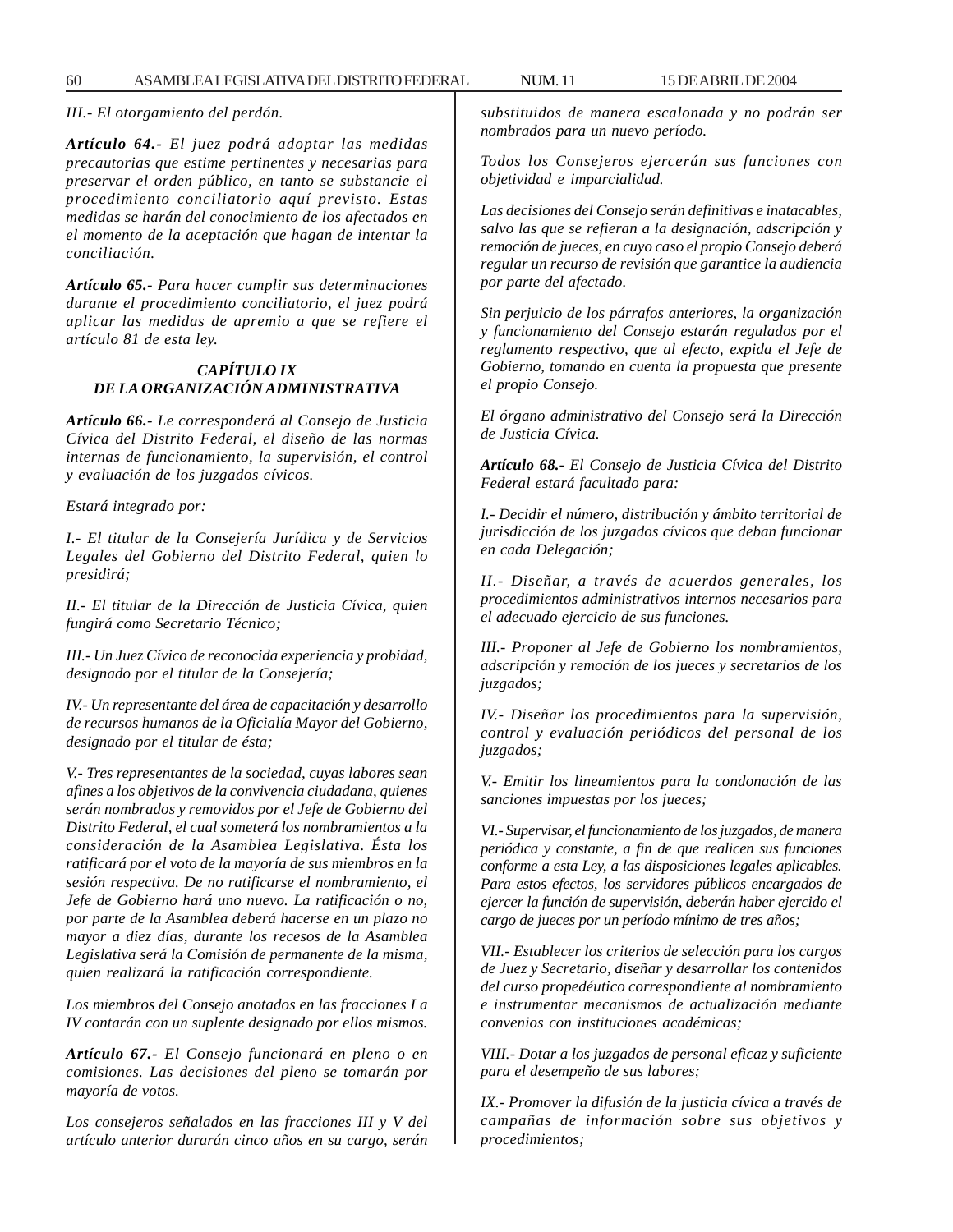*III.- El otorgamiento del perdón.*

***Artículo 64.-*** *El juez podrá adoptar las medidas precautorias que estime pertinentes y necesarias para preservar el orden público, en tanto se substancie el procedimiento conciliatorio aquí previsto. Estas medidas se harán del conocimiento de los afectados en el momento de la aceptación que hagan de intentar la conciliación.*

***Artículo 65.-*** *Para hacer cumplir sus determinaciones durante el procedimiento conciliatorio, el juez podrá aplicar las medidas de apremio a que se refiere el artículo 81 de esta ley.*

### *CAPÍTULO IX*
### *DE LA ORGANIZACIÓN ADMINISTRATIVA*

***Artículo 66.-*** *Le corresponderá al Consejo de Justicia Cívica del Distrito Federal, el diseño de las normas internas de funcionamiento, la supervisión, el control y evaluación de los juzgados cívicos.*

*Estará integrado por:*

*I.- El titular de la Consejería Jurídica y de Servicios Legales del Gobierno del Distrito Federal, quien lo presidirá;*

*II.- El titular de la Dirección de Justicia Cívica, quien fungirá como Secretario Técnico;*

*III.- Un Juez Cívico de reconocida experiencia y probidad, designado por el titular de la Consejería;*

*IV.- Un representante del área de capacitación y desarrollo de recursos humanos de la Oficialía Mayor del Gobierno, designado por el titular de ésta;*

*V.- Tres representantes de la sociedad, cuyas labores sean afines a los objetivos de la convivencia ciudadana, quienes serán nombrados y removidos por el Jefe de Gobierno del Distrito Federal, el cual someterá los nombramientos a la consideración de la Asamblea Legislativa. Ésta los ratificará por el voto de la mayoría de sus miembros en la sesión respectiva. De no ratificarse el nombramiento, el Jefe de Gobierno hará uno nuevo. La ratificación o no, por parte de la Asamblea deberá hacerse en un plazo no mayor a diez días, durante los recesos de la Asamblea Legislativa será la Comisión de permanente de la misma, quien realizará la ratificación correspondiente.*

*Los miembros del Consejo anotados en las fracciones I a IV contarán con un suplente designado por ellos mismos.*

***Artículo 67.-*** *El Consejo funcionará en pleno o en comisiones. Las decisiones del pleno se tomarán por mayoría de votos.*

*Los consejeros señalados en las fracciones III y V del artículo anterior durarán cinco años en su cargo, serán substituidos de manera escalonada y no podrán ser nombrados para un nuevo período.*

*Todos los Consejeros ejercerán sus funciones con objetividad e imparcialidad.*

*Las decisiones del Consejo serán definitivas e inatacables, salvo las que se refieran a la designación, adscripción y remoción de jueces, en cuyo caso el propio Consejo deberá regular un recurso de revisión que garantice la audiencia por parte del afectado.*

*Sin perjuicio de los párrafos anteriores, la organización y funcionamiento del Consejo estarán regulados por el reglamento respectivo, que al efecto, expida el Jefe de Gobierno, tomando en cuenta la propuesta que presente el propio Consejo.*

*El órgano administrativo del Consejo será la Dirección de Justicia Cívica.*

***Artículo 68.-*** *El Consejo de Justicia Cívica del Distrito Federal estará facultado para:*

*I.- Decidir el número, distribución y ámbito territorial de jurisdicción de los juzgados cívicos que deban funcionar en cada Delegación;*

*II.- Diseñar, a través de acuerdos generales, los procedimientos administrativos internos necesarios para el adecuado ejercicio de sus funciones.*

*III.- Proponer al Jefe de Gobierno los nombramientos, adscripción y remoción de los jueces y secretarios de los juzgados;*

*IV.- Diseñar los procedimientos para la supervisión, control y evaluación periódicos del personal de los juzgados;*

*V.- Emitir los lineamientos para la condonación de las sanciones impuestas por los jueces;*

*VI.- Supervisar, el funcionamiento de los juzgados, de manera periódica y constante, a fin de que realicen sus funciones conforme a esta Ley, a las disposiciones legales aplicables. Para estos efectos, los servidores públicos encargados de ejercer la función de supervisión, deberán haber ejercido el cargo de jueces por un período mínimo de tres años;*

*VII.- Establecer los criterios de selección para los cargos de Juez y Secretario, diseñar y desarrollar los contenidos del curso propedéutico correspondiente al nombramiento e instrumentar mecanismos de actualización mediante convenios con instituciones académicas;*

*VIII.- Dotar a los juzgados de personal eficaz y suficiente para el desempeño de sus labores;*

*IX.- Promover la difusión de la justicia cívica a través de campañas de información sobre sus objetivos y procedimientos;*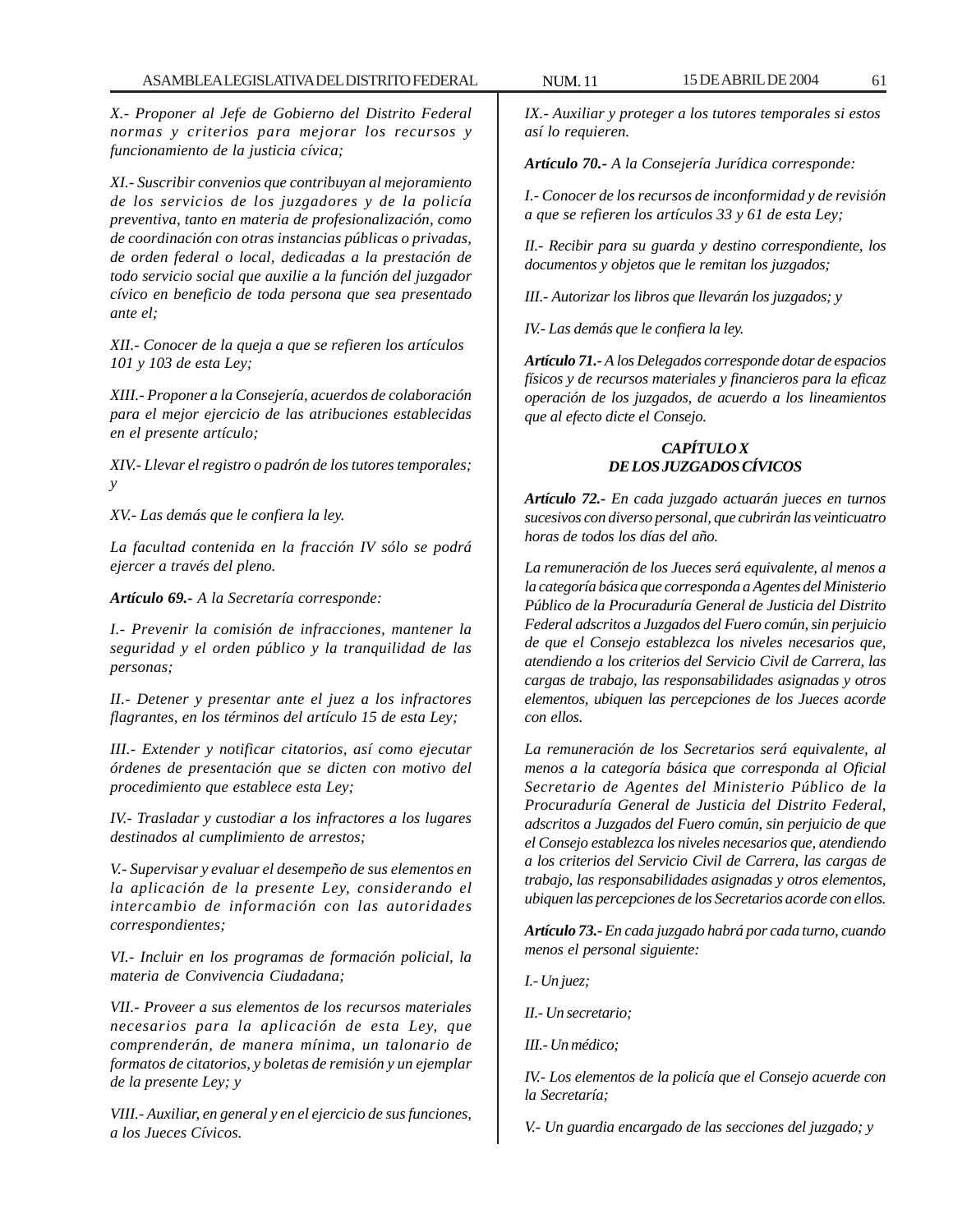*X.- Proponer al Jefe de Gobierno del Distrito Federal normas y criterios para mejorar los recursos y funcionamiento de la justicia cívica;*

*XI.- Suscribir convenios que contribuyan al mejoramiento de los servicios de los juzgadores y de la policía preventiva, tanto en materia de profesionalización, como de coordinación con otras instancias públicas o privadas, de orden federal o local, dedicadas a la prestación de todo servicio social que auxilie a la función del juzgador cívico en beneficio de toda persona que sea presentado ante el;*

*XII.- Conocer de la queja a que se refieren los artículos 101 y 103 de esta Ley;*

*XIII.- Proponer a la Consejería, acuerdos de colaboración para el mejor ejercicio de las atribuciones establecidas en el presente artículo;*

*XIV.- Llevar el registro o padrón de los tutores temporales; y*

*XV.- Las demás que le confiera la ley.*

*La facultad contenida en la fracción IV sólo se podrá ejercer a través del pleno.*

***Artículo 69.-** A la Secretaría corresponde:*

*I.- Prevenir la comisión de infracciones, mantener la seguridad y el orden público y la tranquilidad de las personas;*

*II.- Detener y presentar ante el juez a los infractores flagrantes, en los términos del artículo 15 de esta Ley;*

*III.- Extender y notificar citatorios, así como ejecutar órdenes de presentación que se dicten con motivo del procedimiento que establece esta Ley;*

*IV.- Trasladar y custodiar a los infractores a los lugares destinados al cumplimiento de arrestos;*

*V.- Supervisar y evaluar el desempeño de sus elementos en la aplicación de la presente Ley, considerando el intercambio de información con las autoridades correspondientes;*

*VI.- Incluir en los programas de formación policial, la materia de Convivencia Ciudadana;*

*VII.- Proveer a sus elementos de los recursos materiales necesarios para la aplicación de esta Ley, que comprenderán, de manera mínima, un talonario de formatos de citatorios, y boletas de remisión y un ejemplar de la presente Ley; y*

*VIII.- Auxiliar, en general y en el ejercicio de sus funciones, a los Jueces Cívicos.*

*IX.- Auxiliar y proteger a los tutores temporales si estos así lo requieren.*

***Artículo 70.-** A la Consejería Jurídica corresponde:*

*I.- Conocer de los recursos de inconformidad y de revisión a que se refieren los artículos 33 y 61 de esta Ley;*

*II.- Recibir para su guarda y destino correspondiente, los documentos y objetos que le remitan los juzgados;*

*III.- Autorizar los libros que llevarán los juzgados; y*

*IV.- Las demás que le confiera la ley.*

***Artículo 71.-** A los Delegados corresponde dotar de espacios físicos y de recursos materiales y financieros para la eficaz operación de los juzgados, de acuerdo a los lineamientos que al efecto dicte el Consejo.*

### *CAPÍTULO X*
### *DE LOS JUZGADOS CÍVICOS*

***Artículo 72.-** En cada juzgado actuarán jueces en turnos sucesivos con diverso personal, que cubrirán las veinticuatro horas de todos los días del año.*

*La remuneración de los Jueces será equivalente, al menos a la categoría básica que corresponda a Agentes del Ministerio Público de la Procuraduría General de Justicia del Distrito Federal adscritos a Juzgados del Fuero común, sin perjuicio de que el Consejo establezca los niveles necesarios que, atendiendo a los criterios del Servicio Civil de Carrera, las cargas de trabajo, las responsabilidades asignadas y otros elementos, ubiquen las percepciones de los Jueces acorde con ellos.*

*La remuneración de los Secretarios será equivalente, al menos a la categoría básica que corresponda al Oficial Secretario de Agentes del Ministerio Público de la Procuraduría General de Justicia del Distrito Federal, adscritos a Juzgados del Fuero común, sin perjuicio de que el Consejo establezca los niveles necesarios que, atendiendo a los criterios del Servicio Civil de Carrera, las cargas de trabajo, las responsabilidades asignadas y otros elementos, ubiquen las percepciones de los Secretarios acorde con ellos.*

***Artículo 73.-** En cada juzgado habrá por cada turno, cuando menos el personal siguiente:*

*I.- Un juez;*

*II.- Un secretario;*

*III.- Un médico;*

*IV.- Los elementos de la policía que el Consejo acuerde con la Secretaría;*

*V.- Un guardia encargado de las secciones del juzgado; y*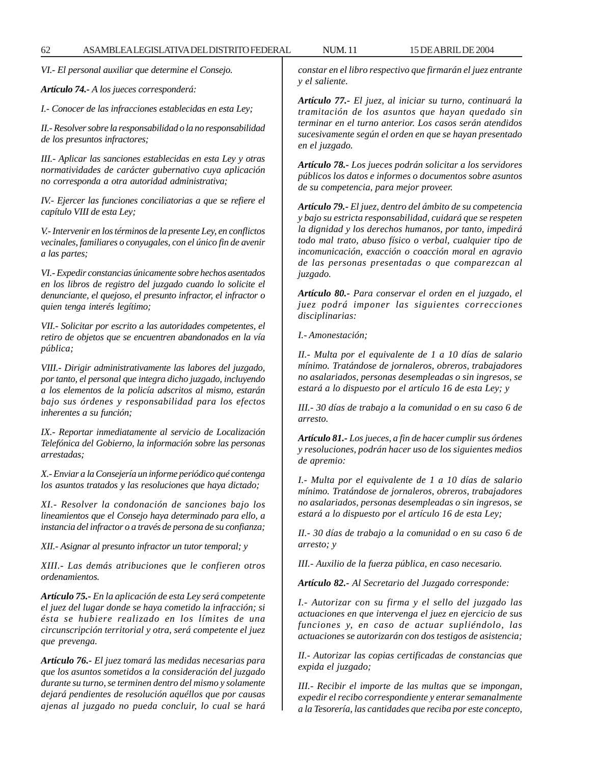*VI.- El personal auxiliar que determine el Consejo.*

***Artículo 74.-** A los jueces corresponderá:*

*I.- Conocer de las infracciones establecidas en esta Ley;*

*II.- Resolver sobre la responsabilidad o la no responsabilidad de los presuntos infractores;*

*III.- Aplicar las sanciones establecidas en esta Ley y otras normatividades de carácter gubernativo cuya aplicación no corresponda a otra autoridad administrativa;*

*IV.- Ejercer las funciones conciliatorias a que se refiere el capítulo VIII de esta Ley;*

*V.- Intervenir en los términos de la presente Ley, en conflictos vecinales, familiares o conyugales, con el único fin de avenir a las partes;*

*VI.- Expedir constancias únicamente sobre hechos asentados en los libros de registro del juzgado cuando lo solicite el denunciante, el quejoso, el presunto infractor, el infractor o quien tenga interés legítimo;*

*VII.- Solicitar por escrito a las autoridades competentes, el retiro de objetos que se encuentren abandonados en la vía pública;*

*VIII.- Dirigir administrativamente las labores del juzgado, por tanto, el personal que integra dicho juzgado, incluyendo a los elementos de la policía adscritos al mismo, estarán bajo sus órdenes y responsabilidad para los efectos inherentes a su función;*

*IX.- Reportar inmediatamente al servicio de Localización Telefónica del Gobierno, la información sobre las personas arrestadas;*

*X.- Enviar a la Consejería un informe periódico qué contenga los asuntos tratados y las resoluciones que haya dictado;*

*XI.- Resolver la condonación de sanciones bajo los lineamientos que el Consejo haya determinado para ello, a instancia del infractor o a través de persona de su confianza;*

*XII.- Asignar al presunto infractor un tutor temporal; y*

*XIII.- Las demás atribuciones que le confieren otros ordenamientos.*

***Artículo 75.-** En la aplicación de esta Ley será competente el juez del lugar donde se haya cometido la infracción; si ésta se hubiere realizado en los límites de una circunscripción territorial y otra, será competente el juez que prevenga.*

***Artículo 76.-** El juez tomará las medidas necesarias para que los asuntos sometidos a la consideración del juzgado durante su turno, se terminen dentro del mismo y solamente dejará pendientes de resolución aquéllos que por causas ajenas al juzgado no pueda concluir, lo cual se hará constar en el libro respectivo que firmarán el juez entrante y el saliente.*

***Artículo 77.-** El juez, al iniciar su turno, continuará la tramitación de los asuntos que hayan quedado sin terminar en el turno anterior. Los casos serán atendidos sucesivamente según el orden en que se hayan presentado en el juzgado.*

***Artículo 78.-** Los jueces podrán solicitar a los servidores públicos los datos e informes o documentos sobre asuntos de su competencia, para mejor proveer.*

***Artículo 79.-** El juez, dentro del ámbito de su competencia y bajo su estricta responsabilidad, cuidará que se respeten la dignidad y los derechos humanos, por tanto, impedirá todo mal trato, abuso físico o verbal, cualquier tipo de incomunicación, exacción o coacción moral en agravio de las personas presentadas o que comparezcan al juzgado.*

***Artículo 80.-** Para conservar el orden en el juzgado, el juez podrá imponer las siguientes correcciones disciplinarias:*

*I.- Amonestación;*

*II.- Multa por el equivalente de 1 a 10 días de salario mínimo. Tratándose de jornaleros, obreros, trabajadores no asalariados, personas desempleadas o sin ingresos, se estará a lo dispuesto por el artículo 16 de esta Ley; y*

*III.- 30 días de trabajo a la comunidad o en su caso 6 de arresto.*

***Artículo 81.-** Los jueces, a fin de hacer cumplir sus órdenes y resoluciones, podrán hacer uso de los siguientes medios de apremio:*

*I.- Multa por el equivalente de 1 a 10 días de salario mínimo. Tratándose de jornaleros, obreros, trabajadores no asalariados, personas desempleadas o sin ingresos, se estará a lo dispuesto por el artículo 16 de esta Ley;*

*II.- 30 días de trabajo a la comunidad o en su caso 6 de arresto; y*

*III.- Auxilio de la fuerza pública, en caso necesario.*

***Artículo 82.-** Al Secretario del Juzgado corresponde:*

*I.- Autorizar con su firma y el sello del juzgado las actuaciones en que intervenga el juez en ejercicio de sus funciones y, en caso de actuar supliéndolo, las actuaciones se autorizarán con dos testigos de asistencia;*

*II.- Autorizar las copias certificadas de constancias que expida el juzgado;*

*III.- Recibir el importe de las multas que se impongan, expedir el recibo correspondiente y enterar semanalmente a la Tesorería, las cantidades que reciba por este concepto,*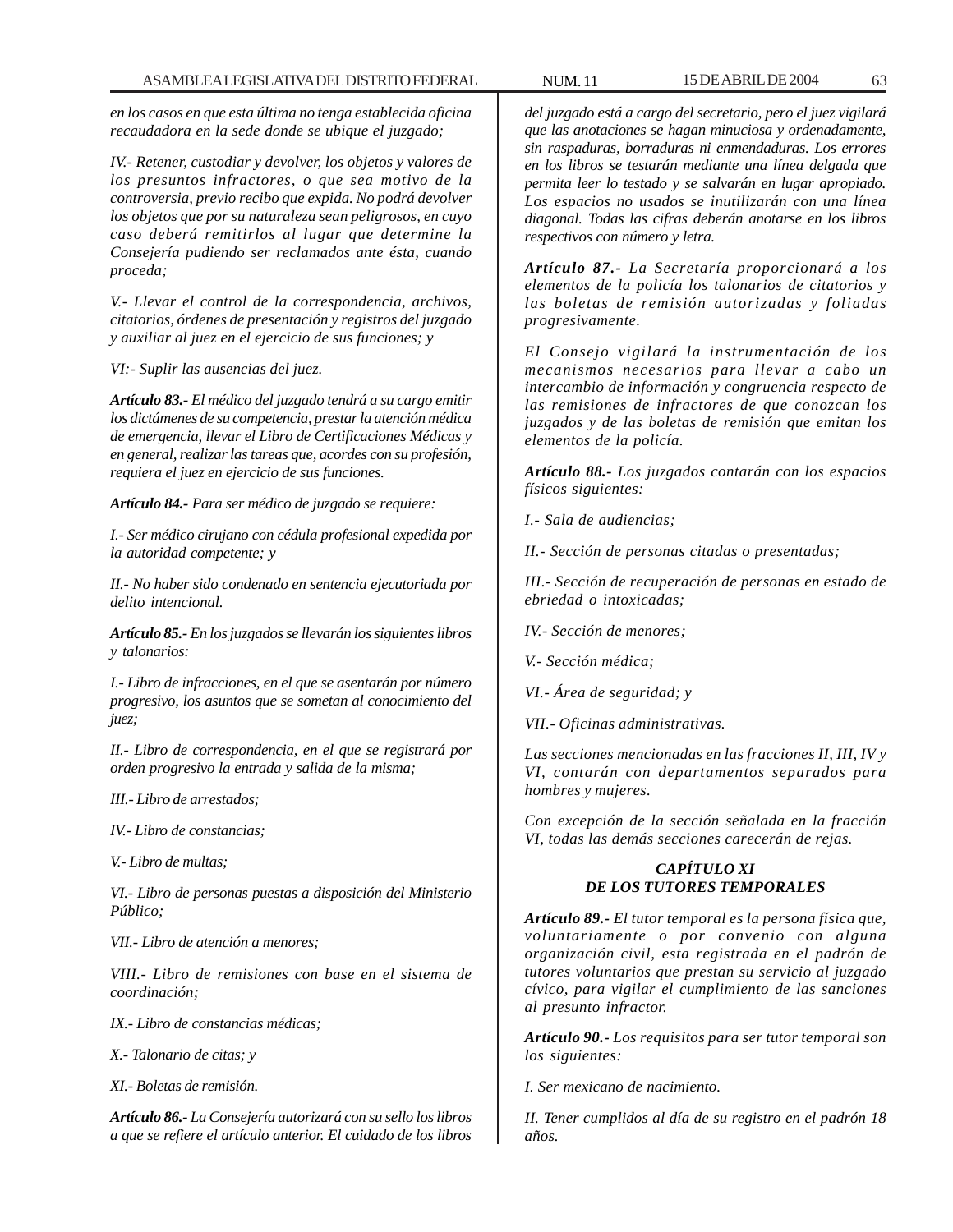*en los casos en que esta última no tenga establecida oficina recaudadora en la sede donde se ubique el juzgado;*

*IV.- Retener, custodiar y devolver, los objetos y valores de los presuntos infractores, o que sea motivo de la controversia, previo recibo que expida. No podrá devolver los objetos que por su naturaleza sean peligrosos, en cuyo caso deberá remitirlos al lugar que determine la Consejería pudiendo ser reclamados ante ésta, cuando proceda;*

*V.- Llevar el control de la correspondencia, archivos, citatorios, órdenes de presentación y registros del juzgado y auxiliar al juez en el ejercicio de sus funciones; y*

*VI:- Suplir las ausencias del juez.*

***Artículo 83.-*** *El médico del juzgado tendrá a su cargo emitir los dictámenes de su competencia, prestar la atención médica de emergencia, llevar el Libro de Certificaciones Médicas y en general, realizar las tareas que, acordes con su profesión, requiera el juez en ejercicio de sus funciones.*

***Artículo 84.-*** *Para ser médico de juzgado se requiere:*

*I.- Ser médico cirujano con cédula profesional expedida por la autoridad competente; y*

*II.- No haber sido condenado en sentencia ejecutoriada por delito intencional.*

***Artículo 85.-*** *En los juzgados se llevarán los siguientes libros y talonarios:*

*I.- Libro de infracciones, en el que se asentarán por número progresivo, los asuntos que se sometan al conocimiento del juez;*

*II.- Libro de correspondencia, en el que se registrará por orden progresivo la entrada y salida de la misma;*

*III.- Libro de arrestados;*

*IV.- Libro de constancias;*

*V.- Libro de multas;*

*VI.- Libro de personas puestas a disposición del Ministerio Público;*

*VII.- Libro de atención a menores;*

*VIII.- Libro de remisiones con base en el sistema de coordinación;*

*IX.- Libro de constancias médicas;*

*X.- Talonario de citas; y*

*XI.- Boletas de remisión.*

***Artículo 86.-*** *La Consejería autorizará con su sello los libros a que se refiere el artículo anterior. El cuidado de los libros del juzgado está a cargo del secretario, pero el juez vigilará que las anotaciones se hagan minuciosa y ordenadamente, sin raspaduras, borraduras ni enmendaduras. Los errores en los libros se testarán mediante una línea delgada que permita leer lo testado y se salvarán en lugar apropiado. Los espacios no usados se inutilizarán con una línea diagonal. Todas las cifras deberán anotarse en los libros respectivos con número y letra.*

***Artículo 87.-*** *La Secretaría proporcionará a los elementos de la policía los talonarios de citatorios y las boletas de remisión autorizadas y foliadas progresivamente.*

*El Consejo vigilará la instrumentación de los mecanismos necesarios para llevar a cabo un intercambio de información y congruencia respecto de las remisiones de infractores de que conozcan los juzgados y de las boletas de remisión que emitan los elementos de la policía.*

***Artículo 88.-*** *Los juzgados contarán con los espacios físicos siguientes:*

*I.- Sala de audiencias;*

*II.- Sección de personas citadas o presentadas;*

*III.- Sección de recuperación de personas en estado de ebriedad o intoxicadas;*

*IV.- Sección de menores;*

*V.- Sección médica;*

*VI.- Área de seguridad; y*

*VII.- Oficinas administrativas.*

*Las secciones mencionadas en las fracciones II, III, IV y VI, contarán con departamentos separados para hombres y mujeres.*

*Con excepción de la sección señalada en la fracción VI, todas las demás secciones carecerán de rejas.*

### *CAPÍTULO XI*
### *DE LOS TUTORES TEMPORALES*

***Artículo 89.-*** *El tutor temporal es la persona física que, voluntariamente o por convenio con alguna organización civil, esta registrada en el padrón de tutores voluntarios que prestan su servicio al juzgado cívico, para vigilar el cumplimiento de las sanciones al presunto infractor.*

***Artículo 90.-*** *Los requisitos para ser tutor temporal son los siguientes:*

*I. Ser mexicano de nacimiento.*

*II. Tener cumplidos al día de su registro en el padrón 18 años.*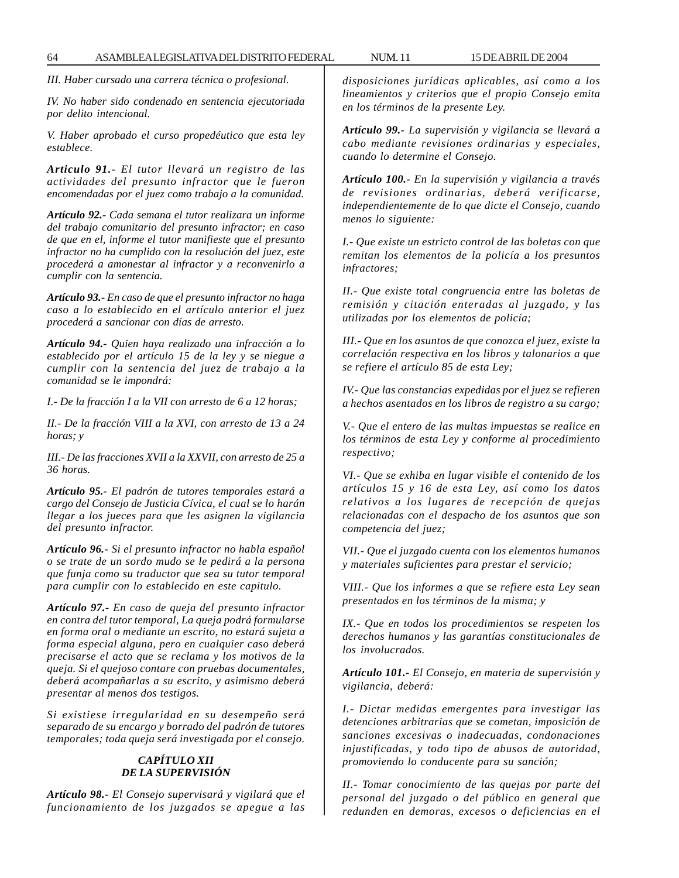*III. Haber cursado una carrera técnica o profesional.*

*IV. No haber sido condenado en sentencia ejecutoriada por delito intencional.*

*V. Haber aprobado el curso propedéutico que esta ley establece.*

***Articulo 91.-** El tutor llevará un registro de las actividades del presunto infractor que le fueron encomendadas por el juez como trabajo a la comunidad.*

***Artículo 92.-** Cada semana el tutor realizara un informe del trabajo comunitario del presunto infractor; en caso de que en el, informe el tutor manifieste que el presunto infractor no ha cumplido con la resolución del juez, este procederá a amonestar al infractor y a reconvenirlo a cumplir con la sentencia.*

***Artículo 93.-** En caso de que el presunto infractor no haga caso a lo establecido en el artículo anterior el juez procederá a sancionar con días de arresto.*

***Artículo 94.-** Quien haya realizado una infracción a lo establecido por el artículo 15 de la ley y se niegue a cumplir con la sentencia del juez de trabajo a la comunidad se le impondrá:*

*I.- De la fracción I a la VII con arresto de 6 a 12 horas;*

*II.- De la fracción VIII a la XVI, con arresto de 13 a 24 horas; y*

*III.- De las fracciones XVII a la XXVII, con arresto de 25 a 36 horas.*

***Artículo 95.-** El padrón de tutores temporales estará a cargo del Consejo de Justicia Cívica, el cual se lo harán llegar a los jueces para que les asignen la vigilancia del presunto infractor.*

***Artículo 96.-** Si el presunto infractor no habla español o se trate de un sordo mudo se le pedirá a la persona que funja como su traductor que sea su tutor temporal para cumplir con lo establecido en este capitulo.*

***Artículo 97.-** En caso de queja del presunto infractor en contra del tutor temporal, La queja podrá formularse en forma oral o mediante un escrito, no estará sujeta a forma especial alguna, pero en cualquier caso deberá precisarse el acto que se reclama y los motivos de la queja. Si el quejoso contare con pruebas documentales, deberá acompañarlas a su escrito, y asimismo deberá presentar al menos dos testigos.*

*Si existiese irregularidad en su desempeño será separado de su encargo y borrado del padrón de tutores temporales; toda queja será investigada por el consejo.*

### *CAPÍTULO XII*
### *DE LA SUPERVISIÓN*

***Artículo 98.-** El Consejo supervisará y vigilará que el funcionamiento de los juzgados se apegue a las disposiciones jurídicas aplicables, así como a los lineamientos y criterios que el propio Consejo emita en los términos de la presente Ley.*

***Artículo 99.-** La supervisión y vigilancia se llevará a cabo mediante revisiones ordinarias y especiales, cuando lo determine el Consejo.*

***Artículo 100.-** En la supervisión y vigilancia a través de revisiones ordinarias, deberá verificarse, independientemente de lo que dicte el Consejo, cuando menos lo siguiente:*

*I.- Que existe un estricto control de las boletas con que remitan los elementos de la policía a los presuntos infractores;*

*II.- Que existe total congruencia entre las boletas de remisión y citación enteradas al juzgado, y las utilizadas por los elementos de policía;*

*III.- Que en los asuntos de que conozca el juez, existe la correlación respectiva en los libros y talonarios a que se refiere el artículo 85 de esta Ley;*

*IV.- Que las constancias expedidas por el juez se refieren a hechos asentados en los libros de registro a su cargo;*

*V.- Que el entero de las multas impuestas se realice en los términos de esta Ley y conforme al procedimiento respectivo;*

*VI.- Que se exhiba en lugar visible el contenido de los artículos 15 y 16 de esta Ley, así como los datos relativos a los lugares de recepción de quejas relacionadas con el despacho de los asuntos que son competencia del juez;*

*VII.- Que el juzgado cuenta con los elementos humanos y materiales suficientes para prestar el servicio;*

*VIII.- Que los informes a que se refiere esta Ley sean presentados en los términos de la misma; y*

*IX.- Que en todos los procedimientos se respeten los derechos humanos y las garantías constitucionales de los involucrados.*

***Artículo 101.-** El Consejo, en materia de supervisión y vigilancia, deberá:*

*I.- Dictar medidas emergentes para investigar las detenciones arbitrarias que se cometan, imposición de sanciones excesivas o inadecuadas, condonaciones injustificadas, y todo tipo de abusos de autoridad, promoviendo lo conducente para su sanción;*

*II.- Tomar conocimiento de las quejas por parte del personal del juzgado o del público en general que redunden en demoras, excesos o deficiencias en el*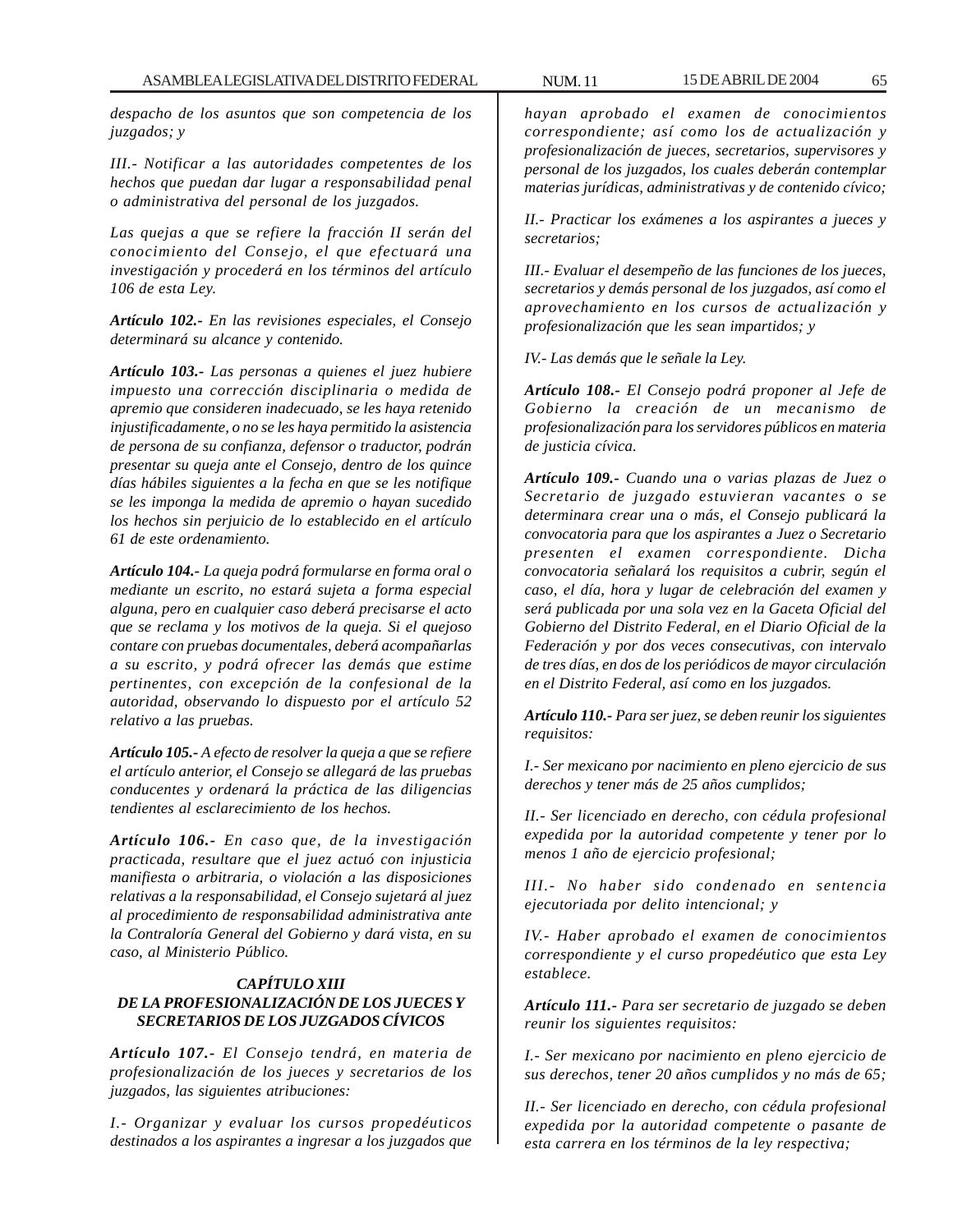*despacho de los asuntos que son competencia de los juzgados; y*

*III.- Notificar a las autoridades competentes de los hechos que puedan dar lugar a responsabilidad penal o administrativa del personal de los juzgados.*

*Las quejas a que se refiere la fracción II serán del conocimiento del Consejo, el que efectuará una investigación y procederá en los términos del artículo 106 de esta Ley.*

***Artículo 102.-*** *En las revisiones especiales, el Consejo determinará su alcance y contenido.*

***Artículo 103.-*** *Las personas a quienes el juez hubiere impuesto una corrección disciplinaria o medida de apremio que consideren inadecuado, se les haya retenido injustificadamente, o no se les haya permitido la asistencia de persona de su confianza, defensor o traductor, podrán presentar su queja ante el Consejo, dentro de los quince días hábiles siguientes a la fecha en que se les notifique se les imponga la medida de apremio o hayan sucedido los hechos sin perjuicio de lo establecido en el artículo 61 de este ordenamiento.*

***Artículo 104.-*** *La queja podrá formularse en forma oral o mediante un escrito, no estará sujeta a forma especial alguna, pero en cualquier caso deberá precisarse el acto que se reclama y los motivos de la queja. Si el quejoso contare con pruebas documentales, deberá acompañarlas a su escrito, y podrá ofrecer las demás que estime pertinentes, con excepción de la confesional de la autoridad, observando lo dispuesto por el artículo 52 relativo a las pruebas.*

***Artículo 105.-*** *A efecto de resolver la queja a que se refiere el artículo anterior, el Consejo se allegará de las pruebas conducentes y ordenará la práctica de las diligencias tendientes al esclarecimiento de los hechos.*

***Artículo 106.-*** *En caso que, de la investigación practicada, resultare que el juez actuó con injusticia manifiesta o arbitraria, o violación a las disposiciones relativas a la responsabilidad, el Consejo sujetará al juez al procedimiento de responsabilidad administrativa ante la Contraloría General del Gobierno y dará vista, en su caso, al Ministerio Público.*

### *CAPÍTULO XIII*
### *DE LA PROFESIONALIZACIÓN DE LOS JUECES Y SECRETARIOS DE LOS JUZGADOS CÍVICOS*

***Artículo 107.-*** *El Consejo tendrá, en materia de profesionalización de los jueces y secretarios de los juzgados, las siguientes atribuciones:*

*I.- Organizar y evaluar los cursos propedéuticos destinados a los aspirantes a ingresar a los juzgados que hayan aprobado el examen de conocimientos correspondiente; así como los de actualización y profesionalización de jueces, secretarios, supervisores y personal de los juzgados, los cuales deberán contemplar materias jurídicas, administrativas y de contenido cívico;*

*II.- Practicar los exámenes a los aspirantes a jueces y secretarios;*

*III.- Evaluar el desempeño de las funciones de los jueces, secretarios y demás personal de los juzgados, así como el aprovechamiento en los cursos de actualización y profesionalización que les sean impartidos; y*

*IV.- Las demás que le señale la Ley.*

***Artículo 108.-*** *El Consejo podrá proponer al Jefe de Gobierno la creación de un mecanismo de profesionalización para los servidores públicos en materia de justicia cívica.*

***Artículo 109.-*** *Cuando una o varias plazas de Juez o Secretario de juzgado estuvieran vacantes o se determinara crear una o más, el Consejo publicará la convocatoria para que los aspirantes a Juez o Secretario presenten el examen correspondiente. Dicha convocatoria señalará los requisitos a cubrir, según el caso, el día, hora y lugar de celebración del examen y será publicada por una sola vez en la Gaceta Oficial del Gobierno del Distrito Federal, en el Diario Oficial de la Federación y por dos veces consecutivas, con intervalo de tres días, en dos de los periódicos de mayor circulación en el Distrito Federal, así como en los juzgados.*

***Artículo 110.-*** *Para ser juez, se deben reunir los siguientes requisitos:*

*I.- Ser mexicano por nacimiento en pleno ejercicio de sus derechos y tener más de 25 años cumplidos;*

*II.- Ser licenciado en derecho, con cédula profesional expedida por la autoridad competente y tener por lo menos 1 año de ejercicio profesional;*

*III.- No haber sido condenado en sentencia ejecutoriada por delito intencional; y*

*IV.- Haber aprobado el examen de conocimientos correspondiente y el curso propedéutico que esta Ley establece.*

***Artículo 111.-*** *Para ser secretario de juzgado se deben reunir los siguientes requisitos:*

*I.- Ser mexicano por nacimiento en pleno ejercicio de sus derechos, tener 20 años cumplidos y no más de 65;*

*II.- Ser licenciado en derecho, con cédula profesional expedida por la autoridad competente o pasante de esta carrera en los términos de la ley respectiva;*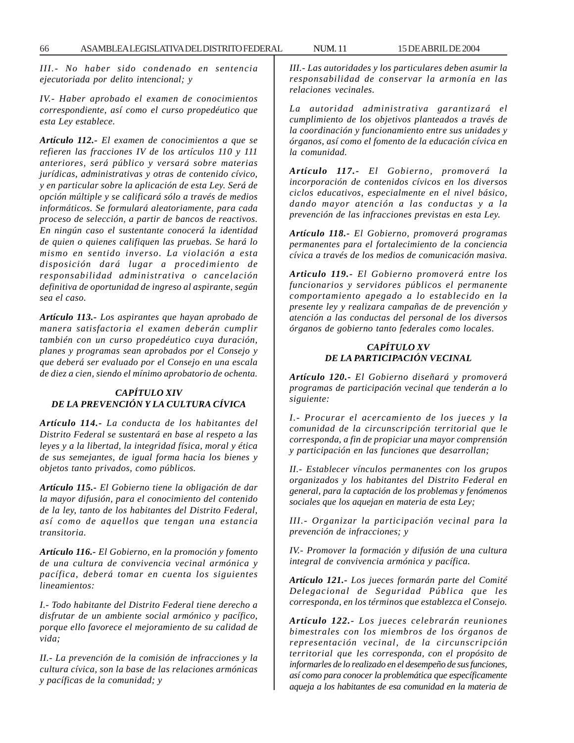*III.- No haber sido condenado en sentencia ejecutoriada por delito intencional; y*

*IV.- Haber aprobado el examen de conocimientos correspondiente, así como el curso propedéutico que esta Ley establece.*

***Artículo 112.-** El examen de conocimientos a que se refieren las fracciones IV de los artículos 110 y 111 anteriores, será público y versará sobre materias jurídicas, administrativas y otras de contenido cívico, y en particular sobre la aplicación de esta Ley. Será de opción múltiple y se calificará sólo a través de medios informáticos. Se formulará aleatoriamente, para cada proceso de selección, a partir de bancos de reactivos. En ningún caso el sustentante conocerá la identidad de quien o quienes califiquen las pruebas. Se hará lo mismo en sentido inverso. La violación a esta disposición dará lugar a procedimiento de responsabilidad administrativa o cancelación definitiva de oportunidad de ingreso al aspirante, según sea el caso.*

***Artículo 113.-** Los aspirantes que hayan aprobado de manera satisfactoria el examen deberán cumplir también con un curso propedéutico cuya duración, planes y programas sean aprobados por el Consejo y que deberá ser evaluado por el Consejo en una escala de diez a cien, siendo el mínimo aprobatorio de ochenta.*

## *CAPÍTULO XIV*
## *DE LA PREVENCIÓN Y LA CULTURA CÍVICA*

***Artículo 114.-** La conducta de los habitantes del Distrito Federal se sustentará en base al respeto a las leyes y a la libertad, la integridad física, moral y ética de sus semejantes, de igual forma hacia los bienes y objetos tanto privados, como públicos.*

***Artículo 115.-** El Gobierno tiene la obligación de dar la mayor difusión, para el conocimiento del contenido de la ley, tanto de los habitantes del Distrito Federal, así como de aquellos que tengan una estancia transitoria.*

***Artículo 116.-** El Gobierno, en la promoción y fomento de una cultura de convivencia vecinal armónica y pacífica, deberá tomar en cuenta los siguientes lineamientos:*

*I.- Todo habitante del Distrito Federal tiene derecho a disfrutar de un ambiente social armónico y pacífico, porque ello favorece el mejoramiento de su calidad de vida;*

*II.- La prevención de la comisión de infracciones y la cultura cívica, son la base de las relaciones armónicas y pacíficas de la comunidad; y*

*III.- Las autoridades y los particulares deben asumir la responsabilidad de conservar la armonía en las relaciones vecinales.*

*La autoridad administrativa garantizará el cumplimiento de los objetivos planteados a través de la coordinación y funcionamiento entre sus unidades y órganos, así como el fomento de la educación cívica en la comunidad.*

***Artículo 117.-** El Gobierno, promoverá la incorporación de contenidos cívicos en los diversos ciclos educativos, especialmente en el nivel básico, dando mayor atención a las conductas y a la prevención de las infracciones previstas en esta Ley.*

***Artículo 118.-** El Gobierno, promoverá programas permanentes para el fortalecimiento de la conciencia cívica a través de los medios de comunicación masiva.*

***Articulo 119.-** El Gobierno promoverá entre los funcionarios y servidores públicos el permanente comportamiento apegado a lo establecido en la presente ley y realizara campañas de de prevención y atención a las conductas del personal de los diversos órganos de gobierno tanto federales como locales.*

## *CAPÍTULO XV*
## *DE LA PARTICIPACIÓN VECINAL*

***Artículo 120.-** El Gobierno diseñará y promoverá programas de participación vecinal que tenderán a lo siguiente:*

*I.- Procurar el acercamiento de los jueces y la comunidad de la circunscripción territorial que le corresponda, a fin de propiciar una mayor comprensión y participación en las funciones que desarrollan;*

*II.- Establecer vínculos permanentes con los grupos organizados y los habitantes del Distrito Federal en general, para la captación de los problemas y fenómenos sociales que los aquejan en materia de esta Ley;*

*III.- Organizar la participación vecinal para la prevención de infracciones; y*

*IV.- Promover la formación y difusión de una cultura integral de convivencia armónica y pacífica.*

***Artículo 121.-** Los jueces formarán parte del Comité Delegacional de Seguridad Pública que les corresponda, en los términos que establezca el Consejo.*

***Artículo 122.-** Los jueces celebrarán reuniones bimestrales con los miembros de los órganos de representación vecinal, de la circunscripción territorial que les corresponda, con el propósito de informarles de lo realizado en el desempeño de sus funciones, así como para conocer la problemática que específicamente aqueja a los habitantes de esa comunidad en la materia de*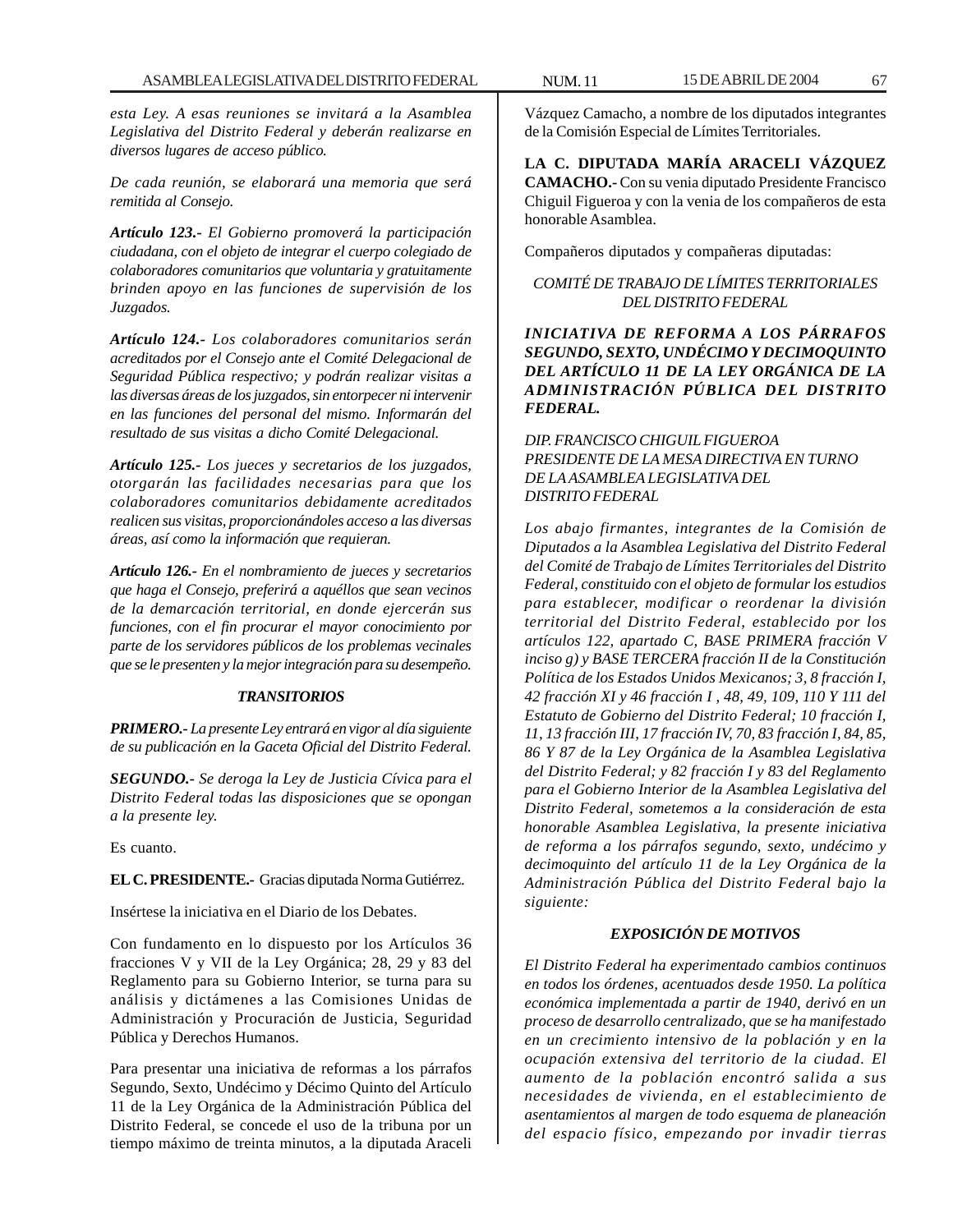*esta Ley. A esas reuniones se invitará a la Asamblea Legislativa del Distrito Federal y deberán realizarse en diversos lugares de acceso público.*

*De cada reunión, se elaborará una memoria que será remitida al Consejo.*

***Artículo 123.-*** *El Gobierno promoverá la participación ciudadana, con el objeto de integrar el cuerpo colegiado de colaboradores comunitarios que voluntaria y gratuitamente brinden apoyo en las funciones de supervisión de los Juzgados.*

***Artículo 124.-*** *Los colaboradores comunitarios serán acreditados por el Consejo ante el Comité Delegacional de Seguridad Pública respectivo; y podrán realizar visitas a las diversas áreas de los juzgados, sin entorpecer ni intervenir en las funciones del personal del mismo. Informarán del resultado de sus visitas a dicho Comité Delegacional.*

***Artículo 125.-*** *Los jueces y secretarios de los juzgados, otorgarán las facilidades necesarias para que los colaboradores comunitarios debidamente acreditados realicen sus visitas, proporcionándoles acceso a las diversas áreas, así como la información que requieran.*

***Artículo 126.-*** *En el nombramiento de jueces y secretarios que haga el Consejo, preferirá a aquéllos que sean vecinos de la demarcación territorial, en donde ejercerán sus funciones, con el fin procurar el mayor conocimiento por parte de los servidores públicos de los problemas vecinales que se le presenten y la mejor integración para su desempeño.*

***TRANSITORIOS***

***PRIMERO.-*** *La presente Ley entrará en vigor al día siguiente de su publicación en la Gaceta Oficial del Distrito Federal.*

***SEGUNDO.-*** *Se deroga la Ley de Justicia Cívica para el Distrito Federal todas las disposiciones que se opongan a la presente ley.*

Es cuanto.

**EL C. PRESIDENTE.-** Gracias diputada Norma Gutiérrez.

Insértese la iniciativa en el Diario de los Debates.

Con fundamento en lo dispuesto por los Artículos 36 fracciones V y VII de la Ley Orgánica; 28, 29 y 83 del Reglamento para su Gobierno Interior, se turna para su análisis y dictámenes a las Comisiones Unidas de Administración y Procuración de Justicia, Seguridad Pública y Derechos Humanos.

Para presentar una iniciativa de reformas a los párrafos Segundo, Sexto, Undécimo y Décimo Quinto del Artículo 11 de la Ley Orgánica de la Administración Pública del Distrito Federal, se concede el uso de la tribuna por un tiempo máximo de treinta minutos, a la diputada Araceli Vázquez Camacho, a nombre de los diputados integrantes de la Comisión Especial de Límites Territoriales.

**LA C. DIPUTADA MARÍA ARACELI VÁZQUEZ CAMACHO.-** Con su venia diputado Presidente Francisco Chiguil Figueroa y con la venia de los compañeros de esta honorable Asamblea.

Compañeros diputados y compañeras diputadas:

*COMITÉ DE TRABAJO DE LÍMITES TERRITORIALES DEL DISTRITO FEDERAL*

***INICIATIVA DE REFORMA A LOS PÁRRAFOS SEGUNDO, SEXTO, UNDÉCIMO Y DECIMOQUINTO DEL ARTÍCULO 11 DE LA LEY ORGÁNICA DE LA ADMINISTRACIÓN PÚBLICA DEL DISTRITO FEDERAL.***

*DIP. FRANCISCO CHIGUIL FIGUEROA*
*PRESIDENTE DE LA MESA DIRECTIVA EN TURNO*
*DE LA ASAMBLEA LEGISLATIVA DEL*
*DISTRITO FEDERAL*

*Los abajo firmantes, integrantes de la Comisión de Diputados a la Asamblea Legislativa del Distrito Federal del Comité de Trabajo de Límites Territoriales del Distrito Federal, constituido con el objeto de formular los estudios para establecer, modificar o reordenar la división territorial del Distrito Federal, establecido por los artículos 122, apartado C, BASE PRIMERA fracción V inciso g) y BASE TERCERA fracción II de la Constitución Política de los Estados Unidos Mexicanos; 3, 8 fracción I, 42 fracción XI y 46 fracción I , 48, 49, 109, 110 Y 111 del Estatuto de Gobierno del Distrito Federal; 10 fracción I, 11, 13 fracción III, 17 fracción IV, 70, 83 fracción I, 84, 85, 86 Y 87 de la Ley Orgánica de la Asamblea Legislativa del Distrito Federal; y 82 fracción I y 83 del Reglamento para el Gobierno Interior de la Asamblea Legislativa del Distrito Federal, sometemos a la consideración de esta honorable Asamblea Legislativa, la presente iniciativa de reforma a los párrafos segundo, sexto, undécimo y decimoquinto del artículo 11 de la Ley Orgánica de la Administración Pública del Distrito Federal bajo la siguiente:*

***EXPOSICIÓN DE MOTIVOS***

*El Distrito Federal ha experimentado cambios continuos en todos los órdenes, acentuados desde 1950. La política económica implementada a partir de 1940, derivó en un proceso de desarrollo centralizado, que se ha manifestado en un crecimiento intensivo de la población y en la ocupación extensiva del territorio de la ciudad. El aumento de la población encontró salida a sus necesidades de vivienda, en el establecimiento de asentamientos al margen de todo esquema de planeación del espacio físico, empezando por invadir tierras*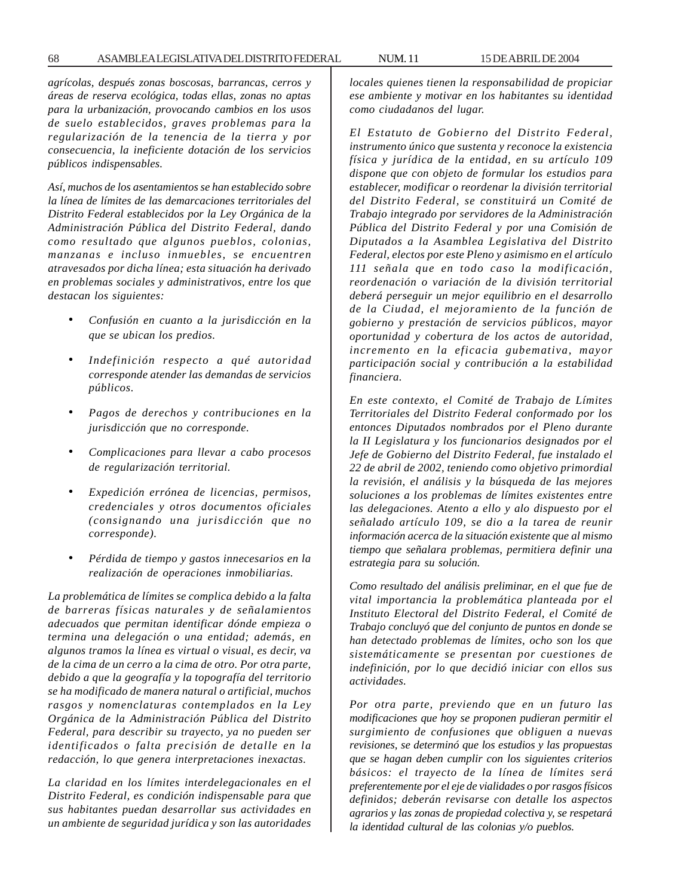*agrícolas, después zonas boscosas, barrancas, cerros y áreas de reserva ecológica, todas ellas, zonas no aptas para la urbanización, provocando cambios en los usos de suelo establecidos, graves problemas para la regularización de la tenencia de la tierra y por consecuencia, la ineficiente dotación de los servicios públicos indispensables.*

*Así, muchos de los asentamientos se han establecido sobre la línea de límites de las demarcaciones territoriales del Distrito Federal establecidos por la Ley Orgánica de la Administración Pública del Distrito Federal, dando como resultado que algunos pueblos, colonias, manzanas e incluso inmuebles, se encuentren atravesados por dicha línea; esta situación ha derivado en problemas sociales y administrativos, entre los que destacan los siguientes:*

- *Confusión en cuanto a la jurisdicción en la que se ubican los predios.*
- *Indefinición respecto a qué autoridad corresponde atender las demandas de servicios públicos.*
- *Pagos de derechos y contribuciones en la jurisdicción que no corresponde.*
- *Complicaciones para llevar a cabo procesos de regularización territorial.*
- *Expedición errónea de licencias, permisos, credenciales y otros documentos oficiales (consignando una jurisdicción que no corresponde).*
- *Pérdida de tiempo y gastos innecesarios en la realización de operaciones inmobiliarias.*

*La problemática de límites se complica debido a la falta de barreras físicas naturales y de señalamientos adecuados que permitan identificar dónde empieza o termina una delegación o una entidad; además, en algunos tramos la línea es virtual o visual, es decir, va de la cima de un cerro a la cima de otro. Por otra parte, debido a que la geografía y la topografía del territorio se ha modificado de manera natural o artificial, muchos rasgos y nomenclaturas contemplados en la Ley Orgánica de la Administración Pública del Distrito Federal, para describir su trayecto, ya no pueden ser identificados o falta precisión de detalle en la redacción, lo que genera interpretaciones inexactas.*

*La claridad en los límites interdelegacionales en el Distrito Federal, es condición indispensable para que sus habitantes puedan desarrollar sus actividades en un ambiente de seguridad jurídica y son las autoridades locales quienes tienen la responsabilidad de propiciar ese ambiente y motivar en los habitantes su identidad como ciudadanos del lugar.*

*El Estatuto de Gobierno del Distrito Federal, instrumento único que sustenta y reconoce la existencia física y jurídica de la entidad, en su artículo 109 dispone que con objeto de formular los estudios para establecer, modificar o reordenar la división territorial del Distrito Federal, se constituirá un Comité de Trabajo integrado por servidores de la Administración Pública del Distrito Federal y por una Comisión de Diputados a la Asamblea Legislativa del Distrito Federal, electos por este Pleno y asimismo en el artículo 111 señala que en todo caso la modificación, reordenación o variación de la división territorial deberá perseguir un mejor equilibrio en el desarrollo de la Ciudad, el mejoramiento de la función de gobierno y prestación de servicios públicos, mayor oportunidad y cobertura de los actos de autoridad, incremento en la eficacia gubemativa, mayor participación social y contribución a la estabilidad financiera.*

*En este contexto, el Comité de Trabajo de Límites Territoriales del Distrito Federal conformado por los entonces Diputados nombrados por el Pleno durante la II Legislatura y los funcionarios designados por el Jefe de Gobierno del Distrito Federal, fue instalado el 22 de abril de 2002, teniendo como objetivo primordial la revisión, el análisis y la búsqueda de las mejores soluciones a los problemas de límites existentes entre las delegaciones. Atento a ello y alo dispuesto por el señalado artículo 109, se dio a la tarea de reunir información acerca de la situación existente que al mismo tiempo que señalara problemas, permitiera definir una estrategia para su solución.*

*Como resultado del análisis preliminar, en el que fue de vital importancia la problemática planteada por el Instituto Electoral del Distrito Federal, el Comité de Trabajo concluyó que del conjunto de puntos en donde se han detectado problemas de límites, ocho son los que sistemáticamente se presentan por cuestiones de indefinición, por lo que decidió iniciar con ellos sus actividades.*

*Por otra parte, previendo que en un futuro las modificaciones que hoy se proponen pudieran permitir el surgimiento de confusiones que obliguen a nuevas revisiones, se determinó que los estudios y las propuestas que se hagan deben cumplir con los siguientes criterios básicos: el trayecto de la línea de límites será preferentemente por el eje de vialidades o por rasgos físicos definidos; deberán revisarse con detalle los aspectos agrarios y las zonas de propiedad colectiva y, se respetará la identidad cultural de las colonias y/o pueblos.*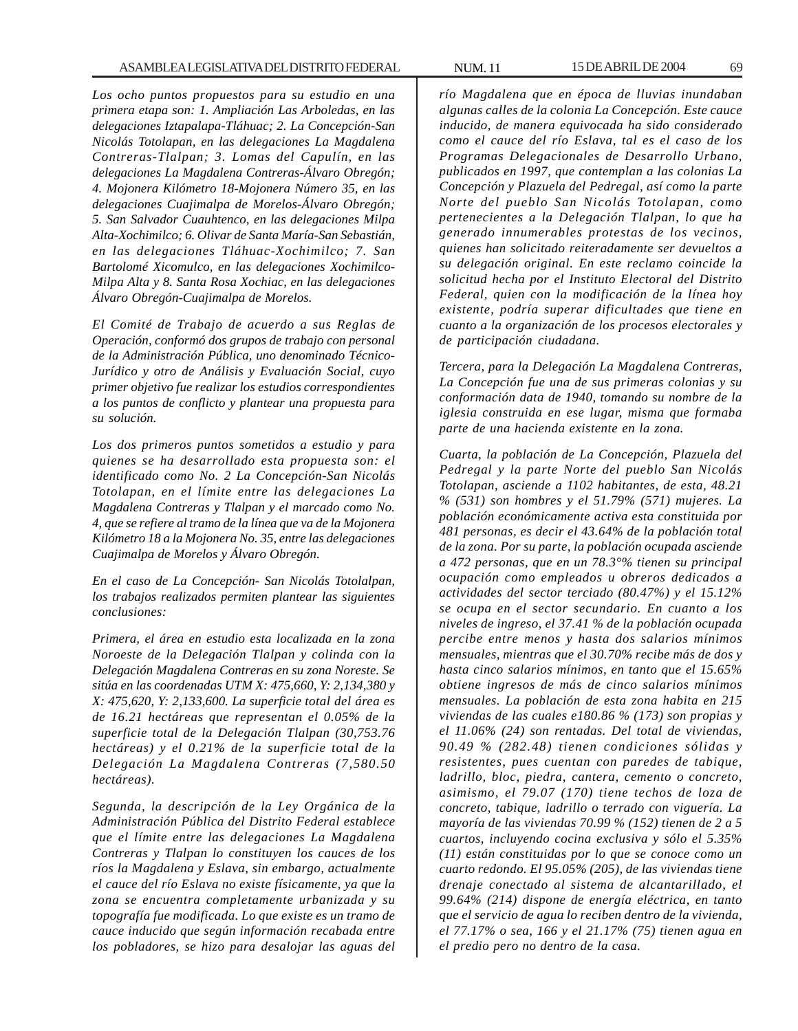*Los ocho puntos propuestos para su estudio en una primera etapa son: 1. Ampliación Las Arboledas, en las delegaciones Iztapalapa-Tláhuac; 2. La Concepción-San Nicolás Totolapan, en las delegaciones La Magdalena Contreras-Tlalpan; 3. Lomas del Capulín, en las delegaciones La Magdalena Contreras-Álvaro Obregón; 4. Mojonera Kilómetro 18-Mojonera Número 35, en las delegaciones Cuajimalpa de Morelos-Álvaro Obregón; 5. San Salvador Cuauhtenco, en las delegaciones Milpa Alta-Xochimilco; 6. Olivar de Santa María-San Sebastián, en las delegaciones Tláhuac-Xochimilco; 7. San Bartolomé Xicomulco, en las delegaciones Xochimilco-Milpa Alta y 8. Santa Rosa Xochiac, en las delegaciones Álvaro Obregón-Cuajimalpa de Morelos.*

*El Comité de Trabajo de acuerdo a sus Reglas de Operación, conformó dos grupos de trabajo con personal de la Administración Pública, uno denominado Técnico-Jurídico y otro de Análisis y Evaluación Social, cuyo primer objetivo fue realizar los estudios correspondientes a los puntos de conflicto y plantear una propuesta para su solución.*

*Los dos primeros puntos sometidos a estudio y para quienes se ha desarrollado esta propuesta son: el identificado como No. 2 La Concepción-San Nicolás Totolapan, en el límite entre las delegaciones La Magdalena Contreras y Tlalpan y el marcado como No. 4, que se refiere al tramo de la línea que va de la Mojonera Kilómetro 18 a la Mojonera No. 35, entre las delegaciones Cuajimalpa de Morelos y Álvaro Obregón.*

*En el caso de La Concepción- San Nicolás Totolalpan, los trabajos realizados permiten plantear las siguientes conclusiones:*

*Primera, el área en estudio esta localizada en la zona Noroeste de la Delegación Tlalpan y colinda con la Delegación Magdalena Contreras en su zona Noreste. Se sitúa en las coordenadas UTM X: 475,660, Y: 2,134,380 y X: 475,620, Y: 2,133,600. La superficie total del área es de 16.21 hectáreas que representan el 0.05% de la superficie total de la Delegación Tlalpan (30,753.76 hectáreas) y el 0.21% de la superficie total de la Delegación La Magdalena Contreras (7,580.50 hectáreas).*

*Segunda, la descripción de la Ley Orgánica de la Administración Pública del Distrito Federal establece que el límite entre las delegaciones La Magdalena Contreras y Tlalpan lo constituyen los cauces de los ríos la Magdalena y Eslava, sin embargo, actualmente el cauce del río Eslava no existe físicamente, ya que la zona se encuentra completamente urbanizada y su topografía fue modificada. Lo que existe es un tramo de cauce inducido que según información recabada entre los pobladores, se hizo para desalojar las aguas del río Magdalena que en época de lluvias inundaban algunas calles de la colonia La Concepción. Este cauce inducido, de manera equivocada ha sido considerado como el cauce del río Eslava, tal es el caso de los Programas Delegacionales de Desarrollo Urbano, publicados en 1997, que contemplan a las colonias La Concepción y Plazuela del Pedregal, así como la parte Norte del pueblo San Nicolás Totolapan, como pertenecientes a la Delegación Tlalpan, lo que ha generado innumerables protestas de los vecinos, quienes han solicitado reiteradamente ser devueltos a su delegación original. En este reclamo coincide la solicitud hecha por el Instituto Electoral del Distrito Federal, quien con la modificación de la línea hoy existente, podría superar dificultades que tiene en cuanto a la organización de los procesos electorales y de participación ciudadana.*

*Tercera, para la Delegación La Magdalena Contreras, La Concepción fue una de sus primeras colonias y su conformación data de 1940, tomando su nombre de la iglesia construida en ese lugar, misma que formaba parte de una hacienda existente en la zona.*

*Cuarta, la población de La Concepción, Plazuela del Pedregal y la parte Norte del pueblo San Nicolás Totolapan, asciende a 1102 habitantes, de esta, 48.21 % (531) son hombres y el 51.79% (571) mujeres. La población económicamente activa esta constituida por 481 personas, es decir el 43.64% de la población total de la zona. Por su parte, la población ocupada asciende a 472 personas, que en un 78.3°% tienen su principal ocupación como empleados u obreros dedicados a actividades del sector terciado (80.47%) y el 15.12% se ocupa en el sector secundario. En cuanto a los niveles de ingreso, el 37.41 % de la población ocupada percibe entre menos y hasta dos salarios mínimos mensuales, mientras que el 30.70% recibe más de dos y hasta cinco salarios mínimos, en tanto que el 15.65% obtiene ingresos de más de cinco salarios mínimos mensuales. La población de esta zona habita en 215 viviendas de las cuales e180.86 % (173) son propias y el 11.06% (24) son rentadas. Del total de viviendas, 90.49 % (282.48) tienen condiciones sólidas y resistentes, pues cuentan con paredes de tabique, ladrillo, bloc, piedra, cantera, cemento o concreto, asimismo, el 79.07 (170) tiene techos de loza de concreto, tabique, ladrillo o terrado con viguería. La mayoría de las viviendas 70.99 % (152) tienen de 2 a 5 cuartos, incluyendo cocina exclusiva y sólo el 5.35% (11) están constituidas por lo que se conoce como un cuarto redondo. El 95.05% (205), de las viviendas tiene drenaje conectado al sistema de alcantarillado, el 99.64% (214) dispone de energía eléctrica, en tanto que el servicio de agua lo reciben dentro de la vivienda, el 77.17% o sea, 166 y el 21.17% (75) tienen agua en el predio pero no dentro de la casa.*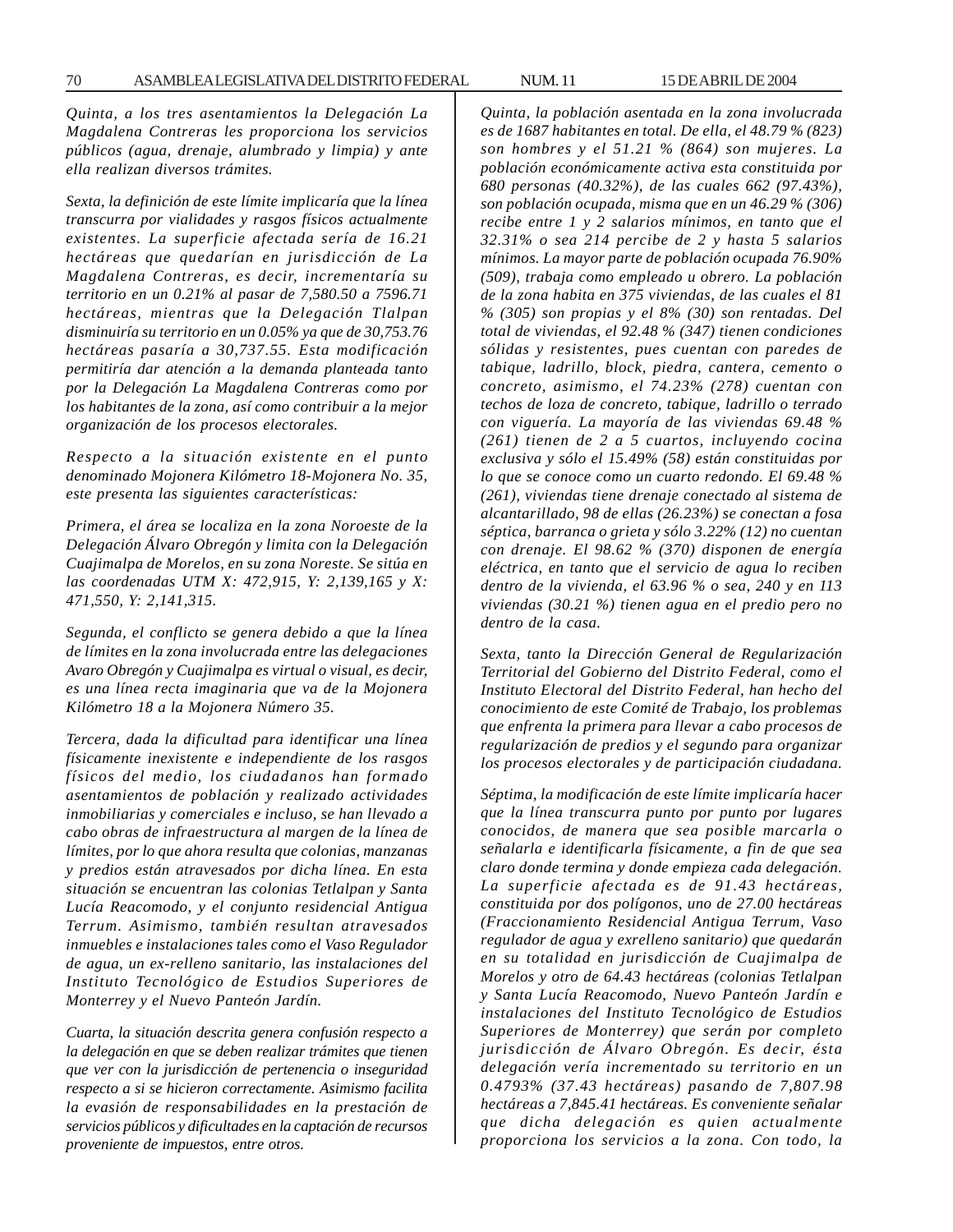*Quinta, a los tres asentamientos la Delegación La Magdalena Contreras les proporciona los servicios públicos (agua, drenaje, alumbrado y limpia) y ante ella realizan diversos trámites.*

*Sexta, la definición de este límite implicaría que la línea transcurra por vialidades y rasgos físicos actualmente existentes. La superficie afectada sería de 16.21 hectáreas que quedarían en jurisdicción de La Magdalena Contreras, es decir, incrementaría su territorio en un 0.21% al pasar de 7,580.50 a 7596.71 hectáreas, mientras que la Delegación Tlalpan disminuiría su territorio en un 0.05% ya que de 30,753.76 hectáreas pasaría a 30,737.55. Esta modificación permitiría dar atención a la demanda planteada tanto por la Delegación La Magdalena Contreras como por los habitantes de la zona, así como contribuir a la mejor organización de los procesos electorales.*

*Respecto a la situación existente en el punto denominado Mojonera Kilómetro 18-Mojonera No. 35, este presenta las siguientes características:*

*Primera, el área se localiza en la zona Noroeste de la Delegación Álvaro Obregón y limita con la Delegación Cuajimalpa de Morelos, en su zona Noreste. Se sitúa en las coordenadas UTM X: 472,915, Y: 2,139,165 y X: 471,550, Y: 2,141,315.*

*Segunda, el conflicto se genera debido a que la línea de límites en la zona involucrada entre las delegaciones Avaro Obregón y Cuajimalpa es virtual o visual, es decir, es una línea recta imaginaria que va de la Mojonera Kilómetro 18 a la Mojonera Número 35.*

*Tercera, dada la dificultad para identificar una línea físicamente inexistente e independiente de los rasgos físicos del medio, los ciudadanos han formado asentamientos de población y realizado actividades inmobiliarias y comerciales e incluso, se han llevado a cabo obras de infraestructura al margen de la línea de límites, por lo que ahora resulta que colonias, manzanas y predios están atravesados por dicha línea. En esta situación se encuentran las colonias Tetlalpan y Santa Lucía Reacomodo, y el conjunto residencial Antigua Terrum. Asimismo, también resultan atravesados inmuebles e instalaciones tales como el Vaso Regulador de agua, un ex-relleno sanitario, las instalaciones del Instituto Tecnológico de Estudios Superiores de Monterrey y el Nuevo Panteón Jardín.*

*Cuarta, la situación descrita genera confusión respecto a la delegación en que se deben realizar trámites que tienen que ver con la jurisdicción de pertenencia o inseguridad respecto a si se hicieron correctamente. Asimismo facilita la evasión de responsabilidades en la prestación de servicios públicos y dificultades en la captación de recursos proveniente de impuestos, entre otros.*

*Quinta, la población asentada en la zona involucrada es de 1687 habitantes en total. De ella, el 48.79 % (823) son hombres y el 51.21 % (864) son mujeres. La población económicamente activa esta constituida por 680 personas (40.32%), de las cuales 662 (97.43%), son población ocupada, misma que en un 46.29 % (306) recibe entre 1 y 2 salarios mínimos, en tanto que el 32.31% o sea 214 percibe de 2 y hasta 5 salarios mínimos. La mayor parte de población ocupada 76.90% (509), trabaja como empleado u obrero. La población de la zona habita en 375 viviendas, de las cuales el 81 % (305) son propias y el 8% (30) son rentadas. Del total de viviendas, el 92.48 % (347) tienen condiciones sólidas y resistentes, pues cuentan con paredes de tabique, ladrillo, block, piedra, cantera, cemento o concreto, asimismo, el 74.23% (278) cuentan con techos de loza de concreto, tabique, ladrillo o terrado con viguería. La mayoría de las viviendas 69.48 % (261) tienen de 2 a 5 cuartos, incluyendo cocina exclusiva y sólo el 15.49% (58) están constituidas por lo que se conoce como un cuarto redondo. El 69.48 % (261), viviendas tiene drenaje conectado al sistema de alcantarillado, 98 de ellas (26.23%) se conectan a fosa séptica, barranca o grieta y sólo 3.22% (12) no cuentan con drenaje. El 98.62 % (370) disponen de energía eléctrica, en tanto que el servicio de agua lo reciben dentro de la vivienda, el 63.96 % o sea, 240 y en 113 viviendas (30.21 %) tienen agua en el predio pero no dentro de la casa.*

*Sexta, tanto la Dirección General de Regularización Territorial del Gobierno del Distrito Federal, como el Instituto Electoral del Distrito Federal, han hecho del conocimiento de este Comité de Trabajo, los problemas que enfrenta la primera para llevar a cabo procesos de regularización de predios y el segundo para organizar los procesos electorales y de participación ciudadana.*

*Séptima, la modificación de este límite implicaría hacer que la línea transcurra punto por punto por lugares conocidos, de manera que sea posible marcarla o señalarla e identificarla físicamente, a fin de que sea claro donde termina y donde empieza cada delegación. La superficie afectada es de 91.43 hectáreas, constituida por dos polígonos, uno de 27.00 hectáreas (Fraccionamiento Residencial Antigua Terrum, Vaso regulador de agua y exrelleno sanitario) que quedarán en su totalidad en jurisdicción de Cuajimalpa de Morelos y otro de 64.43 hectáreas (colonias Tetlalpan y Santa Lucía Reacomodo, Nuevo Panteón Jardín e instalaciones del Instituto Tecnológico de Estudios Superiores de Monterrey) que serán por completo jurisdicción de Álvaro Obregón. Es decir, ésta delegación vería incrementado su territorio en un 0.4793% (37.43 hectáreas) pasando de 7,807.98 hectáreas a 7,845.41 hectáreas. Es conveniente señalar que dicha delegación es quien actualmente proporciona los servicios a la zona. Con todo, la*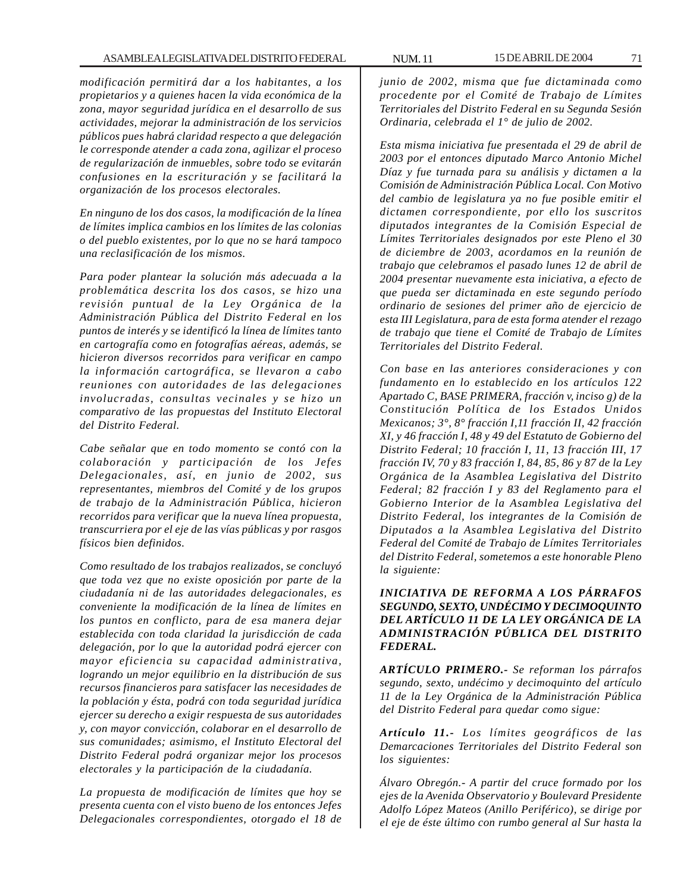*modificación permitirá dar a los habitantes, a los propietarios y a quienes hacen la vida económica de la zona, mayor seguridad jurídica en el desarrollo de sus actividades, mejorar la administración de los servicios públicos pues habrá claridad respecto a que delegación le corresponde atender a cada zona, agilizar el proceso de regularización de inmuebles, sobre todo se evitarán confusiones en la escrituración y se facilitará la organización de los procesos electorales.*

*En ninguno de los dos casos, la modificación de la línea de límites implica cambios en los límites de las colonias o del pueblo existentes, por lo que no se hará tampoco una reclasificación de los mismos.*

*Para poder plantear la solución más adecuada a la problemática descrita los dos casos, se hizo una revisión puntual de la Ley Orgánica de la Administración Pública del Distrito Federal en los puntos de interés y se identificó la línea de límites tanto en cartografía como en fotografías aéreas, además, se hicieron diversos recorridos para verificar en campo la información cartográfica, se llevaron a cabo reuniones con autoridades de las delegaciones involucradas, consultas vecinales y se hizo un comparativo de las propuestas del Instituto Electoral del Distrito Federal.*

*Cabe señalar que en todo momento se contó con la colaboración y participación de los Jefes Delegacionales, así, en junio de 2002, sus representantes, miembros del Comité y de los grupos de trabajo de la Administración Pública, hicieron recorridos para verificar que la nueva línea propuesta, transcurriera por el eje de las vías públicas y por rasgos físicos bien definidos.*

*Como resultado de los trabajos realizados, se concluyó que toda vez que no existe oposición por parte de la ciudadanía ni de las autoridades delegacionales, es conveniente la modificación de la línea de límites en los puntos en conflicto, para de esa manera dejar establecida con toda claridad la jurisdicción de cada delegación, por lo que la autoridad podrá ejercer con mayor eficiencia su capacidad administrativa, logrando un mejor equilibrio en la distribución de sus recursos financieros para satisfacer las necesidades de la población y ésta, podrá con toda seguridad jurídica ejercer su derecho a exigir respuesta de sus autoridades y, con mayor convicción, colaborar en el desarrollo de sus comunidades; asimismo, el Instituto Electoral del Distrito Federal podrá organizar mejor los procesos electorales y la participación de la ciudadanía.*

*La propuesta de modificación de límites que hoy se presenta cuenta con el visto bueno de los entonces Jefes Delegacionales correspondientes, otorgado el 18 de junio de 2002, misma que fue dictaminada como procedente por el Comité de Trabajo de Límites Territoriales del Distrito Federal en su Segunda Sesión Ordinaria, celebrada el 1° de julio de 2002.*

*Esta misma iniciativa fue presentada el 29 de abril de 2003 por el entonces diputado Marco Antonio Michel Díaz y fue turnada para su análisis y dictamen a la Comisión de Administración Pública Local. Con Motivo del cambio de legislatura ya no fue posible emitir el dictamen correspondiente, por ello los suscritos diputados integrantes de la Comisión Especial de Límites Territoriales designados por este Pleno el 30 de diciembre de 2003, acordamos en la reunión de trabajo que celebramos el pasado lunes 12 de abril de 2004 presentar nuevamente esta iniciativa, a efecto de que pueda ser dictaminada en este segundo período ordinario de sesiones del primer año de ejercicio de esta III Legislatura, para de esta forma atender el rezago de trabajo que tiene el Comité de Trabajo de Límites Territoriales del Distrito Federal.*

*Con base en las anteriores consideraciones y con fundamento en lo establecido en los artículos 122 Apartado C, BASE PRIMERA, fracción v, inciso g) de la Constitución Política de los Estados Unidos Mexicanos; 3°, 8° fracción I,11 fracción II, 42 fracción XI, y 46 fracción I, 48 y 49 del Estatuto de Gobierno del Distrito Federal; 10 fracción I, 11, 13 fracción III, 17 fracción IV, 70 y 83 fracción I, 84, 85, 86 y 87 de la Ley Orgánica de la Asamblea Legislativa del Distrito Federal; 82 fracción I y 83 del Reglamento para el Gobierno Interior de la Asamblea Legislativa del Distrito Federal, los integrantes de la Comisión de Diputados a la Asamblea Legislativa del Distrito Federal del Comité de Trabajo de Límites Territoriales del Distrito Federal, sometemos a este honorable Pleno la siguiente:*

***INICIATIVA DE REFORMA A LOS PÁRRAFOS SEGUNDO, SEXTO, UNDÉCIMO Y DECIMOQUINTO DEL ARTÍCULO 11 DE LA LEY ORGÁNICA DE LA ADMINISTRACIÓN PÚBLICA DEL DISTRITO FEDERAL.***

***ARTÍCULO PRIMERO.-*** *Se reforman los párrafos segundo, sexto, undécimo y decimoquinto del artículo 11 de la Ley Orgánica de la Administración Pública del Distrito Federal para quedar como sigue:*

***Artículo 11.-*** *Los límites geográficos de las Demarcaciones Territoriales del Distrito Federal son los siguientes:*

*Álvaro Obregón.- A partir del cruce formado por los ejes de la Avenida Observatorio y Boulevard Presidente Adolfo López Mateos (Anillo Periférico), se dirige por el eje de éste último con rumbo general al Sur hasta la*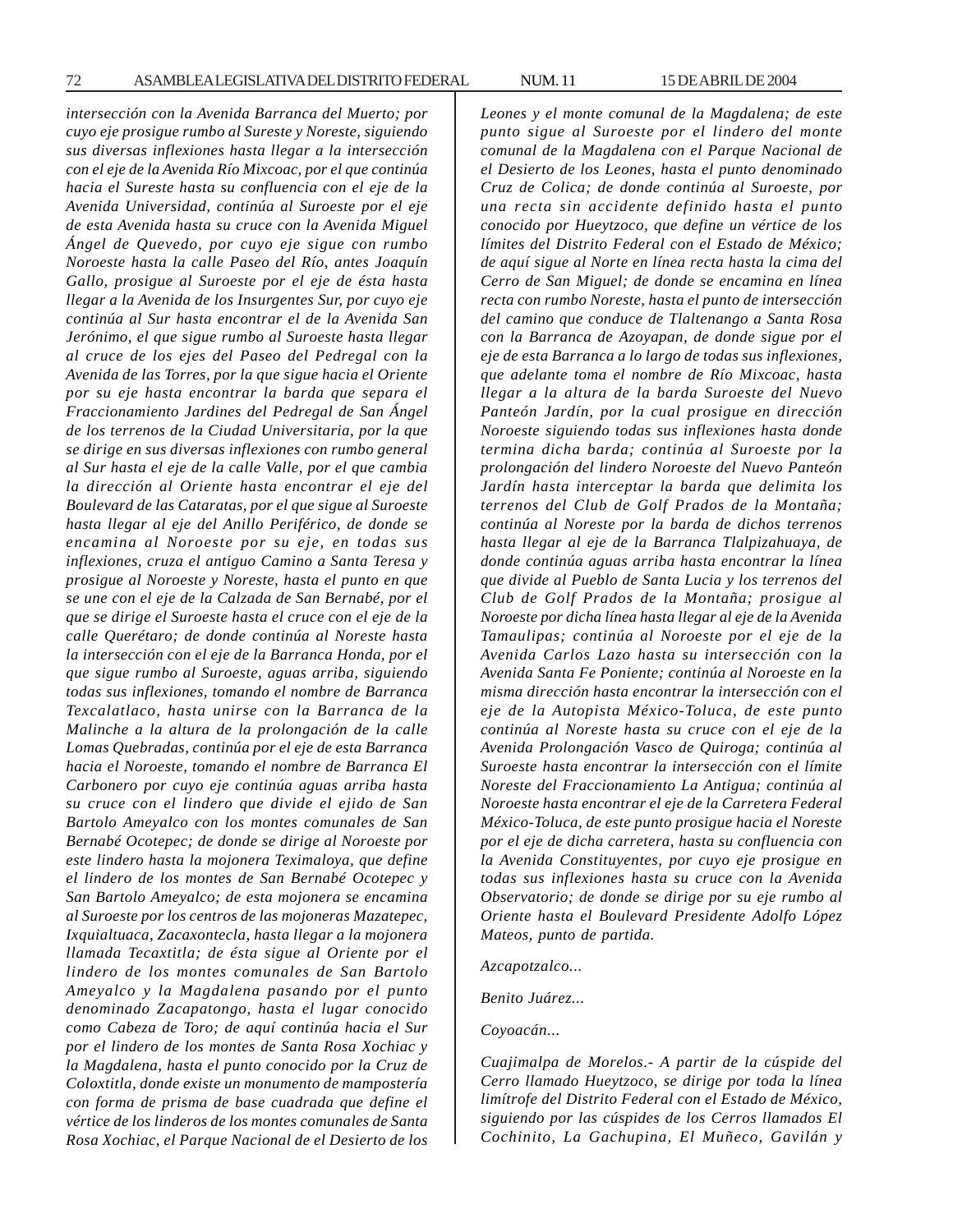*intersección con la Avenida Barranca del Muerto; por cuyo eje prosigue rumbo al Sureste y Noreste, siguiendo sus diversas inflexiones hasta llegar a la intersección con el eje de la Avenida Río Mixcoac, por el que continúa hacia el Sureste hasta su confluencia con el eje de la Avenida Universidad, continúa al Suroeste por el eje de esta Avenida hasta su cruce con la Avenida Miguel Ángel de Quevedo, por cuyo eje sigue con rumbo Noroeste hasta la calle Paseo del Río, antes Joaquín Gallo, prosigue al Suroeste por el eje de ésta hasta llegar a la Avenida de los Insurgentes Sur, por cuyo eje continúa al Sur hasta encontrar el de la Avenida San Jerónimo, el que sigue rumbo al Suroeste hasta llegar al cruce de los ejes del Paseo del Pedregal con la Avenida de las Torres, por la que sigue hacia el Oriente por su eje hasta encontrar la barda que separa el Fraccionamiento Jardines del Pedregal de San Ángel de los terrenos de la Ciudad Universitaria, por la que se dirige en sus diversas inflexiones con rumbo general al Sur hasta el eje de la calle Valle, por el que cambia la dirección al Oriente hasta encontrar el eje del Boulevard de las Cataratas, por el que sigue al Suroeste hasta llegar al eje del Anillo Periférico, de donde se encamina al Noroeste por su eje, en todas sus inflexiones, cruza el antiguo Camino a Santa Teresa y prosigue al Noroeste y Noreste, hasta el punto en que se une con el eje de la Calzada de San Bernabé, por el que se dirige el Suroeste hasta el cruce con el eje de la calle Querétaro; de donde continúa al Noreste hasta la intersección con el eje de la Barranca Honda, por el que sigue rumbo al Suroeste, aguas arriba, siguiendo todas sus inflexiones, tomando el nombre de Barranca Texcalatlaco, hasta unirse con la Barranca de la Malinche a la altura de la prolongación de la calle Lomas Quebradas, continúa por el eje de esta Barranca hacia el Noroeste, tomando el nombre de Barranca El Carbonero por cuyo eje continúa aguas arriba hasta su cruce con el lindero que divide el ejido de San Bartolo Ameyalco con los montes comunales de San Bernabé Ocotepec; de donde se dirige al Noroeste por este lindero hasta la mojonera Teximaloya, que define el lindero de los montes de San Bernabé Ocotepec y San Bartolo Ameyalco; de esta mojonera se encamina al Suroeste por los centros de las mojoneras Mazatepec, Ixquialtuaca, Zacaxontecla, hasta llegar a la mojonera llamada Tecaxtitla; de ésta sigue al Oriente por el lindero de los montes comunales de San Bartolo Ameyalco y la Magdalena pasando por el punto denominado Zacapatongo, hasta el lugar conocido como Cabeza de Toro; de aquí continúa hacia el Sur por el lindero de los montes de Santa Rosa Xochiac y la Magdalena, hasta el punto conocido por la Cruz de Coloxtitla, donde existe un monumento de mampostería con forma de prisma de base cuadrada que define el vértice de los linderos de los montes comunales de Santa Rosa Xochiac, el Parque Nacional de el Desierto de los Leones y el monte comunal de la Magdalena; de este punto sigue al Suroeste por el lindero del monte comunal de la Magdalena con el Parque Nacional de el Desierto de los Leones, hasta el punto denominado Cruz de Colica; de donde continúa al Suroeste, por una recta sin accidente definido hasta el punto conocido por Hueytzoco, que define un vértice de los límites del Distrito Federal con el Estado de México; de aquí sigue al Norte en línea recta hasta la cima del Cerro de San Miguel; de donde se encamina en línea recta con rumbo Noreste, hasta el punto de intersección del camino que conduce de Tlaltenango a Santa Rosa con la Barranca de Azoyapan, de donde sigue por el eje de esta Barranca a lo largo de todas sus inflexiones, que adelante toma el nombre de Río Mixcoac, hasta llegar a la altura de la barda Suroeste del Nuevo Panteón Jardín, por la cual prosigue en dirección Noroeste siguiendo todas sus inflexiones hasta donde termina dicha barda; continúa al Suroeste por la prolongación del lindero Noroeste del Nuevo Panteón Jardín hasta interceptar la barda que delimita los terrenos del Club de Golf Prados de la Montaña; continúa al Noreste por la barda de dichos terrenos hasta llegar al eje de la Barranca Tlalpizahuaya, de donde continúa aguas arriba hasta encontrar la línea que divide al Pueblo de Santa Lucia y los terrenos del Club de Golf Prados de la Montaña; prosigue al Noroeste por dicha línea hasta llegar al eje de la Avenida Tamaulipas; continúa al Noroeste por el eje de la Avenida Carlos Lazo hasta su intersección con la Avenida Santa Fe Poniente; continúa al Noroeste en la misma dirección hasta encontrar la intersección con el eje de la Autopista México-Toluca, de este punto continúa al Noreste hasta su cruce con el eje de la Avenida Prolongación Vasco de Quiroga; continúa al Suroeste hasta encontrar la intersección con el límite Noreste del Fraccionamiento La Antigua; continúa al Noroeste hasta encontrar el eje de la Carretera Federal México-Toluca, de este punto prosigue hacia el Noreste por el eje de dicha carretera, hasta su confluencia con la Avenida Constituyentes, por cuyo eje prosigue en todas sus inflexiones hasta su cruce con la Avenida Observatorio; de donde se dirige por su eje rumbo al Oriente hasta el Boulevard Presidente Adolfo López Mateos, punto de partida.*

*Azcapotzalco...*

*Benito Juárez...*

*Coyoacán...*

*Cuajimalpa de Morelos.- A partir de la cúspide del Cerro llamado Hueytzoco, se dirige por toda la línea limítrofe del Distrito Federal con el Estado de México, siguiendo por las cúspides de los Cerros llamados El Cochinito, La Gachupina, El Muñeco, Gavilán y*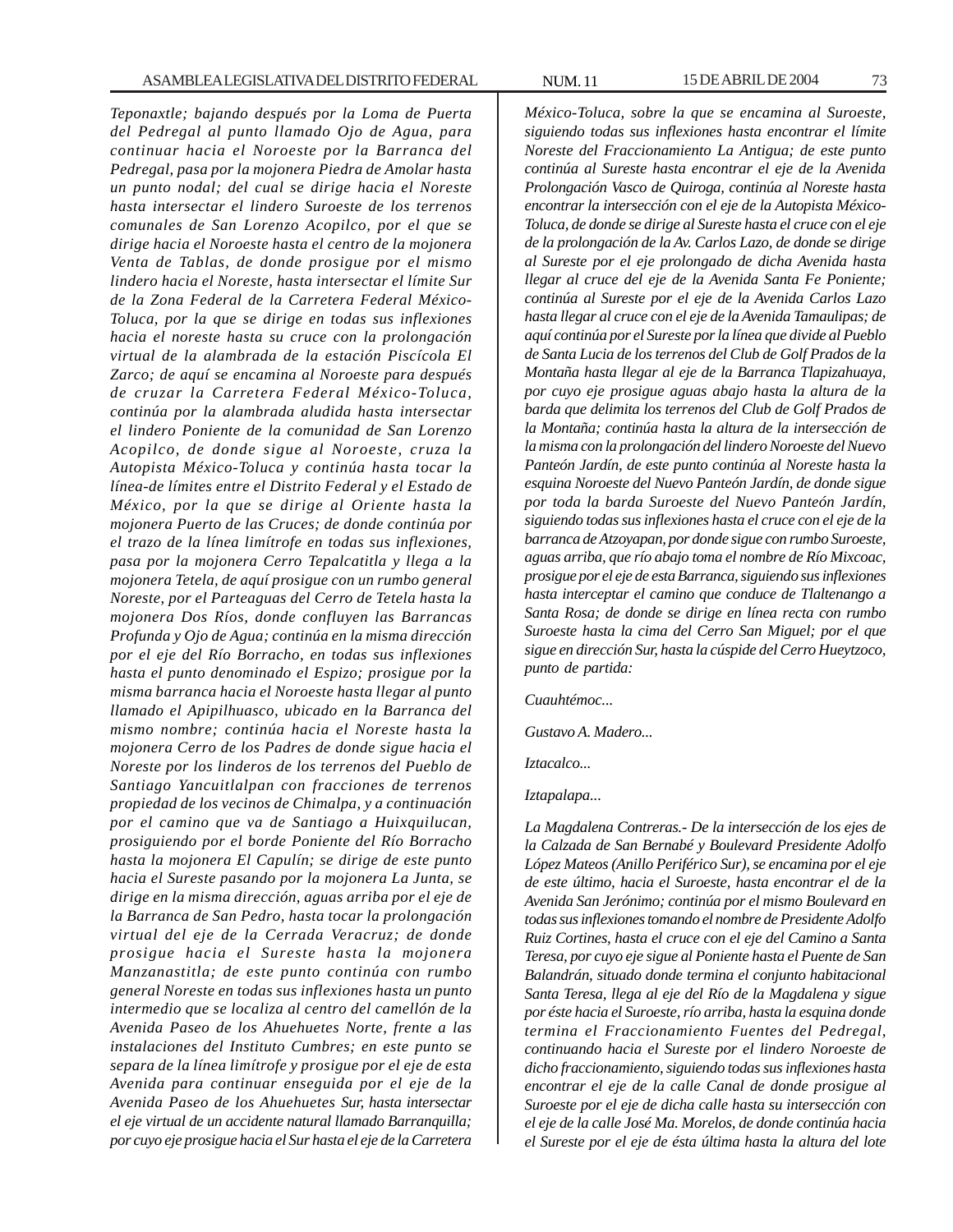*Teponaxtle; bajando después por la Loma de Puerta del Pedregal al punto llamado Ojo de Agua, para continuar hacia el Noroeste por la Barranca del Pedregal, pasa por la mojonera Piedra de Amolar hasta un punto nodal; del cual se dirige hacia el Noreste hasta intersectar el lindero Suroeste de los terrenos comunales de San Lorenzo Acopilco, por el que se dirige hacia el Noroeste hasta el centro de la mojonera Venta de Tablas, de donde prosigue por el mismo lindero hacia el Noreste, hasta intersectar el límite Sur de la Zona Federal de la Carretera Federal México-Toluca, por la que se dirige en todas sus inflexiones hacia el noreste hasta su cruce con la prolongación virtual de la alambrada de la estación Piscícola El Zarco; de aquí se encamina al Noroeste para después de cruzar la Carretera Federal México-Toluca, continúa por la alambrada aludida hasta intersectar el lindero Poniente de la comunidad de San Lorenzo Acopilco, de donde sigue al Noroeste, cruza la Autopista México-Toluca y continúa hasta tocar la línea-de límites entre el Distrito Federal y el Estado de México, por la que se dirige al Oriente hasta la mojonera Puerto de las Cruces; de donde continúa por el trazo de la línea limítrofe en todas sus inflexiones, pasa por la mojonera Cerro Tepalcatitla y llega a la mojonera Tetela, de aquí prosigue con un rumbo general Noreste, por el Parteaguas del Cerro de Tetela hasta la mojonera Dos Ríos, donde confluyen las Barrancas Profunda y Ojo de Agua; continúa en la misma dirección por el eje del Río Borracho, en todas sus inflexiones hasta el punto denominado el Espizo; prosigue por la misma barranca hacia el Noroeste hasta llegar al punto llamado el Apipilhuasco, ubicado en la Barranca del mismo nombre; continúa hacia el Noreste hasta la mojonera Cerro de los Padres de donde sigue hacia el Noreste por los linderos de los terrenos del Pueblo de Santiago Yancuitlalpan con fracciones de terrenos propiedad de los vecinos de Chimalpa, y a continuación por el camino que va de Santiago a Huixquilucan, prosiguiendo por el borde Poniente del Río Borracho hasta la mojonera El Capulín; se dirige de este punto hacia el Sureste pasando por la mojonera La Junta, se dirige en la misma dirección, aguas arriba por el eje de la Barranca de San Pedro, hasta tocar la prolongación virtual del eje de la Cerrada Veracruz; de donde prosigue hacia el Sureste hasta la mojonera Manzanastitla; de este punto continúa con rumbo general Noreste en todas sus inflexiones hasta un punto intermedio que se localiza al centro del camellón de la Avenida Paseo de los Ahuehuetes Norte, frente a las instalaciones del Instituto Cumbres; en este punto se separa de la línea limítrofe y prosigue por el eje de esta Avenida para continuar enseguida por el eje de la Avenida Paseo de los Ahuehuetes Sur, hasta intersectar el eje virtual de un accidente natural llamado Barranquilla; por cuyo eje prosigue hacia el Sur hasta el eje de la Carretera México-Toluca, sobre la que se encamina al Suroeste, siguiendo todas sus inflexiones hasta encontrar el límite Noreste del Fraccionamiento La Antigua; de este punto continúa al Sureste hasta encontrar el eje de la Avenida Prolongación Vasco de Quiroga, continúa al Noreste hasta encontrar la intersección con el eje de la Autopista México-Toluca, de donde se dirige al Sureste hasta el cruce con el eje de la prolongación de la Av. Carlos Lazo, de donde se dirige al Sureste por el eje prolongado de dicha Avenida hasta llegar al cruce del eje de la Avenida Santa Fe Poniente; continúa al Sureste por el eje de la Avenida Carlos Lazo hasta llegar al cruce con el eje de la Avenida Tamaulipas; de aquí continúa por el Sureste por la línea que divide al Pueblo de Santa Lucia de los terrenos del Club de Golf Prados de la Montaña hasta llegar al eje de la Barranca Tlapizahuaya, por cuyo eje prosigue aguas abajo hasta la altura de la barda que delimita los terrenos del Club de Golf Prados de la Montaña; continúa hasta la altura de la intersección de la misma con la prolongación del lindero Noroeste del Nuevo Panteón Jardín, de este punto continúa al Noreste hasta la esquina Noroeste del Nuevo Panteón Jardín, de donde sigue por toda la barda Suroeste del Nuevo Panteón Jardín, siguiendo todas sus inflexiones hasta el cruce con el eje de la barranca de Atzoyapan, por donde sigue con rumbo Suroeste, aguas arriba, que río abajo toma el nombre de Río Mixcoac, prosigue por el eje de esta Barranca, siguiendo sus inflexiones hasta interceptar el camino que conduce de Tlaltenango a Santa Rosa; de donde se dirige en línea recta con rumbo Suroeste hasta la cima del Cerro San Miguel; por el que sigue en dirección Sur, hasta la cúspide del Cerro Hueytzoco, punto de partida:*

*Cuauhtémoc...*

*Gustavo A. Madero...*

*Iztacalco...*

*Iztapalapa...*

*La Magdalena Contreras.- De la intersección de los ejes de la Calzada de San Bernabé y Boulevard Presidente Adolfo López Mateos (Anillo Periférico Sur), se encamina por el eje de este último, hacia el Suroeste, hasta encontrar el de la Avenida San Jerónimo; continúa por el mismo Boulevard en todas sus inflexiones tomando el nombre de Presidente Adolfo Ruiz Cortines, hasta el cruce con el eje del Camino a Santa Teresa, por cuyo eje sigue al Poniente hasta el Puente de San Balandrán, situado donde termina el conjunto habitacional Santa Teresa, llega al eje del Río de la Magdalena y sigue por éste hacia el Suroeste, río arriba, hasta la esquina donde termina el Fraccionamiento Fuentes del Pedregal, continuando hacia el Sureste por el lindero Noroeste de dicho fraccionamiento, siguiendo todas sus inflexiones hasta encontrar el eje de la calle Canal de donde prosigue al Suroeste por el eje de dicha calle hasta su intersección con el eje de la calle José Ma. Morelos, de donde continúa hacia el Sureste por el eje de ésta última hasta la altura del lote*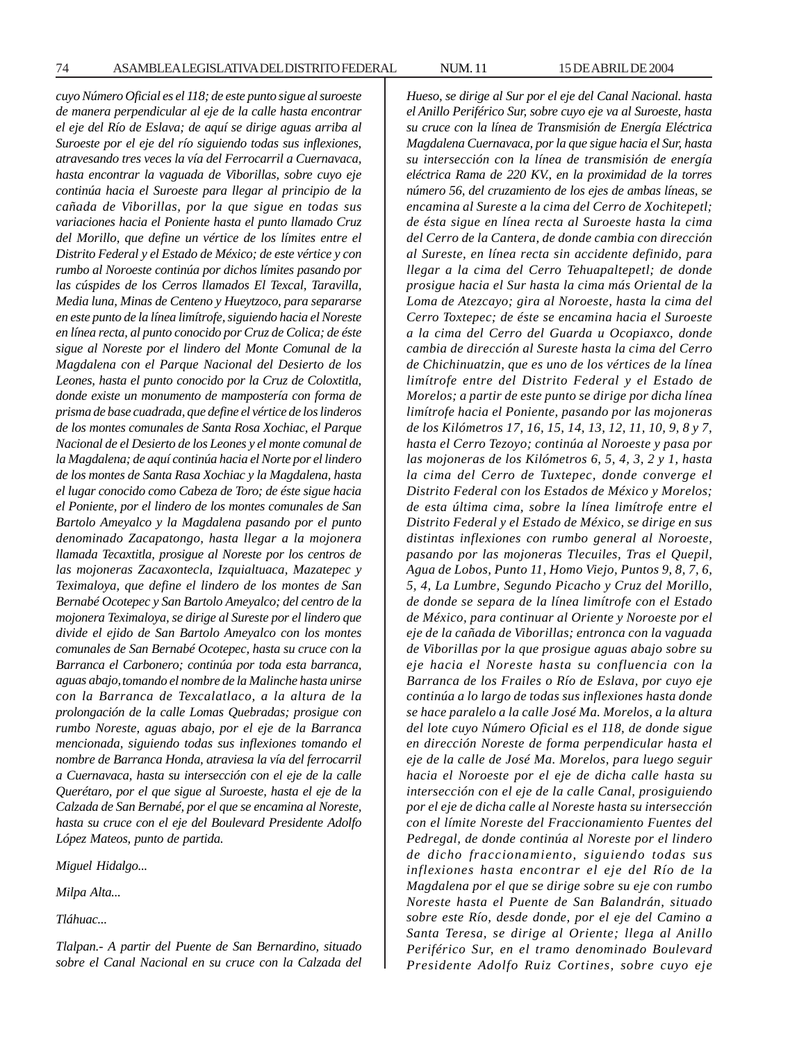*cuyo Número Oficial es el 118; de este punto sigue al suroeste de manera perpendicular al eje de la calle hasta encontrar el eje del Río de Eslava; de aquí se dirige aguas arriba al Suroeste por el eje del río siguiendo todas sus inflexiones, atravesando tres veces la vía del Ferrocarril a Cuernavaca, hasta encontrar la vaguada de Viborillas, sobre cuyo eje continúa hacia el Suroeste para llegar al principio de la cañada de Viborillas, por la que sigue en todas sus variaciones hacia el Poniente hasta el punto llamado Cruz del Morillo, que define un vértice de los límites entre el Distrito Federal y el Estado de México; de este vértice y con rumbo al Noroeste continúa por dichos límites pasando por las cúspides de los Cerros llamados El Texcal, Taravilla, Media luna, Minas de Centeno y Hueytzoco, para separarse en este punto de la línea limítrofe, siguiendo hacia el Noreste en línea recta, al punto conocido por Cruz de Colica; de éste sigue al Noreste por el lindero del Monte Comunal de la Magdalena con el Parque Nacional del Desierto de los Leones, hasta el punto conocido por la Cruz de Coloxtitla, donde existe un monumento de mampostería con forma de prisma de base cuadrada, que define el vértice de los linderos de los montes comunales de Santa Rosa Xochiac, el Parque Nacional de el Desierto de los Leones y el monte comunal de la Magdalena; de aquí continúa hacia el Norte por el lindero de los montes de Santa Rasa Xochiac y la Magdalena, hasta el lugar conocido como Cabeza de Toro; de éste sigue hacia el Poniente, por el lindero de los montes comunales de San Bartolo Ameyalco y la Magdalena pasando por el punto denominado Zacapatongo, hasta llegar a la mojonera llamada Tecaxtitla, prosigue al Noreste por los centros de las mojoneras Zacaxontecla, Izquialtuaca, Mazatepec y Teximaloya, que define el lindero de los montes de San Bernabé Ocotepec y San Bartolo Ameyalco; del centro de la mojonera Teximaloya, se dirige al Sureste por el lindero que divide el ejido de San Bartolo Ameyalco con los montes comunales de San Bernabé Ocotepec, hasta su cruce con la Barranca el Carbonero; continúa por toda esta barranca, aguas abajo, tomando el nombre de la Malinche hasta unirse con la Barranca de Texcalatlaco, a la altura de la prolongación de la calle Lomas Quebradas; prosigue con rumbo Noreste, aguas abajo, por el eje de la Barranca mencionada, siguiendo todas sus inflexiones tomando el nombre de Barranca Honda, atraviesa la vía del ferrocarril a Cuernavaca, hasta su intersección con el eje de la calle Querétaro, por el que sigue al Suroeste, hasta el eje de la Calzada de San Bernabé, por el que se encamina al Noreste, hasta su cruce con el eje del Boulevard Presidente Adolfo López Mateos, punto de partida.*

*Miguel Hidalgo...*

*Milpa Alta...*

*Tláhuac...*

*Tlalpan.- A partir del Puente de San Bernardino, situado sobre el Canal Nacional en su cruce con la Calzada del Hueso, se dirige al Sur por el eje del Canal Nacional. hasta el Anillo Periférico Sur, sobre cuyo eje va al Suroeste, hasta su cruce con la línea de Transmisión de Energía Eléctrica Magdalena Cuernavaca, por la que sigue hacia el Sur, hasta su intersección con la línea de transmisión de energía eléctrica Rama de 220 KV., en la proximidad de la torres número 56, del cruzamiento de los ejes de ambas líneas, se encamina al Sureste a la cima del Cerro de Xochitepetl; de ésta sigue en línea recta al Suroeste hasta la cima del Cerro de la Cantera, de donde cambia con dirección al Sureste, en línea recta sin accidente definido, para llegar a la cima del Cerro Tehuapaltepetl; de donde prosigue hacia el Sur hasta la cima más Oriental de la Loma de Atezcayo; gira al Noroeste, hasta la cima del Cerro Toxtepec; de éste se encamina hacia el Suroeste a la cima del Cerro del Guarda u Ocopiaxco, donde cambia de dirección al Sureste hasta la cima del Cerro de Chichinuatzin, que es uno de los vértices de la línea limítrofe entre del Distrito Federal y el Estado de Morelos; a partir de este punto se dirige por dicha línea limítrofe hacia el Poniente, pasando por las mojoneras de los Kilómetros 17, 16, 15, 14, 13, 12, 11, 10, 9, 8 y 7, hasta el Cerro Tezoyo; continúa al Noroeste y pasa por las mojoneras de los Kilómetros 6, 5, 4, 3, 2 y 1, hasta la cima del Cerro de Tuxtepec, donde converge el Distrito Federal con los Estados de México y Morelos; de esta última cima, sobre la línea limítrofe entre el Distrito Federal y el Estado de México, se dirige en sus distintas inflexiones con rumbo general al Noroeste, pasando por las mojoneras Tlecuiles, Tras el Quepil, Agua de Lobos, Punto 11, Homo Viejo, Puntos 9, 8, 7, 6, 5, 4, La Lumbre, Segundo Picacho y Cruz del Morillo, de donde se separa de la línea limítrofe con el Estado de México, para continuar al Oriente y Noroeste por el eje de la cañada de Viborillas; entronca con la vaguada de Viborillas por la que prosigue aguas abajo sobre su eje hacia el Noreste hasta su confluencia con la Barranca de los Frailes o Río de Eslava, por cuyo eje continúa a lo largo de todas sus inflexiones hasta donde se hace paralelo a la calle José Ma. Morelos, a la altura del lote cuyo Número Oficial es el 118, de donde sigue en dirección Noreste de forma perpendicular hasta el eje de la calle de José Ma. Morelos, para luego seguir hacia el Noroeste por el eje de dicha calle hasta su intersección con el eje de la calle Canal, prosiguiendo por el eje de dicha calle al Noreste hasta su intersección con el límite Noreste del Fraccionamiento Fuentes del Pedregal, de donde continúa al Noreste por el lindero de dicho fraccionamiento, siguiendo todas sus inflexiones hasta encontrar el eje del Río de la Magdalena por el que se dirige sobre su eje con rumbo Noreste hasta el Puente de San Balandrán, situado sobre este Río, desde donde, por el eje del Camino a Santa Teresa, se dirige al Oriente; llega al Anillo Periférico Sur, en el tramo denominado Boulevard Presidente Adolfo Ruiz Cortines, sobre cuyo eje*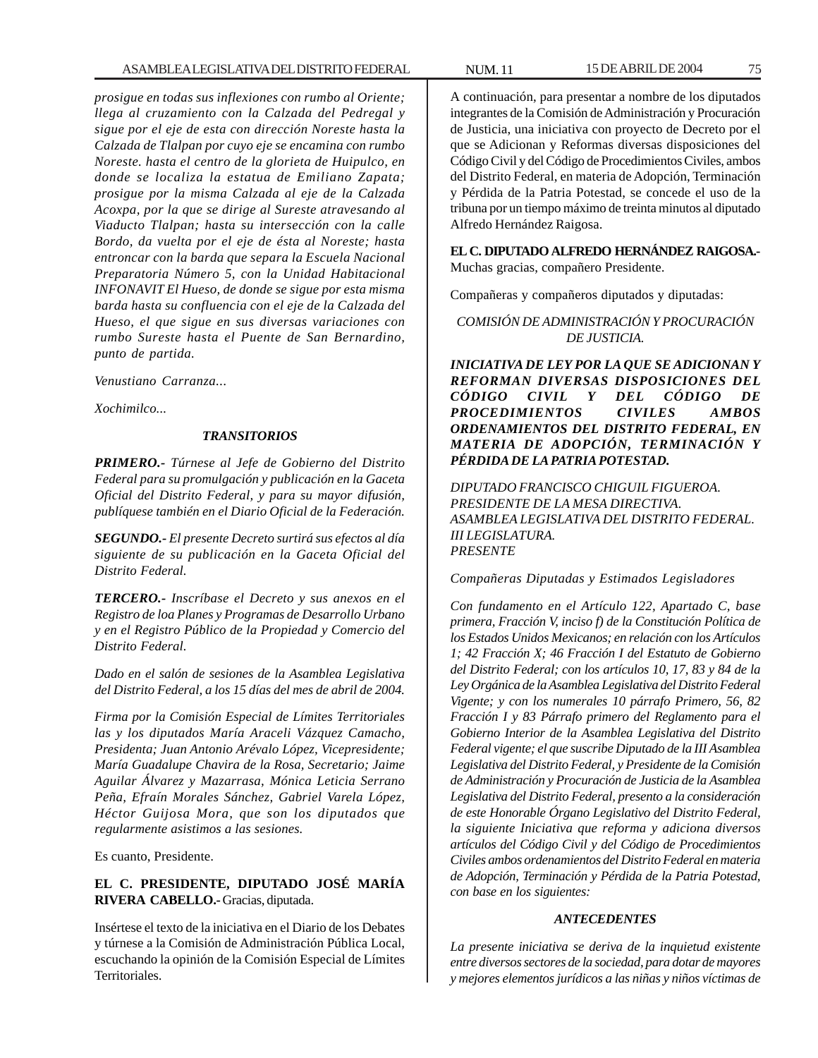*prosigue en todas sus inflexiones con rumbo al Oriente; llega al cruzamiento con la Calzada del Pedregal y sigue por el eje de esta con dirección Noreste hasta la Calzada de Tlalpan por cuyo eje se encamina con rumbo Noreste. hasta el centro de la glorieta de Huipulco, en donde se localiza la estatua de Emiliano Zapata; prosigue por la misma Calzada al eje de la Calzada Acoxpa, por la que se dirige al Sureste atravesando al Viaducto Tlalpan; hasta su intersección con la calle Bordo, da vuelta por el eje de ésta al Noreste; hasta entroncar con la barda que separa la Escuela Nacional Preparatoria Número 5, con la Unidad Habitacional INFONAVIT El Hueso, de donde se sigue por esta misma barda hasta su confluencia con el eje de la Calzada del Hueso, el que sigue en sus diversas variaciones con rumbo Sureste hasta el Puente de San Bernardino, punto de partida.*

*Venustiano Carranza...*

*Xochimilco...*

***TRANSITORIOS***

***PRIMERO.-*** *Túrnese al Jefe de Gobierno del Distrito Federal para su promulgación y publicación en la Gaceta Oficial del Distrito Federal, y para su mayor difusión, publíquese también en el Diario Oficial de la Federación.*

***SEGUNDO.-*** *El presente Decreto surtirá sus efectos al día siguiente de su publicación en la Gaceta Oficial del Distrito Federal.*

***TERCERO.-*** *Inscríbase el Decreto y sus anexos en el Registro de loa Planes y Programas de Desarrollo Urbano y en el Registro Público de la Propiedad y Comercio del Distrito Federal.*

*Dado en el salón de sesiones de la Asamblea Legislativa del Distrito Federal, a los 15 días del mes de abril de 2004.*

*Firma por la Comisión Especial de Límites Territoriales las y los diputados María Araceli Vázquez Camacho, Presidenta; Juan Antonio Arévalo López, Vicepresidente; María Guadalupe Chavira de la Rosa, Secretario; Jaime Aguilar Álvarez y Mazarrasa, Mónica Leticia Serrano Peña, Efraín Morales Sánchez, Gabriel Varela López, Héctor Guijosa Mora, que son los diputados que regularmente asistimos a las sesiones.*

Es cuanto, Presidente.

**EL C. PRESIDENTE, DIPUTADO JOSÉ MARÍA RIVERA CABELLO.-** Gracias, diputada.

Insértese el texto de la iniciativa en el Diario de los Debates y túrnese a la Comisión de Administración Pública Local, escuchando la opinión de la Comisión Especial de Límites Territoriales.

A continuación, para presentar a nombre de los diputados integrantes de la Comisión de Administración y Procuración de Justicia, una iniciativa con proyecto de Decreto por el que se Adicionan y Reformas diversas disposiciones del Código Civil y del Código de Procedimientos Civiles, ambos del Distrito Federal, en materia de Adopción, Terminación y Pérdida de la Patria Potestad, se concede el uso de la tribuna por un tiempo máximo de treinta minutos al diputado Alfredo Hernández Raigosa.

**EL C. DIPUTADO ALFREDO HERNÁNDEZ RAIGOSA.-** Muchas gracias, compañero Presidente.

Compañeras y compañeros diputados y diputadas:

*COMISIÓN DE ADMINISTRACIÓN Y PROCURACIÓN DE JUSTICIA.*

***INICIATIVA DE LEY POR LA QUE SE ADICIONAN Y REFORMAN DIVERSAS DISPOSICIONES DEL CÓDIGO CIVIL Y DEL CÓDIGO DE PROCEDIMIENTOS CIVILES AMBOS ORDENAMIENTOS DEL DISTRITO FEDERAL, EN MATERIA DE ADOPCIÓN, TERMINACIÓN Y PÉRDIDA DE LA PATRIA POTESTAD.***

*DIPUTADO FRANCISCO CHIGUIL FIGUEROA.*
*PRESIDENTE DE LA MESA DIRECTIVA.*
*ASAMBLEA LEGISLATIVA DEL DISTRITO FEDERAL.*
*III LEGISLATURA.*
*PRESENTE*

*Compañeras Diputadas y Estimados Legisladores*

*Con fundamento en el Artículo 122, Apartado C, base primera, Fracción V, inciso f) de la Constitución Política de los Estados Unidos Mexicanos; en relación con los Artículos 1; 42 Fracción X; 46 Fracción I del Estatuto de Gobierno del Distrito Federal; con los artículos 10, 17, 83 y 84 de la Ley Orgánica de la Asamblea Legislativa del Distrito Federal Vigente; y con los numerales 10 párrafo Primero, 56, 82 Fracción I y 83 Párrafo primero del Reglamento para el Gobierno Interior de la Asamblea Legislativa del Distrito Federal vigente; el que suscribe Diputado de la III Asamblea Legislativa del Distrito Federal, y Presidente de la Comisión de Administración y Procuración de Justicia de la Asamblea Legislativa del Distrito Federal, presento a la consideración de este Honorable Órgano Legislativo del Distrito Federal, la siguiente Iniciativa que reforma y adiciona diversos artículos del Código Civil y del Código de Procedimientos Civiles ambos ordenamientos del Distrito Federal en materia de Adopción, Terminación y Pérdida de la Patria Potestad, con base en los siguientes:*

***ANTECEDENTES***

*La presente iniciativa se deriva de la inquietud existente entre diversos sectores de la sociedad, para dotar de mayores y mejores elementos jurídicos a las niñas y niños víctimas de*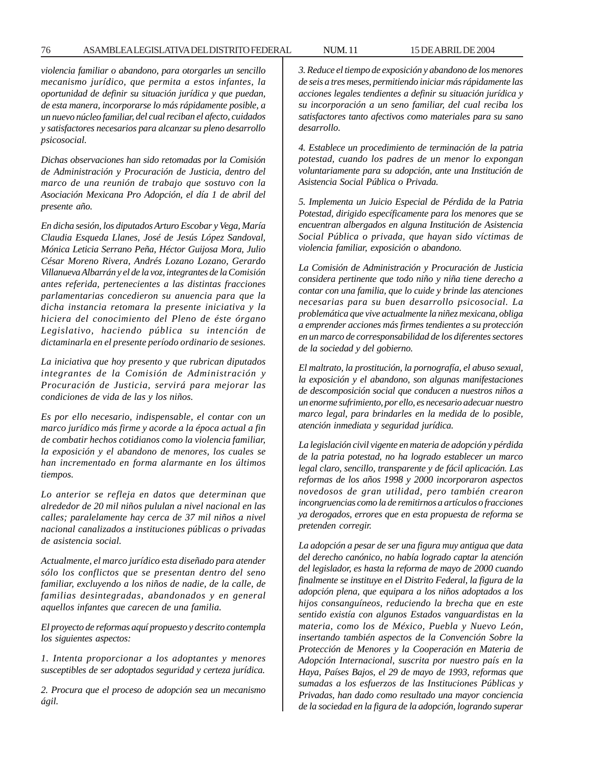*violencia familiar o abandono, para otorgarles un sencillo mecanismo jurídico, que permita a estos infantes, la oportunidad de definir su situación jurídica y que puedan, de esta manera, incorporarse lo más rápidamente posible, a un nuevo núcleo familiar, del cual reciban el afecto, cuidados y satisfactores necesarios para alcanzar su pleno desarrollo psicosocial.*

*Dichas observaciones han sido retomadas por la Comisión de Administración y Procuración de Justicia, dentro del marco de una reunión de trabajo que sostuvo con la Asociación Mexicana Pro Adopción, el día 1 de abril del presente año.*

*En dicha sesión, los diputados Arturo Escobar y Vega, María Claudia Esqueda Llanes, José de Jesús López Sandoval, Mónica Leticia Serrano Peña, Héctor Guijosa Mora, Julio César Moreno Rivera, Andrés Lozano Lozano, Gerardo Villanueva Albarrán y el de la voz, integrantes de la Comisión antes referida, pertenecientes a las distintas fracciones parlamentarias concedieron su anuencia para que la dicha instancia retomara la presente iniciativa y la hiciera del conocimiento del Pleno de éste órgano Legislativo, haciendo pública su intención de dictaminarla en el presente período ordinario de sesiones.*

*La iniciativa que hoy presento y que rubrican diputados integrantes de la Comisión de Administración y Procuración de Justicia, servirá para mejorar las condiciones de vida de las y los niños.*

*Es por ello necesario, indispensable, el contar con un marco jurídico más firme y acorde a la época actual a fin de combatir hechos cotidianos como la violencia familiar, la exposición y el abandono de menores, los cuales se han incrementado en forma alarmante en los últimos tiempos.*

*Lo anterior se refleja en datos que determinan que alrededor de 20 mil niños pululan a nivel nacional en las calles; paralelamente hay cerca de 37 mil niños a nivel nacional canalizados a instituciones públicas o privadas de asistencia social.*

*Actualmente, el marco jurídico esta diseñado para atender sólo los conflictos que se presentan dentro del seno familiar, excluyendo a los niños de nadie, de la calle, de familias desintegradas, abandonados y en general aquellos infantes que carecen de una familia.*

*El proyecto de reformas aquí propuesto y descrito contempla los siguientes aspectos:*

*1. Intenta proporcionar a los adoptantes y menores susceptibles de ser adoptados seguridad y certeza jurídica.*

*2. Procura que el proceso de adopción sea un mecanismo ágil.*

*3. Reduce el tiempo de exposición y abandono de los menores de seis a tres meses, permitiendo iniciar más rápidamente las acciones legales tendientes a definir su situación jurídica y su incorporación a un seno familiar, del cual reciba los satisfactores tanto afectivos como materiales para su sano desarrollo.*

*4. Establece un procedimiento de terminación de la patria potestad, cuando los padres de un menor lo expongan voluntariamente para su adopción, ante una Institución de Asistencia Social Pública o Privada.*

*5. Implementa un Juicio Especial de Pérdida de la Patria Potestad, dirigido específicamente para los menores que se encuentran albergados en alguna Institución de Asistencia Social Pública o privada, que hayan sido víctimas de violencia familiar, exposición o abandono.*

*La Comisión de Administración y Procuración de Justicia considera pertinente que todo niño y niña tiene derecho a contar con una familia, que lo cuide y brinde las atenciones necesarias para su buen desarrollo psicosocial. La problemática que vive actualmente la niñez mexicana, obliga a emprender acciones más firmes tendientes a su protección en un marco de corresponsabilidad de los diferentes sectores de la sociedad y del gobierno.*

*El maltrato, la prostitución, la pornografía, el abuso sexual, la exposición y el abandono, son algunas manifestaciones de descomposición social que conducen a nuestros niños a un enorme sufrimiento, por ello, es necesario adecuar nuestro marco legal, para brindarles en la medida de lo posible, atención inmediata y seguridad jurídica.*

*La legislación civil vigente en materia de adopción y pérdida de la patria potestad, no ha logrado establecer un marco legal claro, sencillo, transparente y de fácil aplicación. Las reformas de los años 1998 y 2000 incorporaron aspectos novedosos de gran utilidad, pero también crearon incongruencias como la de remitirnos a artículos o fracciones ya derogados, errores que en esta propuesta de reforma se pretenden corregir.*

*La adopción a pesar de ser una figura muy antigua que data del derecho canónico, no había logrado captar la atención del legislador, es hasta la reforma de mayo de 2000 cuando finalmente se instituye en el Distrito Federal, la figura de la adopción plena, que equipara a los niños adoptados a los hijos consanguíneos, reduciendo la brecha que en este sentido existía con algunos Estados vanguardistas en la materia, como los de México, Puebla y Nuevo León, insertando también aspectos de la Convención Sobre la Protección de Menores y la Cooperación en Materia de Adopción Internacional, suscrita por nuestro país en la Haya, Países Bajos, el 29 de mayo de 1993, reformas que sumadas a los esfuerzos de las Instituciones Públicas y Privadas, han dado como resultado una mayor conciencia de la sociedad en la figura de la adopción, logrando superar*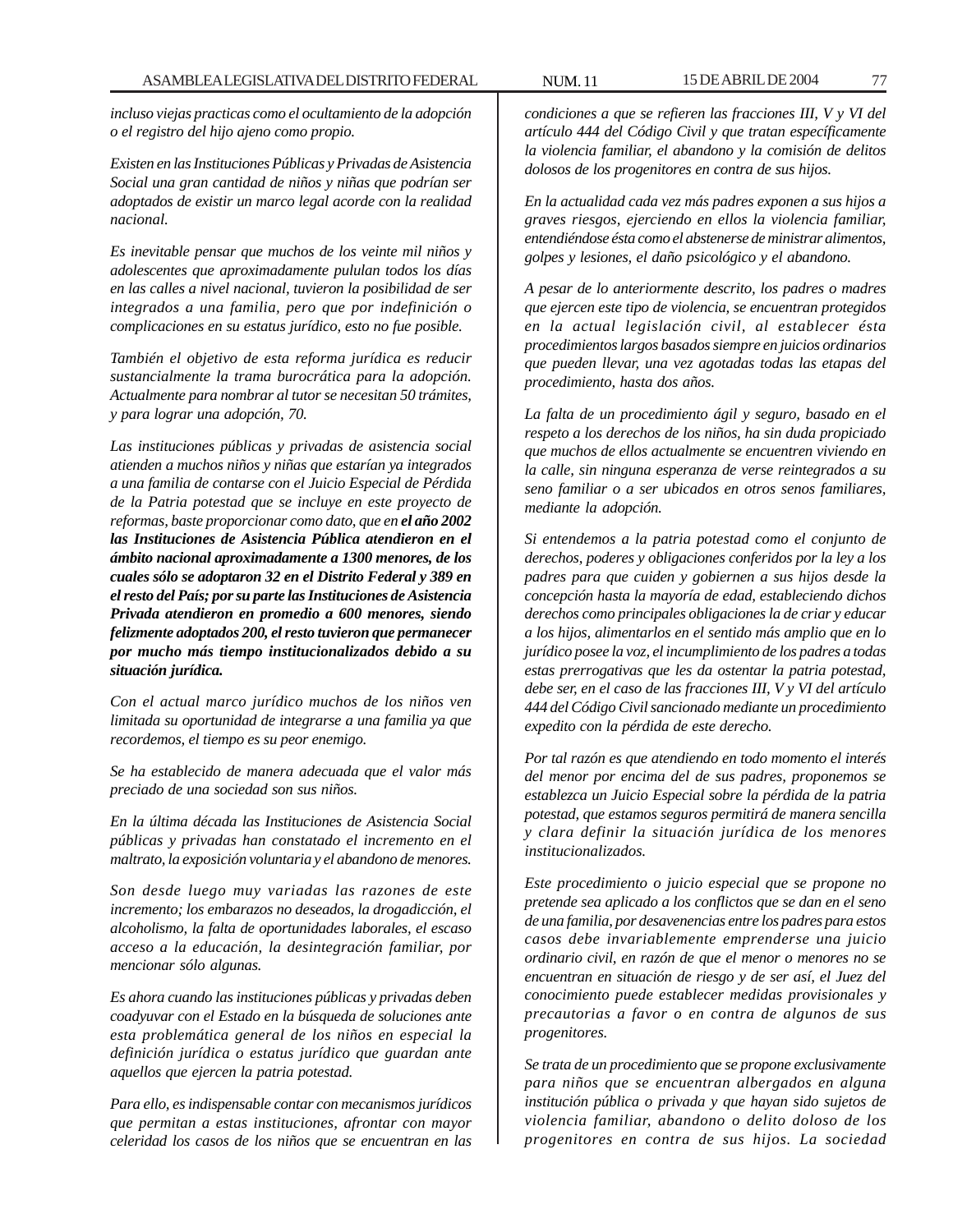*incluso viejas practicas como el ocultamiento de la adopción o el registro del hijo ajeno como propio.*

*Existen en las Instituciones Públicas y Privadas de Asistencia Social una gran cantidad de niños y niñas que podrían ser adoptados de existir un marco legal acorde con la realidad nacional.*

*Es inevitable pensar que muchos de los veinte mil niños y adolescentes que aproximadamente pululan todos los días en las calles a nivel nacional, tuvieron la posibilidad de ser integrados a una familia, pero que por indefinición o complicaciones en su estatus jurídico, esto no fue posible.*

*También el objetivo de esta reforma jurídica es reducir sustancialmente la trama burocrática para la adopción. Actualmente para nombrar al tutor se necesitan 50 trámites, y para lograr una adopción, 70.*

*Las instituciones públicas y privadas de asistencia social atienden a muchos niños y niñas que estarían ya integrados a una familia de contarse con el Juicio Especial de Pérdida de la Patria potestad que se incluye en este proyecto de reformas, baste proporcionar como dato, que en* ***el año 2002 las Instituciones de Asistencia Pública atendieron en el ámbito nacional aproximadamente a 1300 menores, de los cuales sólo se adoptaron 32 en el Distrito Federal y 389 en el resto del País; por su parte las Instituciones de Asistencia Privada atendieron en promedio a 600 menores, siendo felizmente adoptados 200, el resto tuvieron que permanecer por mucho más tiempo institucionalizados debido a su situación jurídica.***

*Con el actual marco jurídico muchos de los niños ven limitada su oportunidad de integrarse a una familia ya que recordemos, el tiempo es su peor enemigo.*

*Se ha establecido de manera adecuada que el valor más preciado de una sociedad son sus niños.*

*En la última década las Instituciones de Asistencia Social públicas y privadas han constatado el incremento en el maltrato, la exposición voluntaria y el abandono de menores.*

*Son desde luego muy variadas las razones de este incremento; los embarazos no deseados, la drogadicción, el alcoholismo, la falta de oportunidades laborales, el escaso acceso a la educación, la desintegración familiar, por mencionar sólo algunas.*

*Es ahora cuando las instituciones públicas y privadas deben coadyuvar con el Estado en la búsqueda de soluciones ante esta problemática general de los niños en especial la definición jurídica o estatus jurídico que guardan ante aquellos que ejercen la patria potestad.*

*Para ello, es indispensable contar con mecanismos jurídicos que permitan a estas instituciones, afrontar con mayor celeridad los casos de los niños que se encuentran en las condiciones a que se refieren las fracciones III, V y VI del artículo 444 del Código Civil y que tratan específicamente la violencia familiar, el abandono y la comisión de delitos dolosos de los progenitores en contra de sus hijos.*

*En la actualidad cada vez más padres exponen a sus hijos a graves riesgos, ejerciendo en ellos la violencia familiar, entendiéndose ésta como el abstenerse de ministrar alimentos, golpes y lesiones, el daño psicológico y el abandono.*

*A pesar de lo anteriormente descrito, los padres o madres que ejercen este tipo de violencia, se encuentran protegidos en la actual legislación civil, al establecer ésta procedimientos largos basados siempre en juicios ordinarios que pueden llevar, una vez agotadas todas las etapas del procedimiento, hasta dos años.*

*La falta de un procedimiento ágil y seguro, basado en el respeto a los derechos de los niños, ha sin duda propiciado que muchos de ellos actualmente se encuentren viviendo en la calle, sin ninguna esperanza de verse reintegrados a su seno familiar o a ser ubicados en otros senos familiares, mediante la adopción.*

*Si entendemos a la patria potestad como el conjunto de derechos, poderes y obligaciones conferidos por la ley a los padres para que cuiden y gobiernen a sus hijos desde la concepción hasta la mayoría de edad, estableciendo dichos derechos como principales obligaciones la de criar y educar a los hijos, alimentarlos en el sentido más amplio que en lo jurídico posee la voz, el incumplimiento de los padres a todas estas prerrogativas que les da ostentar la patria potestad, debe ser, en el caso de las fracciones III, V y VI del artículo 444 del Código Civil sancionado mediante un procedimiento expedito con la pérdida de este derecho.*

*Por tal razón es que atendiendo en todo momento el interés del menor por encima del de sus padres, proponemos se establezca un Juicio Especial sobre la pérdida de la patria potestad, que estamos seguros permitirá de manera sencilla y clara definir la situación jurídica de los menores institucionalizados.*

*Este procedimiento o juicio especial que se propone no pretende sea aplicado a los conflictos que se dan en el seno de una familia, por desavenencias entre los padres para estos casos debe invariablemente emprenderse una juicio ordinario civil, en razón de que el menor o menores no se encuentran en situación de riesgo y de ser así, el Juez del conocimiento puede establecer medidas provisionales y precautorias a favor o en contra de algunos de sus progenitores.*

*Se trata de un procedimiento que se propone exclusivamente para niños que se encuentran albergados en alguna institución pública o privada y que hayan sido sujetos de violencia familiar, abandono o delito doloso de los progenitores en contra de sus hijos. La sociedad*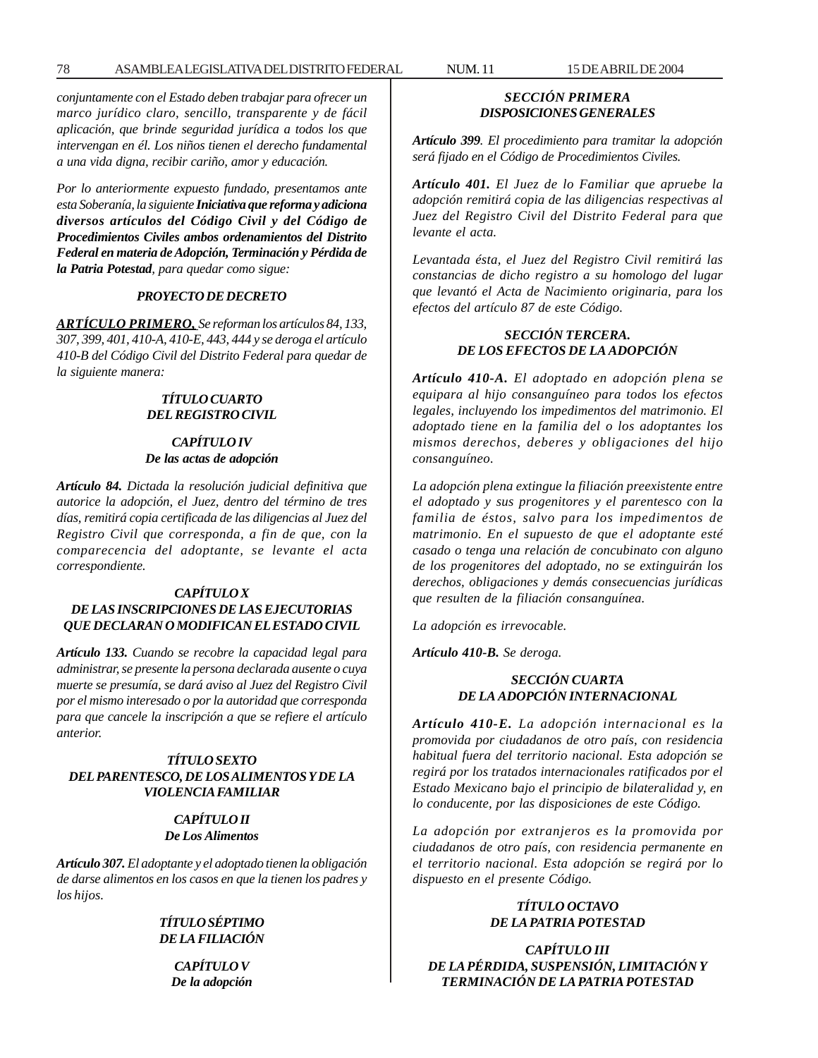*conjuntamente con el Estado deben trabajar para ofrecer un marco jurídico claro, sencillo, transparente y de fácil aplicación, que brinde seguridad jurídica a todos los que intervengan en él. Los niños tienen el derecho fundamental a una vida digna, recibir cariño, amor y educación.*

*Por lo anteriormente expuesto fundado, presentamos ante esta Soberanía, la siguiente* ***Iniciativa que reforma y adiciona diversos artículos del Código Civil y del Código de Procedimientos Civiles ambos ordenamientos del Distrito Federal en materia de Adopción, Terminación y Pérdida de la Patria Potestad****, para quedar como sigue:*

***PROYECTO DE DECRETO***

***ARTÍCULO PRIMERO.*** *Se reforman los artículos 84, 133, 307, 399, 401, 410-A, 410-E, 443, 444 y se deroga el artículo 410-B del Código Civil del Distrito Federal para quedar de la siguiente manera:*

***TÍTULO CUARTO***
***DEL REGISTRO CIVIL***

***CAPÍTULO IV***
***De las actas de adopción***

***Artículo 84.*** *Dictada la resolución judicial definitiva que autorice la adopción, el Juez, dentro del término de tres días, remitirá copia certificada de las diligencias al Juez del Registro Civil que corresponda, a fin de que, con la comparecencia del adoptante, se levante el acta correspondiente.*

***CAPÍTULO X***
***DE LAS INSCRIPCIONES DE LAS EJECUTORIAS QUE DECLARAN O MODIFICAN EL ESTADO CIVIL***

***Artículo 133.*** *Cuando se recobre la capacidad legal para administrar, se presente la persona declarada ausente o cuya muerte se presumía, se dará aviso al Juez del Registro Civil por el mismo interesado o por la autoridad que corresponda para que cancele la inscripción a que se refiere el artículo anterior.*

***TÍTULO SEXTO***
***DEL PARENTESCO, DE LOS ALIMENTOS Y DE LA VIOLENCIA FAMILIAR***

***CAPÍTULO II***
***De Los Alimentos***

***Artículo 307.*** *El adoptante y el adoptado tienen la obligación de darse alimentos en los casos en que la tienen los padres y los hijos.*

***TÍTULO SÉPTIMO***
***DE LA FILIACIÓN***

***CAPÍTULO V***
***De la adopción***

***SECCIÓN PRIMERA***
***DISPOSICIONES GENERALES***

***Artículo 399****. El procedimiento para tramitar la adopción será fijado en el Código de Procedimientos Civiles.*

***Artículo 401.*** *El Juez de lo Familiar que apruebe la adopción remitirá copia de las diligencias respectivas al Juez del Registro Civil del Distrito Federal para que levante el acta.*

*Levantada ésta, el Juez del Registro Civil remitirá las constancias de dicho registro a su homologo del lugar que levantó el Acta de Nacimiento originaria, para los efectos del artículo 87 de este Código.*

***SECCIÓN TERCERA.***
***DE LOS EFECTOS DE LA ADOPCIÓN***

***Artículo 410-A.*** *El adoptado en adopción plena se equipara al hijo consanguíneo para todos los efectos legales, incluyendo los impedimentos del matrimonio. El adoptado tiene en la familia del o los adoptantes los mismos derechos, deberes y obligaciones del hijo consanguíneo.*

*La adopción plena extingue la filiación preexistente entre el adoptado y sus progenitores y el parentesco con la familia de éstos, salvo para los impedimentos de matrimonio. En el supuesto de que el adoptante esté casado o tenga una relación de concubinato con alguno de los progenitores del adoptado, no se extinguirán los derechos, obligaciones y demás consecuencias jurídicas que resulten de la filiación consanguínea.*

*La adopción es irrevocable.*

***Artículo 410-B.*** *Se deroga.*

***SECCIÓN CUARTA***
***DE LA ADOPCIÓN INTERNACIONAL***

***Artículo 410-E.*** *La adopción internacional es la promovida por ciudadanos de otro país, con residencia habitual fuera del territorio nacional. Esta adopción se regirá por los tratados internacionales ratificados por el Estado Mexicano bajo el principio de bilateralidad y, en lo conducente, por las disposiciones de este Código.*

*La adopción por extranjeros es la promovida por ciudadanos de otro país, con residencia permanente en el territorio nacional. Esta adopción se regirá por lo dispuesto en el presente Código.*

***TÍTULO OCTAVO***
***DE LA PATRIA POTESTAD***

***CAPÍTULO III***
***DE LA PÉRDIDA, SUSPENSIÓN, LIMITACIÓN Y TERMINACIÓN DE LA PATRIA POTESTAD***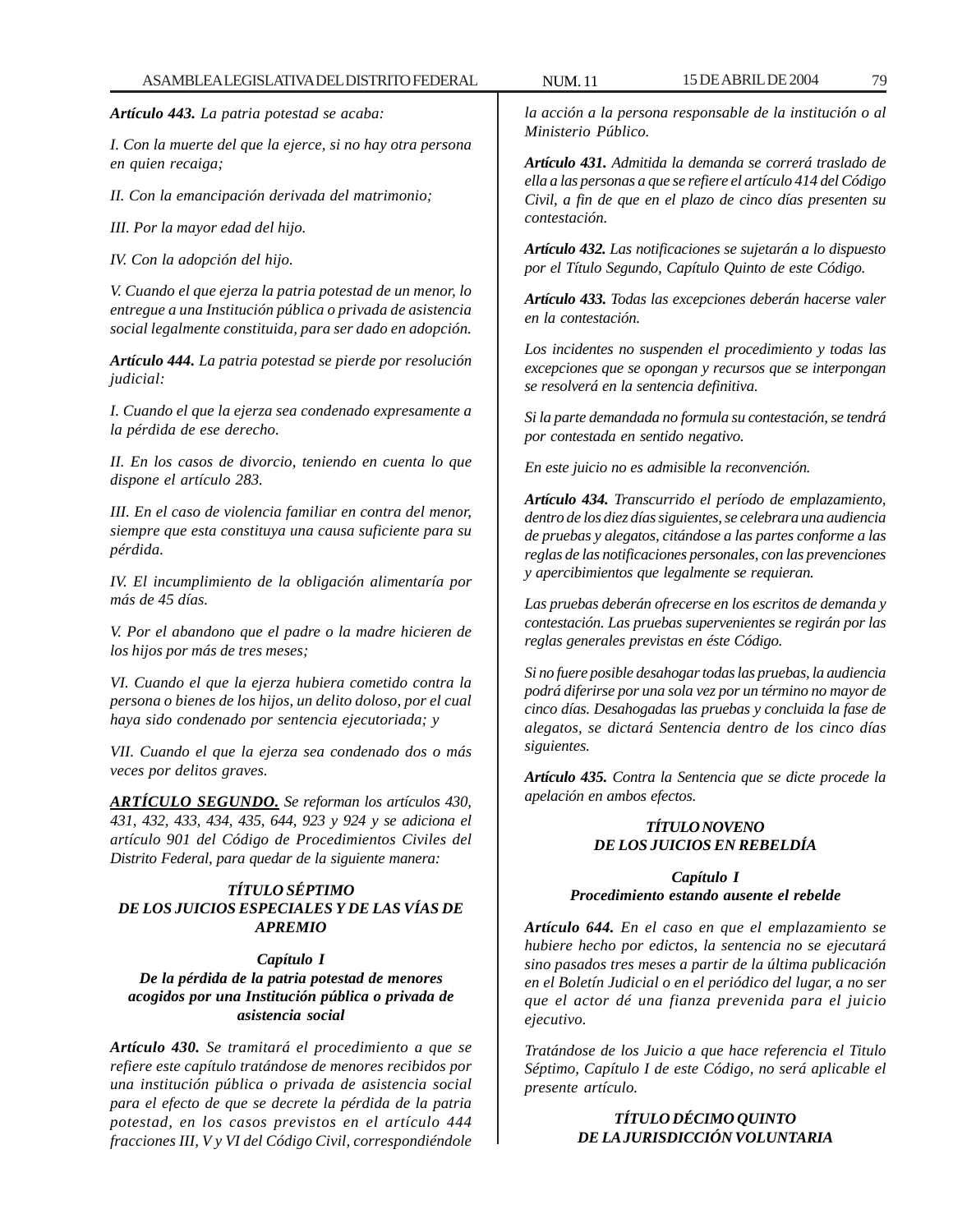*Artículo 443. La patria potestad se acaba:*

*I. Con la muerte del que la ejerce, si no hay otra persona en quien recaiga;*

*II. Con la emancipación derivada del matrimonio;*

*III. Por la mayor edad del hijo.*

*IV. Con la adopción del hijo.*

*V. Cuando el que ejerza la patria potestad de un menor, lo entregue a una Institución pública o privada de asistencia social legalmente constituida, para ser dado en adopción.*

***Artículo 444.** La patria potestad se pierde por resolución judicial:*

*I. Cuando el que la ejerza sea condenado expresamente a la pérdida de ese derecho.*

*II. En los casos de divorcio, teniendo en cuenta lo que dispone el artículo 283.*

*III. En el caso de violencia familiar en contra del menor, siempre que esta constituya una causa suficiente para su pérdida.*

*IV. El incumplimiento de la obligación alimentaría por más de 45 días.*

*V. Por el abandono que el padre o la madre hicieren de los hijos por más de tres meses;*

*VI. Cuando el que la ejerza hubiera cometido contra la persona o bienes de los hijos, un delito doloso, por el cual haya sido condenado por sentencia ejecutoriada; y*

*VII. Cuando el que la ejerza sea condenado dos o más veces por delitos graves.*

***ARTÍCULO SEGUNDO.** Se reforman los artículos 430, 431, 432, 433, 434, 435, 644, 923 y 924 y se adiciona el artículo 901 del Código de Procedimientos Civiles del Distrito Federal, para quedar de la siguiente manera:*

***TÍTULO SÉPTIMO***
***DE LOS JUICIOS ESPECIALES Y DE LAS VÍAS DE APREMIO***

***Capítulo I***
***De la pérdida de la patria potestad de menores acogidos por una Institución pública o privada de asistencia social***

***Artículo 430.** Se tramitará el procedimiento a que se refiere este capítulo tratándose de menores recibidos por una institución pública o privada de asistencia social para el efecto de que se decrete la pérdida de la patria potestad, en los casos previstos en el artículo 444 fracciones III, V y VI del Código Civil, correspondiéndole la acción a la persona responsable de la institución o al Ministerio Público.*

***Artículo 431.** Admitida la demanda se correrá traslado de ella a las personas a que se refiere el artículo 414 del Código Civil, a fin de que en el plazo de cinco días presenten su contestación.*

***Artículo 432.** Las notificaciones se sujetarán a lo dispuesto por el Título Segundo, Capítulo Quinto de este Código.*

***Artículo 433.** Todas las excepciones deberán hacerse valer en la contestación.*

*Los incidentes no suspenden el procedimiento y todas las excepciones que se opongan y recursos que se interpongan se resolverá en la sentencia definitiva.*

*Si la parte demandada no formula su contestación, se tendrá por contestada en sentido negativo.*

*En este juicio no es admisible la reconvención.*

***Artículo 434.** Transcurrido el período de emplazamiento, dentro de los diez días siguientes, se celebrara una audiencia de pruebas y alegatos, citándose a las partes conforme a las reglas de las notificaciones personales, con las prevenciones y apercibimientos que legalmente se requieran.*

*Las pruebas deberán ofrecerse en los escritos de demanda y contestación. Las pruebas supervenientes se regirán por las reglas generales previstas en éste Código.*

*Si no fuere posible desahogar todas las pruebas, la audiencia podrá diferirse por una sola vez por un término no mayor de cinco días. Desahogadas las pruebas y concluida la fase de alegatos, se dictará Sentencia dentro de los cinco días siguientes.*

***Artículo 435.** Contra la Sentencia que se dicte procede la apelación en ambos efectos.*

***TÍTULO NOVENO***
***DE LOS JUICIOS EN REBELDÍA***

***Capítulo I***
***Procedimiento estando ausente el rebelde***

***Artículo 644.** En el caso en que el emplazamiento se hubiere hecho por edictos, la sentencia no se ejecutará sino pasados tres meses a partir de la última publicación en el Boletín Judicial o en el periódico del lugar, a no ser que el actor dé una fianza prevenida para el juicio ejecutivo.*

*Tratándose de los Juicio a que hace referencia el Titulo Séptimo, Capítulo I de este Código, no será aplicable el presente artículo.*

***TÍTULO DÉCIMO QUINTO***
***DE LA JURISDICCIÓN VOLUNTARIA***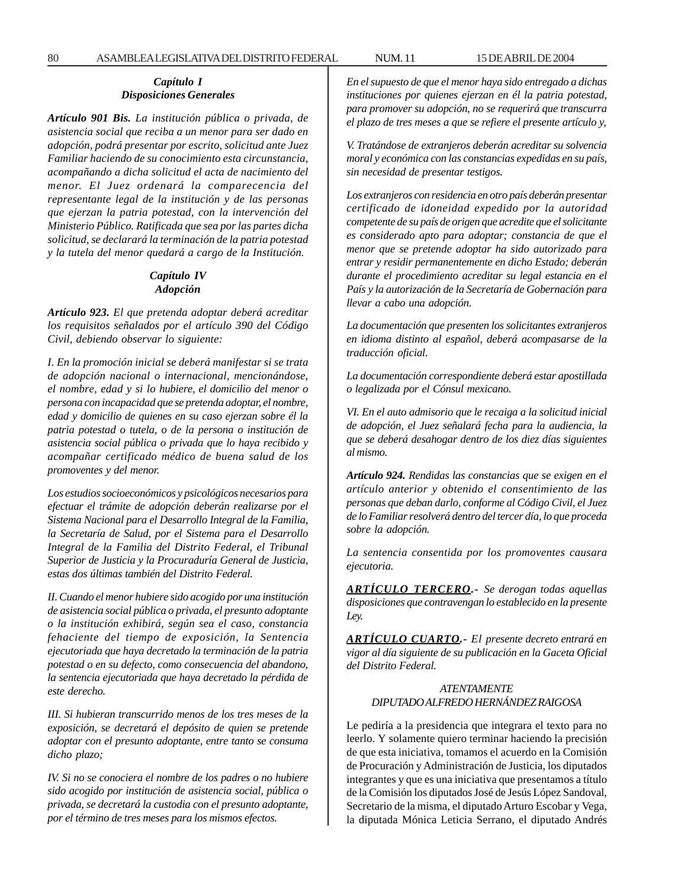*Capítulo I*
*Disposiciones Generales*

***Artículo 901 Bis.*** *La institución pública o privada, de asistencia social que reciba a un menor para ser dado en adopción, podrá presentar por escrito, solicitud ante Juez Familiar haciendo de su conocimiento esta circunstancia, acompañando a dicha solicitud el acta de nacimiento del menor. El Juez ordenará la comparecencia del representante legal de la institución y de las personas que ejerzan la patria potestad, con la intervención del Ministerio Público. Ratificada que sea por las partes dicha solicitud, se declarará la terminación de la patria potestad y la tutela del menor quedará a cargo de la Institución.*

*Capítulo IV*
*Adopción*

***Artículo 923.*** *El que pretenda adoptar deberá acreditar los requisitos señalados por el artículo 390 del Código Civil, debiendo observar lo siguiente:*

*I. En la promoción inicial se deberá manifestar si se trata de adopción nacional o internacional, mencionándose, el nombre, edad y si lo hubiere, el domicilio del menor o persona con incapacidad que se pretenda adoptar, el nombre, edad y domicilio de quienes en su caso ejerzan sobre él la patria potestad o tutela, o de la persona o institución de asistencia social pública o privada que lo haya recibido y acompañar certificado médico de buena salud de los promoventes y del menor.*

*Los estudios socioeconómicos y psicológicos necesarios para efectuar el trámite de adopción deberán realizarse por el Sistema Nacional para el Desarrollo Integral de la Familia, la Secretaría de Salud, por el Sistema para el Desarrollo Integral de la Familia del Distrito Federal, el Tribunal Superior de Justicia y la Procuraduría General de Justicia, estas dos últimas también del Distrito Federal.*

*II. Cuando el menor hubiere sido acogido por una institución de asistencia social pública o privada, el presunto adoptante o la institución exhibirá, según sea el caso, constancia fehaciente del tiempo de exposición, la Sentencia ejecutoriada que haya decretado la terminación de la patria potestad o en su defecto, como consecuencia del abandono, la sentencia ejecutoriada que haya decretado la pérdida de este derecho.*

*III. Si hubieran transcurrido menos de los tres meses de la exposición, se decretará el depósito de quien se pretende adoptar con el presunto adoptante, entre tanto se consuma dicho plazo;*

*IV. Si no se conociera el nombre de los padres o no hubiere sido acogido por institución de asistencia social, pública o privada, se decretará la custodia con el presunto adoptante, por el término de tres meses para los mismos efectos.*

*En el supuesto de que el menor haya sido entregado a dichas instituciones por quienes ejerzan en él la patria potestad, para promover su adopción, no se requerirá que transcurra el plazo de tres meses a que se refiere el presente artículo y,*

*V. Tratándose de extranjeros deberán acreditar su solvencia moral y económica con las constancias expedidas en su país, sin necesidad de presentar testigos.*

*Los extranjeros con residencia en otro país deberán presentar certificado de idoneidad expedido por la autoridad competente de su país de origen que acredite que el solicitante es considerado apto para adoptar; constancia de que el menor que se pretende adoptar ha sido autorizado para entrar y residir permanentemente en dicho Estado; deberán durante el procedimiento acreditar su legal estancia en el País y la autorización de la Secretaría de Gobernación para llevar a cabo una adopción.*

*La documentación que presenten los solicitantes extranjeros en idioma distinto al español, deberá acompasarse de la traducción oficial.*

*La documentación correspondiente deberá estar apostillada o legalizada por el Cónsul mexicano.*

*VI. En el auto admisorio que le recaiga a la solicitud inicial de adopción, el Juez señalará fecha para la audiencia, la que se deberá desahogar dentro de los diez días siguientes al mismo.*

***Artículo 924.*** *Rendidas las constancias que se exigen en el artículo anterior y obtenido el consentimiento de las personas que deban darlo, conforme al Código Civil, el Juez de lo Familiar resolverá dentro del tercer día, lo que proceda sobre la adopción.*

*La sentencia consentida por los promoventes causara ejecutoria.*

***ARTÍCULO TERCERO.-*** *Se derogan todas aquellas disposiciones que contravengan lo establecido en la presente Ley.*

***ARTÍCULO CUARTO.-*** *El presente decreto entrará en vigor al día siguiente de su publicación en la Gaceta Oficial del Distrito Federal.*

*ATENTAMENTE*
*DIPUTADO ALFREDO HERNÁNDEZ RAIGOSA*

Le pediría a la presidencia que integrara el texto para no leerlo. Y solamente quiero terminar haciendo la precisión de que esta iniciativa, tomamos el acuerdo en la Comisión de Procuración y Administración de Justicia, los diputados integrantes y que es una iniciativa que presentamos a título de la Comisión los diputados José de Jesús López Sandoval, Secretario de la misma, el diputado Arturo Escobar y Vega, la diputada Mónica Leticia Serrano, el diputado Andrés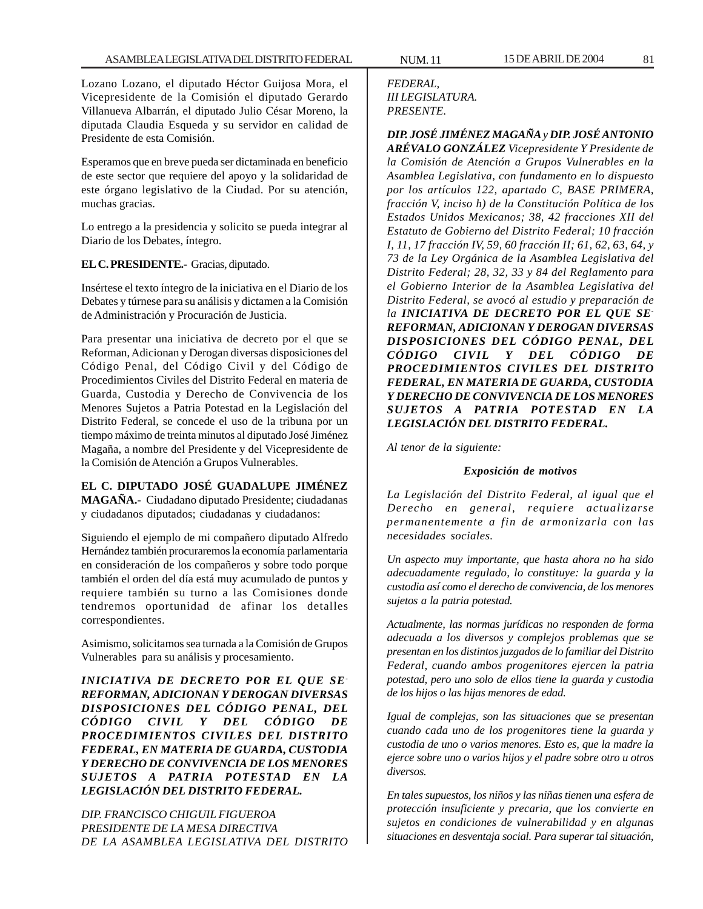Lozano Lozano, el diputado Héctor Guijosa Mora, el Vicepresidente de la Comisión el diputado Gerardo Villanueva Albarrán, el diputado Julio César Moreno, la diputada Claudia Esqueda y su servidor en calidad de Presidente de esta Comisión.

Esperamos que en breve pueda ser dictaminada en beneficio de este sector que requiere del apoyo y la solidaridad de este órgano legislativo de la Ciudad. Por su atención, muchas gracias.

Lo entrego a la presidencia y solicito se pueda integrar al Diario de los Debates, íntegro.

**EL C. PRESIDENTE.-** Gracias, diputado.

Insértese el texto íntegro de la iniciativa en el Diario de los Debates y túrnese para su análisis y dictamen a la Comisión de Administración y Procuración de Justicia.

Para presentar una iniciativa de decreto por el que se Reforman, Adicionan y Derogan diversas disposiciones del Código Penal, del Código Civil y del Código de Procedimientos Civiles del Distrito Federal en materia de Guarda, Custodia y Derecho de Convivencia de los Menores Sujetos a Patria Potestad en la Legislación del Distrito Federal, se concede el uso de la tribuna por un tiempo máximo de treinta minutos al diputado José Jiménez Magaña, a nombre del Presidente y del Vicepresidente de la Comisión de Atención a Grupos Vulnerables.

**EL C. DIPUTADO JOSÉ GUADALUPE JIMÉNEZ MAGAÑA.-** Ciudadano diputado Presidente; ciudadanas y ciudadanos diputados; ciudadanas y ciudadanos:

Siguiendo el ejemplo de mi compañero diputado Alfredo Hernández también procuraremos la economía parlamentaria en consideración de los compañeros y sobre todo porque también el orden del día está muy acumulado de puntos y requiere también su turno a las Comisiones donde tendremos oportunidad de afinar los detalles correspondientes.

Asimismo, solicitamos sea turnada a la Comisión de Grupos Vulnerables para su análisis y procesamiento.

***INICIATIVA DE DECRETO POR EL QUE SE REFORMAN, ADICIONAN Y DEROGAN DIVERSAS DISPOSICIONES DEL CÓDIGO PENAL, DEL CÓDIGO CIVIL Y DEL CÓDIGO DE PROCEDIMIENTOS CIVILES DEL DISTRITO FEDERAL, EN MATERIA DE GUARDA, CUSTODIA Y DERECHO DE CONVIVENCIA DE LOS MENORES SUJETOS A PATRIA POTESTAD EN LA LEGISLACIÓN DEL DISTRITO FEDERAL.***

*DIP. FRANCISCO CHIGUIL FIGUEROA*
*PRESIDENTE DE LA MESA DIRECTIVA*
*DE LA ASAMBLEA LEGISLATIVA DEL DISTRITO FEDERAL,*
*III LEGISLATURA.*
*PRESENTE.*

***DIP. JOSÉ JIMÉNEZ MAGAÑA** y **DIP. JOSÉ ANTONIO ARÉVALO GONZÁLEZ** Vicepresidente Y Presidente de la Comisión de Atención a Grupos Vulnerables en la Asamblea Legislativa, con fundamento en lo dispuesto por los artículos 122, apartado C, BASE PRIMERA, fracción V, inciso h) de la Constitución Política de los Estados Unidos Mexicanos; 38, 42 fracciones XII del Estatuto de Gobierno del Distrito Federal; 10 fracción I, 11, 17 fracción IV, 59, 60 fracción II; 61, 62, 63, 64, y 73 de la Ley Orgánica de la Asamblea Legislativa del Distrito Federal; 28, 32, 33 y 84 del Reglamento para el Gobierno Interior de la Asamblea Legislativa del Distrito Federal, se avocó al estudio y preparación de la **INICIATIVA DE DECRETO POR EL QUE SE REFORMAN, ADICIONAN Y DEROGAN DIVERSAS DISPOSICIONES DEL CÓDIGO PENAL, DEL CÓDIGO CIVIL Y DEL CÓDIGO DE PROCEDIMIENTOS CIVILES DEL DISTRITO FEDERAL, EN MATERIA DE GUARDA, CUSTODIA Y DERECHO DE CONVIVENCIA DE LOS MENORES SUJETOS A PATRIA POTESTAD EN LA LEGISLACIÓN DEL DISTRITO FEDERAL.***

*Al tenor de la siguiente:*

***Exposición de motivos***

*La Legislación del Distrito Federal, al igual que el Derecho en general, requiere actualizarse permanentemente a fin de armonizarla con las necesidades sociales.*

*Un aspecto muy importante, que hasta ahora no ha sido adecuadamente regulado, lo constituye: la guarda y la custodia así como el derecho de convivencia, de los menores sujetos a la patria potestad.*

*Actualmente, las normas jurídicas no responden de forma adecuada a los diversos y complejos problemas que se presentan en los distintos juzgados de lo familiar del Distrito Federal, cuando ambos progenitores ejercen la patria potestad, pero uno solo de ellos tiene la guarda y custodia de los hijos o las hijas menores de edad.*

*Igual de complejas, son las situaciones que se presentan cuando cada uno de los progenitores tiene la guarda y custodia de uno o varios menores. Esto es, que la madre la ejerce sobre uno o varios hijos y el padre sobre otro u otros diversos.*

*En tales supuestos, los niños y las niñas tienen una esfera de protección insuficiente y precaria, que los convierte en sujetos en condiciones de vulnerabilidad y en algunas situaciones en desventaja social. Para superar tal situación,*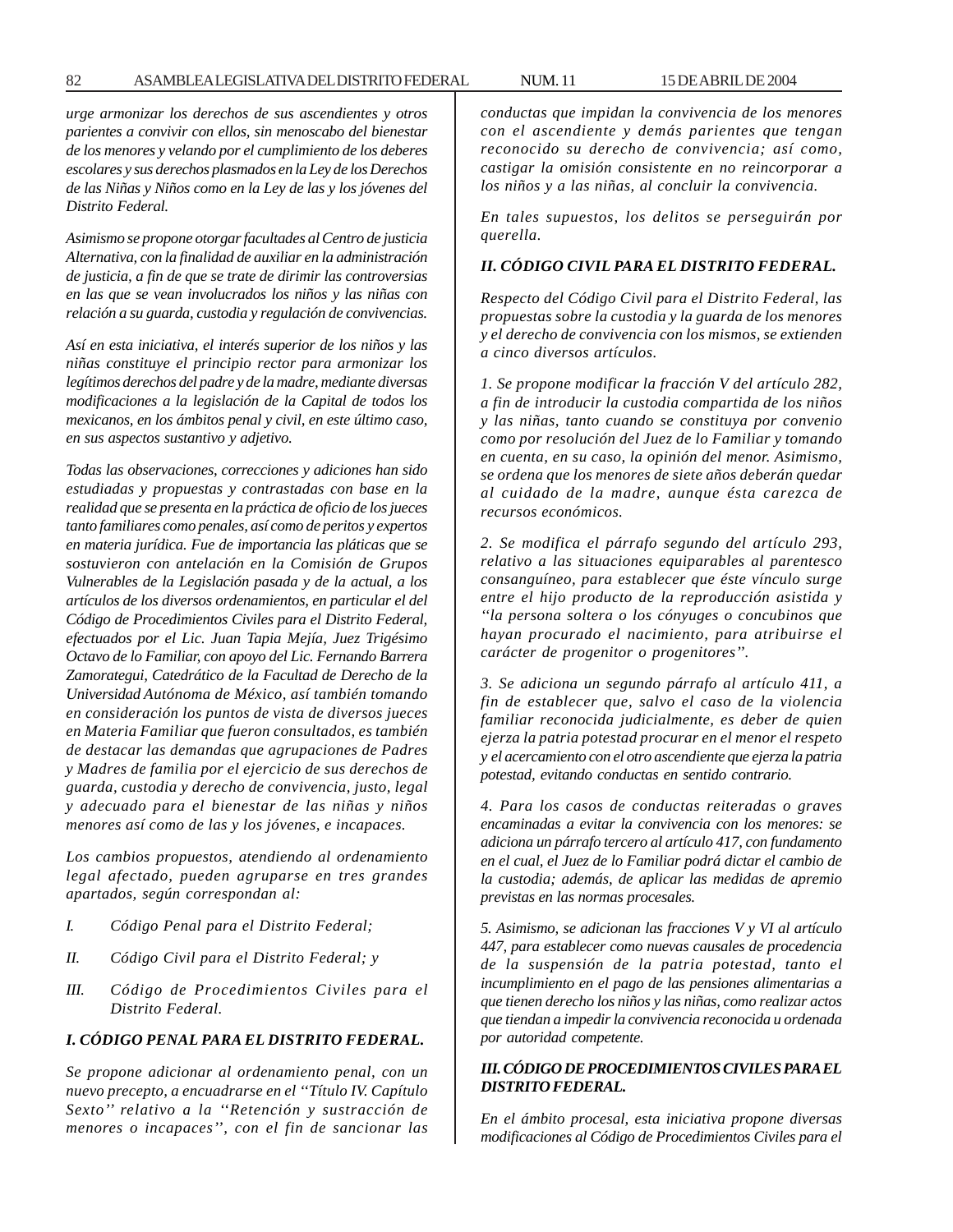*urge armonizar los derechos de sus ascendientes y otros parientes a convivir con ellos, sin menoscabo del bienestar de los menores y velando por el cumplimiento de los deberes escolares y sus derechos plasmados en la Ley de los Derechos de las Niñas y Niños como en la Ley de las y los jóvenes del Distrito Federal.*

*Asimismo se propone otorgar facultades al Centro de justicia Alternativa, con la finalidad de auxiliar en la administración de justicia, a fin de que se trate de dirimir las controversias en las que se vean involucrados los niños y las niñas con relación a su guarda, custodia y regulación de convivencias.*

*Así en esta iniciativa, el interés superior de los niños y las niñas constituye el principio rector para armonizar los legítimos derechos del padre y de la madre, mediante diversas modificaciones a la legislación de la Capital de todos los mexicanos, en los ámbitos penal y civil, en este último caso, en sus aspectos sustantivo y adjetivo.*

*Todas las observaciones, correcciones y adiciones han sido estudiadas y propuestas y contrastadas con base en la realidad que se presenta en la práctica de oficio de los jueces tanto familiares como penales, así como de peritos y expertos en materia jurídica. Fue de importancia las pláticas que se sostuvieron con antelación en la Comisión de Grupos Vulnerables de la Legislación pasada y de la actual, a los artículos de los diversos ordenamientos, en particular el del Código de Procedimientos Civiles para el Distrito Federal, efectuados por el Lic. Juan Tapia Mejía, Juez Trigésimo Octavo de lo Familiar, con apoyo del Lic. Fernando Barrera Zamorategui, Catedrático de la Facultad de Derecho de la Universidad Autónoma de México, así también tomando en consideración los puntos de vista de diversos jueces en Materia Familiar que fueron consultados, es también de destacar las demandas que agrupaciones de Padres y Madres de familia por el ejercicio de sus derechos de guarda, custodia y derecho de convivencia, justo, legal y adecuado para el bienestar de las niñas y niños menores así como de las y los jóvenes, e incapaces.*

*Los cambios propuestos, atendiendo al ordenamiento legal afectado, pueden agruparse en tres grandes apartados, según correspondan al:*

*I. Código Penal para el Distrito Federal;*

*II. Código Civil para el Distrito Federal; y*

*III. Código de Procedimientos Civiles para el Distrito Federal.*

***I. CÓDIGO PENAL PARA EL DISTRITO FEDERAL.***

*Se propone adicionar al ordenamiento penal, con un nuevo precepto, a encuadrarse en el ''Título IV. Capítulo Sexto'' relativo a la ''Retención y sustracción de menores o incapaces'', con el fin de sancionar las conductas que impidan la convivencia de los menores con el ascendiente y demás parientes que tengan reconocido su derecho de convivencia; así como, castigar la omisión consistente en no reincorporar a los niños y a las niñas, al concluir la convivencia.*

*En tales supuestos, los delitos se perseguirán por querella.*

***II. CÓDIGO CIVIL PARA EL DISTRITO FEDERAL.***

*Respecto del Código Civil para el Distrito Federal, las propuestas sobre la custodia y la guarda de los menores y el derecho de convivencia con los mismos, se extienden a cinco diversos artículos.*

*1. Se propone modificar la fracción V del artículo 282, a fin de introducir la custodia compartida de los niños y las niñas, tanto cuando se constituya por convenio como por resolución del Juez de lo Familiar y tomando en cuenta, en su caso, la opinión del menor. Asimismo, se ordena que los menores de siete años deberán quedar al cuidado de la madre, aunque ésta carezca de recursos económicos.*

*2. Se modifica el párrafo segundo del artículo 293, relativo a las situaciones equiparables al parentesco consanguíneo, para establecer que éste vínculo surge entre el hijo producto de la reproducción asistida y ''la persona soltera o los cónyuges o concubinos que hayan procurado el nacimiento, para atribuirse el carácter de progenitor o progenitores''.*

*3. Se adiciona un segundo párrafo al artículo 411, a fin de establecer que, salvo el caso de la violencia familiar reconocida judicialmente, es deber de quien ejerza la patria potestad procurar en el menor el respeto y el acercamiento con el otro ascendiente que ejerza la patria potestad, evitando conductas en sentido contrario.*

*4. Para los casos de conductas reiteradas o graves encaminadas a evitar la convivencia con los menores: se adiciona un párrafo tercero al artículo 417, con fundamento en el cual, el Juez de lo Familiar podrá dictar el cambio de la custodia; además, de aplicar las medidas de apremio previstas en las normas procesales.*

*5. Asimismo, se adicionan las fracciones V y VI al artículo 447, para establecer como nuevas causales de procedencia de la suspensión de la patria potestad, tanto el incumplimiento en el pago de las pensiones alimentarias a que tienen derecho los niños y las niñas, como realizar actos que tiendan a impedir la convivencia reconocida u ordenada por autoridad competente.*

***III. CÓDIGO DE PROCEDIMIENTOS CIVILES PARA EL DISTRITO FEDERAL.***

*En el ámbito procesal, esta iniciativa propone diversas modificaciones al Código de Procedimientos Civiles para el*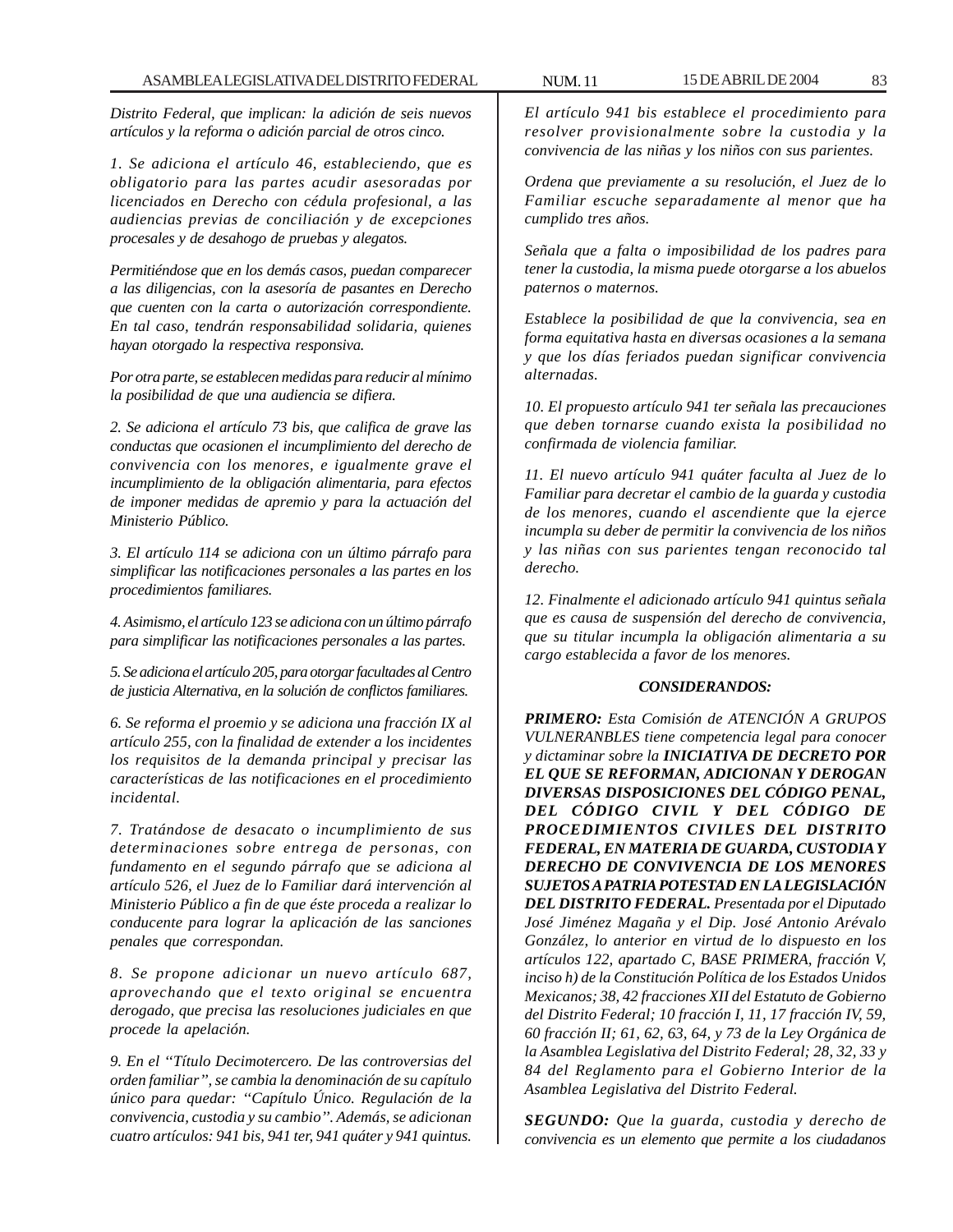*Distrito Federal, que implican: la adición de seis nuevos artículos y la reforma o adición parcial de otros cinco.*

*1. Se adiciona el artículo 46, estableciendo, que es obligatorio para las partes acudir asesoradas por licenciados en Derecho con cédula profesional, a las audiencias previas de conciliación y de excepciones procesales y de desahogo de pruebas y alegatos.*

*Permitiéndose que en los demás casos, puedan comparecer a las diligencias, con la asesoría de pasantes en Derecho que cuenten con la carta o autorización correspondiente. En tal caso, tendrán responsabilidad solidaria, quienes hayan otorgado la respectiva responsiva.*

*Por otra parte, se establecen medidas para reducir al mínimo la posibilidad de que una audiencia se difiera.*

*2. Se adiciona el artículo 73 bis, que califica de grave las conductas que ocasionen el incumplimiento del derecho de convivencia con los menores, e igualmente grave el incumplimiento de la obligación alimentaria, para efectos de imponer medidas de apremio y para la actuación del Ministerio Público.*

*3. El artículo 114 se adiciona con un último párrafo para simplificar las notificaciones personales a las partes en los procedimientos familiares.*

*4. Asimismo, el artículo 123 se adiciona con un último párrafo para simplificar las notificaciones personales a las partes.*

*5. Se adiciona el artículo 205, para otorgar facultades al Centro de justicia Alternativa, en la solución de conflictos familiares.*

*6. Se reforma el proemio y se adiciona una fracción IX al artículo 255, con la finalidad de extender a los incidentes los requisitos de la demanda principal y precisar las características de las notificaciones en el procedimiento incidental.*

*7. Tratándose de desacato o incumplimiento de sus determinaciones sobre entrega de personas, con fundamento en el segundo párrafo que se adiciona al artículo 526, el Juez de lo Familiar dará intervención al Ministerio Público a fin de que éste proceda a realizar lo conducente para lograr la aplicación de las sanciones penales que correspondan.*

*8. Se propone adicionar un nuevo artículo 687, aprovechando que el texto original se encuentra derogado, que precisa las resoluciones judiciales en que procede la apelación.*

*9. En el "Título Decimotercero. De las controversias del orden familiar", se cambia la denominación de su capítulo único para quedar: "Capítulo Único. Regulación de la convivencia, custodia y su cambio". Además, se adicionan cuatro artículos: 941 bis, 941 ter, 941 quáter y 941 quintus.*

*El artículo 941 bis establece el procedimiento para resolver provisionalmente sobre la custodia y la convivencia de las niñas y los niños con sus parientes.*

*Ordena que previamente a su resolución, el Juez de lo Familiar escuche separadamente al menor que ha cumplido tres años.*

*Señala que a falta o imposibilidad de los padres para tener la custodia, la misma puede otorgarse a los abuelos paternos o maternos.*

*Establece la posibilidad de que la convivencia, sea en forma equitativa hasta en diversas ocasiones a la semana y que los días feriados puedan significar convivencia alternadas.*

*10. El propuesto artículo 941 ter señala las precauciones que deben tornarse cuando exista la posibilidad no confirmada de violencia familiar.*

*11. El nuevo artículo 941 quáter faculta al Juez de lo Familiar para decretar el cambio de la guarda y custodia de los menores, cuando el ascendiente que la ejerce incumpla su deber de permitir la convivencia de los niños y las niñas con sus parientes tengan reconocido tal derecho.*

*12. Finalmente el adicionado artículo 941 quintus señala que es causa de suspensión del derecho de convivencia, que su titular incumpla la obligación alimentaria a su cargo establecida a favor de los menores.*

***CONSIDERANDOS:***

***PRIMERO:*** *Esta Comisión de ATENCIÓN A GRUPOS VULNERANBLES tiene competencia legal para conocer y dictaminar sobre la* ***INICIATIVA DE DECRETO POR EL QUE SE REFORMAN, ADICIONAN Y DEROGAN DIVERSAS DISPOSICIONES DEL CÓDIGO PENAL, DEL CÓDIGO CIVIL Y DEL CÓDIGO DE PROCEDIMIENTOS CIVILES DEL DISTRITO FEDERAL, EN MATERIA DE GUARDA, CUSTODIA Y DERECHO DE CONVIVENCIA DE LOS MENORES SUJETOS A PATRIA POTESTAD EN LA LEGISLACIÓN DEL DISTRITO FEDERAL.*** *Presentada por el Diputado José Jiménez Magaña y el Dip. José Antonio Arévalo González, lo anterior en virtud de lo dispuesto en los artículos 122, apartado C, BASE PRIMERA, fracción V, inciso h) de la Constitución Política de los Estados Unidos Mexicanos; 38, 42 fracciones XII del Estatuto de Gobierno del Distrito Federal; 10 fracción I, 11, 17 fracción IV, 59, 60 fracción II; 61, 62, 63, 64, y 73 de la Ley Orgánica de la Asamblea Legislativa del Distrito Federal; 28, 32, 33 y 84 del Reglamento para el Gobierno Interior de la Asamblea Legislativa del Distrito Federal.*

***SEGUNDO:*** *Que la guarda, custodia y derecho de convivencia es un elemento que permite a los ciudadanos*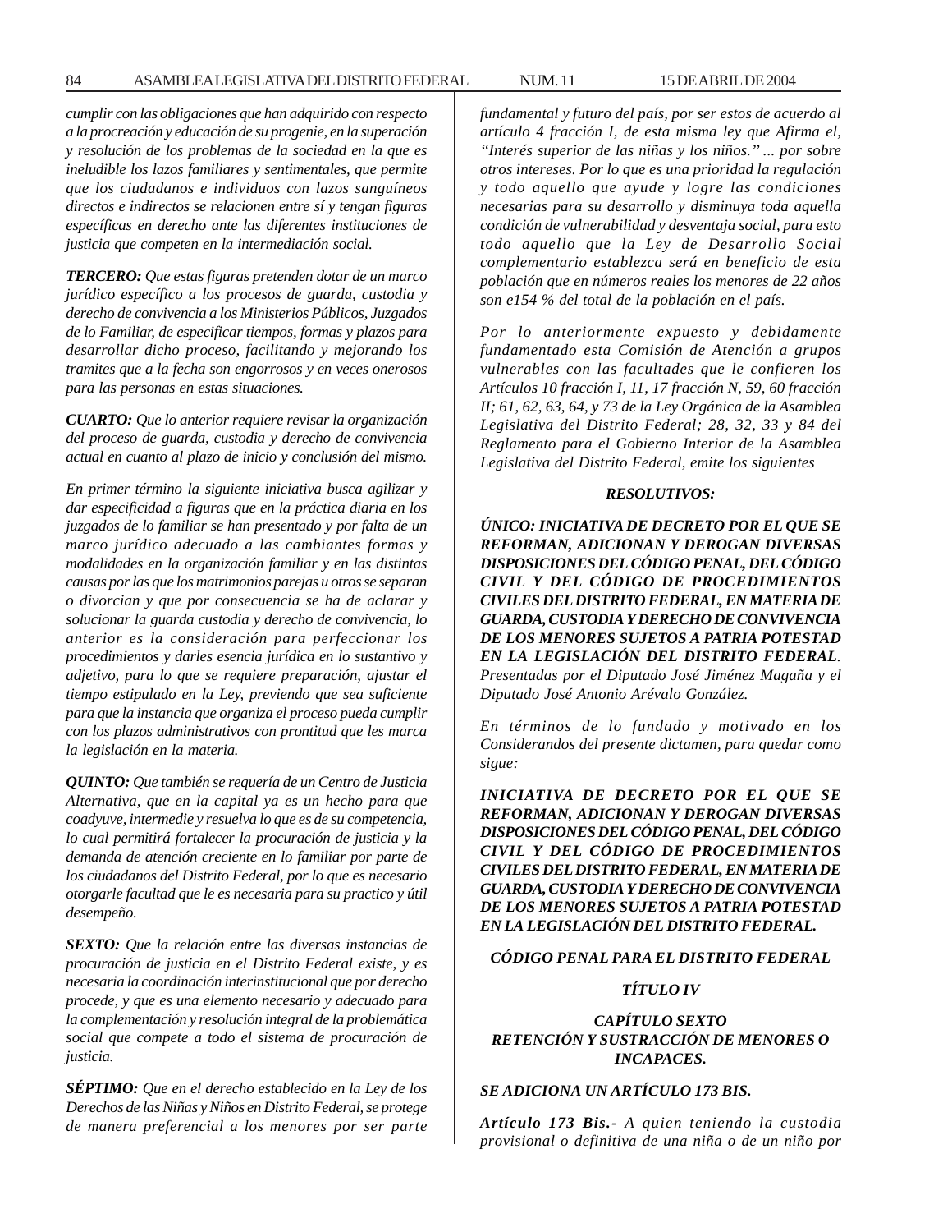*cumplir con las obligaciones que han adquirido con respecto a la procreación y educación de su progenie, en la superación y resolución de los problemas de la sociedad en la que es ineludible los lazos familiares y sentimentales, que permite que los ciudadanos e individuos con lazos sanguíneos directos e indirectos se relacionen entre sí y tengan figuras específicas en derecho ante las diferentes instituciones de justicia que competen en la intermediación social.*

***TERCERO:*** *Que estas figuras pretenden dotar de un marco jurídico específico a los procesos de guarda, custodia y derecho de convivencia a los Ministerios Públicos, Juzgados de lo Familiar, de especificar tiempos, formas y plazos para desarrollar dicho proceso, facilitando y mejorando los tramites que a la fecha son engorrosos y en veces onerosos para las personas en estas situaciones.*

***CUARTO:*** *Que lo anterior requiere revisar la organización del proceso de guarda, custodia y derecho de convivencia actual en cuanto al plazo de inicio y conclusión del mismo.*

*En primer término la siguiente iniciativa busca agilizar y dar especificidad a figuras que en la práctica diaria en los juzgados de lo familiar se han presentado y por falta de un marco jurídico adecuado a las cambiantes formas y modalidades en la organización familiar y en las distintas causas por las que los matrimonios parejas u otros se separan o divorcian y que por consecuencia se ha de aclarar y solucionar la guarda custodia y derecho de convivencia, lo anterior es la consideración para perfeccionar los procedimientos y darles esencia jurídica en lo sustantivo y adjetivo, para lo que se requiere preparación, ajustar el tiempo estipulado en la Ley, previendo que sea suficiente para que la instancia que organiza el proceso pueda cumplir con los plazos administrativos con prontitud que les marca la legislación en la materia.*

***QUINTO:*** *Que también se requería de un Centro de Justicia Alternativa, que en la capital ya es un hecho para que coadyuve, intermedie y resuelva lo que es de su competencia, lo cual permitirá fortalecer la procuración de justicia y la demanda de atención creciente en lo familiar por parte de los ciudadanos del Distrito Federal, por lo que es necesario otorgarle facultad que le es necesaria para su practico y útil desempeño.*

***SEXTO:*** *Que la relación entre las diversas instancias de procuración de justicia en el Distrito Federal existe, y es necesaria la coordinación interinstitucional que por derecho procede, y que es una elemento necesario y adecuado para la complementación y resolución integral de la problemática social que compete a todo el sistema de procuración de justicia.*

***SÉPTIMO:*** *Que en el derecho establecido en la Ley de los Derechos de las Niñas y Niños en Distrito Federal, se protege de manera preferencial a los menores por ser parte fundamental y futuro del país, por ser estos de acuerdo al artículo 4 fracción I, de esta misma ley que Afirma el, "Interés superior de las niñas y los niños." ... por sobre otros intereses. Por lo que es una prioridad la regulación y todo aquello que ayude y logre las condiciones necesarias para su desarrollo y disminuya toda aquella condición de vulnerabilidad y desventaja social, para esto todo aquello que la Ley de Desarrollo Social complementario establezca será en beneficio de esta población que en números reales los menores de 22 años son e154 % del total de la población en el país.*

*Por lo anteriormente expuesto y debidamente fundamentado esta Comisión de Atención a grupos vulnerables con las facultades que le confieren los Artículos 10 fracción I, 11, 17 fracción N, 59, 60 fracción II; 61, 62, 63, 64, y 73 de la Ley Orgánica de la Asamblea Legislativa del Distrito Federal; 28, 32, 33 y 84 del Reglamento para el Gobierno Interior de la Asamblea Legislativa del Distrito Federal, emite los siguientes*

***RESOLUTIVOS:***

***ÚNICO: INICIATIVA DE DECRETO POR EL QUE SE REFORMAN, ADICIONAN Y DEROGAN DIVERSAS DISPOSICIONES DEL CÓDIGO PENAL, DEL CÓDIGO CIVIL Y DEL CÓDIGO DE PROCEDIMIENTOS CIVILES DEL DISTRITO FEDERAL, EN MATERIA DE GUARDA, CUSTODIA Y DERECHO DE CONVIVENCIA DE LOS MENORES SUJETOS A PATRIA POTESTAD EN LA LEGISLACIÓN DEL DISTRITO FEDERAL****. Presentadas por el Diputado José Jiménez Magaña y el Diputado José Antonio Arévalo González.*

*En términos de lo fundado y motivado en los Considerandos del presente dictamen, para quedar como sigue:*

***INICIATIVA DE DECRETO POR EL QUE SE REFORMAN, ADICIONAN Y DEROGAN DIVERSAS DISPOSICIONES DEL CÓDIGO PENAL, DEL CÓDIGO CIVIL Y DEL CÓDIGO DE PROCEDIMIENTOS CIVILES DEL DISTRITO FEDERAL, EN MATERIA DE GUARDA, CUSTODIA Y DERECHO DE CONVIVENCIA DE LOS MENORES SUJETOS A PATRIA POTESTAD EN LA LEGISLACIÓN DEL DISTRITO FEDERAL.***

***CÓDIGO PENAL PARA EL DISTRITO FEDERAL***

***TÍTULO IV***

***CAPÍTULO SEXTO***
***RETENCIÓN Y SUSTRACCIÓN DE MENORES O INCAPACES.***

***SE ADICIONA UN ARTÍCULO 173 BIS.***

***Artículo 173 Bis.-*** *A quien teniendo la custodia provisional o definitiva de una niña o de un niño por*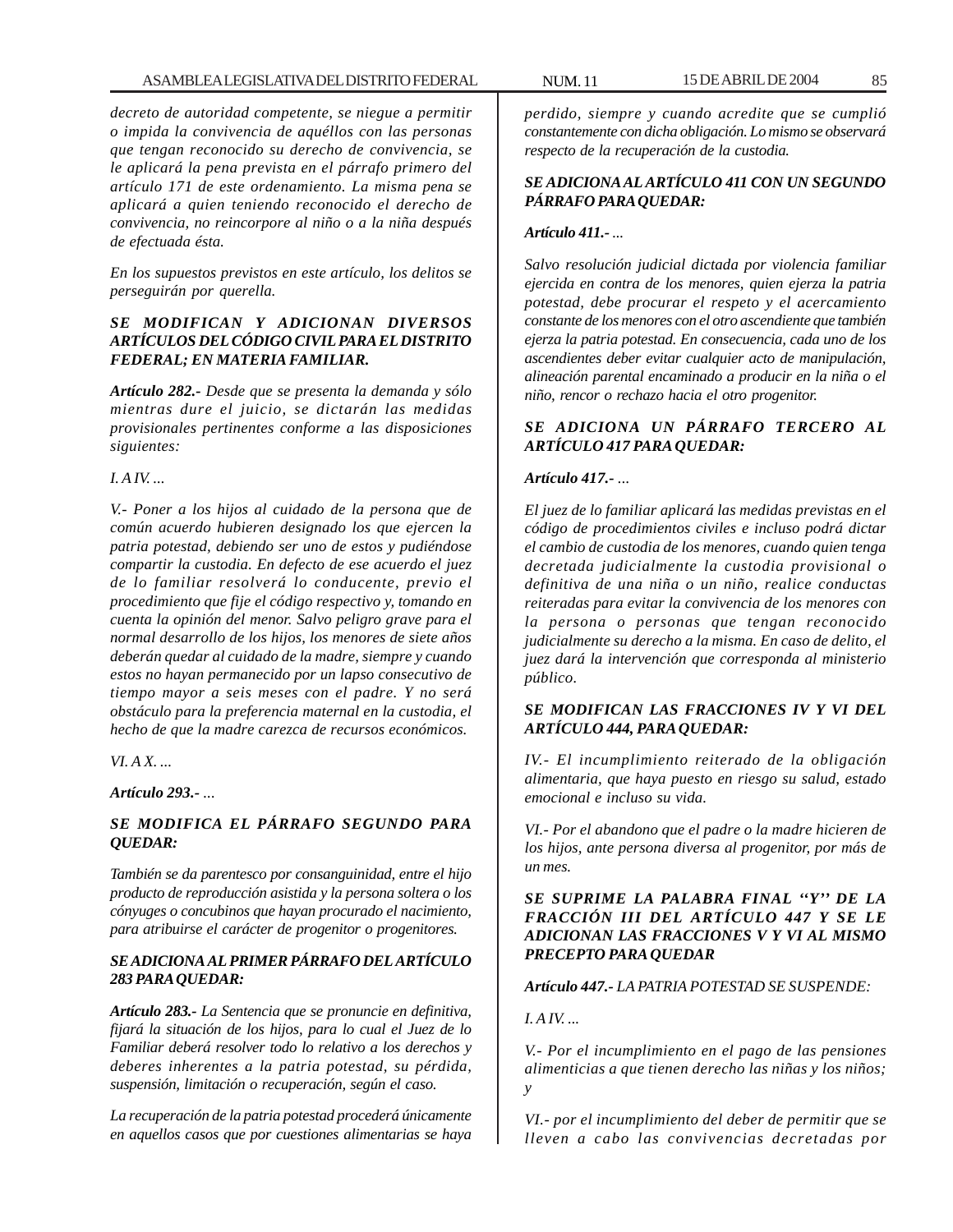*decreto de autoridad competente, se niegue a permitir o impida la convivencia de aquéllos con las personas que tengan reconocido su derecho de convivencia, se le aplicará la pena prevista en el párrafo primero del artículo 171 de este ordenamiento. La misma pena se aplicará a quien teniendo reconocido el derecho de convivencia, no reincorpore al niño o a la niña después de efectuada ésta.*

*En los supuestos previstos en este artículo, los delitos se perseguirán por querella.*

***SE MODIFICAN Y ADICIONAN DIVERSOS ARTÍCULOS DEL CÓDIGO CIVIL PARA EL DISTRITO FEDERAL; EN MATERIA FAMILIAR.***

***Artículo 282.-*** *Desde que se presenta la demanda y sólo mientras dure el juicio, se dictarán las medidas provisionales pertinentes conforme a las disposiciones siguientes:*

*I. A IV. ...*

*V.- Poner a los hijos al cuidado de la persona que de común acuerdo hubieren designado los que ejercen la patria potestad, debiendo ser uno de estos y pudiéndose compartir la custodia. En defecto de ese acuerdo el juez de lo familiar resolverá lo conducente, previo el procedimiento que fije el código respectivo y, tomando en cuenta la opinión del menor. Salvo peligro grave para el normal desarrollo de los hijos, los menores de siete años deberán quedar al cuidado de la madre, siempre y cuando estos no hayan permanecido por un lapso consecutivo de tiempo mayor a seis meses con el padre. Y no será obstáculo para la preferencia maternal en la custodia, el hecho de que la madre carezca de recursos económicos.*

*VI. A X. ...*

***Artículo 293.-*** *...*

***SE MODIFICA EL PÁRRAFO SEGUNDO PARA QUEDAR:***

*También se da parentesco por consanguinidad, entre el hijo producto de reproducción asistida y la persona soltera o los cónyuges o concubinos que hayan procurado el nacimiento, para atribuirse el carácter de progenitor o progenitores.*

***SE ADICIONA AL PRIMER PÁRRAFO DEL ARTÍCULO 283 PARA QUEDAR:***

***Artículo 283.-*** *La Sentencia que se pronuncie en definitiva, fijará la situación de los hijos, para lo cual el Juez de lo Familiar deberá resolver todo lo relativo a los derechos y deberes inherentes a la patria potestad, su pérdida, suspensión, limitación o recuperación, según el caso.*

*La recuperación de la patria potestad procederá únicamente en aquellos casos que por cuestiones alimentarias se haya perdido, siempre y cuando acredite que se cumplió constantemente con dicha obligación. Lo mismo se observará respecto de la recuperación de la custodia.*

***SE ADICIONA AL ARTÍCULO 411 CON UN SEGUNDO PÁRRAFO PARA QUEDAR:***

***Artículo 411.-*** *...*

*Salvo resolución judicial dictada por violencia familiar ejercida en contra de los menores, quien ejerza la patria potestad, debe procurar el respeto y el acercamiento constante de los menores con el otro ascendiente que también ejerza la patria potestad. En consecuencia, cada uno de los ascendientes deber evitar cualquier acto de manipulación, alineación parental encaminado a producir en la niña o el niño, rencor o rechazo hacia el otro progenitor.*

***SE ADICIONA UN PÁRRAFO TERCERO AL ARTÍCULO 417 PARA QUEDAR:***

***Artículo 417.-*** *...*

*El juez de lo familiar aplicará las medidas previstas en el código de procedimientos civiles e incluso podrá dictar el cambio de custodia de los menores, cuando quien tenga decretada judicialmente la custodia provisional o definitiva de una niña o un niño, realice conductas reiteradas para evitar la convivencia de los menores con la persona o personas que tengan reconocido judicialmente su derecho a la misma. En caso de delito, el juez dará la intervención que corresponda al ministerio público.*

***SE MODIFICAN LAS FRACCIONES IV Y VI DEL ARTÍCULO 444, PARA QUEDAR:***

*IV.- El incumplimiento reiterado de la obligación alimentaria, que haya puesto en riesgo su salud, estado emocional e incluso su vida.*

*VI.- Por el abandono que el padre o la madre hicieren de los hijos, ante persona diversa al progenitor, por más de un mes.*

***SE SUPRIME LA PALABRA FINAL ''Y'' DE LA FRACCIÓN III DEL ARTÍCULO 447 Y SE LE ADICIONAN LAS FRACCIONES V Y VI AL MISMO PRECEPTO PARA QUEDAR***

***Artículo 447.-*** *LA PATRIA POTESTAD SE SUSPENDE:*

*I. A IV. ...*

*V.- Por el incumplimiento en el pago de las pensiones alimenticias a que tienen derecho las niñas y los niños; y*

*VI.- por el incumplimiento del deber de permitir que se lleven a cabo las convivencias decretadas por*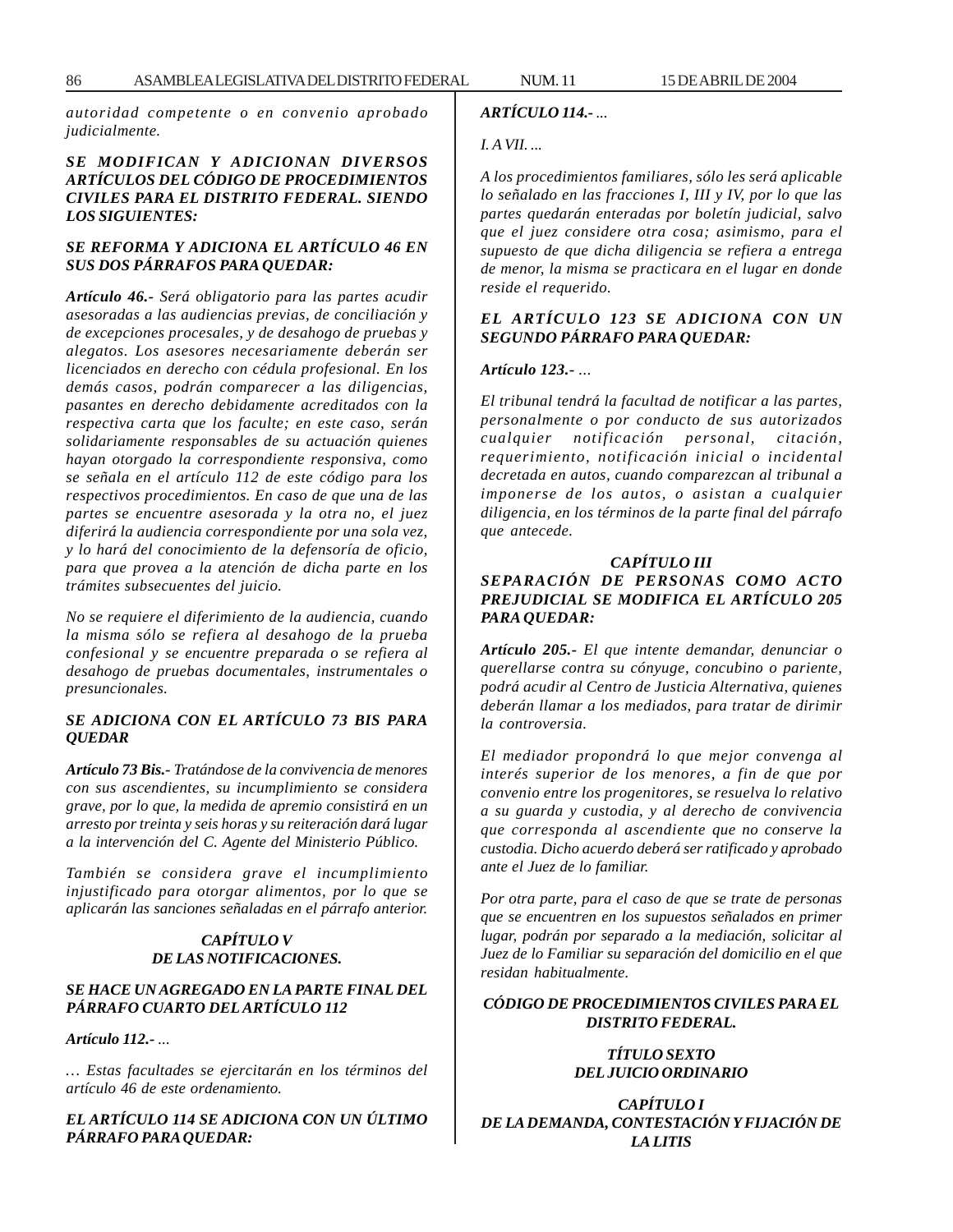*autoridad competente o en convenio aprobado judicialmente.*

***SE MODIFICAN Y ADICIONAN DIVERSOS ARTÍCULOS DEL CÓDIGO DE PROCEDIMIENTOS CIVILES PARA EL DISTRITO FEDERAL. SIENDO LOS SIGUIENTES:***

***SE REFORMA Y ADICIONA EL ARTÍCULO 46 EN SUS DOS PÁRRAFOS PARA QUEDAR:***

***Artículo 46.-*** *Será obligatorio para las partes acudir asesoradas a las audiencias previas, de conciliación y de excepciones procesales, y de desahogo de pruebas y alegatos. Los asesores necesariamente deberán ser licenciados en derecho con cédula profesional. En los demás casos, podrán comparecer a las diligencias, pasantes en derecho debidamente acreditados con la respectiva carta que los faculte; en este caso, serán solidariamente responsables de su actuación quienes hayan otorgado la correspondiente responsiva, como se señala en el artículo 112 de este código para los respectivos procedimientos. En caso de que una de las partes se encuentre asesorada y la otra no, el juez diferirá la audiencia correspondiente por una sola vez, y lo hará del conocimiento de la defensoría de oficio, para que provea a la atención de dicha parte en los trámites subsecuentes del juicio.*

*No se requiere el diferimiento de la audiencia, cuando la misma sólo se refiera al desahogo de la prueba confesional y se encuentre preparada o se refiera al desahogo de pruebas documentales, instrumentales o presuncionales.*

***SE ADICIONA CON EL ARTÍCULO 73 BIS PARA QUEDAR***

***Artículo 73 Bis.-*** *Tratándose de la convivencia de menores con sus ascendientes, su incumplimiento se considera grave, por lo que, la medida de apremio consistirá en un arresto por treinta y seis horas y su reiteración dará lugar a la intervención del C. Agente del Ministerio Público.*

*También se considera grave el incumplimiento injustificado para otorgar alimentos, por lo que se aplicarán las sanciones señaladas en el párrafo anterior.*

***CAPÍTULO V***
***DE LAS NOTIFICACIONES.***

***SE HACE UN AGREGADO EN LA PARTE FINAL DEL PÁRRAFO CUARTO DEL ARTÍCULO 112***

***Artículo 112.-*** *...*

*… Estas facultades se ejercitarán en los términos del artículo 46 de este ordenamiento.*

***EL ARTÍCULO 114 SE ADICIONA CON UN ÚLTIMO PÁRRAFO PARA QUEDAR:***

***ARTÍCULO 114.-*** *...*

*I. A VII. ...*

*A los procedimientos familiares, sólo les será aplicable lo señalado en las fracciones I, III y IV, por lo que las partes quedarán enteradas por boletín judicial, salvo que el juez considere otra cosa; asimismo, para el supuesto de que dicha diligencia se refiera a entrega de menor, la misma se practicara en el lugar en donde reside el requerido.*

***EL ARTÍCULO 123 SE ADICIONA CON UN SEGUNDO PÁRRAFO PARA QUEDAR:***

***Artículo 123.-*** *…*

*El tribunal tendrá la facultad de notificar a las partes, personalmente o por conducto de sus autorizados cualquier notificación personal, citación, requerimiento, notificación inicial o incidental decretada en autos, cuando comparezcan al tribunal a imponerse de los autos, o asistan a cualquier diligencia, en los términos de la parte final del párrafo que antecede.*

***CAPÍTULO III***
***SEPARACIÓN DE PERSONAS COMO ACTO PREJUDICIAL SE MODIFICA EL ARTÍCULO 205 PARA QUEDAR:***

***Artículo 205.-*** *El que intente demandar, denunciar o querellarse contra su cónyuge, concubino o pariente, podrá acudir al Centro de Justicia Alternativa, quienes deberán llamar a los mediados, para tratar de dirimir la controversia.*

*El mediador propondrá lo que mejor convenga al interés superior de los menores, a fin de que por convenio entre los progenitores, se resuelva lo relativo a su guarda y custodia, y al derecho de convivencia que corresponda al ascendiente que no conserve la custodia. Dicho acuerdo deberá ser ratificado y aprobado ante el Juez de lo familiar.*

*Por otra parte, para el caso de que se trate de personas que se encuentren en los supuestos señalados en primer lugar, podrán por separado a la mediación, solicitar al Juez de lo Familiar su separación del domicilio en el que residan habitualmente.*

***CÓDIGO DE PROCEDIMIENTOS CIVILES PARA EL DISTRITO FEDERAL.***

***TÍTULO SEXTO***
***DEL JUICIO ORDINARIO***

***CAPÍTULO I***
***DE LA DEMANDA, CONTESTACIÓN Y FIJACIÓN DE LA LITIS***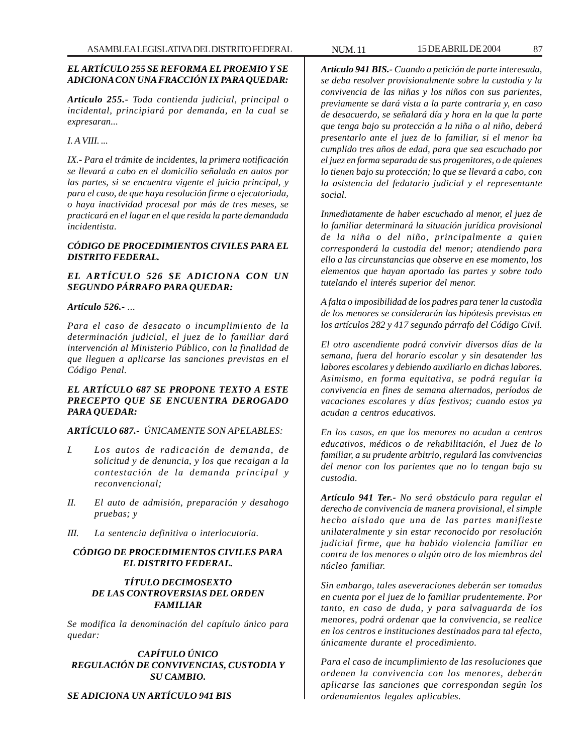***EL ARTÍCULO 255 SE REFORMA EL PROEMIO Y SE ADICIONA CON UNA FRACCIÓN IX PARA QUEDAR:***

***Artículo 255.-*** *Toda contienda judicial, principal o incidental, principiará por demanda, en la cual se expresaran...*

*I. A VIII. ...*

*IX.- Para el trámite de incidentes, la primera notificación se llevará a cabo en el domicilio señalado en autos por las partes, si se encuentra vigente el juicio principal, y para el caso, de que haya resolución firme o ejecutoriada, o haya inactividad procesal por más de tres meses, se practicará en el lugar en el que resida la parte demandada incidentista.*

***CÓDIGO DE PROCEDIMIENTOS CIVILES PARA EL DISTRITO FEDERAL.***

***EL ARTÍCULO 526 SE ADICIONA CON UN SEGUNDO PÁRRAFO PARA QUEDAR:***

***Artículo 526.-*** *...*

*Para el caso de desacato o incumplimiento de la determinación judicial, el juez de lo familiar dará intervención al Ministerio Público, con la finalidad de que lleguen a aplicarse las sanciones previstas en el Código Penal.*

***EL ARTÍCULO 687 SE PROPONE TEXTO A ESTE PRECEPTO QUE SE ENCUENTRA DEROGADO PARA QUEDAR:***

***ARTÍCULO 687.-*** *ÚNICAMENTE SON APELABLES:*

*I. Los autos de radicación de demanda, de solicitud y de denuncia, y los que recaigan a la contestación de la demanda principal y reconvencional;*

*II. El auto de admisión, preparación y desahogo pruebas; y*

*III. La sentencia definitiva o interlocutoria.*

***CÓDIGO DE PROCEDIMIENTOS CIVILES PARA EL DISTRITO FEDERAL.***

***TÍTULO DECIMOSEXTO***
***DE LAS CONTROVERSIAS DEL ORDEN FAMILIAR***

*Se modifica la denominación del capítulo único para quedar:*

***CAPÍTULO ÚNICO***
***REGULACIÓN DE CONVIVENCIAS, CUSTODIA Y SU CAMBIO.***

***SE ADICIONA UN ARTÍCULO 941 BIS***

***Artículo 941 BIS.-*** *Cuando a petición de parte interesada, se deba resolver provisionalmente sobre la custodia y la convivencia de las niñas y los niños con sus parientes, previamente se dará vista a la parte contraria y, en caso de desacuerdo, se señalará día y hora en la que la parte que tenga bajo su protección a la niña o al niño, deberá presentarlo ante el juez de lo familiar, si el menor ha cumplido tres años de edad, para que sea escuchado por el juez en forma separada de sus progenitores, o de quienes lo tienen bajo su protección; lo que se llevará a cabo, con la asistencia del fedatario judicial y el representante social.*

*Inmediatamente de haber escuchado al menor, el juez de lo familiar determinará la situación jurídica provisional de la niña o del niño, principalmente a quien corresponderá la custodia del menor; atendiendo para ello a las circunstancias que observe en ese momento, los elementos que hayan aportado las partes y sobre todo tutelando el interés superior del menor.*

*A falta o imposibilidad de los padres para tener la custodia de los menores se considerarán las hipótesis previstas en los artículos 282 y 417 segundo párrafo del Código Civil.*

*El otro ascendiente podrá convivir diversos días de la semana, fuera del horario escolar y sin desatender las labores escolares y debiendo auxiliarlo en dichas labores. Asimismo, en forma equitativa, se podrá regular la convivencia en fines de semana alternados, períodos de vacaciones escolares y días festivos; cuando estos ya acudan a centros educativos.*

*En los casos, en que los menores no acudan a centros educativos, médicos o de rehabilitación, el Juez de lo familiar, a su prudente arbitrio, regulará las convivencias del menor con los parientes que no lo tengan bajo su custodia.*

***Artículo 941 Ter.-*** *No será obstáculo para regular el derecho de convivencia de manera provisional, el simple hecho aislado que una de las partes manifieste unilateralmente y sin estar reconocido por resolución judicial firme, que ha habido violencia familiar en contra de los menores o algún otro de los miembros del núcleo familiar.*

*Sin embargo, tales aseveraciones deberán ser tomadas en cuenta por el juez de lo familiar prudentemente. Por tanto, en caso de duda, y para salvaguarda de los menores, podrá ordenar que la convivencia, se realice en los centros e instituciones destinados para tal efecto, únicamente durante el procedimiento.*

*Para el caso de incumplimiento de las resoluciones que ordenen la convivencia con los menores, deberán aplicarse las sanciones que correspondan según los ordenamientos legales aplicables.*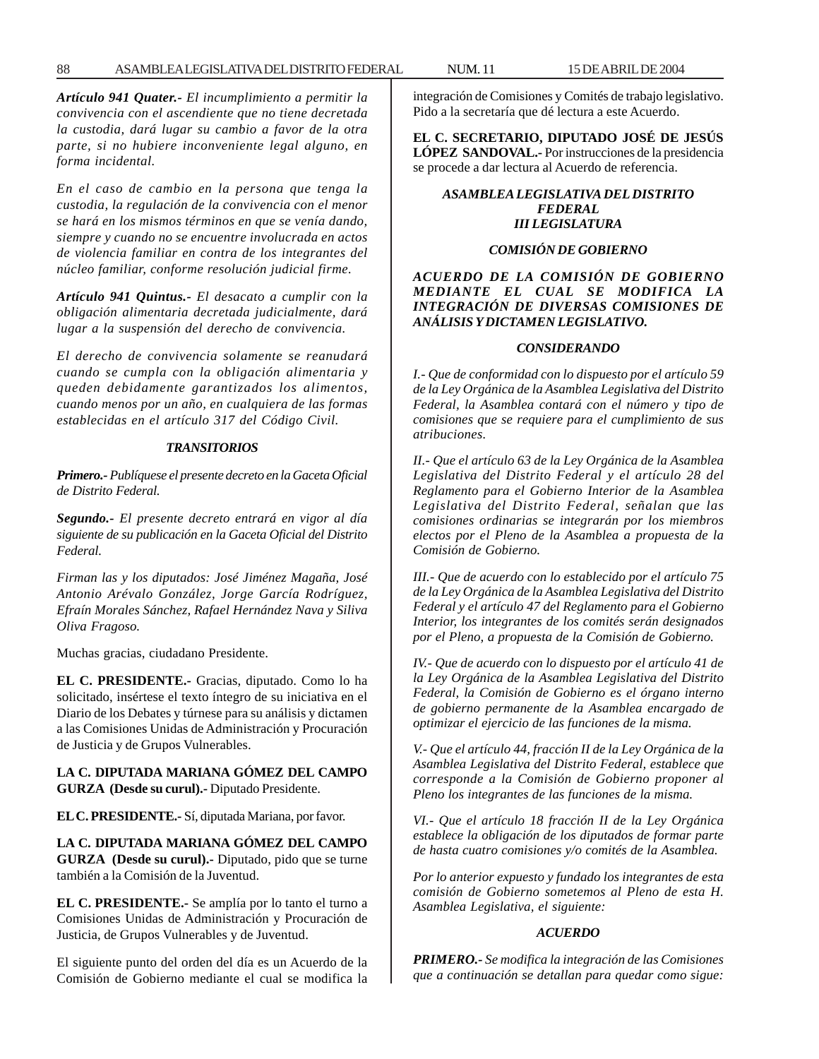*Artículo 941 Quater.- El incumplimiento a permitir la convivencia con el ascendiente que no tiene decretada la custodia, dará lugar su cambio a favor de la otra parte, si no hubiere inconveniente legal alguno, en forma incidental.*

*En el caso de cambio en la persona que tenga la custodia, la regulación de la convivencia con el menor se hará en los mismos términos en que se venía dando, siempre y cuando no se encuentre involucrada en actos de violencia familiar en contra de los integrantes del núcleo familiar, conforme resolución judicial firme.*

*Artículo 941 Quintus.- El desacato a cumplir con la obligación alimentaria decretada judicialmente, dará lugar a la suspensión del derecho de convivencia.*

*El derecho de convivencia solamente se reanudará cuando se cumpla con la obligación alimentaria y queden debidamente garantizados los alimentos, cuando menos por un año, en cualquiera de las formas establecidas en el artículo 317 del Código Civil.*

***TRANSITORIOS***

***Primero.-** Publíquese el presente decreto en la Gaceta Oficial de Distrito Federal.*

***Segundo.-** El presente decreto entrará en vigor al día siguiente de su publicación en la Gaceta Oficial del Distrito Federal.*

*Firman las y los diputados: José Jiménez Magaña, José Antonio Arévalo González, Jorge García Rodríguez, Efraín Morales Sánchez, Rafael Hernández Nava y Siliva Oliva Fragoso.*

Muchas gracias, ciudadano Presidente.

**EL C. PRESIDENTE.-** Gracias, diputado. Como lo ha solicitado, insértese el texto íntegro de su iniciativa en el Diario de los Debates y túrnese para su análisis y dictamen a las Comisiones Unidas de Administración y Procuración de Justicia y de Grupos Vulnerables.

**LA C. DIPUTADA MARIANA GÓMEZ DEL CAMPO GURZA (Desde su curul).-** Diputado Presidente.

**EL C. PRESIDENTE.-** Sí, diputada Mariana, por favor.

**LA C. DIPUTADA MARIANA GÓMEZ DEL CAMPO GURZA (Desde su curul).-** Diputado, pido que se turne también a la Comisión de la Juventud.

**EL C. PRESIDENTE.-** Se amplía por lo tanto el turno a Comisiones Unidas de Administración y Procuración de Justicia, de Grupos Vulnerables y de Juventud.

El siguiente punto del orden del día es un Acuerdo de la Comisión de Gobierno mediante el cual se modifica la integración de Comisiones y Comités de trabajo legislativo. Pido a la secretaría que dé lectura a este Acuerdo.

**EL C. SECRETARIO, DIPUTADO JOSÉ DE JESÚS LÓPEZ SANDOVAL.-** Por instrucciones de la presidencia se procede a dar lectura al Acuerdo de referencia.

***ASAMBLEA LEGISLATIVA DEL DISTRITO FEDERAL***
***III LEGISLATURA***

***COMISIÓN DE GOBIERNO***

***ACUERDO DE LA COMISIÓN DE GOBIERNO MEDIANTE EL CUAL SE MODIFICA LA INTEGRACIÓN DE DIVERSAS COMISIONES DE ANÁLISIS Y DICTAMEN LEGISLATIVO.***

***CONSIDERANDO***

*I.- Que de conformidad con lo dispuesto por el artículo 59 de la Ley Orgánica de la Asamblea Legislativa del Distrito Federal, la Asamblea contará con el número y tipo de comisiones que se requiere para el cumplimiento de sus atribuciones.*

*II.- Que el artículo 63 de la Ley Orgánica de la Asamblea Legislativa del Distrito Federal y el artículo 28 del Reglamento para el Gobierno Interior de la Asamblea Legislativa del Distrito Federal, señalan que las comisiones ordinarias se integrarán por los miembros electos por el Pleno de la Asamblea a propuesta de la Comisión de Gobierno.*

*III.- Que de acuerdo con lo establecido por el artículo 75 de la Ley Orgánica de la Asamblea Legislativa del Distrito Federal y el artículo 47 del Reglamento para el Gobierno Interior, los integrantes de los comités serán designados por el Pleno, a propuesta de la Comisión de Gobierno.*

*IV.- Que de acuerdo con lo dispuesto por el artículo 41 de la Ley Orgánica de la Asamblea Legislativa del Distrito Federal, la Comisión de Gobierno es el órgano interno de gobierno permanente de la Asamblea encargado de optimizar el ejercicio de las funciones de la misma.*

*V.- Que el artículo 44, fracción II de la Ley Orgánica de la Asamblea Legislativa del Distrito Federal, establece que corresponde a la Comisión de Gobierno proponer al Pleno los integrantes de las funciones de la misma.*

*VI.- Que el artículo 18 fracción II de la Ley Orgánica establece la obligación de los diputados de formar parte de hasta cuatro comisiones y/o comités de la Asamblea.*

*Por lo anterior expuesto y fundado los integrantes de esta comisión de Gobierno sometemos al Pleno de esta H. Asamblea Legislativa, el siguiente:*

***ACUERDO***

***PRIMERO.-** Se modifica la integración de las Comisiones que a continuación se detallan para quedar como sigue:*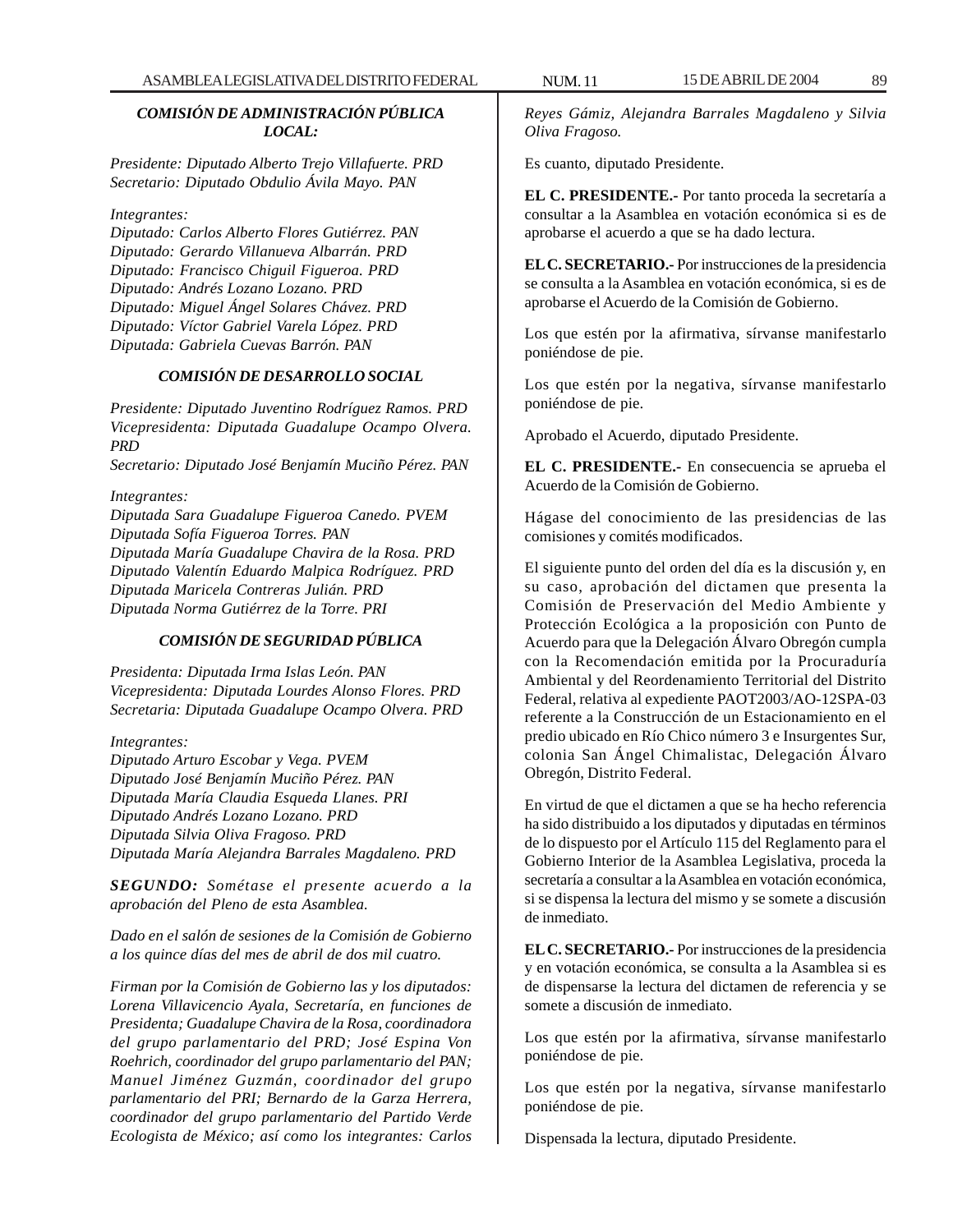***COMISIÓN DE ADMINISTRACIÓN PÚBLICA LOCAL:***

*Presidente: Diputado Alberto Trejo Villafuerte. PRD*
*Secretario: Diputado Obdulio Ávila Mayo. PAN*

*Integrantes:*
*Diputado: Carlos Alberto Flores Gutiérrez. PAN*
*Diputado: Gerardo Villanueva Albarrán. PRD*
*Diputado: Francisco Chiguil Figueroa. PRD*
*Diputado: Andrés Lozano Lozano. PRD*
*Diputado: Miguel Ángel Solares Chávez. PRD*
*Diputado: Víctor Gabriel Varela López. PRD*
*Diputada: Gabriela Cuevas Barrón. PAN*

***COMISIÓN DE DESARROLLO SOCIAL***

*Presidente: Diputado Juventino Rodríguez Ramos. PRD*
*Vicepresidenta: Diputada Guadalupe Ocampo Olvera. PRD*
*Secretario: Diputado José Benjamín Muciño Pérez. PAN*

*Integrantes:*
*Diputada Sara Guadalupe Figueroa Canedo. PVEM*
*Diputada Sofía Figueroa Torres. PAN*
*Diputada María Guadalupe Chavira de la Rosa. PRD*
*Diputado Valentín Eduardo Malpica Rodríguez. PRD*
*Diputada Maricela Contreras Julián. PRD*
*Diputada Norma Gutiérrez de la Torre. PRI*

***COMISIÓN DE SEGURIDAD PÚBLICA***

*Presidenta: Diputada Irma Islas León. PAN*
*Vicepresidenta: Diputada Lourdes Alonso Flores. PRD*
*Secretaria: Diputada Guadalupe Ocampo Olvera. PRD*

*Integrantes:*
*Diputado Arturo Escobar y Vega. PVEM*
*Diputado José Benjamín Muciño Pérez. PAN*
*Diputada María Claudia Esqueda Llanes. PRI*
*Diputado Andrés Lozano Lozano. PRD*
*Diputada Silvia Oliva Fragoso. PRD*
*Diputada María Alejandra Barrales Magdaleno. PRD*

***SEGUNDO:** Sométase el presente acuerdo a la aprobación del Pleno de esta Asamblea.*

*Dado en el salón de sesiones de la Comisión de Gobierno a los quince días del mes de abril de dos mil cuatro.*

*Firman por la Comisión de Gobierno las y los diputados: Lorena Villavicencio Ayala, Secretaría, en funciones de Presidenta; Guadalupe Chavira de la Rosa, coordinadora del grupo parlamentario del PRD; José Espina Von Roehrich, coordinador del grupo parlamentario del PAN; Manuel Jiménez Guzmán, coordinador del grupo parlamentario del PRI; Bernardo de la Garza Herrera, coordinador del grupo parlamentario del Partido Verde Ecologista de México; así como los integrantes: Carlos Reyes Gámiz, Alejandra Barrales Magdaleno y Silvia Oliva Fragoso.*

Es cuanto, diputado Presidente.

**EL C. PRESIDENTE.-** Por tanto proceda la secretaría a consultar a la Asamblea en votación económica si es de aprobarse el acuerdo a que se ha dado lectura.

**EL C. SECRETARIO.-** Por instrucciones de la presidencia se consulta a la Asamblea en votación económica, si es de aprobarse el Acuerdo de la Comisión de Gobierno.

Los que estén por la afirmativa, sírvanse manifestarlo poniéndose de pie.

Los que estén por la negativa, sírvanse manifestarlo poniéndose de pie.

Aprobado el Acuerdo, diputado Presidente.

**EL C. PRESIDENTE.-** En consecuencia se aprueba el Acuerdo de la Comisión de Gobierno.

Hágase del conocimiento de las presidencias de las comisiones y comités modificados.

El siguiente punto del orden del día es la discusión y, en su caso, aprobación del dictamen que presenta la Comisión de Preservación del Medio Ambiente y Protección Ecológica a la proposición con Punto de Acuerdo para que la Delegación Álvaro Obregón cumpla con la Recomendación emitida por la Procuraduría Ambiental y del Reordenamiento Territorial del Distrito Federal, relativa al expediente PAOT2003/AO-12SPA-03 referente a la Construcción de un Estacionamiento en el predio ubicado en Río Chico número 3 e Insurgentes Sur, colonia San Ángel Chimalistac, Delegación Álvaro Obregón, Distrito Federal.

En virtud de que el dictamen a que se ha hecho referencia ha sido distribuido a los diputados y diputadas en términos de lo dispuesto por el Artículo 115 del Reglamento para el Gobierno Interior de la Asamblea Legislativa, proceda la secretaría a consultar a la Asamblea en votación económica, si se dispensa la lectura del mismo y se somete a discusión de inmediato.

**EL C. SECRETARIO.-** Por instrucciones de la presidencia y en votación económica, se consulta a la Asamblea si es de dispensarse la lectura del dictamen de referencia y se somete a discusión de inmediato.

Los que estén por la afirmativa, sírvanse manifestarlo poniéndose de pie.

Los que estén por la negativa, sírvanse manifestarlo poniéndose de pie.

Dispensada la lectura, diputado Presidente.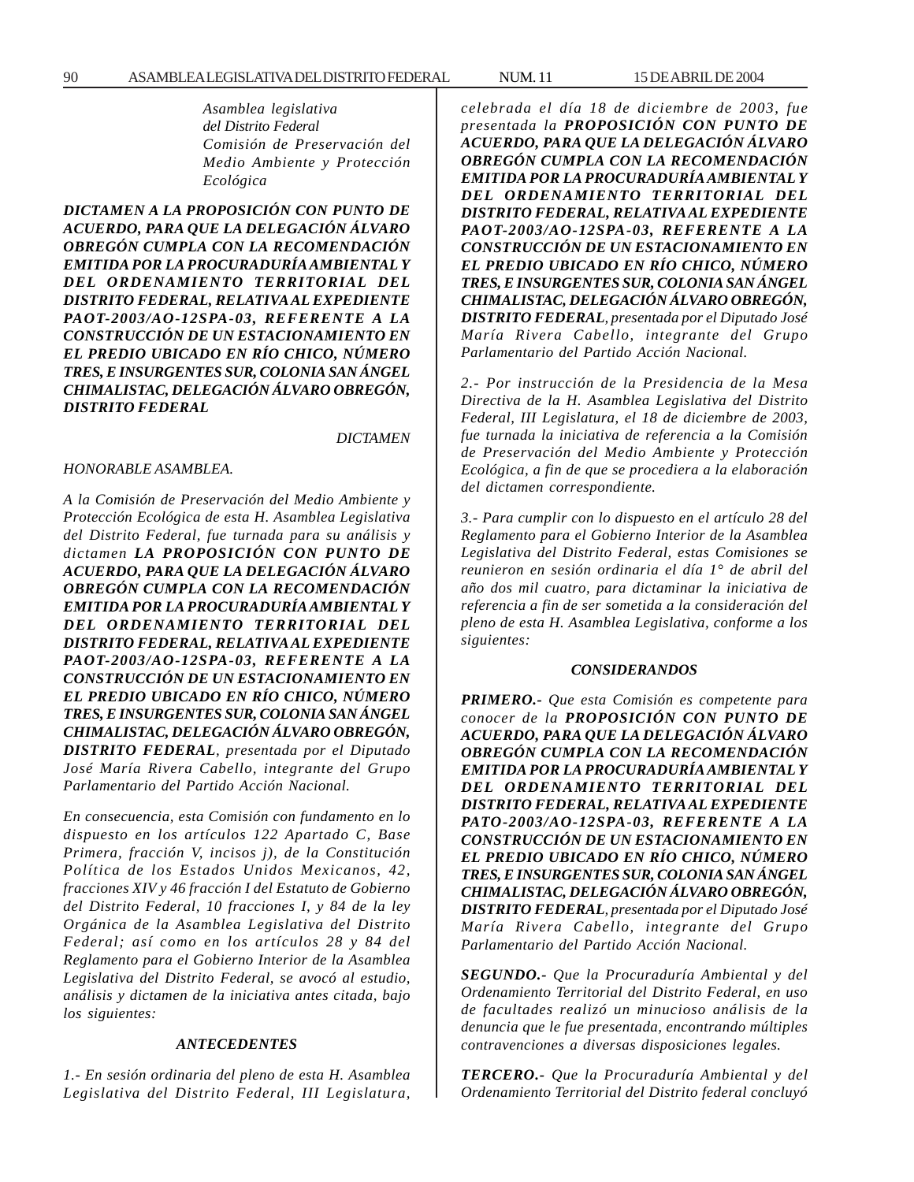*Asamblea legislativa*
*del Distrito Federal*
*Comisión de Preservación del Medio Ambiente y Protección Ecológica*

***DICTAMEN A LA PROPOSICIÓN CON PUNTO DE ACUERDO, PARA QUE LA DELEGACIÓN ÁLVARO OBREGÓN CUMPLA CON LA RECOMENDACIÓN EMITIDA POR LA PROCURADURÍA AMBIENTAL Y DEL ORDENAMIENTO TERRITORIAL DEL DISTRITO FEDERAL, RELATIVA AL EXPEDIENTE PAOT-2003/AO-12SPA-03, REFERENTE A LA CONSTRUCCIÓN DE UN ESTACIONAMIENTO EN EL PREDIO UBICADO EN RÍO CHICO, NÚMERO TRES, E INSURGENTES SUR, COLONIA SAN ÁNGEL CHIMALISTAC, DELEGACIÓN ÁLVARO OBREGÓN, DISTRITO FEDERAL***

*DICTAMEN*

*HONORABLE ASAMBLEA.*

*A la Comisión de Preservación del Medio Ambiente y Protección Ecológica de esta H. Asamblea Legislativa del Distrito Federal, fue turnada para su análisis y dictamen* ***LA PROPOSICIÓN CON PUNTO DE ACUERDO, PARA QUE LA DELEGACIÓN ÁLVARO OBREGÓN CUMPLA CON LA RECOMENDACIÓN EMITIDA POR LA PROCURADURÍA AMBIENTAL Y DEL ORDENAMIENTO TERRITORIAL DEL DISTRITO FEDERAL, RELATIVA AL EXPEDIENTE PAOT-2003/AO-12SPA-03, REFERENTE A LA CONSTRUCCIÓN DE UN ESTACIONAMIENTO EN EL PREDIO UBICADO EN RÍO CHICO, NÚMERO TRES, E INSURGENTES SUR, COLONIA SAN ÁNGEL CHIMALISTAC, DELEGACIÓN ÁLVARO OBREGÓN, DISTRITO FEDERAL****, presentada por el Diputado José María Rivera Cabello, integrante del Grupo Parlamentario del Partido Acción Nacional.*

*En consecuencia, esta Comisión con fundamento en lo dispuesto en los artículos 122 Apartado C, Base Primera, fracción V, incisos j), de la Constitución Política de los Estados Unidos Mexicanos, 42, fracciones XIV y 46 fracción I del Estatuto de Gobierno del Distrito Federal, 10 fracciones I, y 84 de la ley Orgánica de la Asamblea Legislativa del Distrito Federal; así como en los artículos 28 y 84 del Reglamento para el Gobierno Interior de la Asamblea Legislativa del Distrito Federal, se avocó al estudio, análisis y dictamen de la iniciativa antes citada, bajo los siguientes:*

***ANTECEDENTES***

*1.- En sesión ordinaria del pleno de esta H. Asamblea Legislativa del Distrito Federal, III Legislatura, celebrada el día 18 de diciembre de 2003, fue presentada la* ***PROPOSICIÓN CON PUNTO DE ACUERDO, PARA QUE LA DELEGACIÓN ÁLVARO OBREGÓN CUMPLA CON LA RECOMENDACIÓN EMITIDA POR LA PROCURADURÍA AMBIENTAL Y DEL ORDENAMIENTO TERRITORIAL DEL DISTRITO FEDERAL, RELATIVA AL EXPEDIENTE PAOT-2003/AO-12SPA-03, REFERENTE A LA CONSTRUCCIÓN DE UN ESTACIONAMIENTO EN EL PREDIO UBICADO EN RÍO CHICO, NÚMERO TRES, E INSURGENTES SUR, COLONIA SAN ÁNGEL CHIMALISTAC, DELEGACIÓN ÁLVARO OBREGÓN, DISTRITO FEDERAL****, presentada por el Diputado José María Rivera Cabello, integrante del Grupo Parlamentario del Partido Acción Nacional.*

*2.- Por instrucción de la Presidencia de la Mesa Directiva de la H. Asamblea Legislativa del Distrito Federal, III Legislatura, el 18 de diciembre de 2003, fue turnada la iniciativa de referencia a la Comisión de Preservación del Medio Ambiente y Protección Ecológica, a fin de que se procediera a la elaboración del dictamen correspondiente.*

*3.- Para cumplir con lo dispuesto en el artículo 28 del Reglamento para el Gobierno Interior de la Asamblea Legislativa del Distrito Federal, estas Comisiones se reunieron en sesión ordinaria el día 1° de abril del año dos mil cuatro, para dictaminar la iniciativa de referencia a fin de ser sometida a la consideración del pleno de esta H. Asamblea Legislativa, conforme a los siguientes:*

***CONSIDERANDOS***

***PRIMERO.-*** *Que esta Comisión es competente para conocer de la* ***PROPOSICIÓN CON PUNTO DE ACUERDO, PARA QUE LA DELEGACIÓN ÁLVARO OBREGÓN CUMPLA CON LA RECOMENDACIÓN EMITIDA POR LA PROCURADURÍA AMBIENTAL Y DEL ORDENAMIENTO TERRITORIAL DEL DISTRITO FEDERAL, RELATIVA AL EXPEDIENTE PATO-2003/AO-12SPA-03, REFERENTE A LA CONSTRUCCIÓN DE UN ESTACIONAMIENTO EN EL PREDIO UBICADO EN RÍO CHICO, NÚMERO TRES, E INSURGENTES SUR, COLONIA SAN ÁNGEL CHIMALISTAC, DELEGACIÓN ÁLVARO OBREGÓN, DISTRITO FEDERAL****, presentada por el Diputado José María Rivera Cabello, integrante del Grupo Parlamentario del Partido Acción Nacional.*

***SEGUNDO.-*** *Que la Procuraduría Ambiental y del Ordenamiento Territorial del Distrito Federal, en uso de facultades realizó un minucioso análisis de la denuncia que le fue presentada, encontrando múltiples contravenciones a diversas disposiciones legales.*

***TERCERO.-*** *Que la Procuraduría Ambiental y del Ordenamiento Territorial del Distrito federal concluyó*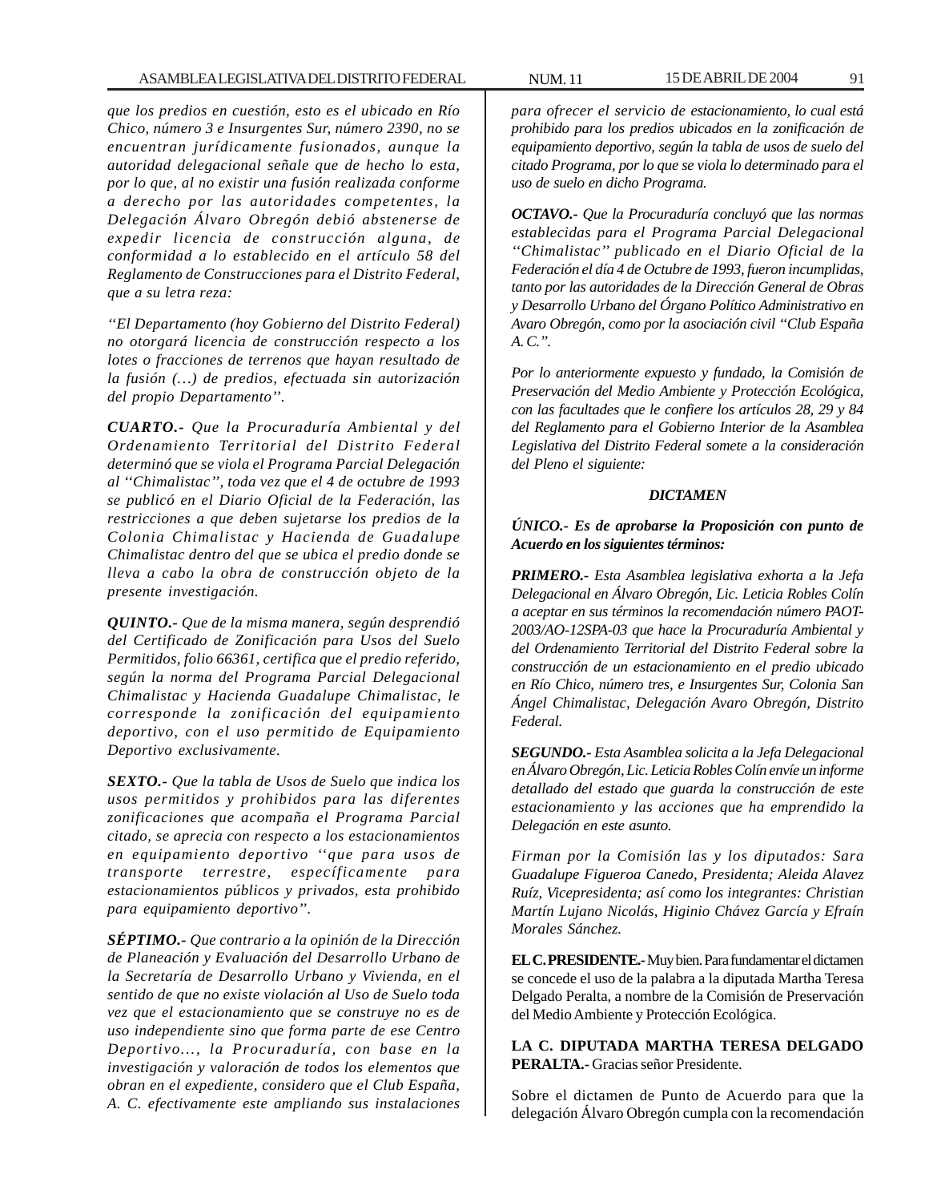*que los predios en cuestión, esto es el ubicado en Río Chico, número 3 e Insurgentes Sur, número 2390, no se encuentran jurídicamente fusionados, aunque la autoridad delegacional señale que de hecho lo esta, por lo que, al no existir una fusión realizada conforme a derecho por las autoridades competentes, la Delegación Álvaro Obregón debió abstenerse de expedir licencia de construcción alguna, de conformidad a lo establecido en el artículo 58 del Reglamento de Construcciones para el Distrito Federal, que a su letra reza:*

*''El Departamento (hoy Gobierno del Distrito Federal) no otorgará licencia de construcción respecto a los lotes o fracciones de terrenos que hayan resultado de la fusión (…) de predios, efectuada sin autorización del propio Departamento''.*

***CUARTO.-** Que la Procuraduría Ambiental y del Ordenamiento Territorial del Distrito Federal determinó que se viola el Programa Parcial Delegación al ''Chimalistac'', toda vez que el 4 de octubre de 1993 se publicó en el Diario Oficial de la Federación, las restricciones a que deben sujetarse los predios de la Colonia Chimalistac y Hacienda de Guadalupe Chimalistac dentro del que se ubica el predio donde se lleva a cabo la obra de construcción objeto de la presente investigación.*

***QUINTO.-** Que de la misma manera, según desprendió del Certificado de Zonificación para Usos del Suelo Permitidos, folio 66361, certifica que el predio referido, según la norma del Programa Parcial Delegacional Chimalistac y Hacienda Guadalupe Chimalistac, le corresponde la zonificación del equipamiento deportivo, con el uso permitido de Equipamiento Deportivo exclusivamente.*

***SEXTO.-** Que la tabla de Usos de Suelo que indica los usos permitidos y prohibidos para las diferentes zonificaciones que acompaña el Programa Parcial citado, se aprecia con respecto a los estacionamientos en equipamiento deportivo ''que para usos de transporte terrestre, específicamente para estacionamientos públicos y privados, esta prohibido para equipamiento deportivo''.*

***SÉPTIMO.-** Que contrario a la opinión de la Dirección de Planeación y Evaluación del Desarrollo Urbano de la Secretaría de Desarrollo Urbano y Vivienda, en el sentido de que no existe violación al Uso de Suelo toda vez que el estacionamiento que se construye no es de uso independiente sino que forma parte de ese Centro Deportivo…, la Procuraduría, con base en la investigación y valoración de todos los elementos que obran en el expediente, considero que el Club España, A. C. efectivamente este ampliando sus instalaciones para ofrecer el servicio de estacionamiento, lo cual está prohibido para los predios ubicados en la zonificación de equipamiento deportivo, según la tabla de usos de suelo del citado Programa, por lo que se viola lo determinado para el uso de suelo en dicho Programa.*

***OCTAVO.-** Que la Procuraduría concluyó que las normas establecidas para el Programa Parcial Delegacional ''Chimalistac'' publicado en el Diario Oficial de la Federación el día 4 de Octubre de 1993, fueron incumplidas, tanto por las autoridades de la Dirección General de Obras y Desarrollo Urbano del Órgano Político Administrativo en Avaro Obregón, como por la asociación civil ''Club España A. C.''.*

*Por lo anteriormente expuesto y fundado, la Comisión de Preservación del Medio Ambiente y Protección Ecológica, con las facultades que le confiere los artículos 28, 29 y 84 del Reglamento para el Gobierno Interior de la Asamblea Legislativa del Distrito Federal somete a la consideración del Pleno el siguiente:*

***DICTAMEN***

***ÚNICO.- Es de aprobarse la Proposición con punto de Acuerdo en los siguientes términos:***

***PRIMERO.-** Esta Asamblea legislativa exhorta a la Jefa Delegacional en Álvaro Obregón, Lic. Leticia Robles Colín a aceptar en sus términos la recomendación número PAOT-2003/AO-12SPA-03 que hace la Procuraduría Ambiental y del Ordenamiento Territorial del Distrito Federal sobre la construcción de un estacionamiento en el predio ubicado en Río Chico, número tres, e Insurgentes Sur, Colonia San Ángel Chimalistac, Delegación Avaro Obregón, Distrito Federal.*

***SEGUNDO.-** Esta Asamblea solicita a la Jefa Delegacional en Álvaro Obregón, Lic. Leticia Robles Colín envíe un informe detallado del estado que guarda la construcción de este estacionamiento y las acciones que ha emprendido la Delegación en este asunto.*

*Firman por la Comisión las y los diputados: Sara Guadalupe Figueroa Canedo, Presidenta; Aleida Alavez Ruíz, Vicepresidenta; así como los integrantes: Christian Martín Lujano Nicolás, Higinio Chávez García y Efraín Morales Sánchez.*

**EL C. PRESIDENTE.-** Muy bien. Para fundamentar el dictamen se concede el uso de la palabra a la diputada Martha Teresa Delgado Peralta, a nombre de la Comisión de Preservación del Medio Ambiente y Protección Ecológica.

**LA C. DIPUTADA MARTHA TERESA DELGADO PERALTA.-** Gracias señor Presidente.

Sobre el dictamen de Punto de Acuerdo para que la delegación Álvaro Obregón cumpla con la recomendación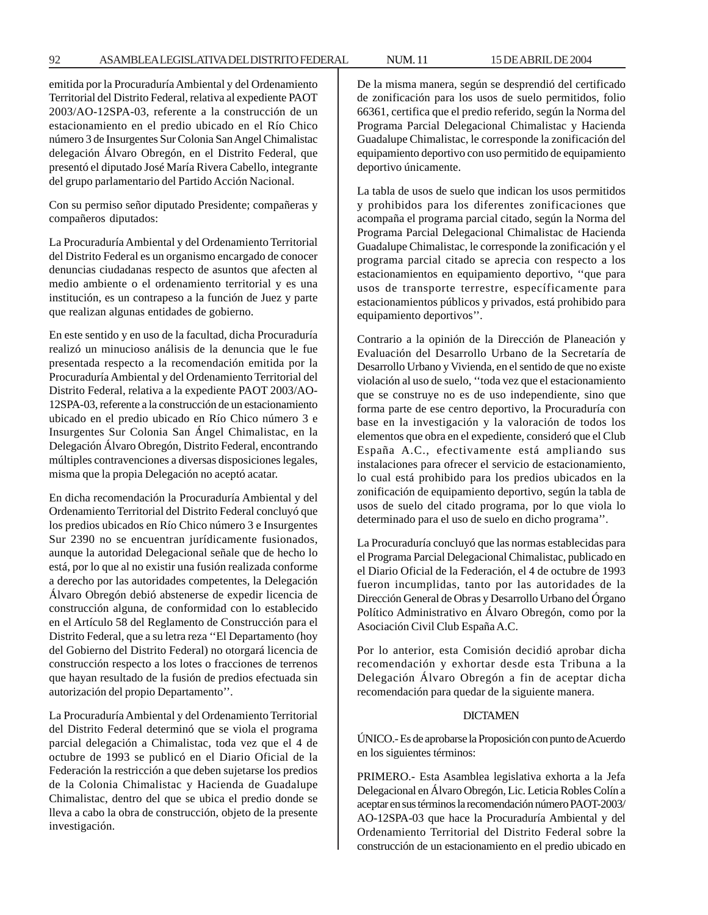emitida por la Procuraduría Ambiental y del Ordenamiento Territorial del Distrito Federal, relativa al expediente PAOT 2003/AO-12SPA-03, referente a la construcción de un estacionamiento en el predio ubicado en el Río Chico número 3 de Insurgentes Sur Colonia San Angel Chimalistac delegación Álvaro Obregón, en el Distrito Federal, que presentó el diputado José María Rivera Cabello, integrante del grupo parlamentario del Partido Acción Nacional.

Con su permiso señor diputado Presidente; compañeras y compañeros diputados:

La Procuraduría Ambiental y del Ordenamiento Territorial del Distrito Federal es un organismo encargado de conocer denuncias ciudadanas respecto de asuntos que afecten al medio ambiente o el ordenamiento territorial y es una institución, es un contrapeso a la función de Juez y parte que realizan algunas entidades de gobierno.

En este sentido y en uso de la facultad, dicha Procuraduría realizó un minucioso análisis de la denuncia que le fue presentada respecto a la recomendación emitida por la Procuraduría Ambiental y del Ordenamiento Territorial del Distrito Federal, relativa a la expediente PAOT 2003/AO-12SPA-03, referente a la construcción de un estacionamiento ubicado en el predio ubicado en Río Chico número 3 e Insurgentes Sur Colonia San Ángel Chimalistac, en la Delegación Álvaro Obregón, Distrito Federal, encontrando múltiples contravenciones a diversas disposiciones legales, misma que la propia Delegación no aceptó acatar.

En dicha recomendación la Procuraduría Ambiental y del Ordenamiento Territorial del Distrito Federal concluyó que los predios ubicados en Río Chico número 3 e Insurgentes Sur 2390 no se encuentran jurídicamente fusionados, aunque la autoridad Delegacional señale que de hecho lo está, por lo que al no existir una fusión realizada conforme a derecho por las autoridades competentes, la Delegación Álvaro Obregón debió abstenerse de expedir licencia de construcción alguna, de conformidad con lo establecido en el Artículo 58 del Reglamento de Construcción para el Distrito Federal, que a su letra reza ''El Departamento (hoy del Gobierno del Distrito Federal) no otorgará licencia de construcción respecto a los lotes o fracciones de terrenos que hayan resultado de la fusión de predios efectuada sin autorización del propio Departamento''.

La Procuraduría Ambiental y del Ordenamiento Territorial del Distrito Federal determinó que se viola el programa parcial delegación a Chimalistac, toda vez que el 4 de octubre de 1993 se publicó en el Diario Oficial de la Federación la restricción a que deben sujetarse los predios de la Colonia Chimalistac y Hacienda de Guadalupe Chimalistac, dentro del que se ubica el predio donde se lleva a cabo la obra de construcción, objeto de la presente investigación.

De la misma manera, según se desprendió del certificado de zonificación para los usos de suelo permitidos, folio 66361, certifica que el predio referido, según la Norma del Programa Parcial Delegacional Chimalistac y Hacienda Guadalupe Chimalistac, le corresponde la zonificación del equipamiento deportivo con uso permitido de equipamiento deportivo únicamente.

La tabla de usos de suelo que indican los usos permitidos y prohibidos para los diferentes zonificaciones que acompaña el programa parcial citado, según la Norma del Programa Parcial Delegacional Chimalistac de Hacienda Guadalupe Chimalistac, le corresponde la zonificación y el programa parcial citado se aprecia con respecto a los estacionamientos en equipamiento deportivo, ''que para usos de transporte terrestre, específicamente para estacionamientos públicos y privados, está prohibido para equipamiento deportivos''.

Contrario a la opinión de la Dirección de Planeación y Evaluación del Desarrollo Urbano de la Secretaría de Desarrollo Urbano y Vivienda, en el sentido de que no existe violación al uso de suelo, ''toda vez que el estacionamiento que se construye no es de uso independiente, sino que forma parte de ese centro deportivo, la Procuraduría con base en la investigación y la valoración de todos los elementos que obra en el expediente, consideró que el Club España A.C., efectivamente está ampliando sus instalaciones para ofrecer el servicio de estacionamiento, lo cual está prohibido para los predios ubicados en la zonificación de equipamiento deportivo, según la tabla de usos de suelo del citado programa, por lo que viola lo determinado para el uso de suelo en dicho programa''.

La Procuraduría concluyó que las normas establecidas para el Programa Parcial Delegacional Chimalistac, publicado en el Diario Oficial de la Federación, el 4 de octubre de 1993 fueron incumplidas, tanto por las autoridades de la Dirección General de Obras y Desarrollo Urbano del Órgano Político Administrativo en Álvaro Obregón, como por la Asociación Civil Club España A.C.

Por lo anterior, esta Comisión decidió aprobar dicha recomendación y exhortar desde esta Tribuna a la Delegación Álvaro Obregón a fin de aceptar dicha recomendación para quedar de la siguiente manera.

DICTAMEN

ÚNICO.- Es de aprobarse la Proposición con punto de Acuerdo en los siguientes términos:

PRIMERO.- Esta Asamblea legislativa exhorta a la Jefa Delegacional en Álvaro Obregón, Lic. Leticia Robles Colín a aceptar en sus términos la recomendación número PAOT-2003/AO-12SPA-03 que hace la Procuraduría Ambiental y del Ordenamiento Territorial del Distrito Federal sobre la construcción de un estacionamiento en el predio ubicado en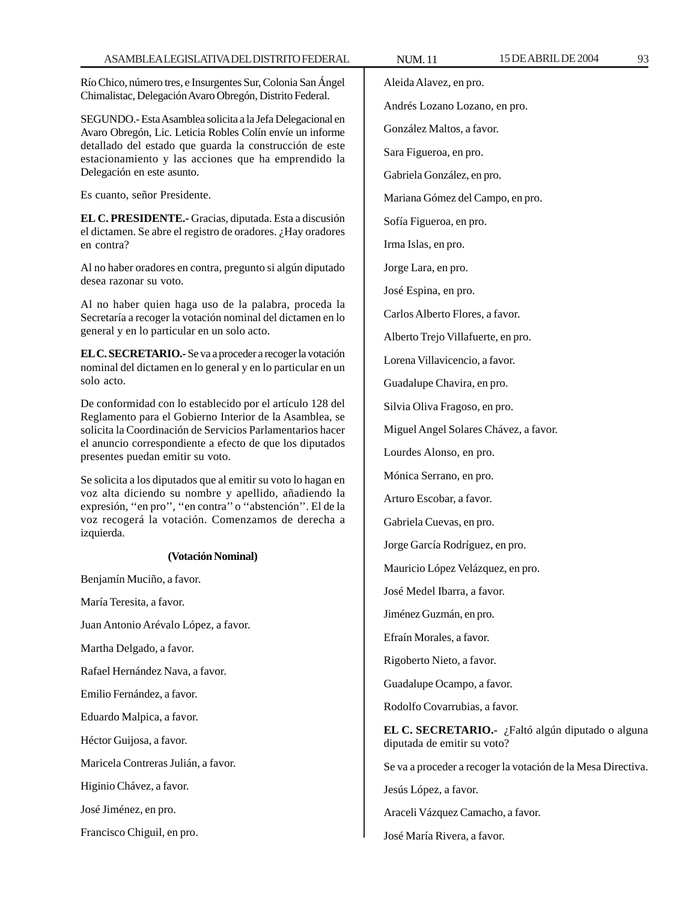Río Chico, número tres, e Insurgentes Sur, Colonia San Ángel Chimalistac, Delegación Avaro Obregón, Distrito Federal.

SEGUNDO.- Esta Asamblea solicita a la Jefa Delegacional en Avaro Obregón, Lic. Leticia Robles Colín envíe un informe detallado del estado que guarda la construcción de este estacionamiento y las acciones que ha emprendido la Delegación en este asunto.

Es cuanto, señor Presidente.

**EL C. PRESIDENTE.-** Gracias, diputada. Esta a discusión el dictamen. Se abre el registro de oradores. ¿Hay oradores en contra?

Al no haber oradores en contra, pregunto si algún diputado desea razonar su voto.

Al no haber quien haga uso de la palabra, proceda la Secretaría a recoger la votación nominal del dictamen en lo general y en lo particular en un solo acto.

**EL C. SECRETARIO.-** Se va a proceder a recoger la votación nominal del dictamen en lo general y en lo particular en un solo acto.

De conformidad con lo establecido por el artículo 128 del Reglamento para el Gobierno Interior de la Asamblea, se solicita la Coordinación de Servicios Parlamentarios hacer el anuncio correspondiente a efecto de que los diputados presentes puedan emitir su voto.

Se solicita a los diputados que al emitir su voto lo hagan en voz alta diciendo su nombre y apellido, añadiendo la expresión, ''en pro'', ''en contra'' o ''abstención''. El de la voz recogerá la votación. Comenzamos de derecha a izquierda.

**(Votación Nominal)**

Benjamín Muciño, a favor.

María Teresita, a favor.

Juan Antonio Arévalo López, a favor.

Martha Delgado, a favor.

Rafael Hernández Nava, a favor.

Emilio Fernández, a favor.

Eduardo Malpica, a favor.

Héctor Guijosa, a favor.

Maricela Contreras Julián, a favor.

Higinio Chávez, a favor.

José Jiménez, en pro.

Francisco Chiguil, en pro.

Aleida Alavez, en pro.

Andrés Lozano Lozano, en pro.

González Maltos, a favor.

Sara Figueroa, en pro.

Gabriela González, en pro.

Mariana Gómez del Campo, en pro.

Sofía Figueroa, en pro.

Irma Islas, en pro.

Jorge Lara, en pro.

José Espina, en pro.

Carlos Alberto Flores, a favor.

Alberto Trejo Villafuerte, en pro.

Lorena Villavicencio, a favor.

Guadalupe Chavira, en pro.

Silvia Oliva Fragoso, en pro.

Miguel Angel Solares Chávez, a favor.

Lourdes Alonso, en pro.

Mónica Serrano, en pro.

Arturo Escobar, a favor.

Gabriela Cuevas, en pro.

Jorge García Rodríguez, en pro.

Mauricio López Velázquez, en pro.

José Medel Ibarra, a favor.

Jiménez Guzmán, en pro.

Efraín Morales, a favor.

Rigoberto Nieto, a favor.

Guadalupe Ocampo, a favor.

Rodolfo Covarrubias, a favor.

**EL C. SECRETARIO.-** ¿Faltó algún diputado o alguna diputada de emitir su voto?

Se va a proceder a recoger la votación de la Mesa Directiva.

Jesús López, a favor.

Araceli Vázquez Camacho, a favor.

José María Rivera, a favor.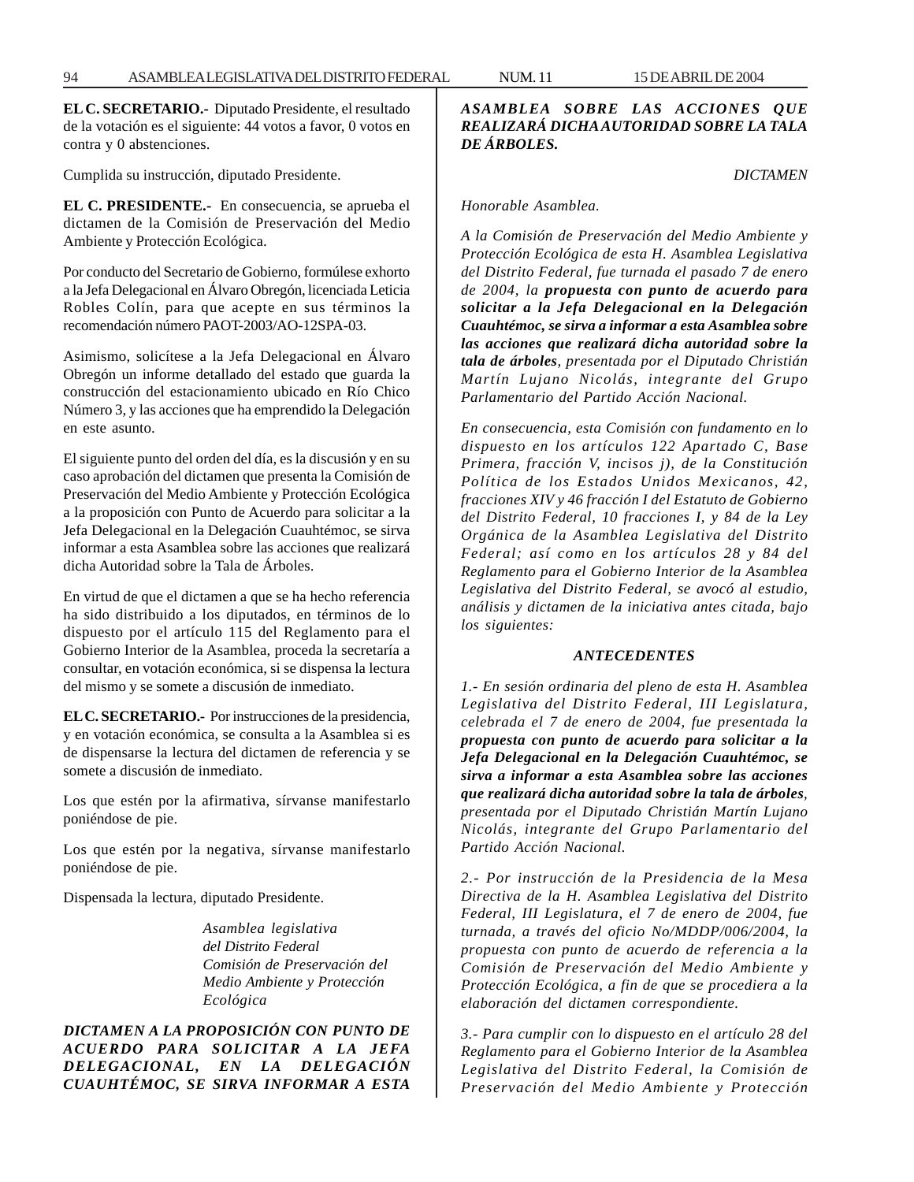**EL C. SECRETARIO.-** Diputado Presidente, el resultado de la votación es el siguiente: 44 votos a favor, 0 votos en contra y 0 abstenciones.

Cumplida su instrucción, diputado Presidente.

**EL C. PRESIDENTE.-** En consecuencia, se aprueba el dictamen de la Comisión de Preservación del Medio Ambiente y Protección Ecológica.

Por conducto del Secretario de Gobierno, formúlese exhorto a la Jefa Delegacional en Álvaro Obregón, licenciada Leticia Robles Colín, para que acepte en sus términos la recomendación número PAOT-2003/AO-12SPA-03.

Asimismo, solicítese a la Jefa Delegacional en Álvaro Obregón un informe detallado del estado que guarda la construcción del estacionamiento ubicado en Río Chico Número 3, y las acciones que ha emprendido la Delegación en este asunto.

El siguiente punto del orden del día, es la discusión y en su caso aprobación del dictamen que presenta la Comisión de Preservación del Medio Ambiente y Protección Ecológica a la proposición con Punto de Acuerdo para solicitar a la Jefa Delegacional en la Delegación Cuauhtémoc, se sirva informar a esta Asamblea sobre las acciones que realizará dicha Autoridad sobre la Tala de Árboles.

En virtud de que el dictamen a que se ha hecho referencia ha sido distribuido a los diputados, en términos de lo dispuesto por el artículo 115 del Reglamento para el Gobierno Interior de la Asamblea, proceda la secretaría a consultar, en votación económica, si se dispensa la lectura del mismo y se somete a discusión de inmediato.

**EL C. SECRETARIO.-** Por instrucciones de la presidencia, y en votación económica, se consulta a la Asamblea si es de dispensarse la lectura del dictamen de referencia y se somete a discusión de inmediato.

Los que estén por la afirmativa, sírvanse manifestarlo poniéndose de pie.

Los que estén por la negativa, sírvanse manifestarlo poniéndose de pie.

Dispensada la lectura, diputado Presidente.

*Asamblea legislativa*
*del Distrito Federal*
*Comisión de Preservación del*
*Medio Ambiente y Protección*
*Ecológica*

***DICTAMEN A LA PROPOSICIÓN CON PUNTO DE ACUERDO PARA SOLICITAR A LA JEFA DELEGACIONAL, EN LA DELEGACIÓN CUAUHTÉMOC, SE SIRVA INFORMAR A ESTA ASAMBLEA SOBRE LAS ACCIONES QUE REALIZARÁ DICHA AUTORIDAD SOBRE LA TALA DE ÁRBOLES.***

*DICTAMEN*

*Honorable Asamblea.*

*A la Comisión de Preservación del Medio Ambiente y Protección Ecológica de esta H. Asamblea Legislativa del Distrito Federal, fue turnada el pasado 7 de enero de 2004, la* ***propuesta con punto de acuerdo para solicitar a la Jefa Delegacional en la Delegación Cuauhtémoc, se sirva a informar a esta Asamblea sobre las acciones que realizará dicha autoridad sobre la tala de árboles****, presentada por el Diputado Christián Martín Lujano Nicolás, integrante del Grupo Parlamentario del Partido Acción Nacional.*

*En consecuencia, esta Comisión con fundamento en lo dispuesto en los artículos 122 Apartado C, Base Primera, fracción V, incisos j), de la Constitución Política de los Estados Unidos Mexicanos, 42, fracciones XIV y 46 fracción I del Estatuto de Gobierno del Distrito Federal, 10 fracciones I, y 84 de la Ley Orgánica de la Asamblea Legislativa del Distrito Federal; así como en los artículos 28 y 84 del Reglamento para el Gobierno Interior de la Asamblea Legislativa del Distrito Federal, se avocó al estudio, análisis y dictamen de la iniciativa antes citada, bajo los siguientes:*

***ANTECEDENTES***

*1.- En sesión ordinaria del pleno de esta H. Asamblea Legislativa del Distrito Federal, III Legislatura, celebrada el 7 de enero de 2004, fue presentada la* ***propuesta con punto de acuerdo para solicitar a la Jefa Delegacional en la Delegación Cuauhtémoc, se sirva a informar a esta Asamblea sobre las acciones que realizará dicha autoridad sobre la tala de árboles****, presentada por el Diputado Christián Martín Lujano Nicolás, integrante del Grupo Parlamentario del Partido Acción Nacional.*

*2.- Por instrucción de la Presidencia de la Mesa Directiva de la H. Asamblea Legislativa del Distrito Federal, III Legislatura, el 7 de enero de 2004, fue turnada, a través del oficio No/MDDP/006/2004, la propuesta con punto de acuerdo de referencia a la Comisión de Preservación del Medio Ambiente y Protección Ecológica, a fin de que se procediera a la elaboración del dictamen correspondiente.*

*3.- Para cumplir con lo dispuesto en el artículo 28 del Reglamento para el Gobierno Interior de la Asamblea Legislativa del Distrito Federal, la Comisión de Preservación del Medio Ambiente y Protección*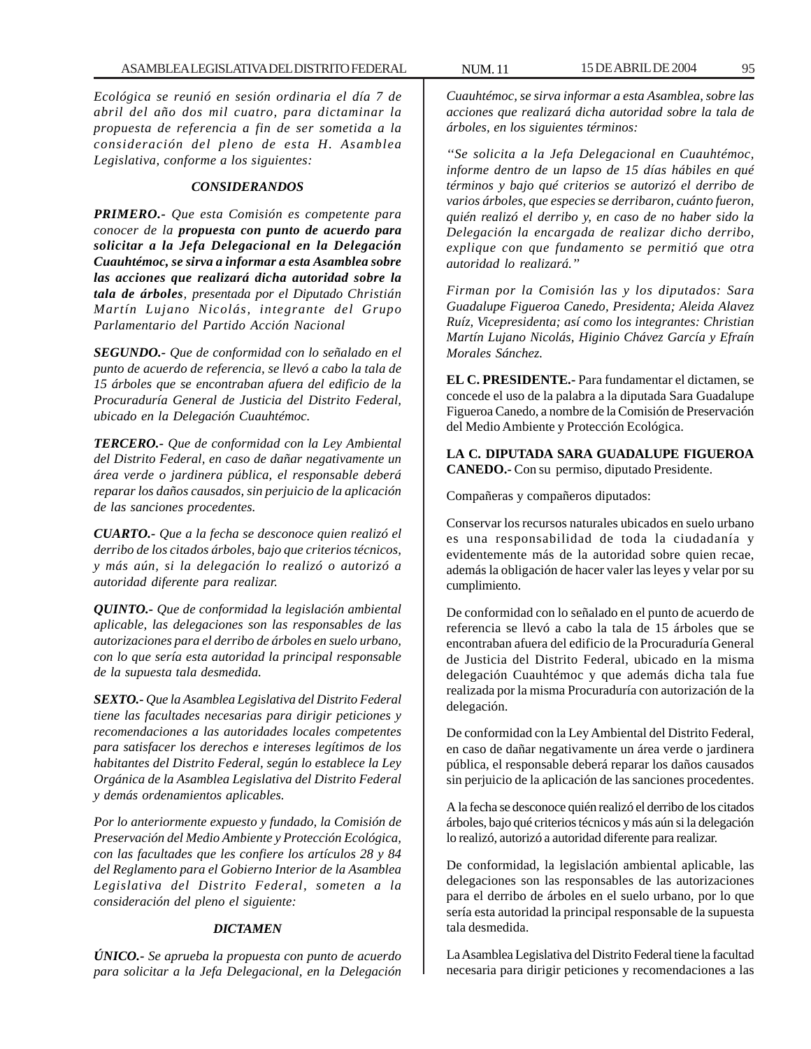*Ecológica se reunió en sesión ordinaria el día 7 de abril del año dos mil cuatro, para dictaminar la propuesta de referencia a fin de ser sometida a la consideración del pleno de esta H. Asamblea Legislativa, conforme a los siguientes:*

***CONSIDERANDOS***

***PRIMERO.-*** *Que esta Comisión es competente para conocer de la* ***propuesta con punto de acuerdo para solicitar a la Jefa Delegacional en la Delegación Cuauhtémoc, se sirva a informar a esta Asamblea sobre las acciones que realizará dicha autoridad sobre la tala de árboles****, presentada por el Diputado Christián Martín Lujano Nicolás, integrante del Grupo Parlamentario del Partido Acción Nacional*

***SEGUNDO.-*** *Que de conformidad con lo señalado en el punto de acuerdo de referencia, se llevó a cabo la tala de 15 árboles que se encontraban afuera del edificio de la Procuraduría General de Justicia del Distrito Federal, ubicado en la Delegación Cuauhtémoc.*

***TERCERO.-*** *Que de conformidad con la Ley Ambiental del Distrito Federal, en caso de dañar negativamente un área verde o jardinera pública, el responsable deberá reparar los daños causados, sin perjuicio de la aplicación de las sanciones procedentes.*

***CUARTO.-*** *Que a la fecha se desconoce quien realizó el derribo de los citados árboles, bajo que criterios técnicos, y más aún, si la delegación lo realizó o autorizó a autoridad diferente para realizar.*

***QUINTO.-*** *Que de conformidad la legislación ambiental aplicable, las delegaciones son las responsables de las autorizaciones para el derribo de árboles en suelo urbano, con lo que sería esta autoridad la principal responsable de la supuesta tala desmedida.*

***SEXTO.-*** *Que la Asamblea Legislativa del Distrito Federal tiene las facultades necesarias para dirigir peticiones y recomendaciones a las autoridades locales competentes para satisfacer los derechos e intereses legítimos de los habitantes del Distrito Federal, según lo establece la Ley Orgánica de la Asamblea Legislativa del Distrito Federal y demás ordenamientos aplicables.*

*Por lo anteriormente expuesto y fundado, la Comisión de Preservación del Medio Ambiente y Protección Ecológica, con las facultades que les confiere los artículos 28 y 84 del Reglamento para el Gobierno Interior de la Asamblea Legislativa del Distrito Federal, someten a la consideración del pleno el siguiente:*

***DICTAMEN***

***ÚNICO.-*** *Se aprueba la propuesta con punto de acuerdo para solicitar a la Jefa Delegacional, en la Delegación Cuauhtémoc, se sirva informar a esta Asamblea, sobre las acciones que realizará dicha autoridad sobre la tala de árboles, en los siguientes términos:*

*"Se solicita a la Jefa Delegacional en Cuauhtémoc, informe dentro de un lapso de 15 días hábiles en qué términos y bajo qué criterios se autorizó el derribo de varios árboles, que especies se derribaron, cuánto fueron, quién realizó el derribo y, en caso de no haber sido la Delegación la encargada de realizar dicho derribo, explique con que fundamento se permitió que otra autoridad lo realizará."*

*Firman por la Comisión las y los diputados: Sara Guadalupe Figueroa Canedo, Presidenta; Aleida Alavez Ruíz, Vicepresidenta; así como los integrantes: Christian Martín Lujano Nicolás, Higinio Chávez García y Efraín Morales Sánchez.*

**EL C. PRESIDENTE.-** Para fundamentar el dictamen, se concede el uso de la palabra a la diputada Sara Guadalupe Figueroa Canedo, a nombre de la Comisión de Preservación del Medio Ambiente y Protección Ecológica.

**LA C. DIPUTADA SARA GUADALUPE FIGUEROA CANEDO.-** Con su permiso, diputado Presidente.

Compañeras y compañeros diputados:

Conservar los recursos naturales ubicados en suelo urbano es una responsabilidad de toda la ciudadanía y evidentemente más de la autoridad sobre quien recae, además la obligación de hacer valer las leyes y velar por su cumplimiento.

De conformidad con lo señalado en el punto de acuerdo de referencia se llevó a cabo la tala de 15 árboles que se encontraban afuera del edificio de la Procuraduría General de Justicia del Distrito Federal, ubicado en la misma delegación Cuauhtémoc y que además dicha tala fue realizada por la misma Procuraduría con autorización de la delegación.

De conformidad con la Ley Ambiental del Distrito Federal, en caso de dañar negativamente un área verde o jardinera pública, el responsable deberá reparar los daños causados sin perjuicio de la aplicación de las sanciones procedentes.

A la fecha se desconoce quién realizó el derribo de los citados árboles, bajo qué criterios técnicos y más aún si la delegación lo realizó, autorizó a autoridad diferente para realizar.

De conformidad, la legislación ambiental aplicable, las delegaciones son las responsables de las autorizaciones para el derribo de árboles en el suelo urbano, por lo que sería esta autoridad la principal responsable de la supuesta tala desmedida.

La Asamblea Legislativa del Distrito Federal tiene la facultad necesaria para dirigir peticiones y recomendaciones a las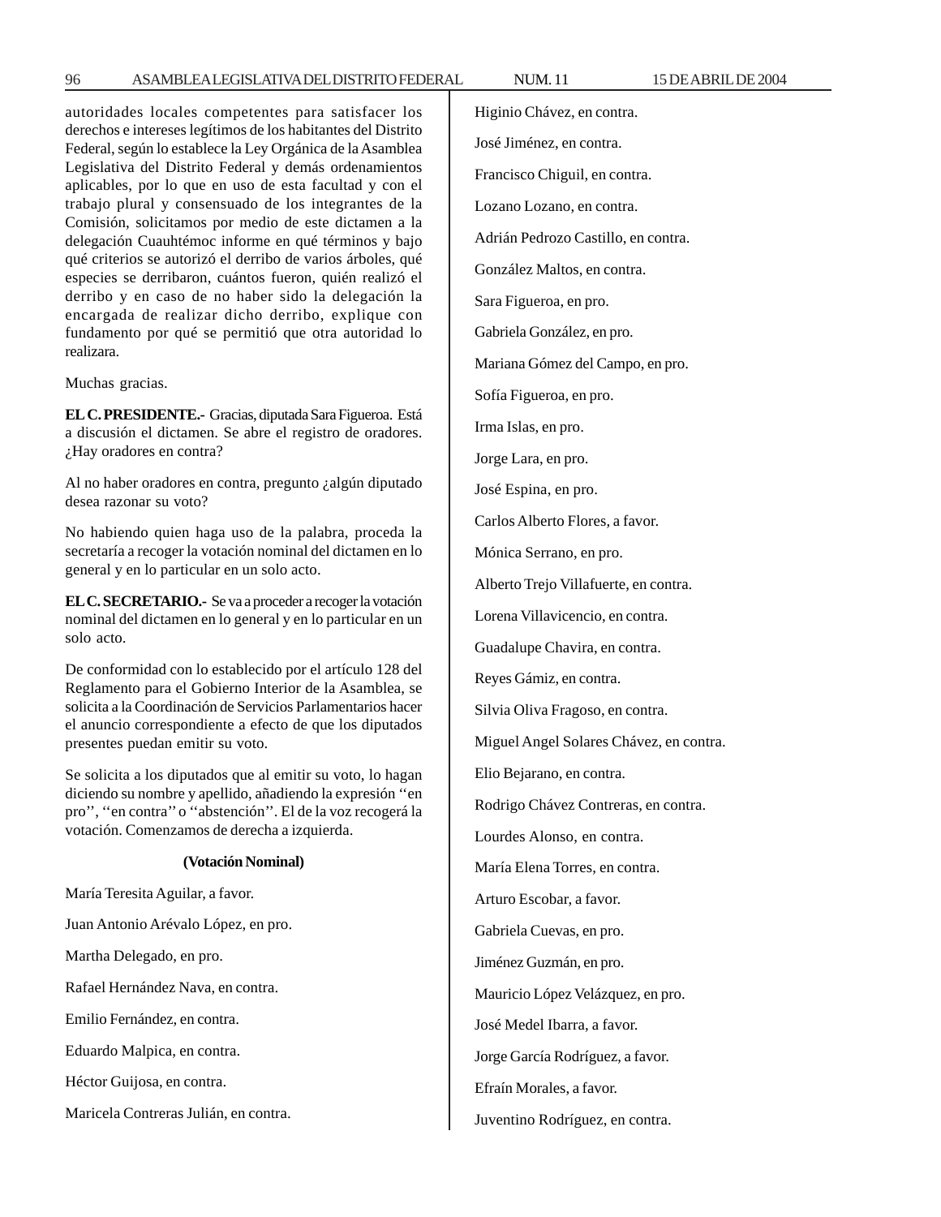autoridades locales competentes para satisfacer los derechos e intereses legítimos de los habitantes del Distrito Federal, según lo establece la Ley Orgánica de la Asamblea Legislativa del Distrito Federal y demás ordenamientos aplicables, por lo que en uso de esta facultad y con el trabajo plural y consensuado de los integrantes de la Comisión, solicitamos por medio de este dictamen a la delegación Cuauhtémoc informe en qué términos y bajo qué criterios se autorizó el derribo de varios árboles, qué especies se derribaron, cuántos fueron, quién realizó el derribo y en caso de no haber sido la delegación la encargada de realizar dicho derribo, explique con fundamento por qué se permitió que otra autoridad lo realizara.

Muchas gracias.

**EL C. PRESIDENTE.-** Gracias, diputada Sara Figueroa. Está a discusión el dictamen. Se abre el registro de oradores. ¿Hay oradores en contra?

Al no haber oradores en contra, pregunto ¿algún diputado desea razonar su voto?

No habiendo quien haga uso de la palabra, proceda la secretaría a recoger la votación nominal del dictamen en lo general y en lo particular en un solo acto.

**EL C. SECRETARIO.-** Se va a proceder a recoger la votación nominal del dictamen en lo general y en lo particular en un solo acto.

De conformidad con lo establecido por el artículo 128 del Reglamento para el Gobierno Interior de la Asamblea, se solicita a la Coordinación de Servicios Parlamentarios hacer el anuncio correspondiente a efecto de que los diputados presentes puedan emitir su voto.

Se solicita a los diputados que al emitir su voto, lo hagan diciendo su nombre y apellido, añadiendo la expresión ''en pro'', ''en contra'' o ''abstención''. El de la voz recogerá la votación. Comenzamos de derecha a izquierda.

**(Votación Nominal)**

María Teresita Aguilar, a favor.

Juan Antonio Arévalo López, en pro.

Martha Delegado, en pro.

Rafael Hernández Nava, en contra.

Emilio Fernández, en contra.

Eduardo Malpica, en contra.

Héctor Guijosa, en contra.

Maricela Contreras Julián, en contra.

Higinio Chávez, en contra.

José Jiménez, en contra.

Francisco Chiguil, en contra.

Lozano Lozano, en contra.

Adrián Pedrozo Castillo, en contra.

González Maltos, en contra.

Sara Figueroa, en pro.

Gabriela González, en pro.

Mariana Gómez del Campo, en pro.

Sofía Figueroa, en pro.

Irma Islas, en pro.

Jorge Lara, en pro.

José Espina, en pro.

Carlos Alberto Flores, a favor.

Mónica Serrano, en pro.

Alberto Trejo Villafuerte, en contra.

Lorena Villavicencio, en contra.

Guadalupe Chavira, en contra.

Reyes Gámiz, en contra.

Silvia Oliva Fragoso, en contra.

Miguel Angel Solares Chávez, en contra.

Elio Bejarano, en contra.

Rodrigo Chávez Contreras, en contra.

Lourdes Alonso, en contra.

María Elena Torres, en contra.

Arturo Escobar, a favor.

Gabriela Cuevas, en pro.

Jiménez Guzmán, en pro.

Mauricio López Velázquez, en pro.

José Medel Ibarra, a favor.

Jorge García Rodríguez, a favor.

Efraín Morales, a favor.

Juventino Rodríguez, en contra.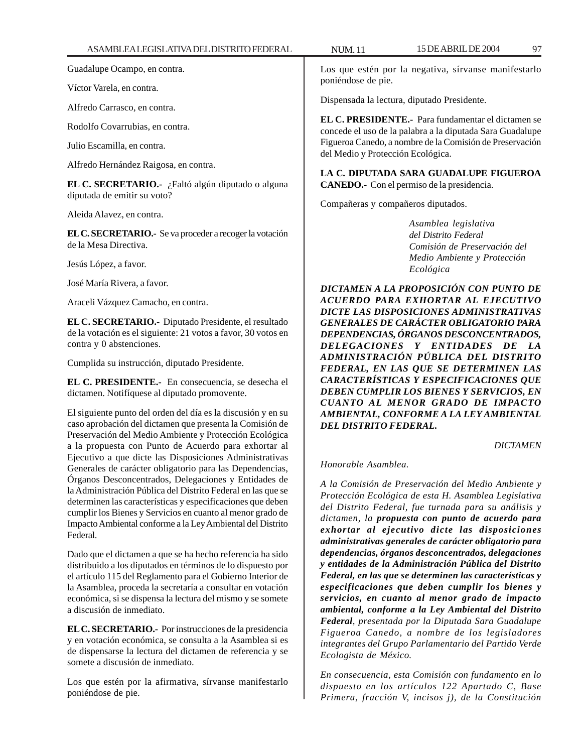Guadalupe Ocampo, en contra.

Víctor Varela, en contra.

Alfredo Carrasco, en contra.

Rodolfo Covarrubias, en contra.

Julio Escamilla, en contra.

Alfredo Hernández Raigosa, en contra.

**EL C. SECRETARIO.-** ¿Faltó algún diputado o alguna diputada de emitir su voto?

Aleida Alavez, en contra.

**EL C. SECRETARIO.-** Se va proceder a recoger la votación de la Mesa Directiva.

Jesús López, a favor.

José María Rivera, a favor.

Araceli Vázquez Camacho, en contra.

**EL C. SECRETARIO.-** Diputado Presidente, el resultado de la votación es el siguiente: 21 votos a favor, 30 votos en contra y 0 abstenciones.

Cumplida su instrucción, diputado Presidente.

**EL C. PRESIDENTE.-** En consecuencia, se desecha el dictamen. Notifíquese al diputado promovente.

El siguiente punto del orden del día es la discusión y en su caso aprobación del dictamen que presenta la Comisión de Preservación del Medio Ambiente y Protección Ecológica a la propuesta con Punto de Acuerdo para exhortar al Ejecutivo a que dicte las Disposiciones Administrativas Generales de carácter obligatorio para las Dependencias, Órganos Desconcentrados, Delegaciones y Entidades de la Administración Pública del Distrito Federal en las que se determinen las características y especificaciones que deben cumplir los Bienes y Servicios en cuanto al menor grado de Impacto Ambiental conforme a la Ley Ambiental del Distrito Federal.

Dado que el dictamen a que se ha hecho referencia ha sido distribuido a los diputados en términos de lo dispuesto por el artículo 115 del Reglamento para el Gobierno Interior de la Asamblea, proceda la secretaría a consultar en votación económica, si se dispensa la lectura del mismo y se somete a discusión de inmediato.

**EL C. SECRETARIO.-** Por instrucciones de la presidencia y en votación económica, se consulta a la Asamblea si es de dispensarse la lectura del dictamen de referencia y se somete a discusión de inmediato.

Los que estén por la afirmativa, sírvanse manifestarlo poniéndose de pie.

Los que estén por la negativa, sírvanse manifestarlo poniéndose de pie.

Dispensada la lectura, diputado Presidente.

**EL C. PRESIDENTE.-** Para fundamentar el dictamen se concede el uso de la palabra a la diputada Sara Guadalupe Figueroa Canedo, a nombre de la Comisión de Preservación del Medio y Protección Ecológica.

**LA C. DIPUTADA SARA GUADALUPE FIGUEROA CANEDO.-** Con el permiso de la presidencia.

Compañeras y compañeros diputados.

*Asamblea legislativa*
*del Distrito Federal*
*Comisión de Preservación del*
*Medio Ambiente y Protección*
*Ecológica*

***DICTAMEN A LA PROPOSICIÓN CON PUNTO DE ACUERDO PARA EXHORTAR AL EJECUTIVO DICTE LAS DISPOSICIONES ADMINISTRATIVAS GENERALES DE CARÁCTER OBLIGATORIO PARA DEPENDENCIAS, ÓRGANOS DESCONCENTRADOS, DELEGACIONES Y ENTIDADES DE LA ADMINISTRACIÓN PÚBLICA DEL DISTRITO FEDERAL, EN LAS QUE SE DETERMINEN LAS CARACTERÍSTICAS Y ESPECIFICACIONES QUE DEBEN CUMPLIR LOS BIENES Y SERVICIOS, EN CUANTO AL MENOR GRADO DE IMPACTO AMBIENTAL, CONFORME A LA LEY AMBIENTAL DEL DISTRITO FEDERAL.***

*DICTAMEN*

*Honorable Asamblea.*

*A la Comisión de Preservación del Medio Ambiente y Protección Ecológica de esta H. Asamblea Legislativa del Distrito Federal, fue turnada para su análisis y dictamen, la* ***propuesta con punto de acuerdo para exhortar al ejecutivo dicte las disposiciones administrativas generales de carácter obligatorio para dependencias, órganos desconcentrados, delegaciones y entidades de la Administración Pública del Distrito Federal, en las que se determinen las características y especificaciones que deben cumplir los bienes y servicios, en cuanto al menor grado de impacto ambiental, conforme a la Ley Ambiental del Distrito Federal****, presentada por la Diputada Sara Guadalupe Figueroa Canedo, a nombre de los legisladores integrantes del Grupo Parlamentario del Partido Verde Ecologista de México.*

*En consecuencia, esta Comisión con fundamento en lo dispuesto en los artículos 122 Apartado C, Base Primera, fracción V, incisos j), de la Constitución*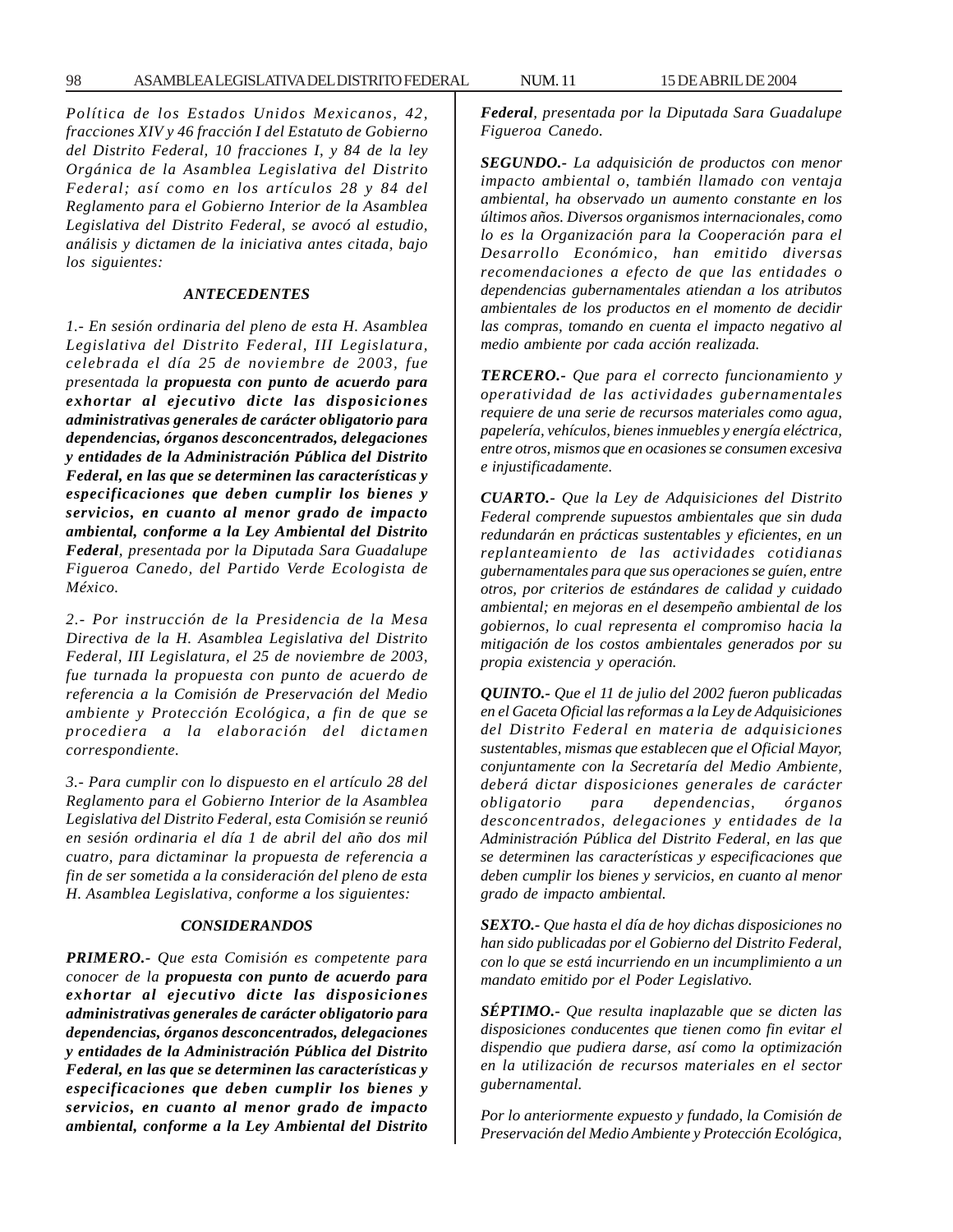*Política de los Estados Unidos Mexicanos, 42, fracciones XIV y 46 fracción I del Estatuto de Gobierno del Distrito Federal, 10 fracciones I, y 84 de la ley Orgánica de la Asamblea Legislativa del Distrito Federal; así como en los artículos 28 y 84 del Reglamento para el Gobierno Interior de la Asamblea Legislativa del Distrito Federal, se avocó al estudio, análisis y dictamen de la iniciativa antes citada, bajo los siguientes:*

### *ANTECEDENTES*

*1.- En sesión ordinaria del pleno de esta H. Asamblea Legislativa del Distrito Federal, III Legislatura, celebrada el día 25 de noviembre de 2003, fue presentada la* ***propuesta con punto de acuerdo para exhortar al ejecutivo dicte las disposiciones administrativas generales de carácter obligatorio para dependencias, órganos desconcentrados, delegaciones y entidades de la Administración Pública del Distrito Federal, en las que se determinen las características y especificaciones que deben cumplir los bienes y servicios, en cuanto al menor grado de impacto ambiental, conforme a la Ley Ambiental del Distrito Federal****, presentada por la Diputada Sara Guadalupe Figueroa Canedo, del Partido Verde Ecologista de México.*

*2.- Por instrucción de la Presidencia de la Mesa Directiva de la H. Asamblea Legislativa del Distrito Federal, III Legislatura, el 25 de noviembre de 2003, fue turnada la propuesta con punto de acuerdo de referencia a la Comisión de Preservación del Medio ambiente y Protección Ecológica, a fin de que se procediera a la elaboración del dictamen correspondiente.*

*3.- Para cumplir con lo dispuesto en el artículo 28 del Reglamento para el Gobierno Interior de la Asamblea Legislativa del Distrito Federal, esta Comisión se reunió en sesión ordinaria el día 1 de abril del año dos mil cuatro, para dictaminar la propuesta de referencia a fin de ser sometida a la consideración del pleno de esta H. Asamblea Legislativa, conforme a los siguientes:*

### *CONSIDERANDOS*

***PRIMERO.-*** *Que esta Comisión es competente para conocer de la* ***propuesta con punto de acuerdo para exhortar al ejecutivo dicte las disposiciones administrativas generales de carácter obligatorio para dependencias, órganos desconcentrados, delegaciones y entidades de la Administración Pública del Distrito Federal, en las que se determinen las características y especificaciones que deben cumplir los bienes y servicios, en cuanto al menor grado de impacto ambiental, conforme a la Ley Ambiental del Distrito Federal****, presentada por la Diputada Sara Guadalupe Figueroa Canedo.*

***SEGUNDO.-*** *La adquisición de productos con menor impacto ambiental o, también llamado con ventaja ambiental, ha observado un aumento constante en los últimos años. Diversos organismos internacionales, como lo es la Organización para la Cooperación para el Desarrollo Económico, han emitido diversas recomendaciones a efecto de que las entidades o dependencias gubernamentales atiendan a los atributos ambientales de los productos en el momento de decidir las compras, tomando en cuenta el impacto negativo al medio ambiente por cada acción realizada.*

***TERCERO.-*** *Que para el correcto funcionamiento y operatividad de las actividades gubernamentales requiere de una serie de recursos materiales como agua, papelería, vehículos, bienes inmuebles y energía eléctrica, entre otros, mismos que en ocasiones se consumen excesiva e injustificadamente.*

***CUARTO.-*** *Que la Ley de Adquisiciones del Distrito Federal comprende supuestos ambientales que sin duda redundarán en prácticas sustentables y eficientes, en un replanteamiento de las actividades cotidianas gubernamentales para que sus operaciones se guíen, entre otros, por criterios de estándares de calidad y cuidado ambiental; en mejoras en el desempeño ambiental de los gobiernos, lo cual representa el compromiso hacia la mitigación de los costos ambientales generados por su propia existencia y operación.*

***QUINTO.-*** *Que el 11 de julio del 2002 fueron publicadas en el Gaceta Oficial las reformas a la Ley de Adquisiciones del Distrito Federal en materia de adquisiciones sustentables, mismas que establecen que el Oficial Mayor, conjuntamente con la Secretaría del Medio Ambiente, deberá dictar disposiciones generales de carácter obligatorio para dependencias, órganos desconcentrados, delegaciones y entidades de la Administración Pública del Distrito Federal, en las que se determinen las características y especificaciones que deben cumplir los bienes y servicios, en cuanto al menor grado de impacto ambiental.*

***SEXTO.-*** *Que hasta el día de hoy dichas disposiciones no han sido publicadas por el Gobierno del Distrito Federal, con lo que se está incurriendo en un incumplimiento a un mandato emitido por el Poder Legislativo.*

***SÉPTIMO.-*** *Que resulta inaplazable que se dicten las disposiciones conducentes que tienen como fin evitar el dispendio que pudiera darse, así como la optimización en la utilización de recursos materiales en el sector gubernamental.*

*Por lo anteriormente expuesto y fundado, la Comisión de Preservación del Medio Ambiente y Protección Ecológica,*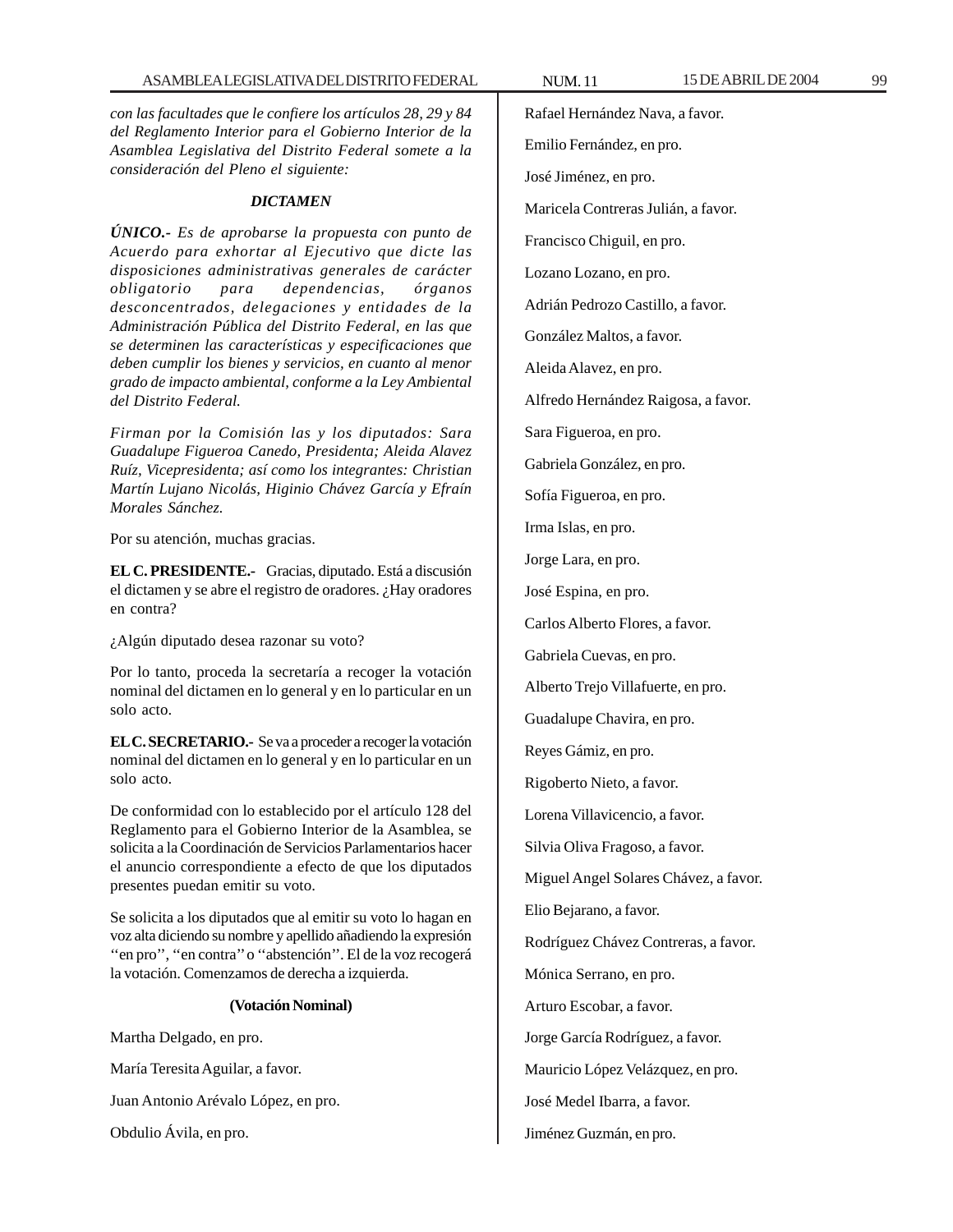*con las facultades que le confiere los artículos 28, 29 y 84 del Reglamento Interior para el Gobierno Interior de la Asamblea Legislativa del Distrito Federal somete a la consideración del Pleno el siguiente:*

***DICTAMEN***

***ÚNICO.-*** *Es de aprobarse la propuesta con punto de Acuerdo para exhortar al Ejecutivo que dicte las disposiciones administrativas generales de carácter obligatorio para dependencias, órganos desconcentrados, delegaciones y entidades de la Administración Pública del Distrito Federal, en las que se determinen las características y especificaciones que deben cumplir los bienes y servicios, en cuanto al menor grado de impacto ambiental, conforme a la Ley Ambiental del Distrito Federal.*

*Firman por la Comisión las y los diputados: Sara Guadalupe Figueroa Canedo, Presidenta; Aleida Alavez Ruíz, Vicepresidenta; así como los integrantes: Christian Martín Lujano Nicolás, Higinio Chávez García y Efraín Morales Sánchez.*

Por su atención, muchas gracias.

**EL C. PRESIDENTE.-** Gracias, diputado. Está a discusión el dictamen y se abre el registro de oradores. ¿Hay oradores en contra?

¿Algún diputado desea razonar su voto?

Por lo tanto, proceda la secretaría a recoger la votación nominal del dictamen en lo general y en lo particular en un solo acto.

**EL C. SECRETARIO.-** Se va a proceder a recoger la votación nominal del dictamen en lo general y en lo particular en un solo acto.

De conformidad con lo establecido por el artículo 128 del Reglamento para el Gobierno Interior de la Asamblea, se solicita a la Coordinación de Servicios Parlamentarios hacer el anuncio correspondiente a efecto de que los diputados presentes puedan emitir su voto.

Se solicita a los diputados que al emitir su voto lo hagan en voz alta diciendo su nombre y apellido añadiendo la expresión ''en pro'', ''en contra'' o ''abstención''. El de la voz recogerá la votación. Comenzamos de derecha a izquierda.

**(Votación Nominal)**

Martha Delgado, en pro.

María Teresita Aguilar, a favor.

Juan Antonio Arévalo López, en pro.

Obdulio Ávila, en pro.

Rafael Hernández Nava, a favor.

Emilio Fernández, en pro.

José Jiménez, en pro.

Maricela Contreras Julián, a favor.

Francisco Chiguil, en pro.

Lozano Lozano, en pro.

Adrián Pedrozo Castillo, a favor.

González Maltos, a favor.

Aleida Alavez, en pro.

Alfredo Hernández Raigosa, a favor.

Sara Figueroa, en pro.

Gabriela González, en pro.

Sofía Figueroa, en pro.

Irma Islas, en pro.

Jorge Lara, en pro.

José Espina, en pro.

Carlos Alberto Flores, a favor.

Gabriela Cuevas, en pro.

Alberto Trejo Villafuerte, en pro.

Guadalupe Chavira, en pro.

Reyes Gámiz, en pro.

Rigoberto Nieto, a favor.

Lorena Villavicencio, a favor.

Silvia Oliva Fragoso, a favor.

Miguel Angel Solares Chávez, a favor.

Elio Bejarano, a favor.

Rodríguez Chávez Contreras, a favor.

Mónica Serrano, en pro.

Arturo Escobar, a favor.

Jorge García Rodríguez, a favor.

Mauricio López Velázquez, en pro.

José Medel Ibarra, a favor.

Jiménez Guzmán, en pro.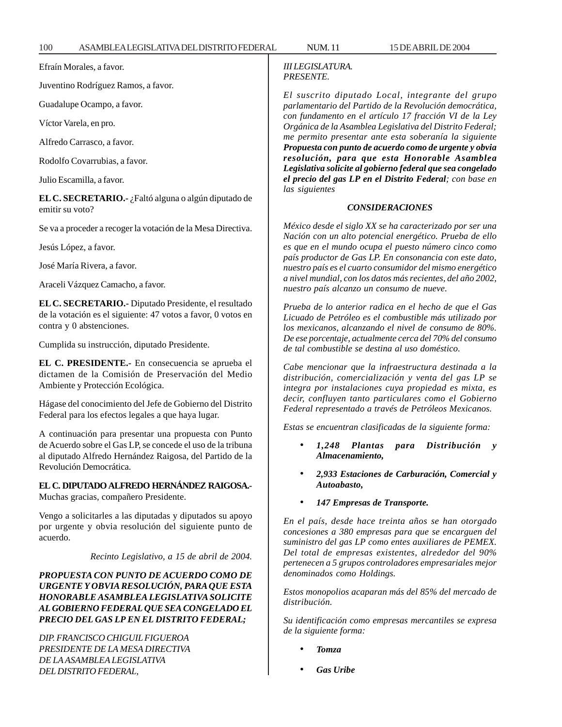Efraín Morales, a favor.

Juventino Rodríguez Ramos, a favor.

Guadalupe Ocampo, a favor.

Víctor Varela, en pro.

Alfredo Carrasco, a favor.

Rodolfo Covarrubias, a favor.

Julio Escamilla, a favor.

**EL C. SECRETARIO.-** ¿Faltó alguna o algún diputado de emitir su voto?

Se va a proceder a recoger la votación de la Mesa Directiva.

Jesús López, a favor.

José María Rivera, a favor.

Araceli Vázquez Camacho, a favor.

**EL C. SECRETARIO.-** Diputado Presidente, el resultado de la votación es el siguiente: 47 votos a favor, 0 votos en contra y 0 abstenciones.

Cumplida su instrucción, diputado Presidente.

**EL C. PRESIDENTE.-** En consecuencia se aprueba el dictamen de la Comisión de Preservación del Medio Ambiente y Protección Ecológica.

Hágase del conocimiento del Jefe de Gobierno del Distrito Federal para los efectos legales a que haya lugar.

A continuación para presentar una propuesta con Punto de Acuerdo sobre el Gas LP, se concede el uso de la tribuna al diputado Alfredo Hernández Raigosa, del Partido de la Revolución Democrática.

**EL C. DIPUTADO ALFREDO HERNÁNDEZ RAIGOSA.-** Muchas gracias, compañero Presidente.

Vengo a solicitarles a las diputadas y diputados su apoyo por urgente y obvia resolución del siguiente punto de acuerdo.

*Recinto Legislativo, a 15 de abril de 2004.*

***PROPUESTA CON PUNTO DE ACUERDO COMO DE URGENTE Y OBVIA RESOLUCIÓN, PARA QUE ESTA HONORABLE ASAMBLEA LEGISLATIVA SOLICITE AL GOBIERNO FEDERAL QUE SEA CONGELADO EL PRECIO DEL GAS LP EN EL DISTRITO FEDERAL;***

*DIP. FRANCISCO CHIGUIL FIGUEROA*
*PRESIDENTE DE LA MESA DIRECTIVA*
*DE LA ASAMBLEA LEGISLATIVA*
*DEL DISTRITO FEDERAL,*
*III LEGISLATURA.*
*PRESENTE.*

*El suscrito diputado Local, integrante del grupo parlamentario del Partido de la Revolución democrática, con fundamento en el artículo 17 fracción VI de la Ley Orgánica de la Asamblea Legislativa del Distrito Federal; me permito presentar ante esta soberanía la siguiente* ***Propuesta con punto de acuerdo como de urgente y obvia resolución, para que esta Honorable Asamblea Legislativa solicite al gobierno federal que sea congelado el precio del gas LP en el Distrito Federal****; con base en las siguientes*

***CONSIDERACIONES***

*México desde el siglo XX se ha caracterizado por ser una Nación con un alto potencial energético. Prueba de ello es que en el mundo ocupa el puesto número cinco como país productor de Gas LP. En consonancia con este dato, nuestro país es el cuarto consumidor del mismo energético a nivel mundial, con los datos más recientes, del año 2002, nuestro país alcanzo un consumo de nueve.*

*Prueba de lo anterior radica en el hecho de que el Gas Licuado de Petróleo es el combustible más utilizado por los mexicanos, alcanzando el nivel de consumo de 80%. De ese porcentaje, actualmente cerca del 70% del consumo de tal combustible se destina al uso doméstico.*

*Cabe mencionar que la infraestructura destinada a la distribución, comercialización y venta del gas LP se integra por instalaciones cuya propiedad es mixta, es decir, confluyen tanto particulares como el Gobierno Federal representado a través de Petróleos Mexicanos.*

*Estas se encuentran clasificadas de la siguiente forma:*

- ***1,248 Plantas para Distribución y Almacenamiento,***
- ***2,933 Estaciones de Carburación, Comercial y Autoabasto,***
- ***147 Empresas de Transporte.***

*En el país, desde hace treinta años se han otorgado concesiones a 380 empresas para que se encarguen del suministro del gas LP como entes auxiliares de PEMEX. Del total de empresas existentes, alrededor del 90% pertenecen a 5 grupos controladores empresariales mejor denominados como Holdings.*

*Estos monopolios acaparan más del 85% del mercado de distribución.*

*Su identificación como empresas mercantiles se expresa de la siguiente forma:*

- ***Tomza***
- ***Gas Uribe***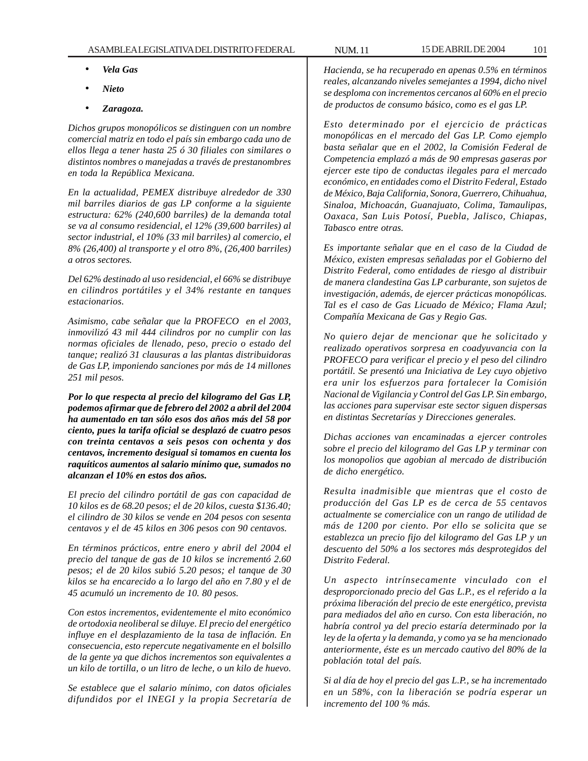- ***Vela Gas***
- ***Nieto***
- ***Zaragoza.***

*Dichos grupos monopólicos se distinguen con un nombre comercial matriz en todo el país sin embargo cada uno de ellos llega a tener hasta 25 ó 30 filiales con similares o distintos nombres o manejadas a través de prestanombres en toda la República Mexicana.*

*En la actualidad, PEMEX distribuye alrededor de 330 mil barriles diarios de gas LP conforme a la siguiente estructura: 62% (240,600 barriles) de la demanda total se va al consumo residencial, el 12% (39,600 barriles) al sector industrial, el 10% (33 mil barriles) al comercio, el 8% (26,400) al transporte y el otro 8%, (26,400 barriles) a otros sectores.*

*Del 62% destinado al uso residencial, el 66% se distribuye en cilindros portátiles y el 34% restante en tanques estacionarios.*

*Asimismo, cabe señalar que la PROFECO en el 2003, inmovilizó 43 mil 444 cilindros por no cumplir con las normas oficiales de llenado, peso, precio o estado del tanque; realizó 31 clausuras a las plantas distribuidoras de Gas LP, imponiendo sanciones por más de 14 millones 251 mil pesos.*

***Por lo que respecta al precio del kilogramo del Gas LP, podemos afirmar que de febrero del 2002 a abril del 2004 ha aumentado en tan sólo esos dos años más del 58 por ciento, pues la tarifa oficial se desplazó de cuatro pesos con treinta centavos a seis pesos con ochenta y dos centavos, incremento desigual si tomamos en cuenta los raquíticos aumentos al salario mínimo que, sumados no alcanzan el 10% en estos dos años.***

*El precio del cilindro portátil de gas con capacidad de 10 kilos es de 68.20 pesos; el de 20 kilos, cuesta $136.40; el cilindro de 30 kilos se vende en 204 pesos con sesenta centavos y el de 45 kilos en 306 pesos con 90 centavos.*

*En términos prácticos, entre enero y abril del 2004 el precio del tanque de gas de 10 kilos se incrementó 2.60 pesos; el de 20 kilos subió 5.20 pesos; el tanque de 30 kilos se ha encarecido a lo largo del año en 7.80 y el de 45 acumuló un incremento de 10. 80 pesos.*

*Con estos incrementos, evidentemente el mito económico de ortodoxia neoliberal se diluye. El precio del energético influye en el desplazamiento de la tasa de inflación. En consecuencia, esto repercute negativamente en el bolsillo de la gente ya que dichos incrementos son equivalentes a un kilo de tortilla, o un litro de leche, o un kilo de huevo.*

*Se establece que el salario mínimo, con datos oficiales difundidos por el INEGI y la propia Secretaría de Hacienda, se ha recuperado en apenas 0.5% en términos reales, alcanzando niveles semejantes a 1994, dicho nivel se desploma con incrementos cercanos al 60% en el precio de productos de consumo básico, como es el gas LP.*

*Esto determinado por el ejercicio de prácticas monopólicas en el mercado del Gas LP. Como ejemplo basta señalar que en el 2002, la Comisión Federal de Competencia emplazó a más de 90 empresas gaseras por ejercer este tipo de conductas ilegales para el mercado económico, en entidades como el Distrito Federal, Estado de México, Baja California, Sonora, Guerrero, Chihuahua, Sinaloa, Michoacán, Guanajuato, Colima, Tamaulipas, Oaxaca, San Luis Potosí, Puebla, Jalisco, Chiapas, Tabasco entre otras.*

*Es importante señalar que en el caso de la Ciudad de México, existen empresas señaladas por el Gobierno del Distrito Federal, como entidades de riesgo al distribuir de manera clandestina Gas LP carburante, son sujetos de investigación, además, de ejercer prácticas monopólicas. Tal es el caso de Gas Licuado de México; Flama Azul; Compañía Mexicana de Gas y Regio Gas.*

*No quiero dejar de mencionar que he solicitado y realizado operativos sorpresa en coadyuvancia con la PROFECO para verificar el precio y el peso del cilindro portátil. Se presentó una Iniciativa de Ley cuyo objetivo era unir los esfuerzos para fortalecer la Comisión Nacional de Vigilancia y Control del Gas LP. Sin embargo, las acciones para supervisar este sector siguen dispersas en distintas Secretarías y Direcciones generales.*

*Dichas acciones van encaminadas a ejercer controles sobre el precio del kilogramo del Gas LP y terminar con los monopolios que agobian al mercado de distribución de dicho energético.*

*Resulta inadmisible que mientras que el costo de producción del Gas LP es de cerca de 55 centavos actualmente se comercialice con un rango de utilidad de más de 1200 por ciento. Por ello se solicita que se establezca un precio fijo del kilogramo del Gas LP y un descuento del 50% a los sectores más desprotegidos del Distrito Federal.*

*Un aspecto intrínsecamente vinculado con el desproporcionado precio del Gas L.P., es el referido a la próxima liberación del precio de este energético, prevista para mediados del año en curso. Con esta liberación, no habría control ya del precio estaría determinado por la ley de la oferta y la demanda, y como ya se ha mencionado anteriormente, éste es un mercado cautivo del 80% de la población total del país.*

*Si al día de hoy el precio del gas L.P., se ha incrementado en un 58%, con la liberación se podría esperar un incremento del 100 % más.*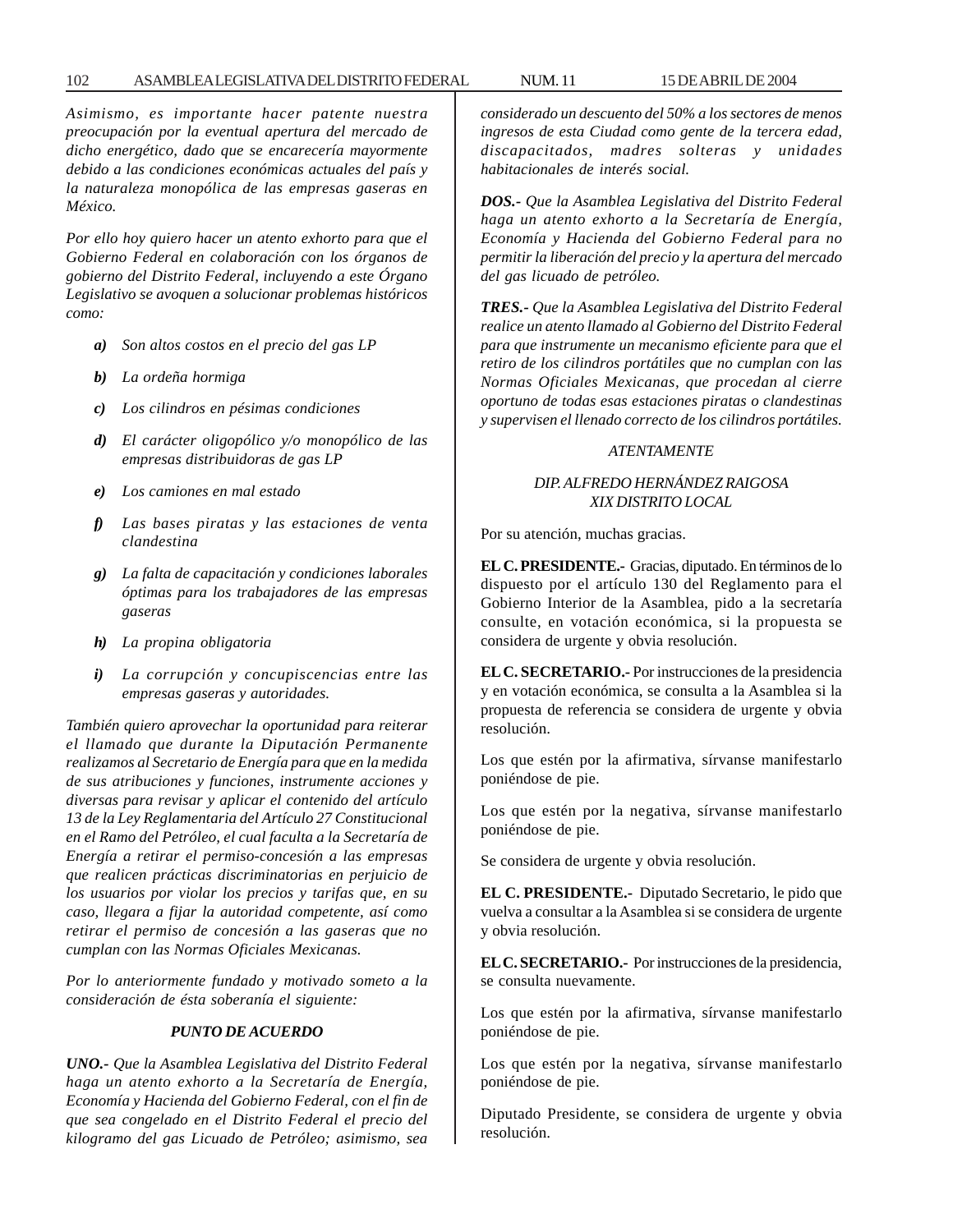*Asimismo, es importante hacer patente nuestra preocupación por la eventual apertura del mercado de dicho energético, dado que se encarecería mayormente debido a las condiciones económicas actuales del país y la naturaleza monopólica de las empresas gaseras en México.*

*Por ello hoy quiero hacer un atento exhorto para que el Gobierno Federal en colaboración con los órganos de gobierno del Distrito Federal, incluyendo a este Órgano Legislativo se avoquen a solucionar problemas históricos como:*

- ***a)*** *Son altos costos en el precio del gas LP*
- ***b)*** *La ordeña hormiga*
- ***c)*** *Los cilindros en pésimas condiciones*
- ***d)*** *El carácter oligopólico y/o monopólico de las empresas distribuidoras de gas LP*
- ***e)*** *Los camiones en mal estado*
- ***f)*** *Las bases piratas y las estaciones de venta clandestina*
- ***g)*** *La falta de capacitación y condiciones laborales óptimas para los trabajadores de las empresas gaseras*
- ***h)*** *La propina obligatoria*
- ***i)*** *La corrupción y concupiscencias entre las empresas gaseras y autoridades.*

*También quiero aprovechar la oportunidad para reiterar el llamado que durante la Diputación Permanente realizamos al Secretario de Energía para que en la medida de sus atribuciones y funciones, instrumente acciones y diversas para revisar y aplicar el contenido del artículo 13 de la Ley Reglamentaria del Artículo 27 Constitucional en el Ramo del Petróleo, el cual faculta a la Secretaría de Energía a retirar el permiso-concesión a las empresas que realicen prácticas discriminatorias en perjuicio de los usuarios por violar los precios y tarifas que, en su caso, llegara a fijar la autoridad competente, así como retirar el permiso de concesión a las gaseras que no cumplan con las Normas Oficiales Mexicanas.*

*Por lo anteriormente fundado y motivado someto a la consideración de ésta soberanía el siguiente:*

***PUNTO DE ACUERDO***

***UNO.-*** *Que la Asamblea Legislativa del Distrito Federal haga un atento exhorto a la Secretaría de Energía, Economía y Hacienda del Gobierno Federal, con el fin de que sea congelado en el Distrito Federal el precio del kilogramo del gas Licuado de Petróleo; asimismo, sea considerado un descuento del 50% a los sectores de menos ingresos de esta Ciudad como gente de la tercera edad, discapacitados, madres solteras y unidades habitacionales de interés social.*

***DOS.-*** *Que la Asamblea Legislativa del Distrito Federal haga un atento exhorto a la Secretaría de Energía, Economía y Hacienda del Gobierno Federal para no permitir la liberación del precio y la apertura del mercado del gas licuado de petróleo.*

***TRES.-*** *Que la Asamblea Legislativa del Distrito Federal realice un atento llamado al Gobierno del Distrito Federal para que instrumente un mecanismo eficiente para que el retiro de los cilindros portátiles que no cumplan con las Normas Oficiales Mexicanas, que procedan al cierre oportuno de todas esas estaciones piratas o clandestinas y supervisen el llenado correcto de los cilindros portátiles.*

*ATENTAMENTE*

*DIP. ALFREDO HERNÁNDEZ RAIGOSA*
*XIX DISTRITO LOCAL*

Por su atención, muchas gracias.

**EL C. PRESIDENTE.-** Gracias, diputado. En términos de lo dispuesto por el artículo 130 del Reglamento para el Gobierno Interior de la Asamblea, pido a la secretaría consulte, en votación económica, si la propuesta se considera de urgente y obvia resolución.

**EL C. SECRETARIO.-** Por instrucciones de la presidencia y en votación económica, se consulta a la Asamblea si la propuesta de referencia se considera de urgente y obvia resolución.

Los que estén por la afirmativa, sírvanse manifestarlo poniéndose de pie.

Los que estén por la negativa, sírvanse manifestarlo poniéndose de pie.

Se considera de urgente y obvia resolución.

**EL C. PRESIDENTE.-** Diputado Secretario, le pido que vuelva a consultar a la Asamblea si se considera de urgente y obvia resolución.

**EL C. SECRETARIO.-** Por instrucciones de la presidencia, se consulta nuevamente.

Los que estén por la afirmativa, sírvanse manifestarlo poniéndose de pie.

Los que estén por la negativa, sírvanse manifestarlo poniéndose de pie.

Diputado Presidente, se considera de urgente y obvia resolución.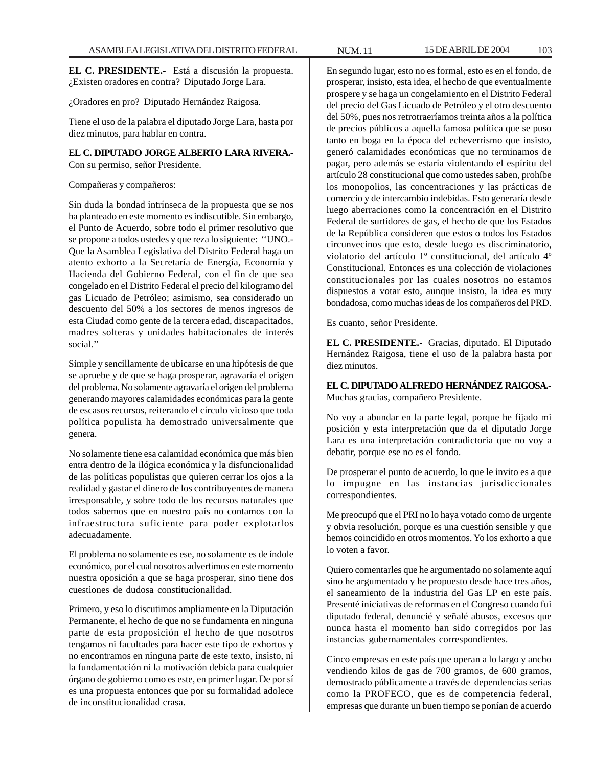**EL C. PRESIDENTE.-** Está a discusión la propuesta. ¿Existen oradores en contra? Diputado Jorge Lara.

¿Oradores en pro? Diputado Hernández Raigosa.

Tiene el uso de la palabra el diputado Jorge Lara, hasta por diez minutos, para hablar en contra.

**EL C. DIPUTADO JORGE ALBERTO LARA RIVERA.-** Con su permiso, señor Presidente.

Compañeras y compañeros:

Sin duda la bondad intrínseca de la propuesta que se nos ha planteado en este momento es indiscutible. Sin embargo, el Punto de Acuerdo, sobre todo el primer resolutivo que se propone a todos ustedes y que reza lo siguiente: ''UNO.- Que la Asamblea Legislativa del Distrito Federal haga un atento exhorto a la Secretaría de Energía, Economía y Hacienda del Gobierno Federal, con el fin de que sea congelado en el Distrito Federal el precio del kilogramo del gas Licuado de Petróleo; asimismo, sea considerado un descuento del 50% a los sectores de menos ingresos de esta Ciudad como gente de la tercera edad, discapacitados, madres solteras y unidades habitacionales de interés social.''

Simple y sencillamente de ubicarse en una hipótesis de que se apruebe y de que se haga prosperar, agravaría el origen del problema. No solamente agravaría el origen del problema generando mayores calamidades económicas para la gente de escasos recursos, reiterando el círculo vicioso que toda política populista ha demostrado universalmente que genera.

No solamente tiene esa calamidad económica que más bien entra dentro de la ilógica económica y la disfuncionalidad de las políticas populistas que quieren cerrar los ojos a la realidad y gastar el dinero de los contribuyentes de manera irresponsable, y sobre todo de los recursos naturales que todos sabemos que en nuestro país no contamos con la infraestructura suficiente para poder explotarlos adecuadamente.

El problema no solamente es ese, no solamente es de índole económico, por el cual nosotros advertimos en este momento nuestra oposición a que se haga prosperar, sino tiene dos cuestiones de dudosa constitucionalidad.

Primero, y eso lo discutimos ampliamente en la Diputación Permanente, el hecho de que no se fundamenta en ninguna parte de esta proposición el hecho de que nosotros tengamos ni facultades para hacer este tipo de exhortos y no encontramos en ninguna parte de este texto, insisto, ni la fundamentación ni la motivación debida para cualquier órgano de gobierno como es este, en primer lugar. De por sí es una propuesta entonces que por su formalidad adolece de inconstitucionalidad crasa.

En segundo lugar, esto no es formal, esto es en el fondo, de prosperar, insisto, esta idea, el hecho de que eventualmente prospere y se haga un congelamiento en el Distrito Federal del precio del Gas Licuado de Petróleo y el otro descuento del 50%, pues nos retrotraeríamos treinta años a la política de precios públicos a aquella famosa política que se puso tanto en boga en la época del echeverrismo que insisto, generó calamidades económicas que no terminamos de pagar, pero además se estaría violentando el espíritu del artículo 28 constitucional que como ustedes saben, prohíbe los monopolios, las concentraciones y las prácticas de comercio y de intercambio indebidas. Esto generaría desde luego aberraciones como la concentración en el Distrito Federal de surtidores de gas, el hecho de que los Estados de la República consideren que estos o todos los Estados circunvecinos que esto, desde luego es discriminatorio, violatorio del artículo 1º constitucional, del artículo 4º Constitucional. Entonces es una colección de violaciones constitucionales por las cuales nosotros no estamos dispuestos a votar esto, aunque insisto, la idea es muy bondadosa, como muchas ideas de los compañeros del PRD.

Es cuanto, señor Presidente.

**EL C. PRESIDENTE.-** Gracias, diputado. El Diputado Hernández Raigosa, tiene el uso de la palabra hasta por diez minutos.

**EL C. DIPUTADO ALFREDO HERNÁNDEZ RAIGOSA.-** Muchas gracias, compañero Presidente.

No voy a abundar en la parte legal, porque he fijado mi posición y esta interpretación que da el diputado Jorge Lara es una interpretación contradictoria que no voy a debatir, porque ese no es el fondo.

De prosperar el punto de acuerdo, lo que le invito es a que lo impugne en las instancias jurisdiccionales correspondientes.

Me preocupó que el PRI no lo haya votado como de urgente y obvia resolución, porque es una cuestión sensible y que hemos coincidido en otros momentos. Yo los exhorto a que lo voten a favor.

Quiero comentarles que he argumentado no solamente aquí sino he argumentado y he propuesto desde hace tres años, el saneamiento de la industria del Gas LP en este país. Presenté iniciativas de reformas en el Congreso cuando fui diputado federal, denuncié y señalé abusos, excesos que nunca hasta el momento han sido corregidos por las instancias gubernamentales correspondientes.

Cinco empresas en este país que operan a lo largo y ancho vendiendo kilos de gas de 700 gramos, de 600 gramos, demostrado públicamente a través de dependencias serias como la PROFECO, que es de competencia federal, empresas que durante un buen tiempo se ponían de acuerdo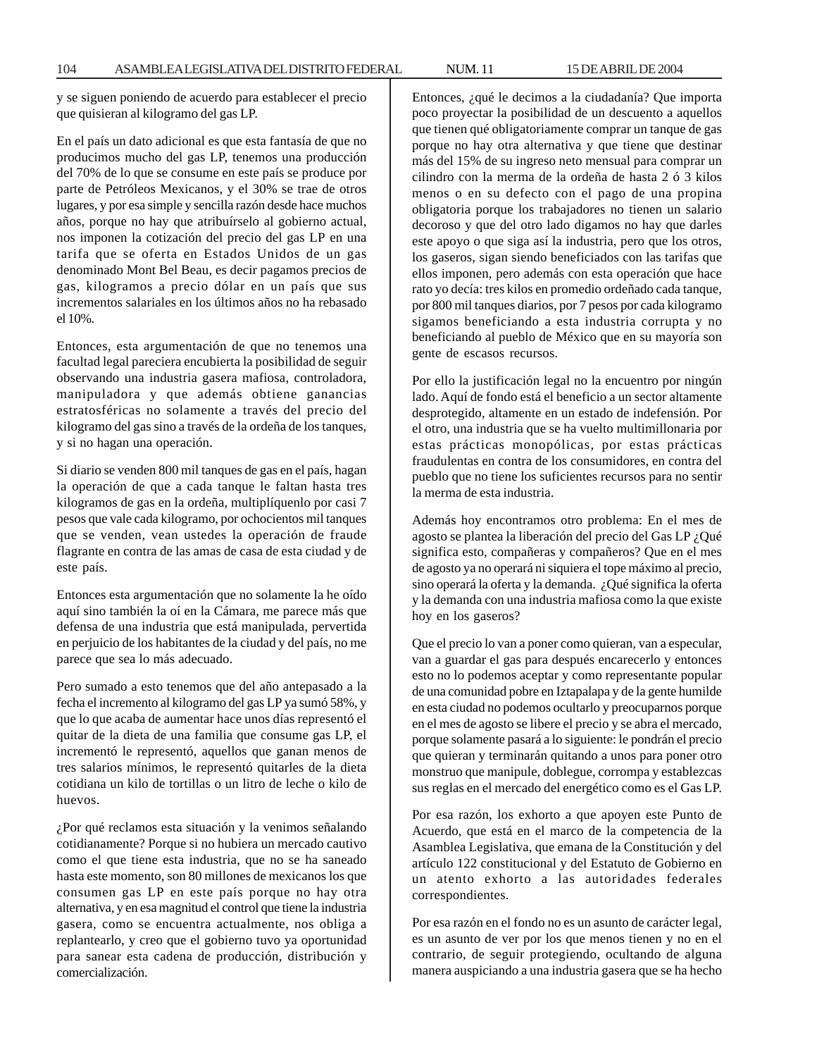y se siguen poniendo de acuerdo para establecer el precio que quisieran al kilogramo del gas LP.

En el país un dato adicional es que esta fantasía de que no producimos mucho del gas LP, tenemos una producción del 70% de lo que se consume en este país se produce por parte de Petróleos Mexicanos, y el 30% se trae de otros lugares, y por esa simple y sencilla razón desde hace muchos años, porque no hay que atribuírselo al gobierno actual, nos imponen la cotización del precio del gas LP en una tarifa que se oferta en Estados Unidos de un gas denominado Mont Bel Beau, es decir pagamos precios de gas, kilogramos a precio dólar en un país que sus incrementos salariales en los últimos años no ha rebasado el 10%.

Entonces, esta argumentación de que no tenemos una facultad legal pareciera encubierta la posibilidad de seguir observando una industria gasera mafiosa, controladora, manipuladora y que además obtiene ganancias estratosféricas no solamente a través del precio del kilogramo del gas sino a través de la ordeña de los tanques, y si no hagan una operación.

Si diario se venden 800 mil tanques de gas en el país, hagan la operación de que a cada tanque le faltan hasta tres kilogramos de gas en la ordeña, multiplíquenlo por casi 7 pesos que vale cada kilogramo, por ochocientos mil tanques que se venden, vean ustedes la operación de fraude flagrante en contra de las amas de casa de esta ciudad y de este país.

Entonces esta argumentación que no solamente la he oído aquí sino también la oí en la Cámara, me parece más que defensa de una industria que está manipulada, pervertida en perjuicio de los habitantes de la ciudad y del país, no me parece que sea lo más adecuado.

Pero sumado a esto tenemos que del año antepasado a la fecha el incremento al kilogramo del gas LP ya sumó 58%, y que lo que acaba de aumentar hace unos días representó el quitar de la dieta de una familia que consume gas LP, el incrementó le representó, aquellos que ganan menos de tres salarios mínimos, le representó quitarles de la dieta cotidiana un kilo de tortillas o un litro de leche o kilo de huevos.

¿Por qué reclamos esta situación y la venimos señalando cotidianamente? Porque si no hubiera un mercado cautivo como el que tiene esta industria, que no se ha saneado hasta este momento, son 80 millones de mexicanos los que consumen gas LP en este país porque no hay otra alternativa, y en esa magnitud el control que tiene la industria gasera, como se encuentra actualmente, nos obliga a replantearlo, y creo que el gobierno tuvo ya oportunidad para sanear esta cadena de producción, distribución y comercialización.

Entonces, ¿qué le decimos a la ciudadanía? Que importa poco proyectar la posibilidad de un descuento a aquellos que tienen qué obligatoriamente comprar un tanque de gas porque no hay otra alternativa y que tiene que destinar más del 15% de su ingreso neto mensual para comprar un cilindro con la merma de la ordeña de hasta 2 ó 3 kilos menos o en su defecto con el pago de una propina obligatoria porque los trabajadores no tienen un salario decoroso y que del otro lado digamos no hay que darles este apoyo o que siga así la industria, pero que los otros, los gaseros, sigan siendo beneficiados con las tarifas que ellos imponen, pero además con esta operación que hace rato yo decía: tres kilos en promedio ordeñado cada tanque, por 800 mil tanques diarios, por 7 pesos por cada kilogramo sigamos beneficiando a esta industria corrupta y no beneficiando al pueblo de México que en su mayoría son gente de escasos recursos.

Por ello la justificación legal no la encuentro por ningún lado. Aquí de fondo está el beneficio a un sector altamente desprotegido, altamente en un estado de indefensión. Por el otro, una industria que se ha vuelto multimillonaria por estas prácticas monopólicas, por estas prácticas fraudulentas en contra de los consumidores, en contra del pueblo que no tiene los suficientes recursos para no sentir la merma de esta industria.

Además hoy encontramos otro problema: En el mes de agosto se plantea la liberación del precio del Gas LP ¿Qué significa esto, compañeras y compañeros? Que en el mes de agosto ya no operará ni siquiera el tope máximo al precio, sino operará la oferta y la demanda. ¿Qué significa la oferta y la demanda con una industria mafiosa como la que existe hoy en los gaseros?

Que el precio lo van a poner como quieran, van a especular, van a guardar el gas para después encarecerlo y entonces esto no lo podemos aceptar y como representante popular de una comunidad pobre en Iztapalapa y de la gente humilde en esta ciudad no podemos ocultarlo y preocuparnos porque en el mes de agosto se libere el precio y se abra el mercado, porque solamente pasará a lo siguiente: le pondrán el precio que quieran y terminarán quitando a unos para poner otro monstruo que manipule, doblegue, corrompa y establezcas sus reglas en el mercado del energético como es el Gas LP.

Por esa razón, los exhorto a que apoyen este Punto de Acuerdo, que está en el marco de la competencia de la Asamblea Legislativa, que emana de la Constitución y del artículo 122 constitucional y del Estatuto de Gobierno en un atento exhorto a las autoridades federales correspondientes.

Por esa razón en el fondo no es un asunto de carácter legal, es un asunto de ver por los que menos tienen y no en el contrario, de seguir protegiendo, ocultando de alguna manera auspiciando a una industria gasera que se ha hecho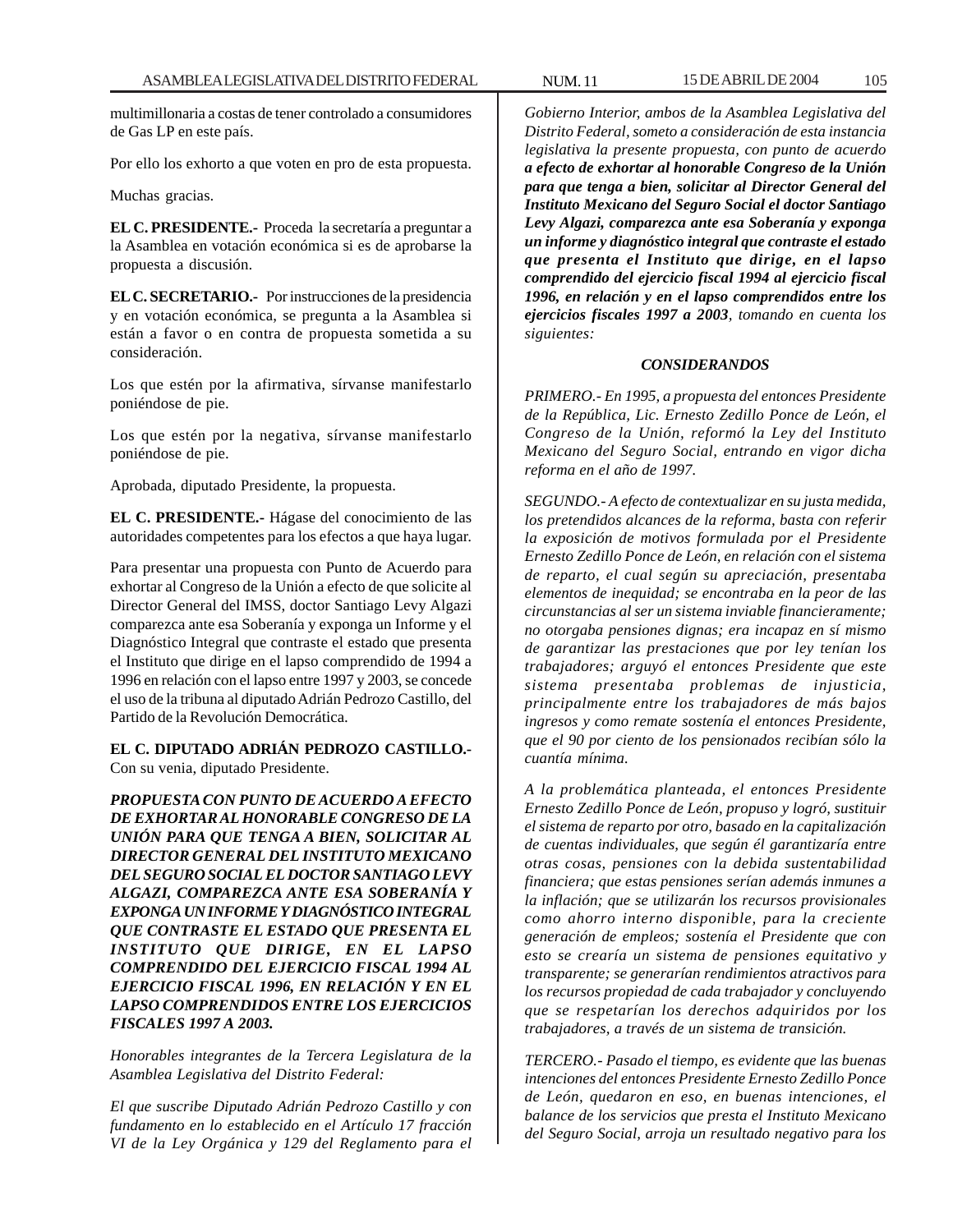multimillonaria a costas de tener controlado a consumidores de Gas LP en este país.

Por ello los exhorto a que voten en pro de esta propuesta.

Muchas gracias.

**EL C. PRESIDENTE.-** Proceda la secretaría a preguntar a la Asamblea en votación económica si es de aprobarse la propuesta a discusión.

**EL C. SECRETARIO.-** Por instrucciones de la presidencia y en votación económica, se pregunta a la Asamblea si están a favor o en contra de propuesta sometida a su consideración.

Los que estén por la afirmativa, sírvanse manifestarlo poniéndose de pie.

Los que estén por la negativa, sírvanse manifestarlo poniéndose de pie.

Aprobada, diputado Presidente, la propuesta.

**EL C. PRESIDENTE.-** Hágase del conocimiento de las autoridades competentes para los efectos a que haya lugar.

Para presentar una propuesta con Punto de Acuerdo para exhortar al Congreso de la Unión a efecto de que solicite al Director General del IMSS, doctor Santiago Levy Algazi comparezca ante esa Soberanía y exponga un Informe y el Diagnóstico Integral que contraste el estado que presenta el Instituto que dirige en el lapso comprendido de 1994 a 1996 en relación con el lapso entre 1997 y 2003, se concede el uso de la tribuna al diputado Adrián Pedrozo Castillo, del Partido de la Revolución Democrática.

**EL C. DIPUTADO ADRIÁN PEDROZO CASTILLO.-** Con su venia, diputado Presidente.

***PROPUESTA CON PUNTO DE ACUERDO A EFECTO DE EXHORTAR AL HONORABLE CONGRESO DE LA UNIÓN PARA QUE TENGA A BIEN, SOLICITAR AL DIRECTOR GENERAL DEL INSTITUTO MEXICANO DEL SEGURO SOCIAL EL DOCTOR SANTIAGO LEVY ALGAZI, COMPAREZCA ANTE ESA SOBERANÍA Y EXPONGA UN INFORME Y DIAGNÓSTICO INTEGRAL QUE CONTRASTE EL ESTADO QUE PRESENTA EL INSTITUTO QUE DIRIGE, EN EL LAPSO COMPRENDIDO DEL EJERCICIO FISCAL 1994 AL EJERCICIO FISCAL 1996, EN RELACIÓN Y EN EL LAPSO COMPRENDIDOS ENTRE LOS EJERCICIOS FISCALES 1997 A 2003.***

*Honorables integrantes de la Tercera Legislatura de la Asamblea Legislativa del Distrito Federal:*

*El que suscribe Diputado Adrián Pedrozo Castillo y con fundamento en lo establecido en el Artículo 17 fracción VI de la Ley Orgánica y 129 del Reglamento para el Gobierno Interior, ambos de la Asamblea Legislativa del Distrito Federal, someto a consideración de esta instancia legislativa la presente propuesta, con punto de acuerdo* ***a efecto de exhortar al honorable Congreso de la Unión para que tenga a bien, solicitar al Director General del Instituto Mexicano del Seguro Social el doctor Santiago Levy Algazi, comparezca ante esa Soberanía y exponga un informe y diagnóstico integral que contraste el estado que presenta el Instituto que dirige, en el lapso comprendido del ejercicio fiscal 1994 al ejercicio fiscal 1996, en relación y en el lapso comprendidos entre los ejercicios fiscales 1997 a 2003****, tomando en cuenta los siguientes:*

***CONSIDERANDOS***

*PRIMERO.- En 1995, a propuesta del entonces Presidente de la República, Lic. Ernesto Zedillo Ponce de León, el Congreso de la Unión, reformó la Ley del Instituto Mexicano del Seguro Social, entrando en vigor dicha reforma en el año de 1997.*

*SEGUNDO.- A efecto de contextualizar en su justa medida, los pretendidos alcances de la reforma, basta con referir la exposición de motivos formulada por el Presidente Ernesto Zedillo Ponce de León, en relación con el sistema de reparto, el cual según su apreciación, presentaba elementos de inequidad; se encontraba en la peor de las circunstancias al ser un sistema inviable financieramente; no otorgaba pensiones dignas; era incapaz en sí mismo de garantizar las prestaciones que por ley tenían los trabajadores; arguyó el entonces Presidente que este sistema presentaba problemas de injusticia, principalmente entre los trabajadores de más bajos ingresos y como remate sostenía el entonces Presidente, que el 90 por ciento de los pensionados recibían sólo la cuantía mínima.*

*A la problemática planteada, el entonces Presidente Ernesto Zedillo Ponce de León, propuso y logró, sustituir el sistema de reparto por otro, basado en la capitalización de cuentas individuales, que según él garantizaría entre otras cosas, pensiones con la debida sustentabilidad financiera; que estas pensiones serían además inmunes a la inflación; que se utilizarán los recursos provisionales como ahorro interno disponible, para la creciente generación de empleos; sostenía el Presidente que con esto se crearía un sistema de pensiones equitativo y transparente; se generarían rendimientos atractivos para los recursos propiedad de cada trabajador y concluyendo que se respetarían los derechos adquiridos por los trabajadores, a través de un sistema de transición.*

*TERCERO.- Pasado el tiempo, es evidente que las buenas intenciones del entonces Presidente Ernesto Zedillo Ponce de León, quedaron en eso, en buenas intenciones, el balance de los servicios que presta el Instituto Mexicano del Seguro Social, arroja un resultado negativo para los*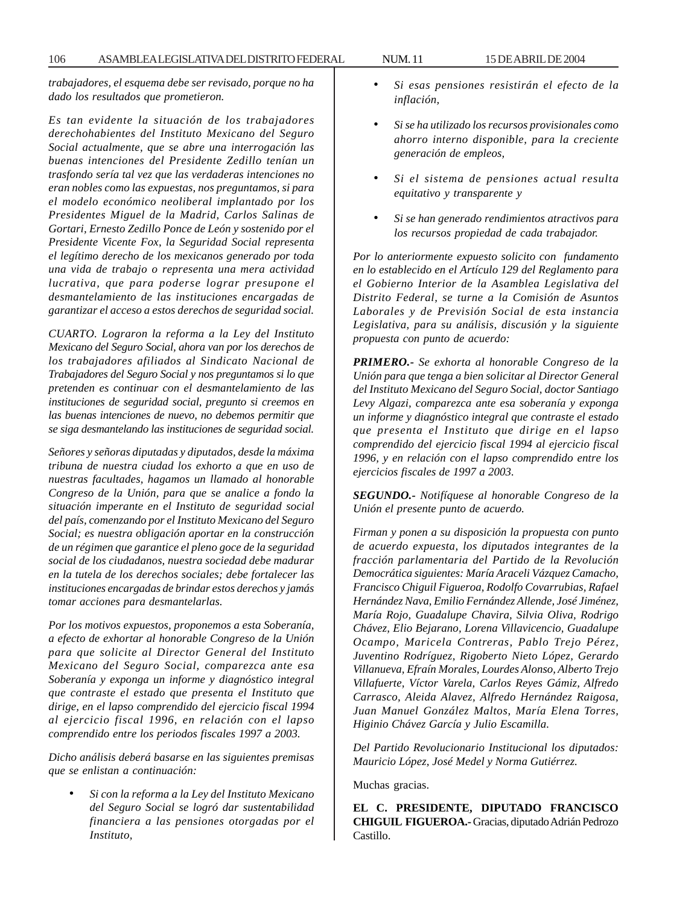*trabajadores, el esquema debe ser revisado, porque no ha dado los resultados que prometieron.*

*Es tan evidente la situación de los trabajadores derechohabientes del Instituto Mexicano del Seguro Social actualmente, que se abre una interrogación las buenas intenciones del Presidente Zedillo tenían un trasfondo sería tal vez que las verdaderas intenciones no eran nobles como las expuestas, nos preguntamos, si para el modelo económico neoliberal implantado por los Presidentes Miguel de la Madrid, Carlos Salinas de Gortari, Ernesto Zedillo Ponce de León y sostenido por el Presidente Vicente Fox, la Seguridad Social representa el legítimo derecho de los mexicanos generado por toda una vida de trabajo o representa una mera actividad lucrativa, que para poderse lograr presupone el desmantelamiento de las instituciones encargadas de garantizar el acceso a estos derechos de seguridad social.*

*CUARTO. Lograron la reforma a la Ley del Instituto Mexicano del Seguro Social, ahora van por los derechos de los trabajadores afiliados al Sindicato Nacional de Trabajadores del Seguro Social y nos preguntamos si lo que pretenden es continuar con el desmantelamiento de las instituciones de seguridad social, pregunto si creemos en las buenas intenciones de nuevo, no debemos permitir que se siga desmantelando las instituciones de seguridad social.*

*Señores y señoras diputadas y diputados, desde la máxima tribuna de nuestra ciudad los exhorto a que en uso de nuestras facultades, hagamos un llamado al honorable Congreso de la Unión, para que se analice a fondo la situación imperante en el Instituto de seguridad social del país, comenzando por el Instituto Mexicano del Seguro Social; es nuestra obligación aportar en la construcción de un régimen que garantice el pleno goce de la seguridad social de los ciudadanos, nuestra sociedad debe madurar en la tutela de los derechos sociales; debe fortalecer las instituciones encargadas de brindar estos derechos y jamás tomar acciones para desmantelarlas.*

*Por los motivos expuestos, proponemos a esta Soberanía, a efecto de exhortar al honorable Congreso de la Unión para que solicite al Director General del Instituto Mexicano del Seguro Social, comparezca ante esa Soberanía y exponga un informe y diagnóstico integral que contraste el estado que presenta el Instituto que dirige, en el lapso comprendido del ejercicio fiscal 1994 al ejercicio fiscal 1996, en relación con el lapso comprendido entre los periodos fiscales 1997 a 2003.*

*Dicho análisis deberá basarse en las siguientes premisas que se enlistan a continuación:*

- *Si con la reforma a la Ley del Instituto Mexicano del Seguro Social se logró dar sustentabilidad financiera a las pensiones otorgadas por el Instituto,*
- *Si esas pensiones resistirán el efecto de la inflación,*
- *Si se ha utilizado los recursos provisionales como ahorro interno disponible, para la creciente generación de empleos,*
- *Si el sistema de pensiones actual resulta equitativo y transparente y*
- *Si se han generado rendimientos atractivos para los recursos propiedad de cada trabajador.*

*Por lo anteriormente expuesto solicito con fundamento en lo establecido en el Artículo 129 del Reglamento para el Gobierno Interior de la Asamblea Legislativa del Distrito Federal, se turne a la Comisión de Asuntos Laborales y de Previsión Social de esta instancia Legislativa, para su análisis, discusión y la siguiente propuesta con punto de acuerdo:*

***PRIMERO.-*** *Se exhorta al honorable Congreso de la Unión para que tenga a bien solicitar al Director General del Instituto Mexicano del Seguro Social, doctor Santiago Levy Algazi, comparezca ante esa soberanía y exponga un informe y diagnóstico integral que contraste el estado que presenta el Instituto que dirige en el lapso comprendido del ejercicio fiscal 1994 al ejercicio fiscal 1996, y en relación con el lapso comprendido entre los ejercicios fiscales de 1997 a 2003.*

***SEGUNDO.-*** *Notifíquese al honorable Congreso de la Unión el presente punto de acuerdo.*

*Firman y ponen a su disposición la propuesta con punto de acuerdo expuesta, los diputados integrantes de la fracción parlamentaria del Partido de la Revolución Democrática siguientes: María Araceli Vázquez Camacho, Francisco Chiguil Figueroa, Rodolfo Covarrubias, Rafael Hernández Nava, Emilio Fernández Allende, José Jiménez, María Rojo, Guadalupe Chavira, Silvia Oliva, Rodrigo Chávez, Elio Bejarano, Lorena Villavicencio, Guadalupe Ocampo, Maricela Contreras, Pablo Trejo Pérez, Juventino Rodríguez, Rigoberto Nieto López, Gerardo Villanueva, Efraín Morales, Lourdes Alonso, Alberto Trejo Villafuerte, Víctor Varela, Carlos Reyes Gámiz, Alfredo Carrasco, Aleida Alavez, Alfredo Hernández Raigosa, Juan Manuel González Maltos, María Elena Torres, Higinio Chávez García y Julio Escamilla.*

*Del Partido Revolucionario Institucional los diputados: Mauricio López, José Medel y Norma Gutiérrez.*

Muchas gracias.

**EL C. PRESIDENTE, DIPUTADO FRANCISCO CHIGUIL FIGUEROA.-** Gracias, diputado Adrián Pedrozo Castillo.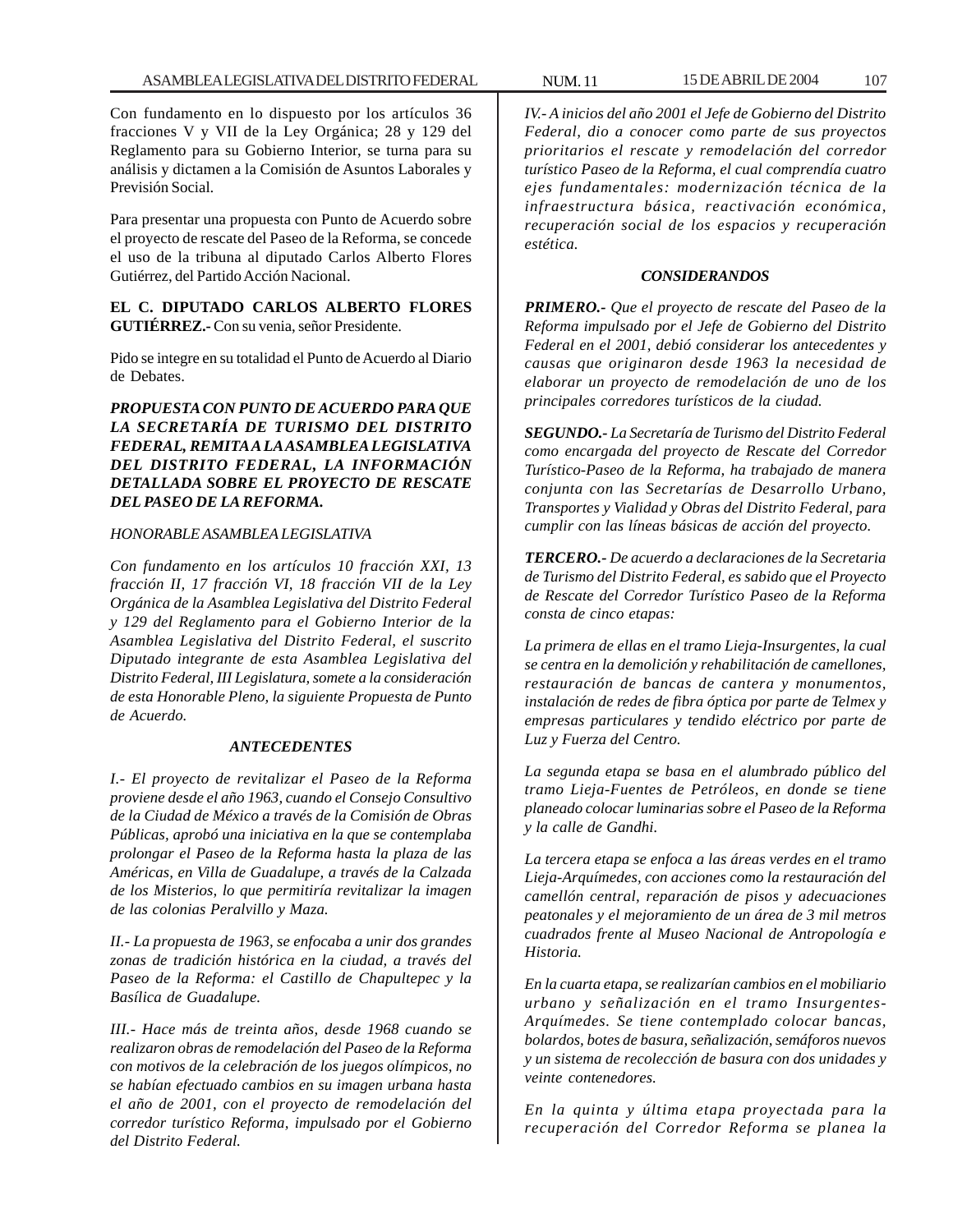Con fundamento en lo dispuesto por los artículos 36 fracciones V y VII de la Ley Orgánica; 28 y 129 del Reglamento para su Gobierno Interior, se turna para su análisis y dictamen a la Comisión de Asuntos Laborales y Previsión Social.

Para presentar una propuesta con Punto de Acuerdo sobre el proyecto de rescate del Paseo de la Reforma, se concede el uso de la tribuna al diputado Carlos Alberto Flores Gutiérrez, del Partido Acción Nacional.

**EL C. DIPUTADO CARLOS ALBERTO FLORES GUTIÉRREZ.-** Con su venia, señor Presidente.

Pido se integre en su totalidad el Punto de Acuerdo al Diario de Debates.

***PROPUESTA CON PUNTO DE ACUERDO PARA QUE LA SECRETARÍA DE TURISMO DEL DISTRITO FEDERAL, REMITA A LA ASAMBLEA LEGISLATIVA DEL DISTRITO FEDERAL, LA INFORMACIÓN DETALLADA SOBRE EL PROYECTO DE RESCATE DEL PASEO DE LA REFORMA.***

*HONORABLE ASAMBLEA LEGISLATIVA*

*Con fundamento en los artículos 10 fracción XXI, 13 fracción II, 17 fracción VI, 18 fracción VII de la Ley Orgánica de la Asamblea Legislativa del Distrito Federal y 129 del Reglamento para el Gobierno Interior de la Asamblea Legislativa del Distrito Federal, el suscrito Diputado integrante de esta Asamblea Legislativa del Distrito Federal, III Legislatura, somete a la consideración de esta Honorable Pleno, la siguiente Propuesta de Punto de Acuerdo.*

***ANTECEDENTES***

*I.- El proyecto de revitalizar el Paseo de la Reforma proviene desde el año 1963, cuando el Consejo Consultivo de la Ciudad de México a través de la Comisión de Obras Públicas, aprobó una iniciativa en la que se contemplaba prolongar el Paseo de la Reforma hasta la plaza de las Américas, en Villa de Guadalupe, a través de la Calzada de los Misterios, lo que permitiría revitalizar la imagen de las colonias Peralvillo y Maza.*

*II.- La propuesta de 1963, se enfocaba a unir dos grandes zonas de tradición histórica en la ciudad, a través del Paseo de la Reforma: el Castillo de Chapultepec y la Basílica de Guadalupe.*

*III.- Hace más de treinta años, desde 1968 cuando se realizaron obras de remodelación del Paseo de la Reforma con motivos de la celebración de los juegos olímpicos, no se habían efectuado cambios en su imagen urbana hasta el año de 2001, con el proyecto de remodelación del corredor turístico Reforma, impulsado por el Gobierno del Distrito Federal.*

*IV.- A inicios del año 2001 el Jefe de Gobierno del Distrito Federal, dio a conocer como parte de sus proyectos prioritarios el rescate y remodelación del corredor turístico Paseo de la Reforma, el cual comprendía cuatro ejes fundamentales: modernización técnica de la infraestructura básica, reactivación económica, recuperación social de los espacios y recuperación estética.*

***CONSIDERANDOS***

***PRIMERO.-*** *Que el proyecto de rescate del Paseo de la Reforma impulsado por el Jefe de Gobierno del Distrito Federal en el 2001, debió considerar los antecedentes y causas que originaron desde 1963 la necesidad de elaborar un proyecto de remodelación de uno de los principales corredores turísticos de la ciudad.*

***SEGUNDO.-*** *La Secretaría de Turismo del Distrito Federal como encargada del proyecto de Rescate del Corredor Turístico-Paseo de la Reforma, ha trabajado de manera conjunta con las Secretarías de Desarrollo Urbano, Transportes y Vialidad y Obras del Distrito Federal, para cumplir con las líneas básicas de acción del proyecto.*

***TERCERO.-*** *De acuerdo a declaraciones de la Secretaria de Turismo del Distrito Federal, es sabido que el Proyecto de Rescate del Corredor Turístico Paseo de la Reforma consta de cinco etapas:*

*La primera de ellas en el tramo Lieja-Insurgentes, la cual se centra en la demolición y rehabilitación de camellones, restauración de bancas de cantera y monumentos, instalación de redes de fibra óptica por parte de Telmex y empresas particulares y tendido eléctrico por parte de Luz y Fuerza del Centro.*

*La segunda etapa se basa en el alumbrado público del tramo Lieja-Fuentes de Petróleos, en donde se tiene planeado colocar luminarias sobre el Paseo de la Reforma y la calle de Gandhi.*

*La tercera etapa se enfoca a las áreas verdes en el tramo Lieja-Arquímedes, con acciones como la restauración del camellón central, reparación de pisos y adecuaciones peatonales y el mejoramiento de un área de 3 mil metros cuadrados frente al Museo Nacional de Antropología e Historia.*

*En la cuarta etapa, se realizarían cambios en el mobiliario urbano y señalización en el tramo Insurgentes-Arquímedes. Se tiene contemplado colocar bancas, bolardos, botes de basura, señalización, semáforos nuevos y un sistema de recolección de basura con dos unidades y veinte contenedores.*

*En la quinta y última etapa proyectada para la recuperación del Corredor Reforma se planea la*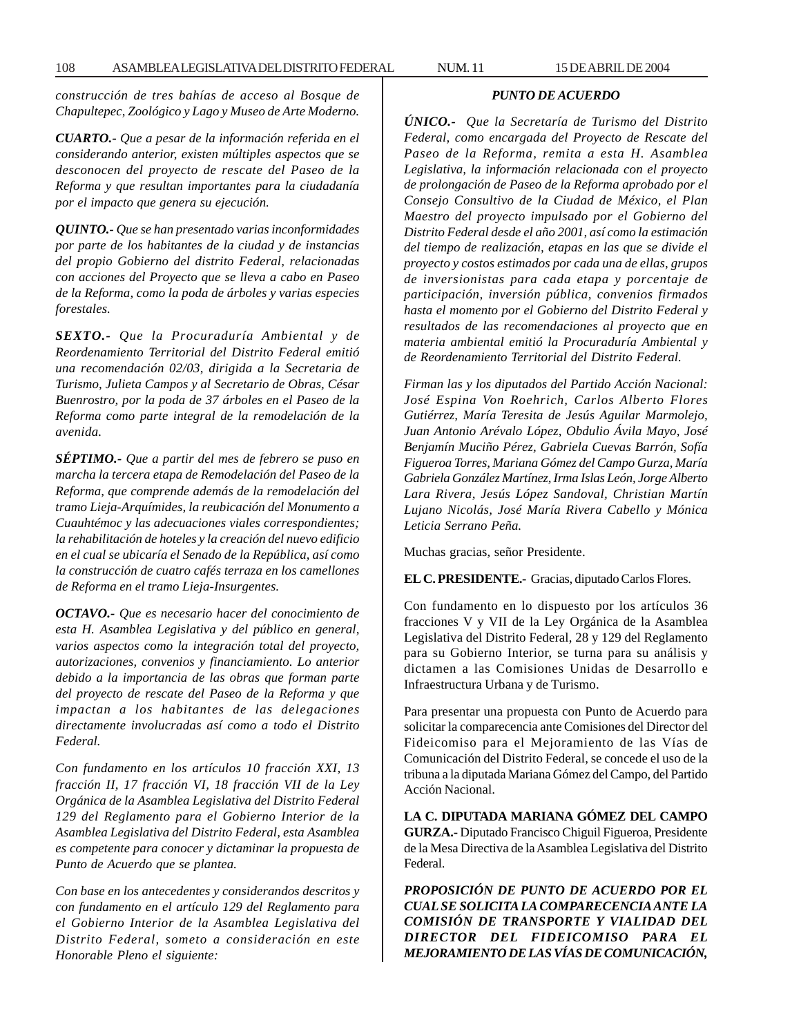*construcción de tres bahías de acceso al Bosque de Chapultepec, Zoológico y Lago y Museo de Arte Moderno.*

***CUARTO.-** Que a pesar de la información referida en el considerando anterior, existen múltiples aspectos que se desconocen del proyecto de rescate del Paseo de la Reforma y que resultan importantes para la ciudadanía por el impacto que genera su ejecución.*

***QUINTO.-** Que se han presentado varias inconformidades por parte de los habitantes de la ciudad y de instancias del propio Gobierno del distrito Federal, relacionadas con acciones del Proyecto que se lleva a cabo en Paseo de la Reforma, como la poda de árboles y varias especies forestales.*

***SEXTO.-** Que la Procuraduría Ambiental y de Reordenamiento Territorial del Distrito Federal emitió una recomendación 02/03, dirigida a la Secretaria de Turismo, Julieta Campos y al Secretario de Obras, César Buenrostro, por la poda de 37 árboles en el Paseo de la Reforma como parte integral de la remodelación de la avenida.*

***SÉPTIMO.-** Que a partir del mes de febrero se puso en marcha la tercera etapa de Remodelación del Paseo de la Reforma, que comprende además de la remodelación del tramo Lieja-Arquímides, la reubicación del Monumento a Cuauhtémoc y las adecuaciones viales correspondientes; la rehabilitación de hoteles y la creación del nuevo edificio en el cual se ubicaría el Senado de la República, así como la construcción de cuatro cafés terraza en los camellones de Reforma en el tramo Lieja-Insurgentes.*

***OCTAVO.-** Que es necesario hacer del conocimiento de esta H. Asamblea Legislativa y del público en general, varios aspectos como la integración total del proyecto, autorizaciones, convenios y financiamiento. Lo anterior debido a la importancia de las obras que forman parte del proyecto de rescate del Paseo de la Reforma y que impactan a los habitantes de las delegaciones directamente involucradas así como a todo el Distrito Federal.*

*Con fundamento en los artículos 10 fracción XXI, 13 fracción II, 17 fracción VI, 18 fracción VII de la Ley Orgánica de la Asamblea Legislativa del Distrito Federal 129 del Reglamento para el Gobierno Interior de la Asamblea Legislativa del Distrito Federal, esta Asamblea es competente para conocer y dictaminar la propuesta de Punto de Acuerdo que se plantea.*

*Con base en los antecedentes y considerandos descritos y con fundamento en el artículo 129 del Reglamento para el Gobierno Interior de la Asamblea Legislativa del Distrito Federal, someto a consideración en este Honorable Pleno el siguiente:*

***PUNTO DE ACUERDO***

***ÚNICO.-** Que la Secretaría de Turismo del Distrito Federal, como encargada del Proyecto de Rescate del Paseo de la Reforma, remita a esta H. Asamblea Legislativa, la información relacionada con el proyecto de prolongación de Paseo de la Reforma aprobado por el Consejo Consultivo de la Ciudad de México, el Plan Maestro del proyecto impulsado por el Gobierno del Distrito Federal desde el año 2001, así como la estimación del tiempo de realización, etapas en las que se divide el proyecto y costos estimados por cada una de ellas, grupos de inversionistas para cada etapa y porcentaje de participación, inversión pública, convenios firmados hasta el momento por el Gobierno del Distrito Federal y resultados de las recomendaciones al proyecto que en materia ambiental emitió la Procuraduría Ambiental y de Reordenamiento Territorial del Distrito Federal.*

*Firman las y los diputados del Partido Acción Nacional: José Espina Von Roehrich, Carlos Alberto Flores Gutiérrez, María Teresita de Jesús Aguilar Marmolejo, Juan Antonio Arévalo López, Obdulio Ávila Mayo, José Benjamín Muciño Pérez, Gabriela Cuevas Barrón, Sofía Figueroa Torres, Mariana Gómez del Campo Gurza, María Gabriela González Martínez, Irma Islas León, Jorge Alberto Lara Rivera, Jesús López Sandoval, Christian Martín Lujano Nicolás, José María Rivera Cabello y Mónica Leticia Serrano Peña.*

Muchas gracias, señor Presidente.

**EL C. PRESIDENTE.-** Gracias, diputado Carlos Flores.

Con fundamento en lo dispuesto por los artículos 36 fracciones V y VII de la Ley Orgánica de la Asamblea Legislativa del Distrito Federal, 28 y 129 del Reglamento para su Gobierno Interior, se turna para su análisis y dictamen a las Comisiones Unidas de Desarrollo e Infraestructura Urbana y de Turismo.

Para presentar una propuesta con Punto de Acuerdo para solicitar la comparecencia ante Comisiones del Director del Fideicomiso para el Mejoramiento de las Vías de Comunicación del Distrito Federal, se concede el uso de la tribuna a la diputada Mariana Gómez del Campo, del Partido Acción Nacional.

**LA C. DIPUTADA MARIANA GÓMEZ DEL CAMPO GURZA.-** Diputado Francisco Chiguil Figueroa, Presidente de la Mesa Directiva de la Asamblea Legislativa del Distrito Federal.

***PROPOSICIÓN DE PUNTO DE ACUERDO POR EL CUAL SE SOLICITA LA COMPARECENCIA ANTE LA COMISIÓN DE TRANSPORTE Y VIALIDAD DEL DIRECTOR DEL FIDEICOMISO PARA EL MEJORAMIENTO DE LAS VÍAS DE COMUNICACIÓN,***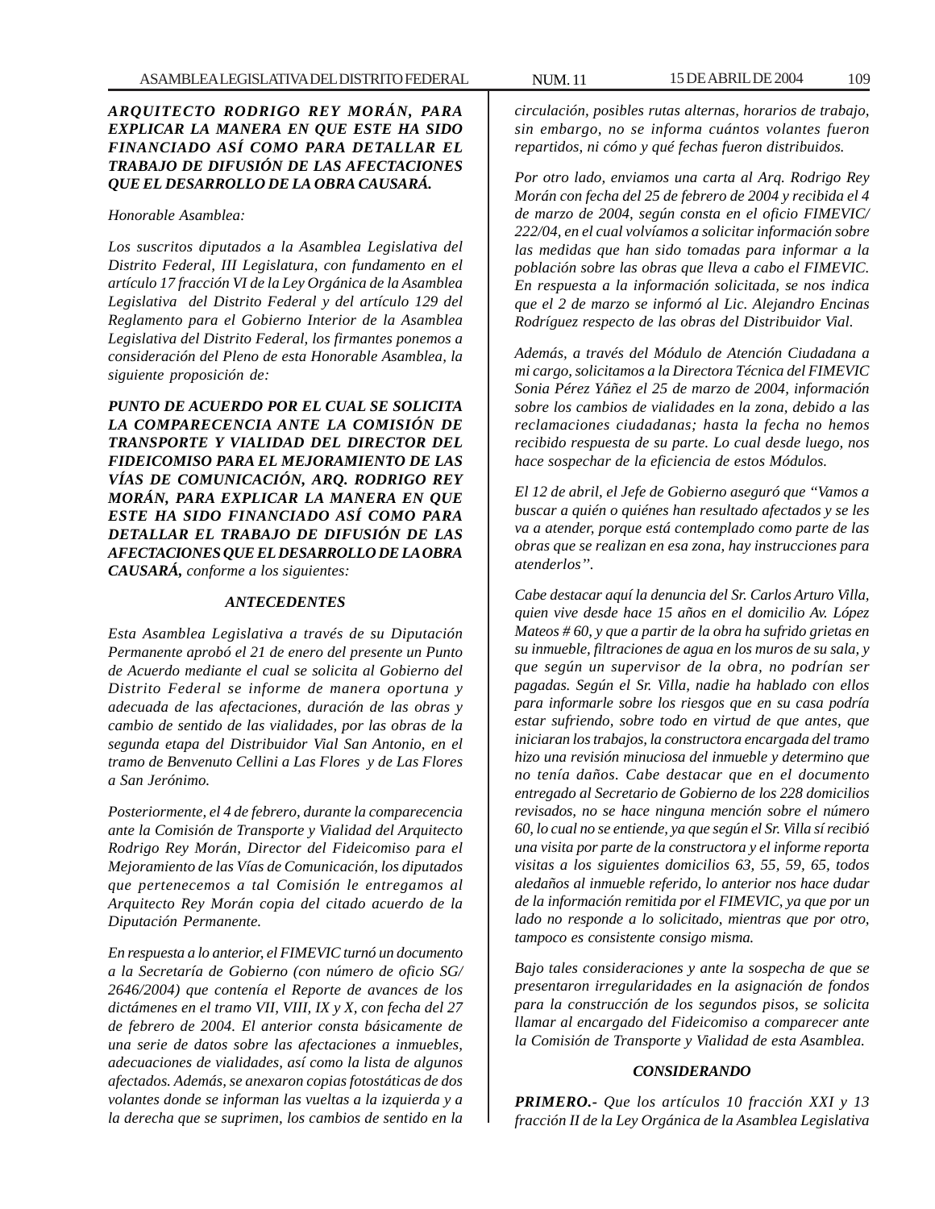***ARQUITECTO RODRIGO REY MORÁN, PARA EXPLICAR LA MANERA EN QUE ESTE HA SIDO FINANCIADO ASÍ COMO PARA DETALLAR EL TRABAJO DE DIFUSIÓN DE LAS AFECTACIONES QUE EL DESARROLLO DE LA OBRA CAUSARÁ.***

*Honorable Asamblea:*

*Los suscritos diputados a la Asamblea Legislativa del Distrito Federal, III Legislatura, con fundamento en el artículo 17 fracción VI de la Ley Orgánica de la Asamblea Legislativa del Distrito Federal y del artículo 129 del Reglamento para el Gobierno Interior de la Asamblea Legislativa del Distrito Federal, los firmantes ponemos a consideración del Pleno de esta Honorable Asamblea, la siguiente proposición de:*

***PUNTO DE ACUERDO POR EL CUAL SE SOLICITA LA COMPARECENCIA ANTE LA COMISIÓN DE TRANSPORTE Y VIALIDAD DEL DIRECTOR DEL FIDEICOMISO PARA EL MEJORAMIENTO DE LAS VÍAS DE COMUNICACIÓN, ARQ. RODRIGO REY MORÁN, PARA EXPLICAR LA MANERA EN QUE ESTE HA SIDO FINANCIADO ASÍ COMO PARA DETALLAR EL TRABAJO DE DIFUSIÓN DE LAS AFECTACIONES QUE EL DESARROLLO DE LA OBRA CAUSARÁ,*** *conforme a los siguientes:*

### *ANTECEDENTES*

*Esta Asamblea Legislativa a través de su Diputación Permanente aprobó el 21 de enero del presente un Punto de Acuerdo mediante el cual se solicita al Gobierno del Distrito Federal se informe de manera oportuna y adecuada de las afectaciones, duración de las obras y cambio de sentido de las vialidades, por las obras de la segunda etapa del Distribuidor Vial San Antonio, en el tramo de Benvenuto Cellini a Las Flores y de Las Flores a San Jerónimo.*

*Posteriormente, el 4 de febrero, durante la comparecencia ante la Comisión de Transporte y Vialidad del Arquitecto Rodrigo Rey Morán, Director del Fideicomiso para el Mejoramiento de las Vías de Comunicación, los diputados que pertenecemos a tal Comisión le entregamos al Arquitecto Rey Morán copia del citado acuerdo de la Diputación Permanente.*

*En respuesta a lo anterior, el FIMEVIC turnó un documento a la Secretaría de Gobierno (con número de oficio SG/ 2646/2004) que contenía el Reporte de avances de los dictámenes en el tramo VII, VIII, IX y X, con fecha del 27 de febrero de 2004. El anterior consta básicamente de una serie de datos sobre las afectaciones a inmuebles, adecuaciones de vialidades, así como la lista de algunos afectados. Además, se anexaron copias fotostáticas de dos volantes donde se informan las vueltas a la izquierda y a la derecha que se suprimen, los cambios de sentido en la circulación, posibles rutas alternas, horarios de trabajo, sin embargo, no se informa cuántos volantes fueron repartidos, ni cómo y qué fechas fueron distribuidos.*

*Por otro lado, enviamos una carta al Arq. Rodrigo Rey Morán con fecha del 25 de febrero de 2004 y recibida el 4 de marzo de 2004, según consta en el oficio FIMEVIC/ 222/04, en el cual volvíamos a solicitar información sobre las medidas que han sido tomadas para informar a la población sobre las obras que lleva a cabo el FIMEVIC. En respuesta a la información solicitada, se nos indica que el 2 de marzo se informó al Lic. Alejandro Encinas Rodríguez respecto de las obras del Distribuidor Vial.*

*Además, a través del Módulo de Atención Ciudadana a mi cargo, solicitamos a la Directora Técnica del FIMEVIC Sonia Pérez Yáñez el 25 de marzo de 2004, información sobre los cambios de vialidades en la zona, debido a las reclamaciones ciudadanas; hasta la fecha no hemos recibido respuesta de su parte. Lo cual desde luego, nos hace sospechar de la eficiencia de estos Módulos.*

*El 12 de abril, el Jefe de Gobierno aseguró que "Vamos a buscar a quién o quiénes han resultado afectados y se les va a atender, porque está contemplado como parte de las obras que se realizan en esa zona, hay instrucciones para atenderlos".*

*Cabe destacar aquí la denuncia del Sr. Carlos Arturo Villa, quien vive desde hace 15 años en el domicilio Av. López Mateos # 60, y que a partir de la obra ha sufrido grietas en su inmueble, filtraciones de agua en los muros de su sala, y que según un supervisor de la obra, no podrían ser pagadas. Según el Sr. Villa, nadie ha hablado con ellos para informarle sobre los riesgos que en su casa podría estar sufriendo, sobre todo en virtud de que antes, que iniciaran los trabajos, la constructora encargada del tramo hizo una revisión minuciosa del inmueble y determino que no tenía daños. Cabe destacar que en el documento entregado al Secretario de Gobierno de los 228 domicilios revisados, no se hace ninguna mención sobre el número 60, lo cual no se entiende, ya que según el Sr. Villa sí recibió una visita por parte de la constructora y el informe reporta visitas a los siguientes domicilios 63, 55, 59, 65, todos aledaños al inmueble referido, lo anterior nos hace dudar de la información remitida por el FIMEVIC, ya que por un lado no responde a lo solicitado, mientras que por otro, tampoco es consistente consigo misma.*

*Bajo tales consideraciones y ante la sospecha de que se presentaron irregularidades en la asignación de fondos para la construcción de los segundos pisos, se solicita llamar al encargado del Fideicomiso a comparecer ante la Comisión de Transporte y Vialidad de esta Asamblea.*

### *CONSIDERANDO*

***PRIMERO.-*** *Que los artículos 10 fracción XXI y 13 fracción II de la Ley Orgánica de la Asamblea Legislativa*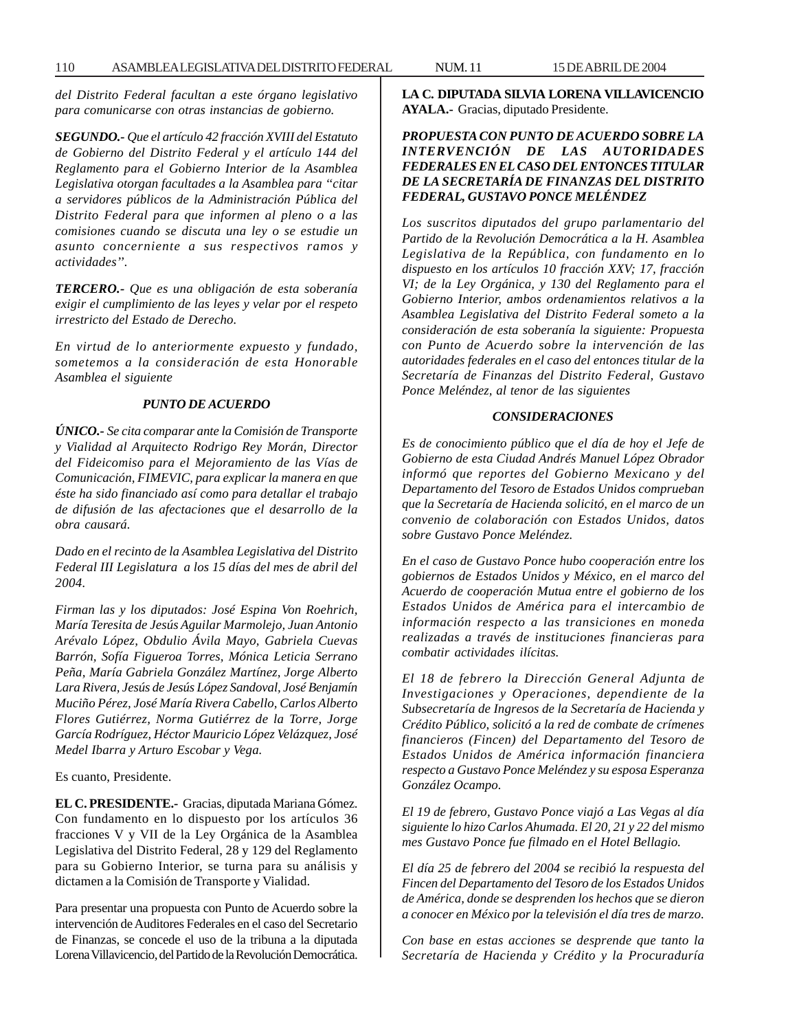*del Distrito Federal facultan a este órgano legislativo para comunicarse con otras instancias de gobierno.*

***SEGUNDO.-*** *Que el artículo 42 fracción XVIII del Estatuto de Gobierno del Distrito Federal y el artículo 144 del Reglamento para el Gobierno Interior de la Asamblea Legislativa otorgan facultades a la Asamblea para "citar a servidores públicos de la Administración Pública del Distrito Federal para que informen al pleno o a las comisiones cuando se discuta una ley o se estudie un asunto concerniente a sus respectivos ramos y actividades".*

***TERCERO.-*** *Que es una obligación de esta soberanía exigir el cumplimiento de las leyes y velar por el respeto irrestricto del Estado de Derecho.*

*En virtud de lo anteriormente expuesto y fundado, sometemos a la consideración de esta Honorable Asamblea el siguiente*

***PUNTO DE ACUERDO***

***ÚNICO.-*** *Se cita comparar ante la Comisión de Transporte y Vialidad al Arquitecto Rodrigo Rey Morán, Director del Fideicomiso para el Mejoramiento de las Vías de Comunicación, FIMEVIC, para explicar la manera en que éste ha sido financiado así como para detallar el trabajo de difusión de las afectaciones que el desarrollo de la obra causará.*

*Dado en el recinto de la Asamblea Legislativa del Distrito Federal III Legislatura a los 15 días del mes de abril del 2004.*

*Firman las y los diputados: José Espina Von Roehrich, María Teresita de Jesús Aguilar Marmolejo, Juan Antonio Arévalo López, Obdulio Ávila Mayo, Gabriela Cuevas Barrón, Sofía Figueroa Torres, Mónica Leticia Serrano Peña, María Gabriela González Martínez, Jorge Alberto Lara Rivera, Jesús de Jesús López Sandoval, José Benjamín Muciño Pérez, José María Rivera Cabello, Carlos Alberto Flores Gutiérrez, Norma Gutiérrez de la Torre, Jorge García Rodríguez, Héctor Mauricio López Velázquez, José Medel Ibarra y Arturo Escobar y Vega.*

Es cuanto, Presidente.

**EL C. PRESIDENTE.-** Gracias, diputada Mariana Gómez. Con fundamento en lo dispuesto por los artículos 36 fracciones V y VII de la Ley Orgánica de la Asamblea Legislativa del Distrito Federal, 28 y 129 del Reglamento para su Gobierno Interior, se turna para su análisis y dictamen a la Comisión de Transporte y Vialidad.

Para presentar una propuesta con Punto de Acuerdo sobre la intervención de Auditores Federales en el caso del Secretario de Finanzas, se concede el uso de la tribuna a la diputada Lorena Villavicencio, del Partido de la Revolución Democrática.

**LA C. DIPUTADA SILVIA LORENA VILLAVICENCIO AYALA.-** Gracias, diputado Presidente.

***PROPUESTA CON PUNTO DE ACUERDO SOBRE LA INTERVENCIÓN DE LAS AUTORIDADES FEDERALES EN EL CASO DEL ENTONCES TITULAR DE LA SECRETARÍA DE FINANZAS DEL DISTRITO FEDERAL, GUSTAVO PONCE MELÉNDEZ***

*Los suscritos diputados del grupo parlamentario del Partido de la Revolución Democrática a la H. Asamblea Legislativa de la República, con fundamento en lo dispuesto en los artículos 10 fracción XXV; 17, fracción VI; de la Ley Orgánica, y 130 del Reglamento para el Gobierno Interior, ambos ordenamientos relativos a la Asamblea Legislativa del Distrito Federal someto a la consideración de esta soberanía la siguiente: Propuesta con Punto de Acuerdo sobre la intervención de las autoridades federales en el caso del entonces titular de la Secretaría de Finanzas del Distrito Federal, Gustavo Ponce Meléndez, al tenor de las siguientes*

***CONSIDERACIONES***

*Es de conocimiento público que el día de hoy el Jefe de Gobierno de esta Ciudad Andrés Manuel López Obrador informó que reportes del Gobierno Mexicano y del Departamento del Tesoro de Estados Unidos comprueban que la Secretaría de Hacienda solicitó, en el marco de un convenio de colaboración con Estados Unidos, datos sobre Gustavo Ponce Meléndez.*

*En el caso de Gustavo Ponce hubo cooperación entre los gobiernos de Estados Unidos y México, en el marco del Acuerdo de cooperación Mutua entre el gobierno de los Estados Unidos de América para el intercambio de información respecto a las transiciones en moneda realizadas a través de instituciones financieras para combatir actividades ilícitas.*

*El 18 de febrero la Dirección General Adjunta de Investigaciones y Operaciones, dependiente de la Subsecretaría de Ingresos de la Secretaría de Hacienda y Crédito Público, solicitó a la red de combate de crímenes financieros (Fincen) del Departamento del Tesoro de Estados Unidos de América información financiera respecto a Gustavo Ponce Meléndez y su esposa Esperanza González Ocampo.*

*El 19 de febrero, Gustavo Ponce viajó a Las Vegas al día siguiente lo hizo Carlos Ahumada. El 20, 21 y 22 del mismo mes Gustavo Ponce fue filmado en el Hotel Bellagio.*

*El día 25 de febrero del 2004 se recibió la respuesta del Fincen del Departamento del Tesoro de los Estados Unidos de América, donde se desprenden los hechos que se dieron a conocer en México por la televisión el día tres de marzo.*

*Con base en estas acciones se desprende que tanto la Secretaría de Hacienda y Crédito y la Procuraduría*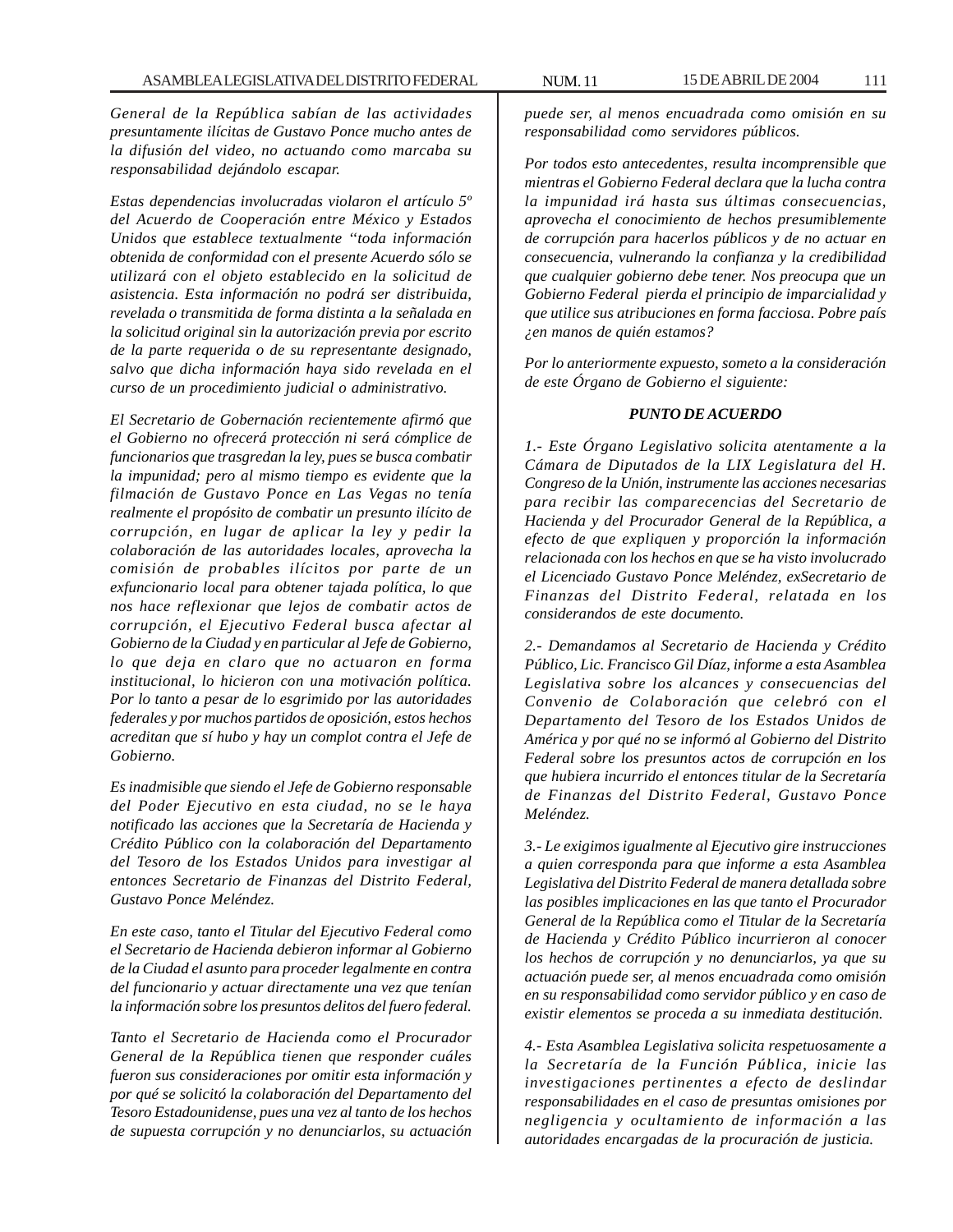*General de la República sabían de las actividades presuntamente ilícitas de Gustavo Ponce mucho antes de la difusión del video, no actuando como marcaba su responsabilidad dejándolo escapar.*

*Estas dependencias involucradas violaron el artículo 5º del Acuerdo de Cooperación entre México y Estados Unidos que establece textualmente "toda información obtenida de conformidad con el presente Acuerdo sólo se utilizará con el objeto establecido en la solicitud de asistencia. Esta información no podrá ser distribuida, revelada o transmitida de forma distinta a la señalada en la solicitud original sin la autorización previa por escrito de la parte requerida o de su representante designado, salvo que dicha información haya sido revelada en el curso de un procedimiento judicial o administrativo.*

*El Secretario de Gobernación recientemente afirmó que el Gobierno no ofrecerá protección ni será cómplice de funcionarios que trasgredan la ley, pues se busca combatir la impunidad; pero al mismo tiempo es evidente que la filmación de Gustavo Ponce en Las Vegas no tenía realmente el propósito de combatir un presunto ilícito de corrupción, en lugar de aplicar la ley y pedir la colaboración de las autoridades locales, aprovecha la comisión de probables ilícitos por parte de un exfuncionario local para obtener tajada política, lo que nos hace reflexionar que lejos de combatir actos de corrupción, el Ejecutivo Federal busca afectar al Gobierno de la Ciudad y en particular al Jefe de Gobierno, lo que deja en claro que no actuaron en forma institucional, lo hicieron con una motivación política. Por lo tanto a pesar de lo esgrimido por las autoridades federales y por muchos partidos de oposición, estos hechos acreditan que sí hubo y hay un complot contra el Jefe de Gobierno.*

*Es inadmisible que siendo el Jefe de Gobierno responsable del Poder Ejecutivo en esta ciudad, no se le haya notificado las acciones que la Secretaría de Hacienda y Crédito Público con la colaboración del Departamento del Tesoro de los Estados Unidos para investigar al entonces Secretario de Finanzas del Distrito Federal, Gustavo Ponce Meléndez.*

*En este caso, tanto el Titular del Ejecutivo Federal como el Secretario de Hacienda debieron informar al Gobierno de la Ciudad el asunto para proceder legalmente en contra del funcionario y actuar directamente una vez que tenían la información sobre los presuntos delitos del fuero federal.*

*Tanto el Secretario de Hacienda como el Procurador General de la República tienen que responder cuáles fueron sus consideraciones por omitir esta información y por qué se solicitó la colaboración del Departamento del Tesoro Estadounidense, pues una vez al tanto de los hechos de supuesta corrupción y no denunciarlos, su actuación puede ser, al menos encuadrada como omisión en su responsabilidad como servidores públicos.*

*Por todos esto antecedentes, resulta incomprensible que mientras el Gobierno Federal declara que la lucha contra la impunidad irá hasta sus últimas consecuencias, aprovecha el conocimiento de hechos presumiblemente de corrupción para hacerlos públicos y de no actuar en consecuencia, vulnerando la confianza y la credibilidad que cualquier gobierno debe tener. Nos preocupa que un Gobierno Federal pierda el principio de imparcialidad y que utilice sus atribuciones en forma facciosa. Pobre país ¿en manos de quién estamos?*

*Por lo anteriormente expuesto, someto a la consideración de este Órgano de Gobierno el siguiente:*

***PUNTO DE ACUERDO***

*1.- Este Órgano Legislativo solicita atentamente a la Cámara de Diputados de la LIX Legislatura del H. Congreso de la Unión, instrumente las acciones necesarias para recibir las comparecencias del Secretario de Hacienda y del Procurador General de la República, a efecto de que expliquen y proporción la información relacionada con los hechos en que se ha visto involucrado el Licenciado Gustavo Ponce Meléndez, exSecretario de Finanzas del Distrito Federal, relatada en los considerandos de este documento.*

*2.- Demandamos al Secretario de Hacienda y Crédito Público, Lic. Francisco Gil Díaz, informe a esta Asamblea Legislativa sobre los alcances y consecuencias del Convenio de Colaboración que celebró con el Departamento del Tesoro de los Estados Unidos de América y por qué no se informó al Gobierno del Distrito Federal sobre los presuntos actos de corrupción en los que hubiera incurrido el entonces titular de la Secretaría de Finanzas del Distrito Federal, Gustavo Ponce Meléndez.*

*3.- Le exigimos igualmente al Ejecutivo gire instrucciones a quien corresponda para que informe a esta Asamblea Legislativa del Distrito Federal de manera detallada sobre las posibles implicaciones en las que tanto el Procurador General de la República como el Titular de la Secretaría de Hacienda y Crédito Público incurrieron al conocer los hechos de corrupción y no denunciarlos, ya que su actuación puede ser, al menos encuadrada como omisión en su responsabilidad como servidor público y en caso de existir elementos se proceda a su inmediata destitución.*

*4.- Esta Asamblea Legislativa solicita respetuosamente a la Secretaría de la Función Pública, inicie las investigaciones pertinentes a efecto de deslindar responsabilidades en el caso de presuntas omisiones por negligencia y ocultamiento de información a las autoridades encargadas de la procuración de justicia.*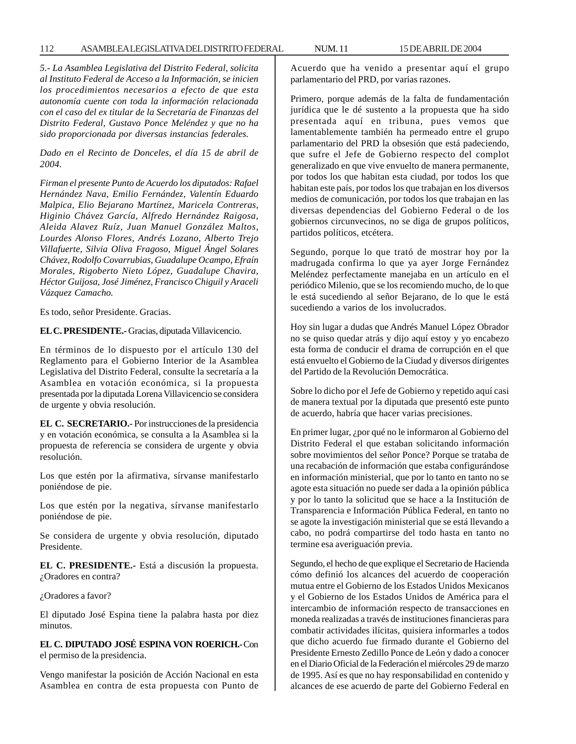*5.- La Asamblea Legislativa del Distrito Federal, solicita al Instituto Federal de Acceso a la Información, se inicien los procedimientos necesarios a efecto de que esta autonomía cuente con toda la información relacionada con el caso del ex titular de la Secretaría de Finanzas del Distrito Federal, Gustavo Ponce Meléndez y que no ha sido proporcionada por diversas instancias federales.*

*Dado en el Recinto de Donceles, el día 15 de abril de 2004.*

*Firman el presente Punto de Acuerdo los diputados: Rafael Hernández Nava, Emilio Fernández, Valentín Eduardo Malpica, Elio Bejarano Martínez, Maricela Contreras, Higinio Chávez García, Alfredo Hernández Raigosa, Aleida Alavez Ruíz, Juan Manuel González Maltos, Lourdes Alonso Flores, Andrés Lozano, Alberto Trejo Villafuerte, Silvia Oliva Fragoso, Miguel Ángel Solares Chávez, Rodolfo Covarrubias, Guadalupe Ocampo, Efraín Morales, Rigoberto Nieto López, Guadalupe Chavira, Héctor Guijosa, José Jiménez, Francisco Chiguil y Araceli Vázquez Camacho.*

Es todo, señor Presidente. Gracias.

**EL C. PRESIDENTE.-** Gracias, diputada Villavicencio.

En términos de lo dispuesto por el artículo 130 del Reglamento para el Gobierno Interior de la Asamblea Legislativa del Distrito Federal, consulte la secretaría a la Asamblea en votación económica, si la propuesta presentada por la diputada Lorena Villavicencio se considera de urgente y obvia resolución.

**EL C. SECRETARIO.-** Por instrucciones de la presidencia y en votación económica, se consulta a la Asamblea si la propuesta de referencia se considera de urgente y obvia resolución.

Los que estén por la afirmativa, sírvanse manifestarlo poniéndose de pie.

Los que estén por la negativa, sírvanse manifestarlo poniéndose de pie.

Se considera de urgente y obvia resolución, diputado Presidente.

**EL C. PRESIDENTE.-** Está a discusión la propuesta. ¿Oradores en contra?

¿Oradores a favor?

El diputado José Espina tiene la palabra hasta por diez minutos.

**EL C. DIPUTADO JOSÉ ESPINA VON ROERICH.-** Con el permiso de la presidencia.

Vengo manifestar la posición de Acción Nacional en esta Asamblea en contra de esta propuesta con Punto de Acuerdo que ha venido a presentar aquí el grupo parlamentario del PRD, por varias razones.

Primero, porque además de la falta de fundamentación jurídica que le dé sustento a la propuesta que ha sido presentada aquí en tribuna, pues vemos que lamentablemente también ha permeado entre el grupo parlamentario del PRD la obsesión que está padeciendo, que sufre el Jefe de Gobierno respecto del complot generalizado en que vive envuelto de manera permanente, por todos los que habitan esta ciudad, por todos los que habitan este país, por todos los que trabajan en los diversos medios de comunicación, por todos los que trabajan en las diversas dependencias del Gobierno Federal o de los gobiernos circunvecinos, no se diga de grupos políticos, partidos políticos, etcétera.

Segundo, porque lo que trató de mostrar hoy por la madrugada confirma lo que ya ayer Jorge Fernández Meléndez perfectamente manejaba en un artículo en el periódico Milenio, que se los recomiendo mucho, de lo que le está sucediendo al señor Bejarano, de lo que le está sucediendo a varios de los involucrados.

Hoy sin lugar a dudas que Andrés Manuel López Obrador no se quiso quedar atrás y dijo aquí estoy y yo encabezo esta forma de conducir el drama de corrupción en el que está envuelto el Gobierno de la Ciudad y diversos dirigentes del Partido de la Revolución Democrática.

Sobre lo dicho por el Jefe de Gobierno y repetido aquí casi de manera textual por la diputada que presentó este punto de acuerdo, habría que hacer varias precisiones.

En primer lugar, ¿por qué no le informaron al Gobierno del Distrito Federal el que estaban solicitando información sobre movimientos del señor Ponce? Porque se trataba de una recabación de información que estaba configurándose en información ministerial, que por lo tanto en tanto no se agote esta situación no puede ser dada a la opinión pública y por lo tanto la solicitud que se hace a la Institución de Transparencia e Información Pública Federal, en tanto no se agote la investigación ministerial que se está llevando a cabo, no podrá compartirse del todo hasta en tanto no termine esa averiguación previa.

Segundo, el hecho de que explique el Secretario de Hacienda cómo definió los alcances del acuerdo de cooperación mutua entre el Gobierno de los Estados Unidos Mexicanos y el Gobierno de los Estados Unidos de América para el intercambio de información respecto de transacciones en moneda realizadas a través de instituciones financieras para combatir actividades ilícitas, quisiera informarles a todos que dicho acuerdo fue firmado durante el Gobierno del Presidente Ernesto Zedillo Ponce de León y dado a conocer en el Diario Oficial de la Federación el miércoles 29 de marzo de 1995. Así es que no hay responsabilidad en contenido y alcances de ese acuerdo de parte del Gobierno Federal en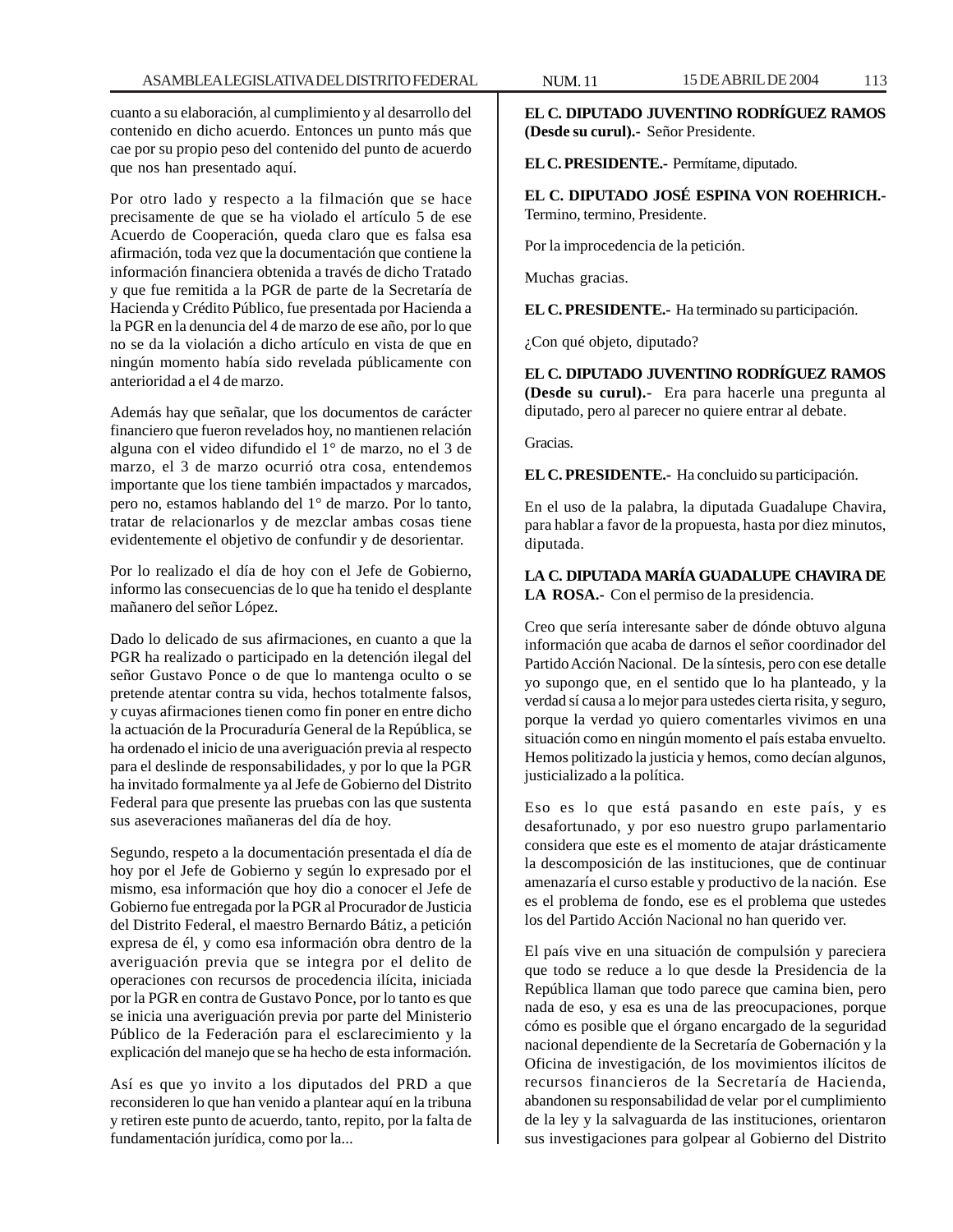cuanto a su elaboración, al cumplimiento y al desarrollo del contenido en dicho acuerdo. Entonces un punto más que cae por su propio peso del contenido del punto de acuerdo que nos han presentado aquí.

Por otro lado y respecto a la filmación que se hace precisamente de que se ha violado el artículo 5 de ese Acuerdo de Cooperación, queda claro que es falsa esa afirmación, toda vez que la documentación que contiene la información financiera obtenida a través de dicho Tratado y que fue remitida a la PGR de parte de la Secretaría de Hacienda y Crédito Público, fue presentada por Hacienda a la PGR en la denuncia del 4 de marzo de ese año, por lo que no se da la violación a dicho artículo en vista de que en ningún momento había sido revelada públicamente con anterioridad a el 4 de marzo.

Además hay que señalar, que los documentos de carácter financiero que fueron revelados hoy, no mantienen relación alguna con el video difundido el 1° de marzo, no el 3 de marzo, el 3 de marzo ocurrió otra cosa, entendemos importante que los tiene también impactados y marcados, pero no, estamos hablando del 1° de marzo. Por lo tanto, tratar de relacionarlos y de mezclar ambas cosas tiene evidentemente el objetivo de confundir y de desorientar.

Por lo realizado el día de hoy con el Jefe de Gobierno, informo las consecuencias de lo que ha tenido el desplante mañanero del señor López.

Dado lo delicado de sus afirmaciones, en cuanto a que la PGR ha realizado o participado en la detención ilegal del señor Gustavo Ponce o de que lo mantenga oculto o se pretende atentar contra su vida, hechos totalmente falsos, y cuyas afirmaciones tienen como fin poner en entre dicho la actuación de la Procuraduría General de la República, se ha ordenado el inicio de una averiguación previa al respecto para el deslinde de responsabilidades, y por lo que la PGR ha invitado formalmente ya al Jefe de Gobierno del Distrito Federal para que presente las pruebas con las que sustenta sus aseveraciones mañaneras del día de hoy.

Segundo, respeto a la documentación presentada el día de hoy por el Jefe de Gobierno y según lo expresado por el mismo, esa información que hoy dio a conocer el Jefe de Gobierno fue entregada por la PGR al Procurador de Justicia del Distrito Federal, el maestro Bernardo Bátiz, a petición expresa de él, y como esa información obra dentro de la averiguación previa que se integra por el delito de operaciones con recursos de procedencia ilícita, iniciada por la PGR en contra de Gustavo Ponce, por lo tanto es que se inicia una averiguación previa por parte del Ministerio Público de la Federación para el esclarecimiento y la explicación del manejo que se ha hecho de esta información.

Así es que yo invito a los diputados del PRD a que reconsideren lo que han venido a plantear aquí en la tribuna y retiren este punto de acuerdo, tanto, repito, por la falta de fundamentación jurídica, como por la...

**EL C. DIPUTADO JUVENTINO RODRÍGUEZ RAMOS (Desde su curul).-** Señor Presidente.

**EL C. PRESIDENTE.-** Permítame, diputado.

**EL C. DIPUTADO JOSÉ ESPINA VON ROEHRICH.-** Termino, termino, Presidente.

Por la improcedencia de la petición.

Muchas gracias.

**EL C. PRESIDENTE.-** Ha terminado su participación.

¿Con qué objeto, diputado?

**EL C. DIPUTADO JUVENTINO RODRÍGUEZ RAMOS (Desde su curul).-** Era para hacerle una pregunta al diputado, pero al parecer no quiere entrar al debate.

Gracias.

**EL C. PRESIDENTE.-** Ha concluido su participación.

En el uso de la palabra, la diputada Guadalupe Chavira, para hablar a favor de la propuesta, hasta por diez minutos, diputada.

**LA C. DIPUTADA MARÍA GUADALUPE CHAVIRA DE LA ROSA.-** Con el permiso de la presidencia.

Creo que sería interesante saber de dónde obtuvo alguna información que acaba de darnos el señor coordinador del Partido Acción Nacional. De la síntesis, pero con ese detalle yo supongo que, en el sentido que lo ha planteado, y la verdad sí causa a lo mejor para ustedes cierta risita, y seguro, porque la verdad yo quiero comentarles vivimos en una situación como en ningún momento el país estaba envuelto. Hemos politizado la justicia y hemos, como decían algunos, justicializado a la política.

Eso es lo que está pasando en este país, y es desafortunado, y por eso nuestro grupo parlamentario considera que este es el momento de atajar drásticamente la descomposición de las instituciones, que de continuar amenazaría el curso estable y productivo de la nación. Ese es el problema de fondo, ese es el problema que ustedes los del Partido Acción Nacional no han querido ver.

El país vive en una situación de compulsión y pareciera que todo se reduce a lo que desde la Presidencia de la República llaman que todo parece que camina bien, pero nada de eso, y esa es una de las preocupaciones, porque cómo es posible que el órgano encargado de la seguridad nacional dependiente de la Secretaría de Gobernación y la Oficina de investigación, de los movimientos ilícitos de recursos financieros de la Secretaría de Hacienda, abandonen su responsabilidad de velar por el cumplimiento de la ley y la salvaguarda de las instituciones, orientaron sus investigaciones para golpear al Gobierno del Distrito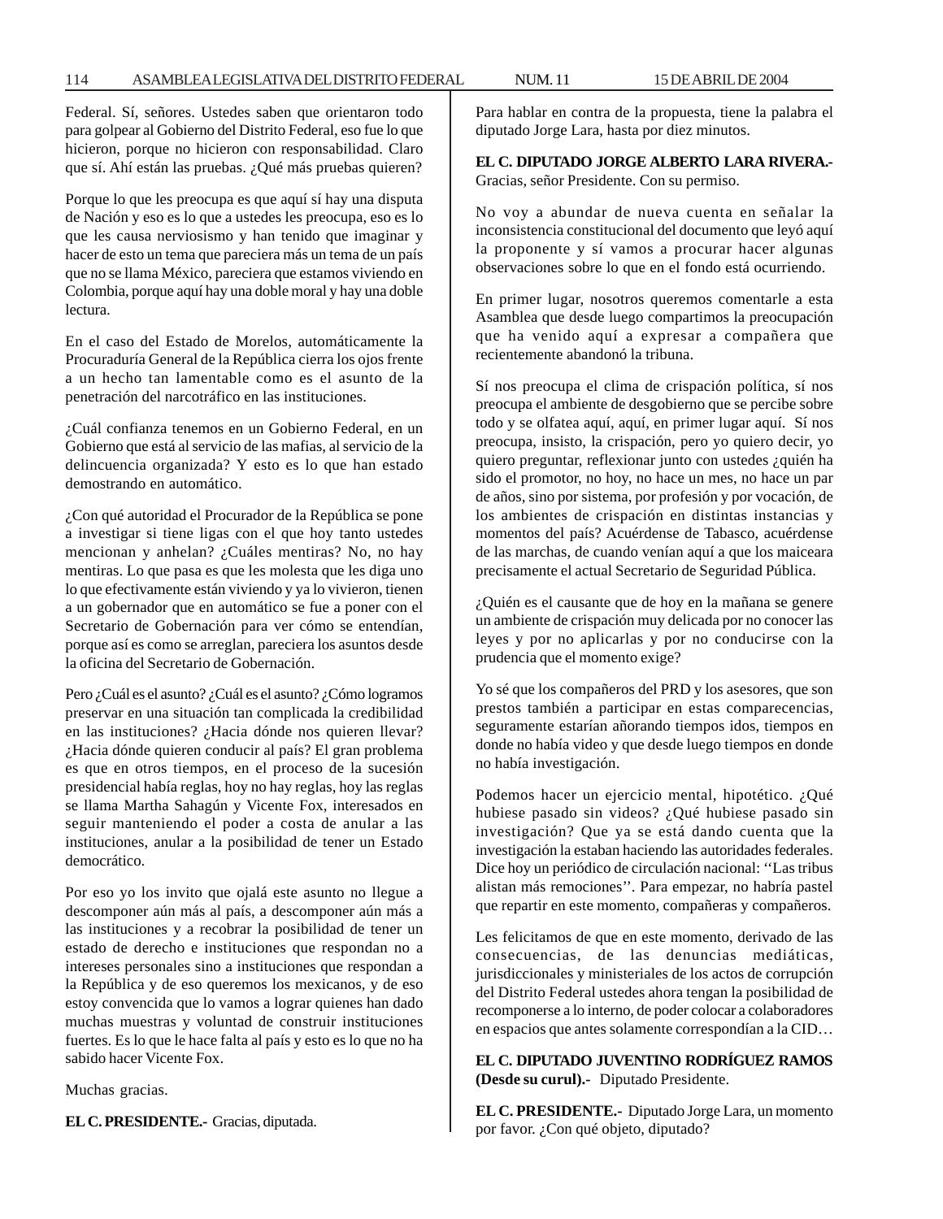Federal. Sí, señores. Ustedes saben que orientaron todo para golpear al Gobierno del Distrito Federal, eso fue lo que hicieron, porque no hicieron con responsabilidad. Claro que sí. Ahí están las pruebas. ¿Qué más pruebas quieren?

Porque lo que les preocupa es que aquí sí hay una disputa de Nación y eso es lo que a ustedes les preocupa, eso es lo que les causa nerviosismo y han tenido que imaginar y hacer de esto un tema que pareciera más un tema de un país que no se llama México, pareciera que estamos viviendo en Colombia, porque aquí hay una doble moral y hay una doble lectura.

En el caso del Estado de Morelos, automáticamente la Procuraduría General de la República cierra los ojos frente a un hecho tan lamentable como es el asunto de la penetración del narcotráfico en las instituciones.

¿Cuál confianza tenemos en un Gobierno Federal, en un Gobierno que está al servicio de las mafias, al servicio de la delincuencia organizada? Y esto es lo que han estado demostrando en automático.

¿Con qué autoridad el Procurador de la República se pone a investigar si tiene ligas con el que hoy tanto ustedes mencionan y anhelan? ¿Cuáles mentiras? No, no hay mentiras. Lo que pasa es que les molesta que les diga uno lo que efectivamente están viviendo y ya lo vivieron, tienen a un gobernador que en automático se fue a poner con el Secretario de Gobernación para ver cómo se entendían, porque así es como se arreglan, pareciera los asuntos desde la oficina del Secretario de Gobernación.

Pero ¿Cuál es el asunto? ¿Cuál es el asunto? ¿Cómo logramos preservar en una situación tan complicada la credibilidad en las instituciones? ¿Hacia dónde nos quieren llevar? ¿Hacia dónde quieren conducir al país? El gran problema es que en otros tiempos, en el proceso de la sucesión presidencial había reglas, hoy no hay reglas, hoy las reglas se llama Martha Sahagún y Vicente Fox, interesados en seguir manteniendo el poder a costa de anular a las instituciones, anular a la posibilidad de tener un Estado democrático.

Por eso yo los invito que ojalá este asunto no llegue a descomponer aún más al país, a descomponer aún más a las instituciones y a recobrar la posibilidad de tener un estado de derecho e instituciones que respondan no a intereses personales sino a instituciones que respondan a la República y de eso queremos los mexicanos, y de eso estoy convencida que lo vamos a lograr quienes han dado muchas muestras y voluntad de construir instituciones fuertes. Es lo que le hace falta al país y esto es lo que no ha sabido hacer Vicente Fox.

Muchas gracias.

**EL C. PRESIDENTE.-** Gracias, diputada.

Para hablar en contra de la propuesta, tiene la palabra el diputado Jorge Lara, hasta por diez minutos.

**EL C. DIPUTADO JORGE ALBERTO LARA RIVERA.-** Gracias, señor Presidente. Con su permiso.

No voy a abundar de nueva cuenta en señalar la inconsistencia constitucional del documento que leyó aquí la proponente y sí vamos a procurar hacer algunas observaciones sobre lo que en el fondo está ocurriendo.

En primer lugar, nosotros queremos comentarle a esta Asamblea que desde luego compartimos la preocupación que ha venido aquí a expresar a compañera que recientemente abandonó la tribuna.

Sí nos preocupa el clima de crispación política, sí nos preocupa el ambiente de desgobierno que se percibe sobre todo y se olfatea aquí, aquí, en primer lugar aquí. Sí nos preocupa, insisto, la crispación, pero yo quiero decir, yo quiero preguntar, reflexionar junto con ustedes ¿quién ha sido el promotor, no hoy, no hace un mes, no hace un par de años, sino por sistema, por profesión y por vocación, de los ambientes de crispación en distintas instancias y momentos del país? Acuérdense de Tabasco, acuérdense de las marchas, de cuando venían aquí a que los maiceara precisamente el actual Secretario de Seguridad Pública.

¿Quién es el causante que de hoy en la mañana se genere un ambiente de crispación muy delicada por no conocer las leyes y por no aplicarlas y por no conducirse con la prudencia que el momento exige?

Yo sé que los compañeros del PRD y los asesores, que son prestos también a participar en estas comparecencias, seguramente estarían añorando tiempos idos, tiempos en donde no había video y que desde luego tiempos en donde no había investigación.

Podemos hacer un ejercicio mental, hipotético. ¿Qué hubiese pasado sin videos? ¿Qué hubiese pasado sin investigación? Que ya se está dando cuenta que la investigación la estaban haciendo las autoridades federales. Dice hoy un periódico de circulación nacional: ''Las tribus alistan más remociones''. Para empezar, no habría pastel que repartir en este momento, compañeras y compañeros.

Les felicitamos de que en este momento, derivado de las consecuencias, de las denuncias mediáticas, jurisdiccionales y ministeriales de los actos de corrupción del Distrito Federal ustedes ahora tengan la posibilidad de recomponerse a lo interno, de poder colocar a colaboradores en espacios que antes solamente correspondían a la CID…

**EL C. DIPUTADO JUVENTINO RODRÍGUEZ RAMOS (Desde su curul).-** Diputado Presidente.

**EL C. PRESIDENTE.-** Diputado Jorge Lara, un momento por favor. ¿Con qué objeto, diputado?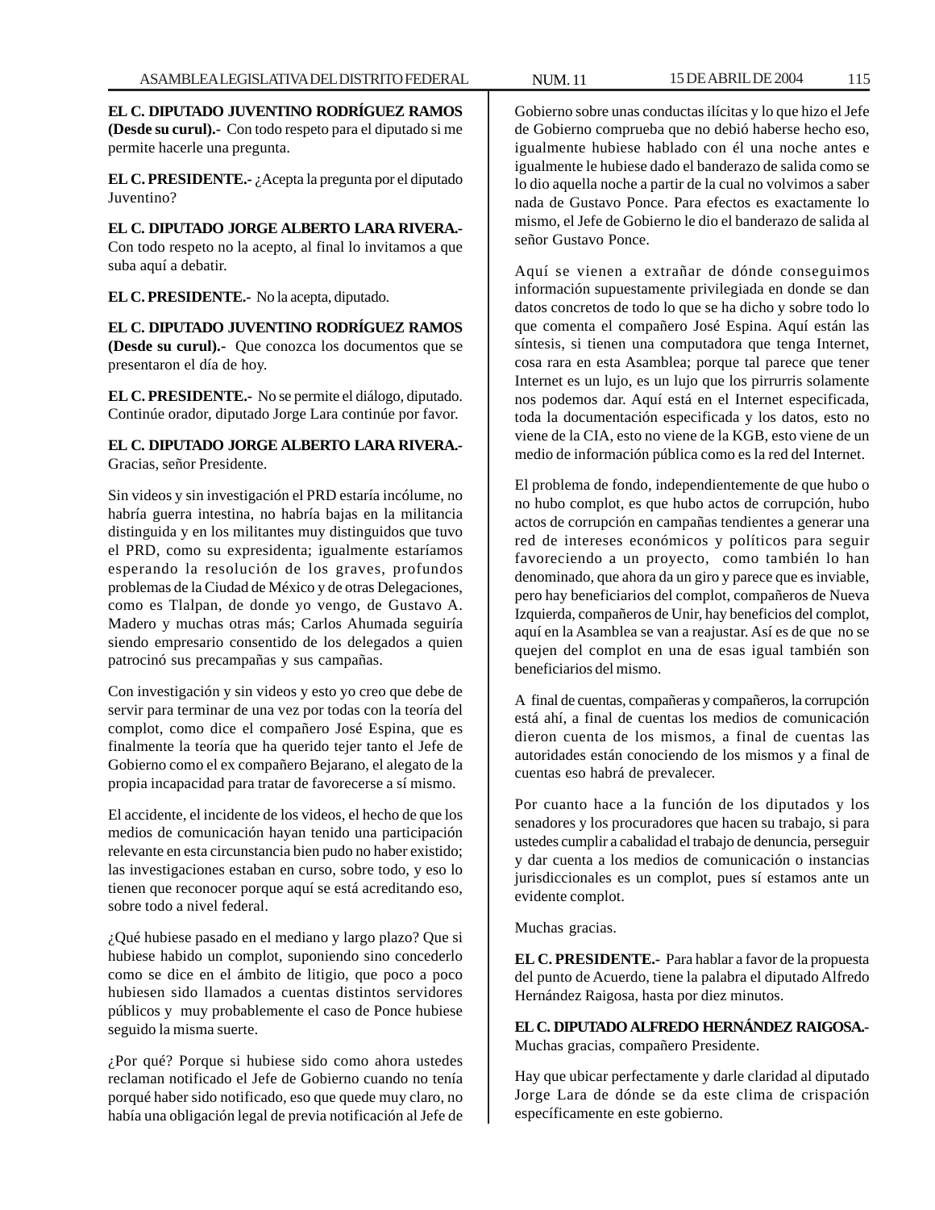**EL C. DIPUTADO JUVENTINO RODRÍGUEZ RAMOS (Desde su curul).-** Con todo respeto para el diputado si me permite hacerle una pregunta.

**EL C. PRESIDENTE.-** ¿Acepta la pregunta por el diputado Juventino?

**EL C. DIPUTADO JORGE ALBERTO LARA RIVERA.-** Con todo respeto no la acepto, al final lo invitamos a que suba aquí a debatir.

**EL C. PRESIDENTE.-** No la acepta, diputado.

**EL C. DIPUTADO JUVENTINO RODRÍGUEZ RAMOS (Desde su curul).-** Que conozca los documentos que se presentaron el día de hoy.

**EL C. PRESIDENTE.-** No se permite el diálogo, diputado. Continúe orador, diputado Jorge Lara continúe por favor.

**EL C. DIPUTADO JORGE ALBERTO LARA RIVERA.-** Gracias, señor Presidente.

Sin videos y sin investigación el PRD estaría incólume, no habría guerra intestina, no habría bajas en la militancia distinguida y en los militantes muy distinguidos que tuvo el PRD, como su expresidenta; igualmente estaríamos esperando la resolución de los graves, profundos problemas de la Ciudad de México y de otras Delegaciones, como es Tlalpan, de donde yo vengo, de Gustavo A. Madero y muchas otras más; Carlos Ahumada seguiría siendo empresario consentido de los delegados a quien patrocinó sus precampañas y sus campañas.

Con investigación y sin videos y esto yo creo que debe de servir para terminar de una vez por todas con la teoría del complot, como dice el compañero José Espina, que es finalmente la teoría que ha querido tejer tanto el Jefe de Gobierno como el ex compañero Bejarano, el alegato de la propia incapacidad para tratar de favorecerse a sí mismo.

El accidente, el incidente de los videos, el hecho de que los medios de comunicación hayan tenido una participación relevante en esta circunstancia bien pudo no haber existido; las investigaciones estaban en curso, sobre todo, y eso lo tienen que reconocer porque aquí se está acreditando eso, sobre todo a nivel federal.

¿Qué hubiese pasado en el mediano y largo plazo? Que si hubiese habido un complot, suponiendo sino concederlo como se dice en el ámbito de litigio, que poco a poco hubiesen sido llamados a cuentas distintos servidores públicos y muy probablemente el caso de Ponce hubiese seguido la misma suerte.

¿Por qué? Porque si hubiese sido como ahora ustedes reclaman notificado el Jefe de Gobierno cuando no tenía porqué haber sido notificado, eso que quede muy claro, no había una obligación legal de previa notificación al Jefe de Gobierno sobre unas conductas ilícitas y lo que hizo el Jefe de Gobierno comprueba que no debió haberse hecho eso, igualmente hubiese hablado con él una noche antes e igualmente le hubiese dado el banderazo de salida como se lo dio aquella noche a partir de la cual no volvimos a saber nada de Gustavo Ponce. Para efectos es exactamente lo mismo, el Jefe de Gobierno le dio el banderazo de salida al señor Gustavo Ponce.

Aquí se vienen a extrañar de dónde conseguimos información supuestamente privilegiada en donde se dan datos concretos de todo lo que se ha dicho y sobre todo lo que comenta el compañero José Espina. Aquí están las síntesis, si tienen una computadora que tenga Internet, cosa rara en esta Asamblea; porque tal parece que tener Internet es un lujo, es un lujo que los pirrurris solamente nos podemos dar. Aquí está en el Internet especificada, toda la documentación especificada y los datos, esto no viene de la CIA, esto no viene de la KGB, esto viene de un medio de información pública como es la red del Internet.

El problema de fondo, independientemente de que hubo o no hubo complot, es que hubo actos de corrupción, hubo actos de corrupción en campañas tendientes a generar una red de intereses económicos y políticos para seguir favoreciendo a un proyecto, como también lo han denominado, que ahora da un giro y parece que es inviable, pero hay beneficiarios del complot, compañeros de Nueva Izquierda, compañeros de Unir, hay beneficios del complot, aquí en la Asamblea se van a reajustar. Así es de que no se quejen del complot en una de esas igual también son beneficiarios del mismo.

A final de cuentas, compañeras y compañeros, la corrupción está ahí, a final de cuentas los medios de comunicación dieron cuenta de los mismos, a final de cuentas las autoridades están conociendo de los mismos y a final de cuentas eso habrá de prevalecer.

Por cuanto hace a la función de los diputados y los senadores y los procuradores que hacen su trabajo, si para ustedes cumplir a cabalidad el trabajo de denuncia, perseguir y dar cuenta a los medios de comunicación o instancias jurisdiccionales es un complot, pues sí estamos ante un evidente complot.

Muchas gracias.

**EL C. PRESIDENTE.-** Para hablar a favor de la propuesta del punto de Acuerdo, tiene la palabra el diputado Alfredo Hernández Raigosa, hasta por diez minutos.

**EL C. DIPUTADO ALFREDO HERNÁNDEZ RAIGOSA.-** Muchas gracias, compañero Presidente.

Hay que ubicar perfectamente y darle claridad al diputado Jorge Lara de dónde se da este clima de crispación específicamente en este gobierno.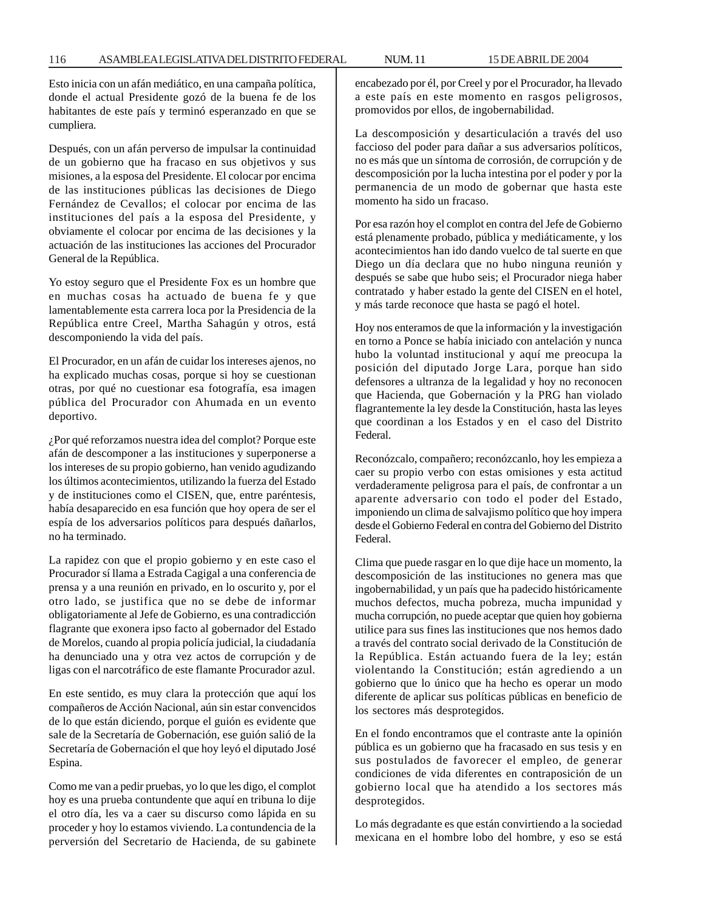Esto inicia con un afán mediático, en una campaña política, donde el actual Presidente gozó de la buena fe de los habitantes de este país y terminó esperanzado en que se cumpliera.

Después, con un afán perverso de impulsar la continuidad de un gobierno que ha fracaso en sus objetivos y sus misiones, a la esposa del Presidente. El colocar por encima de las instituciones públicas las decisiones de Diego Fernández de Cevallos; el colocar por encima de las instituciones del país a la esposa del Presidente, y obviamente el colocar por encima de las decisiones y la actuación de las instituciones las acciones del Procurador General de la República.

Yo estoy seguro que el Presidente Fox es un hombre que en muchas cosas ha actuado de buena fe y que lamentablemente esta carrera loca por la Presidencia de la República entre Creel, Martha Sahagún y otros, está descomponiendo la vida del país.

El Procurador, en un afán de cuidar los intereses ajenos, no ha explicado muchas cosas, porque si hoy se cuestionan otras, por qué no cuestionar esa fotografía, esa imagen pública del Procurador con Ahumada en un evento deportivo.

¿Por qué reforzamos nuestra idea del complot? Porque este afán de descomponer a las instituciones y superponerse a los intereses de su propio gobierno, han venido agudizando los últimos acontecimientos, utilizando la fuerza del Estado y de instituciones como el CISEN, que, entre paréntesis, había desaparecido en esa función que hoy opera de ser el espía de los adversarios políticos para después dañarlos, no ha terminado.

La rapidez con que el propio gobierno y en este caso el Procurador sí llama a Estrada Cagigal a una conferencia de prensa y a una reunión en privado, en lo oscurito y, por el otro lado, se justifica que no se debe de informar obligatoriamente al Jefe de Gobierno, es una contradicción flagrante que exonera ipso facto al gobernador del Estado de Morelos, cuando al propia policía judicial, la ciudadanía ha denunciado una y otra vez actos de corrupción y de ligas con el narcotráfico de este flamante Procurador azul.

En este sentido, es muy clara la protección que aquí los compañeros de Acción Nacional, aún sin estar convencidos de lo que están diciendo, porque el guión es evidente que sale de la Secretaría de Gobernación, ese guión salió de la Secretaría de Gobernación el que hoy leyó el diputado José Espina.

Como me van a pedir pruebas, yo lo que les digo, el complot hoy es una prueba contundente que aquí en tribuna lo dije el otro día, les va a caer su discurso como lápida en su proceder y hoy lo estamos viviendo. La contundencia de la perversión del Secretario de Hacienda, de su gabinete encabezado por él, por Creel y por el Procurador, ha llevado a este país en este momento en rasgos peligrosos, promovidos por ellos, de ingobernabilidad.

La descomposición y desarticulación a través del uso faccioso del poder para dañar a sus adversarios políticos, no es más que un síntoma de corrosión, de corrupción y de descomposición por la lucha intestina por el poder y por la permanencia de un modo de gobernar que hasta este momento ha sido un fracaso.

Por esa razón hoy el complot en contra del Jefe de Gobierno está plenamente probado, pública y mediáticamente, y los acontecimientos han ido dando vuelco de tal suerte en que Diego un día declara que no hubo ninguna reunión y después se sabe que hubo seis; el Procurador niega haber contratado y haber estado la gente del CISEN en el hotel, y más tarde reconoce que hasta se pagó el hotel.

Hoy nos enteramos de que la información y la investigación en torno a Ponce se había iniciado con antelación y nunca hubo la voluntad institucional y aquí me preocupa la posición del diputado Jorge Lara, porque han sido defensores a ultranza de la legalidad y hoy no reconocen que Hacienda, que Gobernación y la PRG han violado flagrantemente la ley desde la Constitución, hasta las leyes que coordinan a los Estados y en el caso del Distrito Federal.

Reconózcalo, compañero; reconózcanlo, hoy les empieza a caer su propio verbo con estas omisiones y esta actitud verdaderamente peligrosa para el país, de confrontar a un aparente adversario con todo el poder del Estado, imponiendo un clima de salvajismo político que hoy impera desde el Gobierno Federal en contra del Gobierno del Distrito Federal.

Clima que puede rasgar en lo que dije hace un momento, la descomposición de las instituciones no genera mas que ingobernabilidad, y un país que ha padecido históricamente muchos defectos, mucha pobreza, mucha impunidad y mucha corrupción, no puede aceptar que quien hoy gobierna utilice para sus fines las instituciones que nos hemos dado a través del contrato social derivado de la Constitución de la República. Están actuando fuera de la ley; están violentando la Constitución; están agrediendo a un gobierno que lo único que ha hecho es operar un modo diferente de aplicar sus políticas públicas en beneficio de los sectores más desprotegidos.

En el fondo encontramos que el contraste ante la opinión pública es un gobierno que ha fracasado en sus tesis y en sus postulados de favorecer el empleo, de generar condiciones de vida diferentes en contraposición de un gobierno local que ha atendido a los sectores más desprotegidos.

Lo más degradante es que están convirtiendo a la sociedad mexicana en el hombre lobo del hombre, y eso se está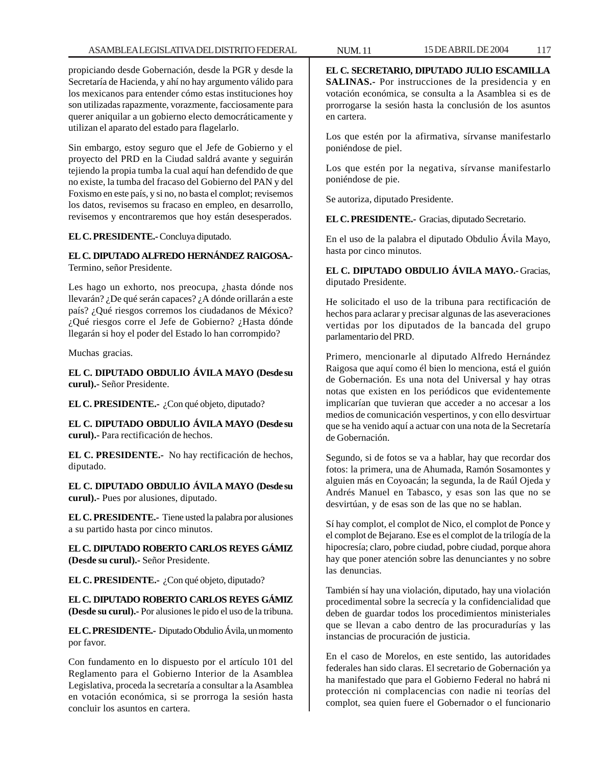propiciando desde Gobernación, desde la PGR y desde la Secretaría de Hacienda, y ahí no hay argumento válido para los mexicanos para entender cómo estas instituciones hoy son utilizadas rapazmente, vorazmente, facciosamente para querer aniquilar a un gobierno electo democráticamente y utilizan el aparato del estado para flagelarlo.

Sin embargo, estoy seguro que el Jefe de Gobierno y el proyecto del PRD en la Ciudad saldrá avante y seguirán tejiendo la propia tumba la cual aquí han defendido de que no existe, la tumba del fracaso del Gobierno del PAN y del Foxismo en este país, y si no, no basta el complot; revisemos los datos, revisemos su fracaso en empleo, en desarrollo, revisemos y encontraremos que hoy están desesperados.

**EL C. PRESIDENTE.-** Concluya diputado.

**EL C. DIPUTADO ALFREDO HERNÁNDEZ RAIGOSA.-** Termino, señor Presidente.

Les hago un exhorto, nos preocupa, ¿hasta dónde nos llevarán? ¿De qué serán capaces? ¿A dónde orillarán a este país? ¿Qué riesgos correremos los ciudadanos de México? ¿Qué riesgos corre el Jefe de Gobierno? ¿Hasta dónde llegarán si hoy el poder del Estado lo han corrompido?

Muchas gracias.

**EL C. DIPUTADO OBDULIO ÁVILA MAYO (Desde su curul).-** Señor Presidente.

**EL C. PRESIDENTE.-** ¿Con qué objeto, diputado?

**EL C. DIPUTADO OBDULIO ÁVILA MAYO (Desde su curul).-** Para rectificación de hechos.

**EL C. PRESIDENTE.-** No hay rectificación de hechos, diputado.

**EL C. DIPUTADO OBDULIO ÁVILA MAYO (Desde su curul).-** Pues por alusiones, diputado.

**EL C. PRESIDENTE.-** Tiene usted la palabra por alusiones a su partido hasta por cinco minutos.

**EL C. DIPUTADO ROBERTO CARLOS REYES GÁMIZ (Desde su curul).-** Señor Presidente.

**EL C. PRESIDENTE.-** ¿Con qué objeto, diputado?

**EL C. DIPUTADO ROBERTO CARLOS REYES GÁMIZ (Desde su curul).-** Por alusiones le pido el uso de la tribuna.

**EL C. PRESIDENTE.-** Diputado Obdulio Ávila, un momento por favor.

Con fundamento en lo dispuesto por el artículo 101 del Reglamento para el Gobierno Interior de la Asamblea Legislativa, proceda la secretaría a consultar a la Asamblea en votación económica, si se prorroga la sesión hasta concluir los asuntos en cartera.

**EL C. SECRETARIO, DIPUTADO JULIO ESCAMILLA SALINAS.-** Por instrucciones de la presidencia y en votación económica, se consulta a la Asamblea si es de prorrogarse la sesión hasta la conclusión de los asuntos en cartera.

Los que estén por la afirmativa, sírvanse manifestarlo poniéndose de piel.

Los que estén por la negativa, sírvanse manifestarlo poniéndose de pie.

Se autoriza, diputado Presidente.

**EL C. PRESIDENTE.-** Gracias, diputado Secretario.

En el uso de la palabra el diputado Obdulio Ávila Mayo, hasta por cinco minutos.

**EL C. DIPUTADO OBDULIO ÁVILA MAYO.-** Gracias, diputado Presidente.

He solicitado el uso de la tribuna para rectificación de hechos para aclarar y precisar algunas de las aseveraciones vertidas por los diputados de la bancada del grupo parlamentario del PRD.

Primero, mencionarle al diputado Alfredo Hernández Raigosa que aquí como él bien lo menciona, está el guión de Gobernación. Es una nota del Universal y hay otras notas que existen en los periódicos que evidentemente implicarían que tuvieran que acceder a no accesar a los medios de comunicación vespertinos, y con ello desvirtuar que se ha venido aquí a actuar con una nota de la Secretaría de Gobernación.

Segundo, si de fotos se va a hablar, hay que recordar dos fotos: la primera, una de Ahumada, Ramón Sosamontes y alguien más en Coyoacán; la segunda, la de Raúl Ojeda y Andrés Manuel en Tabasco, y esas son las que no se desvirtúan, y de esas son de las que no se hablan.

Sí hay complot, el complot de Nico, el complot de Ponce y el complot de Bejarano. Ese es el complot de la trilogía de la hipocresía; claro, pobre ciudad, pobre ciudad, porque ahora hay que poner atención sobre las denunciantes y no sobre las denuncias.

También sí hay una violación, diputado, hay una violación procedimental sobre la secrecía y la confidencialidad que deben de guardar todos los procedimientos ministeriales que se llevan a cabo dentro de las procuradurías y las instancias de procuración de justicia.

En el caso de Morelos, en este sentido, las autoridades federales han sido claras. El secretario de Gobernación ya ha manifestado que para el Gobierno Federal no habrá ni protección ni complacencias con nadie ni teorías del complot, sea quien fuere el Gobernador o el funcionario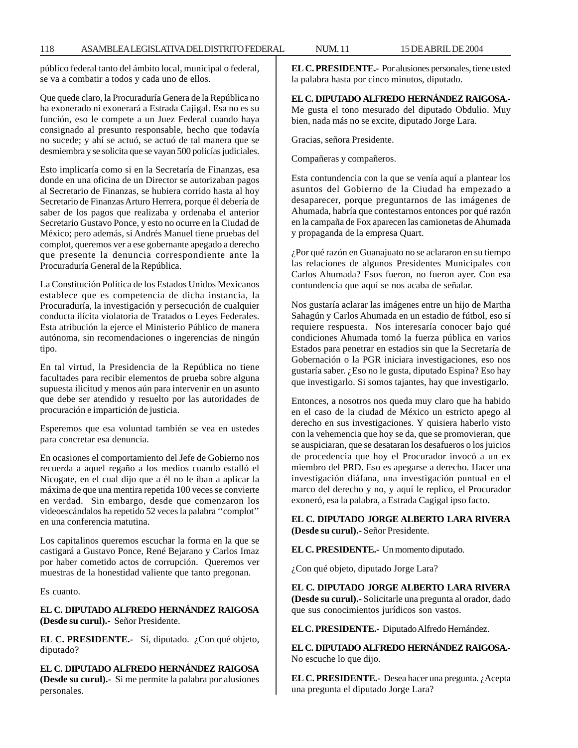público federal tanto del ámbito local, municipal o federal, se va a combatir a todos y cada uno de ellos.

Que quede claro, la Procuraduría Genera de la República no ha exonerado ni exonerará a Estrada Cajigal. Esa no es su función, eso le compete a un Juez Federal cuando haya consignado al presunto responsable, hecho que todavía no sucede; y ahí se actuó, se actuó de tal manera que se desmiembra y se solicita que se vayan 500 policías judiciales.

Esto implicaría como si en la Secretaría de Finanzas, esa donde en una oficina de un Director se autorizaban pagos al Secretario de Finanzas, se hubiera corrido hasta al hoy Secretario de Finanzas Arturo Herrera, porque él debería de saber de los pagos que realizaba y ordenaba el anterior Secretario Gustavo Ponce, y esto no ocurre en la Ciudad de México; pero además, si Andrés Manuel tiene pruebas del complot, queremos ver a ese gobernante apegado a derecho que presente la denuncia correspondiente ante la Procuraduría General de la República.

La Constitución Política de los Estados Unidos Mexicanos establece que es competencia de dicha instancia, la Procuraduría, la investigación y persecución de cualquier conducta ilícita violatoria de Tratados o Leyes Federales. Esta atribución la ejerce el Ministerio Público de manera autónoma, sin recomendaciones o ingerencias de ningún tipo.

En tal virtud, la Presidencia de la República no tiene facultades para recibir elementos de prueba sobre alguna supuesta ilicitud y menos aún para intervenir en un asunto que debe ser atendido y resuelto por las autoridades de procuración e impartición de justicia.

Esperemos que esa voluntad también se vea en ustedes para concretar esa denuncia.

En ocasiones el comportamiento del Jefe de Gobierno nos recuerda a aquel regaño a los medios cuando estalló el Nicogate, en el cual dijo que a él no le iban a aplicar la máxima de que una mentira repetida 100 veces se convierte en verdad. Sin embargo, desde que comenzaron los videoescándalos ha repetido 52 veces la palabra ''complot'' en una conferencia matutina.

Los capitalinos queremos escuchar la forma en la que se castigará a Gustavo Ponce, René Bejarano y Carlos Imaz por haber cometido actos de corrupción. Queremos ver muestras de la honestidad valiente que tanto pregonan.

Es cuanto.

**EL C. DIPUTADO ALFREDO HERNÁNDEZ RAIGOSA (Desde su curul).-** Señor Presidente.

**EL C. PRESIDENTE.-** Sí, diputado. ¿Con qué objeto, diputado?

**EL C. DIPUTADO ALFREDO HERNÁNDEZ RAIGOSA (Desde su curul).-** Si me permite la palabra por alusiones personales.

**EL C. PRESIDENTE.-** Por alusiones personales, tiene usted la palabra hasta por cinco minutos, diputado.

**EL C. DIPUTADO ALFREDO HERNÁNDEZ RAIGOSA.-** Me gusta el tono mesurado del diputado Obdulio. Muy bien, nada más no se excite, diputado Jorge Lara.

Gracias, señora Presidente.

Compañeras y compañeros.

Esta contundencia con la que se venía aquí a plantear los asuntos del Gobierno de la Ciudad ha empezado a desaparecer, porque preguntarnos de las imágenes de Ahumada, habría que contestarnos entonces por qué razón en la campaña de Fox aparecen las camionetas de Ahumada y propaganda de la empresa Quart.

¿Por qué razón en Guanajuato no se aclararon en su tiempo las relaciones de algunos Presidentes Municipales con Carlos Ahumada? Esos fueron, no fueron ayer. Con esa contundencia que aquí se nos acaba de señalar.

Nos gustaría aclarar las imágenes entre un hijo de Martha Sahagún y Carlos Ahumada en un estadio de fútbol, eso sí requiere respuesta. Nos interesaría conocer bajo qué condiciones Ahumada tomó la fuerza pública en varios Estados para penetrar en estadios sin que la Secretaría de Gobernación o la PGR iniciara investigaciones, eso nos gustaría saber. ¿Eso no le gusta, diputado Espina? Eso hay que investigarlo. Si somos tajantes, hay que investigarlo.

Entonces, a nosotros nos queda muy claro que ha habido en el caso de la ciudad de México un estricto apego al derecho en sus investigaciones. Y quisiera haberlo visto con la vehemencia que hoy se da, que se promovieran, que se auspiciaran, que se desataran los desafueros o los juicios de procedencia que hoy el Procurador invocó a un ex miembro del PRD. Eso es apegarse a derecho. Hacer una investigación diáfana, una investigación puntual en el marco del derecho y no, y aquí le replico, el Procurador exoneró, esa la palabra, a Estrada Cagigal ipso facto.

**EL C. DIPUTADO JORGE ALBERTO LARA RIVERA (Desde su curul).-** Señor Presidente.

**EL C. PRESIDENTE.-** Un momento diputado.

¿Con qué objeto, diputado Jorge Lara?

**EL C. DIPUTADO JORGE ALBERTO LARA RIVERA (Desde su curul).-** Solicitarle una pregunta al orador, dado que sus conocimientos jurídicos son vastos.

**EL C. PRESIDENTE.-** Diputado Alfredo Hernández.

**EL C. DIPUTADO ALFREDO HERNÁNDEZ RAIGOSA.-** No escuche lo que dijo.

**EL C. PRESIDENTE.-** Desea hacer una pregunta. ¿Acepta una pregunta el diputado Jorge Lara?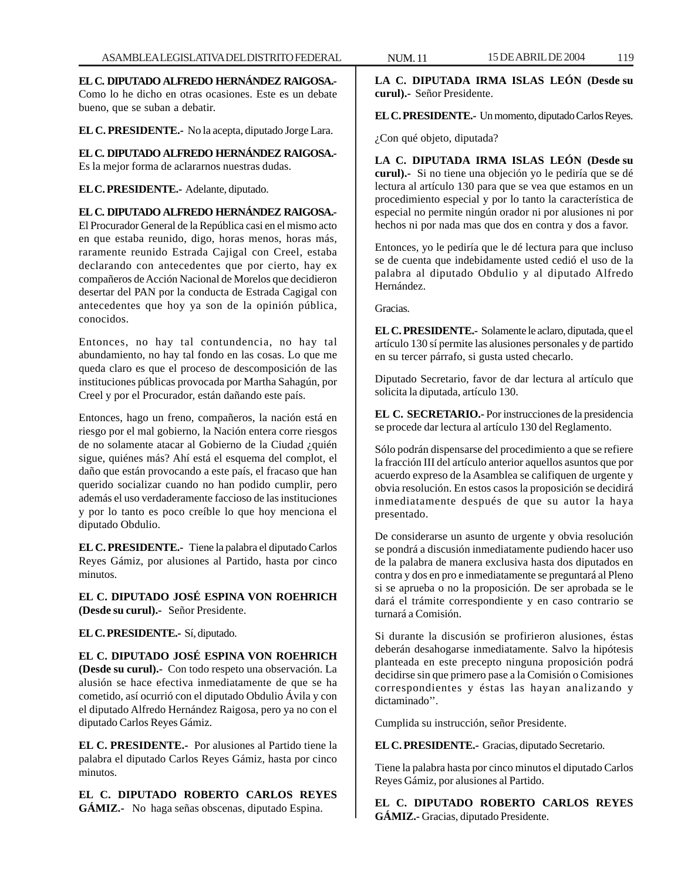**EL C. DIPUTADO ALFREDO HERNÁNDEZ RAIGOSA.-** Como lo he dicho en otras ocasiones. Este es un debate bueno, que se suban a debatir.

**EL C. PRESIDENTE.-** No la acepta, diputado Jorge Lara.

**EL C. DIPUTADO ALFREDO HERNÁNDEZ RAIGOSA.-** Es la mejor forma de aclararnos nuestras dudas.

**EL C. PRESIDENTE.-** Adelante, diputado.

**EL C. DIPUTADO ALFREDO HERNÁNDEZ RAIGOSA.-** El Procurador General de la República casi en el mismo acto en que estaba reunido, digo, horas menos, horas más, raramente reunido Estrada Cajigal con Creel, estaba declarando con antecedentes que por cierto, hay ex compañeros de Acción Nacional de Morelos que decidieron desertar del PAN por la conducta de Estrada Cagigal con antecedentes que hoy ya son de la opinión pública, conocidos.

Entonces, no hay tal contundencia, no hay tal abundamiento, no hay tal fondo en las cosas. Lo que me queda claro es que el proceso de descomposición de las instituciones públicas provocada por Martha Sahagún, por Creel y por el Procurador, están dañando este país.

Entonces, hago un freno, compañeros, la nación está en riesgo por el mal gobierno, la Nación entera corre riesgos de no solamente atacar al Gobierno de la Ciudad ¿quién sigue, quiénes más? Ahí está el esquema del complot, el daño que están provocando a este país, el fracaso que han querido socializar cuando no han podido cumplir, pero además el uso verdaderamente faccioso de las instituciones y por lo tanto es poco creíble lo que hoy menciona el diputado Obdulio.

**EL C. PRESIDENTE.-** Tiene la palabra el diputado Carlos Reyes Gámiz, por alusiones al Partido, hasta por cinco minutos.

**EL C. DIPUTADO JOSÉ ESPINA VON ROEHRICH (Desde su curul).-** Señor Presidente.

**EL C. PRESIDENTE.-** Sí, diputado.

**EL C. DIPUTADO JOSÉ ESPINA VON ROEHRICH (Desde su curul).-** Con todo respeto una observación. La alusión se hace efectiva inmediatamente de que se ha cometido, así ocurrió con el diputado Obdulio Ávila y con el diputado Alfredo Hernández Raigosa, pero ya no con el diputado Carlos Reyes Gámiz.

**EL C. PRESIDENTE.-** Por alusiones al Partido tiene la palabra el diputado Carlos Reyes Gámiz, hasta por cinco minutos.

**EL C. DIPUTADO ROBERTO CARLOS REYES GÁMIZ.-** No haga señas obscenas, diputado Espina.

**LA C. DIPUTADA IRMA ISLAS LEÓN (Desde su curul).-** Señor Presidente.

**EL C. PRESIDENTE.-** Un momento, diputado Carlos Reyes.

¿Con qué objeto, diputada?

**LA C. DIPUTADA IRMA ISLAS LEÓN (Desde su curul).-** Si no tiene una objeción yo le pediría que se dé lectura al artículo 130 para que se vea que estamos en un procedimiento especial y por lo tanto la característica de especial no permite ningún orador ni por alusiones ni por hechos ni por nada mas que dos en contra y dos a favor.

Entonces, yo le pediría que le dé lectura para que incluso se de cuenta que indebidamente usted cedió el uso de la palabra al diputado Obdulio y al diputado Alfredo Hernández.

Gracias.

**EL C. PRESIDENTE.-** Solamente le aclaro, diputada, que el artículo 130 sí permite las alusiones personales y de partido en su tercer párrafo, si gusta usted checarlo.

Diputado Secretario, favor de dar lectura al artículo que solicita la diputada, artículo 130.

**EL C. SECRETARIO.-** Por instrucciones de la presidencia se procede dar lectura al artículo 130 del Reglamento.

Sólo podrán dispensarse del procedimiento a que se refiere la fracción III del artículo anterior aquellos asuntos que por acuerdo expreso de la Asamblea se califiquen de urgente y obvia resolución. En estos casos la proposición se decidirá inmediatamente después de que su autor la haya presentado.

De considerarse un asunto de urgente y obvia resolución se pondrá a discusión inmediatamente pudiendo hacer uso de la palabra de manera exclusiva hasta dos diputados en contra y dos en pro e inmediatamente se preguntará al Pleno si se aprueba o no la proposición. De ser aprobada se le dará el trámite correspondiente y en caso contrario se turnará a Comisión.

Si durante la discusión se profirieron alusiones, éstas deberán desahogarse inmediatamente. Salvo la hipótesis planteada en este precepto ninguna proposición podrá decidirse sin que primero pase a la Comisión o Comisiones correspondientes y éstas las hayan analizando y dictaminado''.

Cumplida su instrucción, señor Presidente.

**EL C. PRESIDENTE.-** Gracias, diputado Secretario.

Tiene la palabra hasta por cinco minutos el diputado Carlos Reyes Gámiz, por alusiones al Partido.

**EL C. DIPUTADO ROBERTO CARLOS REYES GÁMIZ.-** Gracias, diputado Presidente.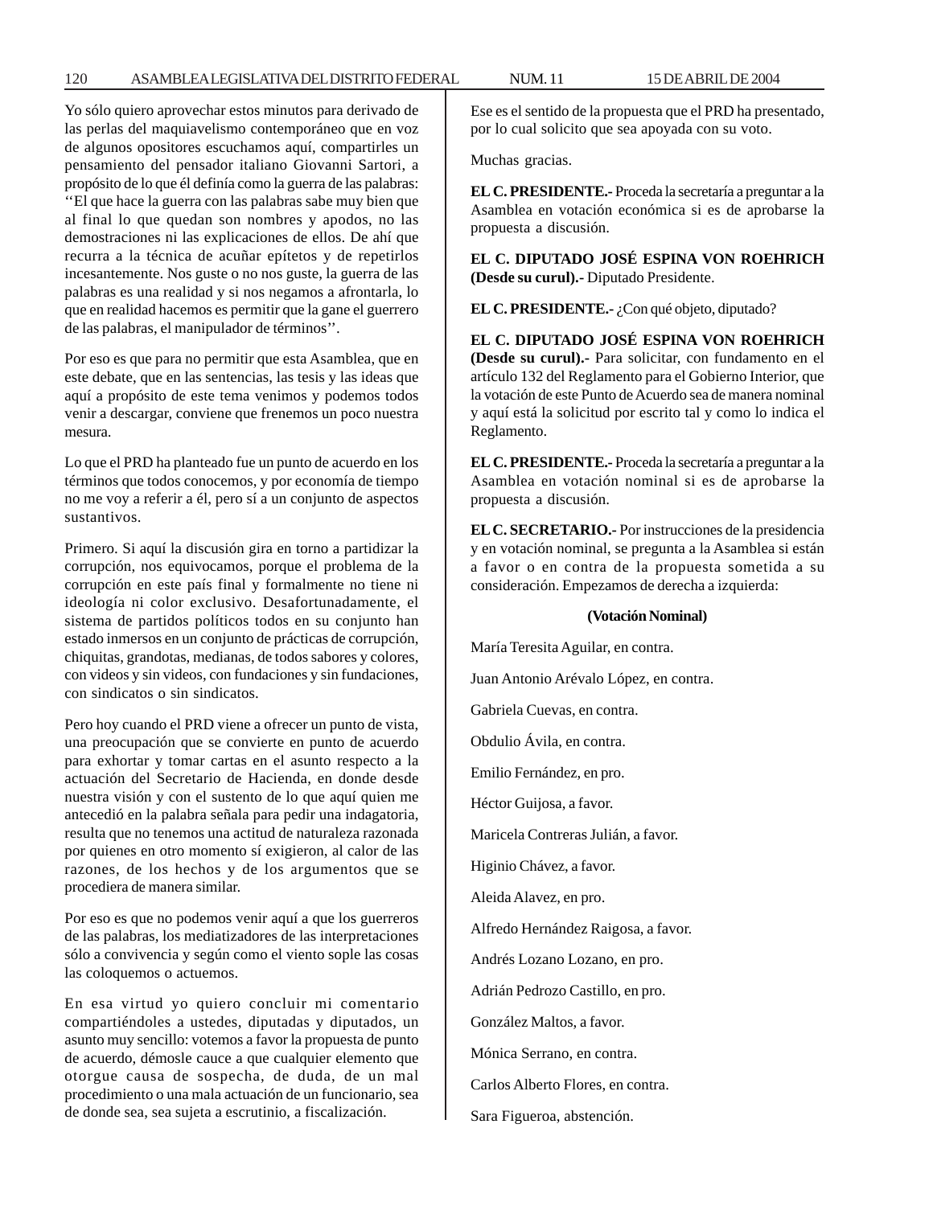Yo sólo quiero aprovechar estos minutos para derivado de las perlas del maquiavelismo contemporáneo que en voz de algunos opositores escuchamos aquí, compartirles un pensamiento del pensador italiano Giovanni Sartori, a propósito de lo que él definía como la guerra de las palabras: ''El que hace la guerra con las palabras sabe muy bien que al final lo que quedan son nombres y apodos, no las demostraciones ni las explicaciones de ellos. De ahí que recurra a la técnica de acuñar epítetos y de repetirlos incesantemente. Nos guste o no nos guste, la guerra de las palabras es una realidad y si nos negamos a afrontarla, lo que en realidad hacemos es permitir que la gane el guerrero de las palabras, el manipulador de términos''.

Por eso es que para no permitir que esta Asamblea, que en este debate, que en las sentencias, las tesis y las ideas que aquí a propósito de este tema venimos y podemos todos venir a descargar, conviene que frenemos un poco nuestra mesura.

Lo que el PRD ha planteado fue un punto de acuerdo en los términos que todos conocemos, y por economía de tiempo no me voy a referir a él, pero sí a un conjunto de aspectos sustantivos.

Primero. Si aquí la discusión gira en torno a partidizar la corrupción, nos equivocamos, porque el problema de la corrupción en este país final y formalmente no tiene ni ideología ni color exclusivo. Desafortunadamente, el sistema de partidos políticos todos en su conjunto han estado inmersos en un conjunto de prácticas de corrupción, chiquitas, grandotas, medianas, de todos sabores y colores, con videos y sin videos, con fundaciones y sin fundaciones, con sindicatos o sin sindicatos.

Pero hoy cuando el PRD viene a ofrecer un punto de vista, una preocupación que se convierte en punto de acuerdo para exhortar y tomar cartas en el asunto respecto a la actuación del Secretario de Hacienda, en donde desde nuestra visión y con el sustento de lo que aquí quien me antecedió en la palabra señala para pedir una indagatoria, resulta que no tenemos una actitud de naturaleza razonada por quienes en otro momento sí exigieron, al calor de las razones, de los hechos y de los argumentos que se procediera de manera similar.

Por eso es que no podemos venir aquí a que los guerreros de las palabras, los mediatizadores de las interpretaciones sólo a convivencia y según como el viento sople las cosas las coloquemos o actuemos.

En esa virtud yo quiero concluir mi comentario compartiéndoles a ustedes, diputadas y diputados, un asunto muy sencillo: votemos a favor la propuesta de punto de acuerdo, démosle cauce a que cualquier elemento que otorgue causa de sospecha, de duda, de un mal procedimiento o una mala actuación de un funcionario, sea de donde sea, sea sujeta a escrutinio, a fiscalización.

Ese es el sentido de la propuesta que el PRD ha presentado, por lo cual solicito que sea apoyada con su voto.

Muchas gracias.

**EL C. PRESIDENTE.-** Proceda la secretaría a preguntar a la Asamblea en votación económica si es de aprobarse la propuesta a discusión.

**EL C. DIPUTADO JOSÉ ESPINA VON ROEHRICH (Desde su curul).-** Diputado Presidente.

**EL C. PRESIDENTE.-** ¿Con qué objeto, diputado?

**EL C. DIPUTADO JOSÉ ESPINA VON ROEHRICH (Desde su curul).-** Para solicitar, con fundamento en el artículo 132 del Reglamento para el Gobierno Interior, que la votación de este Punto de Acuerdo sea de manera nominal y aquí está la solicitud por escrito tal y como lo indica el Reglamento.

**EL C. PRESIDENTE.-** Proceda la secretaría a preguntar a la Asamblea en votación nominal si es de aprobarse la propuesta a discusión.

**EL C. SECRETARIO.-** Por instrucciones de la presidencia y en votación nominal, se pregunta a la Asamblea si están a favor o en contra de la propuesta sometida a su consideración. Empezamos de derecha a izquierda:

**(Votación Nominal)**

María Teresita Aguilar, en contra.

Juan Antonio Arévalo López, en contra.

Gabriela Cuevas, en contra.

Obdulio Ávila, en contra.

Emilio Fernández, en pro.

Héctor Guijosa, a favor.

Maricela Contreras Julián, a favor.

Higinio Chávez, a favor.

Aleida Alavez, en pro.

Alfredo Hernández Raigosa, a favor.

Andrés Lozano Lozano, en pro.

Adrián Pedrozo Castillo, en pro.

González Maltos, a favor.

Mónica Serrano, en contra.

Carlos Alberto Flores, en contra.

Sara Figueroa, abstención.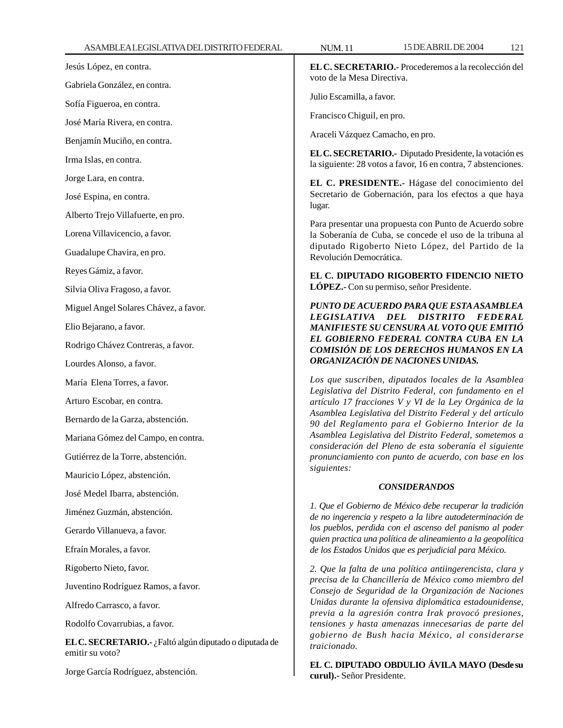Jesús López, en contra.

Gabriela González, en contra.

Sofía Figueroa, en contra.

José María Rivera, en contra.

Benjamín Muciño, en contra.

Irma Islas, en contra.

Jorge Lara, en contra.

José Espina, en contra.

Alberto Trejo Villafuerte, en pro.

Lorena Villavicencio, a favor.

Guadalupe Chavira, en pro.

Reyes Gámiz, a favor.

Silvia Oliva Fragoso, a favor.

Miguel Angel Solares Chávez, a favor.

Elio Bejarano, a favor.

Rodrigo Chávez Contreras, a favor.

Lourdes Alonso, a favor.

María Elena Torres, a favor.

Arturo Escobar, en contra.

Bernardo de la Garza, abstención.

Mariana Gómez del Campo, en contra.

Gutiérrez de la Torre, abstención.

Mauricio López, abstención.

José Medel Ibarra, abstención.

Jiménez Guzmán, abstención.

Gerardo Villanueva, a favor.

Efraín Morales, a favor.

Rigoberto Nieto, favor.

Juventino Rodríguez Ramos, a favor.

Alfredo Carrasco, a favor.

Rodolfo Covarrubias, a favor.

**EL C. SECRETARIO.-** ¿Faltó algún diputado o diputada de emitir su voto?

Jorge García Rodríguez, abstención.

**EL C. SECRETARIO.-** Procederemos a la recolección del voto de la Mesa Directiva.

Julio Escamilla, a favor.

Francisco Chiguil, en pro.

Araceli Vázquez Camacho, en pro.

**EL C. SECRETARIO.-** Diputado Presidente, la votación es la siguiente: 28 votos a favor, 16 en contra, 7 abstenciones.

**EL C. PRESIDENTE.-** Hágase del conocimiento del Secretario de Gobernación, para los efectos a que haya lugar.

Para presentar una propuesta con Punto de Acuerdo sobre la Soberanía de Cuba, se concede el uso de la tribuna al diputado Rigoberto Nieto López, del Partido de la Revolución Democrática.

**EL C. DIPUTADO RIGOBERTO FIDENCIO NIETO LÓPEZ.-** Con su permiso, señor Presidente.

***PUNTO DE ACUERDO PARA QUE ESTA ASAMBLEA LEGISLATIVA DEL DISTRITO FEDERAL MANIFIESTE SU CENSURA AL VOTO QUE EMITIÓ EL GOBIERNO FEDERAL CONTRA CUBA EN LA COMISIÓN DE LOS DERECHOS HUMANOS EN LA ORGANIZACIÓN DE NACIONES UNIDAS.***

*Los que suscriben, diputados locales de la Asamblea Legislativa del Distrito Federal, con fundamento en el artículo 17 fracciones V y VI de la Ley Orgánica de la Asamblea Legislativa del Distrito Federal y del artículo 90 del Reglamento para el Gobierno Interior de la Asamblea Legislativa del Distrito Federal, sometemos a consideración del Pleno de esta soberanía el siguiente pronunciamiento con punto de acuerdo, con base en los siguientes:*

***CONSIDERANDOS***

*1. Que el Gobierno de México debe recuperar la tradición de no ingerencia y respeto a la libre autodeterminación de los pueblos, perdida con el ascenso del panismo al poder quien practica una política de alineamiento a la geopolítica de los Estados Unidos que es perjudicial para México.*

*2. Que la falta de una política antiingerencista, clara y precisa de la Chancillería de México como miembro del Consejo de Seguridad de la Organización de Naciones Unidas durante la ofensiva diplomática estadounidense, previa a la agresión contra Irak provocó presiones, tensiones y hasta amenazas innecesarias de parte del gobierno de Bush hacia México, al considerarse traicionado.*

**EL C. DIPUTADO OBDULIO ÁVILA MAYO (Desde su curul).-** Señor Presidente.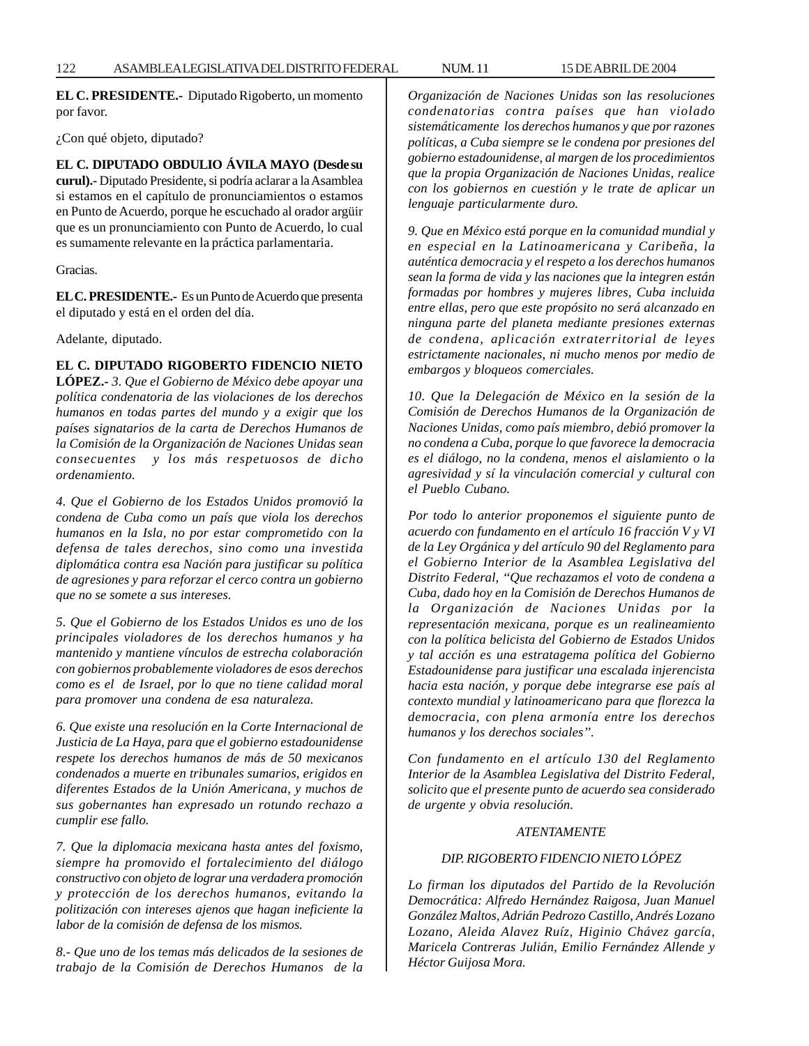**EL C. PRESIDENTE.-** Diputado Rigoberto, un momento por favor.

¿Con qué objeto, diputado?

**EL C. DIPUTADO OBDULIO ÁVILA MAYO (Desde su curul).-** Diputado Presidente, si podría aclarar a la Asamblea si estamos en el capítulo de pronunciamientos o estamos en Punto de Acuerdo, porque he escuchado al orador argüir que es un pronunciamiento con Punto de Acuerdo, lo cual es sumamente relevante en la práctica parlamentaria.

Gracias.

**EL C. PRESIDENTE.-** Es un Punto de Acuerdo que presenta el diputado y está en el orden del día.

Adelante, diputado.

**EL C. DIPUTADO RIGOBERTO FIDENCIO NIETO LÓPEZ.-** *3. Que el Gobierno de México debe apoyar una política condenatoria de las violaciones de los derechos humanos en todas partes del mundo y a exigir que los países signatarios de la carta de Derechos Humanos de la Comisión de la Organización de Naciones Unidas sean consecuentes y los más respetuosos de dicho ordenamiento.*

*4. Que el Gobierno de los Estados Unidos promovió la condena de Cuba como un país que viola los derechos humanos en la Isla, no por estar comprometido con la defensa de tales derechos, sino como una investida diplomática contra esa Nación para justificar su política de agresiones y para reforzar el cerco contra un gobierno que no se somete a sus intereses.*

*5. Que el Gobierno de los Estados Unidos es uno de los principales violadores de los derechos humanos y ha mantenido y mantiene vínculos de estrecha colaboración con gobiernos probablemente violadores de esos derechos como es el de Israel, por lo que no tiene calidad moral para promover una condena de esa naturaleza.*

*6. Que existe una resolución en la Corte Internacional de Justicia de La Haya, para que el gobierno estadounidense respete los derechos humanos de más de 50 mexicanos condenados a muerte en tribunales sumarios, erigidos en diferentes Estados de la Unión Americana, y muchos de sus gobernantes han expresado un rotundo rechazo a cumplir ese fallo.*

*7. Que la diplomacia mexicana hasta antes del foxismo, siempre ha promovido el fortalecimiento del diálogo constructivo con objeto de lograr una verdadera promoción y protección de los derechos humanos, evitando la politización con intereses ajenos que hagan ineficiente la labor de la comisión de defensa de los mismos.*

*8.- Que uno de los temas más delicados de la sesiones de trabajo de la Comisión de Derechos Humanos de la Organización de Naciones Unidas son las resoluciones condenatorias contra países que han violado sistemáticamente los derechos humanos y que por razones políticas, a Cuba siempre se le condena por presiones del gobierno estadounidense, al margen de los procedimientos que la propia Organización de Naciones Unidas, realice con los gobiernos en cuestión y le trate de aplicar un lenguaje particularmente duro.*

*9. Que en México está porque en la comunidad mundial y en especial en la Latinoamericana y Caribeña, la auténtica democracia y el respeto a los derechos humanos sean la forma de vida y las naciones que la integren están formadas por hombres y mujeres libres, Cuba incluida entre ellas, pero que este propósito no será alcanzado en ninguna parte del planeta mediante presiones externas de condena, aplicación extraterritorial de leyes estrictamente nacionales, ni mucho menos por medio de embargos y bloqueos comerciales.*

*10. Que la Delegación de México en la sesión de la Comisión de Derechos Humanos de la Organización de Naciones Unidas, como país miembro, debió promover la no condena a Cuba, porque lo que favorece la democracia es el diálogo, no la condena, menos el aislamiento o la agresividad y sí la vinculación comercial y cultural con el Pueblo Cubano.*

*Por todo lo anterior proponemos el siguiente punto de acuerdo con fundamento en el artículo 16 fracción V y VI de la Ley Orgánica y del artículo 90 del Reglamento para el Gobierno Interior de la Asamblea Legislativa del Distrito Federal, "Que rechazamos el voto de condena a Cuba, dado hoy en la Comisión de Derechos Humanos de la Organización de Naciones Unidas por la representación mexicana, porque es un realineamiento con la política belicista del Gobierno de Estados Unidos y tal acción es una estratagema política del Gobierno Estadounidense para justificar una escalada injerencista hacia esta nación, y porque debe integrarse ese país al contexto mundial y latinoamericano para que florezca la democracia, con plena armonía entre los derechos humanos y los derechos sociales".*

*Con fundamento en el artículo 130 del Reglamento Interior de la Asamblea Legislativa del Distrito Federal, solicito que el presente punto de acuerdo sea considerado de urgente y obvia resolución.*

*ATENTAMENTE*

*DIP. RIGOBERTO FIDENCIO NIETO LÓPEZ*

*Lo firman los diputados del Partido de la Revolución Democrática: Alfredo Hernández Raigosa, Juan Manuel González Maltos, Adrián Pedrozo Castillo, Andrés Lozano Lozano, Aleida Alavez Ruíz, Higinio Chávez garcía, Maricela Contreras Julián, Emilio Fernández Allende y Héctor Guijosa Mora.*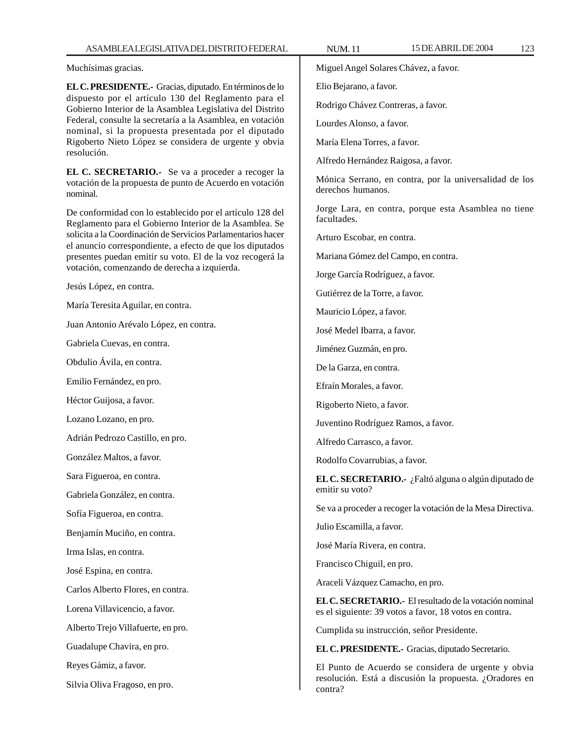Muchísimas gracias.

**EL C. PRESIDENTE.-** Gracias, diputado. En términos de lo dispuesto por el artículo 130 del Reglamento para el Gobierno Interior de la Asamblea Legislativa del Distrito Federal, consulte la secretaría a la Asamblea, en votación nominal, si la propuesta presentada por el diputado Rigoberto Nieto López se considera de urgente y obvia resolución.

**EL C. SECRETARIO.-** Se va a proceder a recoger la votación de la propuesta de punto de Acuerdo en votación nominal.

De conformidad con lo establecido por el artículo 128 del Reglamento para el Gobierno Interior de la Asamblea. Se solicita a la Coordinación de Servicios Parlamentarios hacer el anuncio correspondiente, a efecto de que los diputados presentes puedan emitir su voto. El de la voz recogerá la votación, comenzando de derecha a izquierda.

Jesús López, en contra.

María Teresita Aguilar, en contra.

Juan Antonio Arévalo López, en contra.

Gabriela Cuevas, en contra.

Obdulio Ávila, en contra.

Emilio Fernández, en pro.

Héctor Guijosa, a favor.

Lozano Lozano, en pro.

Adrián Pedrozo Castillo, en pro.

González Maltos, a favor.

Sara Figueroa, en contra.

Gabriela González, en contra.

Sofía Figueroa, en contra.

Benjamín Muciño, en contra.

Irma Islas, en contra.

José Espina, en contra.

Carlos Alberto Flores, en contra.

Lorena Villavicencio, a favor.

Alberto Trejo Villafuerte, en pro.

Guadalupe Chavira, en pro.

Reyes Gámiz, a favor.

Silvia Oliva Fragoso, en pro.

Miguel Angel Solares Chávez, a favor.

Elio Bejarano, a favor.

Rodrigo Chávez Contreras, a favor.

Lourdes Alonso, a favor.

María Elena Torres, a favor.

Alfredo Hernández Raigosa, a favor.

Mónica Serrano, en contra, por la universalidad de los derechos humanos.

Jorge Lara, en contra, porque esta Asamblea no tiene facultades.

Arturo Escobar, en contra.

Mariana Gómez del Campo, en contra.

Jorge García Rodríguez, a favor.

Gutiérrez de la Torre, a favor.

Mauricio López, a favor.

José Medel Ibarra, a favor.

Jiménez Guzmán, en pro.

De la Garza, en contra.

Efraín Morales, a favor.

Rigoberto Nieto, a favor.

Juventino Rodríguez Ramos, a favor.

Alfredo Carrasco, a favor.

Rodolfo Covarrubias, a favor.

**EL C. SECRETARIO.-** ¿Faltó alguna o algún diputado de emitir su voto?

Se va a proceder a recoger la votación de la Mesa Directiva.

Julio Escamilla, a favor.

José María Rivera, en contra.

Francisco Chiguil, en pro.

Araceli Vázquez Camacho, en pro.

**EL C. SECRETARIO.-** El resultado de la votación nominal es el siguiente: 39 votos a favor, 18 votos en contra.

Cumplida su instrucción, señor Presidente.

**EL C. PRESIDENTE.-** Gracias, diputado Secretario.

El Punto de Acuerdo se considera de urgente y obvia resolución. Está a discusión la propuesta. ¿Oradores en contra?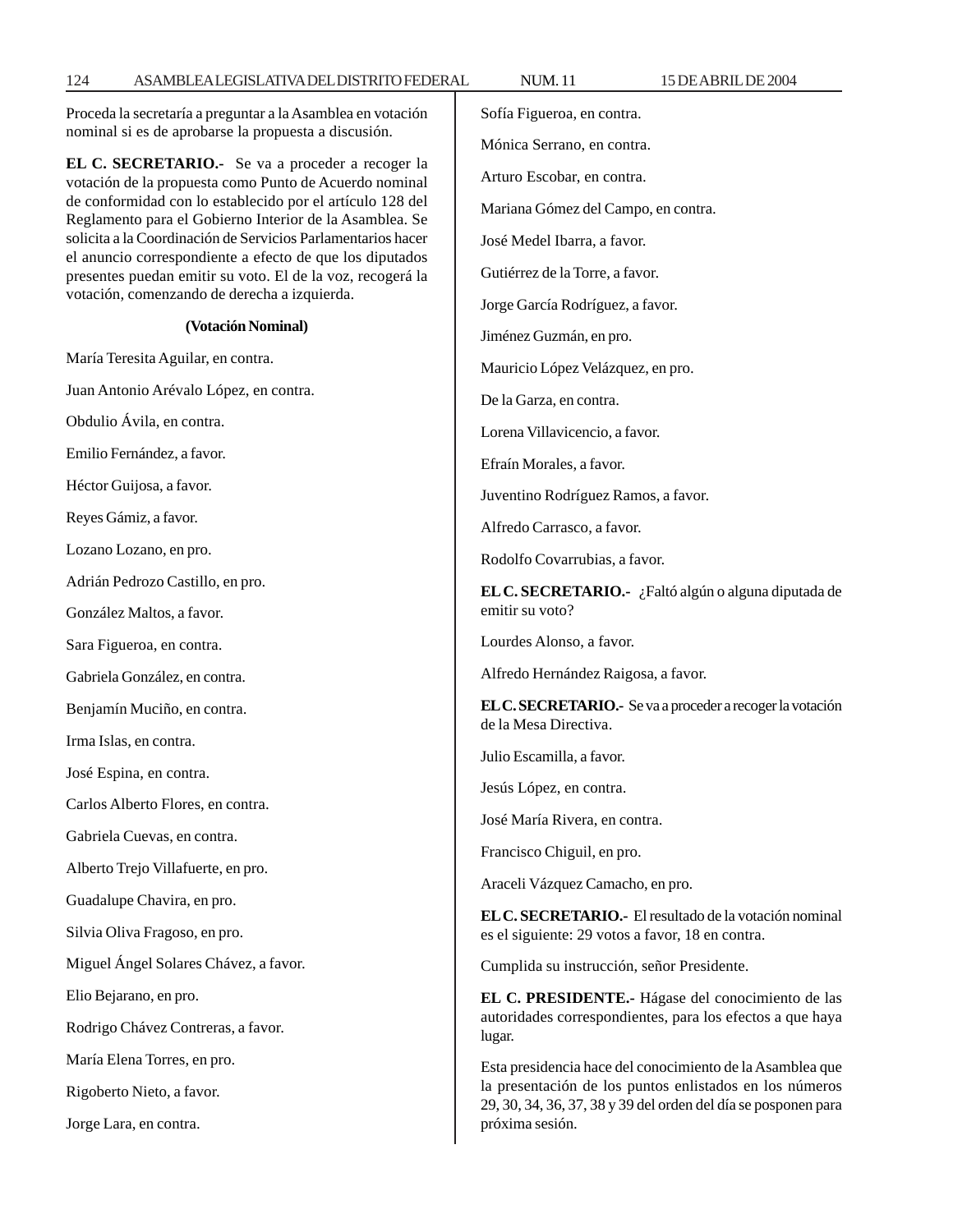Proceda la secretaría a preguntar a la Asamblea en votación nominal si es de aprobarse la propuesta a discusión.

**EL C. SECRETARIO.-** Se va a proceder a recoger la votación de la propuesta como Punto de Acuerdo nominal de conformidad con lo establecido por el artículo 128 del Reglamento para el Gobierno Interior de la Asamblea. Se solicita a la Coordinación de Servicios Parlamentarios hacer el anuncio correspondiente a efecto de que los diputados presentes puedan emitir su voto. El de la voz, recogerá la votación, comenzando de derecha a izquierda.

**(Votación Nominal)**

María Teresita Aguilar, en contra.

Juan Antonio Arévalo López, en contra.

Obdulio Ávila, en contra.

Emilio Fernández, a favor.

Héctor Guijosa, a favor.

Reyes Gámiz, a favor.

Lozano Lozano, en pro.

Adrián Pedrozo Castillo, en pro.

González Maltos, a favor.

Sara Figueroa, en contra.

Gabriela González, en contra.

Benjamín Muciño, en contra.

Irma Islas, en contra.

José Espina, en contra.

Carlos Alberto Flores, en contra.

Gabriela Cuevas, en contra.

Alberto Trejo Villafuerte, en pro.

Guadalupe Chavira, en pro.

Silvia Oliva Fragoso, en pro.

Miguel Ángel Solares Chávez, a favor.

Elio Bejarano, en pro.

Rodrigo Chávez Contreras, a favor.

María Elena Torres, en pro.

Rigoberto Nieto, a favor.

Jorge Lara, en contra.

Sofía Figueroa, en contra.

Mónica Serrano, en contra.

Arturo Escobar, en contra.

Mariana Gómez del Campo, en contra.

José Medel Ibarra, a favor.

Gutiérrez de la Torre, a favor.

Jorge García Rodríguez, a favor.

Jiménez Guzmán, en pro.

Mauricio López Velázquez, en pro.

De la Garza, en contra.

Lorena Villavicencio, a favor.

Efraín Morales, a favor.

Juventino Rodríguez Ramos, a favor.

Alfredo Carrasco, a favor.

Rodolfo Covarrubias, a favor.

**EL C. SECRETARIO.-** ¿Faltó algún o alguna diputada de emitir su voto?

Lourdes Alonso, a favor.

Alfredo Hernández Raigosa, a favor.

**EL C. SECRETARIO.-** Se va a proceder a recoger la votación de la Mesa Directiva.

Julio Escamilla, a favor.

Jesús López, en contra.

José María Rivera, en contra.

Francisco Chiguil, en pro.

Araceli Vázquez Camacho, en pro.

**EL C. SECRETARIO.-** El resultado de la votación nominal es el siguiente: 29 votos a favor, 18 en contra.

Cumplida su instrucción, señor Presidente.

**EL C. PRESIDENTE.-** Hágase del conocimiento de las autoridades correspondientes, para los efectos a que haya lugar.

Esta presidencia hace del conocimiento de la Asamblea que la presentación de los puntos enlistados en los números 29, 30, 34, 36, 37, 38 y 39 del orden del día se posponen para próxima sesión.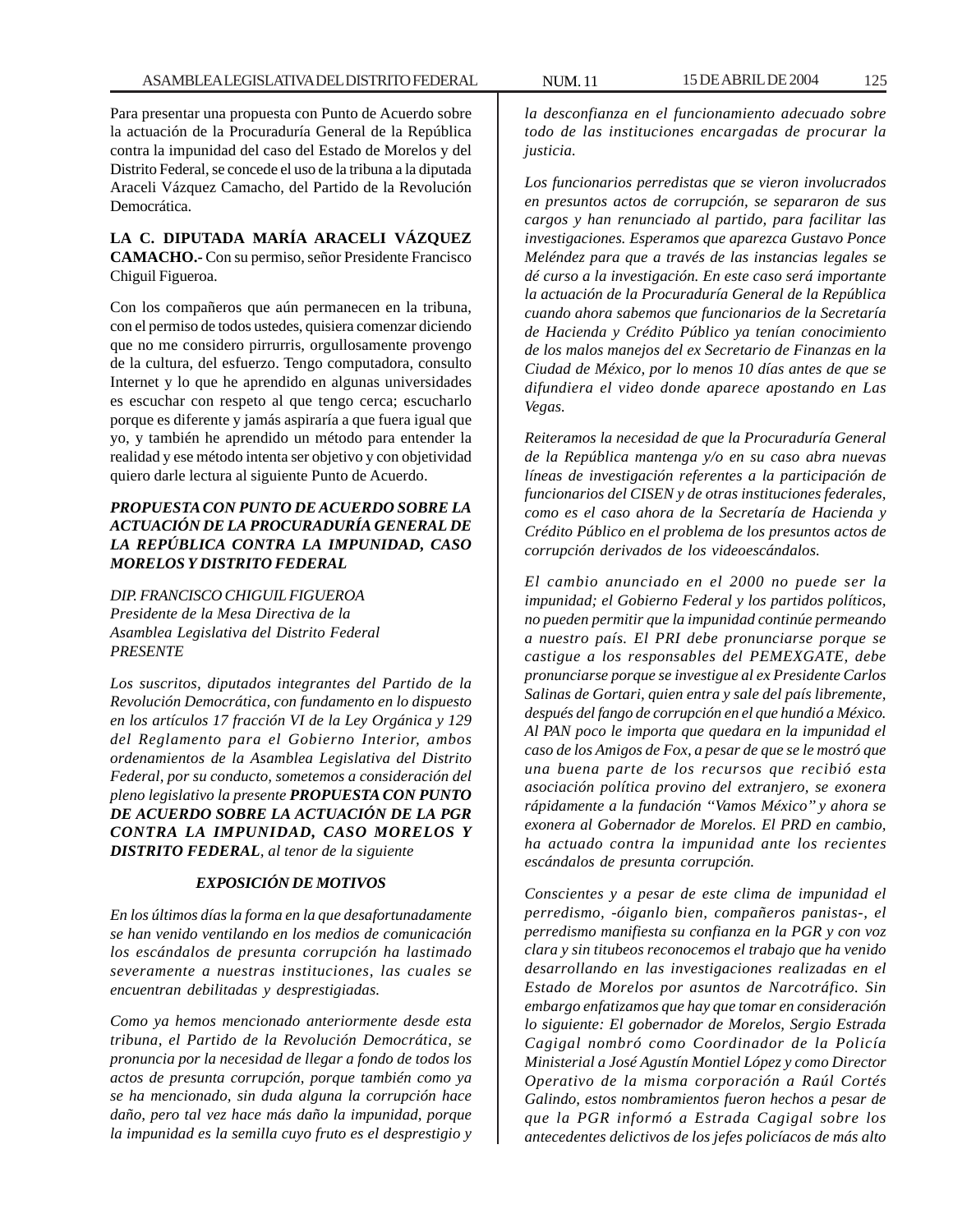Para presentar una propuesta con Punto de Acuerdo sobre la actuación de la Procuraduría General de la República contra la impunidad del caso del Estado de Morelos y del Distrito Federal, se concede el uso de la tribuna a la diputada Araceli Vázquez Camacho, del Partido de la Revolución Democrática.

**LA C. DIPUTADA MARÍA ARACELI VÁZQUEZ CAMACHO.-** Con su permiso, señor Presidente Francisco Chiguil Figueroa.

Con los compañeros que aún permanecen en la tribuna, con el permiso de todos ustedes, quisiera comenzar diciendo que no me considero pirrurris, orgullosamente provengo de la cultura, del esfuerzo. Tengo computadora, consulto Internet y lo que he aprendido en algunas universidades es escuchar con respeto al que tengo cerca; escucharlo porque es diferente y jamás aspiraría a que fuera igual que yo, y también he aprendido un método para entender la realidad y ese método intenta ser objetivo y con objetividad quiero darle lectura al siguiente Punto de Acuerdo.

***PROPUESTA CON PUNTO DE ACUERDO SOBRE LA ACTUACIÓN DE LA PROCURADURÍA GENERAL DE LA REPÚBLICA CONTRA LA IMPUNIDAD, CASO MORELOS Y DISTRITO FEDERAL***

*DIP. FRANCISCO CHIGUIL FIGUEROA*
*Presidente de la Mesa Directiva de la*
*Asamblea Legislativa del Distrito Federal*
*PRESENTE*

*Los suscritos, diputados integrantes del Partido de la Revolución Democrática, con fundamento en lo dispuesto en los artículos 17 fracción VI de la Ley Orgánica y 129 del Reglamento para el Gobierno Interior, ambos ordenamientos de la Asamblea Legislativa del Distrito Federal, por su conducto, sometemos a consideración del pleno legislativo la presente* ***PROPUESTA CON PUNTO DE ACUERDO SOBRE LA ACTUACIÓN DE LA PGR CONTRA LA IMPUNIDAD, CASO MORELOS Y DISTRITO FEDERAL****, al tenor de la siguiente*

***EXPOSICIÓN DE MOTIVOS***

*En los últimos días la forma en la que desafortunadamente se han venido ventilando en los medios de comunicación los escándalos de presunta corrupción ha lastimado severamente a nuestras instituciones, las cuales se encuentran debilitadas y desprestigiadas.*

*Como ya hemos mencionado anteriormente desde esta tribuna, el Partido de la Revolución Democrática, se pronuncia por la necesidad de llegar a fondo de todos los actos de presunta corrupción, porque también como ya se ha mencionado, sin duda alguna la corrupción hace daño, pero tal vez hace más daño la impunidad, porque la impunidad es la semilla cuyo fruto es el desprestigio y la desconfianza en el funcionamiento adecuado sobre todo de las instituciones encargadas de procurar la justicia.*

*Los funcionarios perredistas que se vieron involucrados en presuntos actos de corrupción, se separaron de sus cargos y han renunciado al partido, para facilitar las investigaciones. Esperamos que aparezca Gustavo Ponce Meléndez para que a través de las instancias legales se dé curso a la investigación. En este caso será importante la actuación de la Procuraduría General de la República cuando ahora sabemos que funcionarios de la Secretaría de Hacienda y Crédito Público ya tenían conocimiento de los malos manejos del ex Secretario de Finanzas en la Ciudad de México, por lo menos 10 días antes de que se difundiera el video donde aparece apostando en Las Vegas.*

*Reiteramos la necesidad de que la Procuraduría General de la República mantenga y/o en su caso abra nuevas líneas de investigación referentes a la participación de funcionarios del CISEN y de otras instituciones federales, como es el caso ahora de la Secretaría de Hacienda y Crédito Público en el problema de los presuntos actos de corrupción derivados de los videoescándalos.*

*El cambio anunciado en el 2000 no puede ser la impunidad; el Gobierno Federal y los partidos políticos, no pueden permitir que la impunidad continúe permeando a nuestro país. El PRI debe pronunciarse porque se castigue a los responsables del PEMEXGATE, debe pronunciarse porque se investigue al ex Presidente Carlos Salinas de Gortari, quien entra y sale del país libremente, después del fango de corrupción en el que hundió a México. Al PAN poco le importa que quedara en la impunidad el caso de los Amigos de Fox, a pesar de que se le mostró que una buena parte de los recursos que recibió esta asociación política provino del extranjero, se exonera rápidamente a la fundación "Vamos México" y ahora se exonera al Gobernador de Morelos. El PRD en cambio, ha actuado contra la impunidad ante los recientes escándalos de presunta corrupción.*

*Conscientes y a pesar de este clima de impunidad el perredismo, -óiganlo bien, compañeros panistas-, el perredismo manifiesta su confianza en la PGR y con voz clara y sin titubeos reconocemos el trabajo que ha venido desarrollando en las investigaciones realizadas en el Estado de Morelos por asuntos de Narcotráfico. Sin embargo enfatizamos que hay que tomar en consideración lo siguiente: El gobernador de Morelos, Sergio Estrada Cagigal nombró como Coordinador de la Policía Ministerial a José Agustín Montiel López y como Director Operativo de la misma corporación a Raúl Cortés Galindo, estos nombramientos fueron hechos a pesar de que la PGR informó a Estrada Cagigal sobre los antecedentes delictivos de los jefes policíacos de más alto*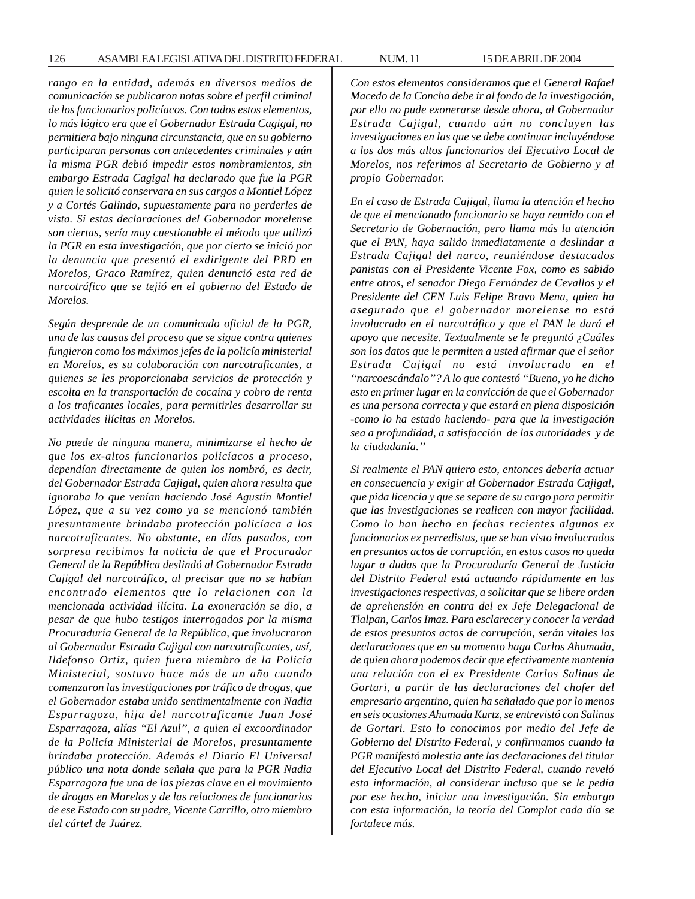*rango en la entidad, además en diversos medios de comunicación se publicaron notas sobre el perfil criminal de los funcionarios policíacos. Con todos estos elementos, lo más lógico era que el Gobernador Estrada Cagigal, no permitiera bajo ninguna circunstancia, que en su gobierno participaran personas con antecedentes criminales y aún la misma PGR debió impedir estos nombramientos, sin embargo Estrada Cagigal ha declarado que fue la PGR quien le solicitó conservara en sus cargos a Montiel López y a Cortés Galindo, supuestamente para no perderles de vista. Si estas declaraciones del Gobernador morelense son ciertas, sería muy cuestionable el método que utilizó la PGR en esta investigación, que por cierto se inició por la denuncia que presentó el exdirigente del PRD en Morelos, Graco Ramírez, quien denunció esta red de narcotráfico que se tejió en el gobierno del Estado de Morelos.*

*Según desprende de un comunicado oficial de la PGR, una de las causas del proceso que se sigue contra quienes fungieron como los máximos jefes de la policía ministerial en Morelos, es su colaboración con narcotraficantes, a quienes se les proporcionaba servicios de protección y escolta en la transportación de cocaína y cobro de renta a los traficantes locales, para permitirles desarrollar su actividades ilícitas en Morelos.*

*No puede de ninguna manera, minimizarse el hecho de que los ex-altos funcionarios policíacos a proceso, dependían directamente de quien los nombró, es decir, del Gobernador Estrada Cajigal, quien ahora resulta que ignoraba lo que venían haciendo José Agustín Montiel López, que a su vez como ya se mencionó también presuntamente brindaba protección policíaca a los narcotraficantes. No obstante, en días pasados, con sorpresa recibimos la noticia de que el Procurador General de la República deslindó al Gobernador Estrada Cajigal del narcotráfico, al precisar que no se habían encontrado elementos que lo relacionen con la mencionada actividad ilícita. La exoneración se dio, a pesar de que hubo testigos interrogados por la misma Procuraduría General de la República, que involucraron al Gobernador Estrada Cajigal con narcotraficantes, así, Ildefonso Ortiz, quien fuera miembro de la Policía Ministerial, sostuvo hace más de un año cuando comenzaron las investigaciones por tráfico de drogas, que el Gobernador estaba unido sentimentalmente con Nadia Esparragoza, hija del narcotraficante Juan José Esparragoza, alías "El Azul", a quien el excoordinador de la Policía Ministerial de Morelos, presuntamente brindaba protección. Además el Diario El Universal público una nota donde señala que para la PGR Nadia Esparragoza fue una de las piezas clave en el movimiento de drogas en Morelos y de las relaciones de funcionarios de ese Estado con su padre, Vicente Carrillo, otro miembro del cártel de Juárez.*

*Con estos elementos consideramos que el General Rafael Macedo de la Concha debe ir al fondo de la investigación, por ello no pude exonerarse desde ahora, al Gobernador Estrada Cajigal, cuando aún no concluyen las investigaciones en las que se debe continuar incluyéndose a los dos más altos funcionarios del Ejecutivo Local de Morelos, nos referimos al Secretario de Gobierno y al propio Gobernador.*

*En el caso de Estrada Cajigal, llama la atención el hecho de que el mencionado funcionario se haya reunido con el Secretario de Gobernación, pero llama más la atención que el PAN, haya salido inmediatamente a deslindar a Estrada Cajigal del narco, reuniéndose destacados panistas con el Presidente Vicente Fox, como es sabido entre otros, el senador Diego Fernández de Cevallos y el Presidente del CEN Luis Felipe Bravo Mena, quien ha asegurado que el gobernador morelense no está involucrado en el narcotráfico y que el PAN le dará el apoyo que necesite. Textualmente se le preguntó ¿Cuáles son los datos que le permiten a usted afirmar que el señor Estrada Cajigal no está involucrado en el "narcoescándalo"? A lo que contestó "Bueno, yo he dicho esto en primer lugar en la convicción de que el Gobernador es una persona correcta y que estará en plena disposición -como lo ha estado haciendo- para que la investigación sea a profundidad, a satisfacción de las autoridades y de la ciudadanía."*

*Si realmente el PAN quiero esto, entonces debería actuar en consecuencia y exigir al Gobernador Estrada Cajigal, que pida licencia y que se separe de su cargo para permitir que las investigaciones se realicen con mayor facilidad. Como lo han hecho en fechas recientes algunos ex funcionarios ex perredistas, que se han visto involucrados en presuntos actos de corrupción, en estos casos no queda lugar a dudas que la Procuraduría General de Justicia del Distrito Federal está actuando rápidamente en las investigaciones respectivas, a solicitar que se libere orden de aprehensión en contra del ex Jefe Delegacional de Tlalpan, Carlos Imaz. Para esclarecer y conocer la verdad de estos presuntos actos de corrupción, serán vitales las declaraciones que en su momento haga Carlos Ahumada, de quien ahora podemos decir que efectivamente mantenía una relación con el ex Presidente Carlos Salinas de Gortari, a partir de las declaraciones del chofer del empresario argentino, quien ha señalado que por lo menos en seis ocasiones Ahumada Kurtz, se entrevistó con Salinas de Gortari. Esto lo conocimos por medio del Jefe de Gobierno del Distrito Federal, y confirmamos cuando la PGR manifestó molestia ante las declaraciones del titular del Ejecutivo Local del Distrito Federal, cuando reveló esta información, al considerar incluso que se le pedía por ese hecho, iniciar una investigación. Sin embargo con esta información, la teoría del Complot cada día se fortalece más.*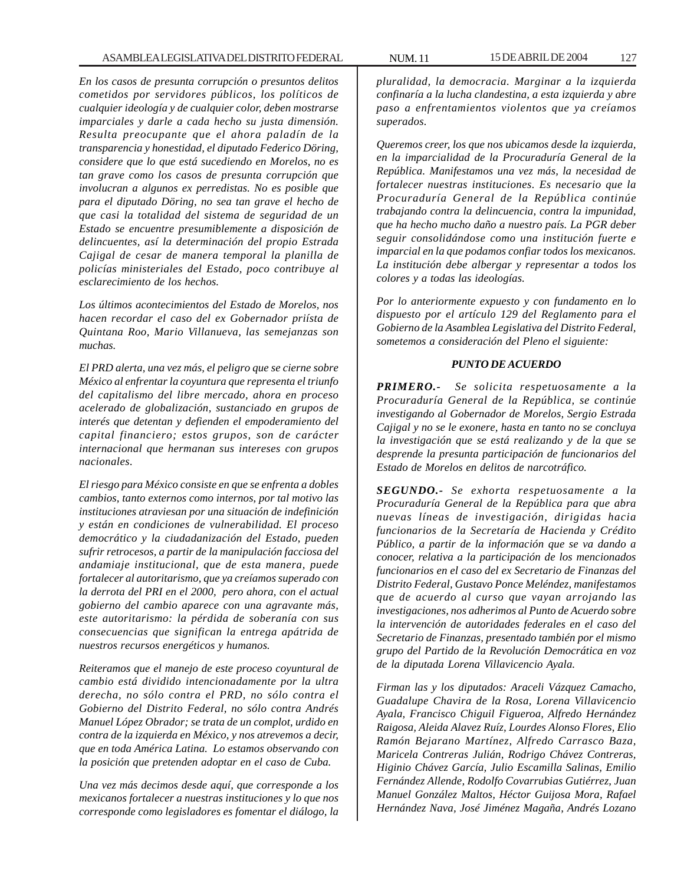*En los casos de presunta corrupción o presuntos delitos cometidos por servidores públicos, los políticos de cualquier ideología y de cualquier color, deben mostrarse imparciales y darle a cada hecho su justa dimensión. Resulta preocupante que el ahora paladín de la transparencia y honestidad, el diputado Federico Döring, considere que lo que está sucediendo en Morelos, no es tan grave como los casos de presunta corrupción que involucran a algunos ex perredistas. No es posible que para el diputado Döring, no sea tan grave el hecho de que casi la totalidad del sistema de seguridad de un Estado se encuentre presumiblemente a disposición de delincuentes, así la determinación del propio Estrada Cajigal de cesar de manera temporal la planilla de policías ministeriales del Estado, poco contribuye al esclarecimiento de los hechos.*

*Los últimos acontecimientos del Estado de Morelos, nos hacen recordar el caso del ex Gobernador priísta de Quintana Roo, Mario Villanueva, las semejanzas son muchas.*

*El PRD alerta, una vez más, el peligro que se cierne sobre México al enfrentar la coyuntura que representa el triunfo del capitalismo del libre mercado, ahora en proceso acelerado de globalización, sustanciado en grupos de interés que detentan y defienden el empoderamiento del capital financiero; estos grupos, son de carácter internacional que hermanan sus intereses con grupos nacionales.*

*El riesgo para México consiste en que se enfrenta a dobles cambios, tanto externos como internos, por tal motivo las instituciones atraviesan por una situación de indefinición y están en condiciones de vulnerabilidad. El proceso democrático y la ciudadanización del Estado, pueden sufrir retrocesos, a partir de la manipulación facciosa del andamiaje institucional, que de esta manera, puede fortalecer al autoritarismo, que ya creíamos superado con la derrota del PRI en el 2000, pero ahora, con el actual gobierno del cambio aparece con una agravante más, este autoritarismo: la pérdida de soberanía con sus consecuencias que significan la entrega apátrida de nuestros recursos energéticos y humanos.*

*Reiteramos que el manejo de este proceso coyuntural de cambio está dividido intencionadamente por la ultra derecha, no sólo contra el PRD, no sólo contra el Gobierno del Distrito Federal, no sólo contra Andrés Manuel López Obrador; se trata de un complot, urdido en contra de la izquierda en México, y nos atrevemos a decir, que en toda América Latina. Lo estamos observando con la posición que pretenden adoptar en el caso de Cuba.*

*Una vez más decimos desde aquí, que corresponde a los mexicanos fortalecer a nuestras instituciones y lo que nos corresponde como legisladores es fomentar el diálogo, la pluralidad, la democracia. Marginar a la izquierda confinaría a la lucha clandestina, a esta izquierda y abre paso a enfrentamientos violentos que ya creíamos superados.*

*Queremos creer, los que nos ubicamos desde la izquierda, en la imparcialidad de la Procuraduría General de la República. Manifestamos una vez más, la necesidad de fortalecer nuestras instituciones. Es necesario que la Procuraduría General de la República continúe trabajando contra la delincuencia, contra la impunidad, que ha hecho mucho daño a nuestro país. La PGR deber seguir consolidándose como una institución fuerte e imparcial en la que podamos confiar todos los mexicanos. La institución debe albergar y representar a todos los colores y a todas las ideologías.*

*Por lo anteriormente expuesto y con fundamento en lo dispuesto por el artículo 129 del Reglamento para el Gobierno de la Asamblea Legislativa del Distrito Federal, sometemos a consideración del Pleno el siguiente:*

***PUNTO DE ACUERDO***

***PRIMERO.-*** *Se solicita respetuosamente a la Procuraduría General de la República, se continúe investigando al Gobernador de Morelos, Sergio Estrada Cajigal y no se le exonere, hasta en tanto no se concluya la investigación que se está realizando y de la que se desprende la presunta participación de funcionarios del Estado de Morelos en delitos de narcotráfico.*

***SEGUNDO.-*** *Se exhorta respetuosamente a la Procuraduría General de la República para que abra nuevas líneas de investigación, dirigidas hacia funcionarios de la Secretaría de Hacienda y Crédito Público, a partir de la información que se va dando a conocer, relativa a la participación de los mencionados funcionarios en el caso del ex Secretario de Finanzas del Distrito Federal, Gustavo Ponce Meléndez, manifestamos que de acuerdo al curso que vayan arrojando las investigaciones, nos adherimos al Punto de Acuerdo sobre la intervención de autoridades federales en el caso del Secretario de Finanzas, presentado también por el mismo grupo del Partido de la Revolución Democrática en voz de la diputada Lorena Villavicencio Ayala.*

*Firman las y los diputados: Araceli Vázquez Camacho, Guadalupe Chavira de la Rosa, Lorena Villavicencio Ayala, Francisco Chiguil Figueroa, Alfredo Hernández Raigosa, Aleida Alavez Ruíz, Lourdes Alonso Flores, Elio Ramón Bejarano Martínez, Alfredo Carrasco Baza, Maricela Contreras Julián, Rodrigo Chávez Contreras, Higinio Chávez García, Julio Escamilla Salinas, Emilio Fernández Allende, Rodolfo Covarrubias Gutiérrez, Juan Manuel González Maltos, Héctor Guijosa Mora, Rafael Hernández Nava, José Jiménez Magaña, Andrés Lozano*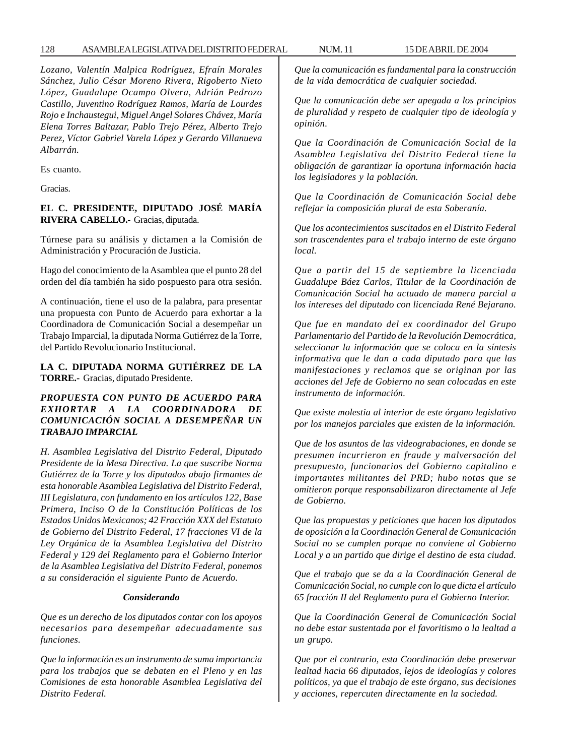*Lozano, Valentín Malpica Rodríguez, Efraín Morales Sánchez, Julio César Moreno Rivera, Rigoberto Nieto López, Guadalupe Ocampo Olvera, Adrián Pedrozo Castillo, Juventino Rodríguez Ramos, María de Lourdes Rojo e Inchaustegui, Miguel Angel Solares Chávez, María Elena Torres Baltazar, Pablo Trejo Pérez, Alberto Trejo Perez, Víctor Gabriel Varela López y Gerardo Villanueva Albarrán.*

Es cuanto.

Gracias.

**EL C. PRESIDENTE, DIPUTADO JOSÉ MARÍA RIVERA CABELLO.-** Gracias, diputada.

Túrnese para su análisis y dictamen a la Comisión de Administración y Procuración de Justicia.

Hago del conocimiento de la Asamblea que el punto 28 del orden del día también ha sido pospuesto para otra sesión.

A continuación, tiene el uso de la palabra, para presentar una propuesta con Punto de Acuerdo para exhortar a la Coordinadora de Comunicación Social a desempeñar un Trabajo Imparcial, la diputada Norma Gutiérrez de la Torre, del Partido Revolucionario Institucional.

**LA C. DIPUTADA NORMA GUTIÉRREZ DE LA TORRE.-** Gracias, diputado Presidente.

***PROPUESTA CON PUNTO DE ACUERDO PARA EXHORTAR A LA COORDINADORA DE COMUNICACIÓN SOCIAL A DESEMPEÑAR UN TRABAJO IMPARCIAL***

*H. Asamblea Legislativa del Distrito Federal, Diputado Presidente de la Mesa Directiva. La que suscribe Norma Gutiérrez de la Torre y los diputados abajo firmantes de esta honorable Asamblea Legislativa del Distrito Federal, III Legislatura, con fundamento en los artículos 122, Base Primera, Inciso O de la Constitución Políticas de los Estados Unidos Mexicanos; 42 Fracción XXX del Estatuto de Gobierno del Distrito Federal, 17 fracciones VI de la Ley Orgánica de la Asamblea Legislativa del Distrito Federal y 129 del Reglamento para el Gobierno Interior de la Asamblea Legislativa del Distrito Federal, ponemos a su consideración el siguiente Punto de Acuerdo.*

***Considerando***

*Que es un derecho de los diputados contar con los apoyos necesarios para desempeñar adecuadamente sus funciones.*

*Que la información es un instrumento de suma importancia para los trabajos que se debaten en el Pleno y en las Comisiones de esta honorable Asamblea Legislativa del Distrito Federal.*

*Que la comunicación es fundamental para la construcción de la vida democrática de cualquier sociedad.*

*Que la comunicación debe ser apegada a los principios de pluralidad y respeto de cualquier tipo de ideología y opinión.*

*Que la Coordinación de Comunicación Social de la Asamblea Legislativa del Distrito Federal tiene la obligación de garantizar la oportuna información hacia los legisladores y la población.*

*Que la Coordinación de Comunicación Social debe reflejar la composición plural de esta Soberanía.*

*Que los acontecimientos suscitados en el Distrito Federal son trascendentes para el trabajo interno de este órgano local.*

*Que a partir del 15 de septiembre la licenciada Guadalupe Báez Carlos, Titular de la Coordinación de Comunicación Social ha actuado de manera parcial a los intereses del diputado con licenciada René Bejarano.*

*Que fue en mandato del ex coordinador del Grupo Parlamentario del Partido de la Revolución Democrática, seleccionar la información que se coloca en la síntesis informativa que le dan a cada diputado para que las manifestaciones y reclamos que se originan por las acciones del Jefe de Gobierno no sean colocadas en este instrumento de información.*

*Que existe molestia al interior de este órgano legislativo por los manejos parciales que existen de la información.*

*Que de los asuntos de las videograbaciones, en donde se presumen incurrieron en fraude y malversación del presupuesto, funcionarios del Gobierno capitalino e importantes militantes del PRD; hubo notas que se omitieron porque responsabilizaron directamente al Jefe de Gobierno.*

*Que las propuestas y peticiones que hacen los diputados de oposición a la Coordinación General de Comunicación Social no se cumplen porque no conviene al Gobierno Local y a un partido que dirige el destino de esta ciudad.*

*Que el trabajo que se da a la Coordinación General de Comunicación Social, no cumple con lo que dicta el artículo 65 fracción II del Reglamento para el Gobierno Interior.*

*Que la Coordinación General de Comunicación Social no debe estar sustentada por el favoritismo o la lealtad a un grupo.*

*Que por el contrario, esta Coordinación debe preservar lealtad hacia 66 diputados, lejos de ideologías y colores políticos, ya que el trabajo de este órgano, sus decisiones y acciones, repercuten directamente en la sociedad.*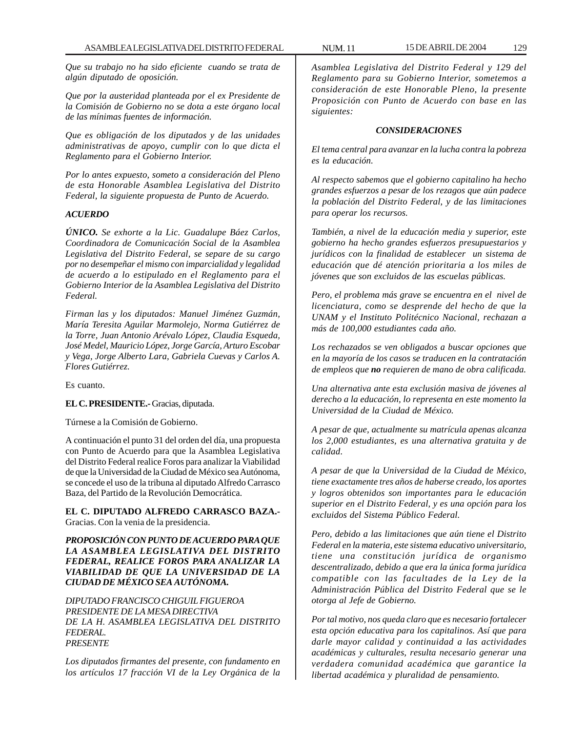*Que su trabajo no ha sido eficiente cuando se trata de algún diputado de oposición.*

*Que por la austeridad planteada por el ex Presidente de la Comisión de Gobierno no se dota a este órgano local de las mínimas fuentes de información.*

*Que es obligación de los diputados y de las unidades administrativas de apoyo, cumplir con lo que dicta el Reglamento para el Gobierno Interior.*

*Por lo antes expuesto, someto a consideración del Pleno de esta Honorable Asamblea Legislativa del Distrito Federal, la siguiente propuesta de Punto de Acuerdo.*

***ACUERDO***

***ÚNICO.*** *Se exhorte a la Lic. Guadalupe Báez Carlos, Coordinadora de Comunicación Social de la Asamblea Legislativa del Distrito Federal, se separe de su cargo por no desempeñar el mismo con imparcialidad y legalidad de acuerdo a lo estipulado en el Reglamento para el Gobierno Interior de la Asamblea Legislativa del Distrito Federal.*

*Firman las y los diputados: Manuel Jiménez Guzmán, María Teresita Aguilar Marmolejo, Norma Gutiérrez de la Torre, Juan Antonio Arévalo López, Claudia Esqueda, José Medel, Mauricio López, Jorge García, Arturo Escobar y Vega, Jorge Alberto Lara, Gabriela Cuevas y Carlos A. Flores Gutiérrez.*

Es cuanto.

**EL C. PRESIDENTE.-** Gracias, diputada.

Túrnese a la Comisión de Gobierno.

A continuación el punto 31 del orden del día, una propuesta con Punto de Acuerdo para que la Asamblea Legislativa del Distrito Federal realice Foros para analizar la Viabilidad de que la Universidad de la Ciudad de México sea Autónoma, se concede el uso de la tribuna al diputado Alfredo Carrasco Baza, del Partido de la Revolución Democrática.

**EL C. DIPUTADO ALFREDO CARRASCO BAZA.-** Gracias. Con la venia de la presidencia.

***PROPOSICIÓN CON PUNTO DE ACUERDO PARA QUE LA ASAMBLEA LEGISLATIVA DEL DISTRITO FEDERAL, REALICE FOROS PARA ANALIZAR LA VIABILIDAD DE QUE LA UNIVERSIDAD DE LA CIUDAD DE MÉXICO SEA AUTÓNOMA.***

*DIPUTADO FRANCISCO CHIGUIL FIGUEROA*
*PRESIDENTE DE LA MESA DIRECTIVA*
*DE LA H. ASAMBLEA LEGISLATIVA DEL DISTRITO FEDERAL.*
*PRESENTE*

*Los diputados firmantes del presente, con fundamento en los artículos 17 fracción VI de la Ley Orgánica de la Asamblea Legislativa del Distrito Federal y 129 del Reglamento para su Gobierno Interior, sometemos a consideración de este Honorable Pleno, la presente Proposición con Punto de Acuerdo con base en las siguientes:*

***CONSIDERACIONES***

*El tema central para avanzar en la lucha contra la pobreza es la educación.*

*Al respecto sabemos que el gobierno capitalino ha hecho grandes esfuerzos a pesar de los rezagos que aún padece la población del Distrito Federal, y de las limitaciones para operar los recursos.*

*También, a nivel de la educación media y superior, este gobierno ha hecho grandes esfuerzos presupuestarios y jurídicos con la finalidad de establecer un sistema de educación que dé atención prioritaria a los miles de jóvenes que son excluidos de las escuelas públicas.*

*Pero, el problema más grave se encuentra en el nivel de licenciatura, como se desprende del hecho de que la UNAM y el Instituto Politécnico Nacional, rechazan a más de 100,000 estudiantes cada año.*

*Los rechazados se ven obligados a buscar opciones que en la mayoría de los casos se traducen en la contratación de empleos que* ***no*** *requieren de mano de obra calificada.*

*Una alternativa ante esta exclusión masiva de jóvenes al derecho a la educación, lo representa en este momento la Universidad de la Ciudad de México.*

*A pesar de que, actualmente su matrícula apenas alcanza los 2,000 estudiantes, es una alternativa gratuita y de calidad.*

*A pesar de que la Universidad de la Ciudad de México, tiene exactamente tres años de haberse creado, los aportes y logros obtenidos son importantes para le educación superior en el Distrito Federal, y es una opción para los excluidos del Sistema Público Federal.*

*Pero, debido a las limitaciones que aún tiene el Distrito Federal en la materia, este sistema educativo universitario, tiene una constitución jurídica de organismo descentralizado, debido a que era la única forma jurídica compatible con las facultades de la Ley de la Administración Pública del Distrito Federal que se le otorga al Jefe de Gobierno.*

*Por tal motivo, nos queda claro que es necesario fortalecer esta opción educativa para los capitalinos. Así que para darle mayor calidad y continuidad a las actividades académicas y culturales, resulta necesario generar una verdadera comunidad académica que garantice la libertad académica y pluralidad de pensamiento.*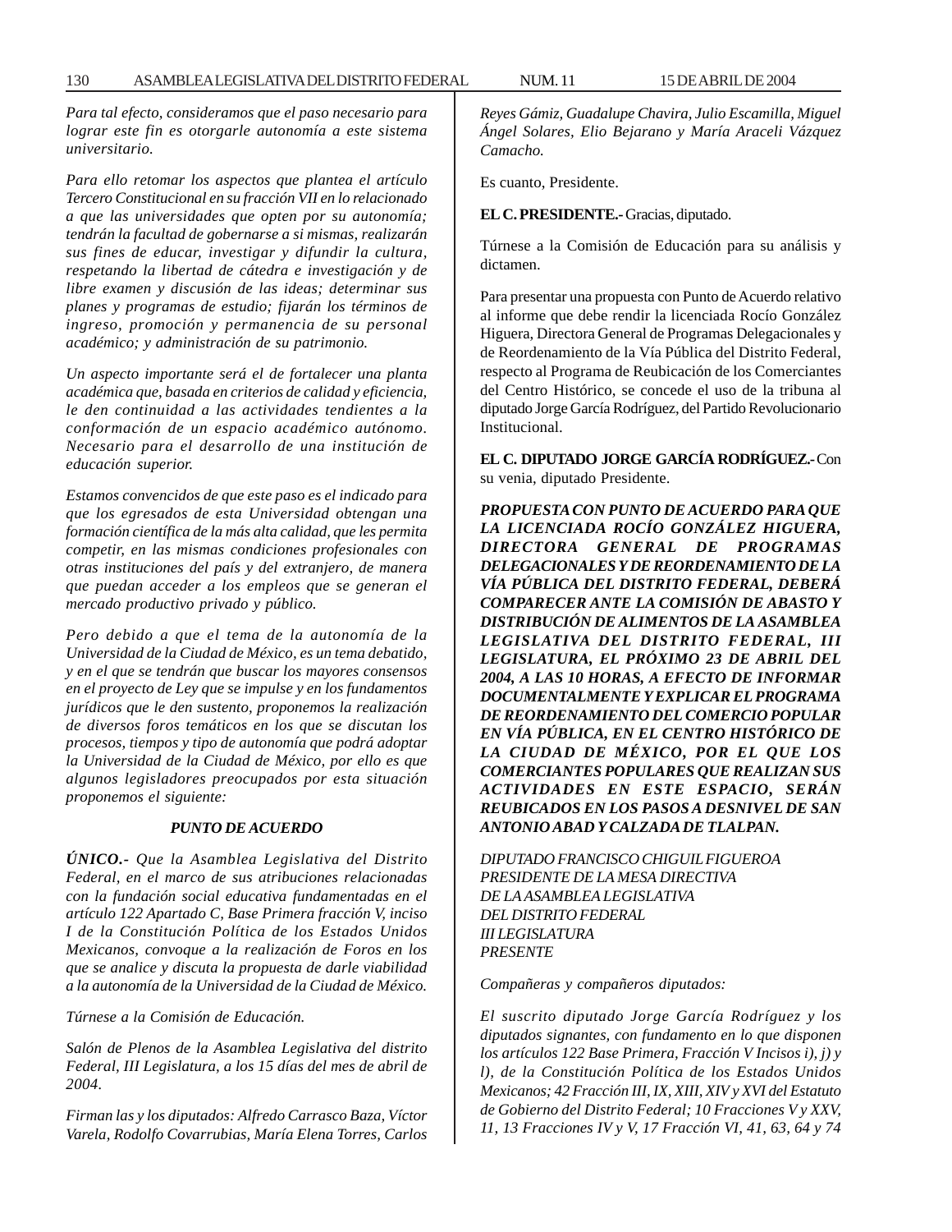*Para tal efecto, consideramos que el paso necesario para lograr este fin es otorgarle autonomía a este sistema universitario.*

*Para ello retomar los aspectos que plantea el artículo Tercero Constitucional en su fracción VII en lo relacionado a que las universidades que opten por su autonomía; tendrán la facultad de gobernarse a si mismas, realizarán sus fines de educar, investigar y difundir la cultura, respetando la libertad de cátedra e investigación y de libre examen y discusión de las ideas; determinar sus planes y programas de estudio; fijarán los términos de ingreso, promoción y permanencia de su personal académico; y administración de su patrimonio.*

*Un aspecto importante será el de fortalecer una planta académica que, basada en criterios de calidad y eficiencia, le den continuidad a las actividades tendientes a la conformación de un espacio académico autónomo. Necesario para el desarrollo de una institución de educación superior.*

*Estamos convencidos de que este paso es el indicado para que los egresados de esta Universidad obtengan una formación científica de la más alta calidad, que les permita competir, en las mismas condiciones profesionales con otras instituciones del país y del extranjero, de manera que puedan acceder a los empleos que se generan el mercado productivo privado y público.*

*Pero debido a que el tema de la autonomía de la Universidad de la Ciudad de México, es un tema debatido, y en el que se tendrán que buscar los mayores consensos en el proyecto de Ley que se impulse y en los fundamentos jurídicos que le den sustento, proponemos la realización de diversos foros temáticos en los que se discutan los procesos, tiempos y tipo de autonomía que podrá adoptar la Universidad de la Ciudad de México, por ello es que algunos legisladores preocupados por esta situación proponemos el siguiente:*

***PUNTO DE ACUERDO***

***ÚNICO.-*** *Que la Asamblea Legislativa del Distrito Federal, en el marco de sus atribuciones relacionadas con la fundación social educativa fundamentadas en el artículo 122 Apartado C, Base Primera fracción V, inciso I de la Constitución Política de los Estados Unidos Mexicanos, convoque a la realización de Foros en los que se analice y discuta la propuesta de darle viabilidad a la autonomía de la Universidad de la Ciudad de México.*

*Túrnese a la Comisión de Educación.*

*Salón de Plenos de la Asamblea Legislativa del distrito Federal, III Legislatura, a los 15 días del mes de abril de 2004.*

*Firman las y los diputados: Alfredo Carrasco Baza, Víctor Varela, Rodolfo Covarrubias, María Elena Torres, Carlos Reyes Gámiz, Guadalupe Chavira, Julio Escamilla, Miguel Ángel Solares, Elio Bejarano y María Araceli Vázquez Camacho.*

Es cuanto, Presidente.

**EL C. PRESIDENTE.-** Gracias, diputado.

Túrnese a la Comisión de Educación para su análisis y dictamen.

Para presentar una propuesta con Punto de Acuerdo relativo al informe que debe rendir la licenciada Rocío González Higuera, Directora General de Programas Delegacionales y de Reordenamiento de la Vía Pública del Distrito Federal, respecto al Programa de Reubicación de los Comerciantes del Centro Histórico, se concede el uso de la tribuna al diputado Jorge García Rodríguez, del Partido Revolucionario Institucional.

**EL C. DIPUTADO JORGE GARCÍA RODRÍGUEZ.-** Con su venia, diputado Presidente.

***PROPUESTA CON PUNTO DE ACUERDO PARA QUE LA LICENCIADA ROCÍO GONZÁLEZ HIGUERA, DIRECTORA GENERAL DE PROGRAMAS DELEGACIONALES Y DE REORDENAMIENTO DE LA VÍA PÚBLICA DEL DISTRITO FEDERAL, DEBERÁ COMPARECER ANTE LA COMISIÓN DE ABASTO Y DISTRIBUCIÓN DE ALIMENTOS DE LA ASAMBLEA LEGISLATIVA DEL DISTRITO FEDERAL, III LEGISLATURA, EL PRÓXIMO 23 DE ABRIL DEL 2004, A LAS 10 HORAS, A EFECTO DE INFORMAR DOCUMENTALMENTE Y EXPLICAR EL PROGRAMA DE REORDENAMIENTO DEL COMERCIO POPULAR EN VÍA PÚBLICA, EN EL CENTRO HISTÓRICO DE LA CIUDAD DE MÉXICO, POR EL QUE LOS COMERCIANTES POPULARES QUE REALIZAN SUS ACTIVIDADES EN ESTE ESPACIO, SERÁN REUBICADOS EN LOS PASOS A DESNIVEL DE SAN ANTONIO ABAD Y CALZADA DE TLALPAN.***

*DIPUTADO FRANCISCO CHIGUIL FIGUEROA*
*PRESIDENTE DE LA MESA DIRECTIVA*
*DE LA ASAMBLEA LEGISLATIVA*
*DEL DISTRITO FEDERAL*
*III LEGISLATURA*
*PRESENTE*

*Compañeras y compañeros diputados:*

*El suscrito diputado Jorge García Rodríguez y los diputados signantes, con fundamento en lo que disponen los artículos 122 Base Primera, Fracción V Incisos i), j) y l), de la Constitución Política de los Estados Unidos Mexicanos; 42 Fracción III, IX, XIII, XIV y XVI del Estatuto de Gobierno del Distrito Federal; 10 Fracciones V y XXV, 11, 13 Fracciones IV y V, 17 Fracción VI, 41, 63, 64 y 74*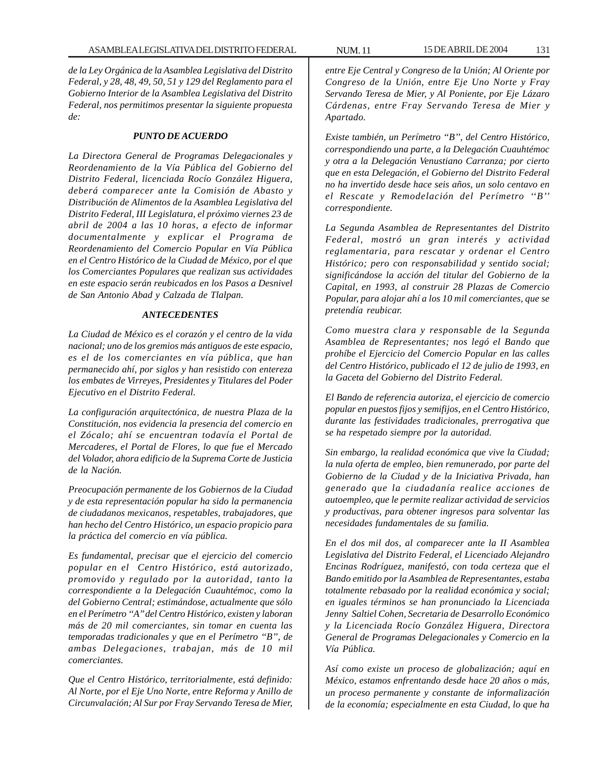*de la Ley Orgánica de la Asamblea Legislativa del Distrito Federal, y 28, 48, 49, 50, 51 y 129 del Reglamento para el Gobierno Interior de la Asamblea Legislativa del Distrito Federal, nos permitimos presentar la siguiente propuesta de:*

***PUNTO DE ACUERDO***

*La Directora General de Programas Delegacionales y Reordenamiento de la Vía Pública del Gobierno del Distrito Federal, licenciada Rocío González Higuera, deberá comparecer ante la Comisión de Abasto y Distribución de Alimentos de la Asamblea Legislativa del Distrito Federal, III Legislatura, el próximo viernes 23 de abril de 2004 a las 10 horas, a efecto de informar documentalmente y explicar el Programa de Reordenamiento del Comercio Popular en Vía Pública en el Centro Histórico de la Ciudad de México, por el que los Comerciantes Populares que realizan sus actividades en este espacio serán reubicados en los Pasos a Desnivel de San Antonio Abad y Calzada de Tlalpan.*

***ANTECEDENTES***

*La Ciudad de México es el corazón y el centro de la vida nacional; uno de los gremios más antiguos de este espacio, es el de los comerciantes en vía pública, que han permanecido ahí, por siglos y han resistido con entereza los embates de Virreyes, Presidentes y Titulares del Poder Ejecutivo en el Distrito Federal.*

*La configuración arquitectónica, de nuestra Plaza de la Constitución, nos evidencia la presencia del comercio en el Zócalo; ahí se encuentran todavía el Portal de Mercaderes, el Portal de Flores, lo que fue el Mercado del Volador, ahora edificio de la Suprema Corte de Justicia de la Nación.*

*Preocupación permanente de los Gobiernos de la Ciudad y de esta representación popular ha sido la permanencia de ciudadanos mexicanos, respetables, trabajadores, que han hecho del Centro Histórico, un espacio propicio para la práctica del comercio en vía pública.*

*Es fundamental, precisar que el ejercicio del comercio popular en el Centro Histórico, está autorizado, promovido y regulado por la autoridad, tanto la correspondiente a la Delegación Cuauhtémoc, como la del Gobierno Central; estimándose, actualmente que sólo en el Perímetro "A" del Centro Histórico, existen y laboran más de 20 mil comerciantes, sin tomar en cuenta las temporadas tradicionales y que en el Perímetro "B", de ambas Delegaciones, trabajan, más de 10 mil comerciantes.*

*Que el Centro Histórico, territorialmente, está definido: Al Norte, por el Eje Uno Norte, entre Reforma y Anillo de Circunvalación; Al Sur por Fray Servando Teresa de Mier, entre Eje Central y Congreso de la Unión; Al Oriente por Congreso de la Unión, entre Eje Uno Norte y Fray Servando Teresa de Mier, y Al Poniente, por Eje Lázaro Cárdenas, entre Fray Servando Teresa de Mier y Apartado.*

*Existe también, un Perímetro "B", del Centro Histórico, correspondiendo una parte, a la Delegación Cuauhtémoc y otra a la Delegación Venustiano Carranza; por cierto que en esta Delegación, el Gobierno del Distrito Federal no ha invertido desde hace seis años, un solo centavo en el Rescate y Remodelación del Perímetro ''B'' correspondiente.*

*La Segunda Asamblea de Representantes del Distrito Federal, mostró un gran interés y actividad reglamentaria, para rescatar y ordenar el Centro Histórico; pero con responsabilidad y sentido social; significándose la acción del titular del Gobierno de la Capital, en 1993, al construir 28 Plazas de Comercio Popular, para alojar ahí a los 10 mil comerciantes, que se pretendía reubicar.*

*Como muestra clara y responsable de la Segunda Asamblea de Representantes; nos legó el Bando que prohíbe el Ejercicio del Comercio Popular en las calles del Centro Histórico, publicado el 12 de julio de 1993, en la Gaceta del Gobierno del Distrito Federal.*

*El Bando de referencia autoriza, el ejercicio de comercio popular en puestos fijos y semifijos, en el Centro Histórico, durante las festividades tradicionales, prerrogativa que se ha respetado siempre por la autoridad.*

*Sin embargo, la realidad económica que vive la Ciudad; la nula oferta de empleo, bien remunerado, por parte del Gobierno de la Ciudad y de la Iniciativa Privada, han generado que la ciudadanía realice acciones de autoempleo, que le permite realizar actividad de servicios y productivas, para obtener ingresos para solventar las necesidades fundamentales de su familia.*

*En el dos mil dos, al comparecer ante la II Asamblea Legislativa del Distrito Federal, el Licenciado Alejandro Encinas Rodríguez, manifestó, con toda certeza que el Bando emitido por la Asamblea de Representantes, estaba totalmente rebasado por la realidad económica y social; en iguales términos se han pronunciado la Licenciada Jenny Saltiel Cohen, Secretaria de Desarrollo Económico y la Licenciada Rocío González Higuera, Directora General de Programas Delegacionales y Comercio en la Vía Pública.*

*Así como existe un proceso de globalización; aquí en México, estamos enfrentando desde hace 20 años o más, un proceso permanente y constante de informalización de la economía; especialmente en esta Ciudad, lo que ha*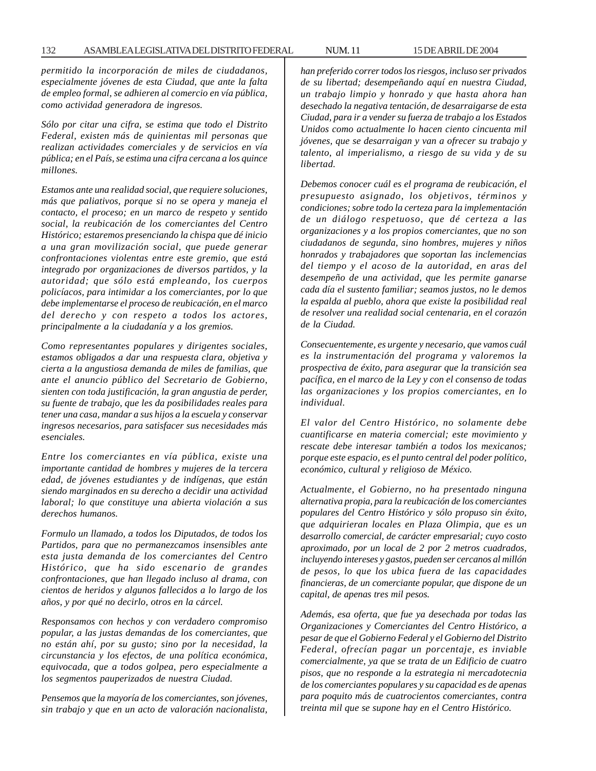*permitido la incorporación de miles de ciudadanos, especialmente jóvenes de esta Ciudad, que ante la falta de empleo formal, se adhieren al comercio en vía pública, como actividad generadora de ingresos.*

*Sólo por citar una cifra, se estima que todo el Distrito Federal, existen más de quinientas mil personas que realizan actividades comerciales y de servicios en vía pública; en el País, se estima una cifra cercana a los quince millones.*

*Estamos ante una realidad social, que requiere soluciones, más que paliativos, porque si no se opera y maneja el contacto, el proceso; en un marco de respeto y sentido social, la reubicación de los comerciantes del Centro Histórico; estaremos presenciando la chispa que dé inicio a una gran movilización social, que puede generar confrontaciones violentas entre este gremio, que está integrado por organizaciones de diversos partidos, y la autoridad; que sólo está empleando, los cuerpos policíacos, para intimidar a los comerciantes, por lo que debe implementarse el proceso de reubicación, en el marco del derecho y con respeto a todos los actores, principalmente a la ciudadanía y a los gremios.*

*Como representantes populares y dirigentes sociales, estamos obligados a dar una respuesta clara, objetiva y cierta a la angustiosa demanda de miles de familias, que ante el anuncio público del Secretario de Gobierno, sienten con toda justificación, la gran angustia de perder, su fuente de trabajo, que les da posibilidades reales para tener una casa, mandar a sus hijos a la escuela y conservar ingresos necesarios, para satisfacer sus necesidades más esenciales.*

*Entre los comerciantes en vía pública, existe una importante cantidad de hombres y mujeres de la tercera edad, de jóvenes estudiantes y de indígenas, que están siendo marginados en su derecho a decidir una actividad laboral; lo que constituye una abierta violación a sus derechos humanos.*

*Formulo un llamado, a todos los Diputados, de todos los Partidos, para que no permanezcamos insensibles ante esta justa demanda de los comerciantes del Centro Histórico, que ha sido escenario de grandes confrontaciones, que han llegado incluso al drama, con cientos de heridos y algunos fallecidos a lo largo de los años, y por qué no decirlo, otros en la cárcel.*

*Responsamos con hechos y con verdadero compromiso popular, a las justas demandas de los comerciantes, que no están ahí, por su gusto; sino por la necesidad, la circunstancia y los efectos, de una política económica, equivocada, que a todos golpea, pero especialmente a los segmentos pauperizados de nuestra Ciudad.*

*Pensemos que la mayoría de los comerciantes, son jóvenes, sin trabajo y que en un acto de valoración nacionalista, han preferido correr todos los riesgos, incluso ser privados de su libertad; desempeñando aquí en nuestra Ciudad, un trabajo limpio y honrado y que hasta ahora han desechado la negativa tentación, de desarraigarse de esta Ciudad, para ir a vender su fuerza de trabajo a los Estados Unidos como actualmente lo hacen ciento cincuenta mil jóvenes, que se desarraigan y van a ofrecer su trabajo y talento, al imperialismo, a riesgo de su vida y de su libertad.*

*Debemos conocer cuál es el programa de reubicación, el presupuesto asignado, los objetivos, términos y condiciones; sobre todo la certeza para la implementación de un diálogo respetuoso, que dé certeza a las organizaciones y a los propios comerciantes, que no son ciudadanos de segunda, sino hombres, mujeres y niños honrados y trabajadores que soportan las inclemencias del tiempo y el acoso de la autoridad, en aras del desempeño de una actividad, que les permite ganarse cada día el sustento familiar; seamos justos, no le demos la espalda al pueblo, ahora que existe la posibilidad real de resolver una realidad social centenaria, en el corazón de la Ciudad.*

*Consecuentemente, es urgente y necesario, que vamos cuál es la instrumentación del programa y valoremos la prospectiva de éxito, para asegurar que la transición sea pacífica, en el marco de la Ley y con el consenso de todas las organizaciones y los propios comerciantes, en lo individual.*

*El valor del Centro Histórico, no solamente debe cuantificarse en materia comercial; este movimiento y rescate debe interesar también a todos los mexicanos; porque este espacio, es el punto central del poder político, económico, cultural y religioso de México.*

*Actualmente, el Gobierno, no ha presentado ninguna alternativa propia, para la reubicación de los comerciantes populares del Centro Histórico y sólo propuso sin éxito, que adquirieran locales en Plaza Olimpia, que es un desarrollo comercial, de carácter empresarial; cuyo costo aproximado, por un local de 2 por 2 metros cuadrados, incluyendo intereses y gastos, pueden ser cercanos al millón de pesos, lo que los ubica fuera de las capacidades financieras, de un comerciante popular, que dispone de un capital, de apenas tres mil pesos.*

*Además, esa oferta, que fue ya desechada por todas las Organizaciones y Comerciantes del Centro Histórico, a pesar de que el Gobierno Federal y el Gobierno del Distrito Federal, ofrecían pagar un porcentaje, es inviable comercialmente, ya que se trata de un Edificio de cuatro pisos, que no responde a la estrategia ni mercadotecnia de los comerciantes populares y su capacidad es de apenas para poquito más de cuatrocientos comerciantes, contra treinta mil que se supone hay en el Centro Histórico.*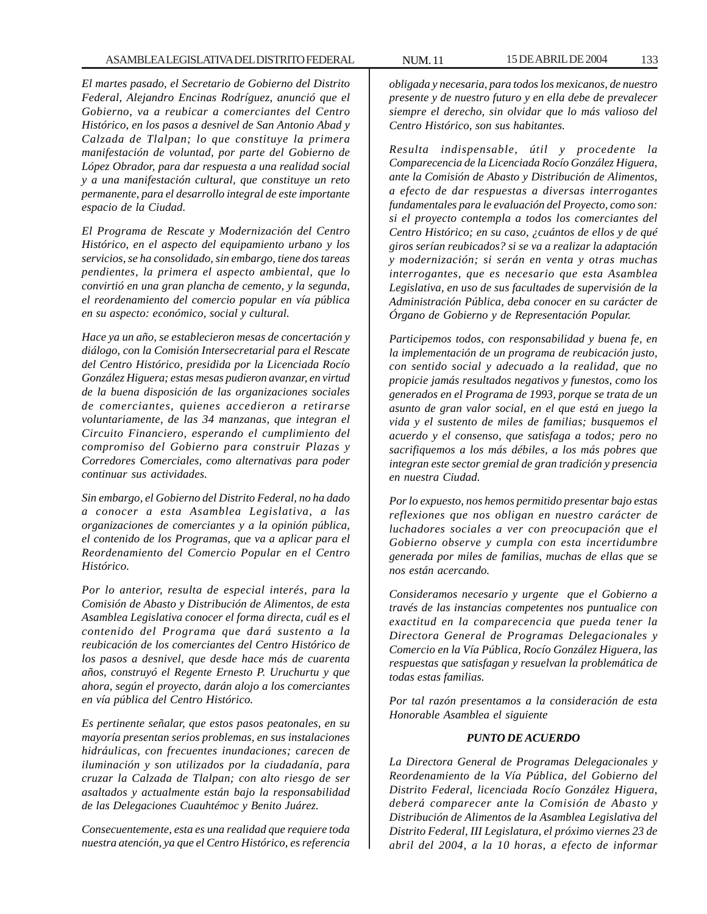*El martes pasado, el Secretario de Gobierno del Distrito Federal, Alejandro Encinas Rodríguez, anunció que el Gobierno, va a reubicar a comerciantes del Centro Histórico, en los pasos a desnivel de San Antonio Abad y Calzada de Tlalpan; lo que constituye la primera manifestación de voluntad, por parte del Gobierno de López Obrador, para dar respuesta a una realidad social y a una manifestación cultural, que constituye un reto permanente, para el desarrollo integral de este importante espacio de la Ciudad.*

*El Programa de Rescate y Modernización del Centro Histórico, en el aspecto del equipamiento urbano y los servicios, se ha consolidado, sin embargo, tiene dos tareas pendientes, la primera el aspecto ambiental, que lo convirtió en una gran plancha de cemento, y la segunda, el reordenamiento del comercio popular en vía pública en su aspecto: económico, social y cultural.*

*Hace ya un año, se establecieron mesas de concertación y diálogo, con la Comisión Intersecretarial para el Rescate del Centro Histórico, presidida por la Licenciada Rocío González Higuera; estas mesas pudieron avanzar, en virtud de la buena disposición de las organizaciones sociales de comerciantes, quienes accedieron a retirarse voluntariamente, de las 34 manzanas, que integran el Circuito Financiero, esperando el cumplimiento del compromiso del Gobierno para construir Plazas y Corredores Comerciales, como alternativas para poder continuar sus actividades.*

*Sin embargo, el Gobierno del Distrito Federal, no ha dado a conocer a esta Asamblea Legislativa, a las organizaciones de comerciantes y a la opinión pública, el contenido de los Programas, que va a aplicar para el Reordenamiento del Comercio Popular en el Centro Histórico.*

*Por lo anterior, resulta de especial interés, para la Comisión de Abasto y Distribución de Alimentos, de esta Asamblea Legislativa conocer el forma directa, cuál es el contenido del Programa que dará sustento a la reubicación de los comerciantes del Centro Histórico de los pasos a desnivel, que desde hace más de cuarenta años, construyó el Regente Ernesto P. Uruchurtu y que ahora, según el proyecto, darán alojo a los comerciantes en vía pública del Centro Histórico.*

*Es pertinente señalar, que estos pasos peatonales, en su mayoría presentan serios problemas, en sus instalaciones hidráulicas, con frecuentes inundaciones; carecen de iluminación y son utilizados por la ciudadanía, para cruzar la Calzada de Tlalpan; con alto riesgo de ser asaltados y actualmente están bajo la responsabilidad de las Delegaciones Cuauhtémoc y Benito Juárez.*

*Consecuentemente, esta es una realidad que requiere toda nuestra atención, ya que el Centro Histórico, es referencia obligada y necesaria, para todos los mexicanos, de nuestro presente y de nuestro futuro y en ella debe de prevalecer siempre el derecho, sin olvidar que lo más valioso del Centro Histórico, son sus habitantes.*

*Resulta indispensable, útil y procedente la Comparecencia de la Licenciada Rocío González Higuera, ante la Comisión de Abasto y Distribución de Alimentos, a efecto de dar respuestas a diversas interrogantes fundamentales para le evaluación del Proyecto, como son: si el proyecto contempla a todos los comerciantes del Centro Histórico; en su caso, ¿cuántos de ellos y de qué giros serían reubicados? si se va a realizar la adaptación y modernización; si serán en venta y otras muchas interrogantes, que es necesario que esta Asamblea Legislativa, en uso de sus facultades de supervisión de la Administración Pública, deba conocer en su carácter de Órgano de Gobierno y de Representación Popular.*

*Participemos todos, con responsabilidad y buena fe, en la implementación de un programa de reubicación justo, con sentido social y adecuado a la realidad, que no propicie jamás resultados negativos y funestos, como los generados en el Programa de 1993, porque se trata de un asunto de gran valor social, en el que está en juego la vida y el sustento de miles de familias; busquemos el acuerdo y el consenso, que satisfaga a todos; pero no sacrifiquemos a los más débiles, a los más pobres que integran este sector gremial de gran tradición y presencia en nuestra Ciudad.*

*Por lo expuesto, nos hemos permitido presentar bajo estas reflexiones que nos obligan en nuestro carácter de luchadores sociales a ver con preocupación que el Gobierno observe y cumpla con esta incertidumbre generada por miles de familias, muchas de ellas que se nos están acercando.*

*Consideramos necesario y urgente que el Gobierno a través de las instancias competentes nos puntualice con exactitud en la comparecencia que pueda tener la Directora General de Programas Delegacionales y Comercio en la Vía Pública, Rocío González Higuera, las respuestas que satisfagan y resuelvan la problemática de todas estas familias.*

*Por tal razón presentamos a la consideración de esta Honorable Asamblea el siguiente*

***PUNTO DE ACUERDO***

*La Directora General de Programas Delegacionales y Reordenamiento de la Vía Pública, del Gobierno del Distrito Federal, licenciada Rocío González Higuera, deberá comparecer ante la Comisión de Abasto y Distribución de Alimentos de la Asamblea Legislativa del Distrito Federal, III Legislatura, el próximo viernes 23 de abril del 2004, a la 10 horas, a efecto de informar*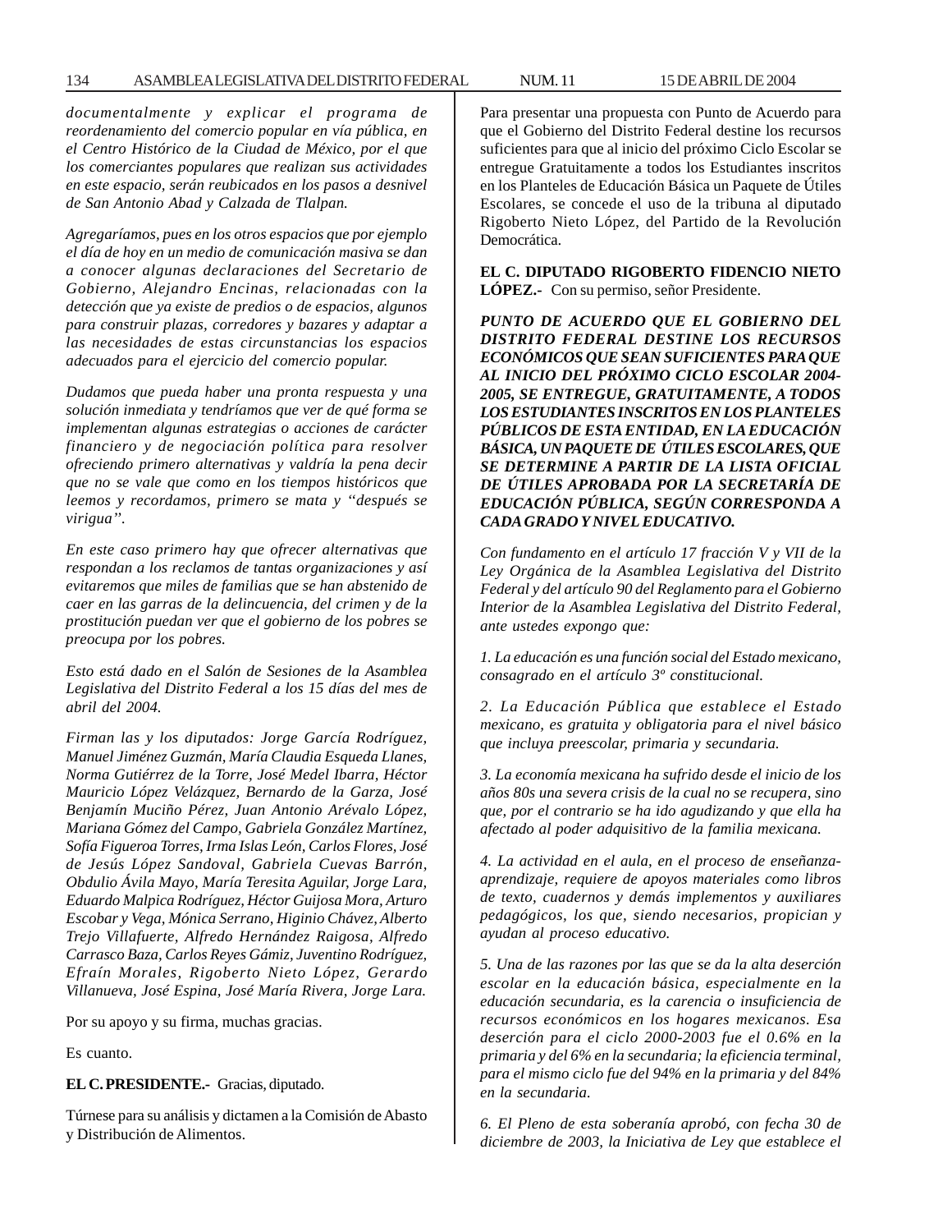*documentalmente y explicar el programa de reordenamiento del comercio popular en vía pública, en el Centro Histórico de la Ciudad de México, por el que los comerciantes populares que realizan sus actividades en este espacio, serán reubicados en los pasos a desnivel de San Antonio Abad y Calzada de Tlalpan.*

*Agregaríamos, pues en los otros espacios que por ejemplo el día de hoy en un medio de comunicación masiva se dan a conocer algunas declaraciones del Secretario de Gobierno, Alejandro Encinas, relacionadas con la detección que ya existe de predios o de espacios, algunos para construir plazas, corredores y bazares y adaptar a las necesidades de estas circunstancias los espacios adecuados para el ejercicio del comercio popular.*

*Dudamos que pueda haber una pronta respuesta y una solución inmediata y tendríamos que ver de qué forma se implementan algunas estrategias o acciones de carácter financiero y de negociación política para resolver ofreciendo primero alternativas y valdría la pena decir que no se vale que como en los tiempos históricos que leemos y recordamos, primero se mata y "después se virigua".*

*En este caso primero hay que ofrecer alternativas que respondan a los reclamos de tantas organizaciones y así evitaremos que miles de familias que se han abstenido de caer en las garras de la delincuencia, del crimen y de la prostitución puedan ver que el gobierno de los pobres se preocupa por los pobres.*

*Esto está dado en el Salón de Sesiones de la Asamblea Legislativa del Distrito Federal a los 15 días del mes de abril del 2004.*

*Firman las y los diputados: Jorge García Rodríguez, Manuel Jiménez Guzmán, María Claudia Esqueda Llanes, Norma Gutiérrez de la Torre, José Medel Ibarra, Héctor Mauricio López Velázquez, Bernardo de la Garza, José Benjamín Muciño Pérez, Juan Antonio Arévalo López, Mariana Gómez del Campo, Gabriela González Martínez, Sofía Figueroa Torres, Irma Islas León, Carlos Flores, José de Jesús López Sandoval, Gabriela Cuevas Barrón, Obdulio Ávila Mayo, María Teresita Aguilar, Jorge Lara, Eduardo Malpica Rodríguez, Héctor Guijosa Mora, Arturo Escobar y Vega, Mónica Serrano, Higinio Chávez, Alberto Trejo Villafuerte, Alfredo Hernández Raigosa, Alfredo Carrasco Baza, Carlos Reyes Gámiz, Juventino Rodríguez, Efraín Morales, Rigoberto Nieto López, Gerardo Villanueva, José Espina, José María Rivera, Jorge Lara.*

Por su apoyo y su firma, muchas gracias.

Es cuanto.

**EL C. PRESIDENTE.-** Gracias, diputado.

Túrnese para su análisis y dictamen a la Comisión de Abasto y Distribución de Alimentos.

Para presentar una propuesta con Punto de Acuerdo para que el Gobierno del Distrito Federal destine los recursos suficientes para que al inicio del próximo Ciclo Escolar se entregue Gratuitamente a todos los Estudiantes inscritos en los Planteles de Educación Básica un Paquete de Útiles Escolares, se concede el uso de la tribuna al diputado Rigoberto Nieto López, del Partido de la Revolución Democrática.

**EL C. DIPUTADO RIGOBERTO FIDENCIO NIETO LÓPEZ.-** Con su permiso, señor Presidente.

***PUNTO DE ACUERDO QUE EL GOBIERNO DEL DISTRITO FEDERAL DESTINE LOS RECURSOS ECONÓMICOS QUE SEAN SUFICIENTES PARA QUE AL INICIO DEL PRÓXIMO CICLO ESCOLAR 2004-2005, SE ENTREGUE, GRATUITAMENTE, A TODOS LOS ESTUDIANTES INSCRITOS EN LOS PLANTELES PÚBLICOS DE ESTA ENTIDAD, EN LA EDUCACIÓN BÁSICA, UN PAQUETE DE ÚTILES ESCOLARES, QUE SE DETERMINE A PARTIR DE LA LISTA OFICIAL DE ÚTILES APROBADA POR LA SECRETARÍA DE EDUCACIÓN PÚBLICA, SEGÚN CORRESPONDA A CADA GRADO Y NIVEL EDUCATIVO.***

*Con fundamento en el artículo 17 fracción V y VII de la Ley Orgánica de la Asamblea Legislativa del Distrito Federal y del artículo 90 del Reglamento para el Gobierno Interior de la Asamblea Legislativa del Distrito Federal, ante ustedes expongo que:*

*1. La educación es una función social del Estado mexicano, consagrado en el artículo 3º constitucional.*

*2. La Educación Pública que establece el Estado mexicano, es gratuita y obligatoria para el nivel básico que incluya preescolar, primaria y secundaria.*

*3. La economía mexicana ha sufrido desde el inicio de los años 80s una severa crisis de la cual no se recupera, sino que, por el contrario se ha ido agudizando y que ella ha afectado al poder adquisitivo de la familia mexicana.*

*4. La actividad en el aula, en el proceso de enseñanza-aprendizaje, requiere de apoyos materiales como libros de texto, cuadernos y demás implementos y auxiliares pedagógicos, los que, siendo necesarios, propician y ayudan al proceso educativo.*

*5. Una de las razones por las que se da la alta deserción escolar en la educación básica, especialmente en la educación secundaria, es la carencia o insuficiencia de recursos económicos en los hogares mexicanos. Esa deserción para el ciclo 2000-2003 fue el 0.6% en la primaria y del 6% en la secundaria; la eficiencia terminal, para el mismo ciclo fue del 94% en la primaria y del 84% en la secundaria.*

*6. El Pleno de esta soberanía aprobó, con fecha 30 de diciembre de 2003, la Iniciativa de Ley que establece el*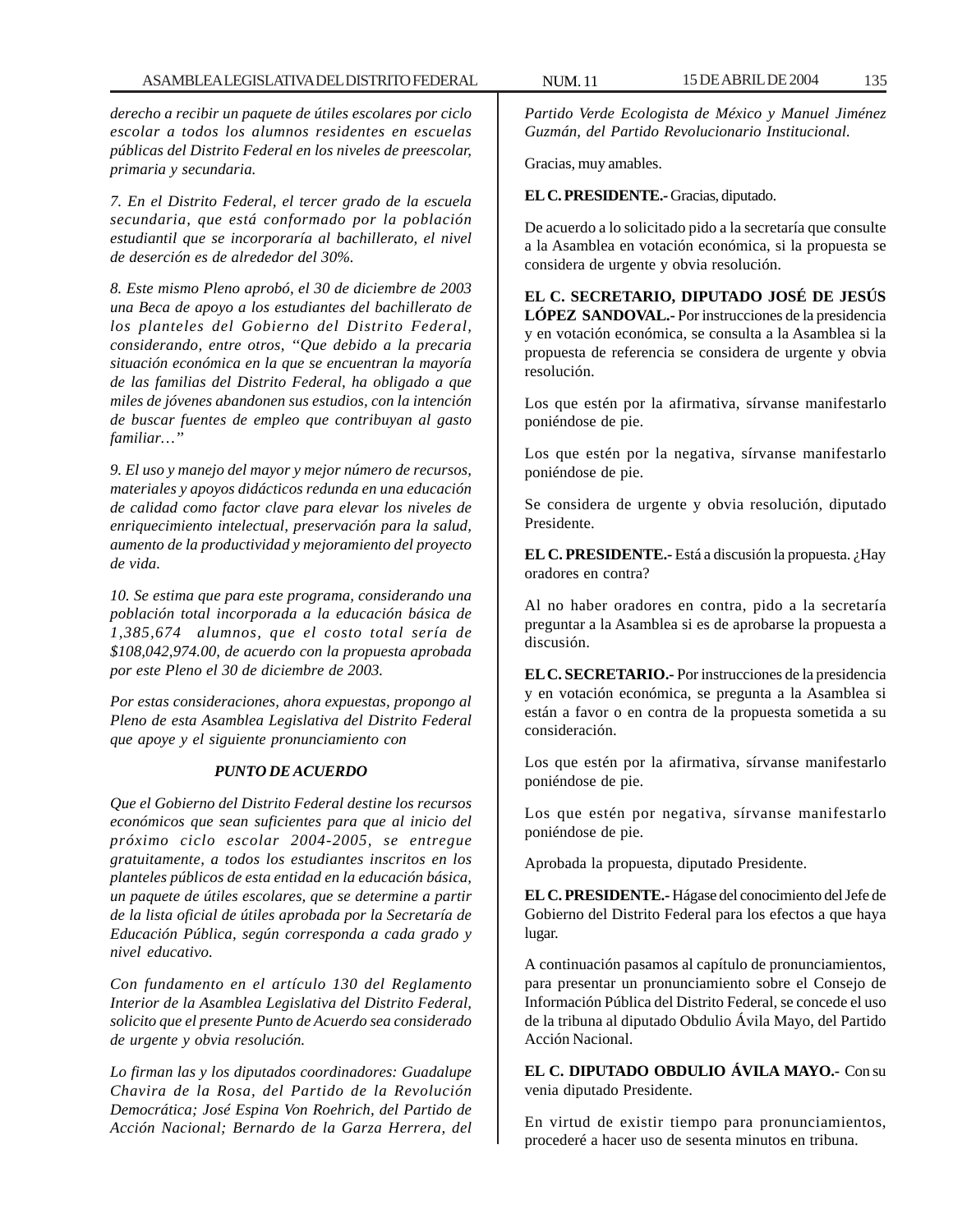*derecho a recibir un paquete de útiles escolares por ciclo escolar a todos los alumnos residentes en escuelas públicas del Distrito Federal en los niveles de preescolar, primaria y secundaria.*

*7. En el Distrito Federal, el tercer grado de la escuela secundaria, que está conformado por la población estudiantil que se incorporaría al bachillerato, el nivel de deserción es de alrededor del 30%.*

*8. Este mismo Pleno aprobó, el 30 de diciembre de 2003 una Beca de apoyo a los estudiantes del bachillerato de los planteles del Gobierno del Distrito Federal, considerando, entre otros, "Que debido a la precaria situación económica en la que se encuentran la mayoría de las familias del Distrito Federal, ha obligado a que miles de jóvenes abandonen sus estudios, con la intención de buscar fuentes de empleo que contribuyan al gasto familiar…"*

*9. El uso y manejo del mayor y mejor número de recursos, materiales y apoyos didácticos redunda en una educación de calidad como factor clave para elevar los niveles de enriquecimiento intelectual, preservación para la salud, aumento de la productividad y mejoramiento del proyecto de vida.*

*10. Se estima que para este programa, considerando una población total incorporada a la educación básica de 1,385,674 alumnos, que el costo total sería de $108,042,974.00, de acuerdo con la propuesta aprobada por este Pleno el 30 de diciembre de 2003.*

*Por estas consideraciones, ahora expuestas, propongo al Pleno de esta Asamblea Legislativa del Distrito Federal que apoye y el siguiente pronunciamiento con*

***PUNTO DE ACUERDO***

*Que el Gobierno del Distrito Federal destine los recursos económicos que sean suficientes para que al inicio del próximo ciclo escolar 2004-2005, se entregue gratuitamente, a todos los estudiantes inscritos en los planteles públicos de esta entidad en la educación básica, un paquete de útiles escolares, que se determine a partir de la lista oficial de útiles aprobada por la Secretaría de Educación Pública, según corresponda a cada grado y nivel educativo.*

*Con fundamento en el artículo 130 del Reglamento Interior de la Asamblea Legislativa del Distrito Federal, solicito que el presente Punto de Acuerdo sea considerado de urgente y obvia resolución.*

*Lo firman las y los diputados coordinadores: Guadalupe Chavira de la Rosa, del Partido de la Revolución Democrática; José Espina Von Roehrich, del Partido de Acción Nacional; Bernardo de la Garza Herrera, del Partido Verde Ecologista de México y Manuel Jiménez Guzmán, del Partido Revolucionario Institucional.*

Gracias, muy amables.

**EL C. PRESIDENTE.-** Gracias, diputado.

De acuerdo a lo solicitado pido a la secretaría que consulte a la Asamblea en votación económica, si la propuesta se considera de urgente y obvia resolución.

**EL C. SECRETARIO, DIPUTADO JOSÉ DE JESÚS LÓPEZ SANDOVAL.-** Por instrucciones de la presidencia y en votación económica, se consulta a la Asamblea si la propuesta de referencia se considera de urgente y obvia resolución.

Los que estén por la afirmativa, sírvanse manifestarlo poniéndose de pie.

Los que estén por la negativa, sírvanse manifestarlo poniéndose de pie.

Se considera de urgente y obvia resolución, diputado Presidente.

**EL C. PRESIDENTE.-** Está a discusión la propuesta. ¿Hay oradores en contra?

Al no haber oradores en contra, pido a la secretaría preguntar a la Asamblea si es de aprobarse la propuesta a discusión.

**EL C. SECRETARIO.-** Por instrucciones de la presidencia y en votación económica, se pregunta a la Asamblea si están a favor o en contra de la propuesta sometida a su consideración.

Los que estén por la afirmativa, sírvanse manifestarlo poniéndose de pie.

Los que estén por negativa, sírvanse manifestarlo poniéndose de pie.

Aprobada la propuesta, diputado Presidente.

**EL C. PRESIDENTE.-** Hágase del conocimiento del Jefe de Gobierno del Distrito Federal para los efectos a que haya lugar.

A continuación pasamos al capítulo de pronunciamientos, para presentar un pronunciamiento sobre el Consejo de Información Pública del Distrito Federal, se concede el uso de la tribuna al diputado Obdulio Ávila Mayo, del Partido Acción Nacional.

**EL C. DIPUTADO OBDULIO ÁVILA MAYO.-** Con su venia diputado Presidente.

En virtud de existir tiempo para pronunciamientos, procederé a hacer uso de sesenta minutos en tribuna.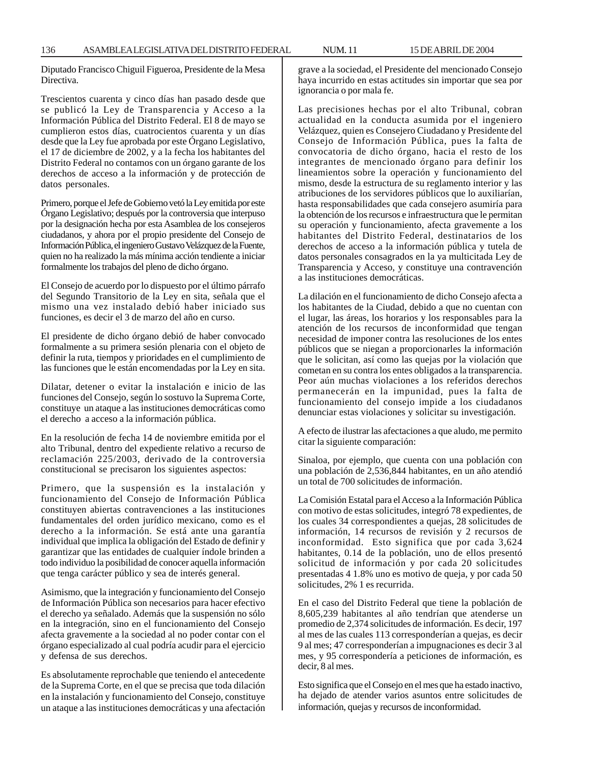Diputado Francisco Chiguil Figueroa, Presidente de la Mesa Directiva.

Trescientos cuarenta y cinco días han pasado desde que se publicó la Ley de Transparencia y Acceso a la Información Pública del Distrito Federal. El 8 de mayo se cumplieron estos días, cuatrocientos cuarenta y un días desde que la Ley fue aprobada por este Órgano Legislativo, el 17 de diciembre de 2002, y a la fecha los habitantes del Distrito Federal no contamos con un órgano garante de los derechos de acceso a la información y de protección de datos personales.

Primero, porque el Jefe de Gobierno vetó la Ley emitida por este Órgano Legislativo; después por la controversia que interpuso por la designación hecha por esta Asamblea de los consejeros ciudadanos, y ahora por el propio presidente del Consejo de Información Pública, el ingeniero Gustavo Velázquez de la Fuente, quien no ha realizado la más mínima acción tendiente a iniciar formalmente los trabajos del pleno de dicho órgano.

El Consejo de acuerdo por lo dispuesto por el último párrafo del Segundo Transitorio de la Ley en sita, señala que el mismo una vez instalado debió haber iniciado sus funciones, es decir el 3 de marzo del año en curso.

El presidente de dicho órgano debió de haber convocado formalmente a su primera sesión plenaria con el objeto de definir la ruta, tiempos y prioridades en el cumplimiento de las funciones que le están encomendadas por la Ley en sita.

Dilatar, detener o evitar la instalación e inicio de las funciones del Consejo, según lo sostuvo la Suprema Corte, constituye un ataque a las instituciones democráticas como el derecho a acceso a la información pública.

En la resolución de fecha 14 de noviembre emitida por el alto Tribunal, dentro del expediente relativo a recurso de reclamación 225/2003, derivado de la controversia constitucional se precisaron los siguientes aspectos:

Primero, que la suspensión es la instalación y funcionamiento del Consejo de Información Pública constituyen abiertas contravenciones a las instituciones fundamentales del orden jurídico mexicano, como es el derecho a la información. Se está ante una garantía individual que implica la obligación del Estado de definir y garantizar que las entidades de cualquier índole brinden a todo individuo la posibilidad de conocer aquella información que tenga carácter público y sea de interés general.

Asimismo, que la integración y funcionamiento del Consejo de Información Pública son necesarios para hacer efectivo el derecho ya señalado. Además que la suspensión no sólo en la integración, sino en el funcionamiento del Consejo afecta gravemente a la sociedad al no poder contar con el órgano especializado al cual podría acudir para el ejercicio y defensa de sus derechos.

Es absolutamente reprochable que teniendo el antecedente de la Suprema Corte, en el que se precisa que toda dilación en la instalación y funcionamiento del Consejo, constituye un ataque a las instituciones democráticas y una afectación grave a la sociedad, el Presidente del mencionado Consejo haya incurrido en estas actitudes sin importar que sea por ignorancia o por mala fe.

Las precisiones hechas por el alto Tribunal, cobran actualidad en la conducta asumida por el ingeniero Velázquez, quien es Consejero Ciudadano y Presidente del Consejo de Información Pública, pues la falta de convocatoria de dicho órgano, hacia el resto de los integrantes de mencionado órgano para definir los lineamientos sobre la operación y funcionamiento del mismo, desde la estructura de su reglamento interior y las atribuciones de los servidores públicos que lo auxiliarían, hasta responsabilidades que cada consejero asumiría para la obtención de los recursos e infraestructura que le permitan su operación y funcionamiento, afecta gravemente a los habitantes del Distrito Federal, destinatarios de los derechos de acceso a la información pública y tutela de datos personales consagrados en la ya multicitada Ley de Transparencia y Acceso, y constituye una contravención a las instituciones democráticas.

La dilación en el funcionamiento de dicho Consejo afecta a los habitantes de la Ciudad, debido a que no cuentan con el lugar, las áreas, los horarios y los responsables para la atención de los recursos de inconformidad que tengan necesidad de imponer contra las resoluciones de los entes públicos que se niegan a proporcionarles la información que le solicitan, así como las quejas por la violación que cometan en su contra los entes obligados a la transparencia. Peor aún muchas violaciones a los referidos derechos permanecerán en la impunidad, pues la falta de funcionamiento del consejo impide a los ciudadanos denunciar estas violaciones y solicitar su investigación.

A efecto de ilustrar las afectaciones a que aludo, me permito citar la siguiente comparación:

Sinaloa, por ejemplo, que cuenta con una población con una población de 2,536,844 habitantes, en un año atendió un total de 700 solicitudes de información.

La Comisión Estatal para el Acceso a la Información Pública con motivo de estas solicitudes, integró 78 expedientes, de los cuales 34 correspondientes a quejas, 28 solicitudes de información, 14 recursos de revisión y 2 recursos de inconformidad. Esto significa que por cada 3,624 habitantes, 0.14 de la población, uno de ellos presentó solicitud de información y por cada 20 solicitudes presentadas 4 1.8% uno es motivo de queja, y por cada 50 solicitudes, 2% 1 es recurrida.

En el caso del Distrito Federal que tiene la población de 8,605,239 habitantes al año tendrían que atenderse un promedio de 2,374 solicitudes de información. Es decir, 197 al mes de las cuales 113 corresponderían a quejas, es decir 9 al mes; 47 corresponderían a impugnaciones es decir 3 al mes, y 95 correspondería a peticiones de información, es decir, 8 al mes.

Esto significa que el Consejo en el mes que ha estado inactivo, ha dejado de atender varios asuntos entre solicitudes de información, quejas y recursos de inconformidad.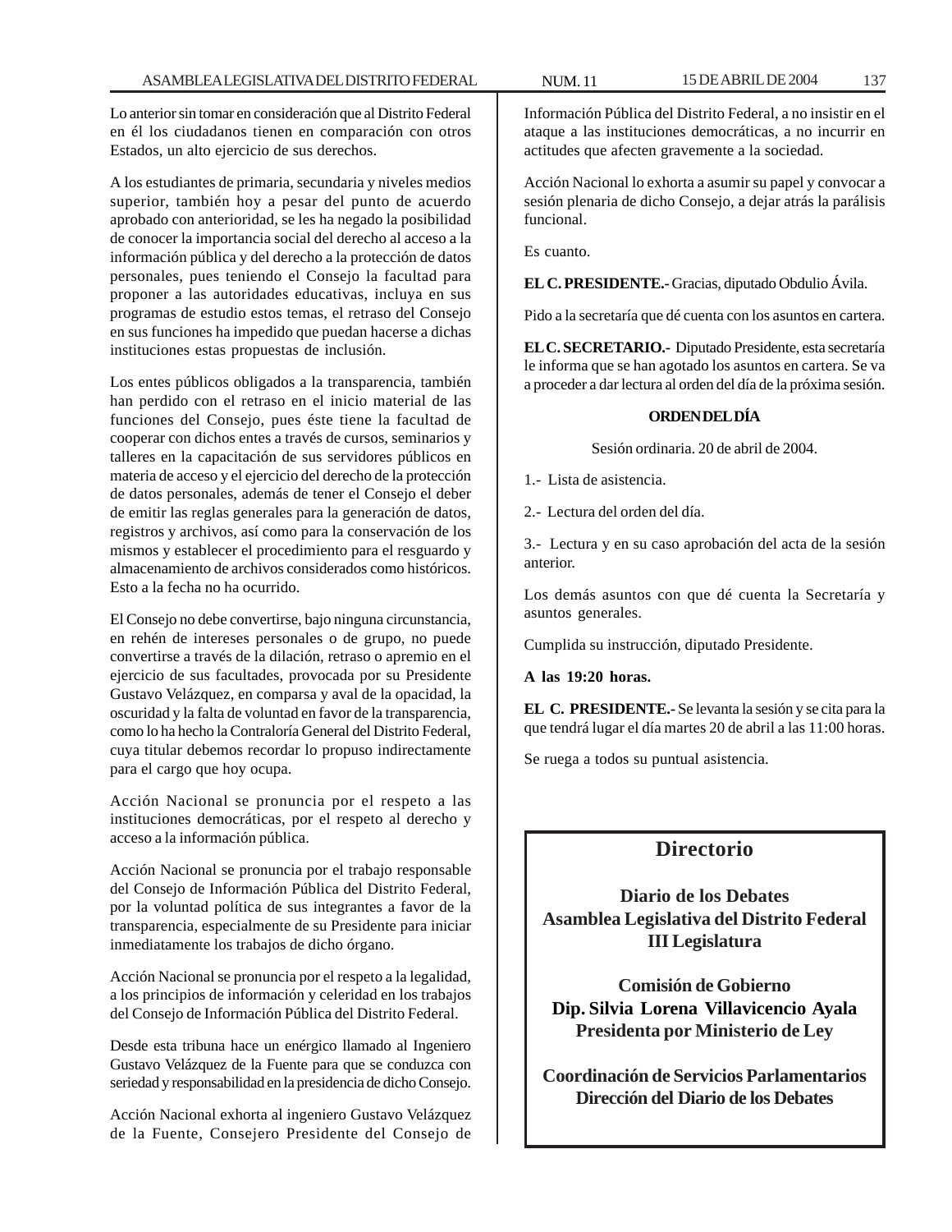Lo anterior sin tomar en consideración que al Distrito Federal en él los ciudadanos tienen en comparación con otros Estados, un alto ejercicio de sus derechos.

A los estudiantes de primaria, secundaria y niveles medios superior, también hoy a pesar del punto de acuerdo aprobado con anterioridad, se les ha negado la posibilidad de conocer la importancia social del derecho al acceso a la información pública y del derecho a la protección de datos personales, pues teniendo el Consejo la facultad para proponer a las autoridades educativas, incluya en sus programas de estudio estos temas, el retraso del Consejo en sus funciones ha impedido que puedan hacerse a dichas instituciones estas propuestas de inclusión.

Los entes públicos obligados a la transparencia, también han perdido con el retraso en el inicio material de las funciones del Consejo, pues éste tiene la facultad de cooperar con dichos entes a través de cursos, seminarios y talleres en la capacitación de sus servidores públicos en materia de acceso y el ejercicio del derecho de la protección de datos personales, además de tener el Consejo el deber de emitir las reglas generales para la generación de datos, registros y archivos, así como para la conservación de los mismos y establecer el procedimiento para el resguardo y almacenamiento de archivos considerados como históricos. Esto a la fecha no ha ocurrido.

El Consejo no debe convertirse, bajo ninguna circunstancia, en rehén de intereses personales o de grupo, no puede convertirse a través de la dilación, retraso o apremio en el ejercicio de sus facultades, provocada por su Presidente Gustavo Velázquez, en comparsa y aval de la opacidad, la oscuridad y la falta de voluntad en favor de la transparencia, como lo ha hecho la Contraloría General del Distrito Federal, cuya titular debemos recordar lo propuso indirectamente para el cargo que hoy ocupa.

Acción Nacional se pronuncia por el respeto a las instituciones democráticas, por el respeto al derecho y acceso a la información pública.

Acción Nacional se pronuncia por el trabajo responsable del Consejo de Información Pública del Distrito Federal, por la voluntad política de sus integrantes a favor de la transparencia, especialmente de su Presidente para iniciar inmediatamente los trabajos de dicho órgano.

Acción Nacional se pronuncia por el respeto a la legalidad, a los principios de información y celeridad en los trabajos del Consejo de Información Pública del Distrito Federal.

Desde esta tribuna hace un enérgico llamado al Ingeniero Gustavo Velázquez de la Fuente para que se conduzca con seriedad y responsabilidad en la presidencia de dicho Consejo.

Acción Nacional exhorta al ingeniero Gustavo Velázquez de la Fuente, Consejero Presidente del Consejo de Información Pública del Distrito Federal, a no insistir en el ataque a las instituciones democráticas, a no incurrir en actitudes que afecten gravemente a la sociedad.

Acción Nacional lo exhorta a asumir su papel y convocar a sesión plenaria de dicho Consejo, a dejar atrás la parálisis funcional.

Es cuanto.

**EL C. PRESIDENTE.-** Gracias, diputado Obdulio Ávila.

Pido a la secretaría que dé cuenta con los asuntos en cartera.

**EL C. SECRETARIO.-** Diputado Presidente, esta secretaría le informa que se han agotado los asuntos en cartera. Se va a proceder a dar lectura al orden del día de la próxima sesión.

**ORDEN DEL DÍA**

Sesión ordinaria. 20 de abril de 2004.

1.- Lista de asistencia.

2.- Lectura del orden del día.

3.- Lectura y en su caso aprobación del acta de la sesión anterior.

Los demás asuntos con que dé cuenta la Secretaría y asuntos generales.

Cumplida su instrucción, diputado Presidente.

**A las 19:20 horas.**

**EL C. PRESIDENTE.-** Se levanta la sesión y se cita para la que tendrá lugar el día martes 20 de abril a las 11:00 horas.

Se ruega a todos su puntual asistencia.

## Directorio

**Diario de los Debates**
**Asamblea Legislativa del Distrito Federal**
**III Legislatura**

**Comisión de Gobierno**
**Dip. Silvia Lorena Villavicencio Ayala**
**Presidenta por Ministerio de Ley**

**Coordinación de Servicios Parlamentarios**
**Dirección del Diario de los Debates**